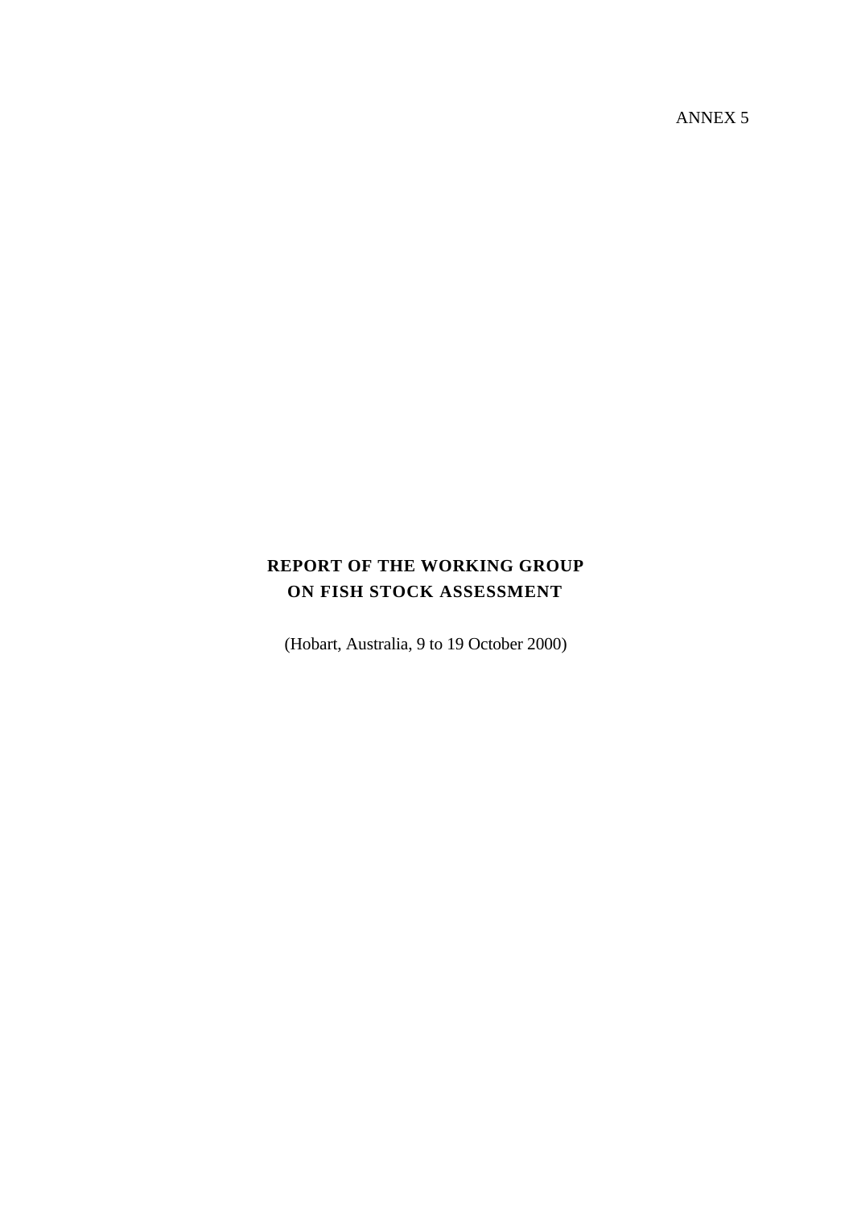ANNEX 5

# REPORT OF THE WORKING GROUP ON FISH STOCK ASSESSMENT

(Hobart, Australia, 9 to 19 October 2000)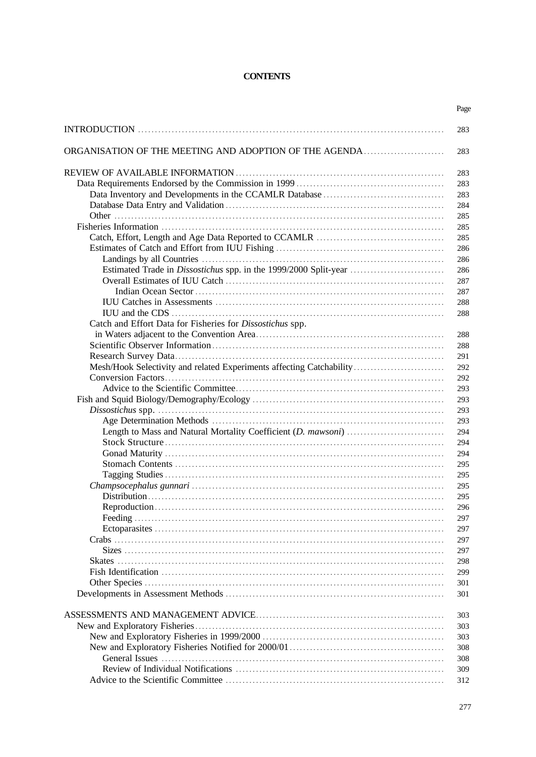# CONTENTS

| | Page |
|---|---|
| INTRODUCTION | 283 |
| ORGANISATION OF THE MEETING AND ADOPTION OF THE AGENDA | 283 |
| REVIEW OF AVAILABLE INFORMATION | 283 |
| Data Requirements Endorsed by the Commission in 1999 | 283 |
| Data Inventory and Developments in the CCAMLR Database | 283 |
| Database Data Entry and Validation | 284 |
| Other | 285 |
| Fisheries Information | 285 |
| Catch, Effort, Length and Age Data Reported to CCAMLR | 285 |
| Estimates of Catch and Effort from IUU Fishing | 286 |
| Landings by all Countries | 286 |
| Estimated Trade in *Dissostichus* spp. in the 1999/2000 Split-year | 286 |
| Overall Estimates of IUU Catch | 287 |
| Indian Ocean Sector | 287 |
| IUU Catches in Assessments | 288 |
| IUU and the CDS | 288 |
| Catch and Effort Data for Fisheries for *Dissostichus* spp. in Waters adjacent to the Convention Area | 288 |
| Scientific Observer Information | 288 |
| Research Survey Data | 291 |
| Mesh/Hook Selectivity and related Experiments affecting Catchability | 292 |
| Conversion Factors | 292 |
| Advice to the Scientific Committee | 293 |
| Fish and Squid Biology/Demography/Ecology | 293 |
| *Dissostichus* spp. | 293 |
| Age Determination Methods | 293 |
| Length to Mass and Natural Mortality Coefficient (*D. mawsoni*) | 294 |
| Stock Structure | 294 |
| Gonad Maturity | 294 |
| Stomach Contents | 295 |
| Tagging Studies | 295 |
| *Champsocephalus gunnari* | 295 |
| Distribution | 295 |
| Reproduction | 296 |
| Feeding | 297 |
| Ectoparasites | 297 |
| Crabs | 297 |
| Sizes | 297 |
| Skates | 298 |
| Fish Identification | 299 |
| Other Species | 301 |
| Developments in Assessment Methods | 301 |
| ASSESSMENTS AND MANAGEMENT ADVICE | 303 |
| New and Exploratory Fisheries | 303 |
| New and Exploratory Fisheries in 1999/2000 | 303 |
| New and Exploratory Fisheries Notified for 2000/01 | 308 |
| General Issues | 308 |
| Review of Individual Notifications | 309 |
| Advice to the Scientific Committee | 312 |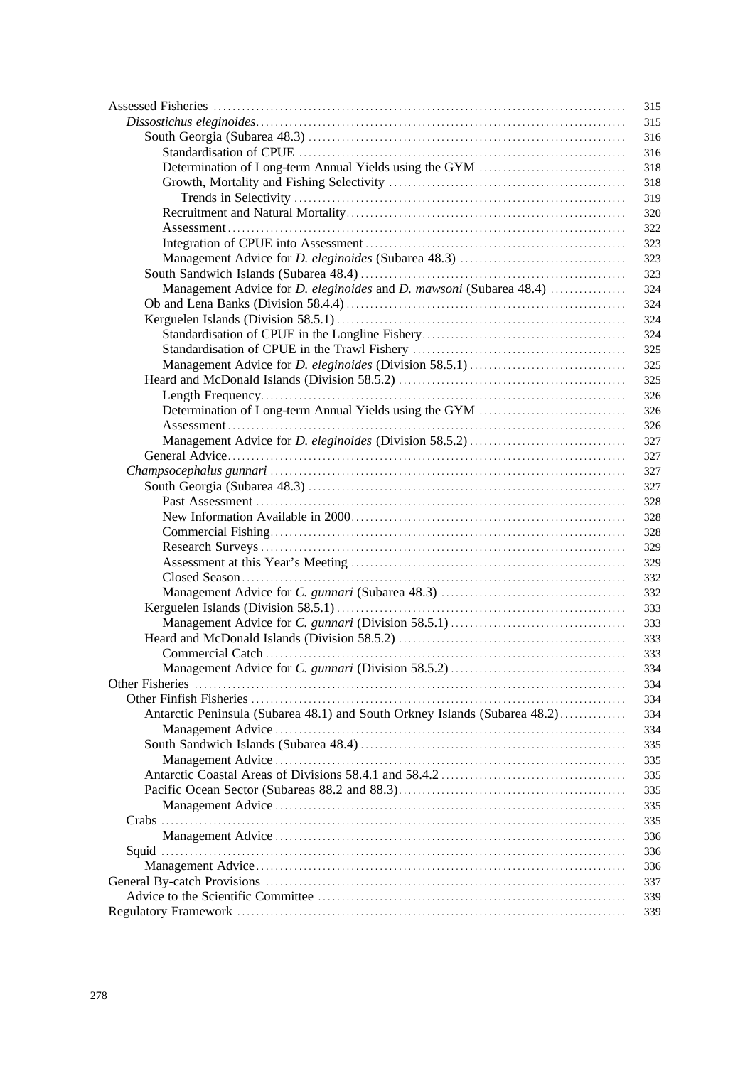| | |
|---|---|
| Assessed Fisheries | 315 |
| &nbsp;&nbsp;*Dissostichus eleginoides* | 315 |
| &nbsp;&nbsp;&nbsp;&nbsp;South Georgia (Subarea 48.3) | 316 |
| &nbsp;&nbsp;&nbsp;&nbsp;&nbsp;&nbsp;Standardisation of CPUE | 316 |
| &nbsp;&nbsp;&nbsp;&nbsp;&nbsp;&nbsp;Determination of Long-term Annual Yields using the GYM | 318 |
| &nbsp;&nbsp;&nbsp;&nbsp;&nbsp;&nbsp;Growth, Mortality and Fishing Selectivity | 318 |
| &nbsp;&nbsp;&nbsp;&nbsp;&nbsp;&nbsp;&nbsp;&nbsp;Trends in Selectivity | 319 |
| &nbsp;&nbsp;&nbsp;&nbsp;&nbsp;&nbsp;Recruitment and Natural Mortality | 320 |
| &nbsp;&nbsp;&nbsp;&nbsp;&nbsp;&nbsp;Assessment | 322 |
| &nbsp;&nbsp;&nbsp;&nbsp;&nbsp;&nbsp;Integration of CPUE into Assessment | 323 |
| &nbsp;&nbsp;&nbsp;&nbsp;&nbsp;&nbsp;Management Advice for *D. eleginoides* (Subarea 48.3) | 323 |
| &nbsp;&nbsp;&nbsp;&nbsp;South Sandwich Islands (Subarea 48.4) | 323 |
| &nbsp;&nbsp;&nbsp;&nbsp;&nbsp;&nbsp;Management Advice for *D. eleginoides* and *D. mawsoni* (Subarea 48.4) | 324 |
| &nbsp;&nbsp;&nbsp;&nbsp;Ob and Lena Banks (Division 58.4.4) | 324 |
| &nbsp;&nbsp;&nbsp;&nbsp;Kerguelen Islands (Division 58.5.1) | 324 |
| &nbsp;&nbsp;&nbsp;&nbsp;&nbsp;&nbsp;Standardisation of CPUE in the Longline Fishery | 324 |
| &nbsp;&nbsp;&nbsp;&nbsp;&nbsp;&nbsp;Standardisation of CPUE in the Trawl Fishery | 325 |
| &nbsp;&nbsp;&nbsp;&nbsp;&nbsp;&nbsp;Management Advice for *D. eleginoides* (Division 58.5.1) | 325 |
| &nbsp;&nbsp;&nbsp;&nbsp;Heard and McDonald Islands (Division 58.5.2) | 325 |
| &nbsp;&nbsp;&nbsp;&nbsp;&nbsp;&nbsp;Length Frequency | 326 |
| &nbsp;&nbsp;&nbsp;&nbsp;&nbsp;&nbsp;Determination of Long-term Annual Yields using the GYM | 326 |
| &nbsp;&nbsp;&nbsp;&nbsp;&nbsp;&nbsp;Assessment | 326 |
| &nbsp;&nbsp;&nbsp;&nbsp;&nbsp;&nbsp;Management Advice for *D. eleginoides* (Division 58.5.2) | 327 |
| &nbsp;&nbsp;&nbsp;&nbsp;General Advice | 327 |
| &nbsp;&nbsp;*Champsocephalus gunnari* | 327 |
| &nbsp;&nbsp;&nbsp;&nbsp;South Georgia (Subarea 48.3) | 327 |
| &nbsp;&nbsp;&nbsp;&nbsp;&nbsp;&nbsp;Past Assessment | 328 |
| &nbsp;&nbsp;&nbsp;&nbsp;&nbsp;&nbsp;New Information Available in 2000 | 328 |
| &nbsp;&nbsp;&nbsp;&nbsp;&nbsp;&nbsp;Commercial Fishing | 328 |
| &nbsp;&nbsp;&nbsp;&nbsp;&nbsp;&nbsp;Research Surveys | 329 |
| &nbsp;&nbsp;&nbsp;&nbsp;&nbsp;&nbsp;Assessment at this Year's Meeting | 329 |
| &nbsp;&nbsp;&nbsp;&nbsp;&nbsp;&nbsp;Closed Season | 332 |
| &nbsp;&nbsp;&nbsp;&nbsp;&nbsp;&nbsp;Management Advice for *C. gunnari* (Subarea 48.3) | 332 |
| &nbsp;&nbsp;&nbsp;&nbsp;Kerguelen Islands (Division 58.5.1) | 333 |
| &nbsp;&nbsp;&nbsp;&nbsp;&nbsp;&nbsp;Management Advice for *C. gunnari* (Division 58.5.1) | 333 |
| &nbsp;&nbsp;&nbsp;&nbsp;Heard and McDonald Islands (Division 58.5.2) | 333 |
| &nbsp;&nbsp;&nbsp;&nbsp;&nbsp;&nbsp;Commercial Catch | 333 |
| &nbsp;&nbsp;&nbsp;&nbsp;&nbsp;&nbsp;Management Advice for *C. gunnari* (Division 58.5.2) | 334 |
| Other Fisheries | 334 |
| &nbsp;&nbsp;Other Finfish Fisheries | 334 |
| &nbsp;&nbsp;&nbsp;&nbsp;Antarctic Peninsula (Subarea 48.1) and South Orkney Islands (Subarea 48.2) | 334 |
| &nbsp;&nbsp;&nbsp;&nbsp;&nbsp;&nbsp;Management Advice | 334 |
| &nbsp;&nbsp;&nbsp;&nbsp;South Sandwich Islands (Subarea 48.4) | 335 |
| &nbsp;&nbsp;&nbsp;&nbsp;&nbsp;&nbsp;Management Advice | 335 |
| &nbsp;&nbsp;&nbsp;&nbsp;Antarctic Coastal Areas of Divisions 58.4.1 and 58.4.2 | 335 |
| &nbsp;&nbsp;&nbsp;&nbsp;Pacific Ocean Sector (Subareas 88.2 and 88.3) | 335 |
| &nbsp;&nbsp;&nbsp;&nbsp;&nbsp;&nbsp;Management Advice | 335 |
| &nbsp;&nbsp;Crabs | 335 |
| &nbsp;&nbsp;&nbsp;&nbsp;&nbsp;&nbsp;Management Advice | 336 |
| &nbsp;&nbsp;Squid | 336 |
| &nbsp;&nbsp;&nbsp;&nbsp;Management Advice | 336 |
| General By-catch Provisions | 337 |
| &nbsp;&nbsp;Advice to the Scientific Committee | 339 |
| Regulatory Framework | 339 |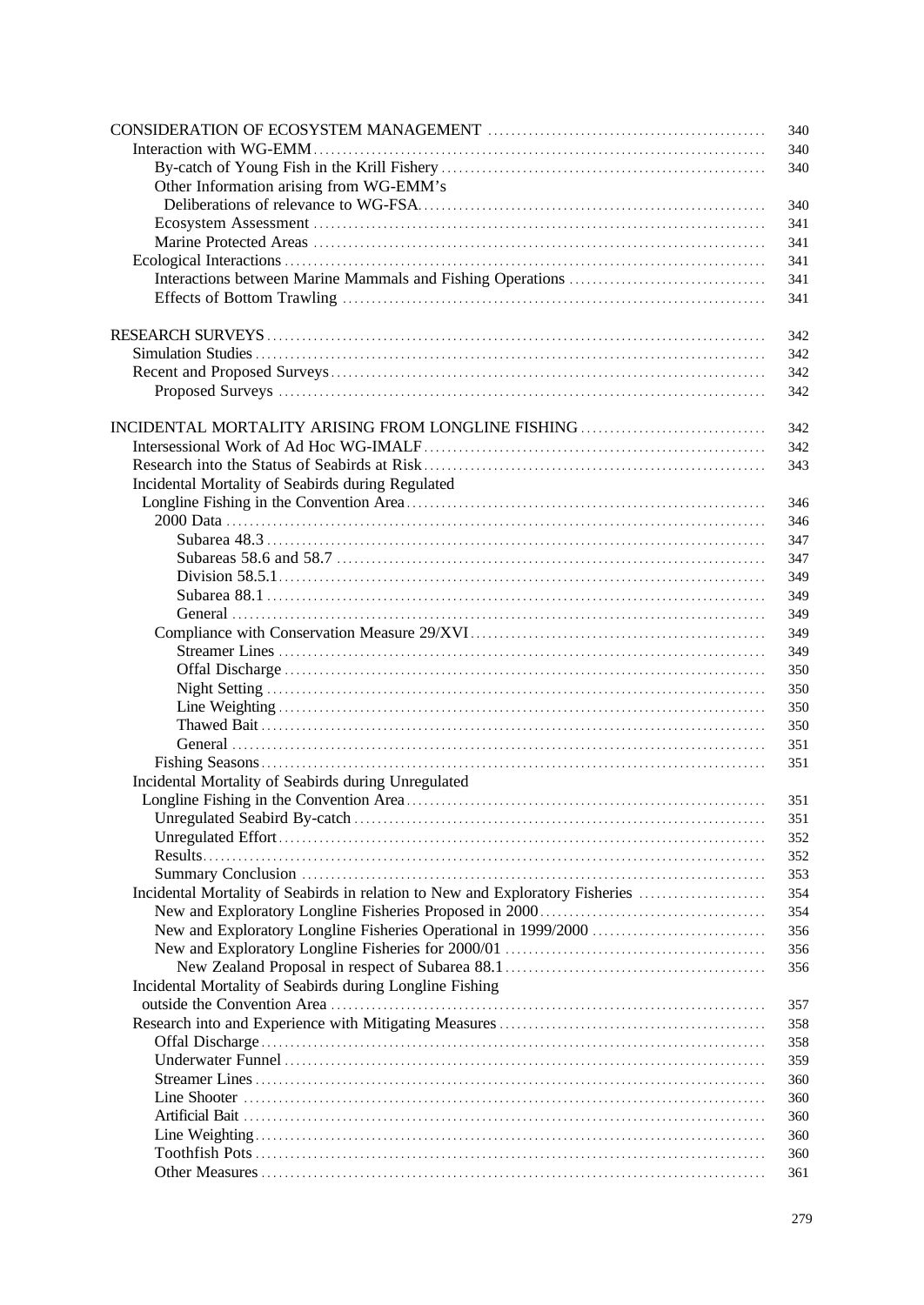| | |
|---|---|
| CONSIDERATION OF ECOSYSTEM MANAGEMENT | 340 |
| Interaction with WG-EMM | 340 |
| By-catch of Young Fish in the Krill Fishery | 340 |
| Other Information arising from WG-EMM's Deliberations of relevance to WG-FSA | 340 |
| Ecosystem Assessment | 341 |
| Marine Protected Areas | 341 |
| Ecological Interactions | 341 |
| Interactions between Marine Mammals and Fishing Operations | 341 |
| Effects of Bottom Trawling | 341 |
| | |
| RESEARCH SURVEYS | 342 |
| Simulation Studies | 342 |
| Recent and Proposed Surveys | 342 |
| Proposed Surveys | 342 |
| | |
| INCIDENTAL MORTALITY ARISING FROM LONGLINE FISHING | 342 |
| Intersessional Work of Ad Hoc WG-IMALF | 342 |
| Research into the Status of Seabirds at Risk | 343 |
| Incidental Mortality of Seabirds during Regulated Longline Fishing in the Convention Area | 346 |
| 2000 Data | 346 |
| Subarea 48.3 | 347 |
| Subareas 58.6 and 58.7 | 347 |
| Division 58.5.1 | 349 |
| Subarea 88.1 | 349 |
| General | 349 |
| Compliance with Conservation Measure 29/XVI | 349 |
| Streamer Lines | 349 |
| Offal Discharge | 350 |
| Night Setting | 350 |
| Line Weighting | 350 |
| Thawed Bait | 350 |
| General | 351 |
| Fishing Seasons | 351 |
| Incidental Mortality of Seabirds during Unregulated Longline Fishing in the Convention Area | 351 |
| Unregulated Seabird By-catch | 351 |
| Unregulated Effort | 352 |
| Results | 352 |
| Summary Conclusion | 353 |
| Incidental Mortality of Seabirds in relation to New and Exploratory Fisheries | 354 |
| New and Exploratory Longline Fisheries Proposed in 2000 | 354 |
| New and Exploratory Longline Fisheries Operational in 1999/2000 | 356 |
| New and Exploratory Longline Fisheries for 2000/01 | 356 |
| New Zealand Proposal in respect of Subarea 88.1 | 356 |
| Incidental Mortality of Seabirds during Longline Fishing outside the Convention Area | 357 |
| Research into and Experience with Mitigating Measures | 358 |
| Offal Discharge | 358 |
| Underwater Funnel | 359 |
| Streamer Lines | 360 |
| Line Shooter | 360 |
| Artificial Bait | 360 |
| Line Weighting | 360 |
| Toothfish Pots | 360 |
| Other Measures | 361 |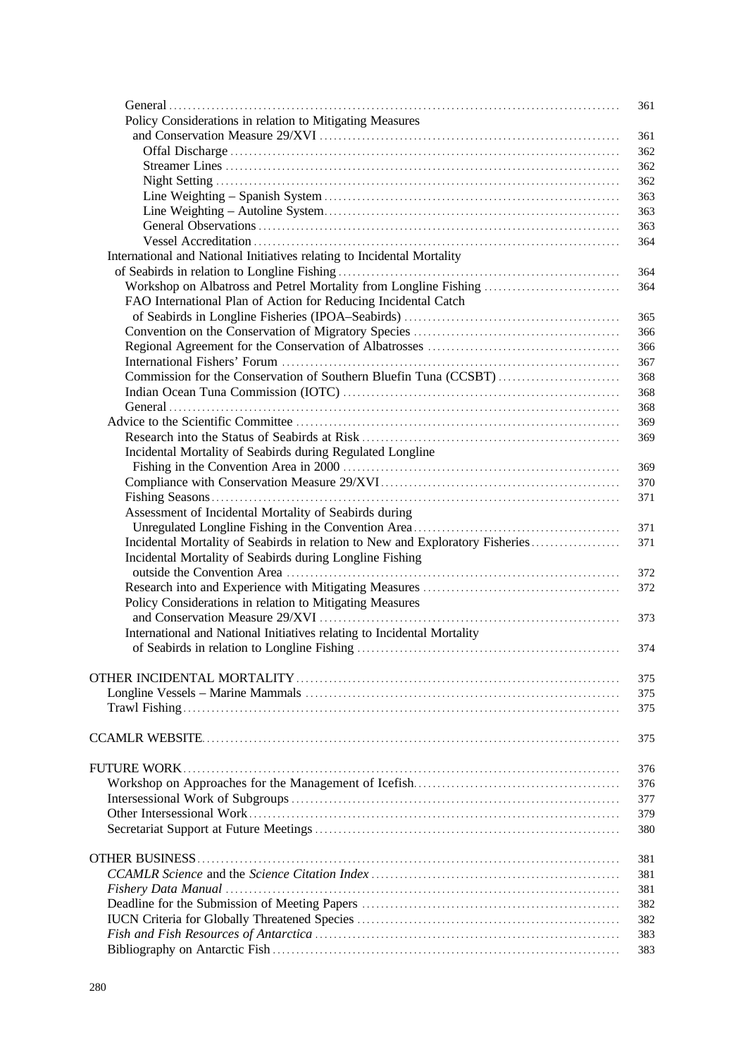| | |
|---|---|
| General | 361 |
| Policy Considerations in relation to Mitigating Measures and Conservation Measure 29/XVI | 361 |
| Offal Discharge | 362 |
| Streamer Lines | 362 |
| Night Setting | 362 |
| Line Weighting – Spanish System | 363 |
| Line Weighting – Autoline System | 363 |
| General Observations | 363 |
| Vessel Accreditation | 364 |
| International and National Initiatives relating to Incidental Mortality of Seabirds in relation to Longline Fishing | 364 |
| Workshop on Albatross and Petrel Mortality from Longline Fishing | 364 |
| FAO International Plan of Action for Reducing Incidental Catch of Seabirds in Longline Fisheries (IPOA–Seabirds) | 365 |
| Convention on the Conservation of Migratory Species | 366 |
| Regional Agreement for the Conservation of Albatrosses | 366 |
| International Fishers' Forum | 367 |
| Commission for the Conservation of Southern Bluefin Tuna (CCSBT) | 368 |
| Indian Ocean Tuna Commission (IOTC) | 368 |
| General | 368 |
| Advice to the Scientific Committee | 369 |
| Research into the Status of Seabirds at Risk | 369 |
| Incidental Mortality of Seabirds during Regulated Longline Fishing in the Convention Area in 2000 | 369 |
| Compliance with Conservation Measure 29/XVI | 370 |
| Fishing Seasons | 371 |
| Assessment of Incidental Mortality of Seabirds during Unregulated Longline Fishing in the Convention Area | 371 |
| Incidental Mortality of Seabirds in relation to New and Exploratory Fisheries | 371 |
| Incidental Mortality of Seabirds during Longline Fishing outside the Convention Area | 372 |
| Research into and Experience with Mitigating Measures | 372 |
| Policy Considerations in relation to Mitigating Measures and Conservation Measure 29/XVI | 373 |
| International and National Initiatives relating to Incidental Mortality of Seabirds in relation to Longline Fishing | 374 |
| | |
| OTHER INCIDENTAL MORTALITY | 375 |
| Longline Vessels – Marine Mammals | 375 |
| Trawl Fishing | 375 |
| | |
| CCAMLR WEBSITE | 375 |
| | |
| FUTURE WORK | 376 |
| Workshop on Approaches for the Management of Icefish | 376 |
| Intersessional Work of Subgroups | 377 |
| Other Intersessional Work | 379 |
| Secretariat Support at Future Meetings | 380 |
| | |
| OTHER BUSINESS | 381 |
| *CCAMLR Science* and the *Science Citation Index* | 381 |
| *Fishery Data Manual* | 381 |
| Deadline for the Submission of Meeting Papers | 382 |
| IUCN Criteria for Globally Threatened Species | 382 |
| *Fish and Fish Resources of Antarctica* | 383 |
| Bibliography on Antarctic Fish | 383 |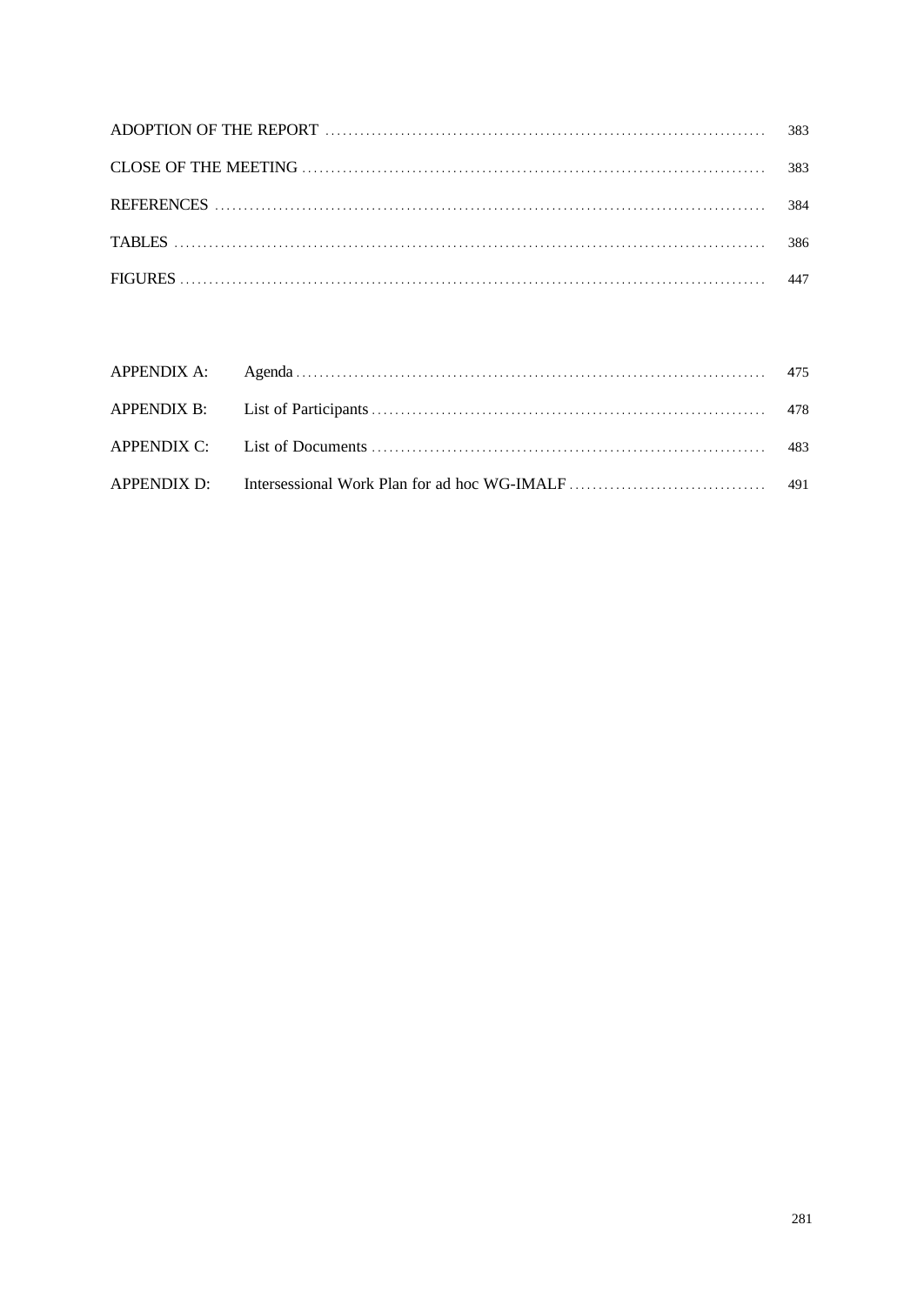| | |
|---|---|
| ADOPTION OF THE REPORT | 383 |
| CLOSE OF THE MEETING | 383 |
| REFERENCES | 384 |
| TABLES | 386 |
| FIGURES | 447 |

| | | |
|---|---|---|
| APPENDIX A: | Agenda | 475 |
| APPENDIX B: | List of Participants | 478 |
| APPENDIX C: | List of Documents | 483 |
| APPENDIX D: | Intersessional Work Plan for ad hoc WG-IMALF | 491 |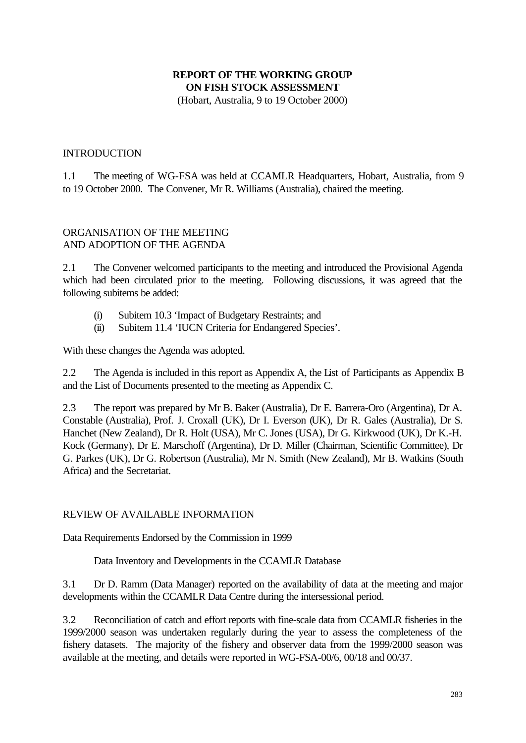# REPORT OF THE WORKING GROUP ON FISH STOCK ASSESSMENT

(Hobart, Australia, 9 to 19 October 2000)

## INTRODUCTION

1.1 The meeting of WG-FSA was held at CCAMLR Headquarters, Hobart, Australia, from 9 to 19 October 2000. The Convener, Mr R. Williams (Australia), chaired the meeting.

## ORGANISATION OF THE MEETING AND ADOPTION OF THE AGENDA

2.1 The Convener welcomed participants to the meeting and introduced the Provisional Agenda which had been circulated prior to the meeting. Following discussions, it was agreed that the following subitems be added:

(i) Subitem 10.3 'Impact of Budgetary Restraints; and
(ii) Subitem 11.4 'IUCN Criteria for Endangered Species'.

With these changes the Agenda was adopted.

2.2 The Agenda is included in this report as Appendix A, the List of Participants as Appendix B and the List of Documents presented to the meeting as Appendix C.

2.3 The report was prepared by Mr B. Baker (Australia), Dr E. Barrera-Oro (Argentina), Dr A. Constable (Australia), Prof. J. Croxall (UK), Dr I. Everson (UK), Dr R. Gales (Australia), Dr S. Hanchet (New Zealand), Dr R. Holt (USA), Mr C. Jones (USA), Dr G. Kirkwood (UK), Dr K.-H. Kock (Germany), Dr E. Marschoff (Argentina), Dr D. Miller (Chairman, Scientific Committee), Dr G. Parkes (UK), Dr G. Robertson (Australia), Mr N. Smith (New Zealand), Mr B. Watkins (South Africa) and the Secretariat.

## REVIEW OF AVAILABLE INFORMATION

### Data Requirements Endorsed by the Commission in 1999

#### Data Inventory and Developments in the CCAMLR Database

3.1 Dr D. Ramm (Data Manager) reported on the availability of data at the meeting and major developments within the CCAMLR Data Centre during the intersessional period.

3.2 Reconciliation of catch and effort reports with fine-scale data from CCAMLR fisheries in the 1999/2000 season was undertaken regularly during the year to assess the completeness of the fishery datasets. The majority of the fishery and observer data from the 1999/2000 season was available at the meeting, and details were reported in WG-FSA-00/6, 00/18 and 00/37.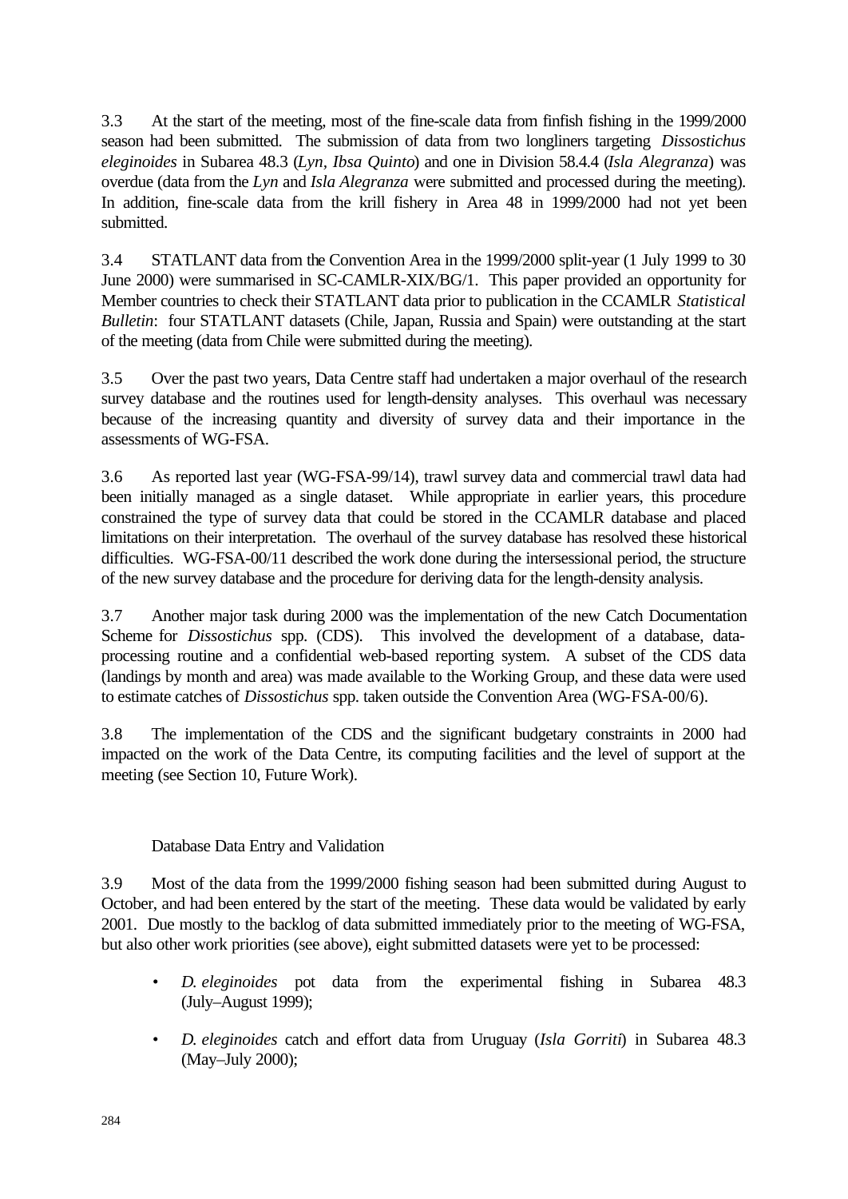3.3 At the start of the meeting, most of the fine-scale data from finfish fishing in the 1999/2000 season had been submitted. The submission of data from two longliners targeting *Dissostichus eleginoides* in Subarea 48.3 (*Lyn*, *Ibsa Quinto*) and one in Division 58.4.4 (*Isla Alegranza*) was overdue (data from the *Lyn* and *Isla Alegranza* were submitted and processed during the meeting). In addition, fine-scale data from the krill fishery in Area 48 in 1999/2000 had not yet been submitted.

3.4 STATLANT data from the Convention Area in the 1999/2000 split-year (1 July 1999 to 30 June 2000) were summarised in SC-CAMLR-XIX/BG/1. This paper provided an opportunity for Member countries to check their STATLANT data prior to publication in the CCAMLR *Statistical Bulletin*: four STATLANT datasets (Chile, Japan, Russia and Spain) were outstanding at the start of the meeting (data from Chile were submitted during the meeting).

3.5 Over the past two years, Data Centre staff had undertaken a major overhaul of the research survey database and the routines used for length-density analyses. This overhaul was necessary because of the increasing quantity and diversity of survey data and their importance in the assessments of WG-FSA.

3.6 As reported last year (WG-FSA-99/14), trawl survey data and commercial trawl data had been initially managed as a single dataset. While appropriate in earlier years, this procedure constrained the type of survey data that could be stored in the CCAMLR database and placed limitations on their interpretation. The overhaul of the survey database has resolved these historical difficulties. WG-FSA-00/11 described the work done during the intersessional period, the structure of the new survey database and the procedure for deriving data for the length-density analysis.

3.7 Another major task during 2000 was the implementation of the new Catch Documentation Scheme for *Dissostichus* spp. (CDS). This involved the development of a database, data-processing routine and a confidential web-based reporting system. A subset of the CDS data (landings by month and area) was made available to the Working Group, and these data were used to estimate catches of *Dissostichus* spp. taken outside the Convention Area (WG-FSA-00/6).

3.8 The implementation of the CDS and the significant budgetary constraints in 2000 had impacted on the work of the Data Centre, its computing facilities and the level of support at the meeting (see Section 10, Future Work).

### Database Data Entry and Validation

3.9 Most of the data from the 1999/2000 fishing season had been submitted during August to October, and had been entered by the start of the meeting. These data would be validated by early 2001. Due mostly to the backlog of data submitted immediately prior to the meeting of WG-FSA, but also other work priorities (see above), eight submitted datasets were yet to be processed:

- *D. eleginoides* pot data from the experimental fishing in Subarea 48.3 (July–August 1999);
- *D. eleginoides* catch and effort data from Uruguay (*Isla Gorriti*) in Subarea 48.3 (May–July 2000);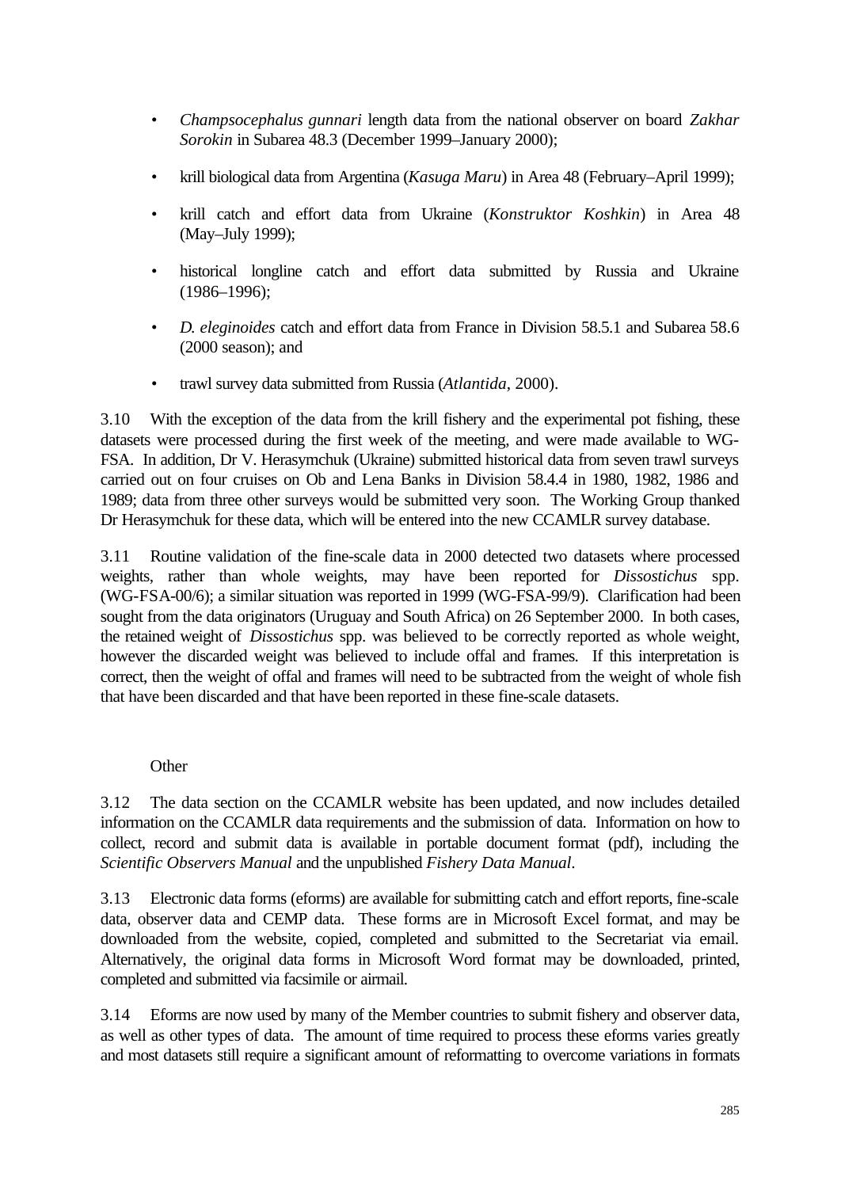- *Champsocephalus gunnari* length data from the national observer on board *Zakhar Sorokin* in Subarea 48.3 (December 1999–January 2000);
- krill biological data from Argentina (*Kasuga Maru*) in Area 48 (February–April 1999);
- krill catch and effort data from Ukraine (*Konstruktor Koshkin*) in Area 48 (May–July 1999);
- historical longline catch and effort data submitted by Russia and Ukraine (1986–1996);
- *D. eleginoides* catch and effort data from France in Division 58.5.1 and Subarea 58.6 (2000 season); and
- trawl survey data submitted from Russia (*Atlantida*, 2000).

3.10 With the exception of the data from the krill fishery and the experimental pot fishing, these datasets were processed during the first week of the meeting, and were made available to WG-FSA. In addition, Dr V. Herasymchuk (Ukraine) submitted historical data from seven trawl surveys carried out on four cruises on Ob and Lena Banks in Division 58.4.4 in 1980, 1982, 1986 and 1989; data from three other surveys would be submitted very soon. The Working Group thanked Dr Herasymchuk for these data, which will be entered into the new CCAMLR survey database.

3.11 Routine validation of the fine-scale data in 2000 detected two datasets where processed weights, rather than whole weights, may have been reported for *Dissostichus* spp. (WG-FSA-00/6); a similar situation was reported in 1999 (WG-FSA-99/9). Clarification had been sought from the data originators (Uruguay and South Africa) on 26 September 2000. In both cases, the retained weight of *Dissostichus* spp. was believed to be correctly reported as whole weight, however the discarded weight was believed to include offal and frames. If this interpretation is correct, then the weight of offal and frames will need to be subtracted from the weight of whole fish that have been discarded and that have been reported in these fine-scale datasets.

### Other

3.12 The data section on the CCAMLR website has been updated, and now includes detailed information on the CCAMLR data requirements and the submission of data. Information on how to collect, record and submit data is available in portable document format (pdf), including the *Scientific Observers Manual* and the unpublished *Fishery Data Manual*.

3.13 Electronic data forms (eforms) are available for submitting catch and effort reports, fine-scale data, observer data and CEMP data. These forms are in Microsoft Excel format, and may be downloaded from the website, copied, completed and submitted to the Secretariat via email. Alternatively, the original data forms in Microsoft Word format may be downloaded, printed, completed and submitted via facsimile or airmail.

3.14 Eforms are now used by many of the Member countries to submit fishery and observer data, as well as other types of data. The amount of time required to process these eforms varies greatly and most datasets still require a significant amount of reformatting to overcome variations in formats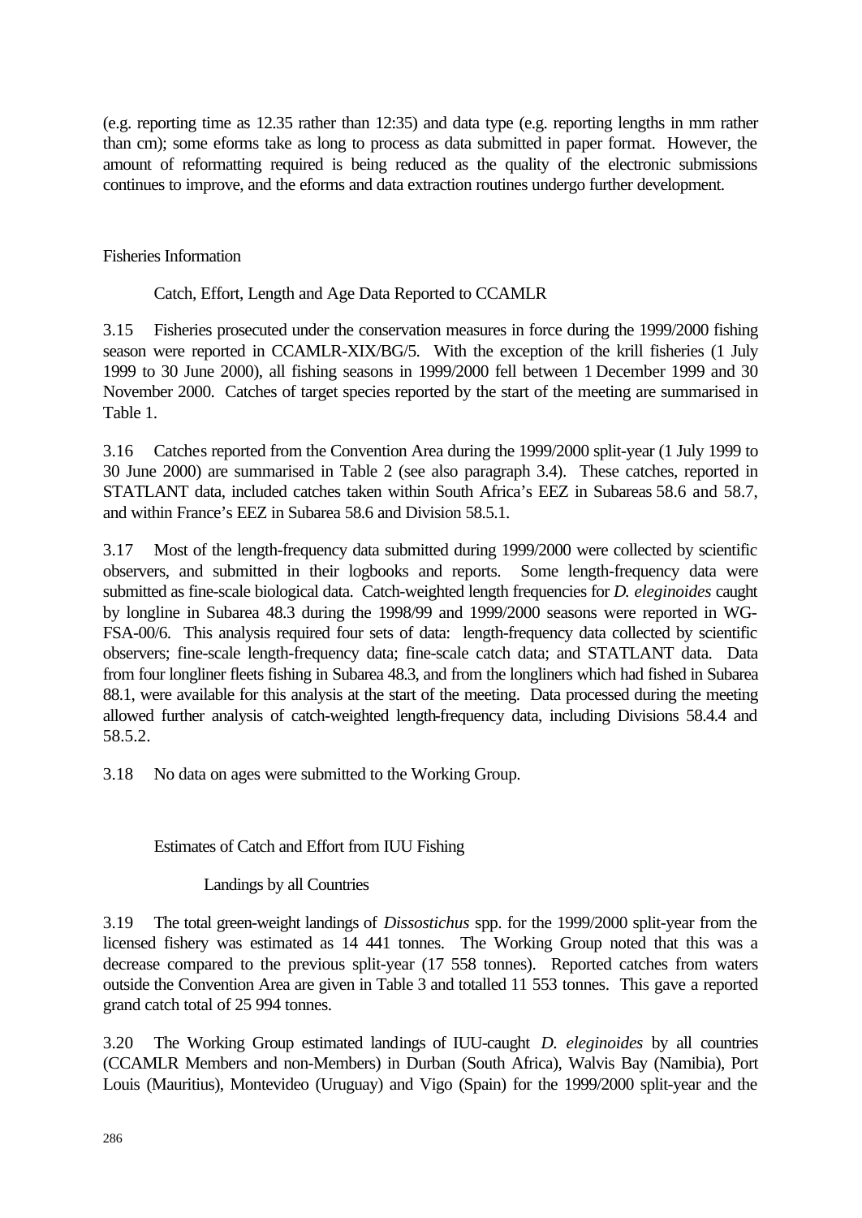(e.g. reporting time as 12.35 rather than 12:35) and data type (e.g. reporting lengths in mm rather than cm); some eforms take as long to process as data submitted in paper format. However, the amount of reformatting required is being reduced as the quality of the electronic submissions continues to improve, and the eforms and data extraction routines undergo further development.

## Fisheries Information

### Catch, Effort, Length and Age Data Reported to CCAMLR

3.15 Fisheries prosecuted under the conservation measures in force during the 1999/2000 fishing season were reported in CCAMLR-XIX/BG/5. With the exception of the krill fisheries (1 July 1999 to 30 June 2000), all fishing seasons in 1999/2000 fell between 1 December 1999 and 30 November 2000. Catches of target species reported by the start of the meeting are summarised in Table 1.

3.16 Catches reported from the Convention Area during the 1999/2000 split-year (1 July 1999 to 30 June 2000) are summarised in Table 2 (see also paragraph 3.4). These catches, reported in STATLANT data, included catches taken within South Africa's EEZ in Subareas 58.6 and 58.7, and within France's EEZ in Subarea 58.6 and Division 58.5.1.

3.17 Most of the length-frequency data submitted during 1999/2000 were collected by scientific observers, and submitted in their logbooks and reports. Some length-frequency data were submitted as fine-scale biological data. Catch-weighted length frequencies for *D. eleginoides* caught by longline in Subarea 48.3 during the 1998/99 and 1999/2000 seasons were reported in WG-FSA-00/6. This analysis required four sets of data: length-frequency data collected by scientific observers; fine-scale length-frequency data; fine-scale catch data; and STATLANT data. Data from four longliner fleets fishing in Subarea 48.3, and from the longliners which had fished in Subarea 88.1, were available for this analysis at the start of the meeting. Data processed during the meeting allowed further analysis of catch-weighted length-frequency data, including Divisions 58.4.4 and 58.5.2.

3.18 No data on ages were submitted to the Working Group.

### Estimates of Catch and Effort from IUU Fishing

#### Landings by all Countries

3.19 The total green-weight landings of *Dissostichus* spp. for the 1999/2000 split-year from the licensed fishery was estimated as 14 441 tonnes. The Working Group noted that this was a decrease compared to the previous split-year (17 558 tonnes). Reported catches from waters outside the Convention Area are given in Table 3 and totalled 11 553 tonnes. This gave a reported grand catch total of 25 994 tonnes.

3.20 The Working Group estimated landings of IUU-caught *D. eleginoides* by all countries (CCAMLR Members and non-Members) in Durban (South Africa), Walvis Bay (Namibia), Port Louis (Mauritius), Montevideo (Uruguay) and Vigo (Spain) for the 1999/2000 split-year and the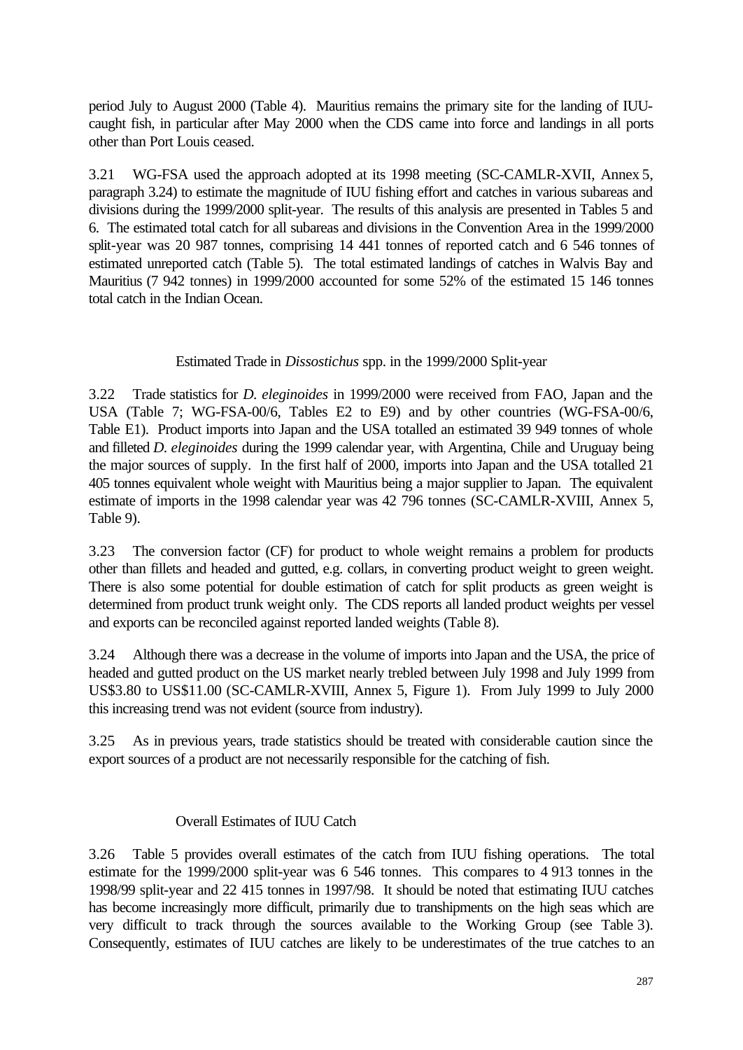period July to August 2000 (Table 4). Mauritius remains the primary site for the landing of IUU-caught fish, in particular after May 2000 when the CDS came into force and landings in all ports other than Port Louis ceased.

3.21 WG-FSA used the approach adopted at its 1998 meeting (SC-CAMLR-XVII, Annex 5, paragraph 3.24) to estimate the magnitude of IUU fishing effort and catches in various subareas and divisions during the 1999/2000 split-year. The results of this analysis are presented in Tables 5 and 6. The estimated total catch for all subareas and divisions in the Convention Area in the 1999/2000 split-year was 20 987 tonnes, comprising 14 441 tonnes of reported catch and 6 546 tonnes of estimated unreported catch (Table 5). The total estimated landings of catches in Walvis Bay and Mauritius (7 942 tonnes) in 1999/2000 accounted for some 52% of the estimated 15 146 tonnes total catch in the Indian Ocean.

### Estimated Trade in *Dissostichus* spp. in the 1999/2000 Split-year

3.22 Trade statistics for *D. eleginoides* in 1999/2000 were received from FAO, Japan and the USA (Table 7; WG-FSA-00/6, Tables E2 to E9) and by other countries (WG-FSA-00/6, Table E1). Product imports into Japan and the USA totalled an estimated 39 949 tonnes of whole and filleted *D. eleginoides* during the 1999 calendar year, with Argentina, Chile and Uruguay being the major sources of supply. In the first half of 2000, imports into Japan and the USA totalled 21 405 tonnes equivalent whole weight with Mauritius being a major supplier to Japan. The equivalent estimate of imports in the 1998 calendar year was 42 796 tonnes (SC-CAMLR-XVIII, Annex 5, Table 9).

3.23 The conversion factor (CF) for product to whole weight remains a problem for products other than fillets and headed and gutted, e.g. collars, in converting product weight to green weight. There is also some potential for double estimation of catch for split products as green weight is determined from product trunk weight only. The CDS reports all landed product weights per vessel and exports can be reconciled against reported landed weights (Table 8).

3.24 Although there was a decrease in the volume of imports into Japan and the USA, the price of headed and gutted product on the US market nearly trebled between July 1998 and July 1999 from US$3.80 to US$11.00 (SC-CAMLR-XVIII, Annex 5, Figure 1). From July 1999 to July 2000 this increasing trend was not evident (source from industry).

3.25 As in previous years, trade statistics should be treated with considerable caution since the export sources of a product are not necessarily responsible for the catching of fish.

### Overall Estimates of IUU Catch

3.26 Table 5 provides overall estimates of the catch from IUU fishing operations. The total estimate for the 1999/2000 split-year was 6 546 tonnes. This compares to 4 913 tonnes in the 1998/99 split-year and 22 415 tonnes in 1997/98. It should be noted that estimating IUU catches has become increasingly more difficult, primarily due to transhipments on the high seas which are very difficult to track through the sources available to the Working Group (see Table 3). Consequently, estimates of IUU catches are likely to be underestimates of the true catches to an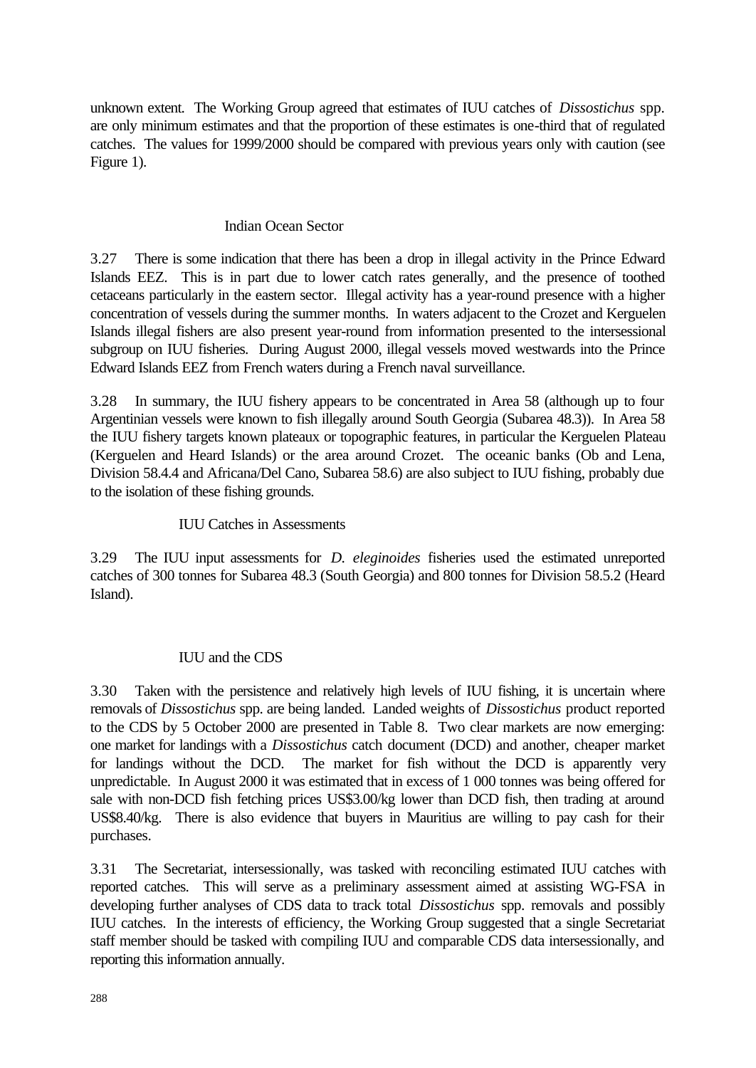unknown extent. The Working Group agreed that estimates of IUU catches of *Dissostichus* spp. are only minimum estimates and that the proportion of these estimates is one-third that of regulated catches. The values for 1999/2000 should be compared with previous years only with caution (see Figure 1).

### Indian Ocean Sector

3.27 There is some indication that there has been a drop in illegal activity in the Prince Edward Islands EEZ. This is in part due to lower catch rates generally, and the presence of toothed cetaceans particularly in the eastern sector. Illegal activity has a year-round presence with a higher concentration of vessels during the summer months. In waters adjacent to the Crozet and Kerguelen Islands illegal fishers are also present year-round from information presented to the intersessional subgroup on IUU fisheries. During August 2000, illegal vessels moved westwards into the Prince Edward Islands EEZ from French waters during a French naval surveillance.

3.28 In summary, the IUU fishery appears to be concentrated in Area 58 (although up to four Argentinian vessels were known to fish illegally around South Georgia (Subarea 48.3)). In Area 58 the IUU fishery targets known plateaux or topographic features, in particular the Kerguelen Plateau (Kerguelen and Heard Islands) or the area around Crozet. The oceanic banks (Ob and Lena, Division 58.4.4 and Africana/Del Cano, Subarea 58.6) are also subject to IUU fishing, probably due to the isolation of these fishing grounds.

### IUU Catches in Assessments

3.29 The IUU input assessments for *D. eleginoides* fisheries used the estimated unreported catches of 300 tonnes for Subarea 48.3 (South Georgia) and 800 tonnes for Division 58.5.2 (Heard Island).

### IUU and the CDS

3.30 Taken with the persistence and relatively high levels of IUU fishing, it is uncertain where removals of *Dissostichus* spp. are being landed. Landed weights of *Dissostichus* product reported to the CDS by 5 October 2000 are presented in Table 8. Two clear markets are now emerging: one market for landings with a *Dissostichus* catch document (DCD) and another, cheaper market for landings without the DCD. The market for fish without the DCD is apparently very unpredictable. In August 2000 it was estimated that in excess of 1 000 tonnes was being offered for sale with non-DCD fish fetching prices US$3.00/kg lower than DCD fish, then trading at around US$8.40/kg. There is also evidence that buyers in Mauritius are willing to pay cash for their purchases.

3.31 The Secretariat, intersessionally, was tasked with reconciling estimated IUU catches with reported catches. This will serve as a preliminary assessment aimed at assisting WG-FSA in developing further analyses of CDS data to track total *Dissostichus* spp. removals and possibly IUU catches. In the interests of efficiency, the Working Group suggested that a single Secretariat staff member should be tasked with compiling IUU and comparable CDS data intersessionally, and reporting this information annually.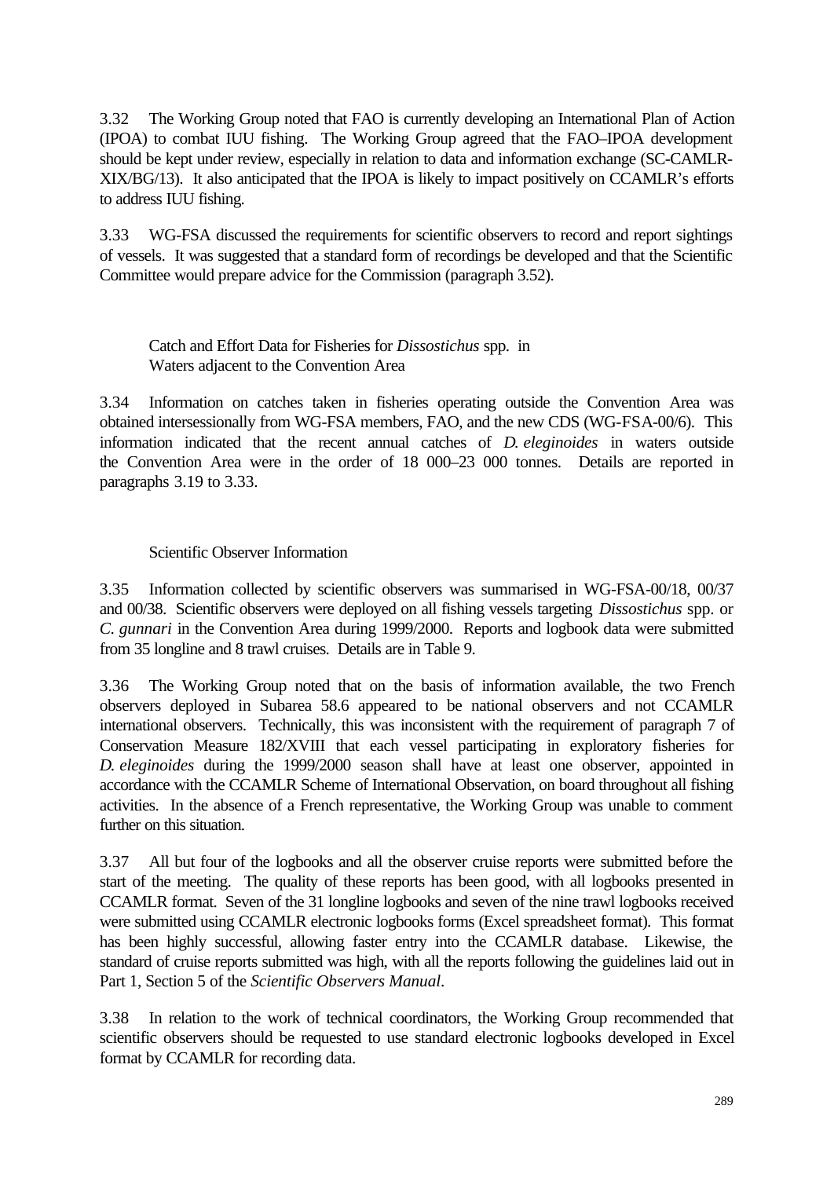3.32 The Working Group noted that FAO is currently developing an International Plan of Action (IPOA) to combat IUU fishing. The Working Group agreed that the FAO–IPOA development should be kept under review, especially in relation to data and information exchange (SC-CAMLR-XIX/BG/13). It also anticipated that the IPOA is likely to impact positively on CCAMLR's efforts to address IUU fishing.

3.33 WG-FSA discussed the requirements for scientific observers to record and report sightings of vessels. It was suggested that a standard form of recordings be developed and that the Scientific Committee would prepare advice for the Commission (paragraph 3.52).

### Catch and Effort Data for Fisheries for *Dissostichus* spp. in Waters adjacent to the Convention Area

3.34 Information on catches taken in fisheries operating outside the Convention Area was obtained intersessionally from WG-FSA members, FAO, and the new CDS (WG-FSA-00/6). This information indicated that the recent annual catches of *D. eleginoides* in waters outside the Convention Area were in the order of 18 000–23 000 tonnes. Details are reported in paragraphs 3.19 to 3.33.

### Scientific Observer Information

3.35 Information collected by scientific observers was summarised in WG-FSA-00/18, 00/37 and 00/38. Scientific observers were deployed on all fishing vessels targeting *Dissostichus* spp. or *C. gunnari* in the Convention Area during 1999/2000. Reports and logbook data were submitted from 35 longline and 8 trawl cruises. Details are in Table 9.

3.36 The Working Group noted that on the basis of information available, the two French observers deployed in Subarea 58.6 appeared to be national observers and not CCAMLR international observers. Technically, this was inconsistent with the requirement of paragraph 7 of Conservation Measure 182/XVIII that each vessel participating in exploratory fisheries for *D. eleginoides* during the 1999/2000 season shall have at least one observer, appointed in accordance with the CCAMLR Scheme of International Observation, on board throughout all fishing activities. In the absence of a French representative, the Working Group was unable to comment further on this situation.

3.37 All but four of the logbooks and all the observer cruise reports were submitted before the start of the meeting. The quality of these reports has been good, with all logbooks presented in CCAMLR format. Seven of the 31 longline logbooks and seven of the nine trawl logbooks received were submitted using CCAMLR electronic logbooks forms (Excel spreadsheet format). This format has been highly successful, allowing faster entry into the CCAMLR database. Likewise, the standard of cruise reports submitted was high, with all the reports following the guidelines laid out in Part 1, Section 5 of the *Scientific Observers Manual*.

3.38 In relation to the work of technical coordinators, the Working Group recommended that scientific observers should be requested to use standard electronic logbooks developed in Excel format by CCAMLR for recording data.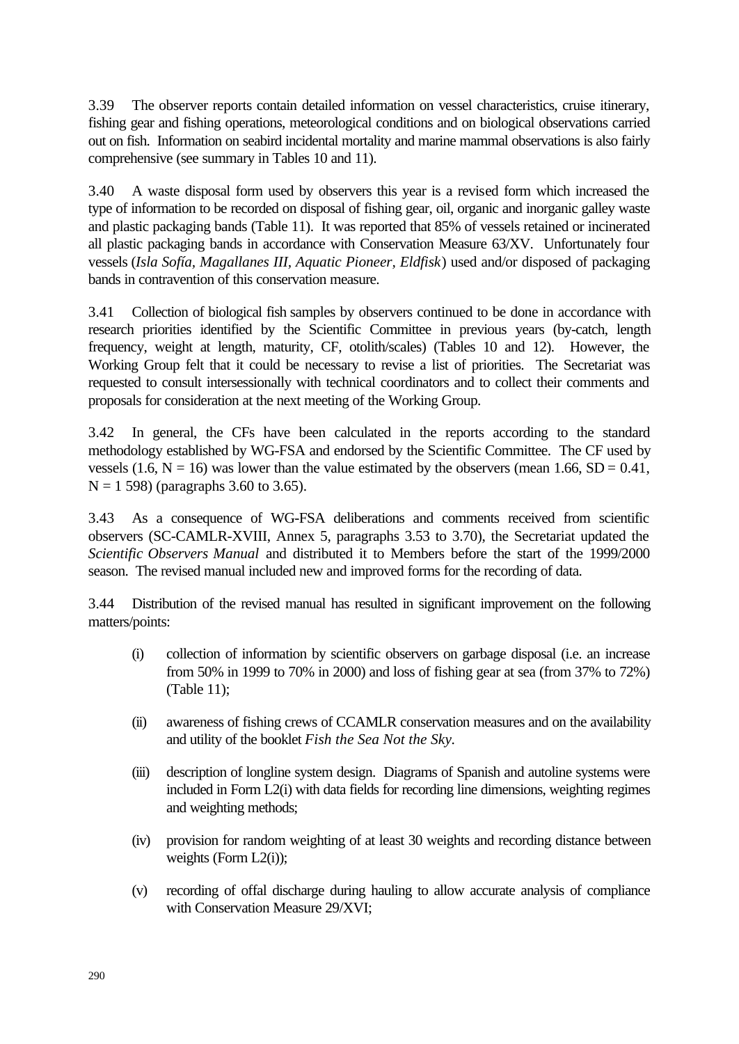3.39 The observer reports contain detailed information on vessel characteristics, cruise itinerary, fishing gear and fishing operations, meteorological conditions and on biological observations carried out on fish. Information on seabird incidental mortality and marine mammal observations is also fairly comprehensive (see summary in Tables 10 and 11).

3.40 A waste disposal form used by observers this year is a revised form which increased the type of information to be recorded on disposal of fishing gear, oil, organic and inorganic galley waste and plastic packaging bands (Table 11). It was reported that 85% of vessels retained or incinerated all plastic packaging bands in accordance with Conservation Measure 63/XV. Unfortunately four vessels (*Isla Sofía, Magallanes III, Aquatic Pioneer, Eldfisk*) used and/or disposed of packaging bands in contravention of this conservation measure.

3.41 Collection of biological fish samples by observers continued to be done in accordance with research priorities identified by the Scientific Committee in previous years (by-catch, length frequency, weight at length, maturity, CF, otolith/scales) (Tables 10 and 12). However, the Working Group felt that it could be necessary to revise a list of priorities. The Secretariat was requested to consult intersessionally with technical coordinators and to collect their comments and proposals for consideration at the next meeting of the Working Group.

3.42 In general, the CFs have been calculated in the reports according to the standard methodology established by WG-FSA and endorsed by the Scientific Committee. The CF used by vessels (1.6, N = 16) was lower than the value estimated by the observers (mean 1.66, SD = 0.41, N = 1 598) (paragraphs 3.60 to 3.65).

3.43 As a consequence of WG-FSA deliberations and comments received from scientific observers (SC-CAMLR-XVIII, Annex 5, paragraphs 3.53 to 3.70), the Secretariat updated the *Scientific Observers Manual* and distributed it to Members before the start of the 1999/2000 season. The revised manual included new and improved forms for the recording of data.

3.44 Distribution of the revised manual has resulted in significant improvement on the following matters/points:

(i) collection of information by scientific observers on garbage disposal (i.e. an increase from 50% in 1999 to 70% in 2000) and loss of fishing gear at sea (from 37% to 72%) (Table 11);

(ii) awareness of fishing crews of CCAMLR conservation measures and on the availability and utility of the booklet *Fish the Sea Not the Sky*.

(iii) description of longline system design. Diagrams of Spanish and autoline systems were included in Form L2(i) with data fields for recording line dimensions, weighting regimes and weighting methods;

(iv) provision for random weighting of at least 30 weights and recording distance between weights (Form L2(i));

(v) recording of offal discharge during hauling to allow accurate analysis of compliance with Conservation Measure 29/XVI;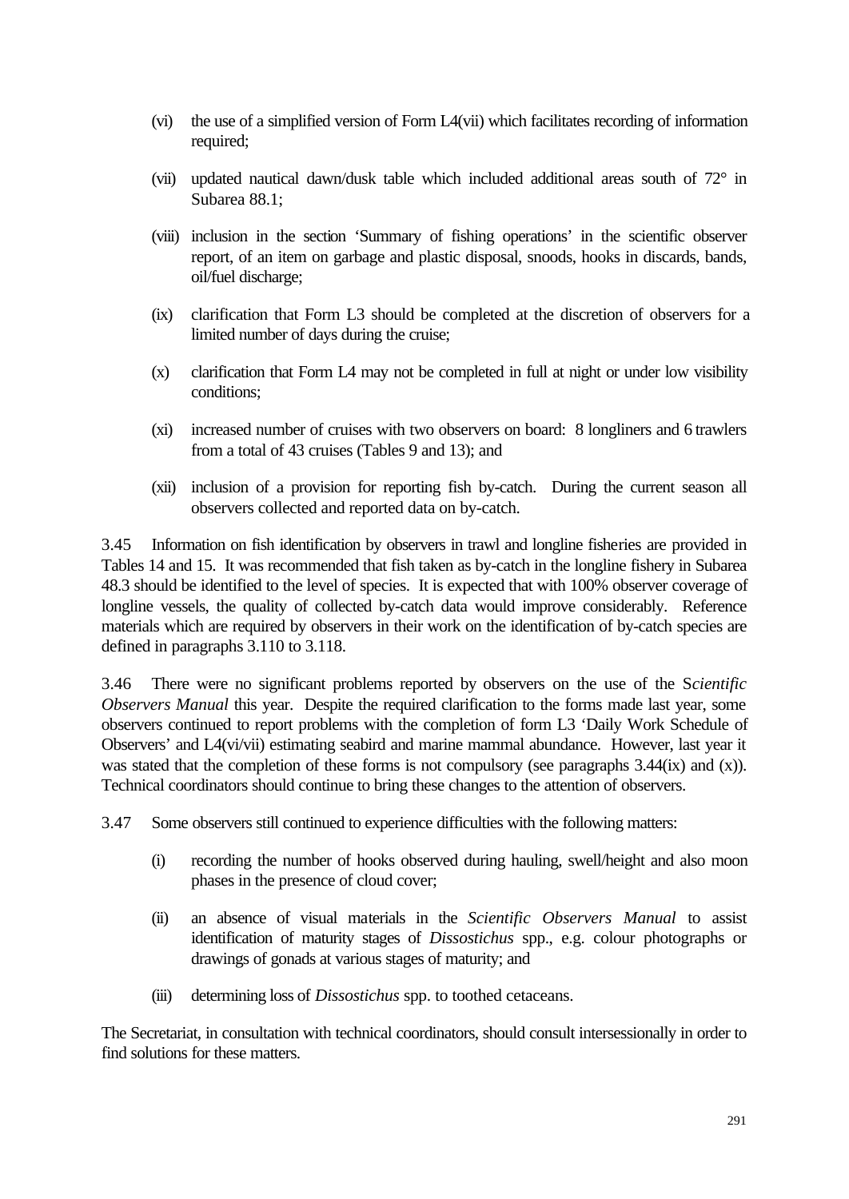(vi) the use of a simplified version of Form L4(vii) which facilitates recording of information required;

(vii) updated nautical dawn/dusk table which included additional areas south of 72° in Subarea 88.1;

(viii) inclusion in the section 'Summary of fishing operations' in the scientific observer report, of an item on garbage and plastic disposal, snoods, hooks in discards, bands, oil/fuel discharge;

(ix) clarification that Form L3 should be completed at the discretion of observers for a limited number of days during the cruise;

(x) clarification that Form L4 may not be completed in full at night or under low visibility conditions;

(xi) increased number of cruises with two observers on board: 8 longliners and 6 trawlers from a total of 43 cruises (Tables 9 and 13); and

(xii) inclusion of a provision for reporting fish by-catch. During the current season all observers collected and reported data on by-catch.

3.45 Information on fish identification by observers in trawl and longline fisheries are provided in Tables 14 and 15. It was recommended that fish taken as by-catch in the longline fishery in Subarea 48.3 should be identified to the level of species. It is expected that with 100% observer coverage of longline vessels, the quality of collected by-catch data would improve considerably. Reference materials which are required by observers in their work on the identification of by-catch species are defined in paragraphs 3.110 to 3.118.

3.46 There were no significant problems reported by observers on the use of the *Scientific Observers Manual* this year. Despite the required clarification to the forms made last year, some observers continued to report problems with the completion of form L3 'Daily Work Schedule of Observers' and L4(vi/vii) estimating seabird and marine mammal abundance. However, last year it was stated that the completion of these forms is not compulsory (see paragraphs 3.44(ix) and (x)). Technical coordinators should continue to bring these changes to the attention of observers.

3.47 Some observers still continued to experience difficulties with the following matters:

(i) recording the number of hooks observed during hauling, swell/height and also moon phases in the presence of cloud cover;

(ii) an absence of visual materials in the *Scientific Observers Manual* to assist identification of maturity stages of *Dissostichus* spp., e.g. colour photographs or drawings of gonads at various stages of maturity; and

(iii) determining loss of *Dissostichus* spp. to toothed cetaceans.

The Secretariat, in consultation with technical coordinators, should consult intersessionally in order to find solutions for these matters.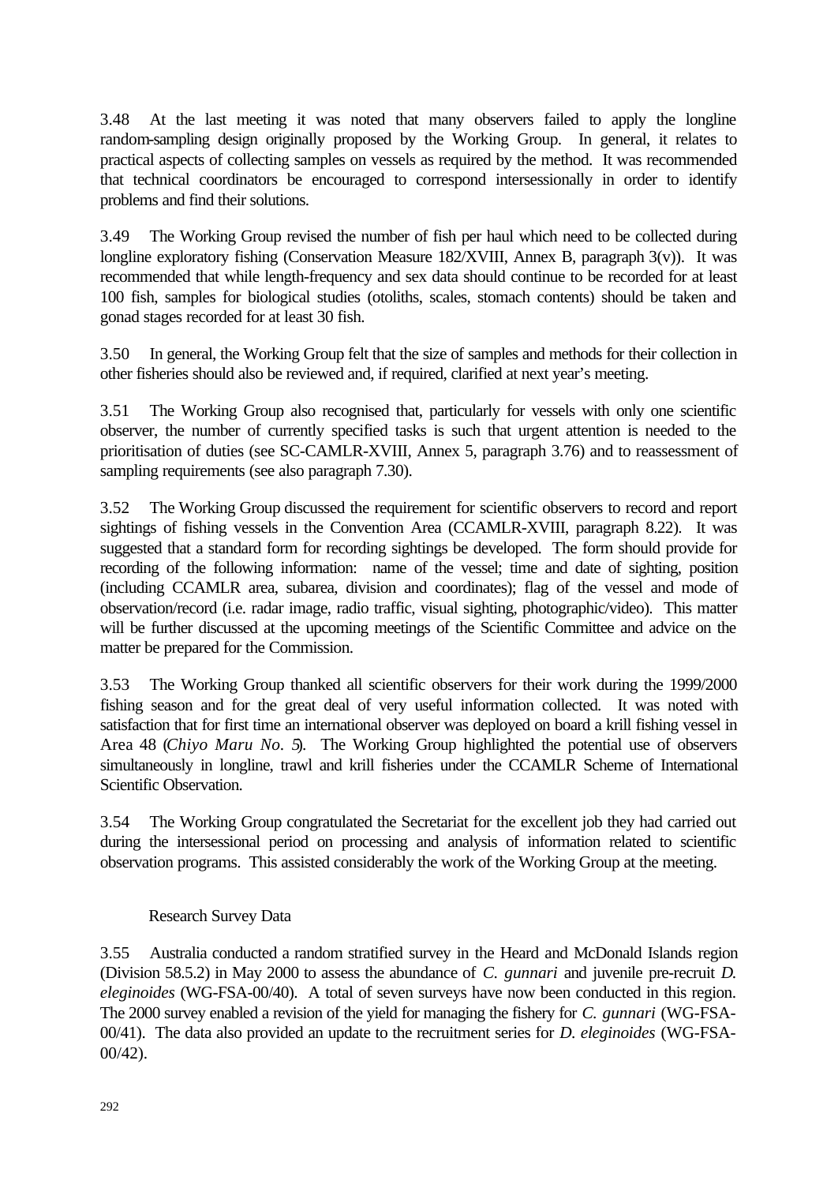3.48 At the last meeting it was noted that many observers failed to apply the longline random-sampling design originally proposed by the Working Group. In general, it relates to practical aspects of collecting samples on vessels as required by the method. It was recommended that technical coordinators be encouraged to correspond intersessionally in order to identify problems and find their solutions.

3.49 The Working Group revised the number of fish per haul which need to be collected during longline exploratory fishing (Conservation Measure 182/XVIII, Annex B, paragraph 3(v)). It was recommended that while length-frequency and sex data should continue to be recorded for at least 100 fish, samples for biological studies (otoliths, scales, stomach contents) should be taken and gonad stages recorded for at least 30 fish.

3.50 In general, the Working Group felt that the size of samples and methods for their collection in other fisheries should also be reviewed and, if required, clarified at next year's meeting.

3.51 The Working Group also recognised that, particularly for vessels with only one scientific observer, the number of currently specified tasks is such that urgent attention is needed to the prioritisation of duties (see SC-CAMLR-XVIII, Annex 5, paragraph 3.76) and to reassessment of sampling requirements (see also paragraph 7.30).

3.52 The Working Group discussed the requirement for scientific observers to record and report sightings of fishing vessels in the Convention Area (CCAMLR-XVIII, paragraph 8.22). It was suggested that a standard form for recording sightings be developed. The form should provide for recording of the following information: name of the vessel; time and date of sighting, position (including CCAMLR area, subarea, division and coordinates); flag of the vessel and mode of observation/record (i.e. radar image, radio traffic, visual sighting, photographic/video). This matter will be further discussed at the upcoming meetings of the Scientific Committee and advice on the matter be prepared for the Commission.

3.53 The Working Group thanked all scientific observers for their work during the 1999/2000 fishing season and for the great deal of very useful information collected. It was noted with satisfaction that for first time an international observer was deployed on board a krill fishing vessel in Area 48 (*Chiyo Maru No. 5*). The Working Group highlighted the potential use of observers simultaneously in longline, trawl and krill fisheries under the CCAMLR Scheme of International Scientific Observation.

3.54 The Working Group congratulated the Secretariat for the excellent job they had carried out during the intersessional period on processing and analysis of information related to scientific observation programs. This assisted considerably the work of the Working Group at the meeting.

### Research Survey Data

3.55 Australia conducted a random stratified survey in the Heard and McDonald Islands region (Division 58.5.2) in May 2000 to assess the abundance of *C. gunnari* and juvenile pre-recruit *D. eleginoides* (WG-FSA-00/40). A total of seven surveys have now been conducted in this region. The 2000 survey enabled a revision of the yield for managing the fishery for *C. gunnari* (WG-FSA-00/41). The data also provided an update to the recruitment series for *D. eleginoides* (WG-FSA-00/42).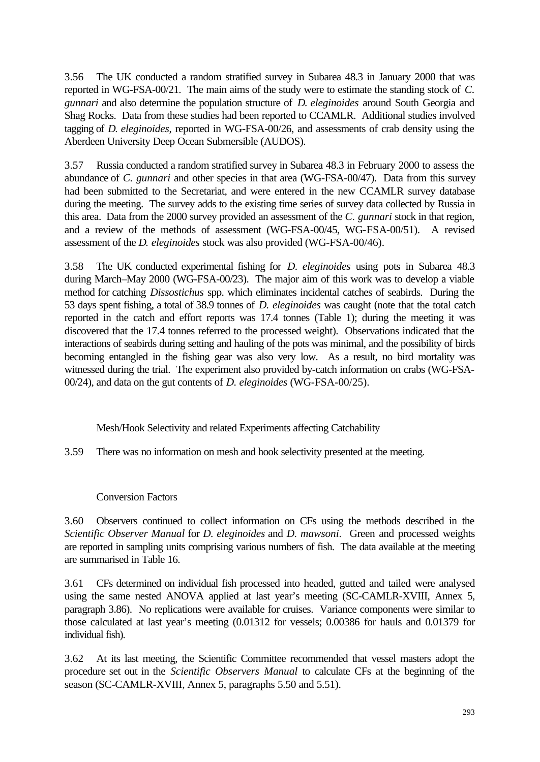3.56 The UK conducted a random stratified survey in Subarea 48.3 in January 2000 that was reported in WG-FSA-00/21. The main aims of the study were to estimate the standing stock of *C. gunnari* and also determine the population structure of *D. eleginoides* around South Georgia and Shag Rocks. Data from these studies had been reported to CCAMLR. Additional studies involved tagging of *D. eleginoides*, reported in WG-FSA-00/26, and assessments of crab density using the Aberdeen University Deep Ocean Submersible (AUDOS).

3.57 Russia conducted a random stratified survey in Subarea 48.3 in February 2000 to assess the abundance of *C. gunnari* and other species in that area (WG-FSA-00/47). Data from this survey had been submitted to the Secretariat, and were entered in the new CCAMLR survey database during the meeting. The survey adds to the existing time series of survey data collected by Russia in this area. Data from the 2000 survey provided an assessment of the *C. gunnari* stock in that region, and a review of the methods of assessment (WG-FSA-00/45, WG-FSA-00/51). A revised assessment of the *D. eleginoides* stock was also provided (WG-FSA-00/46).

3.58 The UK conducted experimental fishing for *D. eleginoides* using pots in Subarea 48.3 during March–May 2000 (WG-FSA-00/23). The major aim of this work was to develop a viable method for catching *Dissostichus* spp. which eliminates incidental catches of seabirds. During the 53 days spent fishing, a total of 38.9 tonnes of *D. eleginoides* was caught (note that the total catch reported in the catch and effort reports was 17.4 tonnes (Table 1); during the meeting it was discovered that the 17.4 tonnes referred to the processed weight). Observations indicated that the interactions of seabirds during setting and hauling of the pots was minimal, and the possibility of birds becoming entangled in the fishing gear was also very low. As a result, no bird mortality was witnessed during the trial. The experiment also provided by-catch information on crabs (WG-FSA-00/24), and data on the gut contents of *D. eleginoides* (WG-FSA-00/25).

### Mesh/Hook Selectivity and related Experiments affecting Catchability

3.59 There was no information on mesh and hook selectivity presented at the meeting.

### Conversion Factors

3.60 Observers continued to collect information on CFs using the methods described in the *Scientific Observer Manual* for *D. eleginoides* and *D. mawsoni*. Green and processed weights are reported in sampling units comprising various numbers of fish. The data available at the meeting are summarised in Table 16.

3.61 CFs determined on individual fish processed into headed, gutted and tailed were analysed using the same nested ANOVA applied at last year's meeting (SC-CAMLR-XVIII, Annex 5, paragraph 3.86). No replications were available for cruises. Variance components were similar to those calculated at last year's meeting (0.01312 for vessels; 0.00386 for hauls and 0.01379 for individual fish).

3.62 At its last meeting, the Scientific Committee recommended that vessel masters adopt the procedure set out in the *Scientific Observers Manual* to calculate CFs at the beginning of the season (SC-CAMLR-XVIII, Annex 5, paragraphs 5.50 and 5.51).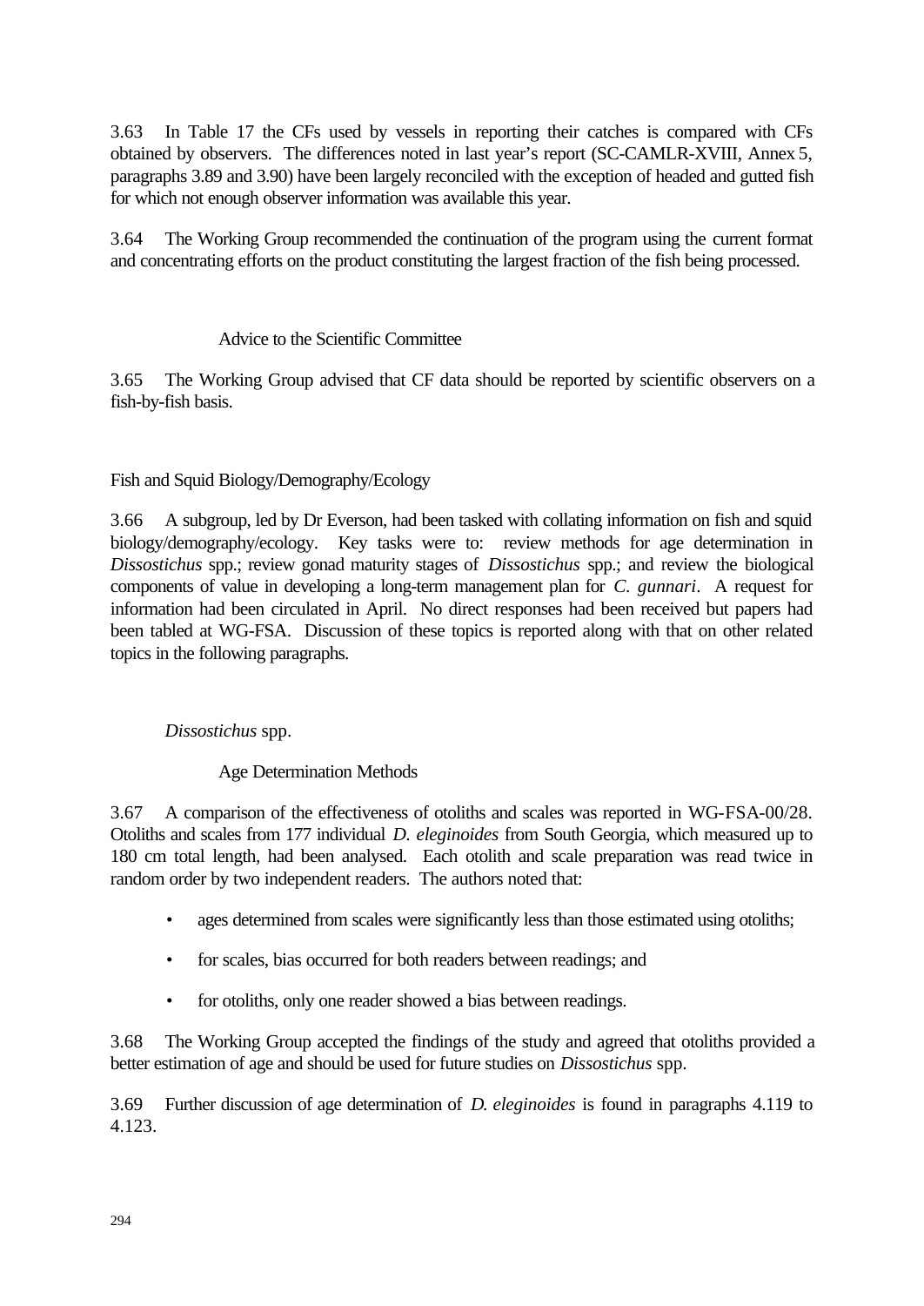3.63 In Table 17 the CFs used by vessels in reporting their catches is compared with CFs obtained by observers. The differences noted in last year's report (SC-CAMLR-XVIII, Annex 5, paragraphs 3.89 and 3.90) have been largely reconciled with the exception of headed and gutted fish for which not enough observer information was available this year.

3.64 The Working Group recommended the continuation of the program using the current format and concentrating efforts on the product constituting the largest fraction of the fish being processed.

#### Advice to the Scientific Committee

3.65 The Working Group advised that CF data should be reported by scientific observers on a fish-by-fish basis.

## Fish and Squid Biology/Demography/Ecology

3.66 A subgroup, led by Dr Everson, had been tasked with collating information on fish and squid biology/demography/ecology. Key tasks were to: review methods for age determination in *Dissostichus* spp.; review gonad maturity stages of *Dissostichus* spp.; and review the biological components of value in developing a long-term management plan for *C. gunnari*. A request for information had been circulated in April. No direct responses had been received but papers had been tabled at WG-FSA. Discussion of these topics is reported along with that on other related topics in the following paragraphs.

### *Dissostichus* spp.

#### Age Determination Methods

3.67 A comparison of the effectiveness of otoliths and scales was reported in WG-FSA-00/28. Otoliths and scales from 177 individual *D. eleginoides* from South Georgia, which measured up to 180 cm total length, had been analysed. Each otolith and scale preparation was read twice in random order by two independent readers. The authors noted that:

- ages determined from scales were significantly less than those estimated using otoliths;
- for scales, bias occurred for both readers between readings; and
- for otoliths, only one reader showed a bias between readings.

3.68 The Working Group accepted the findings of the study and agreed that otoliths provided a better estimation of age and should be used for future studies on *Dissostichus* spp.

3.69 Further discussion of age determination of *D. eleginoides* is found in paragraphs 4.119 to 4.123.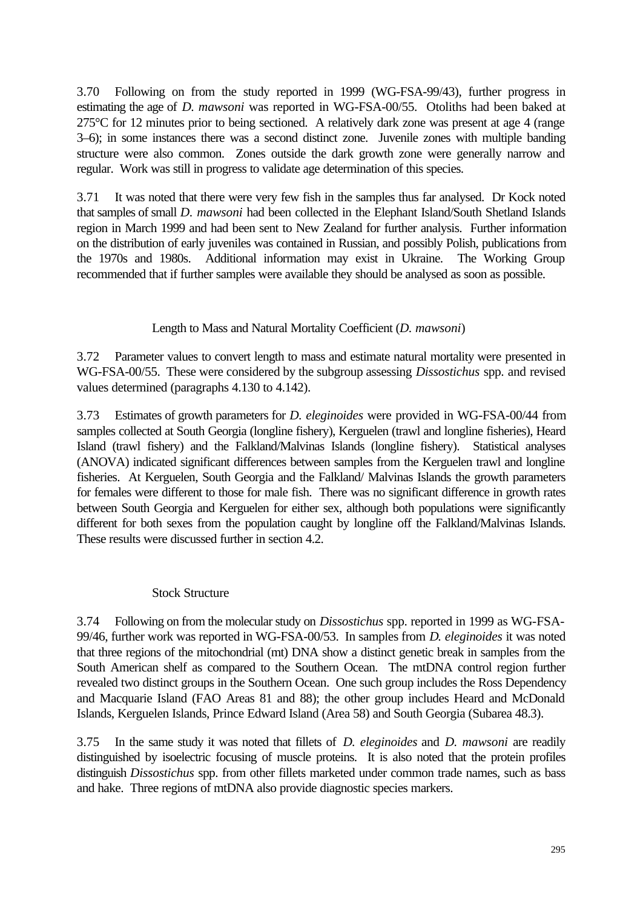3.70 Following on from the study reported in 1999 (WG-FSA-99/43), further progress in estimating the age of *D. mawsoni* was reported in WG-FSA-00/55. Otoliths had been baked at 275°C for 12 minutes prior to being sectioned. A relatively dark zone was present at age 4 (range 3–6); in some instances there was a second distinct zone. Juvenile zones with multiple banding structure were also common. Zones outside the dark growth zone were generally narrow and regular. Work was still in progress to validate age determination of this species.

3.71 It was noted that there were very few fish in the samples thus far analysed. Dr Kock noted that samples of small *D. mawsoni* had been collected in the Elephant Island/South Shetland Islands region in March 1999 and had been sent to New Zealand for further analysis. Further information on the distribution of early juveniles was contained in Russian, and possibly Polish, publications from the 1970s and 1980s. Additional information may exist in Ukraine. The Working Group recommended that if further samples were available they should be analysed as soon as possible.

### Length to Mass and Natural Mortality Coefficient (*D. mawsoni*)

3.72 Parameter values to convert length to mass and estimate natural mortality were presented in WG-FSA-00/55. These were considered by the subgroup assessing *Dissostichus* spp. and revised values determined (paragraphs 4.130 to 4.142).

3.73 Estimates of growth parameters for *D. eleginoides* were provided in WG-FSA-00/44 from samples collected at South Georgia (longline fishery), Kerguelen (trawl and longline fisheries), Heard Island (trawl fishery) and the Falkland/Malvinas Islands (longline fishery). Statistical analyses (ANOVA) indicated significant differences between samples from the Kerguelen trawl and longline fisheries. At Kerguelen, South Georgia and the Falkland/ Malvinas Islands the growth parameters for females were different to those for male fish. There was no significant difference in growth rates between South Georgia and Kerguelen for either sex, although both populations were significantly different for both sexes from the population caught by longline off the Falkland/Malvinas Islands. These results were discussed further in section 4.2.

### Stock Structure

3.74 Following on from the molecular study on *Dissostichus* spp. reported in 1999 as WG-FSA-99/46, further work was reported in WG-FSA-00/53. In samples from *D. eleginoides* it was noted that three regions of the mitochondrial (mt) DNA show a distinct genetic break in samples from the South American shelf as compared to the Southern Ocean. The mtDNA control region further revealed two distinct groups in the Southern Ocean. One such group includes the Ross Dependency and Macquarie Island (FAO Areas 81 and 88); the other group includes Heard and McDonald Islands, Kerguelen Islands, Prince Edward Island (Area 58) and South Georgia (Subarea 48.3).

3.75 In the same study it was noted that fillets of *D. eleginoides* and *D. mawsoni* are readily distinguished by isoelectric focusing of muscle proteins. It is also noted that the protein profiles distinguish *Dissostichus* spp. from other fillets marketed under common trade names, such as bass and hake. Three regions of mtDNA also provide diagnostic species markers.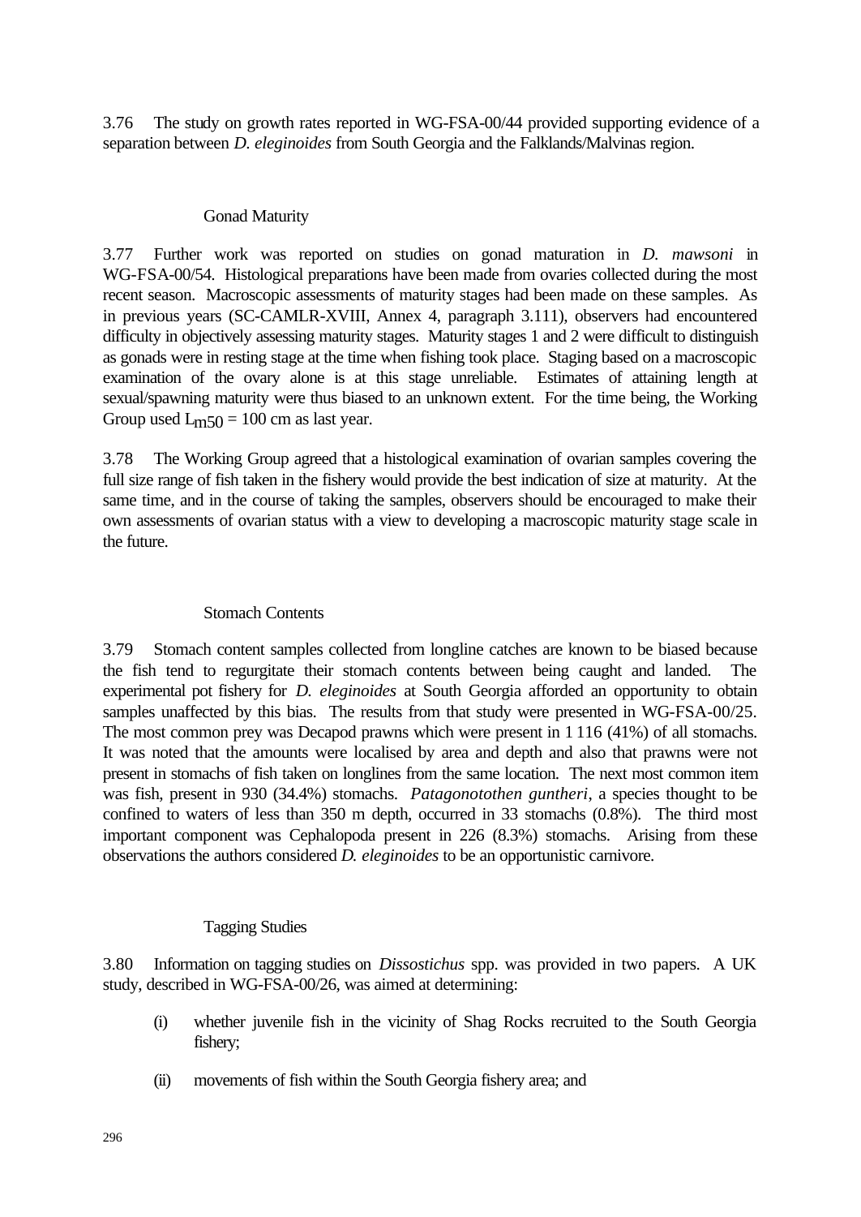3.76 The study on growth rates reported in WG-FSA-00/44 provided supporting evidence of a separation between *D. eleginoides* from South Georgia and the Falklands/Malvinas region.

### Gonad Maturity

3.77 Further work was reported on studies on gonad maturation in *D. mawsoni* in WG-FSA-00/54. Histological preparations have been made from ovaries collected during the most recent season. Macroscopic assessments of maturity stages had been made on these samples. As in previous years (SC-CAMLR-XVIII, Annex 4, paragraph 3.111), observers had encountered difficulty in objectively assessing maturity stages. Maturity stages 1 and 2 were difficult to distinguish as gonads were in resting stage at the time when fishing took place. Staging based on a macroscopic examination of the ovary alone is at this stage unreliable. Estimates of attaining length at sexual/spawning maturity were thus biased to an unknown extent. For the time being, the Working Group used $L_{m50}$ = 100 cm as last year.

3.78 The Working Group agreed that a histological examination of ovarian samples covering the full size range of fish taken in the fishery would provide the best indication of size at maturity. At the same time, and in the course of taking the samples, observers should be encouraged to make their own assessments of ovarian status with a view to developing a macroscopic maturity stage scale in the future.

### Stomach Contents

3.79 Stomach content samples collected from longline catches are known to be biased because the fish tend to regurgitate their stomach contents between being caught and landed. The experimental pot fishery for *D. eleginoides* at South Georgia afforded an opportunity to obtain samples unaffected by this bias. The results from that study were presented in WG-FSA-00/25. The most common prey was Decapod prawns which were present in 1 116 (41%) of all stomachs. It was noted that the amounts were localised by area and depth and also that prawns were not present in stomachs of fish taken on longlines from the same location. The next most common item was fish, present in 930 (34.4%) stomachs. *Patagonotothen guntheri*, a species thought to be confined to waters of less than 350 m depth, occurred in 33 stomachs (0.8%). The third most important component was Cephalopoda present in 226 (8.3%) stomachs. Arising from these observations the authors considered *D. eleginoides* to be an opportunistic carnivore.

### Tagging Studies

3.80 Information on tagging studies on *Dissostichus* spp. was provided in two papers. A UK study, described in WG-FSA-00/26, was aimed at determining:

(i) whether juvenile fish in the vicinity of Shag Rocks recruited to the South Georgia fishery;

(ii) movements of fish within the South Georgia fishery area; and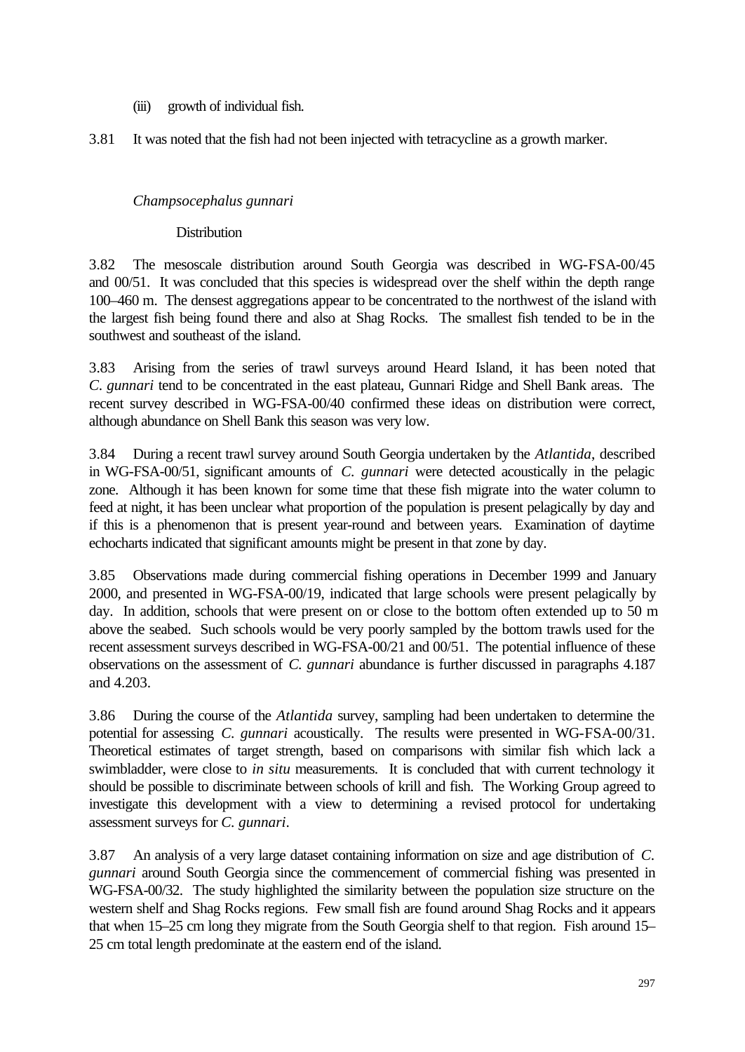(iii) growth of individual fish.

3.81 It was noted that the fish had not been injected with tetracycline as a growth marker.

### *Champsocephalus gunnari*

#### Distribution

3.82 The mesoscale distribution around South Georgia was described in WG-FSA-00/45 and 00/51. It was concluded that this species is widespread over the shelf within the depth range 100–460 m. The densest aggregations appear to be concentrated to the northwest of the island with the largest fish being found there and also at Shag Rocks. The smallest fish tended to be in the southwest and southeast of the island.

3.83 Arising from the series of trawl surveys around Heard Island, it has been noted that *C. gunnari* tend to be concentrated in the east plateau, Gunnari Ridge and Shell Bank areas. The recent survey described in WG-FSA-00/40 confirmed these ideas on distribution were correct, although abundance on Shell Bank this season was very low.

3.84 During a recent trawl survey around South Georgia undertaken by the *Atlantida*, described in WG-FSA-00/51, significant amounts of *C. gunnari* were detected acoustically in the pelagic zone. Although it has been known for some time that these fish migrate into the water column to feed at night, it has been unclear what proportion of the population is present pelagically by day and if this is a phenomenon that is present year-round and between years. Examination of daytime echocharts indicated that significant amounts might be present in that zone by day.

3.85 Observations made during commercial fishing operations in December 1999 and January 2000, and presented in WG-FSA-00/19, indicated that large schools were present pelagically by day. In addition, schools that were present on or close to the bottom often extended up to 50 m above the seabed. Such schools would be very poorly sampled by the bottom trawls used for the recent assessment surveys described in WG-FSA-00/21 and 00/51. The potential influence of these observations on the assessment of *C. gunnari* abundance is further discussed in paragraphs 4.187 and 4.203.

3.86 During the course of the *Atlantida* survey, sampling had been undertaken to determine the potential for assessing *C. gunnari* acoustically. The results were presented in WG-FSA-00/31. Theoretical estimates of target strength, based on comparisons with similar fish which lack a swimbladder, were close to *in situ* measurements. It is concluded that with current technology it should be possible to discriminate between schools of krill and fish. The Working Group agreed to investigate this development with a view to determining a revised protocol for undertaking assessment surveys for *C. gunnari*.

3.87 An analysis of a very large dataset containing information on size and age distribution of *C. gunnari* around South Georgia since the commencement of commercial fishing was presented in WG-FSA-00/32. The study highlighted the similarity between the population size structure on the western shelf and Shag Rocks regions. Few small fish are found around Shag Rocks and it appears that when 15–25 cm long they migrate from the South Georgia shelf to that region. Fish around 15–25 cm total length predominate at the eastern end of the island.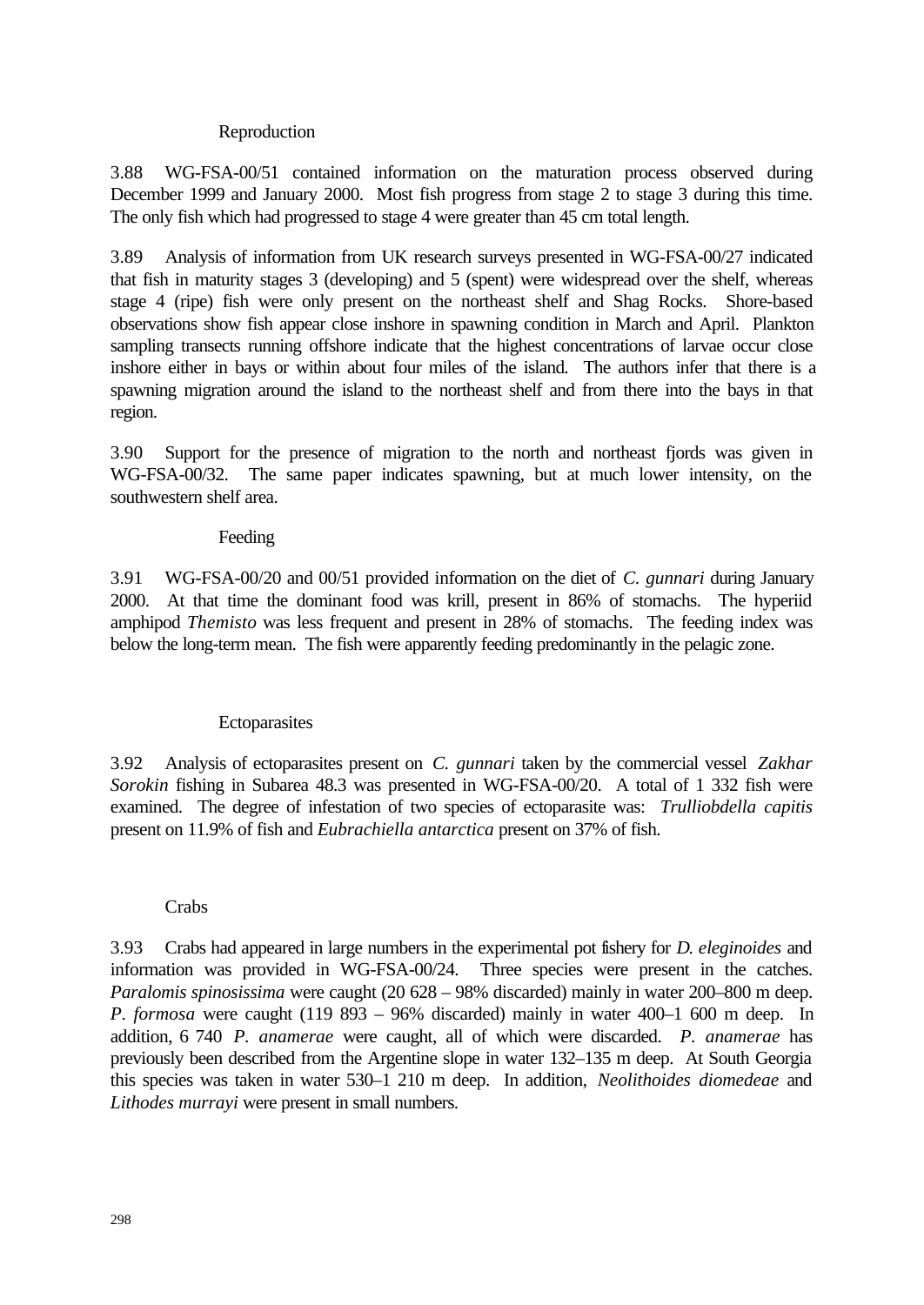Reproduction

3.88 WG-FSA-00/51 contained information on the maturation process observed during December 1999 and January 2000. Most fish progress from stage 2 to stage 3 during this time. The only fish which had progressed to stage 4 were greater than 45 cm total length.

3.89 Analysis of information from UK research surveys presented in WG-FSA-00/27 indicated that fish in maturity stages 3 (developing) and 5 (spent) were widespread over the shelf, whereas stage 4 (ripe) fish were only present on the northeast shelf and Shag Rocks. Shore-based observations show fish appear close inshore in spawning condition in March and April. Plankton sampling transects running offshore indicate that the highest concentrations of larvae occur close inshore either in bays or within about four miles of the island. The authors infer that there is a spawning migration around the island to the northeast shelf and from there into the bays in that region.

3.90 Support for the presence of migration to the north and northeast fjords was given in WG-FSA-00/32. The same paper indicates spawning, but at much lower intensity, on the southwestern shelf area.

Feeding

3.91 WG-FSA-00/20 and 00/51 provided information on the diet of *C. gunnari* during January 2000. At that time the dominant food was krill, present in 86% of stomachs. The hyperiid amphipod *Themisto* was less frequent and present in 28% of stomachs. The feeding index was below the long-term mean. The fish were apparently feeding predominantly in the pelagic zone.

Ectoparasites

3.92 Analysis of ectoparasites present on *C. gunnari* taken by the commercial vessel *Zakhar Sorokin* fishing in Subarea 48.3 was presented in WG-FSA-00/20. A total of 1 332 fish were examined. The degree of infestation of two species of ectoparasite was: *Trulliobdella capitis* present on 11.9% of fish and *Eubrachiella antarctica* present on 37% of fish.

Crabs

3.93 Crabs had appeared in large numbers in the experimental pot fishery for *D. eleginoides* and information was provided in WG-FSA-00/24. Three species were present in the catches. *Paralomis spinosissima* were caught (20 628 – 98% discarded) mainly in water 200–800 m deep. *P. formosa* were caught (119 893 – 96% discarded) mainly in water 400–1 600 m deep. In addition, 6 740 *P. anamerae* were caught, all of which were discarded. *P. anamerae* has previously been described from the Argentine slope in water 132–135 m deep. At South Georgia this species was taken in water 530–1 210 m deep. In addition, *Neolithoides diomedeae* and *Lithodes murrayi* were present in small numbers.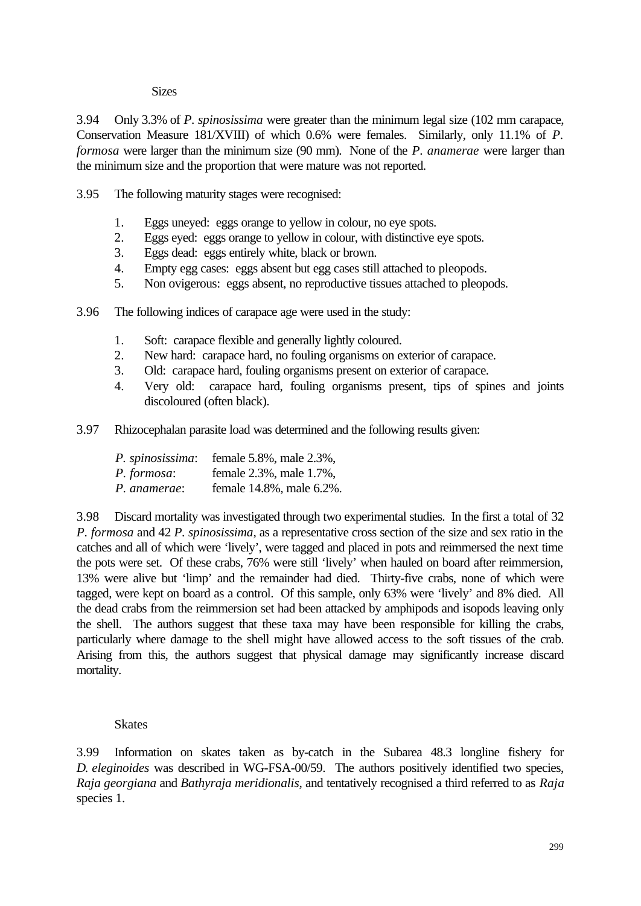#### Sizes

3.94 Only 3.3% of *P. spinosissima* were greater than the minimum legal size (102 mm carapace, Conservation Measure 181/XVIII) of which 0.6% were females. Similarly, only 11.1% of *P. formosa* were larger than the minimum size (90 mm). None of the *P. anamerae* were larger than the minimum size and the proportion that were mature was not reported.

3.95 The following maturity stages were recognised:

1. Eggs uneyed: eggs orange to yellow in colour, no eye spots.
2. Eggs eyed: eggs orange to yellow in colour, with distinctive eye spots.
3. Eggs dead: eggs entirely white, black or brown.
4. Empty egg cases: eggs absent but egg cases still attached to pleopods.
5. Non ovigerous: eggs absent, no reproductive tissues attached to pleopods.

3.96 The following indices of carapace age were used in the study:

1. Soft: carapace flexible and generally lightly coloured.
2. New hard: carapace hard, no fouling organisms on exterior of carapace.
3. Old: carapace hard, fouling organisms present on exterior of carapace.
4. Very old: carapace hard, fouling organisms present, tips of spines and joints discoloured (often black).

3.97 Rhizocephalan parasite load was determined and the following results given:

*P. spinosissima*: female 5.8%, male 2.3%,
*P. formosa*: female 2.3%, male 1.7%,
*P. anamerae*: female 14.8%, male 6.2%.

3.98 Discard mortality was investigated through two experimental studies. In the first a total of 32 *P. formosa* and 42 *P. spinosissima*, as a representative cross section of the size and sex ratio in the catches and all of which were 'lively', were tagged and placed in pots and reimmersed the next time the pots were set. Of these crabs, 76% were still 'lively' when hauled on board after reimmersion, 13% were alive but 'limp' and the remainder had died. Thirty-five crabs, none of which were tagged, were kept on board as a control. Of this sample, only 63% were 'lively' and 8% died. All the dead crabs from the reimmersion set had been attacked by amphipods and isopods leaving only the shell. The authors suggest that these taxa may have been responsible for killing the crabs, particularly where damage to the shell might have allowed access to the soft tissues of the crab. Arising from this, the authors suggest that physical damage may significantly increase discard mortality.

### Skates

3.99 Information on skates taken as by-catch in the Subarea 48.3 longline fishery for *D. eleginoides* was described in WG-FSA-00/59. The authors positively identified two species, *Raja georgiana* and *Bathyraja meridionalis*, and tentatively recognised a third referred to as *Raja* species 1.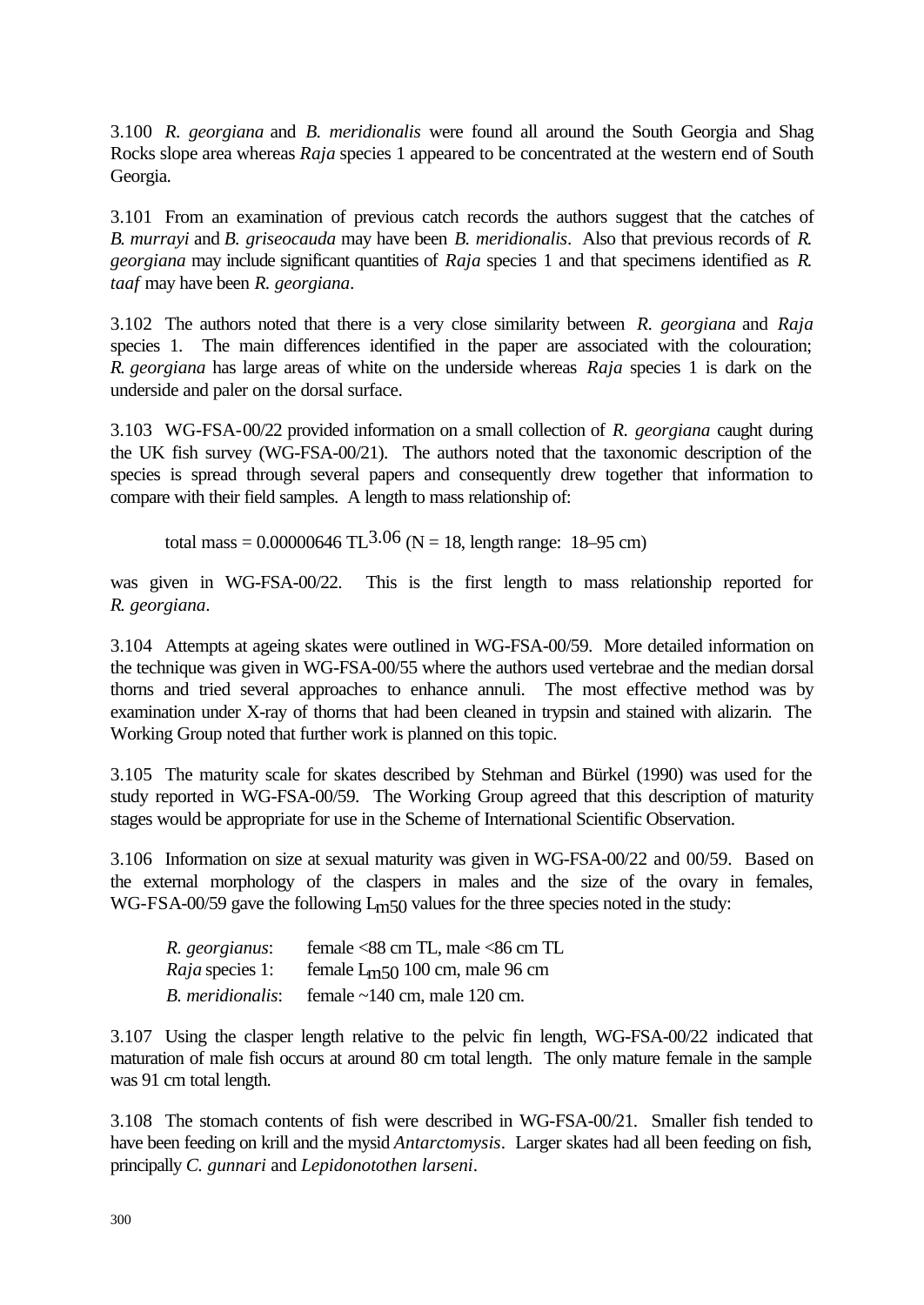3.100 *R. georgiana* and *B. meridionalis* were found all around the South Georgia and Shag Rocks slope area whereas *Raja* species 1 appeared to be concentrated at the western end of South Georgia.

3.101 From an examination of previous catch records the authors suggest that the catches of *B. murrayi* and *B. griseocauda* may have been *B. meridionalis*. Also that previous records of *R. georgiana* may include significant quantities of *Raja* species 1 and that specimens identified as *R. taaf* may have been *R. georgiana*.

3.102 The authors noted that there is a very close similarity between *R. georgiana* and *Raja* species 1. The main differences identified in the paper are associated with the colouration; *R. georgiana* has large areas of white on the underside whereas *Raja* species 1 is dark on the underside and paler on the dorsal surface.

3.103 WG-FSA-00/22 provided information on a small collection of *R. georgiana* caught during the UK fish survey (WG-FSA-00/21). The authors noted that the taxonomic description of the species is spread through several papers and consequently drew together that information to compare with their field samples. A length to mass relationship of:

total mass = 0.00000646 $TL^{3.06}$ (N = 18, length range: 18–95 cm)

was given in WG-FSA-00/22. This is the first length to mass relationship reported for *R. georgiana*.

3.104 Attempts at ageing skates were outlined in WG-FSA-00/59. More detailed information on the technique was given in WG-FSA-00/55 where the authors used vertebrae and the median dorsal thorns and tried several approaches to enhance annuli. The most effective method was by examination under X-ray of thorns that had been cleaned in trypsin and stained with alizarin. The Working Group noted that further work is planned on this topic.

3.105 The maturity scale for skates described by Stehman and Bürkel (1990) was used for the study reported in WG-FSA-00/59. The Working Group agreed that this description of maturity stages would be appropriate for use in the Scheme of International Scientific Observation.

3.106 Information on size at sexual maturity was given in WG-FSA-00/22 and 00/59. Based on the external morphology of the claspers in males and the size of the ovary in females, WG-FSA-00/59 gave the following $L_{m50}$ values for the three species noted in the study:

| | |
|---|---|
| *R. georgianus*: | female <88 cm TL, male <86 cm TL |
| *Raja* species 1: | female $L_{m50}$ 100 cm, male 96 cm |
| *B. meridionalis*: | female ~140 cm, male 120 cm. |

3.107 Using the clasper length relative to the pelvic fin length, WG-FSA-00/22 indicated that maturation of male fish occurs at around 80 cm total length. The only mature female in the sample was 91 cm total length.

3.108 The stomach contents of fish were described in WG-FSA-00/21. Smaller fish tended to have been feeding on krill and the mysid *Antarctomysis*. Larger skates had all been feeding on fish, principally *C. gunnari* and *Lepidonotothen larseni*.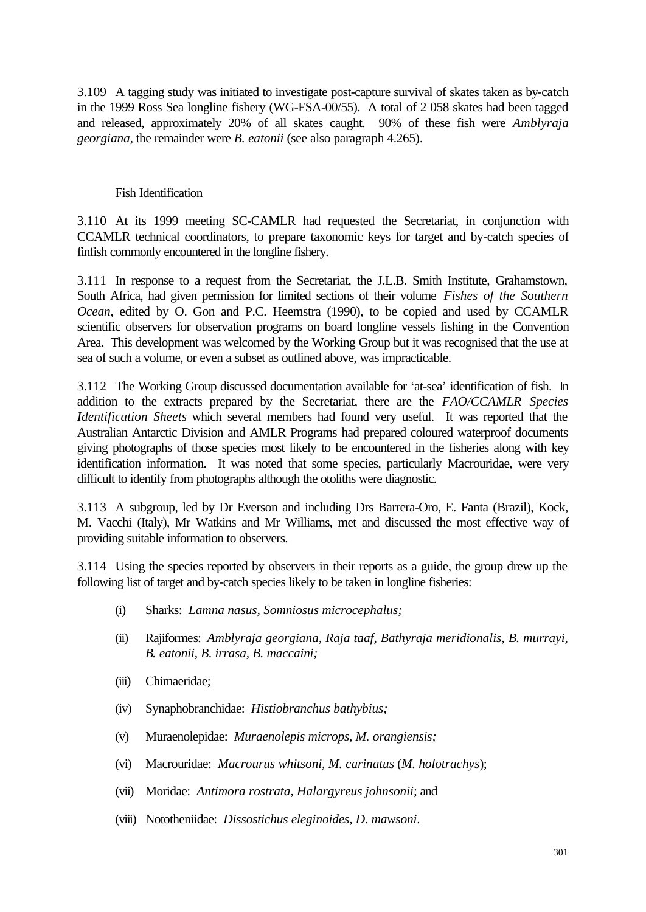3.109 A tagging study was initiated to investigate post-capture survival of skates taken as by-catch in the 1999 Ross Sea longline fishery (WG-FSA-00/55). A total of 2 058 skates had been tagged and released, approximately 20% of all skates caught. 90% of these fish were *Amblyraja georgiana*, the remainder were *B. eatonii* (see also paragraph 4.265).

### Fish Identification

3.110 At its 1999 meeting SC-CAMLR had requested the Secretariat, in conjunction with CCAMLR technical coordinators, to prepare taxonomic keys for target and by-catch species of finfish commonly encountered in the longline fishery.

3.111 In response to a request from the Secretariat, the J.L.B. Smith Institute, Grahamstown, South Africa, had given permission for limited sections of their volume *Fishes of the Southern Ocean*, edited by O. Gon and P.C. Heemstra (1990), to be copied and used by CCAMLR scientific observers for observation programs on board longline vessels fishing in the Convention Area. This development was welcomed by the Working Group but it was recognised that the use at sea of such a volume, or even a subset as outlined above, was impracticable.

3.112 The Working Group discussed documentation available for 'at-sea' identification of fish. In addition to the extracts prepared by the Secretariat, there are the *FAO/CCAMLR Species Identification Sheets* which several members had found very useful. It was reported that the Australian Antarctic Division and AMLR Programs had prepared coloured waterproof documents giving photographs of those species most likely to be encountered in the fisheries along with key identification information. It was noted that some species, particularly Macrouridae, were very difficult to identify from photographs although the otoliths were diagnostic.

3.113 A subgroup, led by Dr Everson and including Drs Barrera-Oro, E. Fanta (Brazil), Kock, M. Vacchi (Italy), Mr Watkins and Mr Williams, met and discussed the most effective way of providing suitable information to observers.

3.114 Using the species reported by observers in their reports as a guide, the group drew up the following list of target and by-catch species likely to be taken in longline fisheries:

(i) Sharks: *Lamna nasus, Somniosus microcephalus;*

(ii) Rajiformes: *Amblyraja georgiana, Raja taaf, Bathyraja meridionalis, B. murrayi, B. eatonii, B. irrasa, B. maccaini;*

(iii) Chimaeridae;

(iv) Synaphobranchidae: *Histiobranchus bathybius;*

(v) Muraenolepidae: *Muraenolepis microps, M. orangiensis;*

(vi) Macrouridae: *Macrourus whitsoni, M. carinatus* (*M. holotrachys*);

(vii) Moridae: *Antimora rostrata, Halargyreus johnsonii*; and

(viii) Nototheniidae: *Dissostichus eleginoides, D. mawsoni*.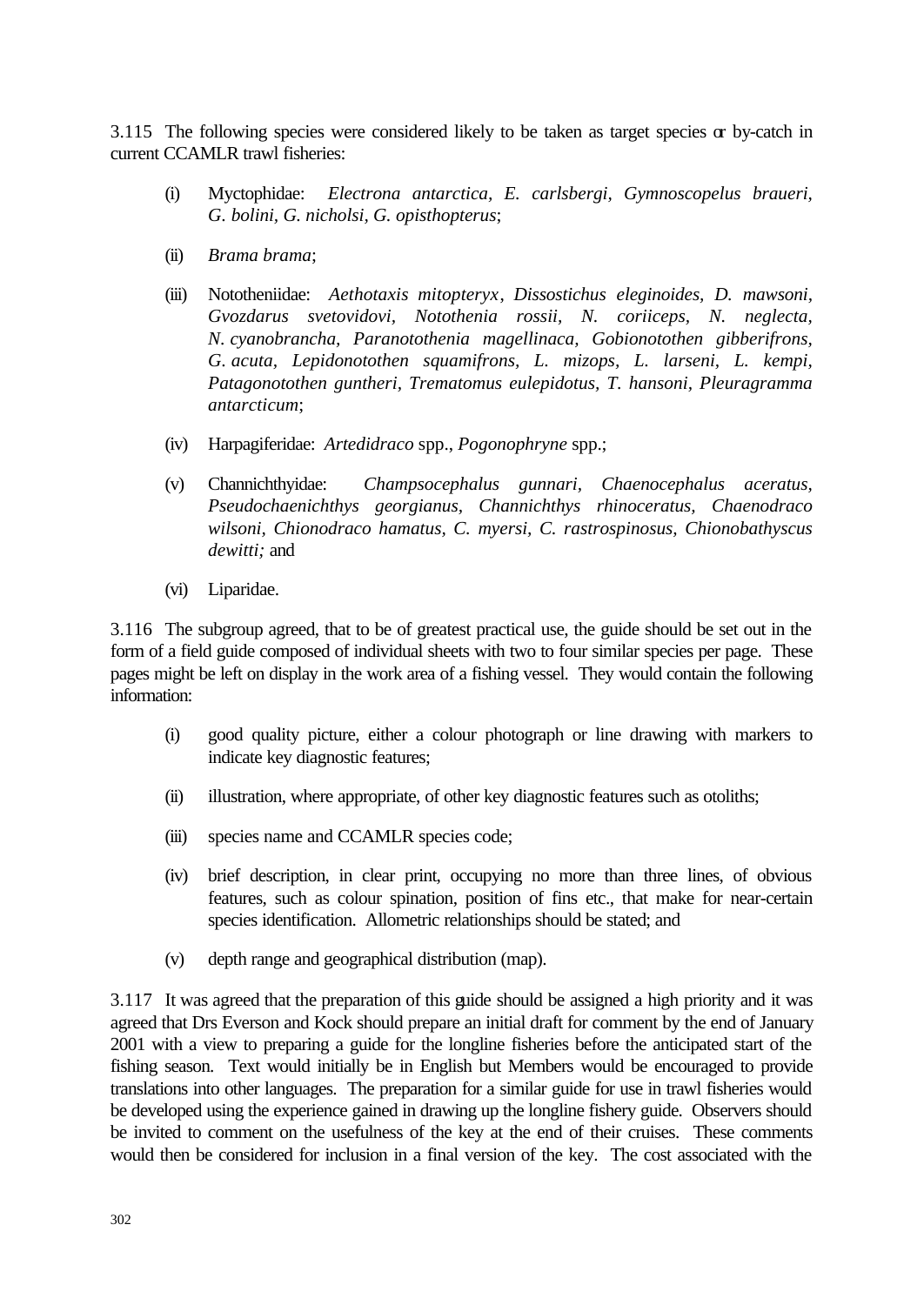3.115 The following species were considered likely to be taken as target species or by-catch in current CCAMLR trawl fisheries:

(i) Myctophidae: *Electrona antarctica*, *E. carlsbergi*, *Gymnoscopelus braueri*, *G. bolini*, *G. nicholsi*, *G. opisthopterus*;

(ii) *Brama brama*;

(iii) Nototheniidae: *Aethotaxis mitopteryx*, *Dissostichus eleginoides*, *D. mawsoni*, *Gvozdarus svetovidovi*, *Notothenia rossii*, *N. coriiceps*, *N. neglecta*, *N. cyanobrancha*, *Paranotothenia magellinaca*, *Gobionotothen gibberifrons*, *G. acuta*, *Lepidonotothen squamifrons*, *L. mizops*, *L. larseni*, *L. kempi*, *Patagonotothen guntheri*, *Trematomus eulepidotus*, *T. hansoni*, *Pleuragramma antarcticum*;

(iv) Harpagiferidae: *Artedidraco* spp., *Pogonophryne* spp.;

(v) Channichthyidae: *Champsocephalus gunnari*, *Chaenocephalus aceratus*, *Pseudochaenichthys georgianus*, *Channichthys rhinoceratus*, *Chaenodraco wilsoni*, *Chionodraco hamatus*, *C. myersi*, *C. rastrospinosus*, *Chionobathyscus dewitti;* and

(vi) Liparidae.

3.116 The subgroup agreed, that to be of greatest practical use, the guide should be set out in the form of a field guide composed of individual sheets with two to four similar species per page. These pages might be left on display in the work area of a fishing vessel. They would contain the following information:

(i) good quality picture, either a colour photograph or line drawing with markers to indicate key diagnostic features;

(ii) illustration, where appropriate, of other key diagnostic features such as otoliths;

(iii) species name and CCAMLR species code;

(iv) brief description, in clear print, occupying no more than three lines, of obvious features, such as colour spination, position of fins etc., that make for near-certain species identification. Allometric relationships should be stated; and

(v) depth range and geographical distribution (map).

3.117 It was agreed that the preparation of this guide should be assigned a high priority and it was agreed that Drs Everson and Kock should prepare an initial draft for comment by the end of January 2001 with a view to preparing a guide for the longline fisheries before the anticipated start of the fishing season. Text would initially be in English but Members would be encouraged to provide translations into other languages. The preparation for a similar guide for use in trawl fisheries would be developed using the experience gained in drawing up the longline fishery guide. Observers should be invited to comment on the usefulness of the key at the end of their cruises. These comments would then be considered for inclusion in a final version of the key. The cost associated with the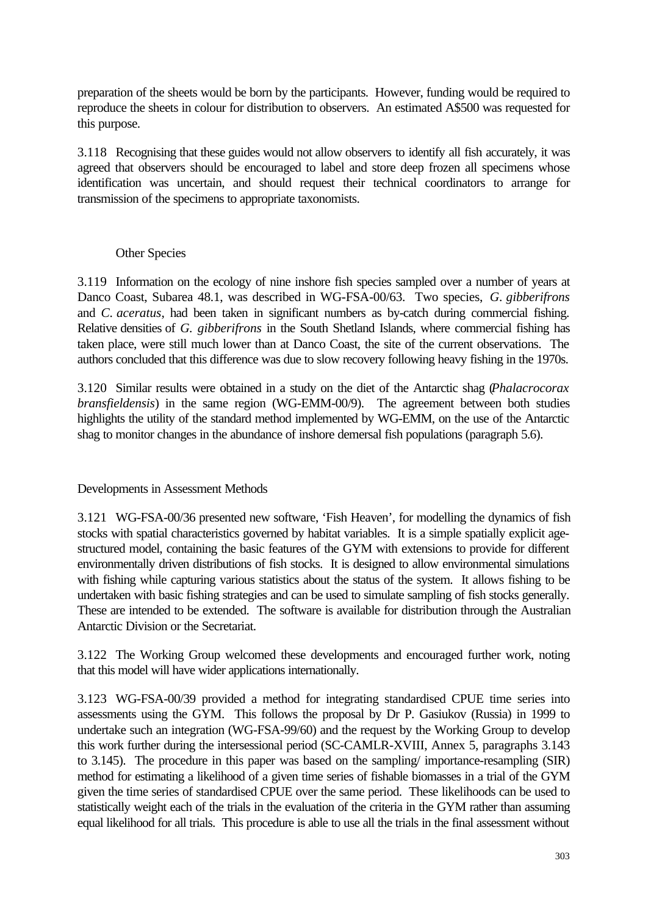preparation of the sheets would be born by the participants. However, funding would be required to reproduce the sheets in colour for distribution to observers. An estimated A$500 was requested for this purpose.

3.118 Recognising that these guides would not allow observers to identify all fish accurately, it was agreed that observers should be encouraged to label and store deep frozen all specimens whose identification was uncertain, and should request their technical coordinators to arrange for transmission of the specimens to appropriate taxonomists.

### Other Species

3.119 Information on the ecology of nine inshore fish species sampled over a number of years at Danco Coast, Subarea 48.1, was described in WG-FSA-00/63. Two species, *G. gibberifrons* and *C. aceratus*, had been taken in significant numbers as by-catch during commercial fishing. Relative densities of *G. gibberifrons* in the South Shetland Islands, where commercial fishing has taken place, were still much lower than at Danco Coast, the site of the current observations. The authors concluded that this difference was due to slow recovery following heavy fishing in the 1970s.

3.120 Similar results were obtained in a study on the diet of the Antarctic shag (*Phalacrocorax bransfieldensis*) in the same region (WG-EMM-00/9). The agreement between both studies highlights the utility of the standard method implemented by WG-EMM, on the use of the Antarctic shag to monitor changes in the abundance of inshore demersal fish populations (paragraph 5.6).

## Developments in Assessment Methods

3.121 WG-FSA-00/36 presented new software, 'Fish Heaven', for modelling the dynamics of fish stocks with spatial characteristics governed by habitat variables. It is a simple spatially explicit age-structured model, containing the basic features of the GYM with extensions to provide for different environmentally driven distributions of fish stocks. It is designed to allow environmental simulations with fishing while capturing various statistics about the status of the system. It allows fishing to be undertaken with basic fishing strategies and can be used to simulate sampling of fish stocks generally. These are intended to be extended. The software is available for distribution through the Australian Antarctic Division or the Secretariat.

3.122 The Working Group welcomed these developments and encouraged further work, noting that this model will have wider applications internationally.

3.123 WG-FSA-00/39 provided a method for integrating standardised CPUE time series into assessments using the GYM. This follows the proposal by Dr P. Gasiukov (Russia) in 1999 to undertake such an integration (WG-FSA-99/60) and the request by the Working Group to develop this work further during the intersessional period (SC-CAMLR-XVIII, Annex 5, paragraphs 3.143 to 3.145). The procedure in this paper was based on the sampling/ importance-resampling (SIR) method for estimating a likelihood of a given time series of fishable biomasses in a trial of the GYM given the time series of standardised CPUE over the same period. These likelihoods can be used to statistically weight each of the trials in the evaluation of the criteria in the GYM rather than assuming equal likelihood for all trials. This procedure is able to use all the trials in the final assessment without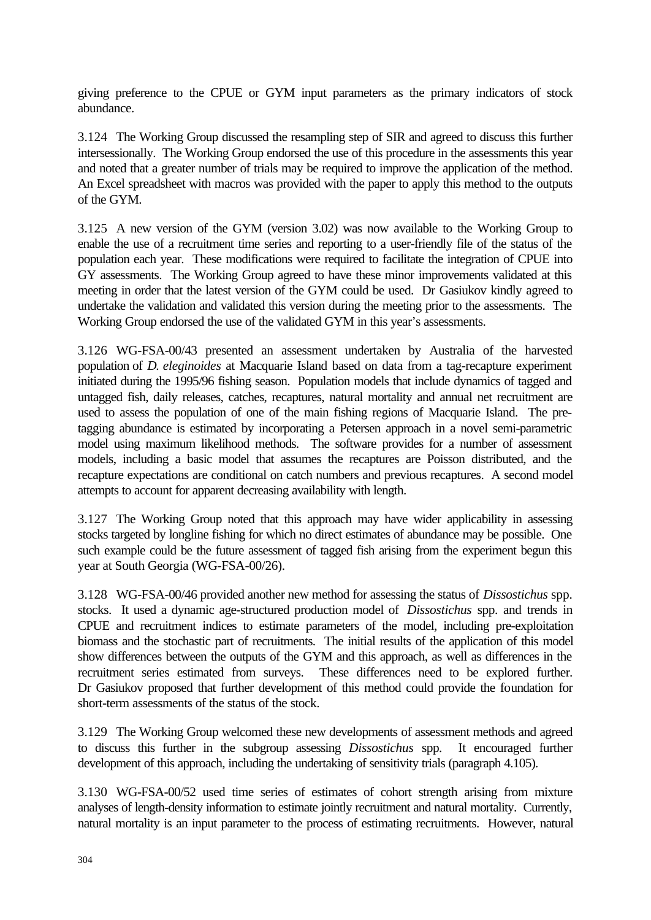giving preference to the CPUE or GYM input parameters as the primary indicators of stock abundance.

3.124 The Working Group discussed the resampling step of SIR and agreed to discuss this further intersessionally. The Working Group endorsed the use of this procedure in the assessments this year and noted that a greater number of trials may be required to improve the application of the method. An Excel spreadsheet with macros was provided with the paper to apply this method to the outputs of the GYM.

3.125 A new version of the GYM (version 3.02) was now available to the Working Group to enable the use of a recruitment time series and reporting to a user-friendly file of the status of the population each year. These modifications were required to facilitate the integration of CPUE into GY assessments. The Working Group agreed to have these minor improvements validated at this meeting in order that the latest version of the GYM could be used. Dr Gasiukov kindly agreed to undertake the validation and validated this version during the meeting prior to the assessments. The Working Group endorsed the use of the validated GYM in this year's assessments.

3.126 WG-FSA-00/43 presented an assessment undertaken by Australia of the harvested population of *D. eleginoides* at Macquarie Island based on data from a tag-recapture experiment initiated during the 1995/96 fishing season. Population models that include dynamics of tagged and untagged fish, daily releases, catches, recaptures, natural mortality and annual net recruitment are used to assess the population of one of the main fishing regions of Macquarie Island. The pre-tagging abundance is estimated by incorporating a Petersen approach in a novel semi-parametric model using maximum likelihood methods. The software provides for a number of assessment models, including a basic model that assumes the recaptures are Poisson distributed, and the recapture expectations are conditional on catch numbers and previous recaptures. A second model attempts to account for apparent decreasing availability with length.

3.127 The Working Group noted that this approach may have wider applicability in assessing stocks targeted by longline fishing for which no direct estimates of abundance may be possible. One such example could be the future assessment of tagged fish arising from the experiment begun this year at South Georgia (WG-FSA-00/26).

3.128 WG-FSA-00/46 provided another new method for assessing the status of *Dissostichus* spp. stocks. It used a dynamic age-structured production model of *Dissostichus* spp. and trends in CPUE and recruitment indices to estimate parameters of the model, including pre-exploitation biomass and the stochastic part of recruitments. The initial results of the application of this model show differences between the outputs of the GYM and this approach, as well as differences in the recruitment series estimated from surveys. These differences need to be explored further. Dr Gasiukov proposed that further development of this method could provide the foundation for short-term assessments of the status of the stock.

3.129 The Working Group welcomed these new developments of assessment methods and agreed to discuss this further in the subgroup assessing *Dissostichus* spp. It encouraged further development of this approach, including the undertaking of sensitivity trials (paragraph 4.105).

3.130 WG-FSA-00/52 used time series of estimates of cohort strength arising from mixture analyses of length-density information to estimate jointly recruitment and natural mortality. Currently, natural mortality is an input parameter to the process of estimating recruitments. However, natural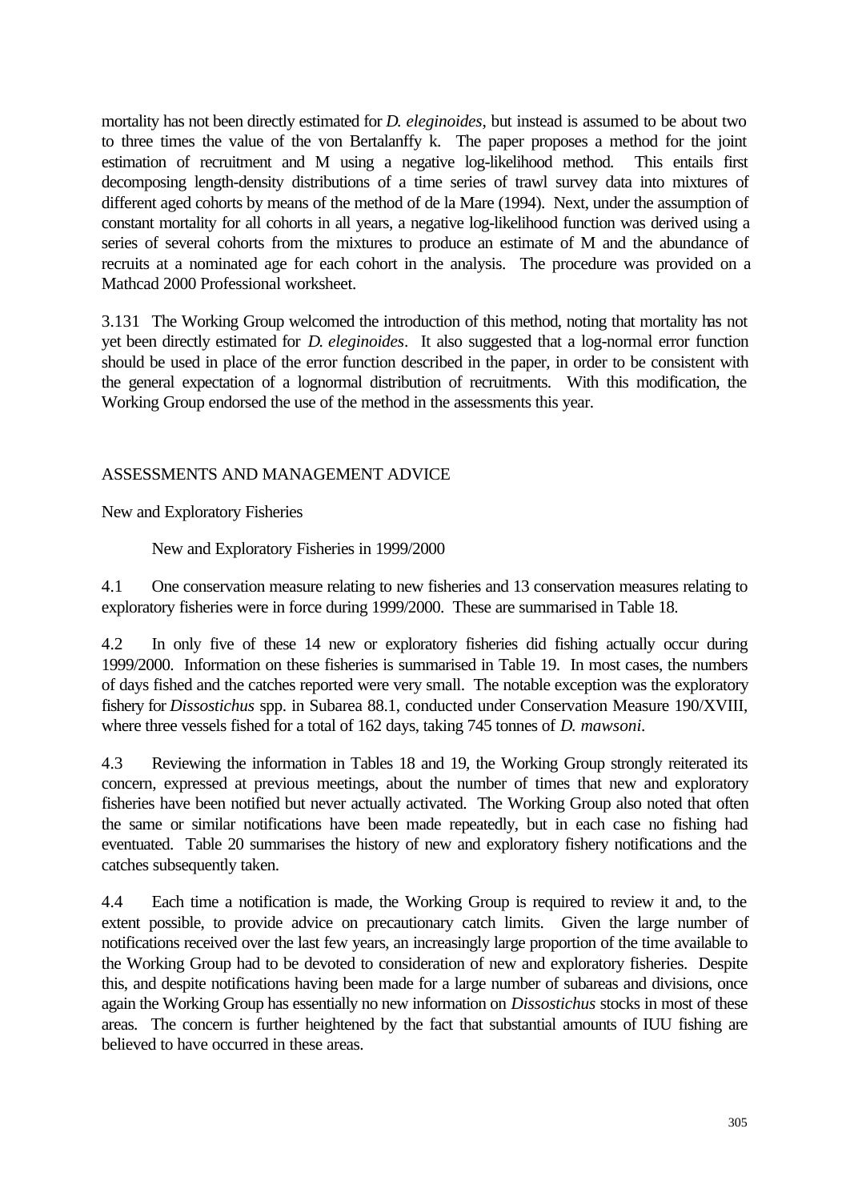mortality has not been directly estimated for *D. eleginoides*, but instead is assumed to be about two to three times the value of the von Bertalanffy k. The paper proposes a method for the joint estimation of recruitment and M using a negative log-likelihood method. This entails first decomposing length-density distributions of a time series of trawl survey data into mixtures of different aged cohorts by means of the method of de la Mare (1994). Next, under the assumption of constant mortality for all cohorts in all years, a negative log-likelihood function was derived using a series of several cohorts from the mixtures to produce an estimate of M and the abundance of recruits at a nominated age for each cohort in the analysis. The procedure was provided on a Mathcad 2000 Professional worksheet.

3.131 The Working Group welcomed the introduction of this method, noting that mortality has not yet been directly estimated for *D. eleginoides*. It also suggested that a log-normal error function should be used in place of the error function described in the paper, in order to be consistent with the general expectation of a lognormal distribution of recruitments. With this modification, the Working Group endorsed the use of the method in the assessments this year.

## ASSESSMENTS AND MANAGEMENT ADVICE

### New and Exploratory Fisheries

#### New and Exploratory Fisheries in 1999/2000

4.1 One conservation measure relating to new fisheries and 13 conservation measures relating to exploratory fisheries were in force during 1999/2000. These are summarised in Table 18.

4.2 In only five of these 14 new or exploratory fisheries did fishing actually occur during 1999/2000. Information on these fisheries is summarised in Table 19. In most cases, the numbers of days fished and the catches reported were very small. The notable exception was the exploratory fishery for *Dissostichus* spp. in Subarea 88.1, conducted under Conservation Measure 190/XVIII, where three vessels fished for a total of 162 days, taking 745 tonnes of *D. mawsoni*.

4.3 Reviewing the information in Tables 18 and 19, the Working Group strongly reiterated its concern, expressed at previous meetings, about the number of times that new and exploratory fisheries have been notified but never actually activated. The Working Group also noted that often the same or similar notifications have been made repeatedly, but in each case no fishing had eventuated. Table 20 summarises the history of new and exploratory fishery notifications and the catches subsequently taken.

4.4 Each time a notification is made, the Working Group is required to review it and, to the extent possible, to provide advice on precautionary catch limits. Given the large number of notifications received over the last few years, an increasingly large proportion of the time available to the Working Group had to be devoted to consideration of new and exploratory fisheries. Despite this, and despite notifications having been made for a large number of subareas and divisions, once again the Working Group has essentially no new information on *Dissostichus* stocks in most of these areas. The concern is further heightened by the fact that substantial amounts of IUU fishing are believed to have occurred in these areas.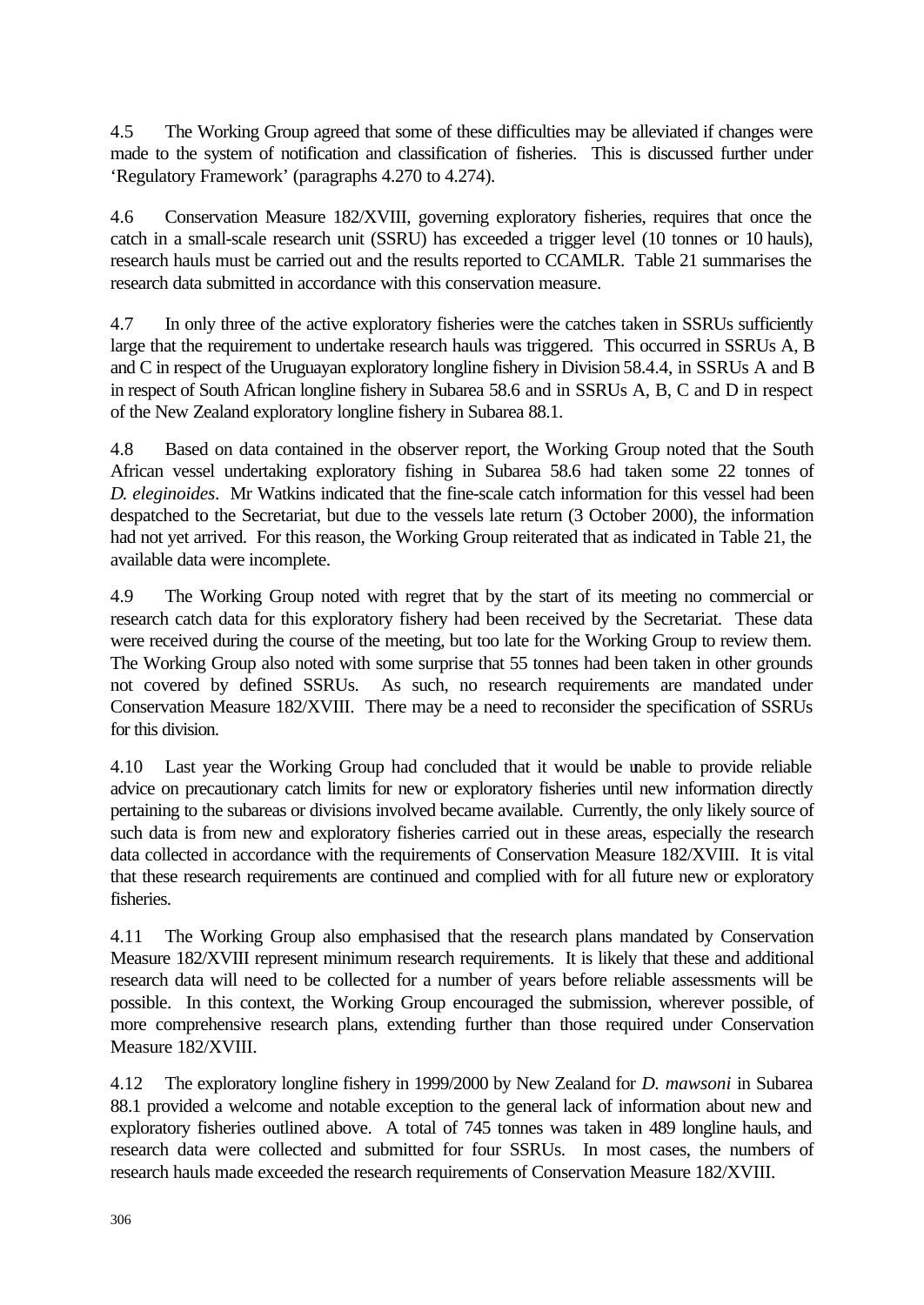4.5 The Working Group agreed that some of these difficulties may be alleviated if changes were made to the system of notification and classification of fisheries. This is discussed further under 'Regulatory Framework' (paragraphs 4.270 to 4.274).

4.6 Conservation Measure 182/XVIII, governing exploratory fisheries, requires that once the catch in a small-scale research unit (SSRU) has exceeded a trigger level (10 tonnes or 10 hauls), research hauls must be carried out and the results reported to CCAMLR. Table 21 summarises the research data submitted in accordance with this conservation measure.

4.7 In only three of the active exploratory fisheries were the catches taken in SSRUs sufficiently large that the requirement to undertake research hauls was triggered. This occurred in SSRUs A, B and C in respect of the Uruguayan exploratory longline fishery in Division 58.4.4, in SSRUs A and B in respect of South African longline fishery in Subarea 58.6 and in SSRUs A, B, C and D in respect of the New Zealand exploratory longline fishery in Subarea 88.1.

4.8 Based on data contained in the observer report, the Working Group noted that the South African vessel undertaking exploratory fishing in Subarea 58.6 had taken some 22 tonnes of *D. eleginoides*. Mr Watkins indicated that the fine-scale catch information for this vessel had been despatched to the Secretariat, but due to the vessels late return (3 October 2000), the information had not yet arrived. For this reason, the Working Group reiterated that as indicated in Table 21, the available data were incomplete.

4.9 The Working Group noted with regret that by the start of its meeting no commercial or research catch data for this exploratory fishery had been received by the Secretariat. These data were received during the course of the meeting, but too late for the Working Group to review them. The Working Group also noted with some surprise that 55 tonnes had been taken in other grounds not covered by defined SSRUs. As such, no research requirements are mandated under Conservation Measure 182/XVIII. There may be a need to reconsider the specification of SSRUs for this division.

4.10 Last year the Working Group had concluded that it would be unable to provide reliable advice on precautionary catch limits for new or exploratory fisheries until new information directly pertaining to the subareas or divisions involved became available. Currently, the only likely source of such data is from new and exploratory fisheries carried out in these areas, especially the research data collected in accordance with the requirements of Conservation Measure 182/XVIII. It is vital that these research requirements are continued and complied with for all future new or exploratory fisheries.

4.11 The Working Group also emphasised that the research plans mandated by Conservation Measure 182/XVIII represent minimum research requirements. It is likely that these and additional research data will need to be collected for a number of years before reliable assessments will be possible. In this context, the Working Group encouraged the submission, wherever possible, of more comprehensive research plans, extending further than those required under Conservation Measure 182/XVIII.

4.12 The exploratory longline fishery in 1999/2000 by New Zealand for *D. mawsoni* in Subarea 88.1 provided a welcome and notable exception to the general lack of information about new and exploratory fisheries outlined above. A total of 745 tonnes was taken in 489 longline hauls, and research data were collected and submitted for four SSRUs. In most cases, the numbers of research hauls made exceeded the research requirements of Conservation Measure 182/XVIII.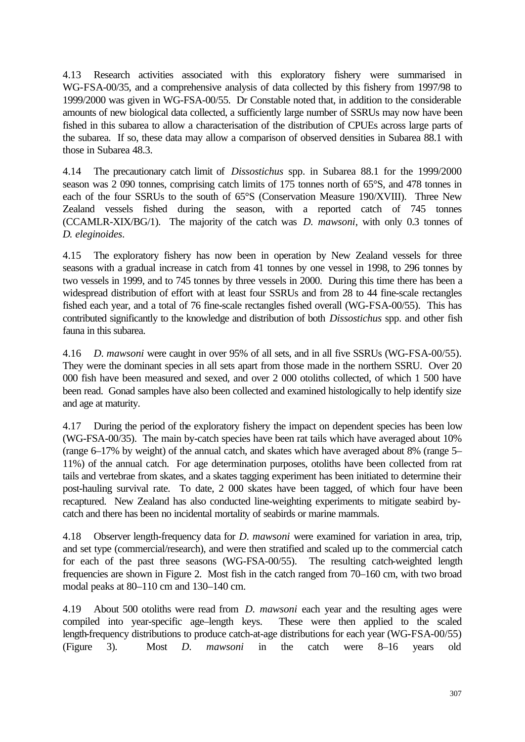4.13 Research activities associated with this exploratory fishery were summarised in WG-FSA-00/35, and a comprehensive analysis of data collected by this fishery from 1997/98 to 1999/2000 was given in WG-FSA-00/55. Dr Constable noted that, in addition to the considerable amounts of new biological data collected, a sufficiently large number of SSRUs may now have been fished in this subarea to allow a characterisation of the distribution of CPUEs across large parts of the subarea. If so, these data may allow a comparison of observed densities in Subarea 88.1 with those in Subarea 48.3.

4.14 The precautionary catch limit of *Dissostichus* spp. in Subarea 88.1 for the 1999/2000 season was 2 090 tonnes, comprising catch limits of 175 tonnes north of 65°S, and 478 tonnes in each of the four SSRUs to the south of 65°S (Conservation Measure 190/XVIII). Three New Zealand vessels fished during the season, with a reported catch of 745 tonnes (CCAMLR-XIX/BG/1). The majority of the catch was *D. mawsoni*, with only 0.3 tonnes of *D. eleginoides*.

4.15 The exploratory fishery has now been in operation by New Zealand vessels for three seasons with a gradual increase in catch from 41 tonnes by one vessel in 1998, to 296 tonnes by two vessels in 1999, and to 745 tonnes by three vessels in 2000. During this time there has been a widespread distribution of effort with at least four SSRUs and from 28 to 44 fine-scale rectangles fished each year, and a total of 76 fine-scale rectangles fished overall (WG-FSA-00/55). This has contributed significantly to the knowledge and distribution of both *Dissostichus* spp. and other fish fauna in this subarea.

4.16 *D. mawsoni* were caught in over 95% of all sets, and in all five SSRUs (WG-FSA-00/55). They were the dominant species in all sets apart from those made in the northern SSRU. Over 20 000 fish have been measured and sexed, and over 2 000 otoliths collected, of which 1 500 have been read. Gonad samples have also been collected and examined histologically to help identify size and age at maturity.

4.17 During the period of the exploratory fishery the impact on dependent species has been low (WG-FSA-00/35). The main by-catch species have been rat tails which have averaged about 10% (range 6–17% by weight) of the annual catch, and skates which have averaged about 8% (range 5–11%) of the annual catch. For age determination purposes, otoliths have been collected from rat tails and vertebrae from skates, and a skates tagging experiment has been initiated to determine their post-hauling survival rate. To date, 2 000 skates have been tagged, of which four have been recaptured. New Zealand has also conducted line-weighting experiments to mitigate seabird by-catch and there has been no incidental mortality of seabirds or marine mammals.

4.18 Observer length-frequency data for *D. mawsoni* were examined for variation in area, trip, and set type (commercial/research), and were then stratified and scaled up to the commercial catch for each of the past three seasons (WG-FSA-00/55). The resulting catch-weighted length frequencies are shown in Figure 2. Most fish in the catch ranged from 70–160 cm, with two broad modal peaks at 80–110 cm and 130–140 cm.

4.19 About 500 otoliths were read from *D. mawsoni* each year and the resulting ages were compiled into year-specific age–length keys. These were then applied to the scaled length-frequency distributions to produce catch-at-age distributions for each year (WG-FSA-00/55) (Figure 3). Most *D. mawsoni* in the catch were 8–16 years old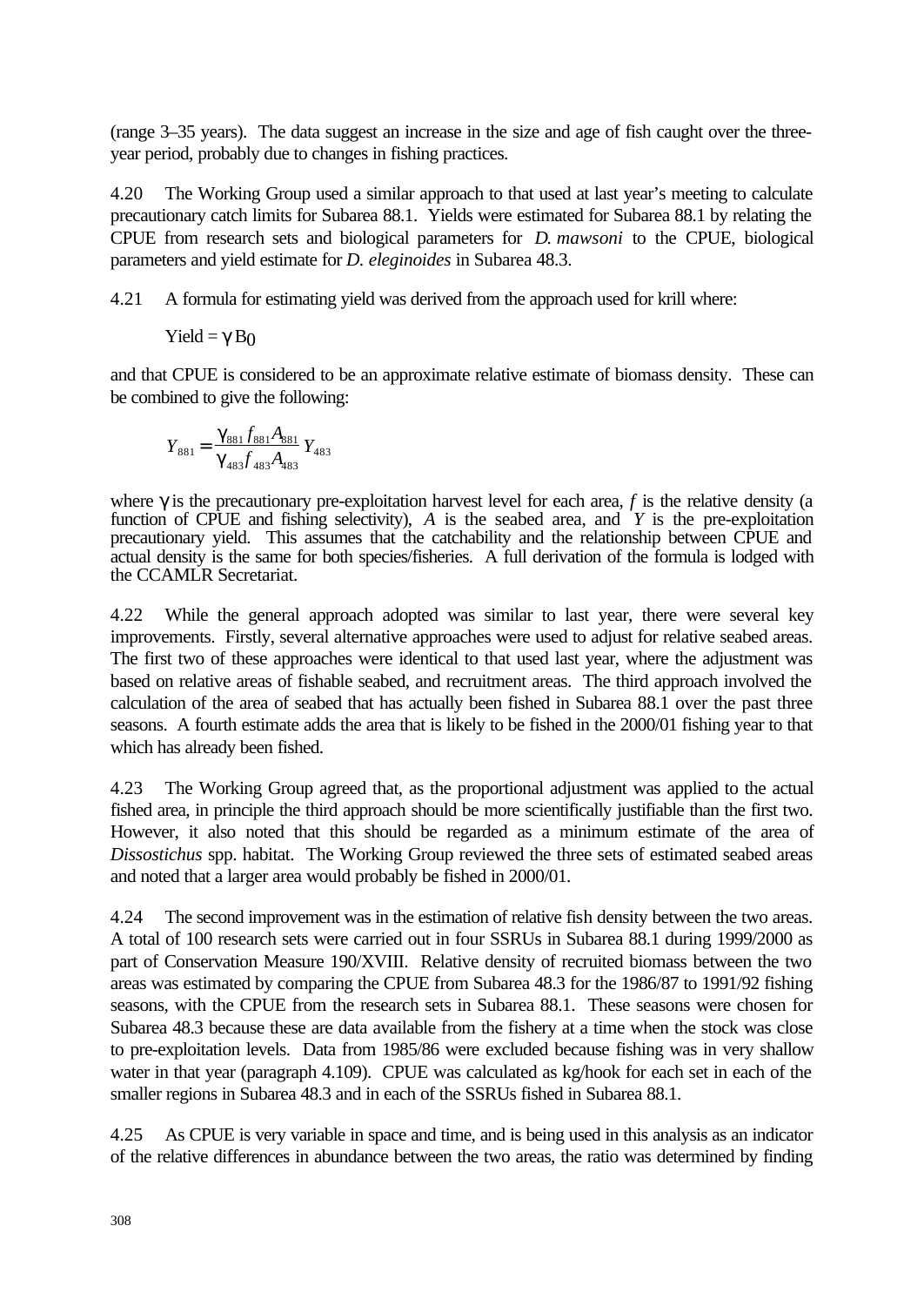(range 3–35 years). The data suggest an increase in the size and age of fish caught over the three-year period, probably due to changes in fishing practices.

4.20 The Working Group used a similar approach to that used at last year's meeting to calculate precautionary catch limits for Subarea 88.1. Yields were estimated for Subarea 88.1 by relating the CPUE from research sets and biological parameters for *D. mawsoni* to the CPUE, biological parameters and yield estimate for *D. eleginoides* in Subarea 48.3.

4.21 A formula for estimating yield was derived from the approach used for krill where:

$$\text{Yield} = \gamma B_0$$

and that CPUE is considered to be an approximate relative estimate of biomass density. These can be combined to give the following:

$$Y_{881} = \frac{\gamma_{881} f_{881} A_{881}}{\gamma_{483} f_{483} A_{483}} Y_{483}$$

where $\gamma$ is the precautionary pre-exploitation harvest level for each area, $f$ is the relative density (a function of CPUE and fishing selectivity), $A$ is the seabed area, and $Y$ is the pre-exploitation precautionary yield. This assumes that the catchability and the relationship between CPUE and actual density is the same for both species/fisheries. A full derivation of the formula is lodged with the CCAMLR Secretariat.

4.22 While the general approach adopted was similar to last year, there were several key improvements. Firstly, several alternative approaches were used to adjust for relative seabed areas. The first two of these approaches were identical to that used last year, where the adjustment was based on relative areas of fishable seabed, and recruitment areas. The third approach involved the calculation of the area of seabed that has actually been fished in Subarea 88.1 over the past three seasons. A fourth estimate adds the area that is likely to be fished in the 2000/01 fishing year to that which has already been fished.

4.23 The Working Group agreed that, as the proportional adjustment was applied to the actual fished area, in principle the third approach should be more scientifically justifiable than the first two. However, it also noted that this should be regarded as a minimum estimate of the area of *Dissostichus* spp. habitat. The Working Group reviewed the three sets of estimated seabed areas and noted that a larger area would probably be fished in 2000/01.

4.24 The second improvement was in the estimation of relative fish density between the two areas. A total of 100 research sets were carried out in four SSRUs in Subarea 88.1 during 1999/2000 as part of Conservation Measure 190/XVIII. Relative density of recruited biomass between the two areas was estimated by comparing the CPUE from Subarea 48.3 for the 1986/87 to 1991/92 fishing seasons, with the CPUE from the research sets in Subarea 88.1. These seasons were chosen for Subarea 48.3 because these are data available from the fishery at a time when the stock was close to pre-exploitation levels. Data from 1985/86 were excluded because fishing was in very shallow water in that year (paragraph 4.109). CPUE was calculated as kg/hook for each set in each of the smaller regions in Subarea 48.3 and in each of the SSRUs fished in Subarea 88.1.

4.25 As CPUE is very variable in space and time, and is being used in this analysis as an indicator of the relative differences in abundance between the two areas, the ratio was determined by finding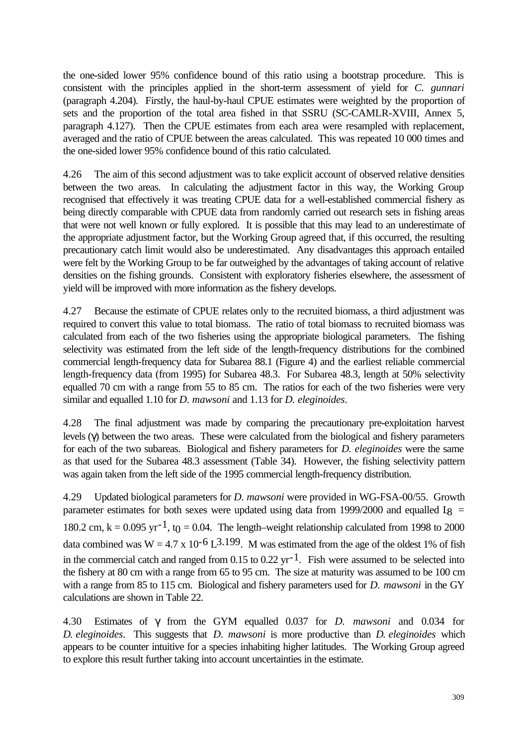the one-sided lower 95% confidence bound of this ratio using a bootstrap procedure. This is consistent with the principles applied in the short-term assessment of yield for *C. gunnari* (paragraph 4.204). Firstly, the haul-by-haul CPUE estimates were weighted by the proportion of sets and the proportion of the total area fished in that SSRU (SC-CAMLR-XVIII, Annex 5, paragraph 4.127). Then the CPUE estimates from each area were resampled with replacement, averaged and the ratio of CPUE between the areas calculated. This was repeated 10 000 times and the one-sided lower 95% confidence bound of this ratio calculated.

4.26 The aim of this second adjustment was to take explicit account of observed relative densities between the two areas. In calculating the adjustment factor in this way, the Working Group recognised that effectively it was treating CPUE data for a well-established commercial fishery as being directly comparable with CPUE data from randomly carried out research sets in fishing areas that were not well known or fully explored. It is possible that this may lead to an underestimate of the appropriate adjustment factor, but the Working Group agreed that, if this occurred, the resulting precautionary catch limit would also be underestimated. Any disadvantages this approach entailed were felt by the Working Group to be far outweighed by the advantages of taking account of relative densities on the fishing grounds. Consistent with exploratory fisheries elsewhere, the assessment of yield will be improved with more information as the fishery develops.

4.27 Because the estimate of CPUE relates only to the recruited biomass, a third adjustment was required to convert this value to total biomass. The ratio of total biomass to recruited biomass was calculated from each of the two fisheries using the appropriate biological parameters. The fishing selectivity was estimated from the left side of the length-frequency distributions for the combined commercial length-frequency data for Subarea 88.1 (Figure 4) and the earliest reliable commercial length-frequency data (from 1995) for Subarea 48.3. For Subarea 48.3, length at 50% selectivity equalled 70 cm with a range from 55 to 85 cm. The ratios for each of the two fisheries were very similar and equalled 1.10 for *D. mawsoni* and 1.13 for *D. eleginoides*.

4.28 The final adjustment was made by comparing the precautionary pre-exploitation harvest levels ($\gamma$) between the two areas. These were calculated from the biological and fishery parameters for each of the two subareas. Biological and fishery parameters for *D. eleginoides* were the same as that used for the Subarea 48.3 assessment (Table 34). However, the fishing selectivity pattern was again taken from the left side of the 1995 commercial length-frequency distribution.

4.29 Updated biological parameters for *D. mawsoni* were provided in WG-FSA-00/55. Growth parameter estimates for both sexes were updated using data from 1999/2000 and equalled $L_\infty$ = 180.2 cm, k = 0.095 $yr^{-1}$, $t_0$ = 0.04. The length–weight relationship calculated from 1998 to 2000 data combined was $W = 4.7 \times 10^{-6} L^{3.199}$. M was estimated from the age of the oldest 1% of fish in the commercial catch and ranged from 0.15 to 0.22 $yr^{-1}$. Fish were assumed to be selected into the fishery at 80 cm with a range from 65 to 95 cm. The size at maturity was assumed to be 100 cm with a range from 85 to 115 cm. Biological and fishery parameters used for *D. mawsoni* in the GY calculations are shown in Table 22.

4.30 Estimates of $\gamma$ from the GYM equalled 0.037 for *D. mawsoni* and 0.034 for *D. eleginoides*. This suggests that *D. mawsoni* is more productive than *D. eleginoides* which appears to be counter intuitive for a species inhabiting higher latitudes. The Working Group agreed to explore this result further taking into account uncertainties in the estimate.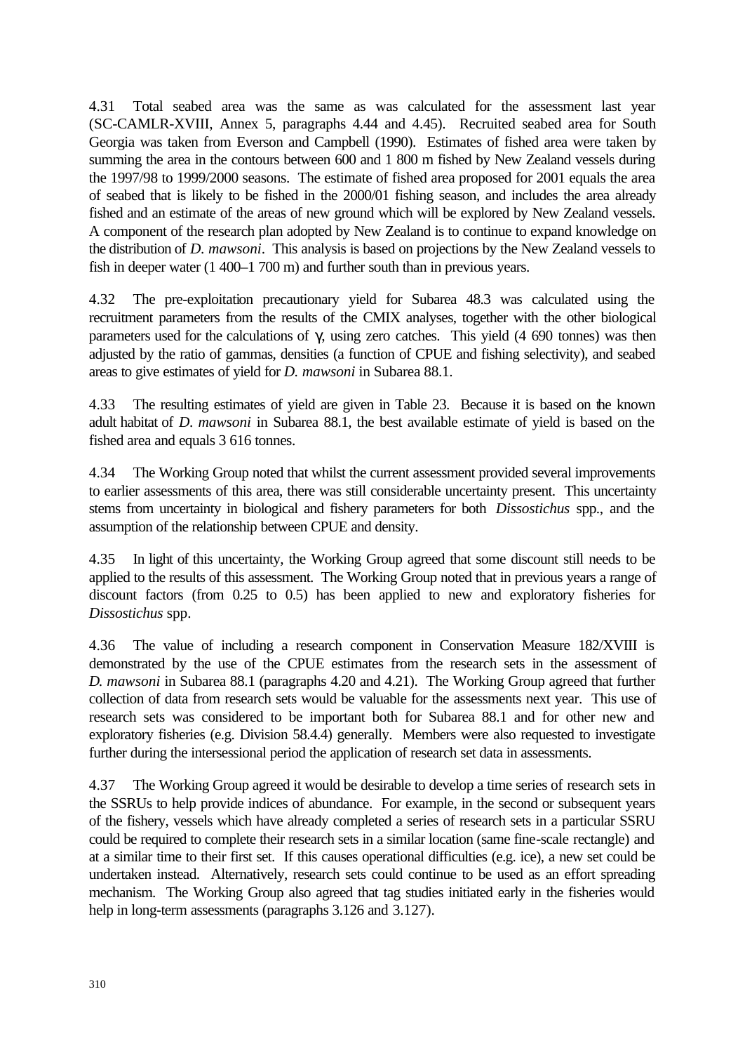4.31 Total seabed area was the same as was calculated for the assessment last year (SC-CAMLR-XVIII, Annex 5, paragraphs 4.44 and 4.45). Recruited seabed area for South Georgia was taken from Everson and Campbell (1990). Estimates of fished area were taken by summing the area in the contours between 600 and 1 800 m fished by New Zealand vessels during the 1997/98 to 1999/2000 seasons. The estimate of fished area proposed for 2001 equals the area of seabed that is likely to be fished in the 2000/01 fishing season, and includes the area already fished and an estimate of the areas of new ground which will be explored by New Zealand vessels. A component of the research plan adopted by New Zealand is to continue to expand knowledge on the distribution of *D. mawsoni*. This analysis is based on projections by the New Zealand vessels to fish in deeper water (1 400–1 700 m) and further south than in previous years.

4.32 The pre-exploitation precautionary yield for Subarea 48.3 was calculated using the recruitment parameters from the results of the CMIX analyses, together with the other biological parameters used for the calculations of $\gamma$, using zero catches. This yield (4 690 tonnes) was then adjusted by the ratio of gammas, densities (a function of CPUE and fishing selectivity), and seabed areas to give estimates of yield for *D. mawsoni* in Subarea 88.1.

4.33 The resulting estimates of yield are given in Table 23. Because it is based on the known adult habitat of *D. mawsoni* in Subarea 88.1, the best available estimate of yield is based on the fished area and equals 3 616 tonnes.

4.34 The Working Group noted that whilst the current assessment provided several improvements to earlier assessments of this area, there was still considerable uncertainty present. This uncertainty stems from uncertainty in biological and fishery parameters for both *Dissostichus* spp., and the assumption of the relationship between CPUE and density.

4.35 In light of this uncertainty, the Working Group agreed that some discount still needs to be applied to the results of this assessment. The Working Group noted that in previous years a range of discount factors (from 0.25 to 0.5) has been applied to new and exploratory fisheries for *Dissostichus* spp.

4.36 The value of including a research component in Conservation Measure 182/XVIII is demonstrated by the use of the CPUE estimates from the research sets in the assessment of *D. mawsoni* in Subarea 88.1 (paragraphs 4.20 and 4.21). The Working Group agreed that further collection of data from research sets would be valuable for the assessments next year. This use of research sets was considered to be important both for Subarea 88.1 and for other new and exploratory fisheries (e.g. Division 58.4.4) generally. Members were also requested to investigate further during the intersessional period the application of research set data in assessments.

4.37 The Working Group agreed it would be desirable to develop a time series of research sets in the SSRUs to help provide indices of abundance. For example, in the second or subsequent years of the fishery, vessels which have already completed a series of research sets in a particular SSRU could be required to complete their research sets in a similar location (same fine-scale rectangle) and at a similar time to their first set. If this causes operational difficulties (e.g. ice), a new set could be undertaken instead. Alternatively, research sets could continue to be used as an effort spreading mechanism. The Working Group also agreed that tag studies initiated early in the fisheries would help in long-term assessments (paragraphs 3.126 and 3.127).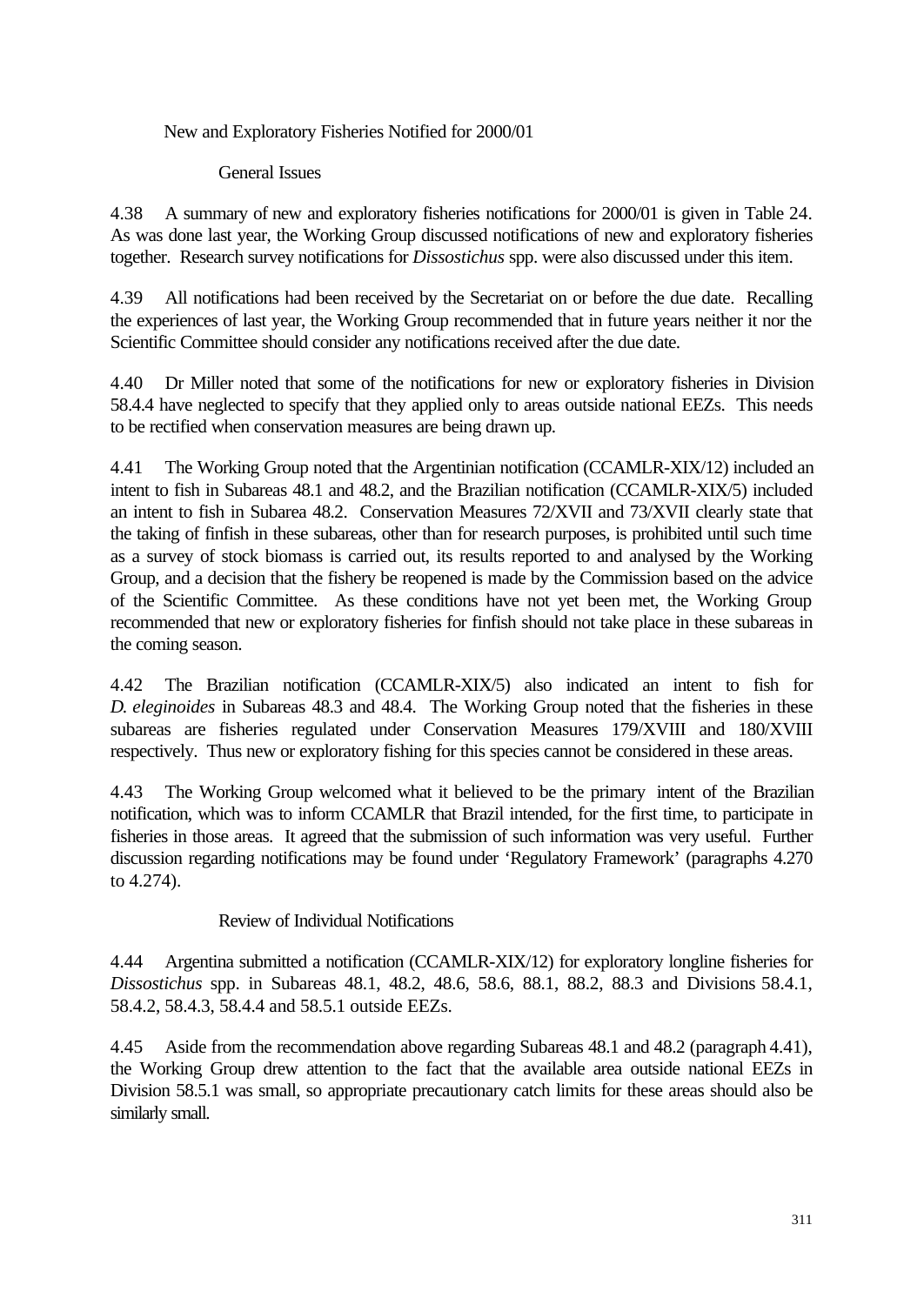### New and Exploratory Fisheries Notified for 2000/01

#### General Issues

4.38 A summary of new and exploratory fisheries notifications for 2000/01 is given in Table 24. As was done last year, the Working Group discussed notifications of new and exploratory fisheries together. Research survey notifications for *Dissostichus* spp. were also discussed under this item.

4.39 All notifications had been received by the Secretariat on or before the due date. Recalling the experiences of last year, the Working Group recommended that in future years neither it nor the Scientific Committee should consider any notifications received after the due date.

4.40 Dr Miller noted that some of the notifications for new or exploratory fisheries in Division 58.4.4 have neglected to specify that they applied only to areas outside national EEZs. This needs to be rectified when conservation measures are being drawn up.

4.41 The Working Group noted that the Argentinian notification (CCAMLR-XIX/12) included an intent to fish in Subareas 48.1 and 48.2, and the Brazilian notification (CCAMLR-XIX/5) included an intent to fish in Subarea 48.2. Conservation Measures 72/XVII and 73/XVII clearly state that the taking of finfish in these subareas, other than for research purposes, is prohibited until such time as a survey of stock biomass is carried out, its results reported to and analysed by the Working Group, and a decision that the fishery be reopened is made by the Commission based on the advice of the Scientific Committee. As these conditions have not yet been met, the Working Group recommended that new or exploratory fisheries for finfish should not take place in these subareas in the coming season.

4.42 The Brazilian notification (CCAMLR-XIX/5) also indicated an intent to fish for *D. eleginoides* in Subareas 48.3 and 48.4. The Working Group noted that the fisheries in these subareas are fisheries regulated under Conservation Measures 179/XVIII and 180/XVIII respectively. Thus new or exploratory fishing for this species cannot be considered in these areas.

4.43 The Working Group welcomed what it believed to be the primary intent of the Brazilian notification, which was to inform CCAMLR that Brazil intended, for the first time, to participate in fisheries in those areas. It agreed that the submission of such information was very useful. Further discussion regarding notifications may be found under 'Regulatory Framework' (paragraphs 4.270 to 4.274).

#### Review of Individual Notifications

4.44 Argentina submitted a notification (CCAMLR-XIX/12) for exploratory longline fisheries for *Dissostichus* spp. in Subareas 48.1, 48.2, 48.6, 58.6, 88.1, 88.2, 88.3 and Divisions 58.4.1, 58.4.2, 58.4.3, 58.4.4 and 58.5.1 outside EEZs.

4.45 Aside from the recommendation above regarding Subareas 48.1 and 48.2 (paragraph 4.41), the Working Group drew attention to the fact that the available area outside national EEZs in Division 58.5.1 was small, so appropriate precautionary catch limits for these areas should also be similarly small.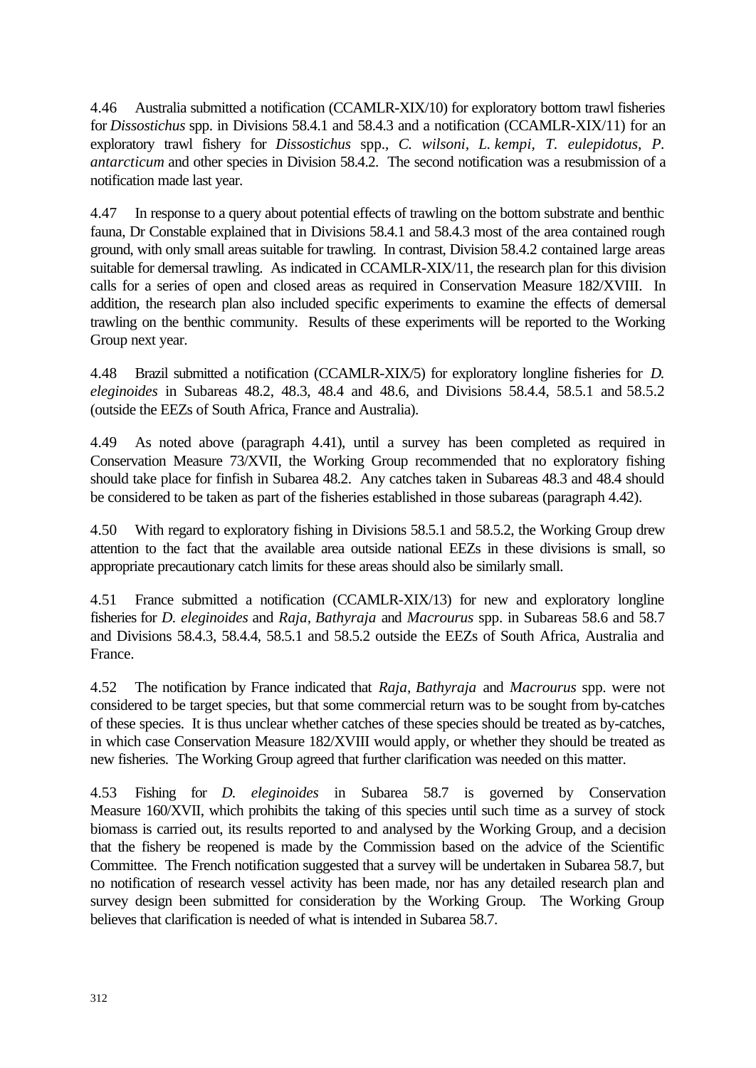4.46 Australia submitted a notification (CCAMLR-XIX/10) for exploratory bottom trawl fisheries for *Dissostichus* spp. in Divisions 58.4.1 and 58.4.3 and a notification (CCAMLR-XIX/11) for an exploratory trawl fishery for *Dissostichus* spp., *C. wilsoni*, *L. kempi*, *T. eulepidotus*, *P. antarcticum* and other species in Division 58.4.2. The second notification was a resubmission of a notification made last year.

4.47 In response to a query about potential effects of trawling on the bottom substrate and benthic fauna, Dr Constable explained that in Divisions 58.4.1 and 58.4.3 most of the area contained rough ground, with only small areas suitable for trawling. In contrast, Division 58.4.2 contained large areas suitable for demersal trawling. As indicated in CCAMLR-XIX/11, the research plan for this division calls for a series of open and closed areas as required in Conservation Measure 182/XVIII. In addition, the research plan also included specific experiments to examine the effects of demersal trawling on the benthic community. Results of these experiments will be reported to the Working Group next year.

4.48 Brazil submitted a notification (CCAMLR-XIX/5) for exploratory longline fisheries for *D. eleginoides* in Subareas 48.2, 48.3, 48.4 and 48.6, and Divisions 58.4.4, 58.5.1 and 58.5.2 (outside the EEZs of South Africa, France and Australia).

4.49 As noted above (paragraph 4.41), until a survey has been completed as required in Conservation Measure 73/XVII, the Working Group recommended that no exploratory fishing should take place for finfish in Subarea 48.2. Any catches taken in Subareas 48.3 and 48.4 should be considered to be taken as part of the fisheries established in those subareas (paragraph 4.42).

4.50 With regard to exploratory fishing in Divisions 58.5.1 and 58.5.2, the Working Group drew attention to the fact that the available area outside national EEZs in these divisions is small, so appropriate precautionary catch limits for these areas should also be similarly small.

4.51 France submitted a notification (CCAMLR-XIX/13) for new and exploratory longline fisheries for *D. eleginoides* and *Raja*, *Bathyraja* and *Macrourus* spp. in Subareas 58.6 and 58.7 and Divisions 58.4.3, 58.4.4, 58.5.1 and 58.5.2 outside the EEZs of South Africa, Australia and France.

4.52 The notification by France indicated that *Raja*, *Bathyraja* and *Macrourus* spp. were not considered to be target species, but that some commercial return was to be sought from by-catches of these species. It is thus unclear whether catches of these species should be treated as by-catches, in which case Conservation Measure 182/XVIII would apply, or whether they should be treated as new fisheries. The Working Group agreed that further clarification was needed on this matter.

4.53 Fishing for *D. eleginoides* in Subarea 58.7 is governed by Conservation Measure 160/XVII, which prohibits the taking of this species until such time as a survey of stock biomass is carried out, its results reported to and analysed by the Working Group, and a decision that the fishery be reopened is made by the Commission based on the advice of the Scientific Committee. The French notification suggested that a survey will be undertaken in Subarea 58.7, but no notification of research vessel activity has been made, nor has any detailed research plan and survey design been submitted for consideration by the Working Group. The Working Group believes that clarification is needed of what is intended in Subarea 58.7.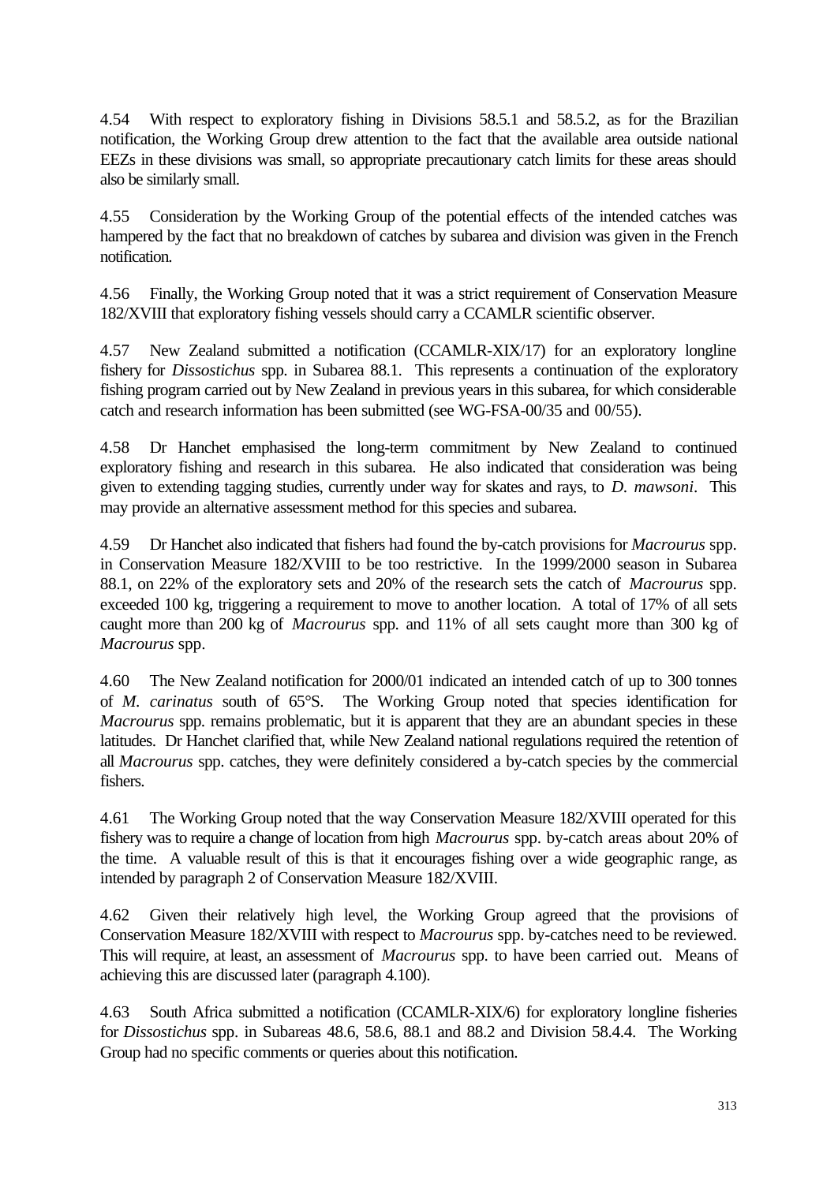4.54 With respect to exploratory fishing in Divisions 58.5.1 and 58.5.2, as for the Brazilian notification, the Working Group drew attention to the fact that the available area outside national EEZs in these divisions was small, so appropriate precautionary catch limits for these areas should also be similarly small.

4.55 Consideration by the Working Group of the potential effects of the intended catches was hampered by the fact that no breakdown of catches by subarea and division was given in the French notification.

4.56 Finally, the Working Group noted that it was a strict requirement of Conservation Measure 182/XVIII that exploratory fishing vessels should carry a CCAMLR scientific observer.

4.57 New Zealand submitted a notification (CCAMLR-XIX/17) for an exploratory longline fishery for *Dissostichus* spp. in Subarea 88.1. This represents a continuation of the exploratory fishing program carried out by New Zealand in previous years in this subarea, for which considerable catch and research information has been submitted (see WG-FSA-00/35 and 00/55).

4.58 Dr Hanchet emphasised the long-term commitment by New Zealand to continued exploratory fishing and research in this subarea. He also indicated that consideration was being given to extending tagging studies, currently under way for skates and rays, to *D. mawsoni*. This may provide an alternative assessment method for this species and subarea.

4.59 Dr Hanchet also indicated that fishers had found the by-catch provisions for *Macrourus* spp. in Conservation Measure 182/XVIII to be too restrictive. In the 1999/2000 season in Subarea 88.1, on 22% of the exploratory sets and 20% of the research sets the catch of *Macrourus* spp. exceeded 100 kg, triggering a requirement to move to another location. A total of 17% of all sets caught more than 200 kg of *Macrourus* spp. and 11% of all sets caught more than 300 kg of *Macrourus* spp.

4.60 The New Zealand notification for 2000/01 indicated an intended catch of up to 300 tonnes of *M. carinatus* south of 65°S. The Working Group noted that species identification for *Macrourus* spp. remains problematic, but it is apparent that they are an abundant species in these latitudes. Dr Hanchet clarified that, while New Zealand national regulations required the retention of all *Macrourus* spp. catches, they were definitely considered a by-catch species by the commercial fishers.

4.61 The Working Group noted that the way Conservation Measure 182/XVIII operated for this fishery was to require a change of location from high *Macrourus* spp. by-catch areas about 20% of the time. A valuable result of this is that it encourages fishing over a wide geographic range, as intended by paragraph 2 of Conservation Measure 182/XVIII.

4.62 Given their relatively high level, the Working Group agreed that the provisions of Conservation Measure 182/XVIII with respect to *Macrourus* spp. by-catches need to be reviewed. This will require, at least, an assessment of *Macrourus* spp. to have been carried out. Means of achieving this are discussed later (paragraph 4.100).

4.63 South Africa submitted a notification (CCAMLR-XIX/6) for exploratory longline fisheries for *Dissostichus* spp. in Subareas 48.6, 58.6, 88.1 and 88.2 and Division 58.4.4. The Working Group had no specific comments or queries about this notification.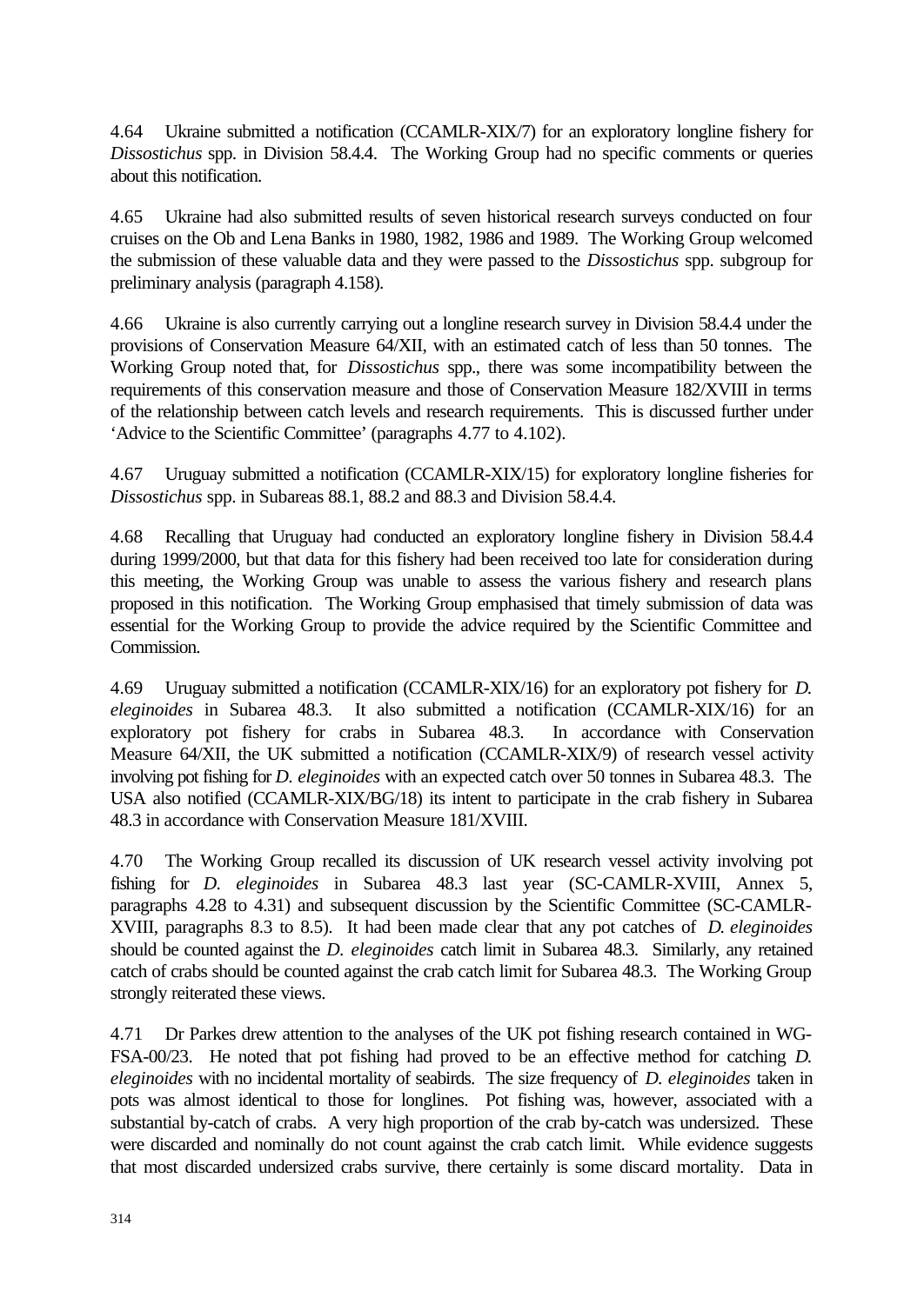4.64 Ukraine submitted a notification (CCAMLR-XIX/7) for an exploratory longline fishery for *Dissostichus* spp. in Division 58.4.4. The Working Group had no specific comments or queries about this notification.

4.65 Ukraine had also submitted results of seven historical research surveys conducted on four cruises on the Ob and Lena Banks in 1980, 1982, 1986 and 1989. The Working Group welcomed the submission of these valuable data and they were passed to the *Dissostichus* spp. subgroup for preliminary analysis (paragraph 4.158).

4.66 Ukraine is also currently carrying out a longline research survey in Division 58.4.4 under the provisions of Conservation Measure 64/XII, with an estimated catch of less than 50 tonnes. The Working Group noted that, for *Dissostichus* spp., there was some incompatibility between the requirements of this conservation measure and those of Conservation Measure 182/XVIII in terms of the relationship between catch levels and research requirements. This is discussed further under 'Advice to the Scientific Committee' (paragraphs 4.77 to 4.102).

4.67 Uruguay submitted a notification (CCAMLR-XIX/15) for exploratory longline fisheries for *Dissostichus* spp. in Subareas 88.1, 88.2 and 88.3 and Division 58.4.4.

4.68 Recalling that Uruguay had conducted an exploratory longline fishery in Division 58.4.4 during 1999/2000, but that data for this fishery had been received too late for consideration during this meeting, the Working Group was unable to assess the various fishery and research plans proposed in this notification. The Working Group emphasised that timely submission of data was essential for the Working Group to provide the advice required by the Scientific Committee and Commission.

4.69 Uruguay submitted a notification (CCAMLR-XIX/16) for an exploratory pot fishery for *D. eleginoides* in Subarea 48.3. It also submitted a notification (CCAMLR-XIX/16) for an exploratory pot fishery for crabs in Subarea 48.3. In accordance with Conservation Measure 64/XII, the UK submitted a notification (CCAMLR-XIX/9) of research vessel activity involving pot fishing for *D. eleginoides* with an expected catch over 50 tonnes in Subarea 48.3. The USA also notified (CCAMLR-XIX/BG/18) its intent to participate in the crab fishery in Subarea 48.3 in accordance with Conservation Measure 181/XVIII.

4.70 The Working Group recalled its discussion of UK research vessel activity involving pot fishing for *D. eleginoides* in Subarea 48.3 last year (SC-CAMLR-XVIII, Annex 5, paragraphs 4.28 to 4.31) and subsequent discussion by the Scientific Committee (SC-CAMLR-XVIII, paragraphs 8.3 to 8.5). It had been made clear that any pot catches of *D. eleginoides* should be counted against the *D. eleginoides* catch limit in Subarea 48.3. Similarly, any retained catch of crabs should be counted against the crab catch limit for Subarea 48.3. The Working Group strongly reiterated these views.

4.71 Dr Parkes drew attention to the analyses of the UK pot fishing research contained in WG-FSA-00/23. He noted that pot fishing had proved to be an effective method for catching *D. eleginoides* with no incidental mortality of seabirds. The size frequency of *D. eleginoides* taken in pots was almost identical to those for longlines. Pot fishing was, however, associated with a substantial by-catch of crabs. A very high proportion of the crab by-catch was undersized. These were discarded and nominally do not count against the crab catch limit. While evidence suggests that most discarded undersized crabs survive, there certainly is some discard mortality. Data in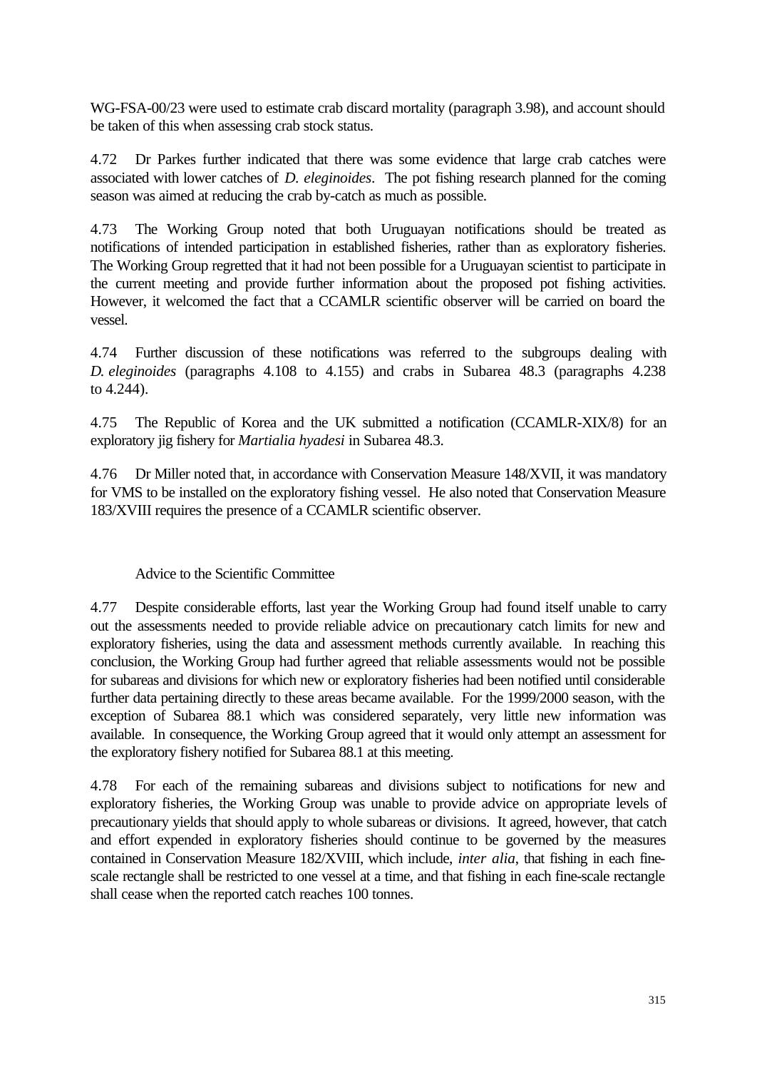WG-FSA-00/23 were used to estimate crab discard mortality (paragraph 3.98), and account should be taken of this when assessing crab stock status.

4.72 Dr Parkes further indicated that there was some evidence that large crab catches were associated with lower catches of *D. eleginoides*. The pot fishing research planned for the coming season was aimed at reducing the crab by-catch as much as possible.

4.73 The Working Group noted that both Uruguayan notifications should be treated as notifications of intended participation in established fisheries, rather than as exploratory fisheries. The Working Group regretted that it had not been possible for a Uruguayan scientist to participate in the current meeting and provide further information about the proposed pot fishing activities. However, it welcomed the fact that a CCAMLR scientific observer will be carried on board the vessel.

4.74 Further discussion of these notifications was referred to the subgroups dealing with *D. eleginoides* (paragraphs 4.108 to 4.155) and crabs in Subarea 48.3 (paragraphs 4.238 to 4.244).

4.75 The Republic of Korea and the UK submitted a notification (CCAMLR-XIX/8) for an exploratory jig fishery for *Martialia hyadesi* in Subarea 48.3.

4.76 Dr Miller noted that, in accordance with Conservation Measure 148/XVII, it was mandatory for VMS to be installed on the exploratory fishing vessel. He also noted that Conservation Measure 183/XVIII requires the presence of a CCAMLR scientific observer.

### Advice to the Scientific Committee

4.77 Despite considerable efforts, last year the Working Group had found itself unable to carry out the assessments needed to provide reliable advice on precautionary catch limits for new and exploratory fisheries, using the data and assessment methods currently available. In reaching this conclusion, the Working Group had further agreed that reliable assessments would not be possible for subareas and divisions for which new or exploratory fisheries had been notified until considerable further data pertaining directly to these areas became available. For the 1999/2000 season, with the exception of Subarea 88.1 which was considered separately, very little new information was available. In consequence, the Working Group agreed that it would only attempt an assessment for the exploratory fishery notified for Subarea 88.1 at this meeting.

4.78 For each of the remaining subareas and divisions subject to notifications for new and exploratory fisheries, the Working Group was unable to provide advice on appropriate levels of precautionary yields that should apply to whole subareas or divisions. It agreed, however, that catch and effort expended in exploratory fisheries should continue to be governed by the measures contained in Conservation Measure 182/XVIII, which include, *inter alia*, that fishing in each fine-scale rectangle shall be restricted to one vessel at a time, and that fishing in each fine-scale rectangle shall cease when the reported catch reaches 100 tonnes.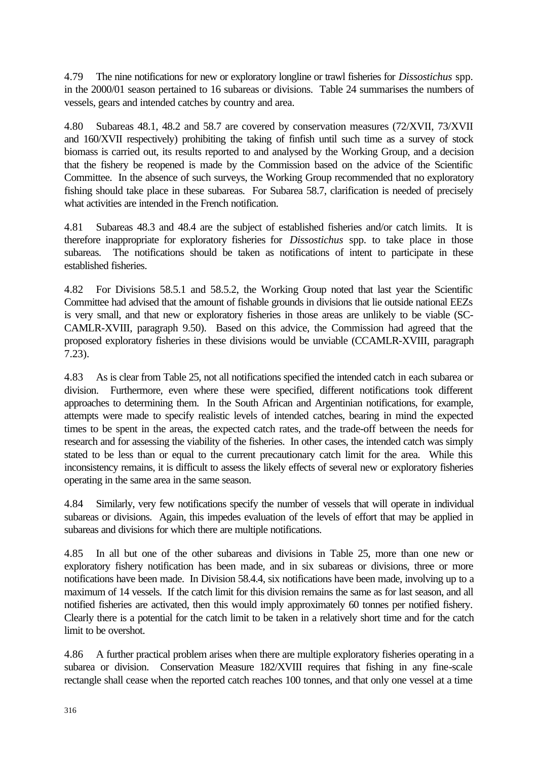4.79 The nine notifications for new or exploratory longline or trawl fisheries for *Dissostichus* spp. in the 2000/01 season pertained to 16 subareas or divisions. Table 24 summarises the numbers of vessels, gears and intended catches by country and area.

4.80 Subareas 48.1, 48.2 and 58.7 are covered by conservation measures (72/XVII, 73/XVII and 160/XVII respectively) prohibiting the taking of finfish until such time as a survey of stock biomass is carried out, its results reported to and analysed by the Working Group, and a decision that the fishery be reopened is made by the Commission based on the advice of the Scientific Committee. In the absence of such surveys, the Working Group recommended that no exploratory fishing should take place in these subareas. For Subarea 58.7, clarification is needed of precisely what activities are intended in the French notification.

4.81 Subareas 48.3 and 48.4 are the subject of established fisheries and/or catch limits. It is therefore inappropriate for exploratory fisheries for *Dissostichus* spp. to take place in those subareas. The notifications should be taken as notifications of intent to participate in these established fisheries.

4.82 For Divisions 58.5.1 and 58.5.2, the Working Group noted that last year the Scientific Committee had advised that the amount of fishable grounds in divisions that lie outside national EEZs is very small, and that new or exploratory fisheries in those areas are unlikely to be viable (SC-CAMLR-XVIII, paragraph 9.50). Based on this advice, the Commission had agreed that the proposed exploratory fisheries in these divisions would be unviable (CCAMLR-XVIII, paragraph 7.23).

4.83 As is clear from Table 25, not all notifications specified the intended catch in each subarea or division. Furthermore, even where these were specified, different notifications took different approaches to determining them. In the South African and Argentinian notifications, for example, attempts were made to specify realistic levels of intended catches, bearing in mind the expected times to be spent in the areas, the expected catch rates, and the trade-off between the needs for research and for assessing the viability of the fisheries. In other cases, the intended catch was simply stated to be less than or equal to the current precautionary catch limit for the area. While this inconsistency remains, it is difficult to assess the likely effects of several new or exploratory fisheries operating in the same area in the same season.

4.84 Similarly, very few notifications specify the number of vessels that will operate in individual subareas or divisions. Again, this impedes evaluation of the levels of effort that may be applied in subareas and divisions for which there are multiple notifications.

4.85 In all but one of the other subareas and divisions in Table 25, more than one new or exploratory fishery notification has been made, and in six subareas or divisions, three or more notifications have been made. In Division 58.4.4, six notifications have been made, involving up to a maximum of 14 vessels. If the catch limit for this division remains the same as for last season, and all notified fisheries are activated, then this would imply approximately 60 tonnes per notified fishery. Clearly there is a potential for the catch limit to be taken in a relatively short time and for the catch limit to be overshot.

4.86 A further practical problem arises when there are multiple exploratory fisheries operating in a subarea or division. Conservation Measure 182/XVIII requires that fishing in any fine-scale rectangle shall cease when the reported catch reaches 100 tonnes, and that only one vessel at a time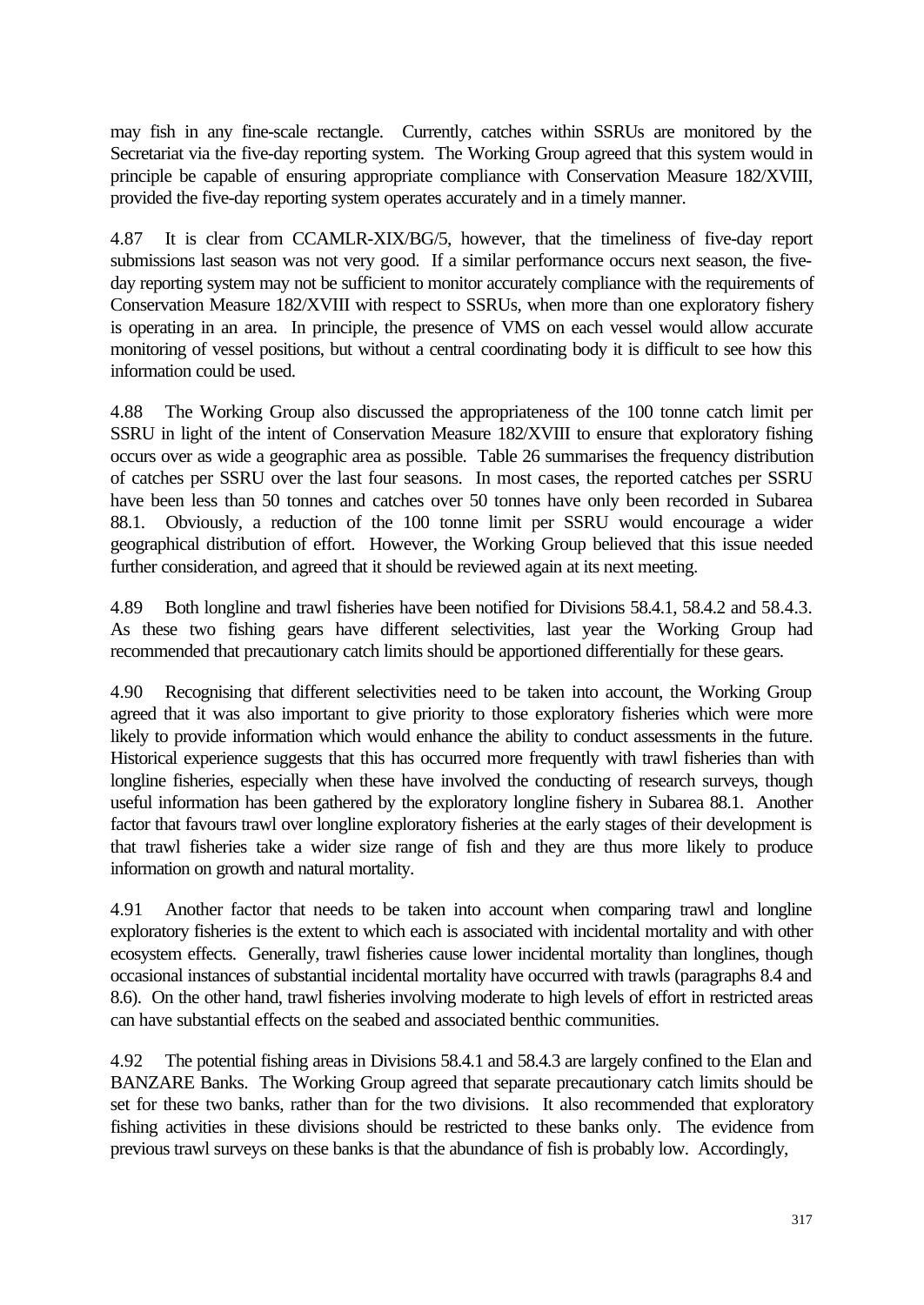may fish in any fine-scale rectangle. Currently, catches within SSRUs are monitored by the Secretariat via the five-day reporting system. The Working Group agreed that this system would in principle be capable of ensuring appropriate compliance with Conservation Measure 182/XVIII, provided the five-day reporting system operates accurately and in a timely manner.

4.87 It is clear from CCAMLR-XIX/BG/5, however, that the timeliness of five-day report submissions last season was not very good. If a similar performance occurs next season, the five-day reporting system may not be sufficient to monitor accurately compliance with the requirements of Conservation Measure 182/XVIII with respect to SSRUs, when more than one exploratory fishery is operating in an area. In principle, the presence of VMS on each vessel would allow accurate monitoring of vessel positions, but without a central coordinating body it is difficult to see how this information could be used.

4.88 The Working Group also discussed the appropriateness of the 100 tonne catch limit per SSRU in light of the intent of Conservation Measure 182/XVIII to ensure that exploratory fishing occurs over as wide a geographic area as possible. Table 26 summarises the frequency distribution of catches per SSRU over the last four seasons. In most cases, the reported catches per SSRU have been less than 50 tonnes and catches over 50 tonnes have only been recorded in Subarea 88.1. Obviously, a reduction of the 100 tonne limit per SSRU would encourage a wider geographical distribution of effort. However, the Working Group believed that this issue needed further consideration, and agreed that it should be reviewed again at its next meeting.

4.89 Both longline and trawl fisheries have been notified for Divisions 58.4.1, 58.4.2 and 58.4.3. As these two fishing gears have different selectivities, last year the Working Group had recommended that precautionary catch limits should be apportioned differentially for these gears.

4.90 Recognising that different selectivities need to be taken into account, the Working Group agreed that it was also important to give priority to those exploratory fisheries which were more likely to provide information which would enhance the ability to conduct assessments in the future. Historical experience suggests that this has occurred more frequently with trawl fisheries than with longline fisheries, especially when these have involved the conducting of research surveys, though useful information has been gathered by the exploratory longline fishery in Subarea 88.1. Another factor that favours trawl over longline exploratory fisheries at the early stages of their development is that trawl fisheries take a wider size range of fish and they are thus more likely to produce information on growth and natural mortality.

4.91 Another factor that needs to be taken into account when comparing trawl and longline exploratory fisheries is the extent to which each is associated with incidental mortality and with other ecosystem effects. Generally, trawl fisheries cause lower incidental mortality than longlines, though occasional instances of substantial incidental mortality have occurred with trawls (paragraphs 8.4 and 8.6). On the other hand, trawl fisheries involving moderate to high levels of effort in restricted areas can have substantial effects on the seabed and associated benthic communities.

4.92 The potential fishing areas in Divisions 58.4.1 and 58.4.3 are largely confined to the Elan and BANZARE Banks. The Working Group agreed that separate precautionary catch limits should be set for these two banks, rather than for the two divisions. It also recommended that exploratory fishing activities in these divisions should be restricted to these banks only. The evidence from previous trawl surveys on these banks is that the abundance of fish is probably low. Accordingly,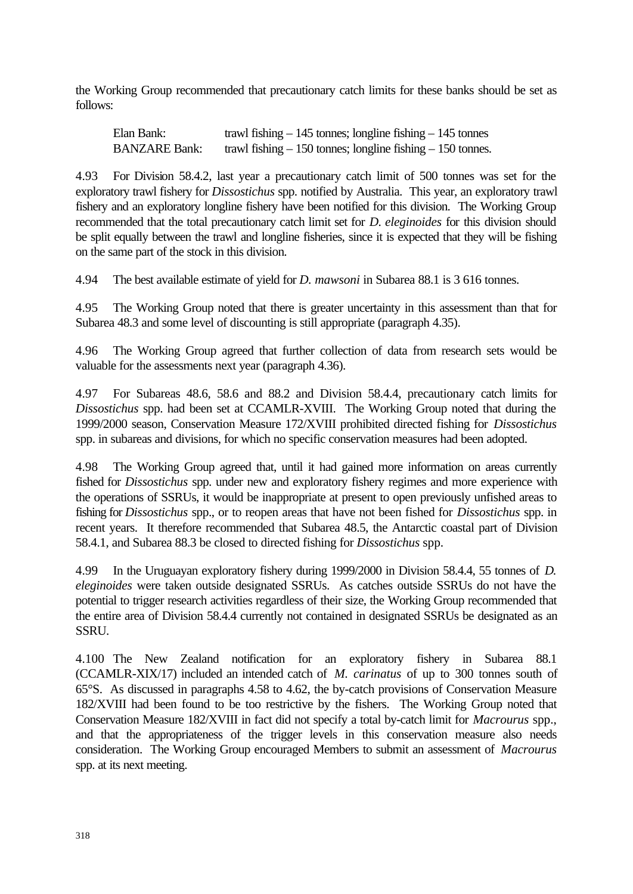the Working Group recommended that precautionary catch limits for these banks should be set as follows:

| | |
|---|---|
| Elan Bank: | trawl fishing – 145 tonnes; longline fishing – 145 tonnes |
| BANZARE Bank: | trawl fishing – 150 tonnes; longline fishing – 150 tonnes. |

4.93 For Division 58.4.2, last year a precautionary catch limit of 500 tonnes was set for the exploratory trawl fishery for *Dissostichus* spp. notified by Australia. This year, an exploratory trawl fishery and an exploratory longline fishery have been notified for this division. The Working Group recommended that the total precautionary catch limit set for *D. eleginoides* for this division should be split equally between the trawl and longline fisheries, since it is expected that they will be fishing on the same part of the stock in this division.

4.94 The best available estimate of yield for *D. mawsoni* in Subarea 88.1 is 3 616 tonnes.

4.95 The Working Group noted that there is greater uncertainty in this assessment than that for Subarea 48.3 and some level of discounting is still appropriate (paragraph 4.35).

4.96 The Working Group agreed that further collection of data from research sets would be valuable for the assessments next year (paragraph 4.36).

4.97 For Subareas 48.6, 58.6 and 88.2 and Division 58.4.4, precautionary catch limits for *Dissostichus* spp. had been set at CCAMLR-XVIII. The Working Group noted that during the 1999/2000 season, Conservation Measure 172/XVIII prohibited directed fishing for *Dissostichus* spp. in subareas and divisions, for which no specific conservation measures had been adopted.

4.98 The Working Group agreed that, until it had gained more information on areas currently fished for *Dissostichus* spp. under new and exploratory fishery regimes and more experience with the operations of SSRUs, it would be inappropriate at present to open previously unfished areas to fishing for *Dissostichus* spp., or to reopen areas that have not been fished for *Dissostichus* spp. in recent years. It therefore recommended that Subarea 48.5, the Antarctic coastal part of Division 58.4.1, and Subarea 88.3 be closed to directed fishing for *Dissostichus* spp.

4.99 In the Uruguayan exploratory fishery during 1999/2000 in Division 58.4.4, 55 tonnes of *D. eleginoides* were taken outside designated SSRUs. As catches outside SSRUs do not have the potential to trigger research activities regardless of their size, the Working Group recommended that the entire area of Division 58.4.4 currently not contained in designated SSRUs be designated as an SSRU.

4.100 The New Zealand notification for an exploratory fishery in Subarea 88.1 (CCAMLR-XIX/17) included an intended catch of *M. carinatus* of up to 300 tonnes south of 65°S. As discussed in paragraphs 4.58 to 4.62, the by-catch provisions of Conservation Measure 182/XVIII had been found to be too restrictive by the fishers. The Working Group noted that Conservation Measure 182/XVIII in fact did not specify a total by-catch limit for *Macrourus* spp., and that the appropriateness of the trigger levels in this conservation measure also needs consideration. The Working Group encouraged Members to submit an assessment of *Macrourus* spp. at its next meeting.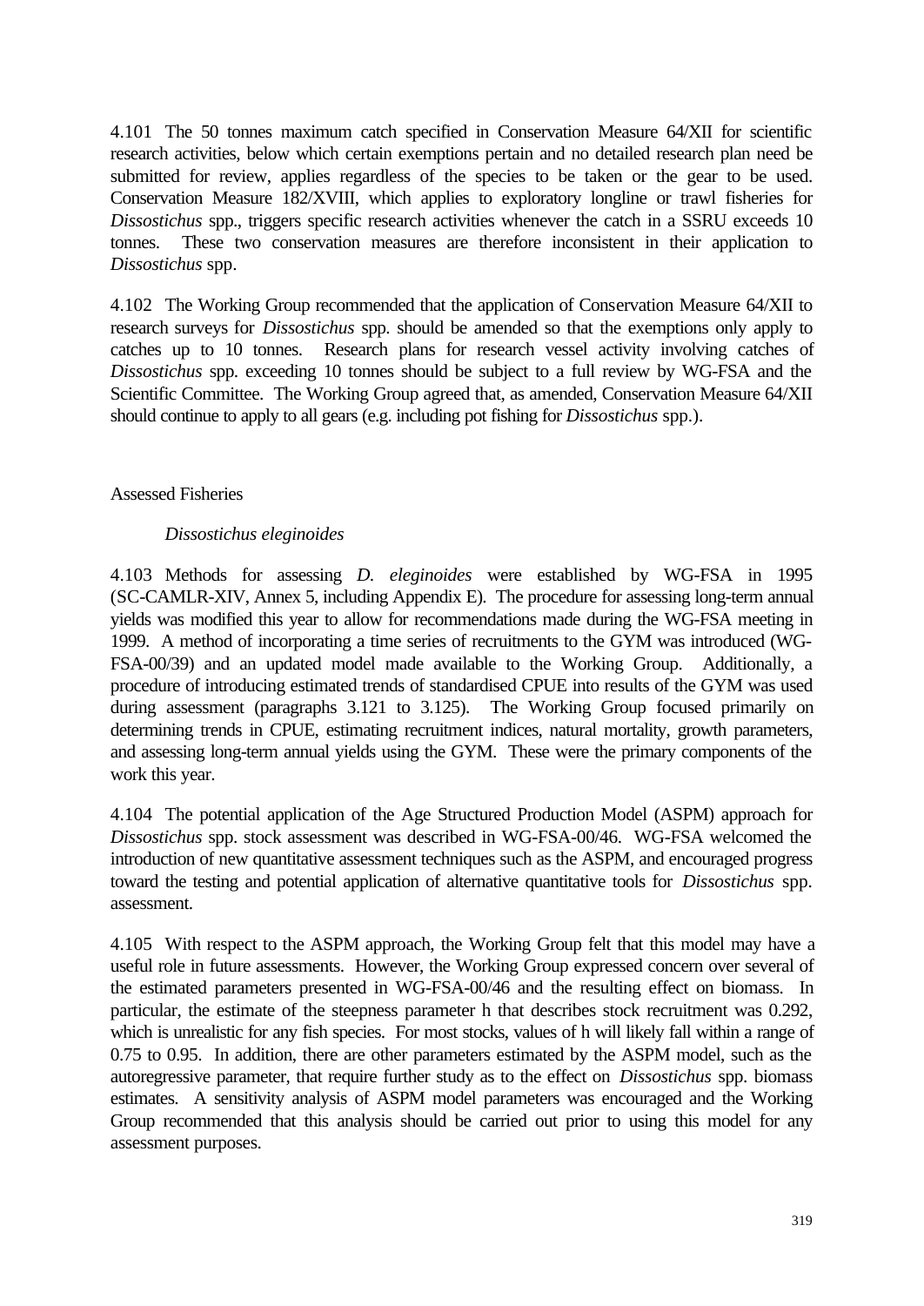4.101 The 50 tonnes maximum catch specified in Conservation Measure 64/XII for scientific research activities, below which certain exemptions pertain and no detailed research plan need be submitted for review, applies regardless of the species to be taken or the gear to be used. Conservation Measure 182/XVIII, which applies to exploratory longline or trawl fisheries for *Dissostichus* spp., triggers specific research activities whenever the catch in a SSRU exceeds 10 tonnes. These two conservation measures are therefore inconsistent in their application to *Dissostichus* spp.

4.102 The Working Group recommended that the application of Conservation Measure 64/XII to research surveys for *Dissostichus* spp. should be amended so that the exemptions only apply to catches up to 10 tonnes. Research plans for research vessel activity involving catches of *Dissostichus* spp. exceeding 10 tonnes should be subject to a full review by WG-FSA and the Scientific Committee. The Working Group agreed that, as amended, Conservation Measure 64/XII should continue to apply to all gears (e.g. including pot fishing for *Dissostichus* spp.).

## Assessed Fisheries

### *Dissostichus eleginoides*

4.103 Methods for assessing *D. eleginoides* were established by WG-FSA in 1995 (SC-CAMLR-XIV, Annex 5, including Appendix E). The procedure for assessing long-term annual yields was modified this year to allow for recommendations made during the WG-FSA meeting in 1999. A method of incorporating a time series of recruitments to the GYM was introduced (WG-FSA-00/39) and an updated model made available to the Working Group. Additionally, a procedure of introducing estimated trends of standardised CPUE into results of the GYM was used during assessment (paragraphs 3.121 to 3.125). The Working Group focused primarily on determining trends in CPUE, estimating recruitment indices, natural mortality, growth parameters, and assessing long-term annual yields using the GYM. These were the primary components of the work this year.

4.104 The potential application of the Age Structured Production Model (ASPM) approach for *Dissostichus* spp. stock assessment was described in WG-FSA-00/46. WG-FSA welcomed the introduction of new quantitative assessment techniques such as the ASPM, and encouraged progress toward the testing and potential application of alternative quantitative tools for *Dissostichus* spp. assessment.

4.105 With respect to the ASPM approach, the Working Group felt that this model may have a useful role in future assessments. However, the Working Group expressed concern over several of the estimated parameters presented in WG-FSA-00/46 and the resulting effect on biomass. In particular, the estimate of the steepness parameter $h$ that describes stock recruitment was 0.292, which is unrealistic for any fish species. For most stocks, values of $h$ will likely fall within a range of 0.75 to 0.95. In addition, there are other parameters estimated by the ASPM model, such as the autoregressive parameter, that require further study as to the effect on *Dissostichus* spp. biomass estimates. A sensitivity analysis of ASPM model parameters was encouraged and the Working Group recommended that this analysis should be carried out prior to using this model for any assessment purposes.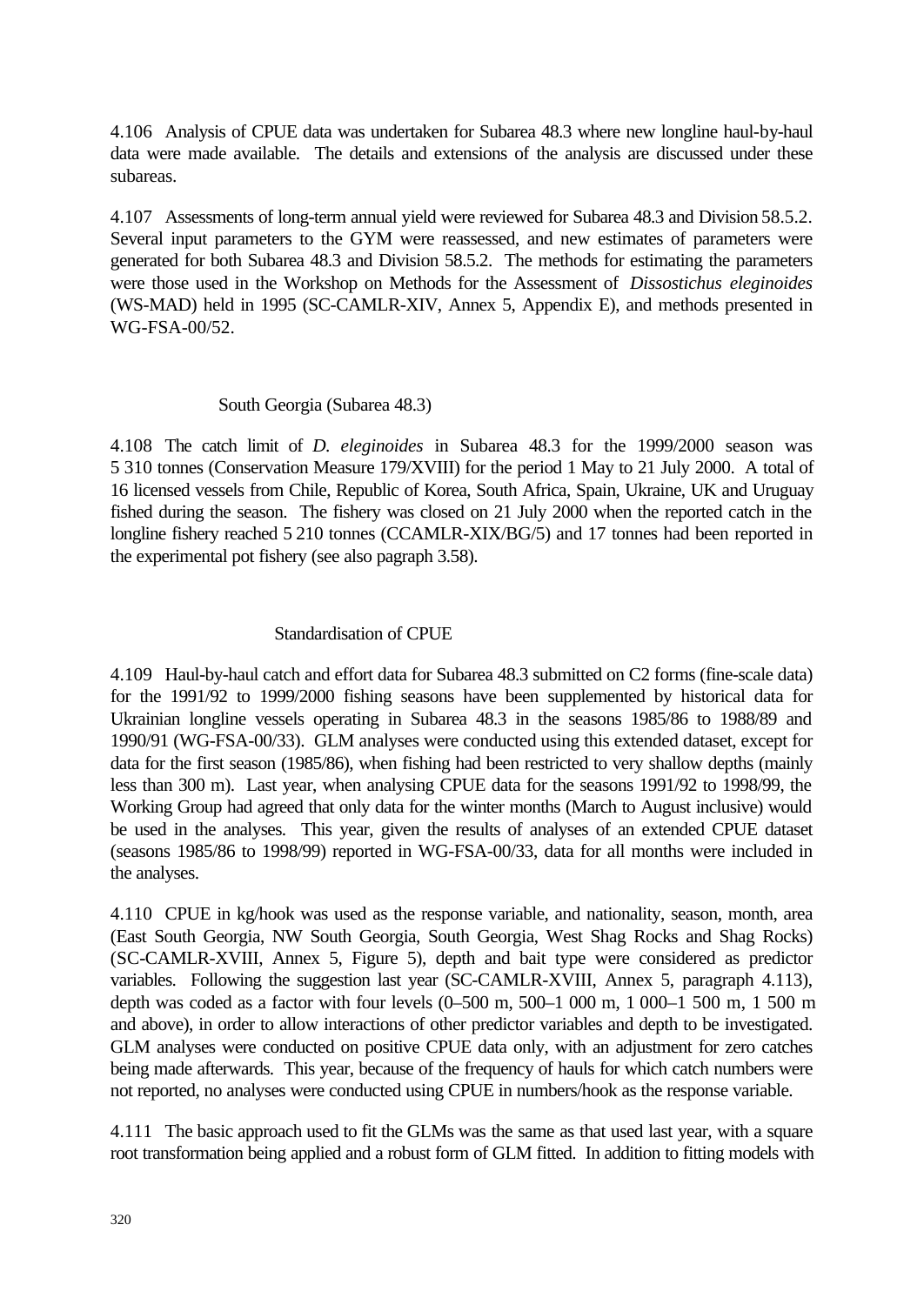4.106 Analysis of CPUE data was undertaken for Subarea 48.3 where new longline haul-by-haul data were made available. The details and extensions of the analysis are discussed under these subareas.

4.107 Assessments of long-term annual yield were reviewed for Subarea 48.3 and Division 58.5.2. Several input parameters to the GYM were reassessed, and new estimates of parameters were generated for both Subarea 48.3 and Division 58.5.2. The methods for estimating the parameters were those used in the Workshop on Methods for the Assessment of *Dissostichus eleginoides* (WS-MAD) held in 1995 (SC-CAMLR-XIV, Annex 5, Appendix E), and methods presented in WG-FSA-00/52.

### South Georgia (Subarea 48.3)

4.108 The catch limit of *D. eleginoides* in Subarea 48.3 for the 1999/2000 season was 5 310 tonnes (Conservation Measure 179/XVIII) for the period 1 May to 21 July 2000. A total of 16 licensed vessels from Chile, Republic of Korea, South Africa, Spain, Ukraine, UK and Uruguay fished during the season. The fishery was closed on 21 July 2000 when the reported catch in the longline fishery reached 5 210 tonnes (CCAMLR-XIX/BG/5) and 17 tonnes had been reported in the experimental pot fishery (see also pagraph 3.58).

#### Standardisation of CPUE

4.109 Haul-by-haul catch and effort data for Subarea 48.3 submitted on C2 forms (fine-scale data) for the 1991/92 to 1999/2000 fishing seasons have been supplemented by historical data for Ukrainian longline vessels operating in Subarea 48.3 in the seasons 1985/86 to 1988/89 and 1990/91 (WG-FSA-00/33). GLM analyses were conducted using this extended dataset, except for data for the first season (1985/86), when fishing had been restricted to very shallow depths (mainly less than 300 m). Last year, when analysing CPUE data for the seasons 1991/92 to 1998/99, the Working Group had agreed that only data for the winter months (March to August inclusive) would be used in the analyses. This year, given the results of analyses of an extended CPUE dataset (seasons 1985/86 to 1998/99) reported in WG-FSA-00/33, data for all months were included in the analyses.

4.110 CPUE in kg/hook was used as the response variable, and nationality, season, month, area (East South Georgia, NW South Georgia, South Georgia, West Shag Rocks and Shag Rocks) (SC-CAMLR-XVIII, Annex 5, Figure 5), depth and bait type were considered as predictor variables. Following the suggestion last year (SC-CAMLR-XVIII, Annex 5, paragraph 4.113), depth was coded as a factor with four levels (0–500 m, 500–1 000 m, 1 000–1 500 m, 1 500 m and above), in order to allow interactions of other predictor variables and depth to be investigated. GLM analyses were conducted on positive CPUE data only, with an adjustment for zero catches being made afterwards. This year, because of the frequency of hauls for which catch numbers were not reported, no analyses were conducted using CPUE in numbers/hook as the response variable.

4.111 The basic approach used to fit the GLMs was the same as that used last year, with a square root transformation being applied and a robust form of GLM fitted. In addition to fitting models with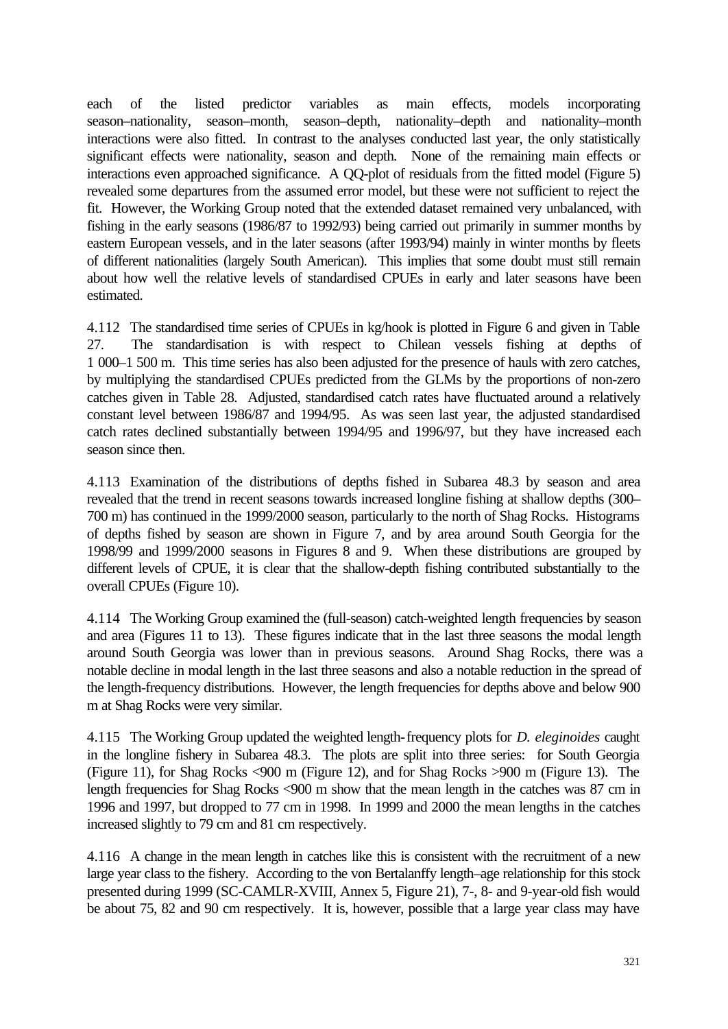each of the listed predictor variables as main effects, models incorporating season–nationality, season–month, season–depth, nationality–depth and nationality–month interactions were also fitted. In contrast to the analyses conducted last year, the only statistically significant effects were nationality, season and depth. None of the remaining main effects or interactions even approached significance. A QQ-plot of residuals from the fitted model (Figure 5) revealed some departures from the assumed error model, but these were not sufficient to reject the fit. However, the Working Group noted that the extended dataset remained very unbalanced, with fishing in the early seasons (1986/87 to 1992/93) being carried out primarily in summer months by eastern European vessels, and in the later seasons (after 1993/94) mainly in winter months by fleets of different nationalities (largely South American). This implies that some doubt must still remain about how well the relative levels of standardised CPUEs in early and later seasons have been estimated.

4.112 The standardised time series of CPUEs in kg/hook is plotted in Figure 6 and given in Table 27. The standardisation is with respect to Chilean vessels fishing at depths of 1 000–1 500 m. This time series has also been adjusted for the presence of hauls with zero catches, by multiplying the standardised CPUEs predicted from the GLMs by the proportions of non-zero catches given in Table 28. Adjusted, standardised catch rates have fluctuated around a relatively constant level between 1986/87 and 1994/95. As was seen last year, the adjusted standardised catch rates declined substantially between 1994/95 and 1996/97, but they have increased each season since then.

4.113 Examination of the distributions of depths fished in Subarea 48.3 by season and area revealed that the trend in recent seasons towards increased longline fishing at shallow depths (300–700 m) has continued in the 1999/2000 season, particularly to the north of Shag Rocks. Histograms of depths fished by season are shown in Figure 7, and by area around South Georgia for the 1998/99 and 1999/2000 seasons in Figures 8 and 9. When these distributions are grouped by different levels of CPUE, it is clear that the shallow-depth fishing contributed substantially to the overall CPUEs (Figure 10).

4.114 The Working Group examined the (full-season) catch-weighted length frequencies by season and area (Figures 11 to 13). These figures indicate that in the last three seasons the modal length around South Georgia was lower than in previous seasons. Around Shag Rocks, there was a notable decline in modal length in the last three seasons and also a notable reduction in the spread of the length-frequency distributions. However, the length frequencies for depths above and below 900 m at Shag Rocks were very similar.

4.115 The Working Group updated the weighted length-frequency plots for *D. eleginoides* caught in the longline fishery in Subarea 48.3. The plots are split into three series: for South Georgia (Figure 11), for Shag Rocks <900 m (Figure 12), and for Shag Rocks >900 m (Figure 13). The length frequencies for Shag Rocks <900 m show that the mean length in the catches was 87 cm in 1996 and 1997, but dropped to 77 cm in 1998. In 1999 and 2000 the mean lengths in the catches increased slightly to 79 cm and 81 cm respectively.

4.116 A change in the mean length in catches like this is consistent with the recruitment of a new large year class to the fishery. According to the von Bertalanffy length–age relationship for this stock presented during 1999 (SC-CAMLR-XVIII, Annex 5, Figure 21), 7-, 8- and 9-year-old fish would be about 75, 82 and 90 cm respectively. It is, however, possible that a large year class may have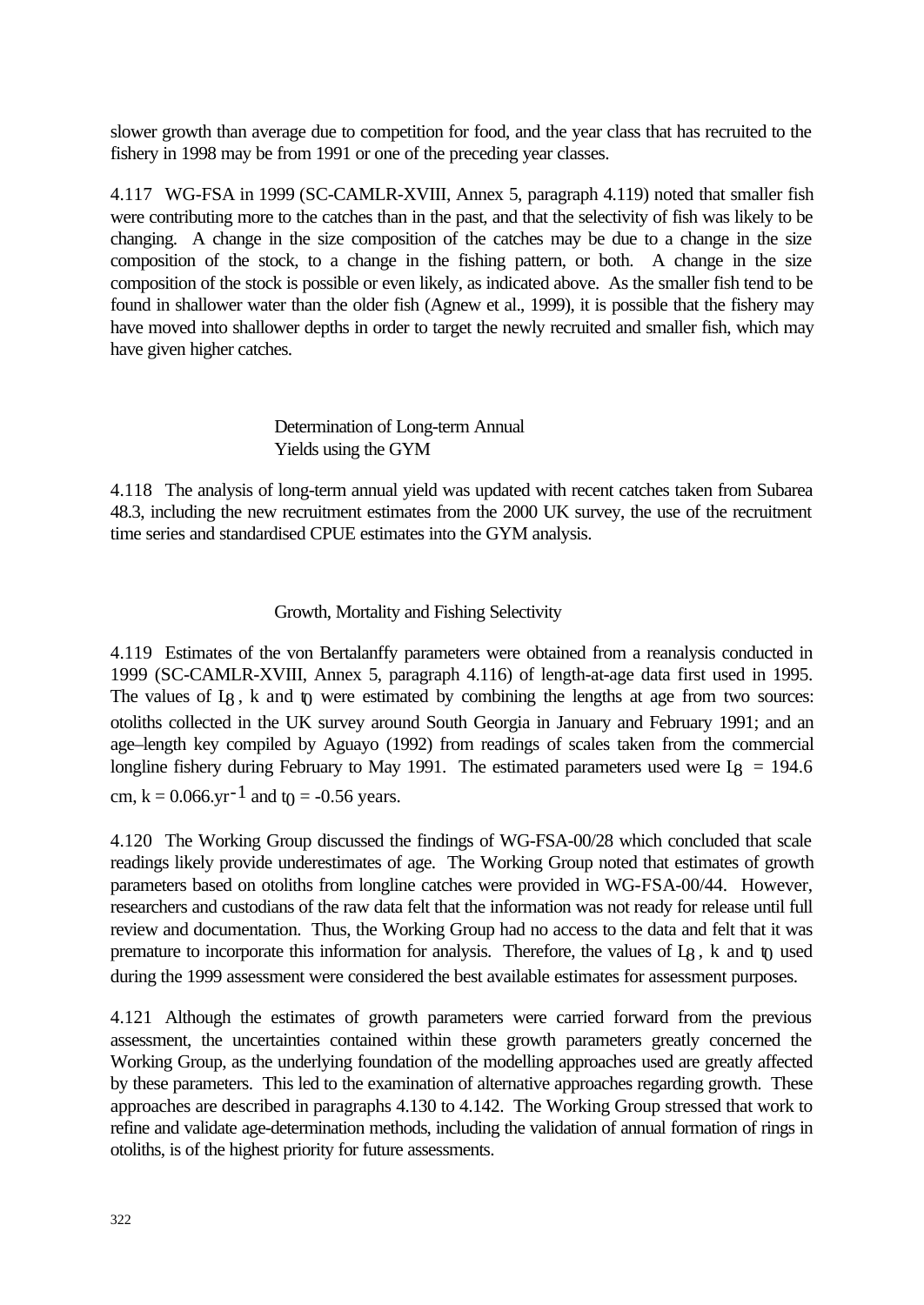slower growth than average due to competition for food, and the year class that has recruited to the fishery in 1998 may be from 1991 or one of the preceding year classes.

4.117 WG-FSA in 1999 (SC-CAMLR-XVIII, Annex 5, paragraph 4.119) noted that smaller fish were contributing more to the catches than in the past, and that the selectivity of fish was likely to be changing. A change in the size composition of the catches may be due to a change in the size composition of the stock, to a change in the fishing pattern, or both. A change in the size composition of the stock is possible or even likely, as indicated above. As the smaller fish tend to be found in shallower water than the older fish (Agnew et al., 1999), it is possible that the fishery may have moved into shallower depths in order to target the newly recruited and smaller fish, which may have given higher catches.

### Determination of Long-term Annual Yields using the GYM

4.118 The analysis of long-term annual yield was updated with recent catches taken from Subarea 48.3, including the new recruitment estimates from the 2000 UK survey, the use of the recruitment time series and standardised CPUE estimates into the GYM analysis.

### Growth, Mortality and Fishing Selectivity

4.119 Estimates of the von Bertalanffy parameters were obtained from a reanalysis conducted in 1999 (SC-CAMLR-XVIII, Annex 5, paragraph 4.116) of length-at-age data first used in 1995. The values of $L_\infty$, k and $t_0$ were estimated by combining the lengths at age from two sources: otoliths collected in the UK survey around South Georgia in January and February 1991; and an age–length key compiled by Aguayo (1992) from readings of scales taken from the commercial longline fishery during February to May 1991. The estimated parameters used were $L_\infty = 194.6$ cm, $k = 0.066.yr^{-1}$ and $t_0 = -0.56$ years.

4.120 The Working Group discussed the findings of WG-FSA-00/28 which concluded that scale readings likely provide underestimates of age. The Working Group noted that estimates of growth parameters based on otoliths from longline catches were provided in WG-FSA-00/44. However, researchers and custodians of the raw data felt that the information was not ready for release until full review and documentation. Thus, the Working Group had no access to the data and felt that it was premature to incorporate this information for analysis. Therefore, the values of $L_\infty$, k and $t_0$ used during the 1999 assessment were considered the best available estimates for assessment purposes.

4.121 Although the estimates of growth parameters were carried forward from the previous assessment, the uncertainties contained within these growth parameters greatly concerned the Working Group, as the underlying foundation of the modelling approaches used are greatly affected by these parameters. This led to the examination of alternative approaches regarding growth. These approaches are described in paragraphs 4.130 to 4.142. The Working Group stressed that work to refine and validate age-determination methods, including the validation of annual formation of rings in otoliths, is of the highest priority for future assessments.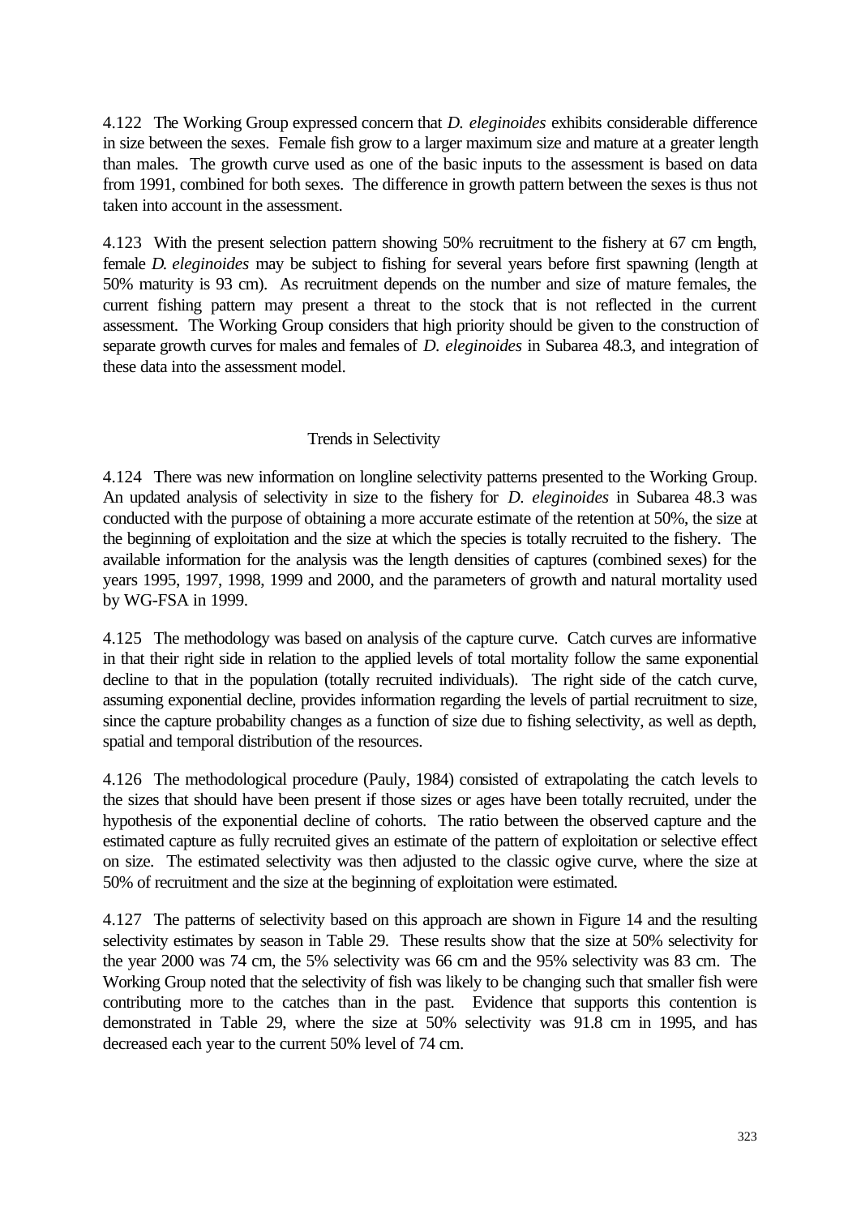4.122 The Working Group expressed concern that *D. eleginoides* exhibits considerable difference in size between the sexes. Female fish grow to a larger maximum size and mature at a greater length than males. The growth curve used as one of the basic inputs to the assessment is based on data from 1991, combined for both sexes. The difference in growth pattern between the sexes is thus not taken into account in the assessment.

4.123 With the present selection pattern showing 50% recruitment to the fishery at 67 cm length, female *D. eleginoides* may be subject to fishing for several years before first spawning (length at 50% maturity is 93 cm). As recruitment depends on the number and size of mature females, the current fishing pattern may present a threat to the stock that is not reflected in the current assessment. The Working Group considers that high priority should be given to the construction of separate growth curves for males and females of *D. eleginoides* in Subarea 48.3, and integration of these data into the assessment model.

### Trends in Selectivity

4.124 There was new information on longline selectivity patterns presented to the Working Group. An updated analysis of selectivity in size to the fishery for *D. eleginoides* in Subarea 48.3 was conducted with the purpose of obtaining a more accurate estimate of the retention at 50%, the size at the beginning of exploitation and the size at which the species is totally recruited to the fishery. The available information for the analysis was the length densities of captures (combined sexes) for the years 1995, 1997, 1998, 1999 and 2000, and the parameters of growth and natural mortality used by WG-FSA in 1999.

4.125 The methodology was based on analysis of the capture curve. Catch curves are informative in that their right side in relation to the applied levels of total mortality follow the same exponential decline to that in the population (totally recruited individuals). The right side of the catch curve, assuming exponential decline, provides information regarding the levels of partial recruitment to size, since the capture probability changes as a function of size due to fishing selectivity, as well as depth, spatial and temporal distribution of the resources.

4.126 The methodological procedure (Pauly, 1984) consisted of extrapolating the catch levels to the sizes that should have been present if those sizes or ages have been totally recruited, under the hypothesis of the exponential decline of cohorts. The ratio between the observed capture and the estimated capture as fully recruited gives an estimate of the pattern of exploitation or selective effect on size. The estimated selectivity was then adjusted to the classic ogive curve, where the size at 50% of recruitment and the size at the beginning of exploitation were estimated.

4.127 The patterns of selectivity based on this approach are shown in Figure 14 and the resulting selectivity estimates by season in Table 29. These results show that the size at 50% selectivity for the year 2000 was 74 cm, the 5% selectivity was 66 cm and the 95% selectivity was 83 cm. The Working Group noted that the selectivity of fish was likely to be changing such that smaller fish were contributing more to the catches than in the past. Evidence that supports this contention is demonstrated in Table 29, where the size at 50% selectivity was 91.8 cm in 1995, and has decreased each year to the current 50% level of 74 cm.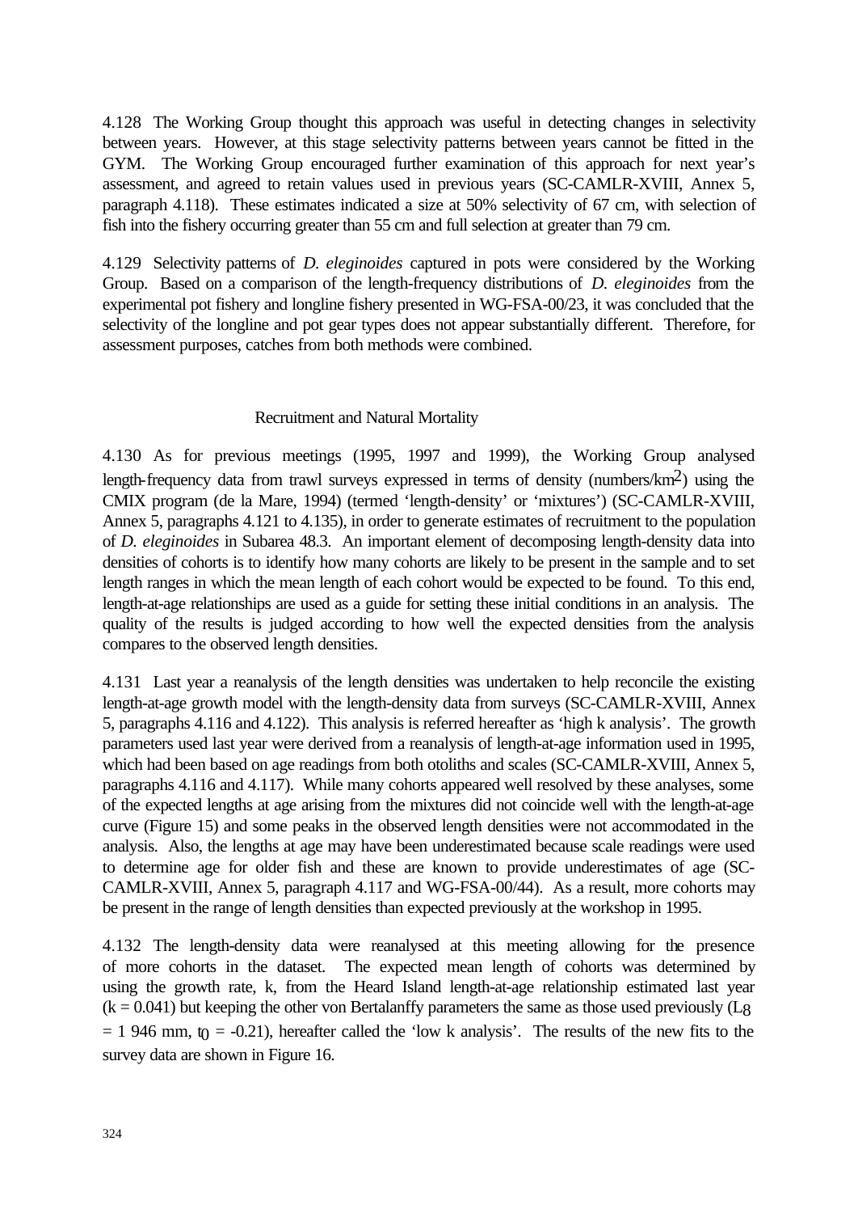4.128 The Working Group thought this approach was useful in detecting changes in selectivity between years. However, at this stage selectivity patterns between years cannot be fitted in the GYM. The Working Group encouraged further examination of this approach for next year's assessment, and agreed to retain values used in previous years (SC-CAMLR-XVIII, Annex 5, paragraph 4.118). These estimates indicated a size at 50% selectivity of 67 cm, with selection of fish into the fishery occurring greater than 55 cm and full selection at greater than 79 cm.

4.129 Selectivity patterns of *D. eleginoides* captured in pots were considered by the Working Group. Based on a comparison of the length-frequency distributions of *D. eleginoides* from the experimental pot fishery and longline fishery presented in WG-FSA-00/23, it was concluded that the selectivity of the longline and pot gear types does not appear substantially different. Therefore, for assessment purposes, catches from both methods were combined.

### Recruitment and Natural Mortality

4.130 As for previous meetings (1995, 1997 and 1999), the Working Group analysed length-frequency data from trawl surveys expressed in terms of density (numbers/$km^2$) using the CMIX program (de la Mare, 1994) (termed 'length-density' or 'mixtures') (SC-CAMLR-XVIII, Annex 5, paragraphs 4.121 to 4.135), in order to generate estimates of recruitment to the population of *D. eleginoides* in Subarea 48.3. An important element of decomposing length-density data into densities of cohorts is to identify how many cohorts are likely to be present in the sample and to set length ranges in which the mean length of each cohort would be expected to be found. To this end, length-at-age relationships are used as a guide for setting these initial conditions in an analysis. The quality of the results is judged according to how well the expected densities from the analysis compares to the observed length densities.

4.131 Last year a reanalysis of the length densities was undertaken to help reconcile the existing length-at-age growth model with the length-density data from surveys (SC-CAMLR-XVIII, Annex 5, paragraphs 4.116 and 4.122). This analysis is referred hereafter as 'high k analysis'. The growth parameters used last year were derived from a reanalysis of length-at-age information used in 1995, which had been based on age readings from both otoliths and scales (SC-CAMLR-XVIII, Annex 5, paragraphs 4.116 and 4.117). While many cohorts appeared well resolved by these analyses, some of the expected lengths at age arising from the mixtures did not coincide well with the length-at-age curve (Figure 15) and some peaks in the observed length densities were not accommodated in the analysis. Also, the lengths at age may have been underestimated because scale readings were used to determine age for older fish and these are known to provide underestimates of age (SC-CAMLR-XVIII, Annex 5, paragraph 4.117 and WG-FSA-00/44). As a result, more cohorts may be present in the range of length densities than expected previously at the workshop in 1995.

4.132 The length-density data were reanalysed at this meeting allowing for the presence of more cohorts in the dataset. The expected mean length of cohorts was determined by using the growth rate, k, from the Heard Island length-at-age relationship estimated last year ($k = 0.041$) but keeping the other von Bertalanffy parameters the same as those used previously ($L_\infty = 1\,946$ mm, $t_0 = -0.21$), hereafter called the 'low k analysis'. The results of the new fits to the survey data are shown in Figure 16.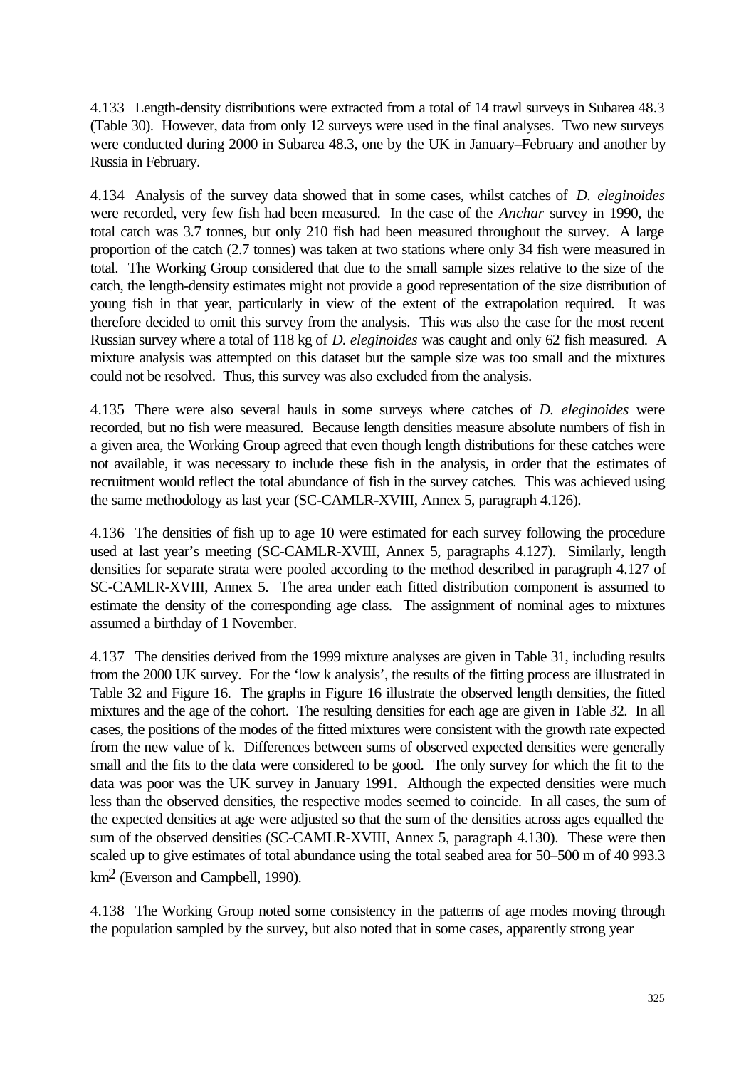4.133 Length-density distributions were extracted from a total of 14 trawl surveys in Subarea 48.3 (Table 30). However, data from only 12 surveys were used in the final analyses. Two new surveys were conducted during 2000 in Subarea 48.3, one by the UK in January–February and another by Russia in February.

4.134 Analysis of the survey data showed that in some cases, whilst catches of *D. eleginoides* were recorded, very few fish had been measured. In the case of the *Anchar* survey in 1990, the total catch was 3.7 tonnes, but only 210 fish had been measured throughout the survey. A large proportion of the catch (2.7 tonnes) was taken at two stations where only 34 fish were measured in total. The Working Group considered that due to the small sample sizes relative to the size of the catch, the length-density estimates might not provide a good representation of the size distribution of young fish in that year, particularly in view of the extent of the extrapolation required. It was therefore decided to omit this survey from the analysis. This was also the case for the most recent Russian survey where a total of 118 kg of *D. eleginoides* was caught and only 62 fish measured. A mixture analysis was attempted on this dataset but the sample size was too small and the mixtures could not be resolved. Thus, this survey was also excluded from the analysis.

4.135 There were also several hauls in some surveys where catches of *D. eleginoides* were recorded, but no fish were measured. Because length densities measure absolute numbers of fish in a given area, the Working Group agreed that even though length distributions for these catches were not available, it was necessary to include these fish in the analysis, in order that the estimates of recruitment would reflect the total abundance of fish in the survey catches. This was achieved using the same methodology as last year (SC-CAMLR-XVIII, Annex 5, paragraph 4.126).

4.136 The densities of fish up to age 10 were estimated for each survey following the procedure used at last year's meeting (SC-CAMLR-XVIII, Annex 5, paragraphs 4.127). Similarly, length densities for separate strata were pooled according to the method described in paragraph 4.127 of SC-CAMLR-XVIII, Annex 5. The area under each fitted distribution component is assumed to estimate the density of the corresponding age class. The assignment of nominal ages to mixtures assumed a birthday of 1 November.

4.137 The densities derived from the 1999 mixture analyses are given in Table 31, including results from the 2000 UK survey. For the 'low k analysis', the results of the fitting process are illustrated in Table 32 and Figure 16. The graphs in Figure 16 illustrate the observed length densities, the fitted mixtures and the age of the cohort. The resulting densities for each age are given in Table 32. In all cases, the positions of the modes of the fitted mixtures were consistent with the growth rate expected from the new value of k. Differences between sums of observed expected densities were generally small and the fits to the data were considered to be good. The only survey for which the fit to the data was poor was the UK survey in January 1991. Although the expected densities were much less than the observed densities, the respective modes seemed to coincide. In all cases, the sum of the expected densities at age were adjusted so that the sum of the densities across ages equalled the sum of the observed densities (SC-CAMLR-XVIII, Annex 5, paragraph 4.130). These were then scaled up to give estimates of total abundance using the total seabed area for 50–500 m of 40 993.3 $km^2$ (Everson and Campbell, 1990).

4.138 The Working Group noted some consistency in the patterns of age modes moving through the population sampled by the survey, but also noted that in some cases, apparently strong year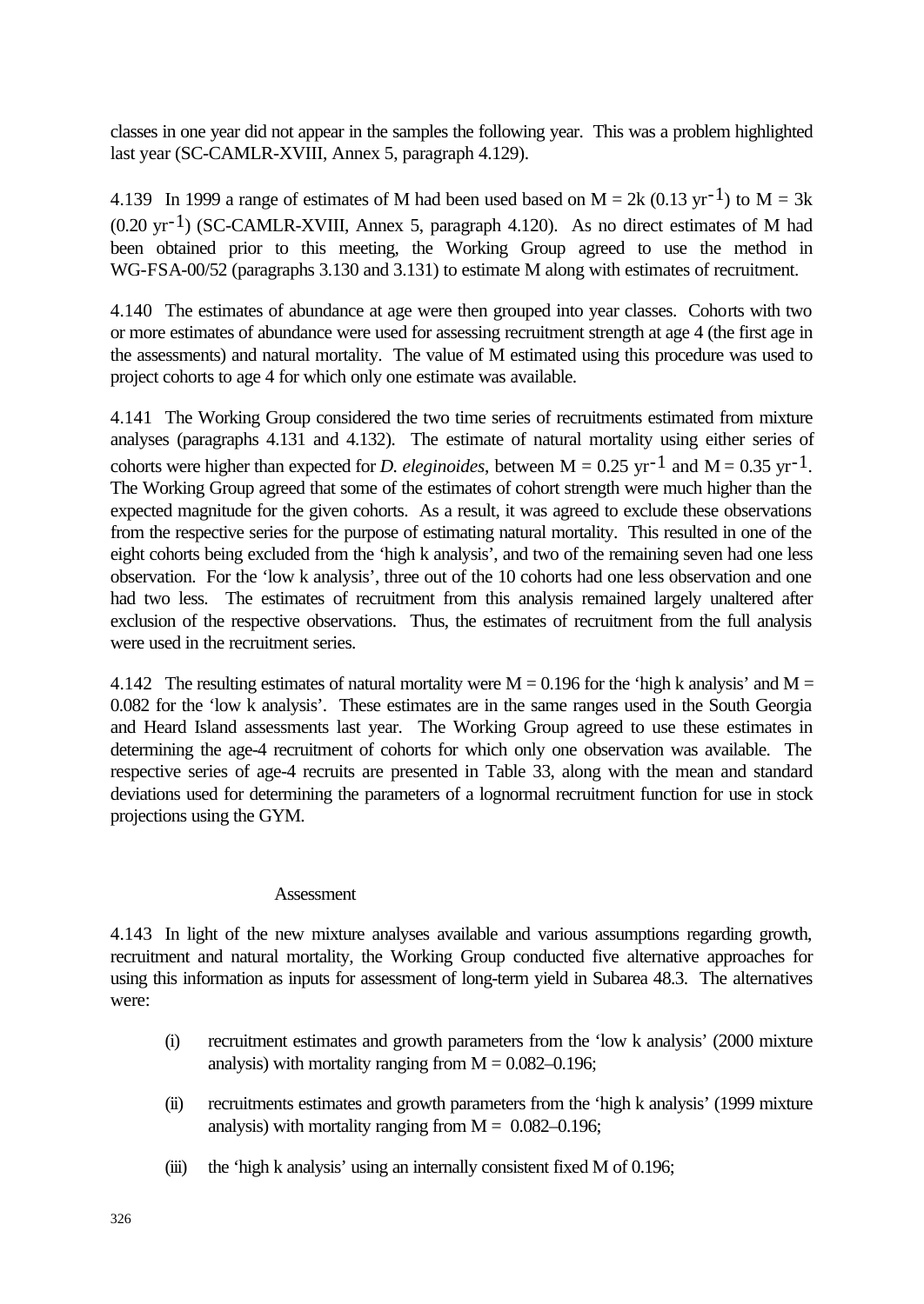classes in one year did not appear in the samples the following year. This was a problem highlighted last year (SC-CAMLR-XVIII, Annex 5, paragraph 4.129).

4.139 In 1999 a range of estimates of M had been used based on M = 2k (0.13 $yr^{-1}$) to M = 3k (0.20 $yr^{-1}$) (SC-CAMLR-XVIII, Annex 5, paragraph 4.120). As no direct estimates of M had been obtained prior to this meeting, the Working Group agreed to use the method in WG-FSA-00/52 (paragraphs 3.130 and 3.131) to estimate M along with estimates of recruitment.

4.140 The estimates of abundance at age were then grouped into year classes. Cohorts with two or more estimates of abundance were used for assessing recruitment strength at age 4 (the first age in the assessments) and natural mortality. The value of M estimated using this procedure was used to project cohorts to age 4 for which only one estimate was available.

4.141 The Working Group considered the two time series of recruitments estimated from mixture analyses (paragraphs 4.131 and 4.132). The estimate of natural mortality using either series of cohorts were higher than expected for *D. eleginoides*, between M = 0.25 $yr^{-1}$ and M = 0.35 $yr^{-1}$. The Working Group agreed that some of the estimates of cohort strength were much higher than the expected magnitude for the given cohorts. As a result, it was agreed to exclude these observations from the respective series for the purpose of estimating natural mortality. This resulted in one of the eight cohorts being excluded from the 'high k analysis', and two of the remaining seven had one less observation. For the 'low k analysis', three out of the 10 cohorts had one less observation and one had two less. The estimates of recruitment from this analysis remained largely unaltered after exclusion of the respective observations. Thus, the estimates of recruitment from the full analysis were used in the recruitment series.

4.142 The resulting estimates of natural mortality were M = 0.196 for the 'high k analysis' and M = 0.082 for the 'low k analysis'. These estimates are in the same ranges used in the South Georgia and Heard Island assessments last year. The Working Group agreed to use these estimates in determining the age-4 recruitment of cohorts for which only one observation was available. The respective series of age-4 recruits are presented in Table 33, along with the mean and standard deviations used for determining the parameters of a lognormal recruitment function for use in stock projections using the GYM.

### Assessment

4.143 In light of the new mixture analyses available and various assumptions regarding growth, recruitment and natural mortality, the Working Group conducted five alternative approaches for using this information as inputs for assessment of long-term yield in Subarea 48.3. The alternatives were:

(i) recruitment estimates and growth parameters from the 'low k analysis' (2000 mixture analysis) with mortality ranging from M = 0.082–0.196;

(ii) recruitments estimates and growth parameters from the 'high k analysis' (1999 mixture analysis) with mortality ranging from M = 0.082–0.196;

(iii) the 'high k analysis' using an internally consistent fixed M of 0.196;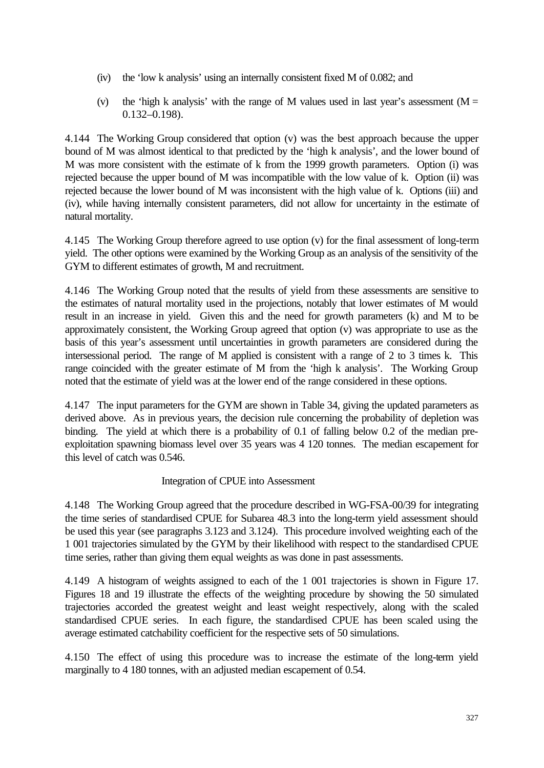(iv) the 'low k analysis' using an internally consistent fixed M of 0.082; and

(v) the 'high k analysis' with the range of M values used in last year's assessment (M = 0.132–0.198).

4.144 The Working Group considered that option (v) was the best approach because the upper bound of M was almost identical to that predicted by the 'high k analysis', and the lower bound of M was more consistent with the estimate of k from the 1999 growth parameters. Option (i) was rejected because the upper bound of M was incompatible with the low value of k. Option (ii) was rejected because the lower bound of M was inconsistent with the high value of k. Options (iii) and (iv), while having internally consistent parameters, did not allow for uncertainty in the estimate of natural mortality.

4.145 The Working Group therefore agreed to use option (v) for the final assessment of long-term yield. The other options were examined by the Working Group as an analysis of the sensitivity of the GYM to different estimates of growth, M and recruitment.

4.146 The Working Group noted that the results of yield from these assessments are sensitive to the estimates of natural mortality used in the projections, notably that lower estimates of M would result in an increase in yield. Given this and the need for growth parameters (k) and M to be approximately consistent, the Working Group agreed that option (v) was appropriate to use as the basis of this year's assessment until uncertainties in growth parameters are considered during the intersessional period. The range of M applied is consistent with a range of 2 to 3 times k. This range coincided with the greater estimate of M from the 'high k analysis'. The Working Group noted that the estimate of yield was at the lower end of the range considered in these options.

4.147 The input parameters for the GYM are shown in Table 34, giving the updated parameters as derived above. As in previous years, the decision rule concerning the probability of depletion was binding. The yield at which there is a probability of 0.1 of falling below 0.2 of the median pre-exploitation spawning biomass level over 35 years was 4 120 tonnes. The median escapement for this level of catch was 0.546.

### Integration of CPUE into Assessment

4.148 The Working Group agreed that the procedure described in WG-FSA-00/39 for integrating the time series of standardised CPUE for Subarea 48.3 into the long-term yield assessment should be used this year (see paragraphs 3.123 and 3.124). This procedure involved weighting each of the 1 001 trajectories simulated by the GYM by their likelihood with respect to the standardised CPUE time series, rather than giving them equal weights as was done in past assessments.

4.149 A histogram of weights assigned to each of the 1 001 trajectories is shown in Figure 17. Figures 18 and 19 illustrate the effects of the weighting procedure by showing the 50 simulated trajectories accorded the greatest weight and least weight respectively, along with the scaled standardised CPUE series. In each figure, the standardised CPUE has been scaled using the average estimated catchability coefficient for the respective sets of 50 simulations.

4.150 The effect of using this procedure was to increase the estimate of the long-term yield marginally to 4 180 tonnes, with an adjusted median escapement of 0.54.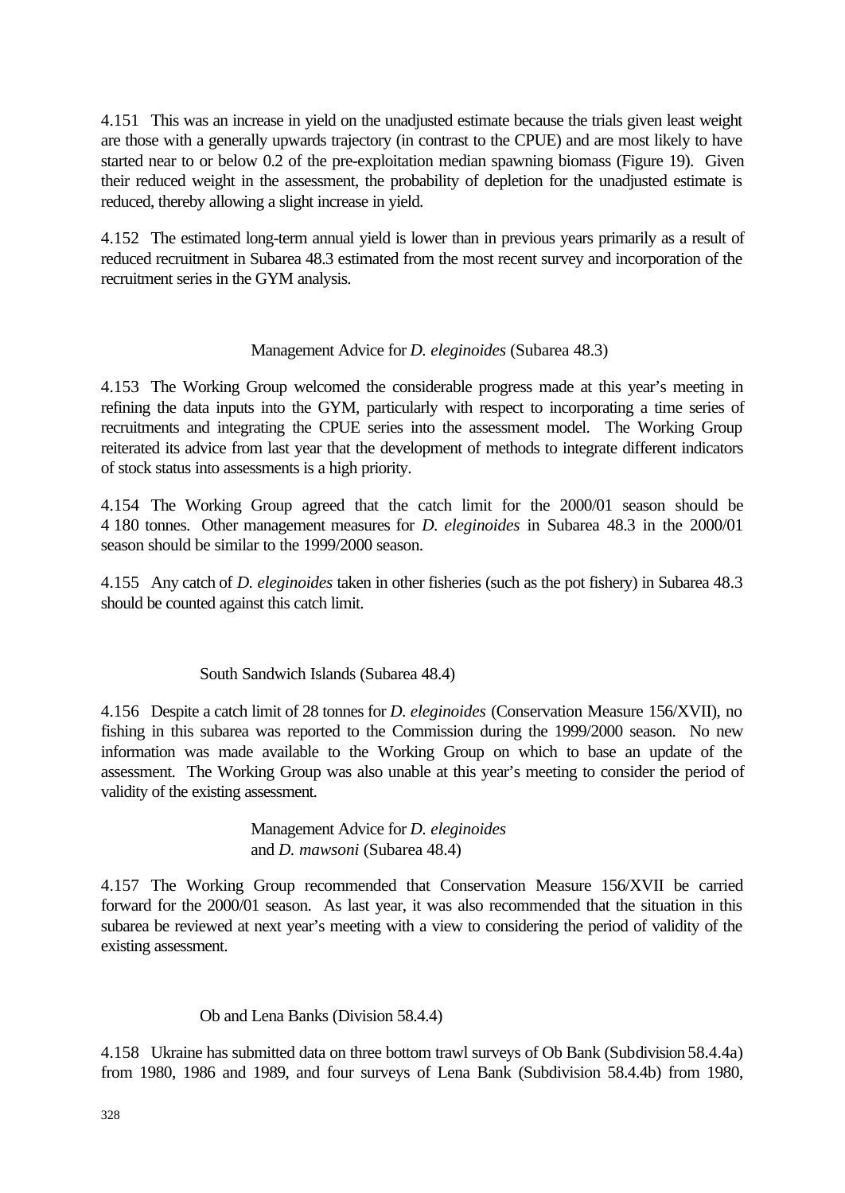4.151 This was an increase in yield on the unadjusted estimate because the trials given least weight are those with a generally upwards trajectory (in contrast to the CPUE) and are most likely to have started near to or below 0.2 of the pre-exploitation median spawning biomass (Figure 19). Given their reduced weight in the assessment, the probability of depletion for the unadjusted estimate is reduced, thereby allowing a slight increase in yield.

4.152 The estimated long-term annual yield is lower than in previous years primarily as a result of reduced recruitment in Subarea 48.3 estimated from the most recent survey and incorporation of the recruitment series in the GYM analysis.

### Management Advice for *D. eleginoides* (Subarea 48.3)

4.153 The Working Group welcomed the considerable progress made at this year's meeting in refining the data inputs into the GYM, particularly with respect to incorporating a time series of recruitments and integrating the CPUE series into the assessment model. The Working Group reiterated its advice from last year that the development of methods to integrate different indicators of stock status into assessments is a high priority.

4.154 The Working Group agreed that the catch limit for the 2000/01 season should be 4 180 tonnes. Other management measures for *D. eleginoides* in Subarea 48.3 in the 2000/01 season should be similar to the 1999/2000 season.

4.155 Any catch of *D. eleginoides* taken in other fisheries (such as the pot fishery) in Subarea 48.3 should be counted against this catch limit.

## South Sandwich Islands (Subarea 48.4)

4.156 Despite a catch limit of 28 tonnes for *D. eleginoides* (Conservation Measure 156/XVII), no fishing in this subarea was reported to the Commission during the 1999/2000 season. No new information was made available to the Working Group on which to base an update of the assessment. The Working Group was also unable at this year's meeting to consider the period of validity of the existing assessment.

### Management Advice for *D. eleginoides* and *D. mawsoni* (Subarea 48.4)

4.157 The Working Group recommended that Conservation Measure 156/XVII be carried forward for the 2000/01 season. As last year, it was also recommended that the situation in this subarea be reviewed at next year's meeting with a view to considering the period of validity of the existing assessment.

## Ob and Lena Banks (Division 58.4.4)

4.158 Ukraine has submitted data on three bottom trawl surveys of Ob Bank (Subdivision 58.4.4a) from 1980, 1986 and 1989, and four surveys of Lena Bank (Subdivision 58.4.4b) from 1980,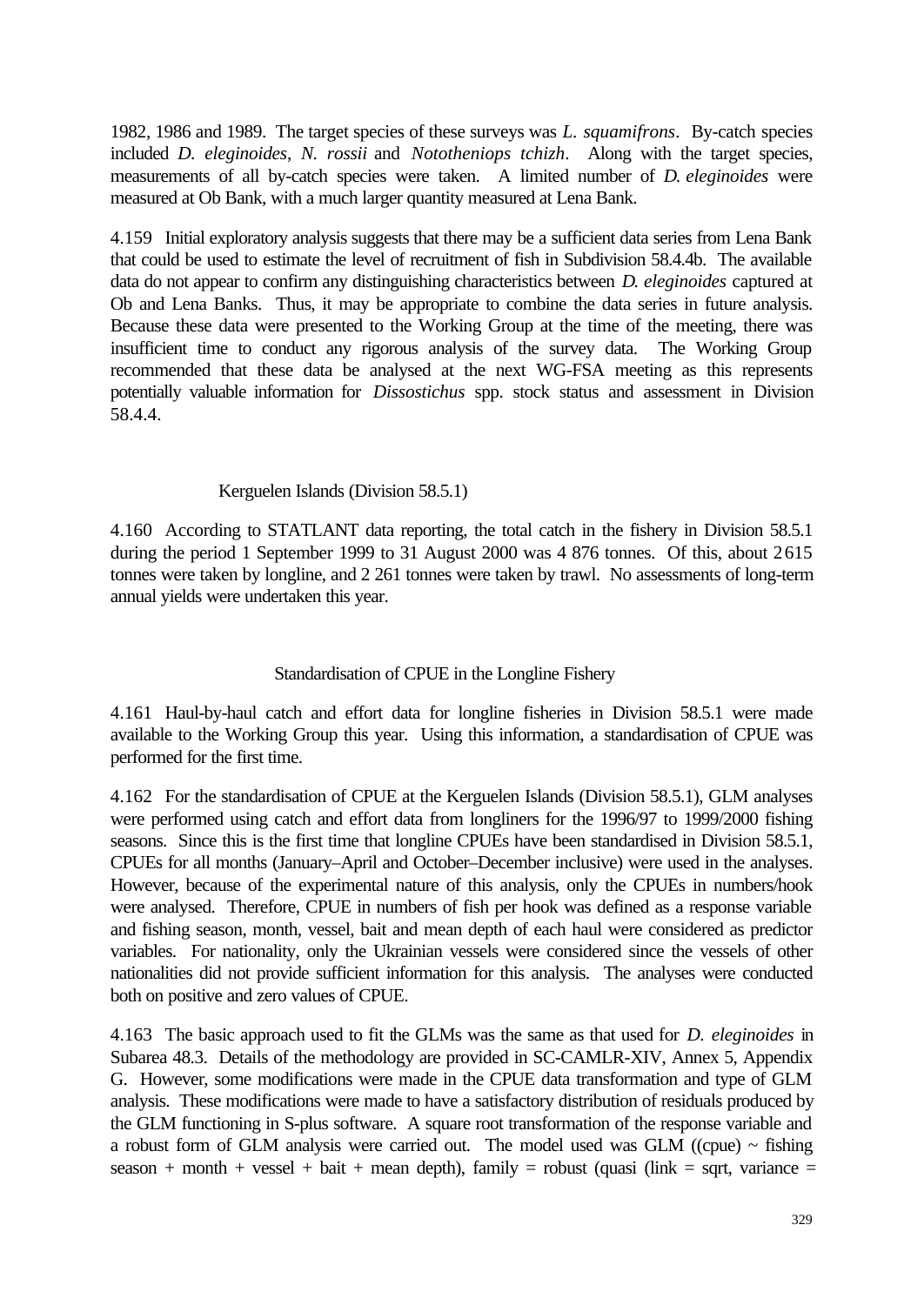1982, 1986 and 1989. The target species of these surveys was *L. squamifrons*. By-catch species included *D. eleginoides*, *N. rossii* and *Nototheniops tchizh*. Along with the target species, measurements of all by-catch species were taken. A limited number of *D. eleginoides* were measured at Ob Bank, with a much larger quantity measured at Lena Bank.

4.159 Initial exploratory analysis suggests that there may be a sufficient data series from Lena Bank that could be used to estimate the level of recruitment of fish in Subdivision 58.4.4b. The available data do not appear to confirm any distinguishing characteristics between *D. eleginoides* captured at Ob and Lena Banks. Thus, it may be appropriate to combine the data series in future analysis. Because these data were presented to the Working Group at the time of the meeting, there was insufficient time to conduct any rigorous analysis of the survey data. The Working Group recommended that these data be analysed at the next WG-FSA meeting as this represents potentially valuable information for *Dissostichus* spp. stock status and assessment in Division 58.4.4.

### Kerguelen Islands (Division 58.5.1)

4.160 According to STATLANT data reporting, the total catch in the fishery in Division 58.5.1 during the period 1 September 1999 to 31 August 2000 was 4 876 tonnes. Of this, about 2 615 tonnes were taken by longline, and 2 261 tonnes were taken by trawl. No assessments of long-term annual yields were undertaken this year.

#### Standardisation of CPUE in the Longline Fishery

4.161 Haul-by-haul catch and effort data for longline fisheries in Division 58.5.1 were made available to the Working Group this year. Using this information, a standardisation of CPUE was performed for the first time.

4.162 For the standardisation of CPUE at the Kerguelen Islands (Division 58.5.1), GLM analyses were performed using catch and effort data from longliners for the 1996/97 to 1999/2000 fishing seasons. Since this is the first time that longline CPUEs have been standardised in Division 58.5.1, CPUEs for all months (January–April and October–December inclusive) were used in the analyses. However, because of the experimental nature of this analysis, only the CPUEs in numbers/hook were analysed. Therefore, CPUE in numbers of fish per hook was defined as a response variable and fishing season, month, vessel, bait and mean depth of each haul were considered as predictor variables. For nationality, only the Ukrainian vessels were considered since the vessels of other nationalities did not provide sufficient information for this analysis. The analyses were conducted both on positive and zero values of CPUE.

4.163 The basic approach used to fit the GLMs was the same as that used for *D. eleginoides* in Subarea 48.3. Details of the methodology are provided in SC-CAMLR-XIV, Annex 5, Appendix G. However, some modifications were made in the CPUE data transformation and type of GLM analysis. These modifications were made to have a satisfactory distribution of residuals produced by the GLM functioning in S-plus software. A square root transformation of the response variable and a robust form of GLM analysis were carried out. The model used was GLM ((cpue) ~ fishing season + month + vessel + bait + mean depth), family = robust (quasi (link = sqrt, variance =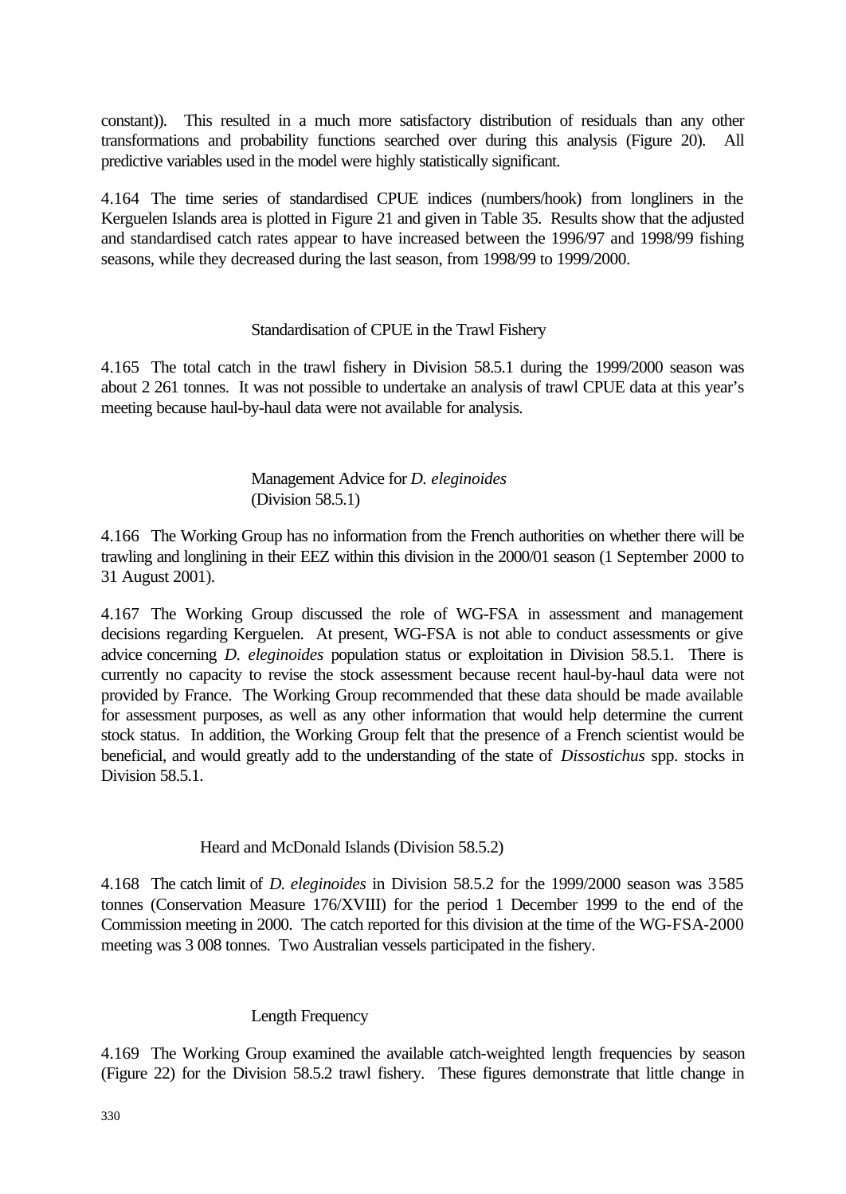constant)). This resulted in a much more satisfactory distribution of residuals than any other transformations and probability functions searched over during this analysis (Figure 20). All predictive variables used in the model were highly statistically significant.

4.164 The time series of standardised CPUE indices (numbers/hook) from longliners in the Kerguelen Islands area is plotted in Figure 21 and given in Table 35. Results show that the adjusted and standardised catch rates appear to have increased between the 1996/97 and 1998/99 fishing seasons, while they decreased during the last season, from 1998/99 to 1999/2000.

### Standardisation of CPUE in the Trawl Fishery

4.165 The total catch in the trawl fishery in Division 58.5.1 during the 1999/2000 season was about 2 261 tonnes. It was not possible to undertake an analysis of trawl CPUE data at this year's meeting because haul-by-haul data were not available for analysis.

### Management Advice for *D. eleginoides* (Division 58.5.1)

4.166 The Working Group has no information from the French authorities on whether there will be trawling and longlining in their EEZ within this division in the 2000/01 season (1 September 2000 to 31 August 2001).

4.167 The Working Group discussed the role of WG-FSA in assessment and management decisions regarding Kerguelen. At present, WG-FSA is not able to conduct assessments or give advice concerning *D. eleginoides* population status or exploitation in Division 58.5.1. There is currently no capacity to revise the stock assessment because recent haul-by-haul data were not provided by France. The Working Group recommended that these data should be made available for assessment purposes, as well as any other information that would help determine the current stock status. In addition, the Working Group felt that the presence of a French scientist would be beneficial, and would greatly add to the understanding of the state of *Dissostichus* spp. stocks in Division 58.5.1.

## Heard and McDonald Islands (Division 58.5.2)

4.168 The catch limit of *D. eleginoides* in Division 58.5.2 for the 1999/2000 season was 3 585 tonnes (Conservation Measure 176/XVIII) for the period 1 December 1999 to the end of the Commission meeting in 2000. The catch reported for this division at the time of the WG-FSA-2000 meeting was 3 008 tonnes. Two Australian vessels participated in the fishery.

### Length Frequency

4.169 The Working Group examined the available catch-weighted length frequencies by season (Figure 22) for the Division 58.5.2 trawl fishery. These figures demonstrate that little change in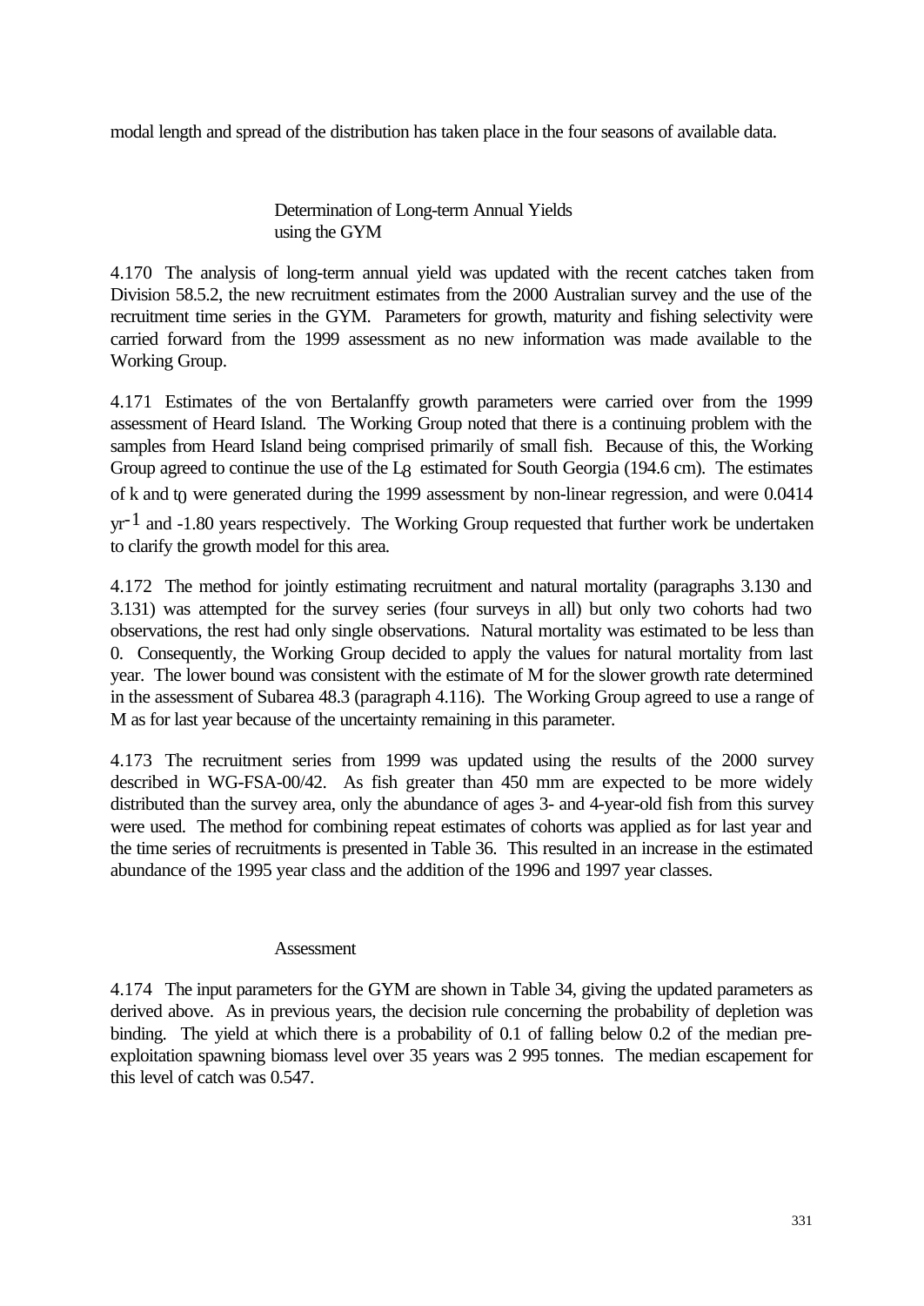modal length and spread of the distribution has taken place in the four seasons of available data.

### Determination of Long-term Annual Yields using the GYM

4.170 The analysis of long-term annual yield was updated with the recent catches taken from Division 58.5.2, the new recruitment estimates from the 2000 Australian survey and the use of the recruitment time series in the GYM. Parameters for growth, maturity and fishing selectivity were carried forward from the 1999 assessment as no new information was made available to the Working Group.

4.171 Estimates of the von Bertalanffy growth parameters were carried over from the 1999 assessment of Heard Island. The Working Group noted that there is a continuing problem with the samples from Heard Island being comprised primarily of small fish. Because of this, the Working Group agreed to continue the use of the $L_\infty$ estimated for South Georgia (194.6 cm). The estimates of k and $t_0$ were generated during the 1999 assessment by non-linear regression, and were 0.0414 $yr^{-1}$ and -1.80 years respectively. The Working Group requested that further work be undertaken to clarify the growth model for this area.

4.172 The method for jointly estimating recruitment and natural mortality (paragraphs 3.130 and 3.131) was attempted for the survey series (four surveys in all) but only two cohorts had two observations, the rest had only single observations. Natural mortality was estimated to be less than 0. Consequently, the Working Group decided to apply the values for natural mortality from last year. The lower bound was consistent with the estimate of M for the slower growth rate determined in the assessment of Subarea 48.3 (paragraph 4.116). The Working Group agreed to use a range of M as for last year because of the uncertainty remaining in this parameter.

4.173 The recruitment series from 1999 was updated using the results of the 2000 survey described in WG-FSA-00/42. As fish greater than 450 mm are expected to be more widely distributed than the survey area, only the abundance of ages 3- and 4-year-old fish from this survey were used. The method for combining repeat estimates of cohorts was applied as for last year and the time series of recruitments is presented in Table 36. This resulted in an increase in the estimated abundance of the 1995 year class and the addition of the 1996 and 1997 year classes.

### Assessment

4.174 The input parameters for the GYM are shown in Table 34, giving the updated parameters as derived above. As in previous years, the decision rule concerning the probability of depletion was binding. The yield at which there is a probability of 0.1 of falling below 0.2 of the median pre-exploitation spawning biomass level over 35 years was 2 995 tonnes. The median escapement for this level of catch was 0.547.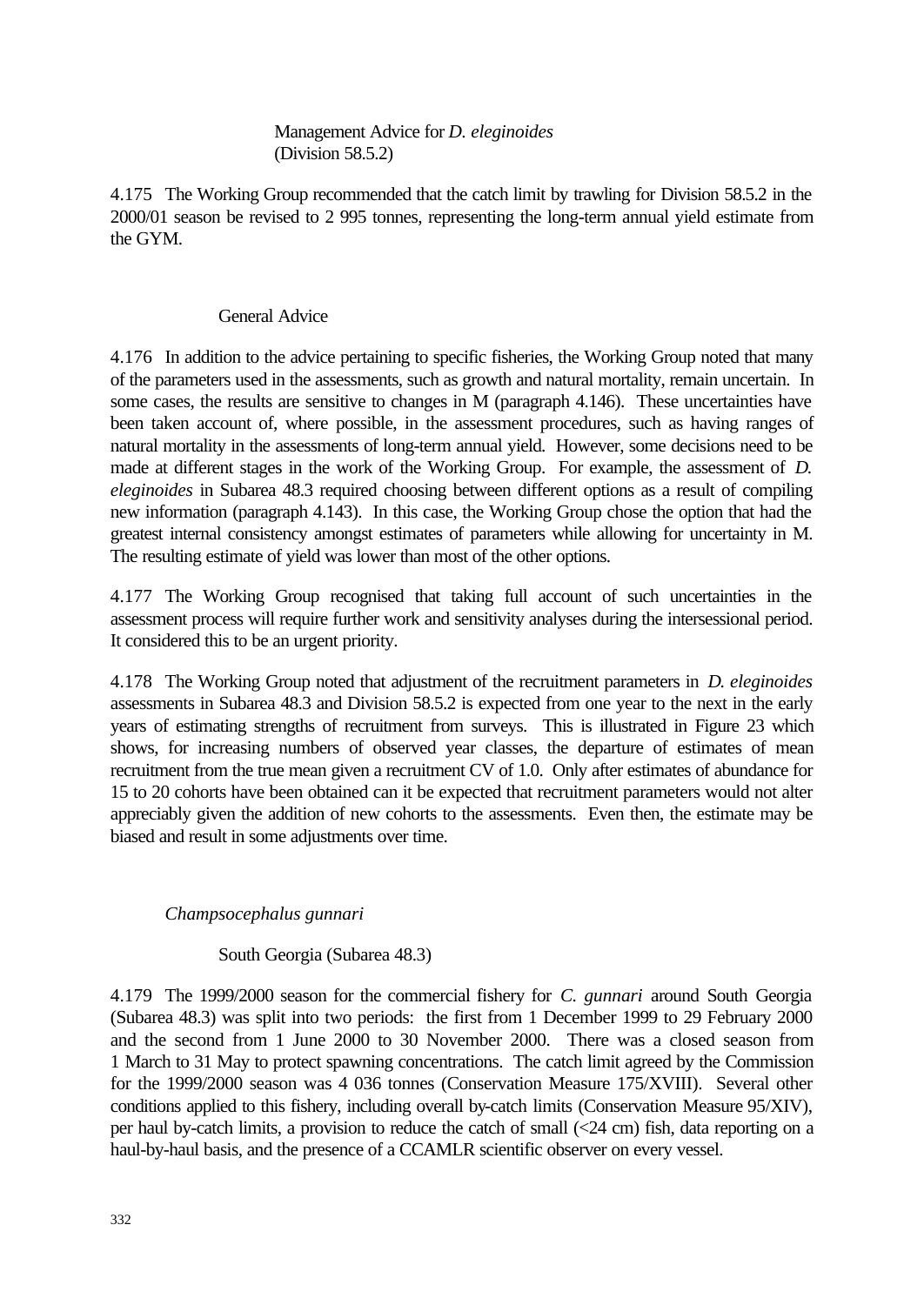#### Management Advice for *D. eleginoides* (Division 58.5.2)

4.175 The Working Group recommended that the catch limit by trawling for Division 58.5.2 in the 2000/01 season be revised to 2 995 tonnes, representing the long-term annual yield estimate from the GYM.

#### General Advice

4.176 In addition to the advice pertaining to specific fisheries, the Working Group noted that many of the parameters used in the assessments, such as growth and natural mortality, remain uncertain. In some cases, the results are sensitive to changes in M (paragraph 4.146). These uncertainties have been taken account of, where possible, in the assessment procedures, such as having ranges of natural mortality in the assessments of long-term annual yield. However, some decisions need to be made at different stages in the work of the Working Group. For example, the assessment of *D. eleginoides* in Subarea 48.3 required choosing between different options as a result of compiling new information (paragraph 4.143). In this case, the Working Group chose the option that had the greatest internal consistency amongst estimates of parameters while allowing for uncertainty in M. The resulting estimate of yield was lower than most of the other options.

4.177 The Working Group recognised that taking full account of such uncertainties in the assessment process will require further work and sensitivity analyses during the intersessional period. It considered this to be an urgent priority.

4.178 The Working Group noted that adjustment of the recruitment parameters in *D. eleginoides* assessments in Subarea 48.3 and Division 58.5.2 is expected from one year to the next in the early years of estimating strengths of recruitment from surveys. This is illustrated in Figure 23 which shows, for increasing numbers of observed year classes, the departure of estimates of mean recruitment from the true mean given a recruitment CV of 1.0. Only after estimates of abundance for 15 to 20 cohorts have been obtained can it be expected that recruitment parameters would not alter appreciably given the addition of new cohorts to the assessments. Even then, the estimate may be biased and result in some adjustments over time.

### *Champsocephalus gunnari*

#### South Georgia (Subarea 48.3)

4.179 The 1999/2000 season for the commercial fishery for *C. gunnari* around South Georgia (Subarea 48.3) was split into two periods: the first from 1 December 1999 to 29 February 2000 and the second from 1 June 2000 to 30 November 2000. There was a closed season from 1 March to 31 May to protect spawning concentrations. The catch limit agreed by the Commission for the 1999/2000 season was 4 036 tonnes (Conservation Measure 175/XVIII). Several other conditions applied to this fishery, including overall by-catch limits (Conservation Measure 95/XIV), per haul by-catch limits, a provision to reduce the catch of small (<24 cm) fish, data reporting on a haul-by-haul basis, and the presence of a CCAMLR scientific observer on every vessel.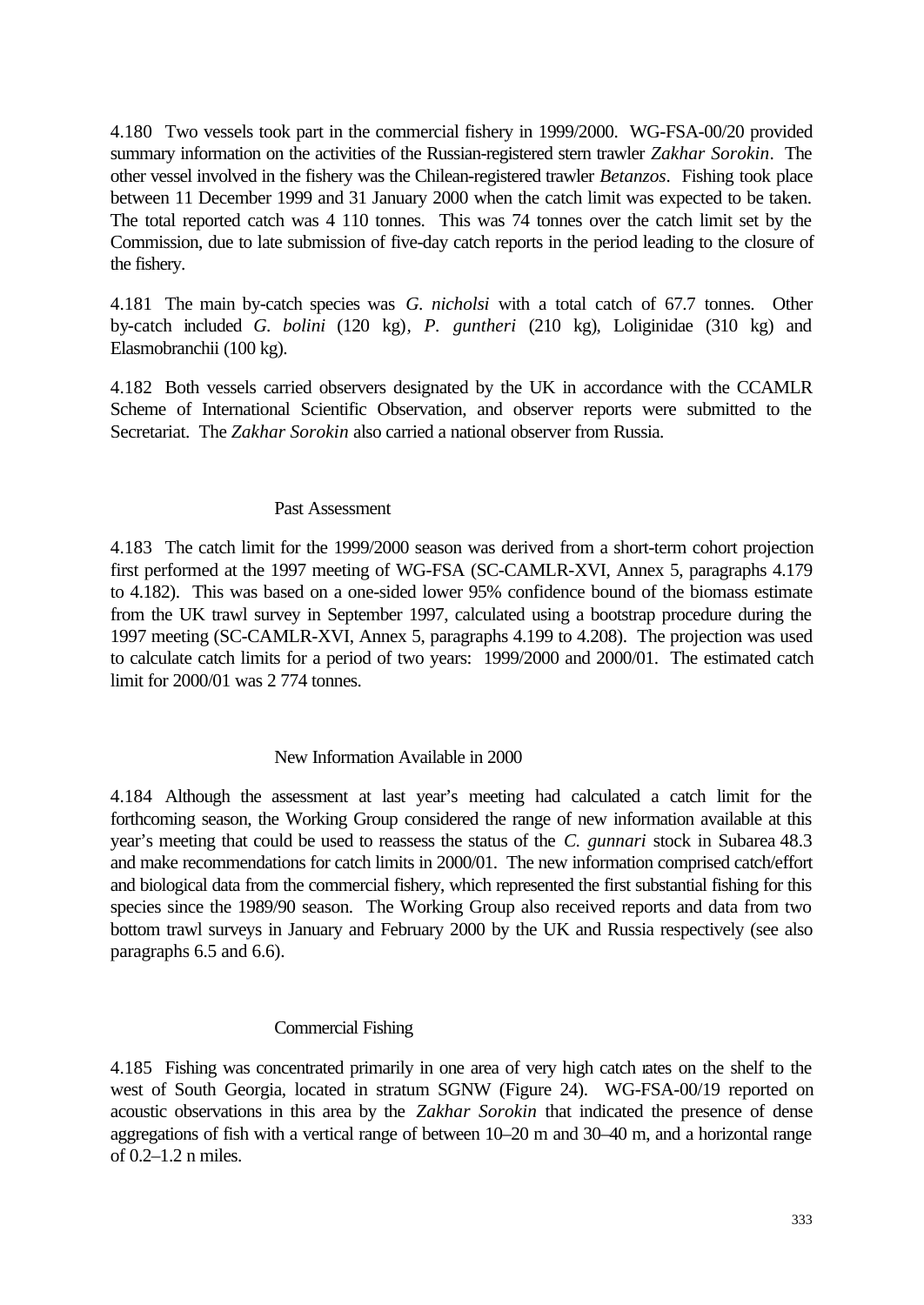4.180 Two vessels took part in the commercial fishery in 1999/2000. WG-FSA-00/20 provided summary information on the activities of the Russian-registered stern trawler *Zakhar Sorokin*. The other vessel involved in the fishery was the Chilean-registered trawler *Betanzos*. Fishing took place between 11 December 1999 and 31 January 2000 when the catch limit was expected to be taken. The total reported catch was 4 110 tonnes. This was 74 tonnes over the catch limit set by the Commission, due to late submission of five-day catch reports in the period leading to the closure of the fishery.

4.181 The main by-catch species was *G. nicholsi* with a total catch of 67.7 tonnes. Other by-catch included *G. bolini* (120 kg), *P. guntheri* (210 kg), Loliginidae (310 kg) and Elasmobranchii (100 kg).

4.182 Both vessels carried observers designated by the UK in accordance with the CCAMLR Scheme of International Scientific Observation, and observer reports were submitted to the Secretariat. The *Zakhar Sorokin* also carried a national observer from Russia.

### Past Assessment

4.183 The catch limit for the 1999/2000 season was derived from a short-term cohort projection first performed at the 1997 meeting of WG-FSA (SC-CAMLR-XVI, Annex 5, paragraphs 4.179 to 4.182). This was based on a one-sided lower 95% confidence bound of the biomass estimate from the UK trawl survey in September 1997, calculated using a bootstrap procedure during the 1997 meeting (SC-CAMLR-XVI, Annex 5, paragraphs 4.199 to 4.208). The projection was used to calculate catch limits for a period of two years: 1999/2000 and 2000/01. The estimated catch limit for 2000/01 was 2 774 tonnes.

### New Information Available in 2000

4.184 Although the assessment at last year's meeting had calculated a catch limit for the forthcoming season, the Working Group considered the range of new information available at this year's meeting that could be used to reassess the status of the *C. gunnari* stock in Subarea 48.3 and make recommendations for catch limits in 2000/01. The new information comprised catch/effort and biological data from the commercial fishery, which represented the first substantial fishing for this species since the 1989/90 season. The Working Group also received reports and data from two bottom trawl surveys in January and February 2000 by the UK and Russia respectively (see also paragraphs 6.5 and 6.6).

### Commercial Fishing

4.185 Fishing was concentrated primarily in one area of very high catch rates on the shelf to the west of South Georgia, located in stratum SGNW (Figure 24). WG-FSA-00/19 reported on acoustic observations in this area by the *Zakhar Sorokin* that indicated the presence of dense aggregations of fish with a vertical range of between 10–20 m and 30–40 m, and a horizontal range of 0.2–1.2 n miles.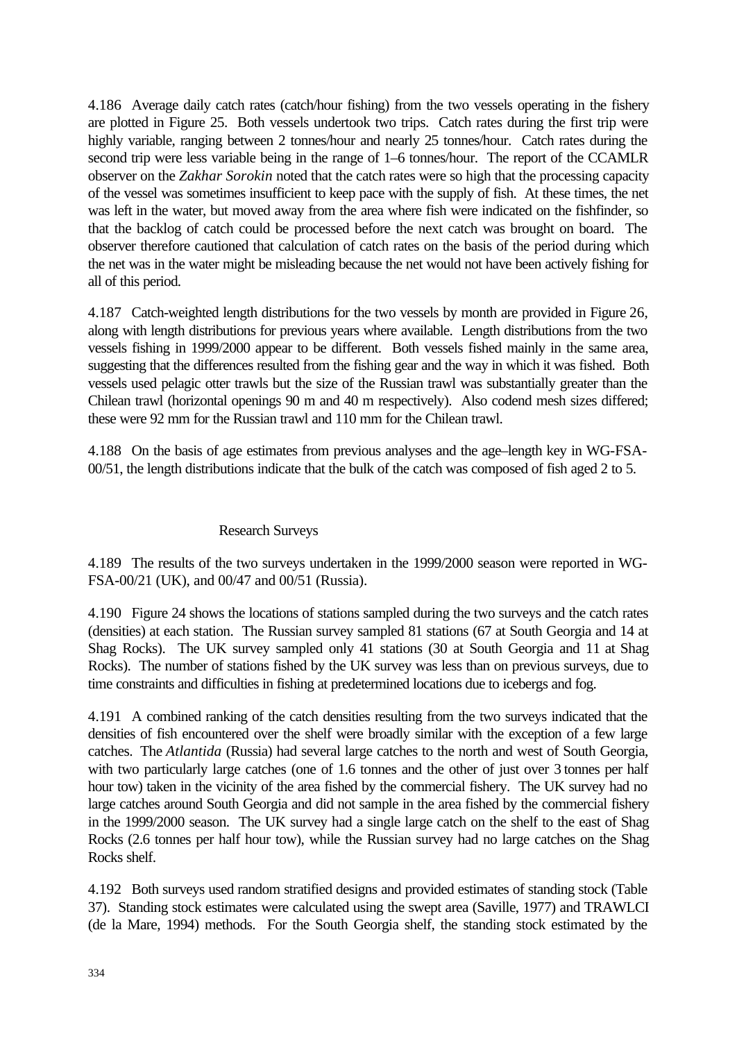4.186 Average daily catch rates (catch/hour fishing) from the two vessels operating in the fishery are plotted in Figure 25. Both vessels undertook two trips. Catch rates during the first trip were highly variable, ranging between 2 tonnes/hour and nearly 25 tonnes/hour. Catch rates during the second trip were less variable being in the range of 1–6 tonnes/hour. The report of the CCAMLR observer on the *Zakhar Sorokin* noted that the catch rates were so high that the processing capacity of the vessel was sometimes insufficient to keep pace with the supply of fish. At these times, the net was left in the water, but moved away from the area where fish were indicated on the fishfinder, so that the backlog of catch could be processed before the next catch was brought on board. The observer therefore cautioned that calculation of catch rates on the basis of the period during which the net was in the water might be misleading because the net would not have been actively fishing for all of this period.

4.187 Catch-weighted length distributions for the two vessels by month are provided in Figure 26, along with length distributions for previous years where available. Length distributions from the two vessels fishing in 1999/2000 appear to be different. Both vessels fished mainly in the same area, suggesting that the differences resulted from the fishing gear and the way in which it was fished. Both vessels used pelagic otter trawls but the size of the Russian trawl was substantially greater than the Chilean trawl (horizontal openings 90 m and 40 m respectively). Also codend mesh sizes differed; these were 92 mm for the Russian trawl and 110 mm for the Chilean trawl.

4.188 On the basis of age estimates from previous analyses and the age–length key in WG-FSA-00/51, the length distributions indicate that the bulk of the catch was composed of fish aged 2 to 5.

### Research Surveys

4.189 The results of the two surveys undertaken in the 1999/2000 season were reported in WG-FSA-00/21 (UK), and 00/47 and 00/51 (Russia).

4.190 Figure 24 shows the locations of stations sampled during the two surveys and the catch rates (densities) at each station. The Russian survey sampled 81 stations (67 at South Georgia and 14 at Shag Rocks). The UK survey sampled only 41 stations (30 at South Georgia and 11 at Shag Rocks). The number of stations fished by the UK survey was less than on previous surveys, due to time constraints and difficulties in fishing at predetermined locations due to icebergs and fog.

4.191 A combined ranking of the catch densities resulting from the two surveys indicated that the densities of fish encountered over the shelf were broadly similar with the exception of a few large catches. The *Atlantida* (Russia) had several large catches to the north and west of South Georgia, with two particularly large catches (one of 1.6 tonnes and the other of just over 3 tonnes per half hour tow) taken in the vicinity of the area fished by the commercial fishery. The UK survey had no large catches around South Georgia and did not sample in the area fished by the commercial fishery in the 1999/2000 season. The UK survey had a single large catch on the shelf to the east of Shag Rocks (2.6 tonnes per half hour tow), while the Russian survey had no large catches on the Shag Rocks shelf.

4.192 Both surveys used random stratified designs and provided estimates of standing stock (Table 37). Standing stock estimates were calculated using the swept area (Saville, 1977) and TRAWLCI (de la Mare, 1994) methods. For the South Georgia shelf, the standing stock estimated by the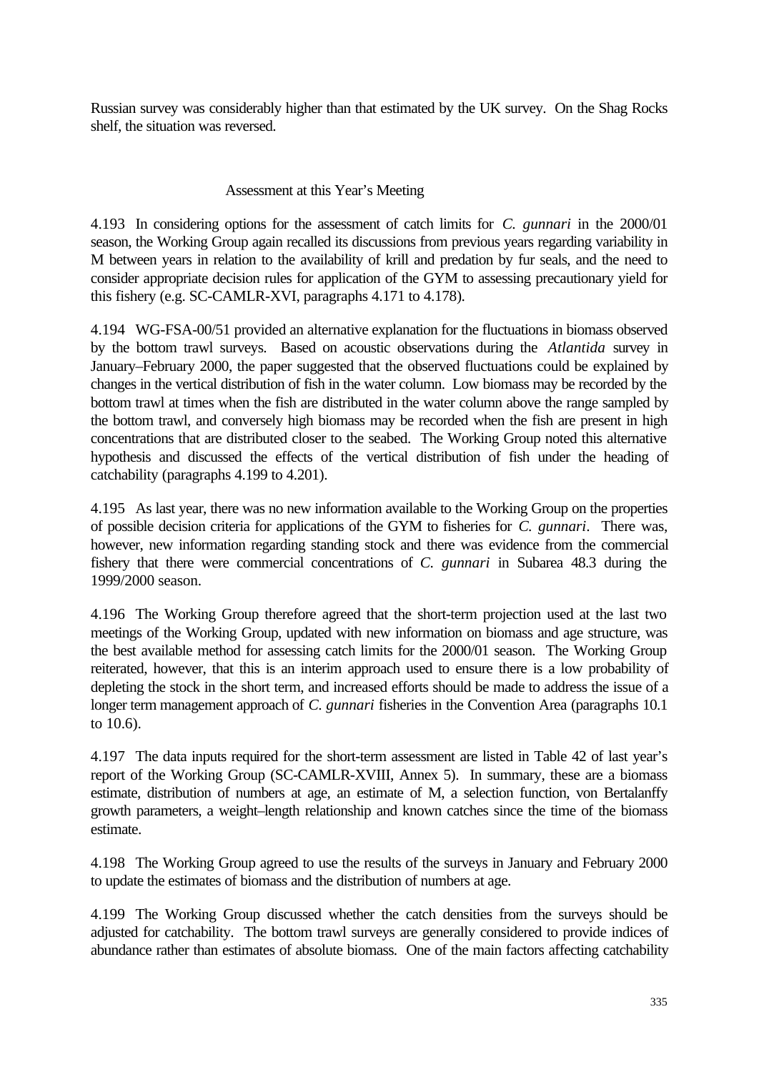Russian survey was considerably higher than that estimated by the UK survey. On the Shag Rocks shelf, the situation was reversed.

### Assessment at this Year's Meeting

4.193 In considering options for the assessment of catch limits for *C. gunnari* in the 2000/01 season, the Working Group again recalled its discussions from previous years regarding variability in M between years in relation to the availability of krill and predation by fur seals, and the need to consider appropriate decision rules for application of the GYM to assessing precautionary yield for this fishery (e.g. SC-CAMLR-XVI, paragraphs 4.171 to 4.178).

4.194 WG-FSA-00/51 provided an alternative explanation for the fluctuations in biomass observed by the bottom trawl surveys. Based on acoustic observations during the *Atlantida* survey in January–February 2000, the paper suggested that the observed fluctuations could be explained by changes in the vertical distribution of fish in the water column. Low biomass may be recorded by the bottom trawl at times when the fish are distributed in the water column above the range sampled by the bottom trawl, and conversely high biomass may be recorded when the fish are present in high concentrations that are distributed closer to the seabed. The Working Group noted this alternative hypothesis and discussed the effects of the vertical distribution of fish under the heading of catchability (paragraphs 4.199 to 4.201).

4.195 As last year, there was no new information available to the Working Group on the properties of possible decision criteria for applications of the GYM to fisheries for *C. gunnari*. There was, however, new information regarding standing stock and there was evidence from the commercial fishery that there were commercial concentrations of *C. gunnari* in Subarea 48.3 during the 1999/2000 season.

4.196 The Working Group therefore agreed that the short-term projection used at the last two meetings of the Working Group, updated with new information on biomass and age structure, was the best available method for assessing catch limits for the 2000/01 season. The Working Group reiterated, however, that this is an interim approach used to ensure there is a low probability of depleting the stock in the short term, and increased efforts should be made to address the issue of a longer term management approach of *C. gunnari* fisheries in the Convention Area (paragraphs 10.1 to 10.6).

4.197 The data inputs required for the short-term assessment are listed in Table 42 of last year's report of the Working Group (SC-CAMLR-XVIII, Annex 5). In summary, these are a biomass estimate, distribution of numbers at age, an estimate of M, a selection function, von Bertalanffy growth parameters, a weight–length relationship and known catches since the time of the biomass estimate.

4.198 The Working Group agreed to use the results of the surveys in January and February 2000 to update the estimates of biomass and the distribution of numbers at age.

4.199 The Working Group discussed whether the catch densities from the surveys should be adjusted for catchability. The bottom trawl surveys are generally considered to provide indices of abundance rather than estimates of absolute biomass. One of the main factors affecting catchability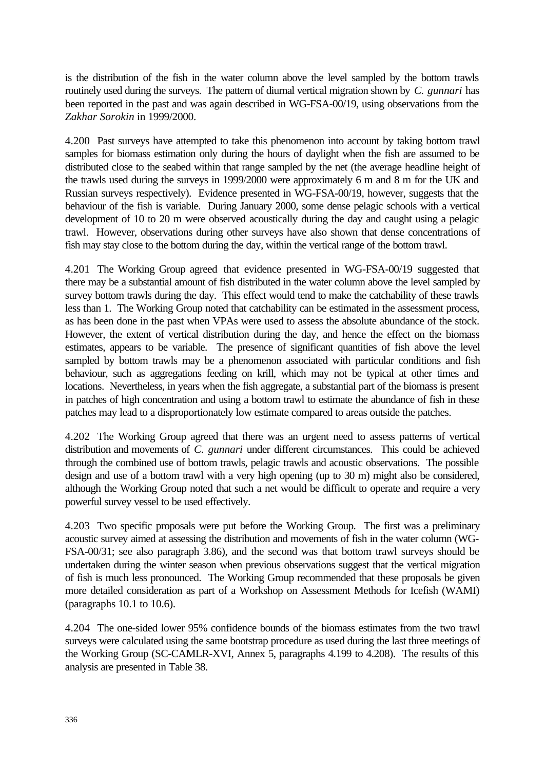is the distribution of the fish in the water column above the level sampled by the bottom trawls routinely used during the surveys. The pattern of diurnal vertical migration shown by *C. gunnari* has been reported in the past and was again described in WG-FSA-00/19, using observations from the *Zakhar Sorokin* in 1999/2000.

4.200 Past surveys have attempted to take this phenomenon into account by taking bottom trawl samples for biomass estimation only during the hours of daylight when the fish are assumed to be distributed close to the seabed within that range sampled by the net (the average headline height of the trawls used during the surveys in 1999/2000 were approximately 6 m and 8 m for the UK and Russian surveys respectively). Evidence presented in WG-FSA-00/19, however, suggests that the behaviour of the fish is variable. During January 2000, some dense pelagic schools with a vertical development of 10 to 20 m were observed acoustically during the day and caught using a pelagic trawl. However, observations during other surveys have also shown that dense concentrations of fish may stay close to the bottom during the day, within the vertical range of the bottom trawl.

4.201 The Working Group agreed that evidence presented in WG-FSA-00/19 suggested that there may be a substantial amount of fish distributed in the water column above the level sampled by survey bottom trawls during the day. This effect would tend to make the catchability of these trawls less than 1. The Working Group noted that catchability can be estimated in the assessment process, as has been done in the past when VPAs were used to assess the absolute abundance of the stock. However, the extent of vertical distribution during the day, and hence the effect on the biomass estimates, appears to be variable. The presence of significant quantities of fish above the level sampled by bottom trawls may be a phenomenon associated with particular conditions and fish behaviour, such as aggregations feeding on krill, which may not be typical at other times and locations. Nevertheless, in years when the fish aggregate, a substantial part of the biomass is present in patches of high concentration and using a bottom trawl to estimate the abundance of fish in these patches may lead to a disproportionately low estimate compared to areas outside the patches.

4.202 The Working Group agreed that there was an urgent need to assess patterns of vertical distribution and movements of *C. gunnari* under different circumstances. This could be achieved through the combined use of bottom trawls, pelagic trawls and acoustic observations. The possible design and use of a bottom trawl with a very high opening (up to 30 m) might also be considered, although the Working Group noted that such a net would be difficult to operate and require a very powerful survey vessel to be used effectively.

4.203 Two specific proposals were put before the Working Group. The first was a preliminary acoustic survey aimed at assessing the distribution and movements of fish in the water column (WG-FSA-00/31; see also paragraph 3.86), and the second was that bottom trawl surveys should be undertaken during the winter season when previous observations suggest that the vertical migration of fish is much less pronounced. The Working Group recommended that these proposals be given more detailed consideration as part of a Workshop on Assessment Methods for Icefish (WAMI) (paragraphs 10.1 to 10.6).

4.204 The one-sided lower 95% confidence bounds of the biomass estimates from the two trawl surveys were calculated using the same bootstrap procedure as used during the last three meetings of the Working Group (SC-CAMLR-XVI, Annex 5, paragraphs 4.199 to 4.208). The results of this analysis are presented in Table 38.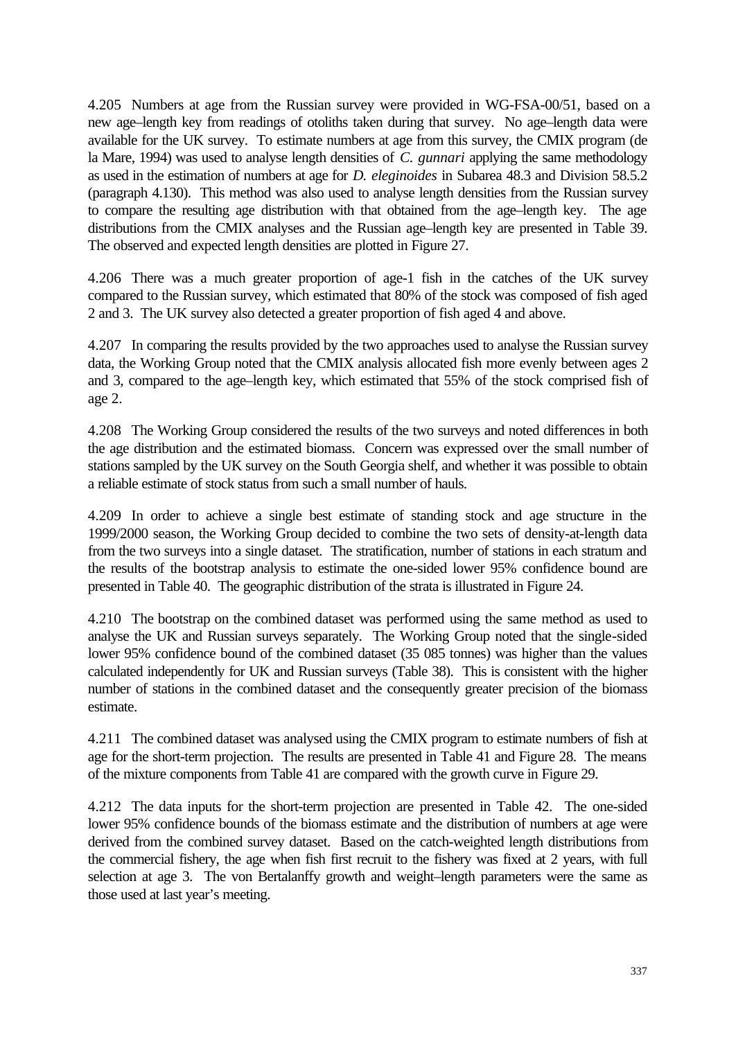4.205 Numbers at age from the Russian survey were provided in WG-FSA-00/51, based on a new age–length key from readings of otoliths taken during that survey. No age–length data were available for the UK survey. To estimate numbers at age from this survey, the CMIX program (de la Mare, 1994) was used to analyse length densities of *C. gunnari* applying the same methodology as used in the estimation of numbers at age for *D. eleginoides* in Subarea 48.3 and Division 58.5.2 (paragraph 4.130). This method was also used to analyse length densities from the Russian survey to compare the resulting age distribution with that obtained from the age–length key. The age distributions from the CMIX analyses and the Russian age–length key are presented in Table 39. The observed and expected length densities are plotted in Figure 27.

4.206 There was a much greater proportion of age-1 fish in the catches of the UK survey compared to the Russian survey, which estimated that 80% of the stock was composed of fish aged 2 and 3. The UK survey also detected a greater proportion of fish aged 4 and above.

4.207 In comparing the results provided by the two approaches used to analyse the Russian survey data, the Working Group noted that the CMIX analysis allocated fish more evenly between ages 2 and 3, compared to the age–length key, which estimated that 55% of the stock comprised fish of age 2.

4.208 The Working Group considered the results of the two surveys and noted differences in both the age distribution and the estimated biomass. Concern was expressed over the small number of stations sampled by the UK survey on the South Georgia shelf, and whether it was possible to obtain a reliable estimate of stock status from such a small number of hauls.

4.209 In order to achieve a single best estimate of standing stock and age structure in the 1999/2000 season, the Working Group decided to combine the two sets of density-at-length data from the two surveys into a single dataset. The stratification, number of stations in each stratum and the results of the bootstrap analysis to estimate the one-sided lower 95% confidence bound are presented in Table 40. The geographic distribution of the strata is illustrated in Figure 24.

4.210 The bootstrap on the combined dataset was performed using the same method as used to analyse the UK and Russian surveys separately. The Working Group noted that the single-sided lower 95% confidence bound of the combined dataset (35 085 tonnes) was higher than the values calculated independently for UK and Russian surveys (Table 38). This is consistent with the higher number of stations in the combined dataset and the consequently greater precision of the biomass estimate.

4.211 The combined dataset was analysed using the CMIX program to estimate numbers of fish at age for the short-term projection. The results are presented in Table 41 and Figure 28. The means of the mixture components from Table 41 are compared with the growth curve in Figure 29.

4.212 The data inputs for the short-term projection are presented in Table 42. The one-sided lower 95% confidence bounds of the biomass estimate and the distribution of numbers at age were derived from the combined survey dataset. Based on the catch-weighted length distributions from the commercial fishery, the age when fish first recruit to the fishery was fixed at 2 years, with full selection at age 3. The von Bertalanffy growth and weight–length parameters were the same as those used at last year's meeting.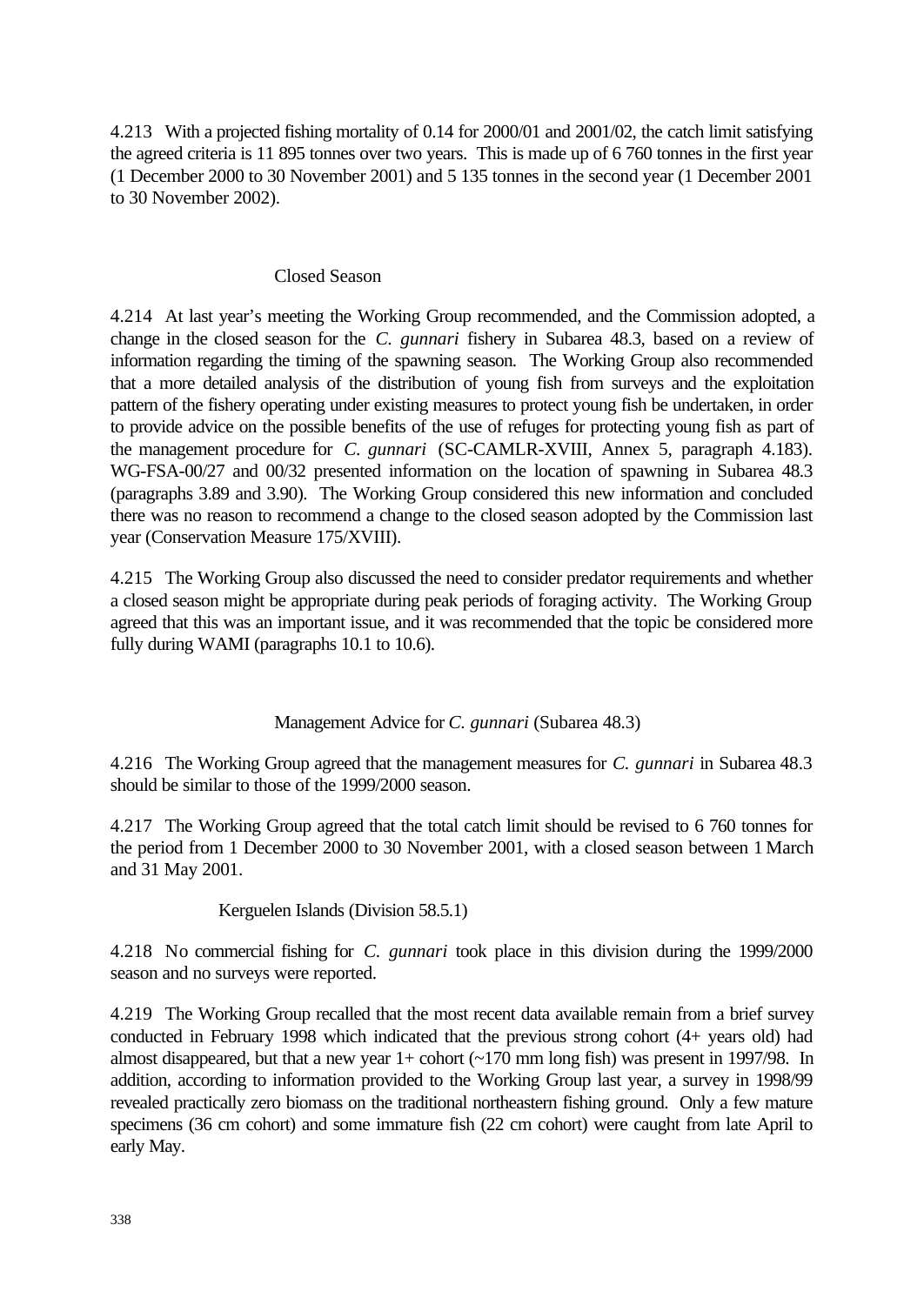4.213 With a projected fishing mortality of 0.14 for 2000/01 and 2001/02, the catch limit satisfying the agreed criteria is 11 895 tonnes over two years. This is made up of 6 760 tonnes in the first year (1 December 2000 to 30 November 2001) and 5 135 tonnes in the second year (1 December 2001 to 30 November 2002).

#### Closed Season

4.214 At last year's meeting the Working Group recommended, and the Commission adopted, a change in the closed season for the *C. gunnari* fishery in Subarea 48.3, based on a review of information regarding the timing of the spawning season. The Working Group also recommended that a more detailed analysis of the distribution of young fish from surveys and the exploitation pattern of the fishery operating under existing measures to protect young fish be undertaken, in order to provide advice on the possible benefits of the use of refuges for protecting young fish as part of the management procedure for *C. gunnari* (SC-CAMLR-XVIII, Annex 5, paragraph 4.183). WG-FSA-00/27 and 00/32 presented information on the location of spawning in Subarea 48.3 (paragraphs 3.89 and 3.90). The Working Group considered this new information and concluded there was no reason to recommend a change to the closed season adopted by the Commission last year (Conservation Measure 175/XVIII).

4.215 The Working Group also discussed the need to consider predator requirements and whether a closed season might be appropriate during peak periods of foraging activity. The Working Group agreed that this was an important issue, and it was recommended that the topic be considered more fully during WAMI (paragraphs 10.1 to 10.6).

#### Management Advice for *C. gunnari* (Subarea 48.3)

4.216 The Working Group agreed that the management measures for *C. gunnari* in Subarea 48.3 should be similar to those of the 1999/2000 season.

4.217 The Working Group agreed that the total catch limit should be revised to 6 760 tonnes for the period from 1 December 2000 to 30 November 2001, with a closed season between 1 March and 31 May 2001.

### Kerguelen Islands (Division 58.5.1)

4.218 No commercial fishing for *C. gunnari* took place in this division during the 1999/2000 season and no surveys were reported.

4.219 The Working Group recalled that the most recent data available remain from a brief survey conducted in February 1998 which indicated that the previous strong cohort (4+ years old) had almost disappeared, but that a new year 1+ cohort (~170 mm long fish) was present in 1997/98. In addition, according to information provided to the Working Group last year, a survey in 1998/99 revealed practically zero biomass on the traditional northeastern fishing ground. Only a few mature specimens (36 cm cohort) and some immature fish (22 cm cohort) were caught from late April to early May.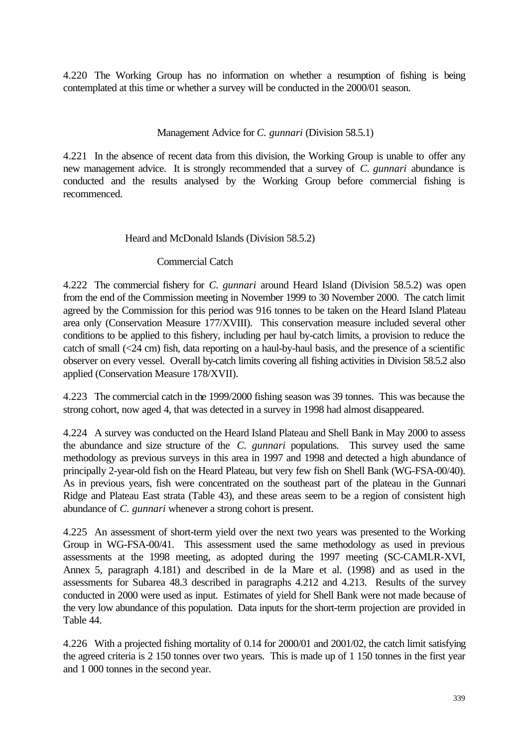4.220 The Working Group has no information on whether a resumption of fishing is being contemplated at this time or whether a survey will be conducted in the 2000/01 season.

#### Management Advice for *C. gunnari* (Division 58.5.1)

4.221 In the absence of recent data from this division, the Working Group is unable to offer any new management advice. It is strongly recommended that a survey of *C. gunnari* abundance is conducted and the results analysed by the Working Group before commercial fishing is recommenced.

### Heard and McDonald Islands (Division 58.5.2)

#### Commercial Catch

4.222 The commercial fishery for *C. gunnari* around Heard Island (Division 58.5.2) was open from the end of the Commission meeting in November 1999 to 30 November 2000. The catch limit agreed by the Commission for this period was 916 tonnes to be taken on the Heard Island Plateau area only (Conservation Measure 177/XVIII). This conservation measure included several other conditions to be applied to this fishery, including per haul by-catch limits, a provision to reduce the catch of small (<24 cm) fish, data reporting on a haul-by-haul basis, and the presence of a scientific observer on every vessel. Overall by-catch limits covering all fishing activities in Division 58.5.2 also applied (Conservation Measure 178/XVII).

4.223 The commercial catch in the 1999/2000 fishing season was 39 tonnes. This was because the strong cohort, now aged 4, that was detected in a survey in 1998 had almost disappeared.

4.224 A survey was conducted on the Heard Island Plateau and Shell Bank in May 2000 to assess the abundance and size structure of the *C. gunnari* populations. This survey used the same methodology as previous surveys in this area in 1997 and 1998 and detected a high abundance of principally 2-year-old fish on the Heard Plateau, but very few fish on Shell Bank (WG-FSA-00/40). As in previous years, fish were concentrated on the southeast part of the plateau in the Gunnari Ridge and Plateau East strata (Table 43), and these areas seem to be a region of consistent high abundance of *C. gunnari* whenever a strong cohort is present.

4.225 An assessment of short-term yield over the next two years was presented to the Working Group in WG-FSA-00/41. This assessment used the same methodology as used in previous assessments at the 1998 meeting, as adopted during the 1997 meeting (SC-CAMLR-XVI, Annex 5, paragraph 4.181) and described in de la Mare et al. (1998) and as used in the assessments for Subarea 48.3 described in paragraphs 4.212 and 4.213. Results of the survey conducted in 2000 were used as input. Estimates of yield for Shell Bank were not made because of the very low abundance of this population. Data inputs for the short-term projection are provided in Table 44.

4.226 With a projected fishing mortality of 0.14 for 2000/01 and 2001/02, the catch limit satisfying the agreed criteria is 2 150 tonnes over two years. This is made up of 1 150 tonnes in the first year and 1 000 tonnes in the second year.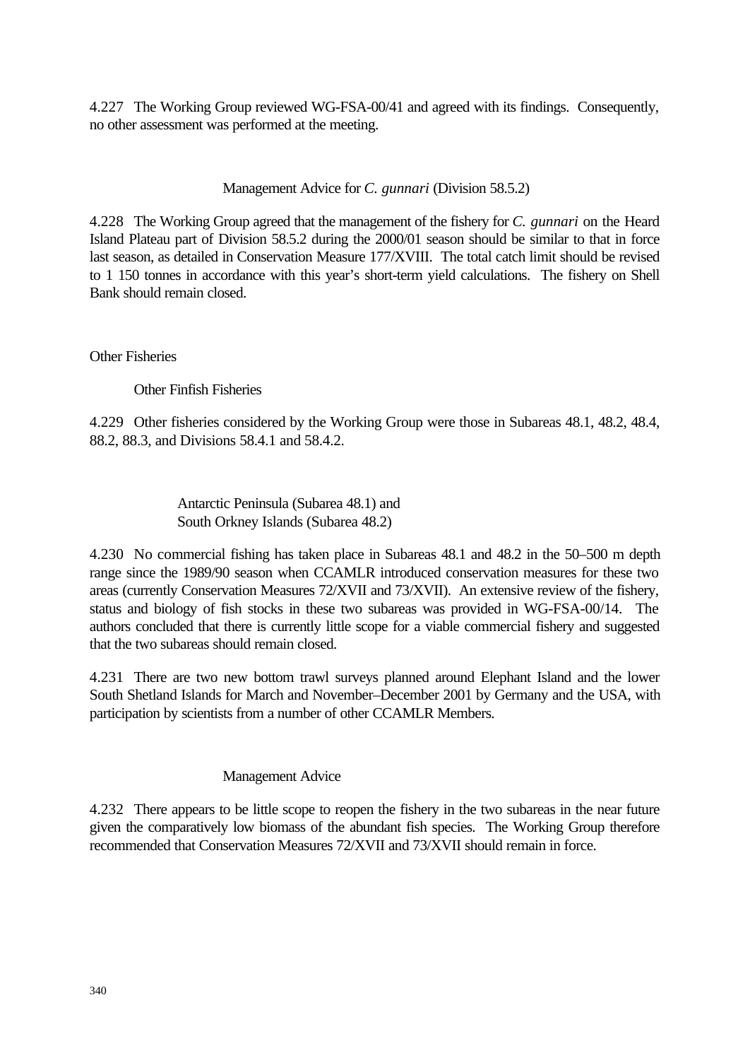4.227 The Working Group reviewed WG-FSA-00/41 and agreed with its findings. Consequently, no other assessment was performed at the meeting.

#### Management Advice for *C. gunnari* (Division 58.5.2)

4.228 The Working Group agreed that the management of the fishery for *C. gunnari* on the Heard Island Plateau part of Division 58.5.2 during the 2000/01 season should be similar to that in force last season, as detailed in Conservation Measure 177/XVIII. The total catch limit should be revised to 1 150 tonnes in accordance with this year's short-term yield calculations. The fishery on Shell Bank should remain closed.

## Other Fisheries

### Other Finfish Fisheries

4.229 Other fisheries considered by the Working Group were those in Subareas 48.1, 48.2, 48.4, 88.2, 88.3, and Divisions 58.4.1 and 58.4.2.

#### Antarctic Peninsula (Subarea 48.1) and South Orkney Islands (Subarea 48.2)

4.230 No commercial fishing has taken place in Subareas 48.1 and 48.2 in the 50–500 m depth range since the 1989/90 season when CCAMLR introduced conservation measures for these two areas (currently Conservation Measures 72/XVII and 73/XVII). An extensive review of the fishery, status and biology of fish stocks in these two subareas was provided in WG-FSA-00/14. The authors concluded that there is currently little scope for a viable commercial fishery and suggested that the two subareas should remain closed.

4.231 There are two new bottom trawl surveys planned around Elephant Island and the lower South Shetland Islands for March and November–December 2001 by Germany and the USA, with participation by scientists from a number of other CCAMLR Members.

#### Management Advice

4.232 There appears to be little scope to reopen the fishery in the two subareas in the near future given the comparatively low biomass of the abundant fish species. The Working Group therefore recommended that Conservation Measures 72/XVII and 73/XVII should remain in force.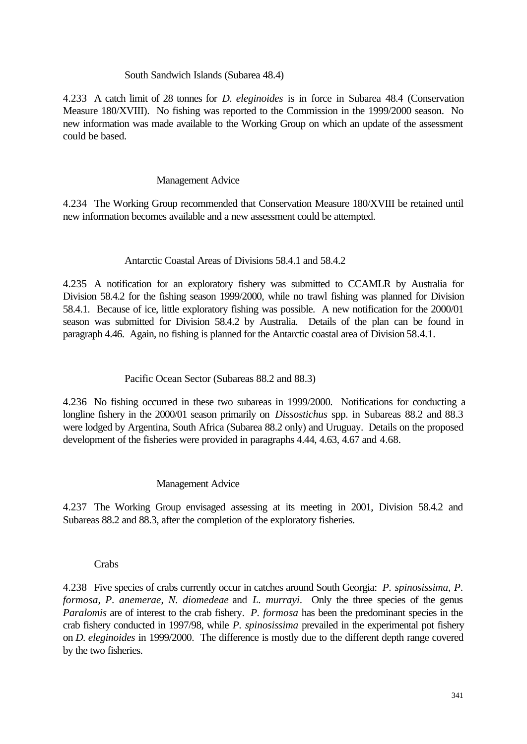### South Sandwich Islands (Subarea 48.4)

4.233 A catch limit of 28 tonnes for *D. eleginoides* is in force in Subarea 48.4 (Conservation Measure 180/XVIII). No fishing was reported to the Commission in the 1999/2000 season. No new information was made available to the Working Group on which an update of the assessment could be based.

#### Management Advice

4.234 The Working Group recommended that Conservation Measure 180/XVIII be retained until new information becomes available and a new assessment could be attempted.

### Antarctic Coastal Areas of Divisions 58.4.1 and 58.4.2

4.235 A notification for an exploratory fishery was submitted to CCAMLR by Australia for Division 58.4.2 for the fishing season 1999/2000, while no trawl fishing was planned for Division 58.4.1. Because of ice, little exploratory fishing was possible. A new notification for the 2000/01 season was submitted for Division 58.4.2 by Australia. Details of the plan can be found in paragraph 4.46. Again, no fishing is planned for the Antarctic coastal area of Division 58.4.1.

### Pacific Ocean Sector (Subareas 88.2 and 88.3)

4.236 No fishing occurred in these two subareas in 1999/2000. Notifications for conducting a longline fishery in the 2000/01 season primarily on *Dissostichus* spp. in Subareas 88.2 and 88.3 were lodged by Argentina, South Africa (Subarea 88.2 only) and Uruguay. Details on the proposed development of the fisheries were provided in paragraphs 4.44, 4.63, 4.67 and 4.68.

#### Management Advice

4.237 The Working Group envisaged assessing at its meeting in 2001, Division 58.4.2 and Subareas 88.2 and 88.3, after the completion of the exploratory fisheries.

## Crabs

4.238 Five species of crabs currently occur in catches around South Georgia: *P. spinosissima*, *P. formosa*, *P. anemerae*, *N. diomedeae* and *L. murrayi*. Only the three species of the genus *Paralomis* are of interest to the crab fishery. *P. formosa* has been the predominant species in the crab fishery conducted in 1997/98, while *P. spinosissima* prevailed in the experimental pot fishery on *D. eleginoides* in 1999/2000. The difference is mostly due to the different depth range covered by the two fisheries.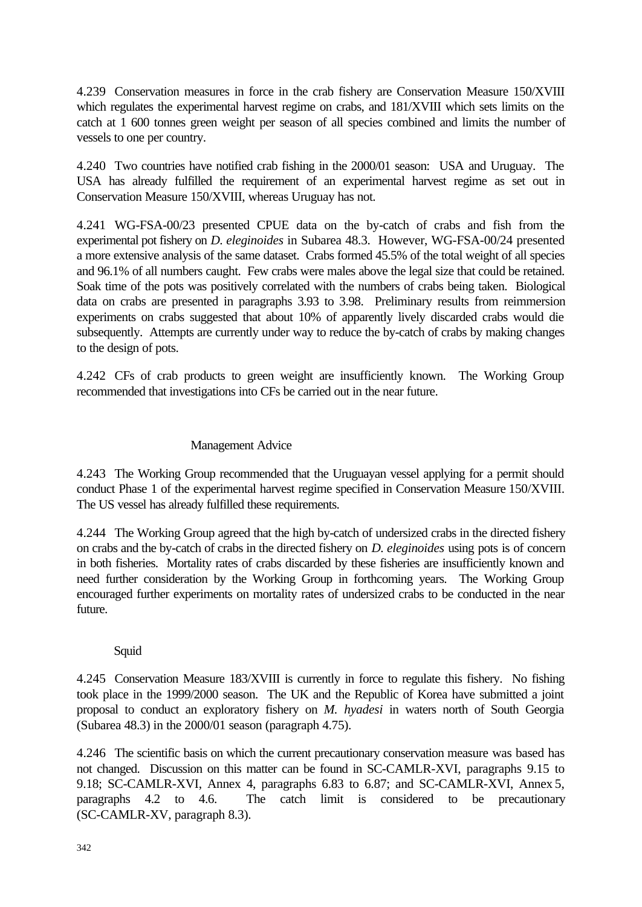4.239 Conservation measures in force in the crab fishery are Conservation Measure 150/XVIII which regulates the experimental harvest regime on crabs, and 181/XVIII which sets limits on the catch at 1 600 tonnes green weight per season of all species combined and limits the number of vessels to one per country.

4.240 Two countries have notified crab fishing in the 2000/01 season: USA and Uruguay. The USA has already fulfilled the requirement of an experimental harvest regime as set out in Conservation Measure 150/XVIII, whereas Uruguay has not.

4.241 WG-FSA-00/23 presented CPUE data on the by-catch of crabs and fish from the experimental pot fishery on *D. eleginoides* in Subarea 48.3. However, WG-FSA-00/24 presented a more extensive analysis of the same dataset. Crabs formed 45.5% of the total weight of all species and 96.1% of all numbers caught. Few crabs were males above the legal size that could be retained. Soak time of the pots was positively correlated with the numbers of crabs being taken. Biological data on crabs are presented in paragraphs 3.93 to 3.98. Preliminary results from reimmersion experiments on crabs suggested that about 10% of apparently lively discarded crabs would die subsequently. Attempts are currently under way to reduce the by-catch of crabs by making changes to the design of pots.

4.242 CFs of crab products to green weight are insufficiently known. The Working Group recommended that investigations into CFs be carried out in the near future.

### Management Advice

4.243 The Working Group recommended that the Uruguayan vessel applying for a permit should conduct Phase 1 of the experimental harvest regime specified in Conservation Measure 150/XVIII. The US vessel has already fulfilled these requirements.

4.244 The Working Group agreed that the high by-catch of undersized crabs in the directed fishery on crabs and the by-catch of crabs in the directed fishery on *D. eleginoides* using pots is of concern in both fisheries. Mortality rates of crabs discarded by these fisheries are insufficiently known and need further consideration by the Working Group in forthcoming years. The Working Group encouraged further experiments on mortality rates of undersized crabs to be conducted in the near future.

## Squid

4.245 Conservation Measure 183/XVIII is currently in force to regulate this fishery. No fishing took place in the 1999/2000 season. The UK and the Republic of Korea have submitted a joint proposal to conduct an exploratory fishery on *M. hyadesi* in waters north of South Georgia (Subarea 48.3) in the 2000/01 season (paragraph 4.75).

4.246 The scientific basis on which the current precautionary conservation measure was based has not changed. Discussion on this matter can be found in SC-CAMLR-XVI, paragraphs 9.15 to 9.18; SC-CAMLR-XVI, Annex 4, paragraphs 6.83 to 6.87; and SC-CAMLR-XVI, Annex 5, paragraphs 4.2 to 4.6. The catch limit is considered to be precautionary (SC-CAMLR-XV, paragraph 8.3).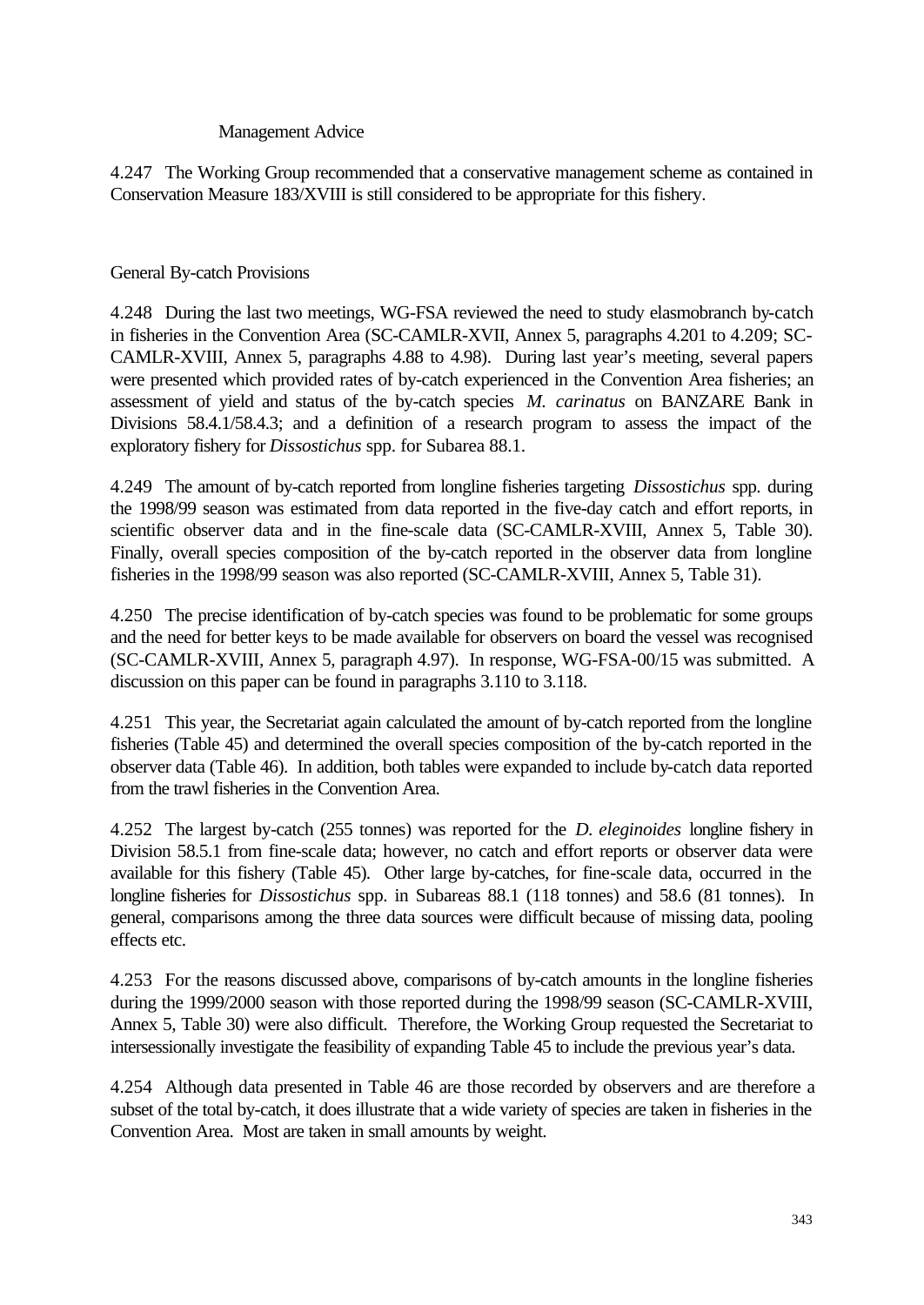### Management Advice

4.247 The Working Group recommended that a conservative management scheme as contained in Conservation Measure 183/XVIII is still considered to be appropriate for this fishery.

## General By-catch Provisions

4.248 During the last two meetings, WG-FSA reviewed the need to study elasmobranch by-catch in fisheries in the Convention Area (SC-CAMLR-XVII, Annex 5, paragraphs 4.201 to 4.209; SC-CAMLR-XVIII, Annex 5, paragraphs 4.88 to 4.98). During last year's meeting, several papers were presented which provided rates of by-catch experienced in the Convention Area fisheries; an assessment of yield and status of the by-catch species *M. carinatus* on BANZARE Bank in Divisions 58.4.1/58.4.3; and a definition of a research program to assess the impact of the exploratory fishery for *Dissostichus* spp. for Subarea 88.1.

4.249 The amount of by-catch reported from longline fisheries targeting *Dissostichus* spp. during the 1998/99 season was estimated from data reported in the five-day catch and effort reports, in scientific observer data and in the fine-scale data (SC-CAMLR-XVIII, Annex 5, Table 30). Finally, overall species composition of the by-catch reported in the observer data from longline fisheries in the 1998/99 season was also reported (SC-CAMLR-XVIII, Annex 5, Table 31).

4.250 The precise identification of by-catch species was found to be problematic for some groups and the need for better keys to be made available for observers on board the vessel was recognised (SC-CAMLR-XVIII, Annex 5, paragraph 4.97). In response, WG-FSA-00/15 was submitted. A discussion on this paper can be found in paragraphs 3.110 to 3.118.

4.251 This year, the Secretariat again calculated the amount of by-catch reported from the longline fisheries (Table 45) and determined the overall species composition of the by-catch reported in the observer data (Table 46). In addition, both tables were expanded to include by-catch data reported from the trawl fisheries in the Convention Area.

4.252 The largest by-catch (255 tonnes) was reported for the *D. eleginoides* longline fishery in Division 58.5.1 from fine-scale data; however, no catch and effort reports or observer data were available for this fishery (Table 45). Other large by-catches, for fine-scale data, occurred in the longline fisheries for *Dissostichus* spp. in Subareas 88.1 (118 tonnes) and 58.6 (81 tonnes). In general, comparisons among the three data sources were difficult because of missing data, pooling effects etc.

4.253 For the reasons discussed above, comparisons of by-catch amounts in the longline fisheries during the 1999/2000 season with those reported during the 1998/99 season (SC-CAMLR-XVIII, Annex 5, Table 30) were also difficult. Therefore, the Working Group requested the Secretariat to intersessionally investigate the feasibility of expanding Table 45 to include the previous year's data.

4.254 Although data presented in Table 46 are those recorded by observers and are therefore a subset of the total by-catch, it does illustrate that a wide variety of species are taken in fisheries in the Convention Area. Most are taken in small amounts by weight.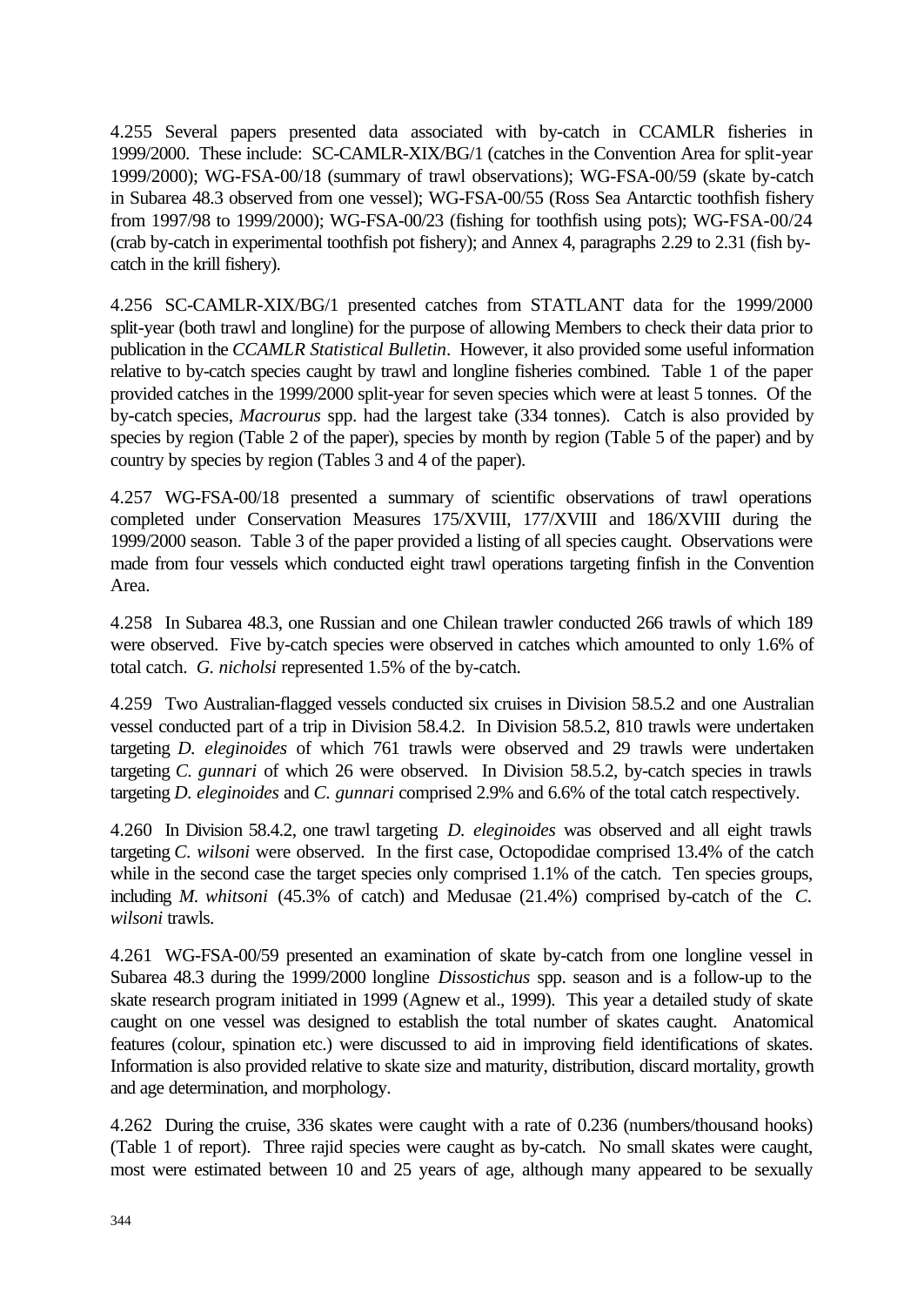4.255 Several papers presented data associated with by-catch in CCAMLR fisheries in 1999/2000. These include: SC-CAMLR-XIX/BG/1 (catches in the Convention Area for split-year 1999/2000); WG-FSA-00/18 (summary of trawl observations); WG-FSA-00/59 (skate by-catch in Subarea 48.3 observed from one vessel); WG-FSA-00/55 (Ross Sea Antarctic toothfish fishery from 1997/98 to 1999/2000); WG-FSA-00/23 (fishing for toothfish using pots); WG-FSA-00/24 (crab by-catch in experimental toothfish pot fishery); and Annex 4, paragraphs 2.29 to 2.31 (fish by-catch in the krill fishery).

4.256 SC-CAMLR-XIX/BG/1 presented catches from STATLANT data for the 1999/2000 split-year (both trawl and longline) for the purpose of allowing Members to check their data prior to publication in the *CCAMLR Statistical Bulletin*. However, it also provided some useful information relative to by-catch species caught by trawl and longline fisheries combined. Table 1 of the paper provided catches in the 1999/2000 split-year for seven species which were at least 5 tonnes. Of the by-catch species, *Macrourus* spp. had the largest take (334 tonnes). Catch is also provided by species by region (Table 2 of the paper), species by month by region (Table 5 of the paper) and by country by species by region (Tables 3 and 4 of the paper).

4.257 WG-FSA-00/18 presented a summary of scientific observations of trawl operations completed under Conservation Measures 175/XVIII, 177/XVIII and 186/XVIII during the 1999/2000 season. Table 3 of the paper provided a listing of all species caught. Observations were made from four vessels which conducted eight trawl operations targeting finfish in the Convention Area.

4.258 In Subarea 48.3, one Russian and one Chilean trawler conducted 266 trawls of which 189 were observed. Five by-catch species were observed in catches which amounted to only 1.6% of total catch. *G. nicholsi* represented 1.5% of the by-catch.

4.259 Two Australian-flagged vessels conducted six cruises in Division 58.5.2 and one Australian vessel conducted part of a trip in Division 58.4.2. In Division 58.5.2, 810 trawls were undertaken targeting *D. eleginoides* of which 761 trawls were observed and 29 trawls were undertaken targeting *C. gunnari* of which 26 were observed. In Division 58.5.2, by-catch species in trawls targeting *D. eleginoides* and *C. gunnari* comprised 2.9% and 6.6% of the total catch respectively.

4.260 In Division 58.4.2, one trawl targeting *D. eleginoides* was observed and all eight trawls targeting *C. wilsoni* were observed. In the first case, Octopodidae comprised 13.4% of the catch while in the second case the target species only comprised 1.1% of the catch. Ten species groups, including *M. whitsoni* (45.3% of catch) and Medusae (21.4%) comprised by-catch of the *C. wilsoni* trawls.

4.261 WG-FSA-00/59 presented an examination of skate by-catch from one longline vessel in Subarea 48.3 during the 1999/2000 longline *Dissostichus* spp. season and is a follow-up to the skate research program initiated in 1999 (Agnew et al., 1999). This year a detailed study of skate caught on one vessel was designed to establish the total number of skates caught. Anatomical features (colour, spination etc.) were discussed to aid in improving field identifications of skates. Information is also provided relative to skate size and maturity, distribution, discard mortality, growth and age determination, and morphology.

4.262 During the cruise, 336 skates were caught with a rate of 0.236 (numbers/thousand hooks) (Table 1 of report). Three rajid species were caught as by-catch. No small skates were caught, most were estimated between 10 and 25 years of age, although many appeared to be sexually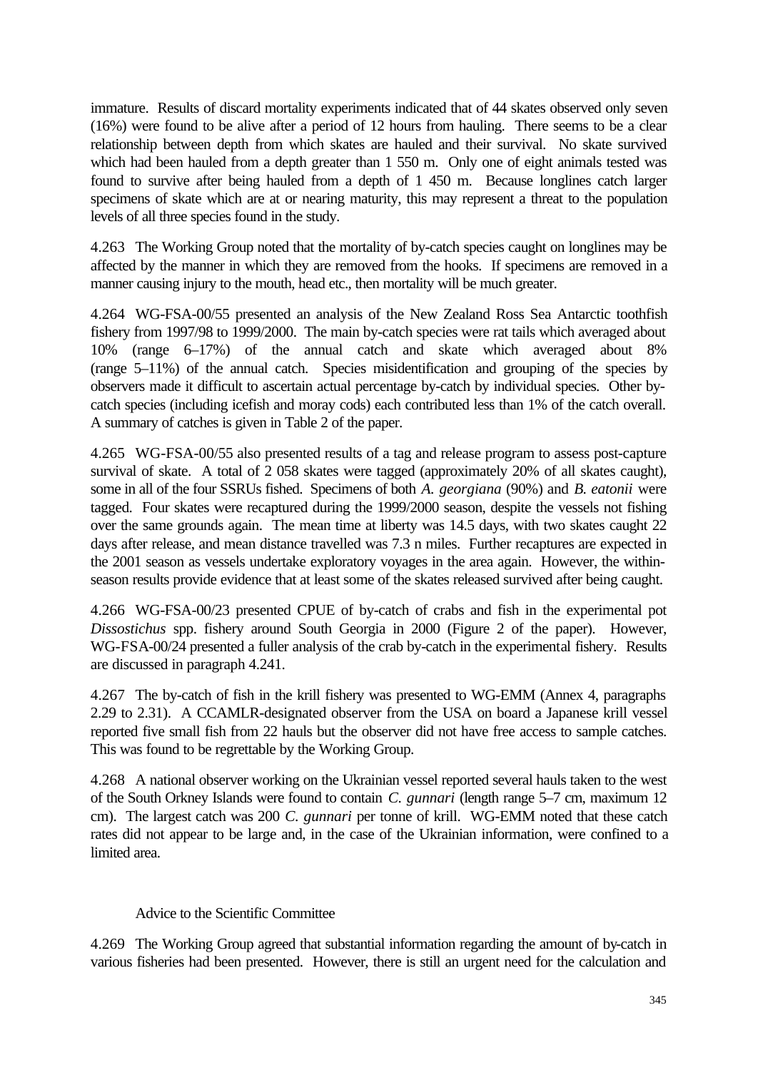immature. Results of discard mortality experiments indicated that of 44 skates observed only seven (16%) were found to be alive after a period of 12 hours from hauling. There seems to be a clear relationship between depth from which skates are hauled and their survival. No skate survived which had been hauled from a depth greater than 1 550 m. Only one of eight animals tested was found to survive after being hauled from a depth of 1 450 m. Because longlines catch larger specimens of skate which are at or nearing maturity, this may represent a threat to the population levels of all three species found in the study.

4.263 The Working Group noted that the mortality of by-catch species caught on longlines may be affected by the manner in which they are removed from the hooks. If specimens are removed in a manner causing injury to the mouth, head etc., then mortality will be much greater.

4.264 WG-FSA-00/55 presented an analysis of the New Zealand Ross Sea Antarctic toothfish fishery from 1997/98 to 1999/2000. The main by-catch species were rat tails which averaged about 10% (range 6–17%) of the annual catch and skate which averaged about 8% (range 5–11%) of the annual catch. Species misidentification and grouping of the species by observers made it difficult to ascertain actual percentage by-catch by individual species. Other by-catch species (including icefish and moray cods) each contributed less than 1% of the catch overall. A summary of catches is given in Table 2 of the paper.

4.265 WG-FSA-00/55 also presented results of a tag and release program to assess post-capture survival of skate. A total of 2 058 skates were tagged (approximately 20% of all skates caught), some in all of the four SSRUs fished. Specimens of both *A. georgiana* (90%) and *B. eatonii* were tagged. Four skates were recaptured during the 1999/2000 season, despite the vessels not fishing over the same grounds again. The mean time at liberty was 14.5 days, with two skates caught 22 days after release, and mean distance travelled was 7.3 n miles. Further recaptures are expected in the 2001 season as vessels undertake exploratory voyages in the area again. However, the within-season results provide evidence that at least some of the skates released survived after being caught.

4.266 WG-FSA-00/23 presented CPUE of by-catch of crabs and fish in the experimental pot *Dissostichus* spp. fishery around South Georgia in 2000 (Figure 2 of the paper). However, WG-FSA-00/24 presented a fuller analysis of the crab by-catch in the experimental fishery. Results are discussed in paragraph 4.241.

4.267 The by-catch of fish in the krill fishery was presented to WG-EMM (Annex 4, paragraphs 2.29 to 2.31). A CCAMLR-designated observer from the USA on board a Japanese krill vessel reported five small fish from 22 hauls but the observer did not have free access to sample catches. This was found to be regrettable by the Working Group.

4.268 A national observer working on the Ukrainian vessel reported several hauls taken to the west of the South Orkney Islands were found to contain *C. gunnari* (length range 5–7 cm, maximum 12 cm). The largest catch was 200 *C. gunnari* per tonne of krill. WG-EMM noted that these catch rates did not appear to be large and, in the case of the Ukrainian information, were confined to a limited area.

### Advice to the Scientific Committee

4.269 The Working Group agreed that substantial information regarding the amount of by-catch in various fisheries had been presented. However, there is still an urgent need for the calculation and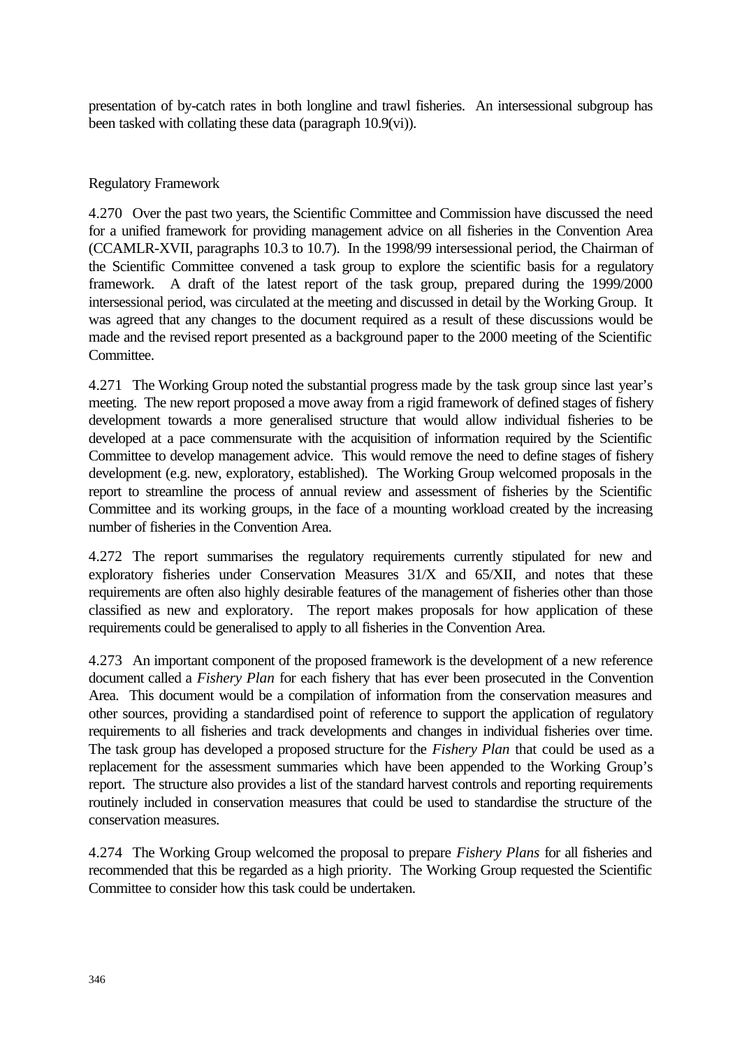presentation of by-catch rates in both longline and trawl fisheries. An intersessional subgroup has been tasked with collating these data (paragraph 10.9(vi)).

### Regulatory Framework

4.270 Over the past two years, the Scientific Committee and Commission have discussed the need for a unified framework for providing management advice on all fisheries in the Convention Area (CCAMLR-XVII, paragraphs 10.3 to 10.7). In the 1998/99 intersessional period, the Chairman of the Scientific Committee convened a task group to explore the scientific basis for a regulatory framework. A draft of the latest report of the task group, prepared during the 1999/2000 intersessional period, was circulated at the meeting and discussed in detail by the Working Group. It was agreed that any changes to the document required as a result of these discussions would be made and the revised report presented as a background paper to the 2000 meeting of the Scientific Committee.

4.271 The Working Group noted the substantial progress made by the task group since last year's meeting. The new report proposed a move away from a rigid framework of defined stages of fishery development towards a more generalised structure that would allow individual fisheries to be developed at a pace commensurate with the acquisition of information required by the Scientific Committee to develop management advice. This would remove the need to define stages of fishery development (e.g. new, exploratory, established). The Working Group welcomed proposals in the report to streamline the process of annual review and assessment of fisheries by the Scientific Committee and its working groups, in the face of a mounting workload created by the increasing number of fisheries in the Convention Area.

4.272 The report summarises the regulatory requirements currently stipulated for new and exploratory fisheries under Conservation Measures 31/X and 65/XII, and notes that these requirements are often also highly desirable features of the management of fisheries other than those classified as new and exploratory. The report makes proposals for how application of these requirements could be generalised to apply to all fisheries in the Convention Area.

4.273 An important component of the proposed framework is the development of a new reference document called a *Fishery Plan* for each fishery that has ever been prosecuted in the Convention Area. This document would be a compilation of information from the conservation measures and other sources, providing a standardised point of reference to support the application of regulatory requirements to all fisheries and track developments and changes in individual fisheries over time. The task group has developed a proposed structure for the *Fishery Plan* that could be used as a replacement for the assessment summaries which have been appended to the Working Group's report. The structure also provides a list of the standard harvest controls and reporting requirements routinely included in conservation measures that could be used to standardise the structure of the conservation measures.

4.274 The Working Group welcomed the proposal to prepare *Fishery Plans* for all fisheries and recommended that this be regarded as a high priority. The Working Group requested the Scientific Committee to consider how this task could be undertaken.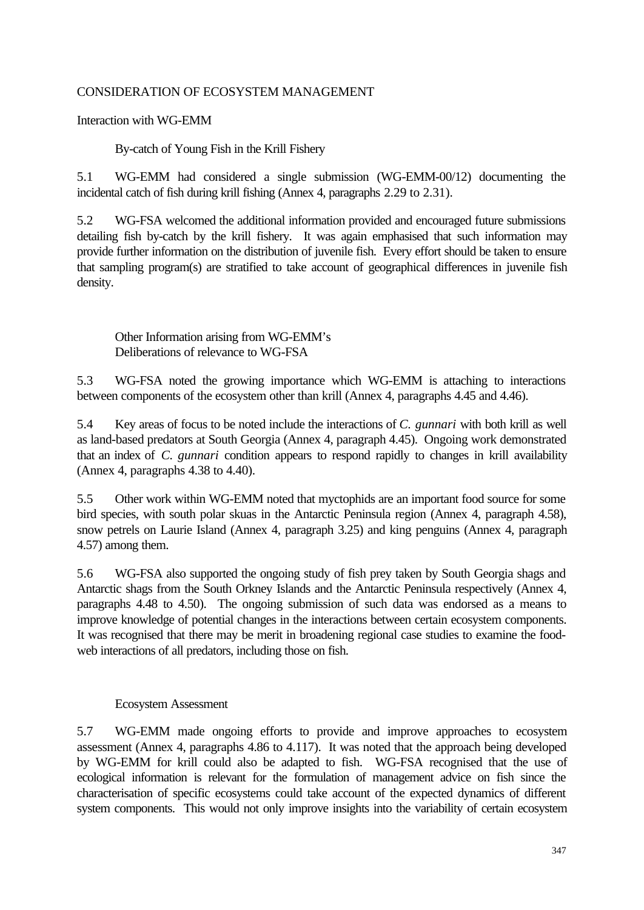# CONSIDERATION OF ECOSYSTEM MANAGEMENT

## Interaction with WG-EMM

### By-catch of Young Fish in the Krill Fishery

5.1 WG-EMM had considered a single submission (WG-EMM-00/12) documenting the incidental catch of fish during krill fishing (Annex 4, paragraphs 2.29 to 2.31).

5.2 WG-FSA welcomed the additional information provided and encouraged future submissions detailing fish by-catch by the krill fishery. It was again emphasised that such information may provide further information on the distribution of juvenile fish. Every effort should be taken to ensure that sampling program(s) are stratified to take account of geographical differences in juvenile fish density.

### Other Information arising from WG-EMM's Deliberations of relevance to WG-FSA

5.3 WG-FSA noted the growing importance which WG-EMM is attaching to interactions between components of the ecosystem other than krill (Annex 4, paragraphs 4.45 and 4.46).

5.4 Key areas of focus to be noted include the interactions of *C. gunnari* with both krill as well as land-based predators at South Georgia (Annex 4, paragraph 4.45). Ongoing work demonstrated that an index of *C. gunnari* condition appears to respond rapidly to changes in krill availability (Annex 4, paragraphs 4.38 to 4.40).

5.5 Other work within WG-EMM noted that myctophids are an important food source for some bird species, with south polar skuas in the Antarctic Peninsula region (Annex 4, paragraph 4.58), snow petrels on Laurie Island (Annex 4, paragraph 3.25) and king penguins (Annex 4, paragraph 4.57) among them.

5.6 WG-FSA also supported the ongoing study of fish prey taken by South Georgia shags and Antarctic shags from the South Orkney Islands and the Antarctic Peninsula respectively (Annex 4, paragraphs 4.48 to 4.50). The ongoing submission of such data was endorsed as a means to improve knowledge of potential changes in the interactions between certain ecosystem components. It was recognised that there may be merit in broadening regional case studies to examine the food-web interactions of all predators, including those on fish.

### Ecosystem Assessment

5.7 WG-EMM made ongoing efforts to provide and improve approaches to ecosystem assessment (Annex 4, paragraphs 4.86 to 4.117). It was noted that the approach being developed by WG-EMM for krill could also be adapted to fish. WG-FSA recognised that the use of ecological information is relevant for the formulation of management advice on fish since the characterisation of specific ecosystems could take account of the expected dynamics of different system components. This would not only improve insights into the variability of certain ecosystem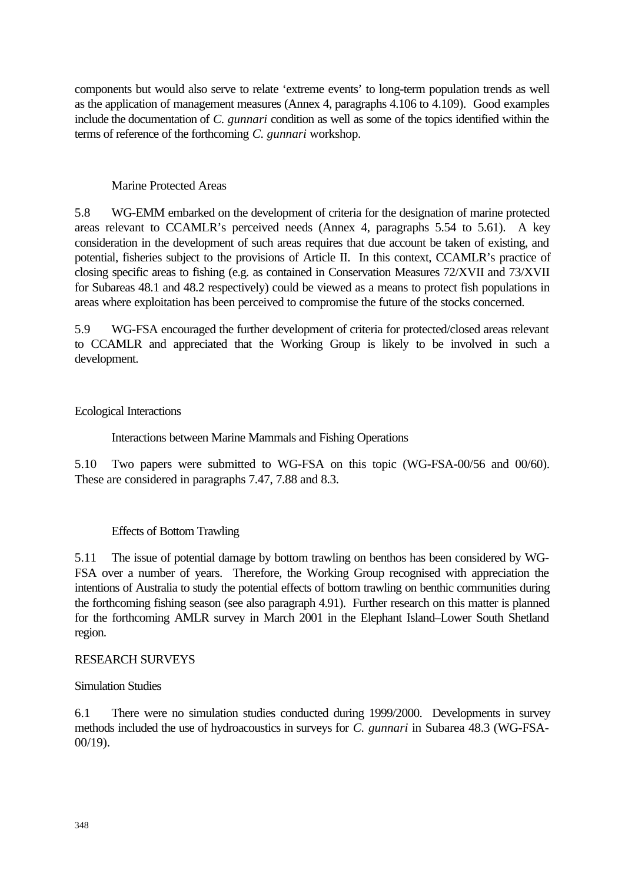components but would also serve to relate 'extreme events' to long-term population trends as well as the application of management measures (Annex 4, paragraphs 4.106 to 4.109). Good examples include the documentation of *C. gunnari* condition as well as some of the topics identified within the terms of reference of the forthcoming *C. gunnari* workshop.

#### Marine Protected Areas

5.8 WG-EMM embarked on the development of criteria for the designation of marine protected areas relevant to CCAMLR's perceived needs (Annex 4, paragraphs 5.54 to 5.61). A key consideration in the development of such areas requires that due account be taken of existing, and potential, fisheries subject to the provisions of Article II. In this context, CCAMLR's practice of closing specific areas to fishing (e.g. as contained in Conservation Measures 72/XVII and 73/XVII for Subareas 48.1 and 48.2 respectively) could be viewed as a means to protect fish populations in areas where exploitation has been perceived to compromise the future of the stocks concerned.

5.9 WG-FSA encouraged the further development of criteria for protected/closed areas relevant to CCAMLR and appreciated that the Working Group is likely to be involved in such a development.

### Ecological Interactions

#### Interactions between Marine Mammals and Fishing Operations

5.10 Two papers were submitted to WG-FSA on this topic (WG-FSA-00/56 and 00/60). These are considered in paragraphs 7.47, 7.88 and 8.3.

#### Effects of Bottom Trawling

5.11 The issue of potential damage by bottom trawling on benthos has been considered by WG-FSA over a number of years. Therefore, the Working Group recognised with appreciation the intentions of Australia to study the potential effects of bottom trawling on benthic communities during the forthcoming fishing season (see also paragraph 4.91). Further research on this matter is planned for the forthcoming AMLR survey in March 2001 in the Elephant Island–Lower South Shetland region.

## RESEARCH SURVEYS

### Simulation Studies

6.1 There were no simulation studies conducted during 1999/2000. Developments in survey methods included the use of hydroacoustics in surveys for *C. gunnari* in Subarea 48.3 (WG-FSA-00/19).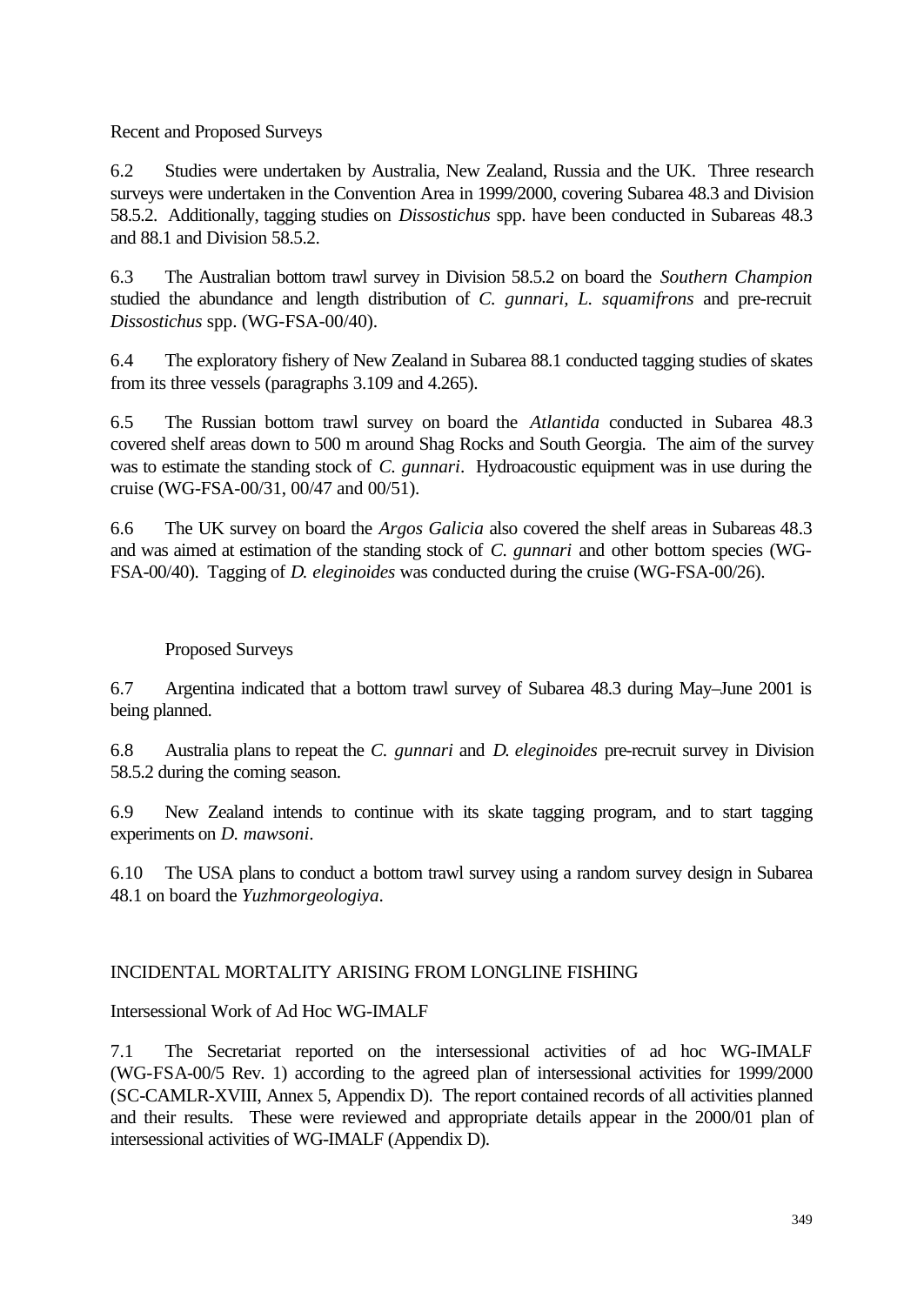### Recent and Proposed Surveys

6.2 Studies were undertaken by Australia, New Zealand, Russia and the UK. Three research surveys were undertaken in the Convention Area in 1999/2000, covering Subarea 48.3 and Division 58.5.2. Additionally, tagging studies on *Dissostichus* spp. have been conducted in Subareas 48.3 and 88.1 and Division 58.5.2.

6.3 The Australian bottom trawl survey in Division 58.5.2 on board the *Southern Champion* studied the abundance and length distribution of *C. gunnari*, *L. squamifrons* and pre-recruit *Dissostichus* spp. (WG-FSA-00/40).

6.4 The exploratory fishery of New Zealand in Subarea 88.1 conducted tagging studies of skates from its three vessels (paragraphs 3.109 and 4.265).

6.5 The Russian bottom trawl survey on board the *Atlantida* conducted in Subarea 48.3 covered shelf areas down to 500 m around Shag Rocks and South Georgia. The aim of the survey was to estimate the standing stock of *C. gunnari*. Hydroacoustic equipment was in use during the cruise (WG-FSA-00/31, 00/47 and 00/51).

6.6 The UK survey on board the *Argos Galicia* also covered the shelf areas in Subareas 48.3 and was aimed at estimation of the standing stock of *C. gunnari* and other bottom species (WG-FSA-00/40). Tagging of *D. eleginoides* was conducted during the cruise (WG-FSA-00/26).

#### Proposed Surveys

6.7 Argentina indicated that a bottom trawl survey of Subarea 48.3 during May–June 2001 is being planned.

6.8 Australia plans to repeat the *C. gunnari* and *D. eleginoides* pre-recruit survey in Division 58.5.2 during the coming season.

6.9 New Zealand intends to continue with its skate tagging program, and to start tagging experiments on *D. mawsoni*.

6.10 The USA plans to conduct a bottom trawl survey using a random survey design in Subarea 48.1 on board the *Yuzhmorgeologiya*.

## INCIDENTAL MORTALITY ARISING FROM LONGLINE FISHING

### Intersessional Work of Ad Hoc WG-IMALF

7.1 The Secretariat reported on the intersessional activities of ad hoc WG-IMALF (WG-FSA-00/5 Rev. 1) according to the agreed plan of intersessional activities for 1999/2000 (SC-CAMLR-XVIII, Annex 5, Appendix D). The report contained records of all activities planned and their results. These were reviewed and appropriate details appear in the 2000/01 plan of intersessional activities of WG-IMALF (Appendix D).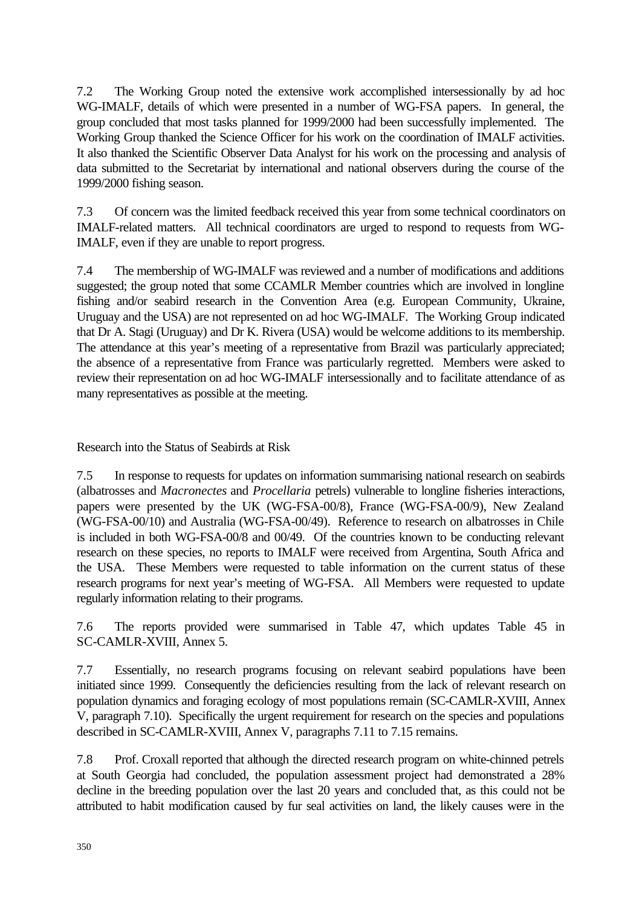7.2 The Working Group noted the extensive work accomplished intersessionally by ad hoc WG-IMALF, details of which were presented in a number of WG-FSA papers. In general, the group concluded that most tasks planned for 1999/2000 had been successfully implemented. The Working Group thanked the Science Officer for his work on the coordination of IMALF activities. It also thanked the Scientific Observer Data Analyst for his work on the processing and analysis of data submitted to the Secretariat by international and national observers during the course of the 1999/2000 fishing season.

7.3 Of concern was the limited feedback received this year from some technical coordinators on IMALF-related matters. All technical coordinators are urged to respond to requests from WG-IMALF, even if they are unable to report progress.

7.4 The membership of WG-IMALF was reviewed and a number of modifications and additions suggested; the group noted that some CCAMLR Member countries which are involved in longline fishing and/or seabird research in the Convention Area (e.g. European Community, Ukraine, Uruguay and the USA) are not represented on ad hoc WG-IMALF. The Working Group indicated that Dr A. Stagi (Uruguay) and Dr K. Rivera (USA) would be welcome additions to its membership. The attendance at this year's meeting of a representative from Brazil was particularly appreciated; the absence of a representative from France was particularly regretted. Members were asked to review their representation on ad hoc WG-IMALF intersessionally and to facilitate attendance of as many representatives as possible at the meeting.

## Research into the Status of Seabirds at Risk

7.5 In response to requests for updates on information summarising national research on seabirds (albatrosses and *Macronectes* and *Procellaria* petrels) vulnerable to longline fisheries interactions, papers were presented by the UK (WG-FSA-00/8), France (WG-FSA-00/9), New Zealand (WG-FSA-00/10) and Australia (WG-FSA-00/49). Reference to research on albatrosses in Chile is included in both WG-FSA-00/8 and 00/49. Of the countries known to be conducting relevant research on these species, no reports to IMALF were received from Argentina, South Africa and the USA. These Members were requested to table information on the current status of these research programs for next year's meeting of WG-FSA. All Members were requested to update regularly information relating to their programs.

7.6 The reports provided were summarised in Table 47, which updates Table 45 in SC-CAMLR-XVIII, Annex 5.

7.7 Essentially, no research programs focusing on relevant seabird populations have been initiated since 1999. Consequently the deficiencies resulting from the lack of relevant research on population dynamics and foraging ecology of most populations remain (SC-CAMLR-XVIII, Annex V, paragraph 7.10). Specifically the urgent requirement for research on the species and populations described in SC-CAMLR-XVIII, Annex V, paragraphs 7.11 to 7.15 remains.

7.8 Prof. Croxall reported that although the directed research program on white-chinned petrels at South Georgia had concluded, the population assessment project had demonstrated a 28% decline in the breeding population over the last 20 years and concluded that, as this could not be attributed to habit modification caused by fur seal activities on land, the likely causes were in the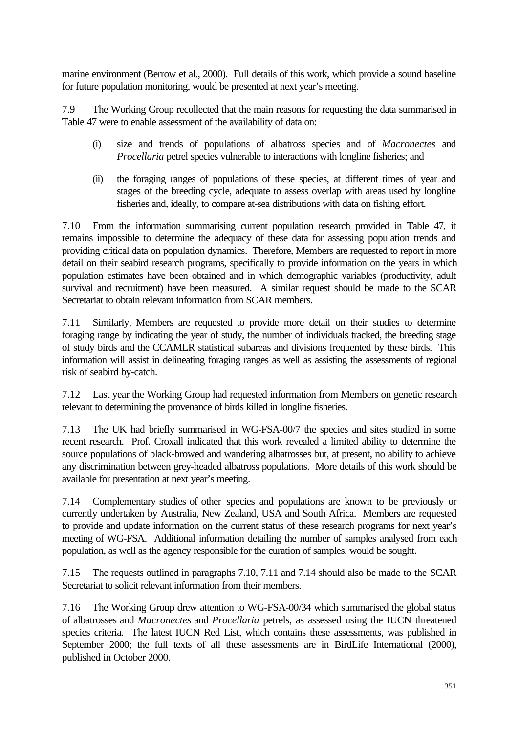marine environment (Berrow et al., 2000). Full details of this work, which provide a sound baseline for future population monitoring, would be presented at next year's meeting.

7.9 The Working Group recollected that the main reasons for requesting the data summarised in Table 47 were to enable assessment of the availability of data on:

(i) size and trends of populations of albatross species and of *Macronectes* and *Procellaria* petrel species vulnerable to interactions with longline fisheries; and

(ii) the foraging ranges of populations of these species, at different times of year and stages of the breeding cycle, adequate to assess overlap with areas used by longline fisheries and, ideally, to compare at-sea distributions with data on fishing effort.

7.10 From the information summarising current population research provided in Table 47, it remains impossible to determine the adequacy of these data for assessing population trends and providing critical data on population dynamics. Therefore, Members are requested to report in more detail on their seabird research programs, specifically to provide information on the years in which population estimates have been obtained and in which demographic variables (productivity, adult survival and recruitment) have been measured. A similar request should be made to the SCAR Secretariat to obtain relevant information from SCAR members.

7.11 Similarly, Members are requested to provide more detail on their studies to determine foraging range by indicating the year of study, the number of individuals tracked, the breeding stage of study birds and the CCAMLR statistical subareas and divisions frequented by these birds. This information will assist in delineating foraging ranges as well as assisting the assessments of regional risk of seabird by-catch.

7.12 Last year the Working Group had requested information from Members on genetic research relevant to determining the provenance of birds killed in longline fisheries.

7.13 The UK had briefly summarised in WG-FSA-00/7 the species and sites studied in some recent research. Prof. Croxall indicated that this work revealed a limited ability to determine the source populations of black-browed and wandering albatrosses but, at present, no ability to achieve any discrimination between grey-headed albatross populations. More details of this work should be available for presentation at next year's meeting.

7.14 Complementary studies of other species and populations are known to be previously or currently undertaken by Australia, New Zealand, USA and South Africa. Members are requested to provide and update information on the current status of these research programs for next year's meeting of WG-FSA. Additional information detailing the number of samples analysed from each population, as well as the agency responsible for the curation of samples, would be sought.

7.15 The requests outlined in paragraphs 7.10, 7.11 and 7.14 should also be made to the SCAR Secretariat to solicit relevant information from their members.

7.16 The Working Group drew attention to WG-FSA-00/34 which summarised the global status of albatrosses and *Macronectes* and *Procellaria* petrels, as assessed using the IUCN threatened species criteria. The latest IUCN Red List, which contains these assessments, was published in September 2000; the full texts of all these assessments are in BirdLife International (2000), published in October 2000.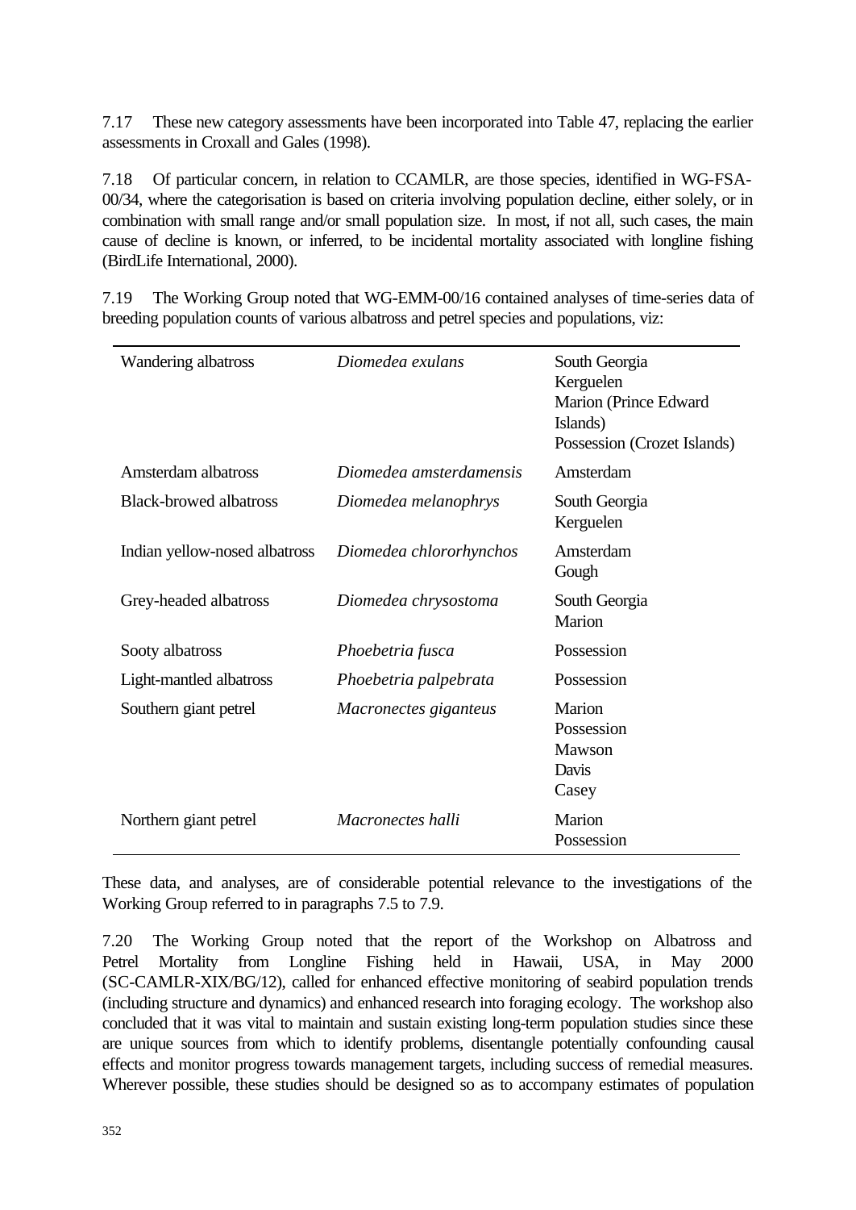7.17 These new category assessments have been incorporated into Table 47, replacing the earlier assessments in Croxall and Gales (1998).

7.18 Of particular concern, in relation to CCAMLR, are those species, identified in WG-FSA-00/34, where the categorisation is based on criteria involving population decline, either solely, or in combination with small range and/or small population size. In most, if not all, such cases, the main cause of decline is known, or inferred, to be incidental mortality associated with longline fishing (BirdLife International, 2000).

7.19 The Working Group noted that WG-EMM-00/16 contained analyses of time-series data of breeding population counts of various albatross and petrel species and populations, viz:

| | | |
|---|---|---|
| Wandering albatross | *Diomedea exulans* | South Georgia<br>Kerguelen<br>Marion (Prince Edward Islands)<br>Possession (Crozet Islands) |
| Amsterdam albatross | *Diomedea amsterdamensis* | Amsterdam |
| Black-browed albatross | *Diomedea melanophrys* | South Georgia<br>Kerguelen |
| Indian yellow-nosed albatross | *Diomedea chlororhynchos* | Amsterdam<br>Gough |
| Grey-headed albatross | *Diomedea chrysostoma* | South Georgia<br>Marion |
| Sooty albatross | *Phoebetria fusca* | Possession |
| Light-mantled albatross | *Phoebetria palpebrata* | Possession |
| Southern giant petrel | *Macronectes giganteus* | Marion<br>Possession<br>Mawson<br>Davis<br>Casey |
| Northern giant petrel | *Macronectes halli* | Marion<br>Possession |

These data, and analyses, are of considerable potential relevance to the investigations of the Working Group referred to in paragraphs 7.5 to 7.9.

7.20 The Working Group noted that the report of the Workshop on Albatross and Petrel Mortality from Longline Fishing held in Hawaii, USA, in May 2000 (SC-CAMLR-XIX/BG/12), called for enhanced effective monitoring of seabird population trends (including structure and dynamics) and enhanced research into foraging ecology. The workshop also concluded that it was vital to maintain and sustain existing long-term population studies since these are unique sources from which to identify problems, disentangle potentially confounding causal effects and monitor progress towards management targets, including success of remedial measures. Wherever possible, these studies should be designed so as to accompany estimates of population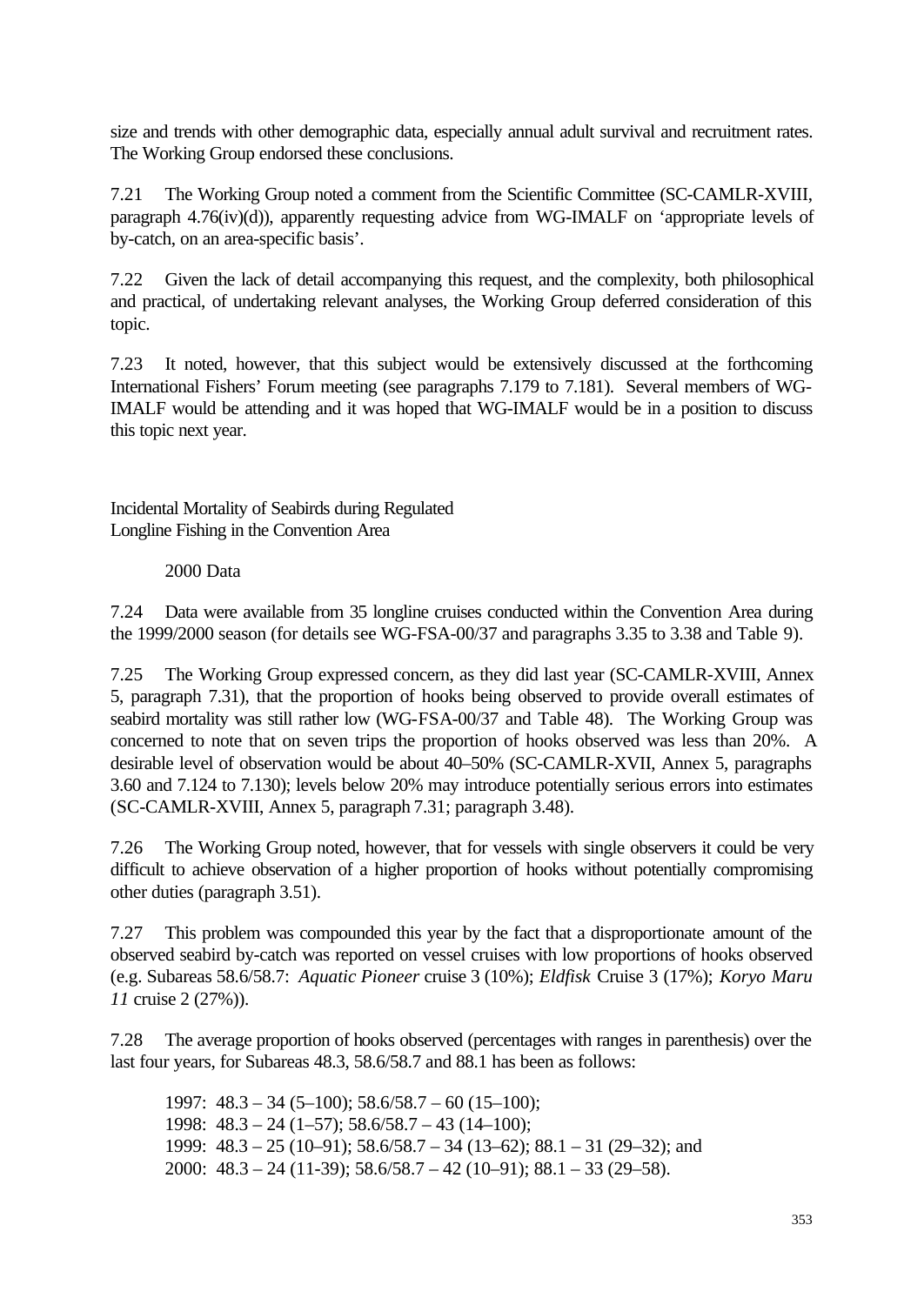size and trends with other demographic data, especially annual adult survival and recruitment rates. The Working Group endorsed these conclusions.

7.21 The Working Group noted a comment from the Scientific Committee (SC-CAMLR-XVIII, paragraph 4.76(iv)(d)), apparently requesting advice from WG-IMALF on 'appropriate levels of by-catch, on an area-specific basis'.

7.22 Given the lack of detail accompanying this request, and the complexity, both philosophical and practical, of undertaking relevant analyses, the Working Group deferred consideration of this topic.

7.23 It noted, however, that this subject would be extensively discussed at the forthcoming International Fishers' Forum meeting (see paragraphs 7.179 to 7.181). Several members of WG-IMALF would be attending and it was hoped that WG-IMALF would be in a position to discuss this topic next year.

## Incidental Mortality of Seabirds during Regulated Longline Fishing in the Convention Area

### 2000 Data

7.24 Data were available from 35 longline cruises conducted within the Convention Area during the 1999/2000 season (for details see WG-FSA-00/37 and paragraphs 3.35 to 3.38 and Table 9).

7.25 The Working Group expressed concern, as they did last year (SC-CAMLR-XVIII, Annex 5, paragraph 7.31), that the proportion of hooks being observed to provide overall estimates of seabird mortality was still rather low (WG-FSA-00/37 and Table 48). The Working Group was concerned to note that on seven trips the proportion of hooks observed was less than 20%. A desirable level of observation would be about 40–50% (SC-CAMLR-XVII, Annex 5, paragraphs 3.60 and 7.124 to 7.130); levels below 20% may introduce potentially serious errors into estimates (SC-CAMLR-XVIII, Annex 5, paragraph 7.31; paragraph 3.48).

7.26 The Working Group noted, however, that for vessels with single observers it could be very difficult to achieve observation of a higher proportion of hooks without potentially compromising other duties (paragraph 3.51).

7.27 This problem was compounded this year by the fact that a disproportionate amount of the observed seabird by-catch was reported on vessel cruises with low proportions of hooks observed (e.g. Subareas 58.6/58.7: *Aquatic Pioneer* cruise 3 (10%); *Eldfisk* Cruise 3 (17%); *Koryo Maru 11* cruise 2 (27%)).

7.28 The average proportion of hooks observed (percentages with ranges in parenthesis) over the last four years, for Subareas 48.3, 58.6/58.7 and 88.1 has been as follows:

1997: 48.3 – 34 (5–100); 58.6/58.7 – 60 (15–100);
1998: 48.3 – 24 (1–57); 58.6/58.7 – 43 (14–100);
1999: 48.3 – 25 (10–91); 58.6/58.7 – 34 (13–62); 88.1 – 31 (29–32); and
2000: 48.3 – 24 (11-39); 58.6/58.7 – 42 (10–91); 88.1 – 33 (29–58).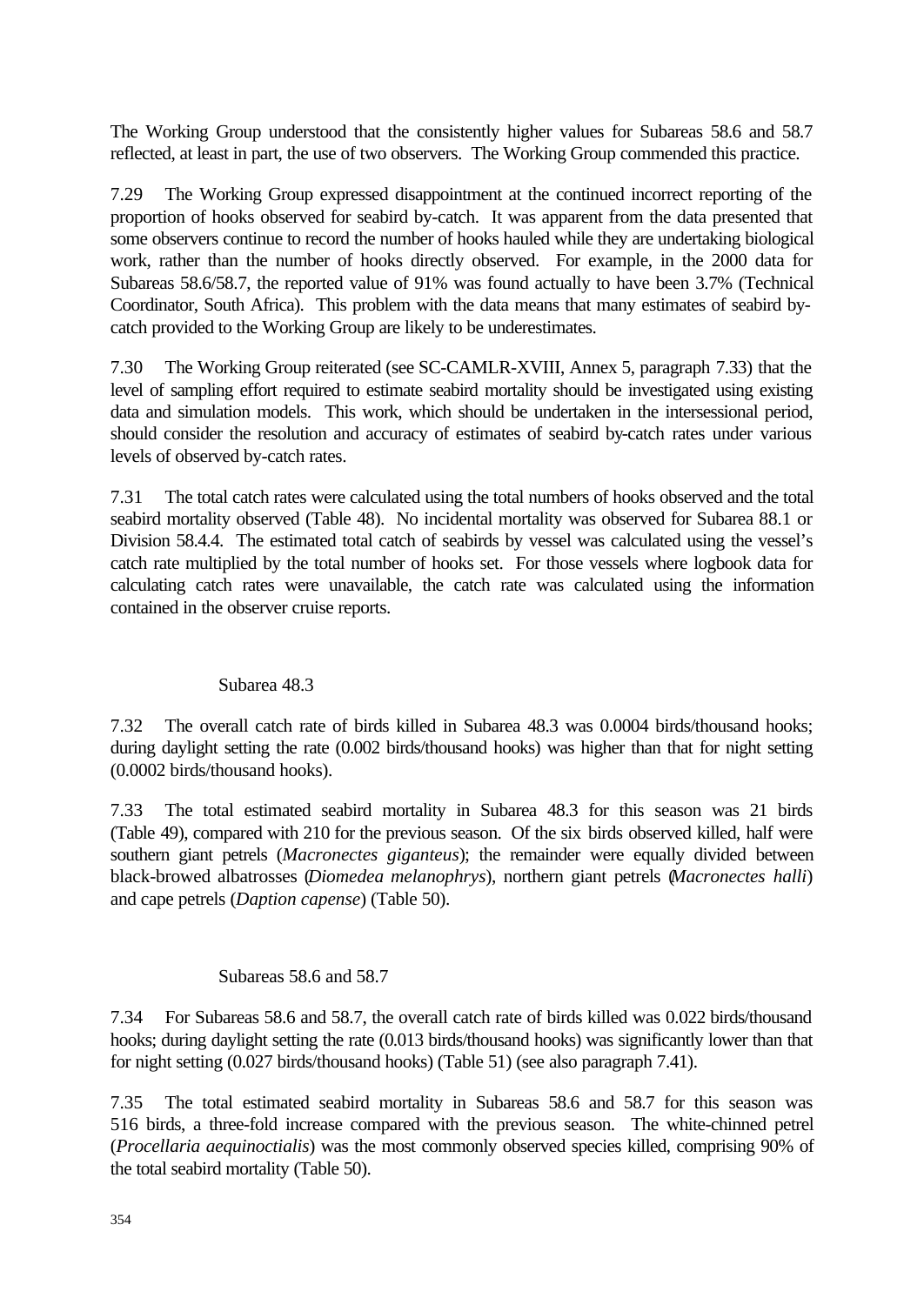The Working Group understood that the consistently higher values for Subareas 58.6 and 58.7 reflected, at least in part, the use of two observers. The Working Group commended this practice.

7.29 The Working Group expressed disappointment at the continued incorrect reporting of the proportion of hooks observed for seabird by-catch. It was apparent from the data presented that some observers continue to record the number of hooks hauled while they are undertaking biological work, rather than the number of hooks directly observed. For example, in the 2000 data for Subareas 58.6/58.7, the reported value of 91% was found actually to have been 3.7% (Technical Coordinator, South Africa). This problem with the data means that many estimates of seabird by-catch provided to the Working Group are likely to be underestimates.

7.30 The Working Group reiterated (see SC-CAMLR-XVIII, Annex 5, paragraph 7.33) that the level of sampling effort required to estimate seabird mortality should be investigated using existing data and simulation models. This work, which should be undertaken in the intersessional period, should consider the resolution and accuracy of estimates of seabird by-catch rates under various levels of observed by-catch rates.

7.31 The total catch rates were calculated using the total numbers of hooks observed and the total seabird mortality observed (Table 48). No incidental mortality was observed for Subarea 88.1 or Division 58.4.4. The estimated total catch of seabirds by vessel was calculated using the vessel's catch rate multiplied by the total number of hooks set. For those vessels where logbook data for calculating catch rates were unavailable, the catch rate was calculated using the information contained in the observer cruise reports.

### Subarea 48.3

7.32 The overall catch rate of birds killed in Subarea 48.3 was 0.0004 birds/thousand hooks; during daylight setting the rate (0.002 birds/thousand hooks) was higher than that for night setting (0.0002 birds/thousand hooks).

7.33 The total estimated seabird mortality in Subarea 48.3 for this season was 21 birds (Table 49), compared with 210 for the previous season. Of the six birds observed killed, half were southern giant petrels (*Macronectes giganteus*); the remainder were equally divided between black-browed albatrosses (*Diomedea melanophrys*), northern giant petrels (*Macronectes halli*) and cape petrels (*Daption capense*) (Table 50).

### Subareas 58.6 and 58.7

7.34 For Subareas 58.6 and 58.7, the overall catch rate of birds killed was 0.022 birds/thousand hooks; during daylight setting the rate (0.013 birds/thousand hooks) was significantly lower than that for night setting (0.027 birds/thousand hooks) (Table 51) (see also paragraph 7.41).

7.35 The total estimated seabird mortality in Subareas 58.6 and 58.7 for this season was 516 birds, a three-fold increase compared with the previous season. The white-chinned petrel (*Procellaria aequinoctialis*) was the most commonly observed species killed, comprising 90% of the total seabird mortality (Table 50).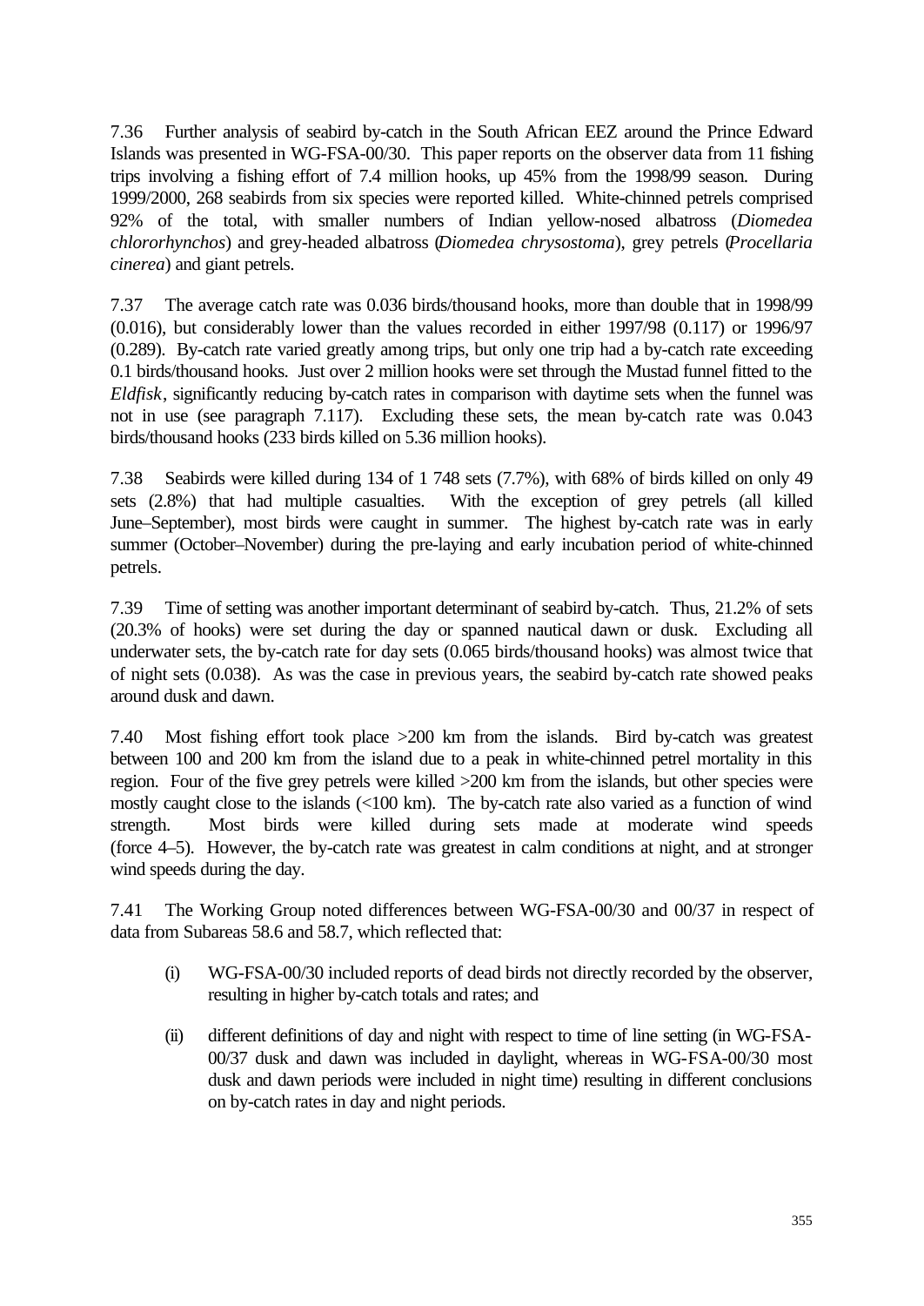7.36 Further analysis of seabird by-catch in the South African EEZ around the Prince Edward Islands was presented in WG-FSA-00/30. This paper reports on the observer data from 11 fishing trips involving a fishing effort of 7.4 million hooks, up 45% from the 1998/99 season. During 1999/2000, 268 seabirds from six species were reported killed. White-chinned petrels comprised 92% of the total, with smaller numbers of Indian yellow-nosed albatross (*Diomedea chlororhynchos*) and grey-headed albatross (*Diomedea chrysostoma*), grey petrels (*Procellaria cinerea*) and giant petrels.

7.37 The average catch rate was 0.036 birds/thousand hooks, more than double that in 1998/99 (0.016), but considerably lower than the values recorded in either 1997/98 (0.117) or 1996/97 (0.289). By-catch rate varied greatly among trips, but only one trip had a by-catch rate exceeding 0.1 birds/thousand hooks. Just over 2 million hooks were set through the Mustad funnel fitted to the *Eldfisk*, significantly reducing by-catch rates in comparison with daytime sets when the funnel was not in use (see paragraph 7.117). Excluding these sets, the mean by-catch rate was 0.043 birds/thousand hooks (233 birds killed on 5.36 million hooks).

7.38 Seabirds were killed during 134 of 1 748 sets (7.7%), with 68% of birds killed on only 49 sets (2.8%) that had multiple casualties. With the exception of grey petrels (all killed June–September), most birds were caught in summer. The highest by-catch rate was in early summer (October–November) during the pre-laying and early incubation period of white-chinned petrels.

7.39 Time of setting was another important determinant of seabird by-catch. Thus, 21.2% of sets (20.3% of hooks) were set during the day or spanned nautical dawn or dusk. Excluding all underwater sets, the by-catch rate for day sets (0.065 birds/thousand hooks) was almost twice that of night sets (0.038). As was the case in previous years, the seabird by-catch rate showed peaks around dusk and dawn.

7.40 Most fishing effort took place >200 km from the islands. Bird by-catch was greatest between 100 and 200 km from the island due to a peak in white-chinned petrel mortality in this region. Four of the five grey petrels were killed >200 km from the islands, but other species were mostly caught close to the islands (<100 km). The by-catch rate also varied as a function of wind strength. Most birds were killed during sets made at moderate wind speeds (force 4–5). However, the by-catch rate was greatest in calm conditions at night, and at stronger wind speeds during the day.

7.41 The Working Group noted differences between WG-FSA-00/30 and 00/37 in respect of data from Subareas 58.6 and 58.7, which reflected that:

(i) WG-FSA-00/30 included reports of dead birds not directly recorded by the observer, resulting in higher by-catch totals and rates; and

(ii) different definitions of day and night with respect to time of line setting (in WG-FSA-00/37 dusk and dawn was included in daylight, whereas in WG-FSA-00/30 most dusk and dawn periods were included in night time) resulting in different conclusions on by-catch rates in day and night periods.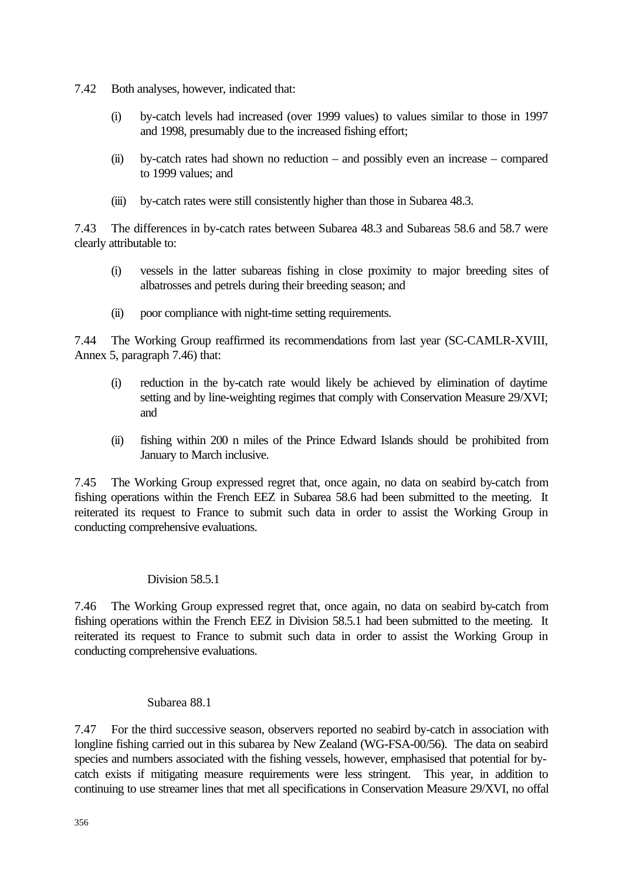7.42 Both analyses, however, indicated that:

(i) by-catch levels had increased (over 1999 values) to values similar to those in 1997 and 1998, presumably due to the increased fishing effort;

(ii) by-catch rates had shown no reduction – and possibly even an increase – compared to 1999 values; and

(iii) by-catch rates were still consistently higher than those in Subarea 48.3.

7.43 The differences in by-catch rates between Subarea 48.3 and Subareas 58.6 and 58.7 were clearly attributable to:

(i) vessels in the latter subareas fishing in close proximity to major breeding sites of albatrosses and petrels during their breeding season; and

(ii) poor compliance with night-time setting requirements.

7.44 The Working Group reaffirmed its recommendations from last year (SC-CAMLR-XVIII, Annex 5, paragraph 7.46) that:

(i) reduction in the by-catch rate would likely be achieved by elimination of daytime setting and by line-weighting regimes that comply with Conservation Measure 29/XVI; and

(ii) fishing within 200 n miles of the Prince Edward Islands should be prohibited from January to March inclusive.

7.45 The Working Group expressed regret that, once again, no data on seabird by-catch from fishing operations within the French EEZ in Subarea 58.6 had been submitted to the meeting. It reiterated its request to France to submit such data in order to assist the Working Group in conducting comprehensive evaluations.

### Division 58.5.1

7.46 The Working Group expressed regret that, once again, no data on seabird by-catch from fishing operations within the French EEZ in Division 58.5.1 had been submitted to the meeting. It reiterated its request to France to submit such data in order to assist the Working Group in conducting comprehensive evaluations.

### Subarea 88.1

7.47 For the third successive season, observers reported no seabird by-catch in association with longline fishing carried out in this subarea by New Zealand (WG-FSA-00/56). The data on seabird species and numbers associated with the fishing vessels, however, emphasised that potential for by-catch exists if mitigating measure requirements were less stringent. This year, in addition to continuing to use streamer lines that met all specifications in Conservation Measure 29/XVI, no offal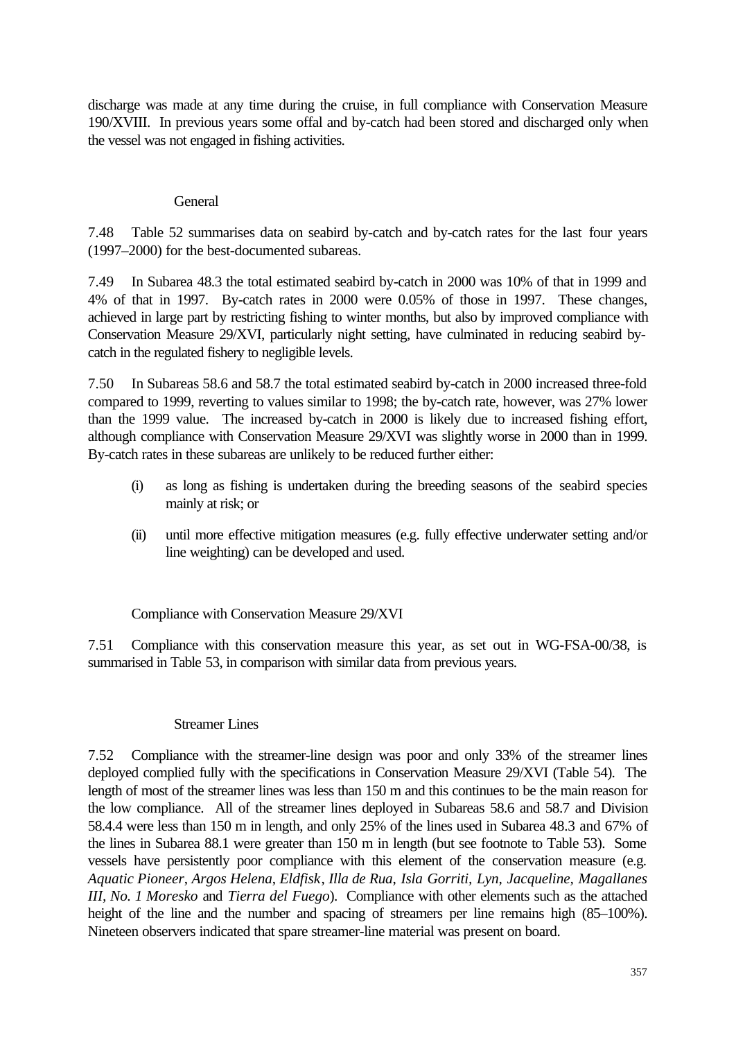discharge was made at any time during the cruise, in full compliance with Conservation Measure 190/XVIII. In previous years some offal and by-catch had been stored and discharged only when the vessel was not engaged in fishing activities.

#### General

7.48 Table 52 summarises data on seabird by-catch and by-catch rates for the last four years (1997–2000) for the best-documented subareas.

7.49 In Subarea 48.3 the total estimated seabird by-catch in 2000 was 10% of that in 1999 and 4% of that in 1997. By-catch rates in 2000 were 0.05% of those in 1997. These changes, achieved in large part by restricting fishing to winter months, but also by improved compliance with Conservation Measure 29/XVI, particularly night setting, have culminated in reducing seabird by-catch in the regulated fishery to negligible levels.

7.50 In Subareas 58.6 and 58.7 the total estimated seabird by-catch in 2000 increased three-fold compared to 1999, reverting to values similar to 1998; the by-catch rate, however, was 27% lower than the 1999 value. The increased by-catch in 2000 is likely due to increased fishing effort, although compliance with Conservation Measure 29/XVI was slightly worse in 2000 than in 1999. By-catch rates in these subareas are unlikely to be reduced further either:

(i) as long as fishing is undertaken during the breeding seasons of the seabird species mainly at risk; or

(ii) until more effective mitigation measures (e.g. fully effective underwater setting and/or line weighting) can be developed and used.

### Compliance with Conservation Measure 29/XVI

7.51 Compliance with this conservation measure this year, as set out in WG-FSA-00/38, is summarised in Table 53, in comparison with similar data from previous years.

#### Streamer Lines

7.52 Compliance with the streamer-line design was poor and only 33% of the streamer lines deployed complied fully with the specifications in Conservation Measure 29/XVI (Table 54). The length of most of the streamer lines was less than 150 m and this continues to be the main reason for the low compliance. All of the streamer lines deployed in Subareas 58.6 and 58.7 and Division 58.4.4 were less than 150 m in length, and only 25% of the lines used in Subarea 48.3 and 67% of the lines in Subarea 88.1 were greater than 150 m in length (but see footnote to Table 53). Some vessels have persistently poor compliance with this element of the conservation measure (e.g. *Aquatic Pioneer*, *Argos Helena*, *Eldfisk*, *Illa de Rua*, *Isla Gorriti*, *Lyn*, *Jacqueline*, *Magallanes III*, *No. 1 Moresko* and *Tierra del Fuego*). Compliance with other elements such as the attached height of the line and the number and spacing of streamers per line remains high (85–100%). Nineteen observers indicated that spare streamer-line material was present on board.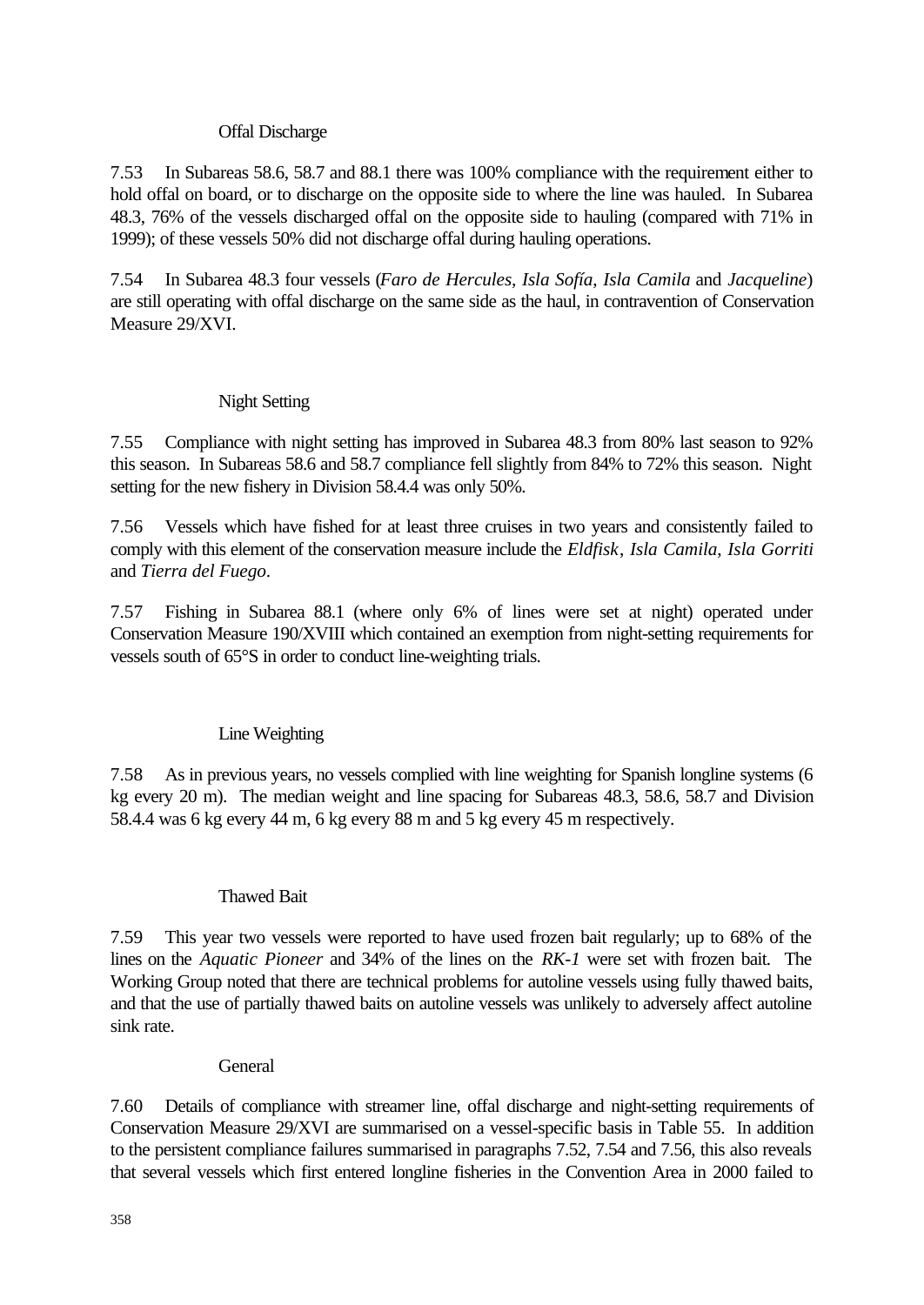### Offal Discharge

7.53 In Subareas 58.6, 58.7 and 88.1 there was 100% compliance with the requirement either to hold offal on board, or to discharge on the opposite side to where the line was hauled. In Subarea 48.3, 76% of the vessels discharged offal on the opposite side to hauling (compared with 71% in 1999); of these vessels 50% did not discharge offal during hauling operations.

7.54 In Subarea 48.3 four vessels (*Faro de Hercules, Isla Sofía, Isla Camila* and *Jacqueline*) are still operating with offal discharge on the same side as the haul, in contravention of Conservation Measure 29/XVI.

### Night Setting

7.55 Compliance with night setting has improved in Subarea 48.3 from 80% last season to 92% this season. In Subareas 58.6 and 58.7 compliance fell slightly from 84% to 72% this season. Night setting for the new fishery in Division 58.4.4 was only 50%.

7.56 Vessels which have fished for at least three cruises in two years and consistently failed to comply with this element of the conservation measure include the *Eldfisk*, *Isla Camila*, *Isla Gorriti* and *Tierra del Fuego*.

7.57 Fishing in Subarea 88.1 (where only 6% of lines were set at night) operated under Conservation Measure 190/XVIII which contained an exemption from night-setting requirements for vessels south of 65°S in order to conduct line-weighting trials.

### Line Weighting

7.58 As in previous years, no vessels complied with line weighting for Spanish longline systems (6 kg every 20 m). The median weight and line spacing for Subareas 48.3, 58.6, 58.7 and Division 58.4.4 was 6 kg every 44 m, 6 kg every 88 m and 5 kg every 45 m respectively.

### Thawed Bait

7.59 This year two vessels were reported to have used frozen bait regularly; up to 68% of the lines on the *Aquatic Pioneer* and 34% of the lines on the *RK-1* were set with frozen bait. The Working Group noted that there are technical problems for autoline vessels using fully thawed baits, and that the use of partially thawed baits on autoline vessels was unlikely to adversely affect autoline sink rate.

### General

7.60 Details of compliance with streamer line, offal discharge and night-setting requirements of Conservation Measure 29/XVI are summarised on a vessel-specific basis in Table 55. In addition to the persistent compliance failures summarised in paragraphs 7.52, 7.54 and 7.56, this also reveals that several vessels which first entered longline fisheries in the Convention Area in 2000 failed to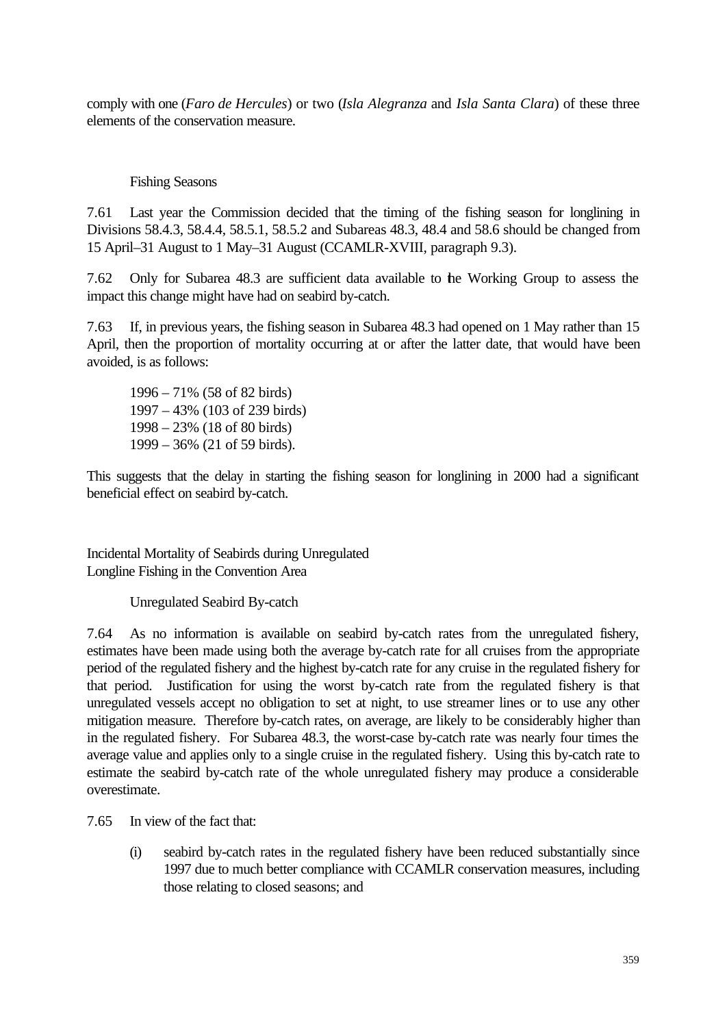comply with one (*Faro de Hercules*) or two (*Isla Alegranza* and *Isla Santa Clara*) of these three elements of the conservation measure.

### Fishing Seasons

7.61 Last year the Commission decided that the timing of the fishing season for longlining in Divisions 58.4.3, 58.4.4, 58.5.1, 58.5.2 and Subareas 48.3, 48.4 and 58.6 should be changed from 15 April–31 August to 1 May–31 August (CCAMLR-XVIII, paragraph 9.3).

7.62 Only for Subarea 48.3 are sufficient data available to the Working Group to assess the impact this change might have had on seabird by-catch.

7.63 If, in previous years, the fishing season in Subarea 48.3 had opened on 1 May rather than 15 April, then the proportion of mortality occurring at or after the latter date, that would have been avoided, is as follows:

1996 – 71% (58 of 82 birds)
1997 – 43% (103 of 239 birds)
1998 – 23% (18 of 80 birds)
1999 – 36% (21 of 59 birds).

This suggests that the delay in starting the fishing season for longlining in 2000 had a significant beneficial effect on seabird by-catch.

## Incidental Mortality of Seabirds during Unregulated Longline Fishing in the Convention Area

### Unregulated Seabird By-catch

7.64 As no information is available on seabird by-catch rates from the unregulated fishery, estimates have been made using both the average by-catch rate for all cruises from the appropriate period of the regulated fishery and the highest by-catch rate for any cruise in the regulated fishery for that period. Justification for using the worst by-catch rate from the regulated fishery is that unregulated vessels accept no obligation to set at night, to use streamer lines or to use any other mitigation measure. Therefore by-catch rates, on average, are likely to be considerably higher than in the regulated fishery. For Subarea 48.3, the worst-case by-catch rate was nearly four times the average value and applies only to a single cruise in the regulated fishery. Using this by-catch rate to estimate the seabird by-catch rate of the whole unregulated fishery may produce a considerable overestimate.

7.65 In view of the fact that:

(i) seabird by-catch rates in the regulated fishery have been reduced substantially since 1997 due to much better compliance with CCAMLR conservation measures, including those relating to closed seasons; and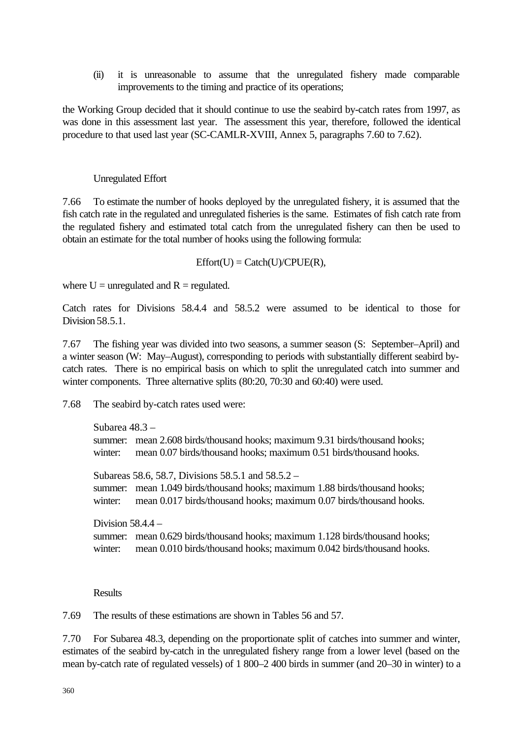(ii) it is unreasonable to assume that the unregulated fishery made comparable improvements to the timing and practice of its operations;

the Working Group decided that it should continue to use the seabird by-catch rates from 1997, as was done in this assessment last year. The assessment this year, therefore, followed the identical procedure to that used last year (SC-CAMLR-XVIII, Annex 5, paragraphs 7.60 to 7.62).

### Unregulated Effort

7.66 To estimate the number of hooks deployed by the unregulated fishery, it is assumed that the fish catch rate in the regulated and unregulated fisheries is the same. Estimates of fish catch rate from the regulated fishery and estimated total catch from the unregulated fishery can then be used to obtain an estimate for the total number of hooks using the following formula:

$$\text{Effort(U)} = \text{Catch(U)}/\text{CPUE(R)},$$

where U = unregulated and R = regulated.

Catch rates for Divisions 58.4.4 and 58.5.2 were assumed to be identical to those for Division 58.5.1.

7.67 The fishing year was divided into two seasons, a summer season (S: September–April) and a winter season (W: May–August), corresponding to periods with substantially different seabird by-catch rates. There is no empirical basis on which to split the unregulated catch into summer and winter components. Three alternative splits (80:20, 70:30 and 60:40) were used.

7.68 The seabird by-catch rates used were:

Subarea 48.3 –
summer: mean 2.608 birds/thousand hooks; maximum 9.31 birds/thousand hooks;
winter: mean 0.07 birds/thousand hooks; maximum 0.51 birds/thousand hooks.

Subareas 58.6, 58.7, Divisions 58.5.1 and 58.5.2 –
summer: mean 1.049 birds/thousand hooks; maximum 1.88 birds/thousand hooks;
winter: mean 0.017 birds/thousand hooks; maximum 0.07 birds/thousand hooks.

Division 58.4.4 –
summer: mean 0.629 birds/thousand hooks; maximum 1.128 birds/thousand hooks;
winter: mean 0.010 birds/thousand hooks; maximum 0.042 birds/thousand hooks.

### Results

7.69 The results of these estimations are shown in Tables 56 and 57.

7.70 For Subarea 48.3, depending on the proportionate split of catches into summer and winter, estimates of the seabird by-catch in the unregulated fishery range from a lower level (based on the mean by-catch rate of regulated vessels) of 1 800–2 400 birds in summer (and 20–30 in winter) to a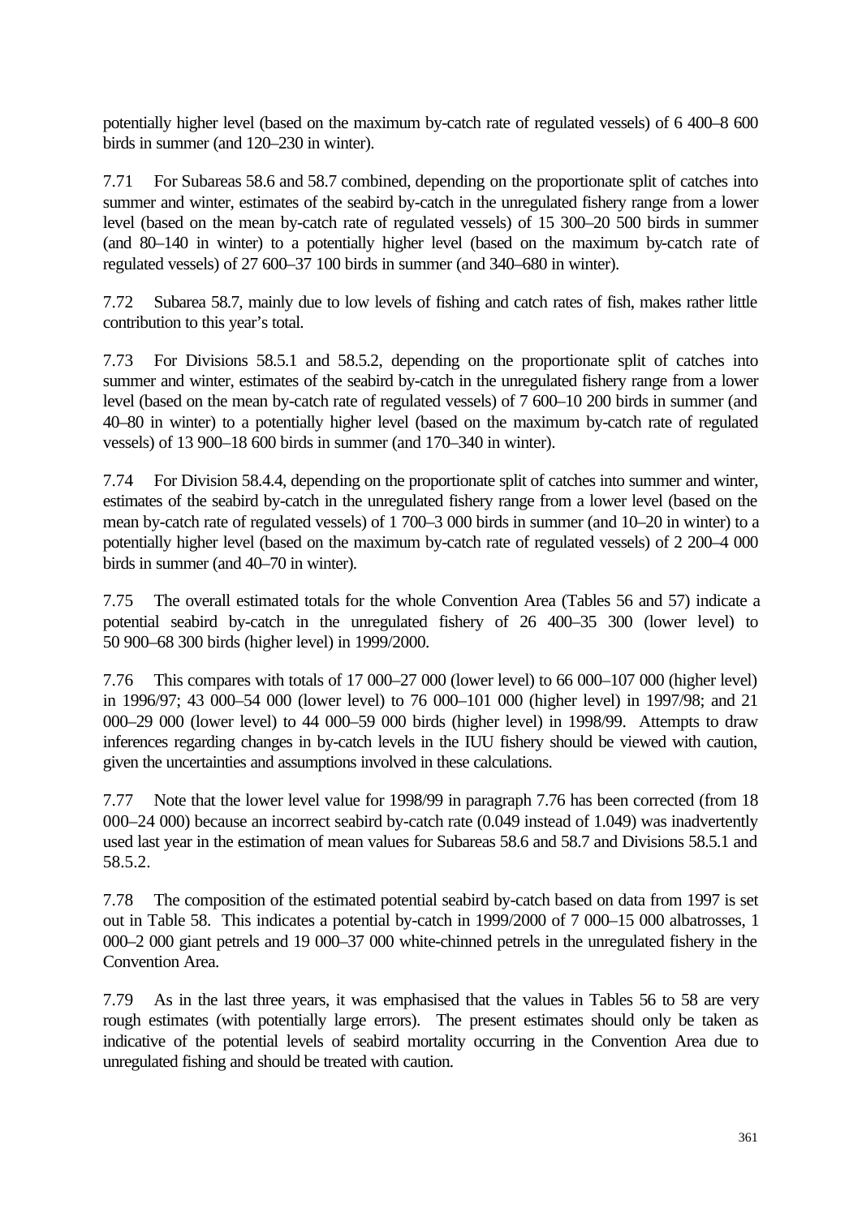potentially higher level (based on the maximum by-catch rate of regulated vessels) of 6 400–8 600 birds in summer (and 120–230 in winter).

7.71 For Subareas 58.6 and 58.7 combined, depending on the proportionate split of catches into summer and winter, estimates of the seabird by-catch in the unregulated fishery range from a lower level (based on the mean by-catch rate of regulated vessels) of 15 300–20 500 birds in summer (and 80–140 in winter) to a potentially higher level (based on the maximum by-catch rate of regulated vessels) of 27 600–37 100 birds in summer (and 340–680 in winter).

7.72 Subarea 58.7, mainly due to low levels of fishing and catch rates of fish, makes rather little contribution to this year's total.

7.73 For Divisions 58.5.1 and 58.5.2, depending on the proportionate split of catches into summer and winter, estimates of the seabird by-catch in the unregulated fishery range from a lower level (based on the mean by-catch rate of regulated vessels) of 7 600–10 200 birds in summer (and 40–80 in winter) to a potentially higher level (based on the maximum by-catch rate of regulated vessels) of 13 900–18 600 birds in summer (and 170–340 in winter).

7.74 For Division 58.4.4, depending on the proportionate split of catches into summer and winter, estimates of the seabird by-catch in the unregulated fishery range from a lower level (based on the mean by-catch rate of regulated vessels) of 1 700–3 000 birds in summer (and 10–20 in winter) to a potentially higher level (based on the maximum by-catch rate of regulated vessels) of 2 200–4 000 birds in summer (and 40–70 in winter).

7.75 The overall estimated totals for the whole Convention Area (Tables 56 and 57) indicate a potential seabird by-catch in the unregulated fishery of 26 400–35 300 (lower level) to 50 900–68 300 birds (higher level) in 1999/2000.

7.76 This compares with totals of 17 000–27 000 (lower level) to 66 000–107 000 (higher level) in 1996/97; 43 000–54 000 (lower level) to 76 000–101 000 (higher level) in 1997/98; and 21 000–29 000 (lower level) to 44 000–59 000 birds (higher level) in 1998/99. Attempts to draw inferences regarding changes in by-catch levels in the IUU fishery should be viewed with caution, given the uncertainties and assumptions involved in these calculations.

7.77 Note that the lower level value for 1998/99 in paragraph 7.76 has been corrected (from 18 000–24 000) because an incorrect seabird by-catch rate (0.049 instead of 1.049) was inadvertently used last year in the estimation of mean values for Subareas 58.6 and 58.7 and Divisions 58.5.1 and 58.5.2.

7.78 The composition of the estimated potential seabird by-catch based on data from 1997 is set out in Table 58. This indicates a potential by-catch in 1999/2000 of 7 000–15 000 albatrosses, 1 000–2 000 giant petrels and 19 000–37 000 white-chinned petrels in the unregulated fishery in the Convention Area.

7.79 As in the last three years, it was emphasised that the values in Tables 56 to 58 are very rough estimates (with potentially large errors). The present estimates should only be taken as indicative of the potential levels of seabird mortality occurring in the Convention Area due to unregulated fishing and should be treated with caution.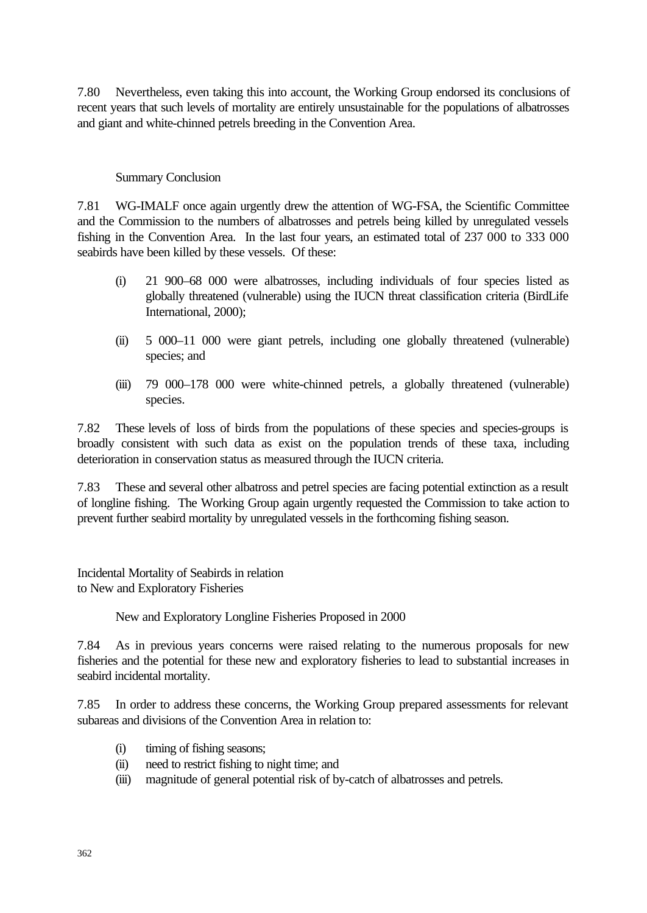7.80 Nevertheless, even taking this into account, the Working Group endorsed its conclusions of recent years that such levels of mortality are entirely unsustainable for the populations of albatrosses and giant and white-chinned petrels breeding in the Convention Area.

### Summary Conclusion

7.81 WG-IMALF once again urgently drew the attention of WG-FSA, the Scientific Committee and the Commission to the numbers of albatrosses and petrels being killed by unregulated vessels fishing in the Convention Area. In the last four years, an estimated total of 237 000 to 333 000 seabirds have been killed by these vessels. Of these:

(i) 21 900–68 000 were albatrosses, including individuals of four species listed as globally threatened (vulnerable) using the IUCN threat classification criteria (BirdLife International, 2000);

(ii) 5 000–11 000 were giant petrels, including one globally threatened (vulnerable) species; and

(iii) 79 000–178 000 were white-chinned petrels, a globally threatened (vulnerable) species.

7.82 These levels of loss of birds from the populations of these species and species-groups is broadly consistent with such data as exist on the population trends of these taxa, including deterioration in conservation status as measured through the IUCN criteria.

7.83 These and several other albatross and petrel species are facing potential extinction as a result of longline fishing. The Working Group again urgently requested the Commission to take action to prevent further seabird mortality by unregulated vessels in the forthcoming fishing season.

## Incidental Mortality of Seabirds in relation to New and Exploratory Fisheries

### New and Exploratory Longline Fisheries Proposed in 2000

7.84 As in previous years concerns were raised relating to the numerous proposals for new fisheries and the potential for these new and exploratory fisheries to lead to substantial increases in seabird incidental mortality.

7.85 In order to address these concerns, the Working Group prepared assessments for relevant subareas and divisions of the Convention Area in relation to:

(i) timing of fishing seasons;
(ii) need to restrict fishing to night time; and
(iii) magnitude of general potential risk of by-catch of albatrosses and petrels.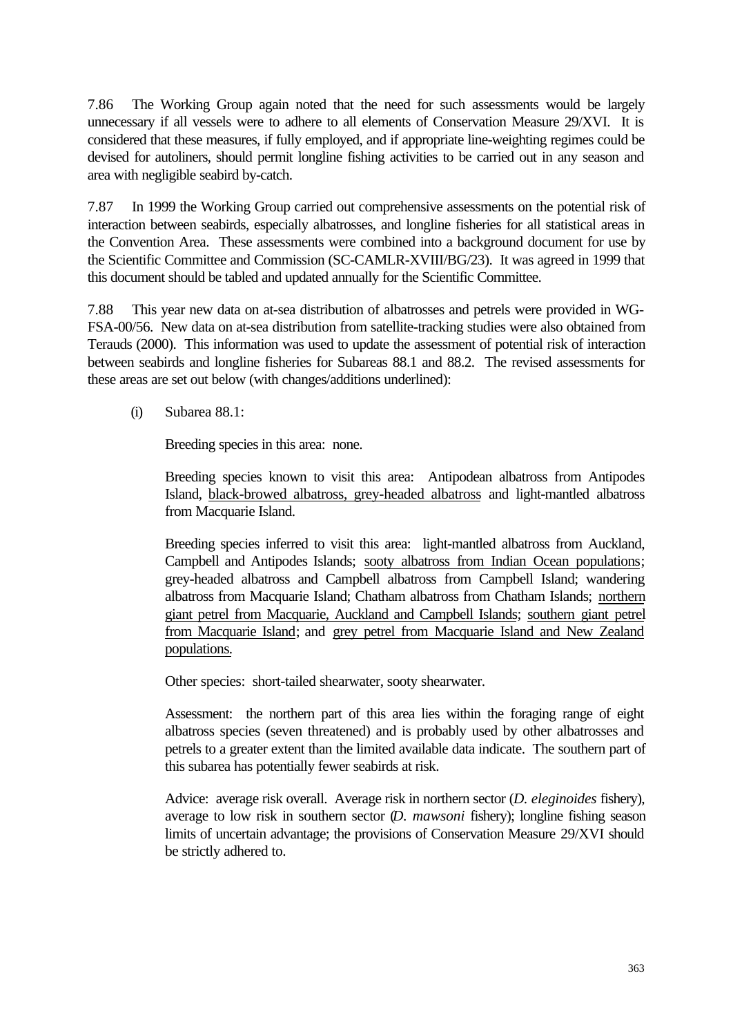7.86 The Working Group again noted that the need for such assessments would be largely unnecessary if all vessels were to adhere to all elements of Conservation Measure 29/XVI. It is considered that these measures, if fully employed, and if appropriate line-weighting regimes could be devised for autoliners, should permit longline fishing activities to be carried out in any season and area with negligible seabird by-catch.

7.87 In 1999 the Working Group carried out comprehensive assessments on the potential risk of interaction between seabirds, especially albatrosses, and longline fisheries for all statistical areas in the Convention Area. These assessments were combined into a background document for use by the Scientific Committee and Commission (SC-CAMLR-XVIII/BG/23). It was agreed in 1999 that this document should be tabled and updated annually for the Scientific Committee.

7.88 This year new data on at-sea distribution of albatrosses and petrels were provided in WG-FSA-00/56. New data on at-sea distribution from satellite-tracking studies were also obtained from Terauds (2000). This information was used to update the assessment of potential risk of interaction between seabirds and longline fisheries for Subareas 88.1 and 88.2. The revised assessments for these areas are set out below (with changes/additions underlined):

(i) Subarea 88.1:

Breeding species in this area: none.

Breeding species known to visit this area: Antipodean albatross from Antipodes Island, <u>black-browed albatross, grey-headed albatross</u> and light-mantled albatross from Macquarie Island.

Breeding species inferred to visit this area: light-mantled albatross from Auckland, Campbell and Antipodes Islands; <u>sooty albatross from Indian Ocean populations</u>; grey-headed albatross and Campbell albatross from Campbell Island; wandering albatross from Macquarie Island; Chatham albatross from Chatham Islands; <u>northern giant petrel from Macquarie, Auckland and Campbell Islands</u>; <u>southern giant petrel from Macquarie Island</u>; and <u>grey petrel from Macquarie Island and New Zealand populations</u>.

Other species: short-tailed shearwater, sooty shearwater.

Assessment: the northern part of this area lies within the foraging range of eight albatross species (seven threatened) and is probably used by other albatrosses and petrels to a greater extent than the limited available data indicate. The southern part of this subarea has potentially fewer seabirds at risk.

Advice: average risk overall. Average risk in northern sector (*D. eleginoides* fishery), average to low risk in southern sector (*D. mawsoni* fishery); longline fishing season limits of uncertain advantage; the provisions of Conservation Measure 29/XVI should be strictly adhered to.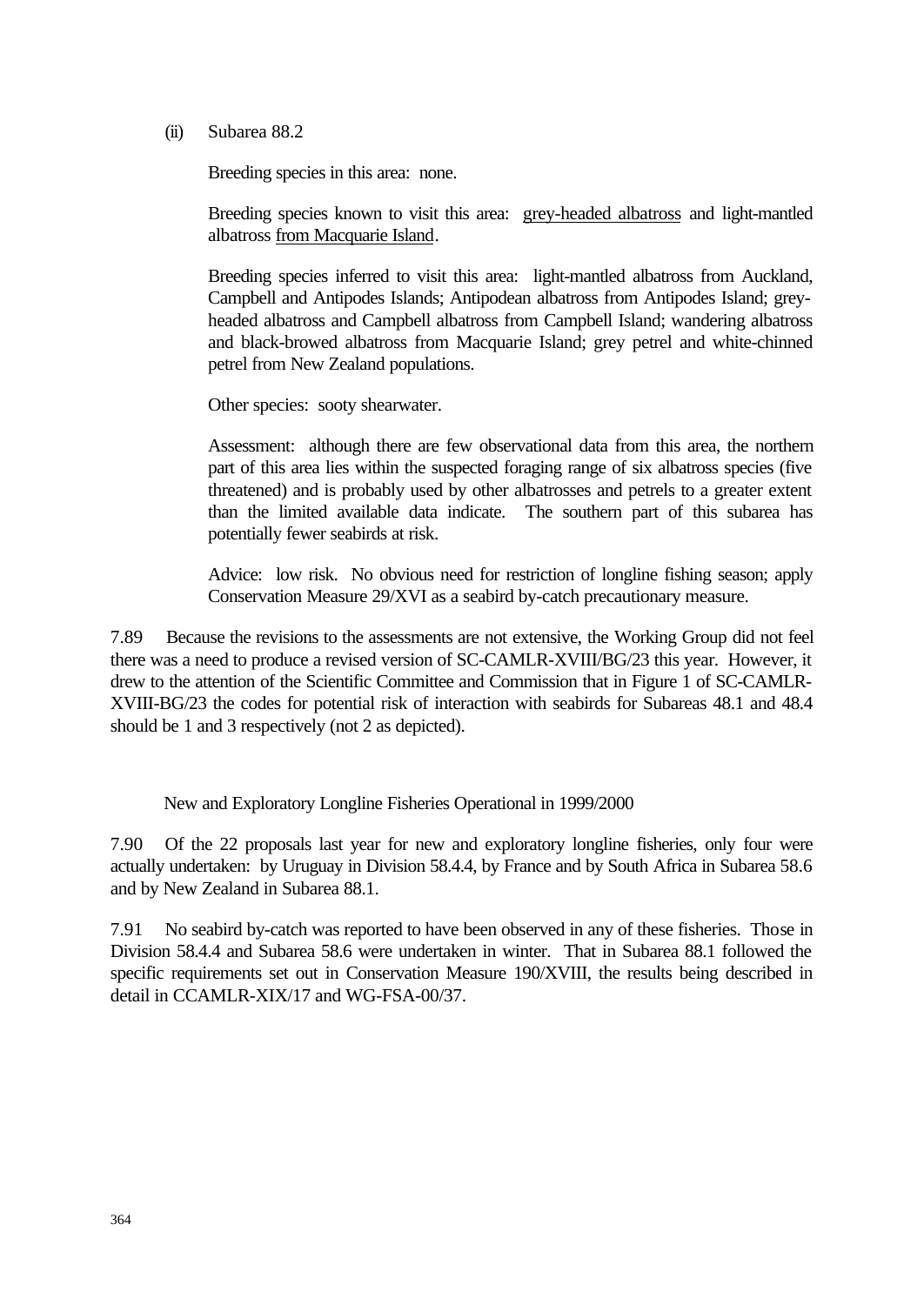(ii) Subarea 88.2

Breeding species in this area: none.

Breeding species known to visit this area: grey-headed albatross and light-mantled albatross from Macquarie Island.

Breeding species inferred to visit this area: light-mantled albatross from Auckland, Campbell and Antipodes Islands; Antipodean albatross from Antipodes Island; grey-headed albatross and Campbell albatross from Campbell Island; wandering albatross and black-browed albatross from Macquarie Island; grey petrel and white-chinned petrel from New Zealand populations.

Other species: sooty shearwater.

Assessment: although there are few observational data from this area, the northern part of this area lies within the suspected foraging range of six albatross species (five threatened) and is probably used by other albatrosses and petrels to a greater extent than the limited available data indicate. The southern part of this subarea has potentially fewer seabirds at risk.

Advice: low risk. No obvious need for restriction of longline fishing season; apply Conservation Measure 29/XVI as a seabird by-catch precautionary measure.

7.89 Because the revisions to the assessments are not extensive, the Working Group did not feel there was a need to produce a revised version of SC-CAMLR-XVIII/BG/23 this year. However, it drew to the attention of the Scientific Committee and Commission that in Figure 1 of SC-CAMLR-XVIII-BG/23 the codes for potential risk of interaction with seabirds for Subareas 48.1 and 48.4 should be 1 and 3 respectively (not 2 as depicted).

### New and Exploratory Longline Fisheries Operational in 1999/2000

7.90 Of the 22 proposals last year for new and exploratory longline fisheries, only four were actually undertaken: by Uruguay in Division 58.4.4, by France and by South Africa in Subarea 58.6 and by New Zealand in Subarea 88.1.

7.91 No seabird by-catch was reported to have been observed in any of these fisheries. Those in Division 58.4.4 and Subarea 58.6 were undertaken in winter. That in Subarea 88.1 followed the specific requirements set out in Conservation Measure 190/XVIII, the results being described in detail in CCAMLR-XIX/17 and WG-FSA-00/37.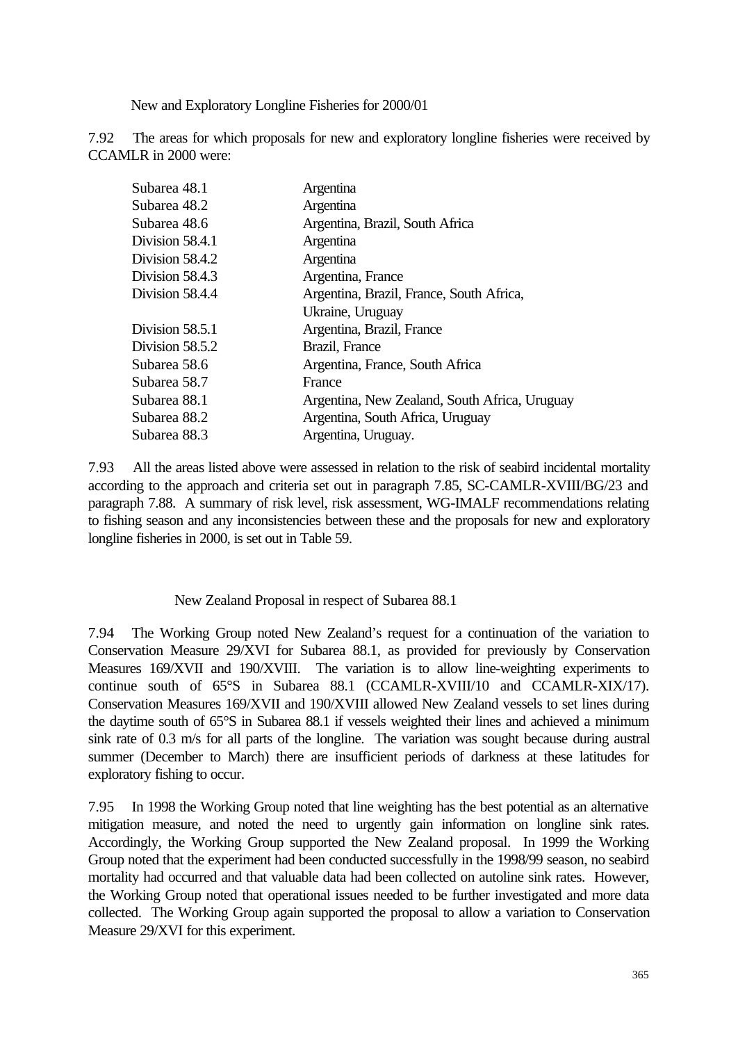### New and Exploratory Longline Fisheries for 2000/01

7.92 The areas for which proposals for new and exploratory longline fisheries were received by CCAMLR in 2000 were:

| | |
|---|---|
| Subarea 48.1 | Argentina |
| Subarea 48.2 | Argentina |
| Subarea 48.6 | Argentina, Brazil, South Africa |
| Division 58.4.1 | Argentina |
| Division 58.4.2 | Argentina |
| Division 58.4.3 | Argentina, France |
| Division 58.4.4 | Argentina, Brazil, France, South Africa, Ukraine, Uruguay |
| Division 58.5.1 | Argentina, Brazil, France |
| Division 58.5.2 | Brazil, France |
| Subarea 58.6 | Argentina, France, South Africa |
| Subarea 58.7 | France |
| Subarea 88.1 | Argentina, New Zealand, South Africa, Uruguay |
| Subarea 88.2 | Argentina, South Africa, Uruguay |
| Subarea 88.3 | Argentina, Uruguay. |

7.93 All the areas listed above were assessed in relation to the risk of seabird incidental mortality according to the approach and criteria set out in paragraph 7.85, SC-CAMLR-XVIII/BG/23 and paragraph 7.88. A summary of risk level, risk assessment, WG-IMALF recommendations relating to fishing season and any inconsistencies between these and the proposals for new and exploratory longline fisheries in 2000, is set out in Table 59.

#### New Zealand Proposal in respect of Subarea 88.1

7.94 The Working Group noted New Zealand's request for a continuation of the variation to Conservation Measure 29/XVI for Subarea 88.1, as provided for previously by Conservation Measures 169/XVII and 190/XVIII. The variation is to allow line-weighting experiments to continue south of 65°S in Subarea 88.1 (CCAMLR-XVIII/10 and CCAMLR-XIX/17). Conservation Measures 169/XVII and 190/XVIII allowed New Zealand vessels to set lines during the daytime south of 65°S in Subarea 88.1 if vessels weighted their lines and achieved a minimum sink rate of 0.3 m/s for all parts of the longline. The variation was sought because during austral summer (December to March) there are insufficient periods of darkness at these latitudes for exploratory fishing to occur.

7.95 In 1998 the Working Group noted that line weighting has the best potential as an alternative mitigation measure, and noted the need to urgently gain information on longline sink rates. Accordingly, the Working Group supported the New Zealand proposal. In 1999 the Working Group noted that the experiment had been conducted successfully in the 1998/99 season, no seabird mortality had occurred and that valuable data had been collected on autoline sink rates. However, the Working Group noted that operational issues needed to be further investigated and more data collected. The Working Group again supported the proposal to allow a variation to Conservation Measure 29/XVI for this experiment.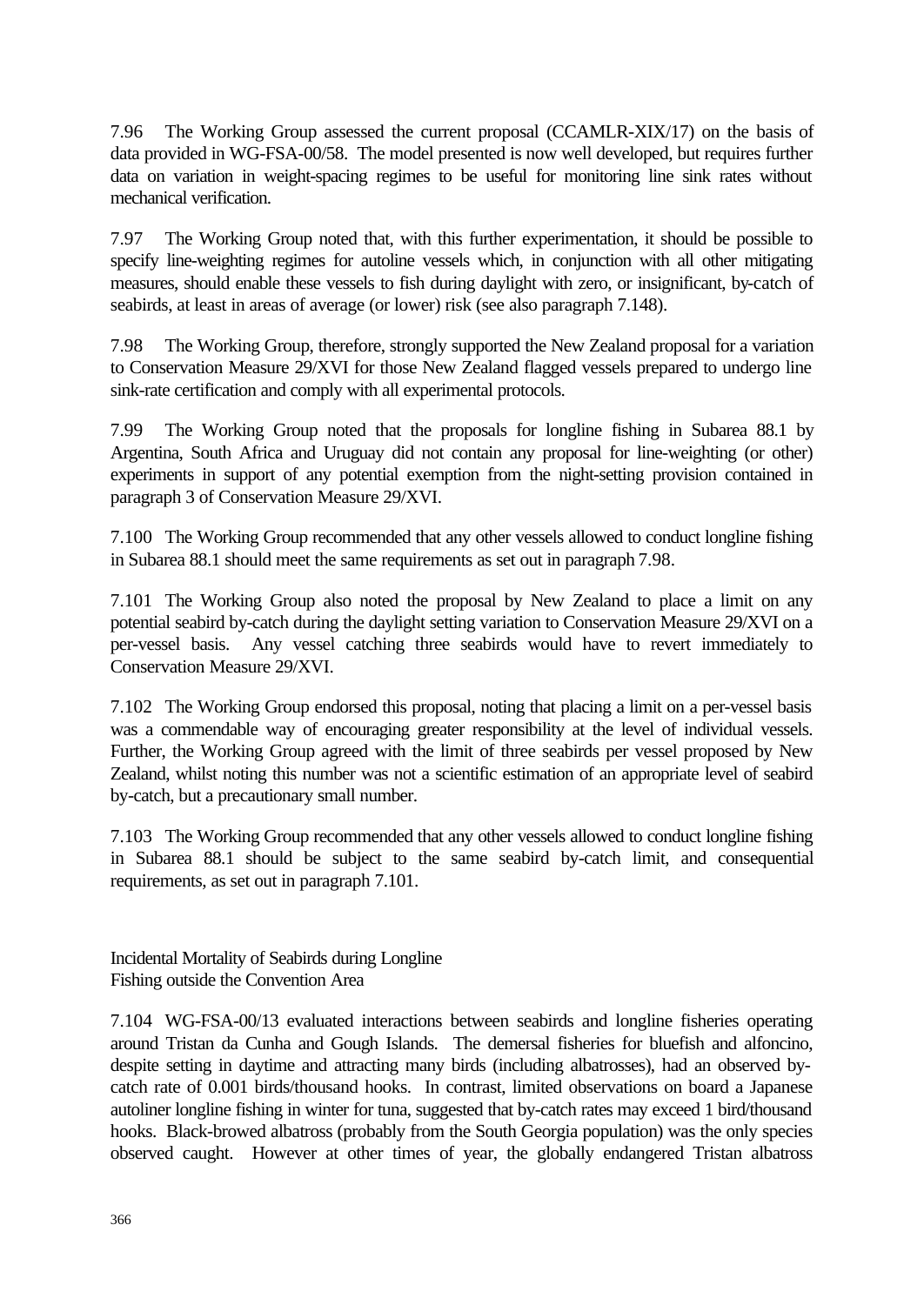7.96 The Working Group assessed the current proposal (CCAMLR-XIX/17) on the basis of data provided in WG-FSA-00/58. The model presented is now well developed, but requires further data on variation in weight-spacing regimes to be useful for monitoring line sink rates without mechanical verification.

7.97 The Working Group noted that, with this further experimentation, it should be possible to specify line-weighting regimes for autoline vessels which, in conjunction with all other mitigating measures, should enable these vessels to fish during daylight with zero, or insignificant, by-catch of seabirds, at least in areas of average (or lower) risk (see also paragraph 7.148).

7.98 The Working Group, therefore, strongly supported the New Zealand proposal for a variation to Conservation Measure 29/XVI for those New Zealand flagged vessels prepared to undergo line sink-rate certification and comply with all experimental protocols.

7.99 The Working Group noted that the proposals for longline fishing in Subarea 88.1 by Argentina, South Africa and Uruguay did not contain any proposal for line-weighting (or other) experiments in support of any potential exemption from the night-setting provision contained in paragraph 3 of Conservation Measure 29/XVI.

7.100 The Working Group recommended that any other vessels allowed to conduct longline fishing in Subarea 88.1 should meet the same requirements as set out in paragraph 7.98.

7.101 The Working Group also noted the proposal by New Zealand to place a limit on any potential seabird by-catch during the daylight setting variation to Conservation Measure 29/XVI on a per-vessel basis. Any vessel catching three seabirds would have to revert immediately to Conservation Measure 29/XVI.

7.102 The Working Group endorsed this proposal, noting that placing a limit on a per-vessel basis was a commendable way of encouraging greater responsibility at the level of individual vessels. Further, the Working Group agreed with the limit of three seabirds per vessel proposed by New Zealand, whilst noting this number was not a scientific estimation of an appropriate level of seabird by-catch, but a precautionary small number.

7.103 The Working Group recommended that any other vessels allowed to conduct longline fishing in Subarea 88.1 should be subject to the same seabird by-catch limit, and consequential requirements, as set out in paragraph 7.101.

## Incidental Mortality of Seabirds during Longline Fishing outside the Convention Area

7.104 WG-FSA-00/13 evaluated interactions between seabirds and longline fisheries operating around Tristan da Cunha and Gough Islands. The demersal fisheries for bluefish and alfoncino, despite setting in daytime and attracting many birds (including albatrosses), had an observed by-catch rate of 0.001 birds/thousand hooks. In contrast, limited observations on board a Japanese autoliner longline fishing in winter for tuna, suggested that by-catch rates may exceed 1 bird/thousand hooks. Black-browed albatross (probably from the South Georgia population) was the only species observed caught. However at other times of year, the globally endangered Tristan albatross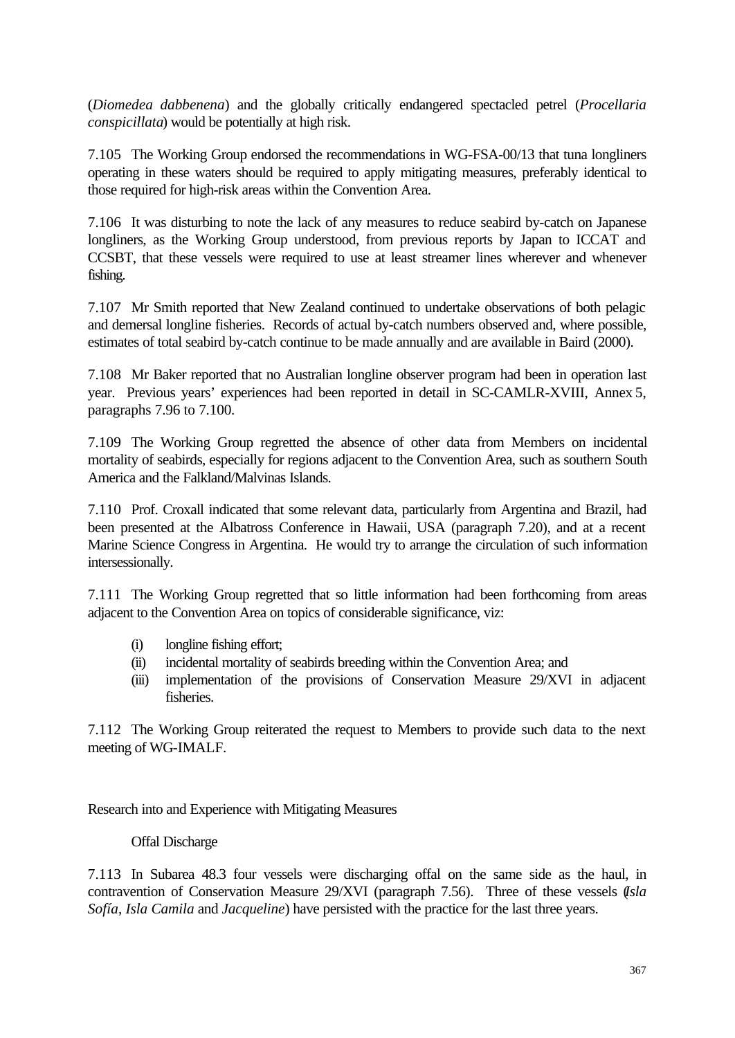(*Diomedea dabbenena*) and the globally critically endangered spectacled petrel (*Procellaria conspicillata*) would be potentially at high risk.

7.105 The Working Group endorsed the recommendations in WG-FSA-00/13 that tuna longliners operating in these waters should be required to apply mitigating measures, preferably identical to those required for high-risk areas within the Convention Area.

7.106 It was disturbing to note the lack of any measures to reduce seabird by-catch on Japanese longliners, as the Working Group understood, from previous reports by Japan to ICCAT and CCSBT, that these vessels were required to use at least streamer lines wherever and whenever fishing.

7.107 Mr Smith reported that New Zealand continued to undertake observations of both pelagic and demersal longline fisheries. Records of actual by-catch numbers observed and, where possible, estimates of total seabird by-catch continue to be made annually and are available in Baird (2000).

7.108 Mr Baker reported that no Australian longline observer program had been in operation last year. Previous years' experiences had been reported in detail in SC-CAMLR-XVIII, Annex 5, paragraphs 7.96 to 7.100.

7.109 The Working Group regretted the absence of other data from Members on incidental mortality of seabirds, especially for regions adjacent to the Convention Area, such as southern South America and the Falkland/Malvinas Islands.

7.110 Prof. Croxall indicated that some relevant data, particularly from Argentina and Brazil, had been presented at the Albatross Conference in Hawaii, USA (paragraph 7.20), and at a recent Marine Science Congress in Argentina. He would try to arrange the circulation of such information intersessionally.

7.111 The Working Group regretted that so little information had been forthcoming from areas adjacent to the Convention Area on topics of considerable significance, viz:

(i) longline fishing effort;
(ii) incidental mortality of seabirds breeding within the Convention Area; and
(iii) implementation of the provisions of Conservation Measure 29/XVI in adjacent fisheries.

7.112 The Working Group reiterated the request to Members to provide such data to the next meeting of WG-IMALF.

## Research into and Experience with Mitigating Measures

### Offal Discharge

7.113 In Subarea 48.3 four vessels were discharging offal on the same side as the haul, in contravention of Conservation Measure 29/XVI (paragraph 7.56). Three of these vessels (*Isla Sofía*, *Isla Camila* and *Jacqueline*) have persisted with the practice for the last three years.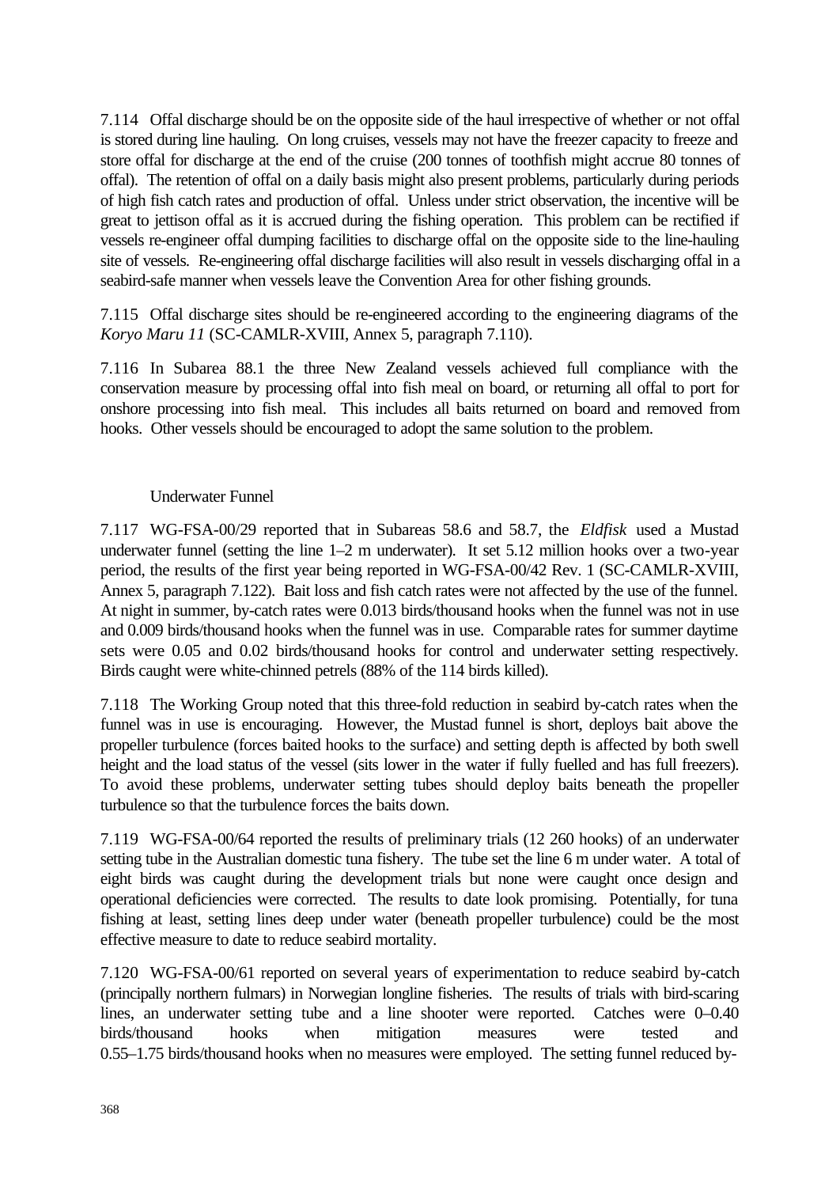7.114 Offal discharge should be on the opposite side of the haul irrespective of whether or not offal is stored during line hauling. On long cruises, vessels may not have the freezer capacity to freeze and store offal for discharge at the end of the cruise (200 tonnes of toothfish might accrue 80 tonnes of offal). The retention of offal on a daily basis might also present problems, particularly during periods of high fish catch rates and production of offal. Unless under strict observation, the incentive will be great to jettison offal as it is accrued during the fishing operation. This problem can be rectified if vessels re-engineer offal dumping facilities to discharge offal on the opposite side to the line-hauling site of vessels. Re-engineering offal discharge facilities will also result in vessels discharging offal in a seabird-safe manner when vessels leave the Convention Area for other fishing grounds.

7.115 Offal discharge sites should be re-engineered according to the engineering diagrams of the *Koryo Maru 11* (SC-CAMLR-XVIII, Annex 5, paragraph 7.110).

7.116 In Subarea 88.1 the three New Zealand vessels achieved full compliance with the conservation measure by processing offal into fish meal on board, or returning all offal to port for onshore processing into fish meal. This includes all baits returned on board and removed from hooks. Other vessels should be encouraged to adopt the same solution to the problem.

### Underwater Funnel

7.117 WG-FSA-00/29 reported that in Subareas 58.6 and 58.7, the *Eldfisk* used a Mustad underwater funnel (setting the line 1–2 m underwater). It set 5.12 million hooks over a two-year period, the results of the first year being reported in WG-FSA-00/42 Rev. 1 (SC-CAMLR-XVIII, Annex 5, paragraph 7.122). Bait loss and fish catch rates were not affected by the use of the funnel. At night in summer, by-catch rates were 0.013 birds/thousand hooks when the funnel was not in use and 0.009 birds/thousand hooks when the funnel was in use. Comparable rates for summer daytime sets were 0.05 and 0.02 birds/thousand hooks for control and underwater setting respectively. Birds caught were white-chinned petrels (88% of the 114 birds killed).

7.118 The Working Group noted that this three-fold reduction in seabird by-catch rates when the funnel was in use is encouraging. However, the Mustad funnel is short, deploys bait above the propeller turbulence (forces baited hooks to the surface) and setting depth is affected by both swell height and the load status of the vessel (sits lower in the water if fully fuelled and has full freezers). To avoid these problems, underwater setting tubes should deploy baits beneath the propeller turbulence so that the turbulence forces the baits down.

7.119 WG-FSA-00/64 reported the results of preliminary trials (12 260 hooks) of an underwater setting tube in the Australian domestic tuna fishery. The tube set the line 6 m under water. A total of eight birds was caught during the development trials but none were caught once design and operational deficiencies were corrected. The results to date look promising. Potentially, for tuna fishing at least, setting lines deep under water (beneath propeller turbulence) could be the most effective measure to date to reduce seabird mortality.

7.120 WG-FSA-00/61 reported on several years of experimentation to reduce seabird by-catch (principally northern fulmars) in Norwegian longline fisheries. The results of trials with bird-scaring lines, an underwater setting tube and a line shooter were reported. Catches were 0–0.40 birds/thousand hooks when mitigation measures were tested and 0.55–1.75 birds/thousand hooks when no measures were employed. The setting funnel reduced by-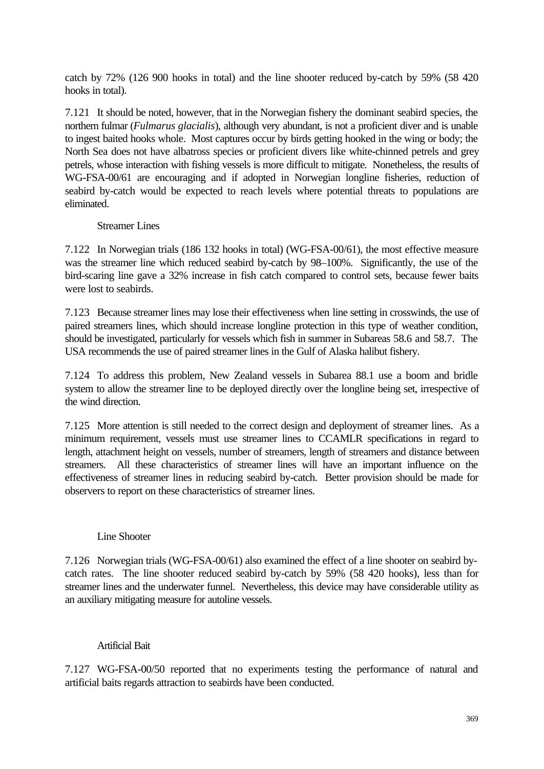catch by 72% (126 900 hooks in total) and the line shooter reduced by-catch by 59% (58 420 hooks in total).

7.121 It should be noted, however, that in the Norwegian fishery the dominant seabird species, the northern fulmar (*Fulmarus glacialis*), although very abundant, is not a proficient diver and is unable to ingest baited hooks whole. Most captures occur by birds getting hooked in the wing or body; the North Sea does not have albatross species or proficient divers like white-chinned petrels and grey petrels, whose interaction with fishing vessels is more difficult to mitigate. Nonetheless, the results of WG-FSA-00/61 are encouraging and if adopted in Norwegian longline fisheries, reduction of seabird by-catch would be expected to reach levels where potential threats to populations are eliminated.

### Streamer Lines

7.122 In Norwegian trials (186 132 hooks in total) (WG-FSA-00/61), the most effective measure was the streamer line which reduced seabird by-catch by 98–100%. Significantly, the use of the bird-scaring line gave a 32% increase in fish catch compared to control sets, because fewer baits were lost to seabirds.

7.123 Because streamer lines may lose their effectiveness when line setting in crosswinds, the use of paired streamers lines, which should increase longline protection in this type of weather condition, should be investigated, particularly for vessels which fish in summer in Subareas 58.6 and 58.7. The USA recommends the use of paired streamer lines in the Gulf of Alaska halibut fishery.

7.124 To address this problem, New Zealand vessels in Subarea 88.1 use a boom and bridle system to allow the streamer line to be deployed directly over the longline being set, irrespective of the wind direction.

7.125 More attention is still needed to the correct design and deployment of streamer lines. As a minimum requirement, vessels must use streamer lines to CCAMLR specifications in regard to length, attachment height on vessels, number of streamers, length of streamers and distance between streamers. All these characteristics of streamer lines will have an important influence on the effectiveness of streamer lines in reducing seabird by-catch. Better provision should be made for observers to report on these characteristics of streamer lines.

### Line Shooter

7.126 Norwegian trials (WG-FSA-00/61) also examined the effect of a line shooter on seabird by-catch rates. The line shooter reduced seabird by-catch by 59% (58 420 hooks), less than for streamer lines and the underwater funnel. Nevertheless, this device may have considerable utility as an auxiliary mitigating measure for autoline vessels.

### Artificial Bait

7.127 WG-FSA-00/50 reported that no experiments testing the performance of natural and artificial baits regards attraction to seabirds have been conducted.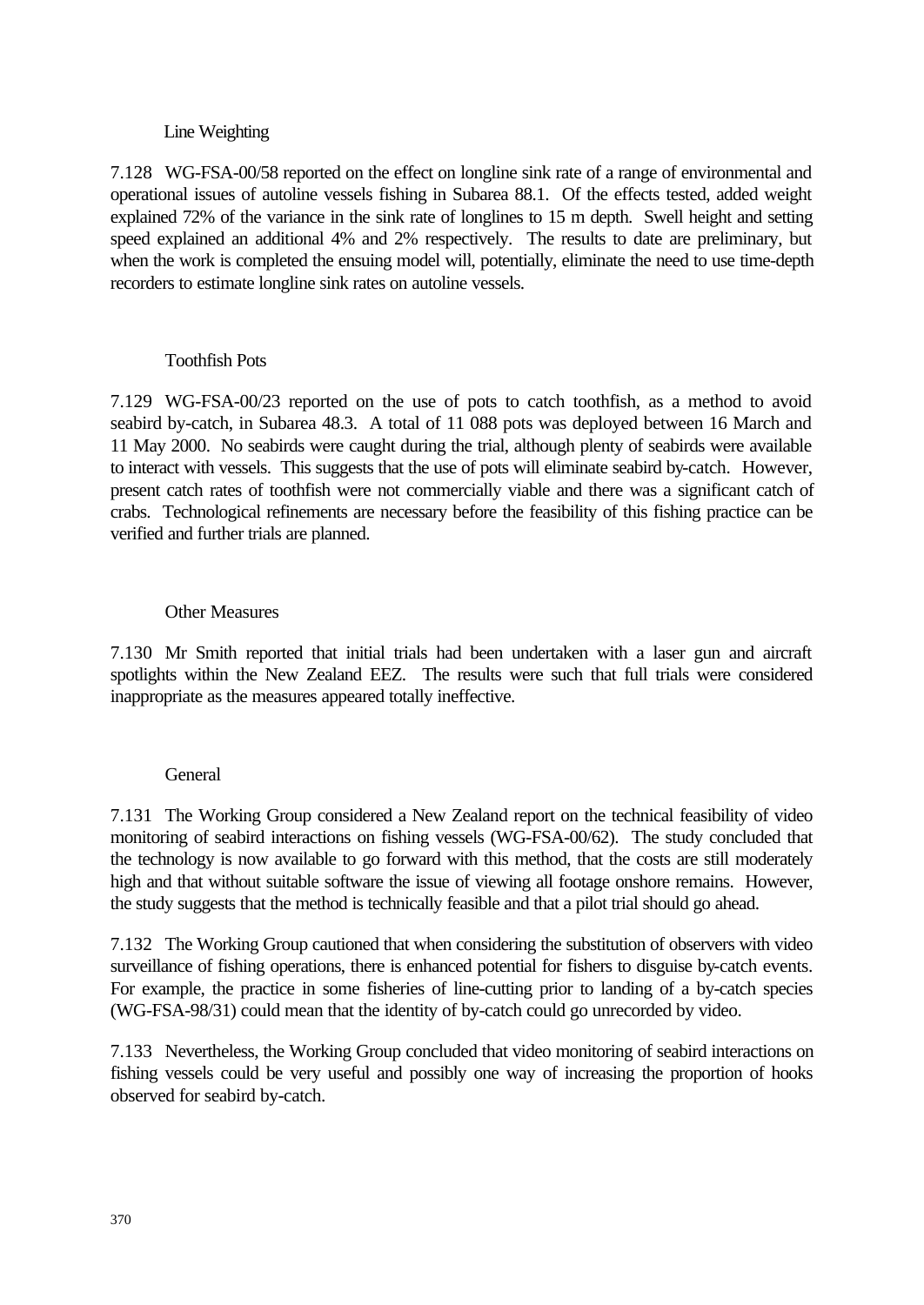### Line Weighting

7.128 WG-FSA-00/58 reported on the effect on longline sink rate of a range of environmental and operational issues of autoline vessels fishing in Subarea 88.1. Of the effects tested, added weight explained 72% of the variance in the sink rate of longlines to 15 m depth. Swell height and setting speed explained an additional 4% and 2% respectively. The results to date are preliminary, but when the work is completed the ensuing model will, potentially, eliminate the need to use time-depth recorders to estimate longline sink rates on autoline vessels.

### Toothfish Pots

7.129 WG-FSA-00/23 reported on the use of pots to catch toothfish, as a method to avoid seabird by-catch, in Subarea 48.3. A total of 11 088 pots was deployed between 16 March and 11 May 2000. No seabirds were caught during the trial, although plenty of seabirds were available to interact with vessels. This suggests that the use of pots will eliminate seabird by-catch. However, present catch rates of toothfish were not commercially viable and there was a significant catch of crabs. Technological refinements are necessary before the feasibility of this fishing practice can be verified and further trials are planned.

### Other Measures

7.130 Mr Smith reported that initial trials had been undertaken with a laser gun and aircraft spotlights within the New Zealand EEZ. The results were such that full trials were considered inappropriate as the measures appeared totally ineffective.

### General

7.131 The Working Group considered a New Zealand report on the technical feasibility of video monitoring of seabird interactions on fishing vessels (WG-FSA-00/62). The study concluded that the technology is now available to go forward with this method, that the costs are still moderately high and that without suitable software the issue of viewing all footage onshore remains. However, the study suggests that the method is technically feasible and that a pilot trial should go ahead.

7.132 The Working Group cautioned that when considering the substitution of observers with video surveillance of fishing operations, there is enhanced potential for fishers to disguise by-catch events. For example, the practice in some fisheries of line-cutting prior to landing of a by-catch species (WG-FSA-98/31) could mean that the identity of by-catch could go unrecorded by video.

7.133 Nevertheless, the Working Group concluded that video monitoring of seabird interactions on fishing vessels could be very useful and possibly one way of increasing the proportion of hooks observed for seabird by-catch.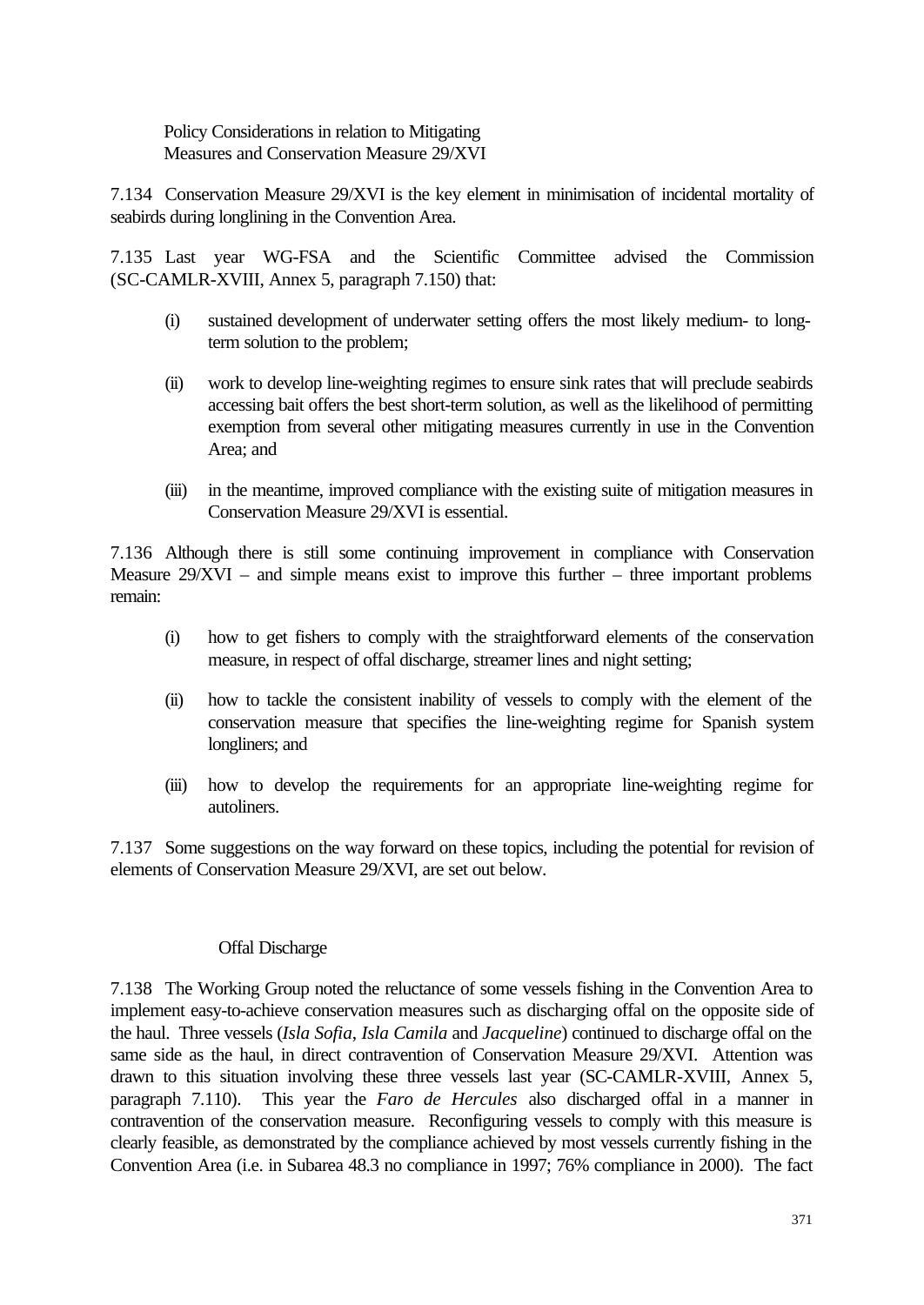### Policy Considerations in relation to Mitigating Measures and Conservation Measure 29/XVI

7.134 Conservation Measure 29/XVI is the key element in minimisation of incidental mortality of seabirds during longlining in the Convention Area.

7.135 Last year WG-FSA and the Scientific Committee advised the Commission (SC-CAMLR-XVIII, Annex 5, paragraph 7.150) that:

(i) sustained development of underwater setting offers the most likely medium- to long-term solution to the problem;

(ii) work to develop line-weighting regimes to ensure sink rates that will preclude seabirds accessing bait offers the best short-term solution, as well as the likelihood of permitting exemption from several other mitigating measures currently in use in the Convention Area; and

(iii) in the meantime, improved compliance with the existing suite of mitigation measures in Conservation Measure 29/XVI is essential.

7.136 Although there is still some continuing improvement in compliance with Conservation Measure 29/XVI – and simple means exist to improve this further – three important problems remain:

(i) how to get fishers to comply with the straightforward elements of the conservation measure, in respect of offal discharge, streamer lines and night setting;

(ii) how to tackle the consistent inability of vessels to comply with the element of the conservation measure that specifies the line-weighting regime for Spanish system longliners; and

(iii) how to develop the requirements for an appropriate line-weighting regime for autoliners.

7.137 Some suggestions on the way forward on these topics, including the potential for revision of elements of Conservation Measure 29/XVI, are set out below.

#### Offal Discharge

7.138 The Working Group noted the reluctance of some vessels fishing in the Convention Area to implement easy-to-achieve conservation measures such as discharging offal on the opposite side of the haul. Three vessels (*Isla Sofia*, *Isla Camila* and *Jacqueline*) continued to discharge offal on the same side as the haul, in direct contravention of Conservation Measure 29/XVI. Attention was drawn to this situation involving these three vessels last year (SC-CAMLR-XVIII, Annex 5, paragraph 7.110). This year the *Faro de Hercules* also discharged offal in a manner in contravention of the conservation measure. Reconfiguring vessels to comply with this measure is clearly feasible, as demonstrated by the compliance achieved by most vessels currently fishing in the Convention Area (i.e. in Subarea 48.3 no compliance in 1997; 76% compliance in 2000). The fact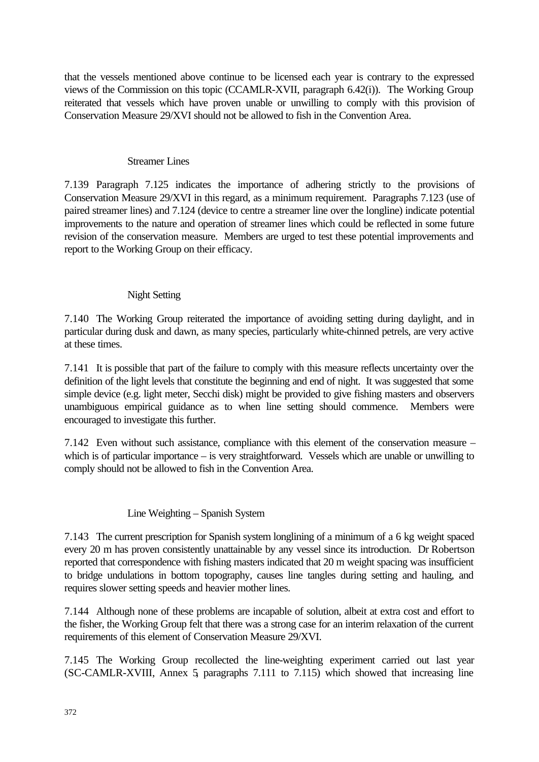that the vessels mentioned above continue to be licensed each year is contrary to the expressed views of the Commission on this topic (CCAMLR-XVII, paragraph 6.42(i)). The Working Group reiterated that vessels which have proven unable or unwilling to comply with this provision of Conservation Measure 29/XVI should not be allowed to fish in the Convention Area.

### Streamer Lines

7.139 Paragraph 7.125 indicates the importance of adhering strictly to the provisions of Conservation Measure 29/XVI in this regard, as a minimum requirement. Paragraphs 7.123 (use of paired streamer lines) and 7.124 (device to centre a streamer line over the longline) indicate potential improvements to the nature and operation of streamer lines which could be reflected in some future revision of the conservation measure. Members are urged to test these potential improvements and report to the Working Group on their efficacy.

### Night Setting

7.140 The Working Group reiterated the importance of avoiding setting during daylight, and in particular during dusk and dawn, as many species, particularly white-chinned petrels, are very active at these times.

7.141 It is possible that part of the failure to comply with this measure reflects uncertainty over the definition of the light levels that constitute the beginning and end of night. It was suggested that some simple device (e.g. light meter, Secchi disk) might be provided to give fishing masters and observers unambiguous empirical guidance as to when line setting should commence. Members were encouraged to investigate this further.

7.142 Even without such assistance, compliance with this element of the conservation measure – which is of particular importance – is very straightforward. Vessels which are unable or unwilling to comply should not be allowed to fish in the Convention Area.

### Line Weighting – Spanish System

7.143 The current prescription for Spanish system longlining of a minimum of a 6 kg weight spaced every 20 m has proven consistently unattainable by any vessel since its introduction. Dr Robertson reported that correspondence with fishing masters indicated that 20 m weight spacing was insufficient to bridge undulations in bottom topography, causes line tangles during setting and hauling, and requires slower setting speeds and heavier mother lines.

7.144 Although none of these problems are incapable of solution, albeit at extra cost and effort to the fisher, the Working Group felt that there was a strong case for an interim relaxation of the current requirements of this element of Conservation Measure 29/XVI.

7.145 The Working Group recollected the line-weighting experiment carried out last year (SC-CAMLR-XVIII, Annex 5, paragraphs 7.111 to 7.115) which showed that increasing line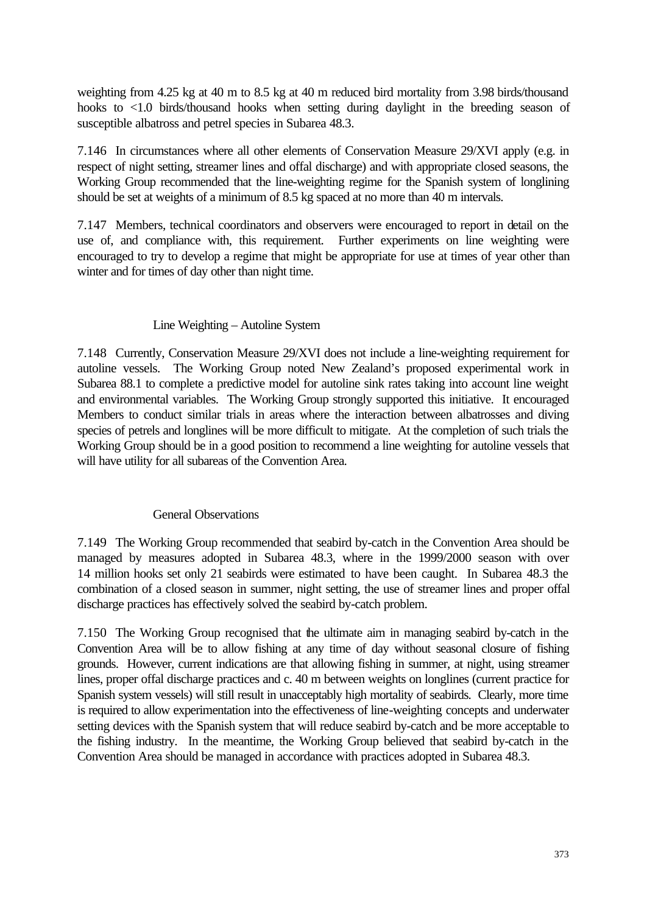weighting from 4.25 kg at 40 m to 8.5 kg at 40 m reduced bird mortality from 3.98 birds/thousand hooks to <1.0 birds/thousand hooks when setting during daylight in the breeding season of susceptible albatross and petrel species in Subarea 48.3.

7.146 In circumstances where all other elements of Conservation Measure 29/XVI apply (e.g. in respect of night setting, streamer lines and offal discharge) and with appropriate closed seasons, the Working Group recommended that the line-weighting regime for the Spanish system of longlining should be set at weights of a minimum of 8.5 kg spaced at no more than 40 m intervals.

7.147 Members, technical coordinators and observers were encouraged to report in detail on the use of, and compliance with, this requirement. Further experiments on line weighting were encouraged to try to develop a regime that might be appropriate for use at times of year other than winter and for times of day other than night time.

### Line Weighting – Autoline System

7.148 Currently, Conservation Measure 29/XVI does not include a line-weighting requirement for autoline vessels. The Working Group noted New Zealand's proposed experimental work in Subarea 88.1 to complete a predictive model for autoline sink rates taking into account line weight and environmental variables. The Working Group strongly supported this initiative. It encouraged Members to conduct similar trials in areas where the interaction between albatrosses and diving species of petrels and longlines will be more difficult to mitigate. At the completion of such trials the Working Group should be in a good position to recommend a line weighting for autoline vessels that will have utility for all subareas of the Convention Area.

### General Observations

7.149 The Working Group recommended that seabird by-catch in the Convention Area should be managed by measures adopted in Subarea 48.3, where in the 1999/2000 season with over 14 million hooks set only 21 seabirds were estimated to have been caught. In Subarea 48.3 the combination of a closed season in summer, night setting, the use of streamer lines and proper offal discharge practices has effectively solved the seabird by-catch problem.

7.150 The Working Group recognised that the ultimate aim in managing seabird by-catch in the Convention Area will be to allow fishing at any time of day without seasonal closure of fishing grounds. However, current indications are that allowing fishing in summer, at night, using streamer lines, proper offal discharge practices and c. 40 m between weights on longlines (current practice for Spanish system vessels) will still result in unacceptably high mortality of seabirds. Clearly, more time is required to allow experimentation into the effectiveness of line-weighting concepts and underwater setting devices with the Spanish system that will reduce seabird by-catch and be more acceptable to the fishing industry. In the meantime, the Working Group believed that seabird by-catch in the Convention Area should be managed in accordance with practices adopted in Subarea 48.3.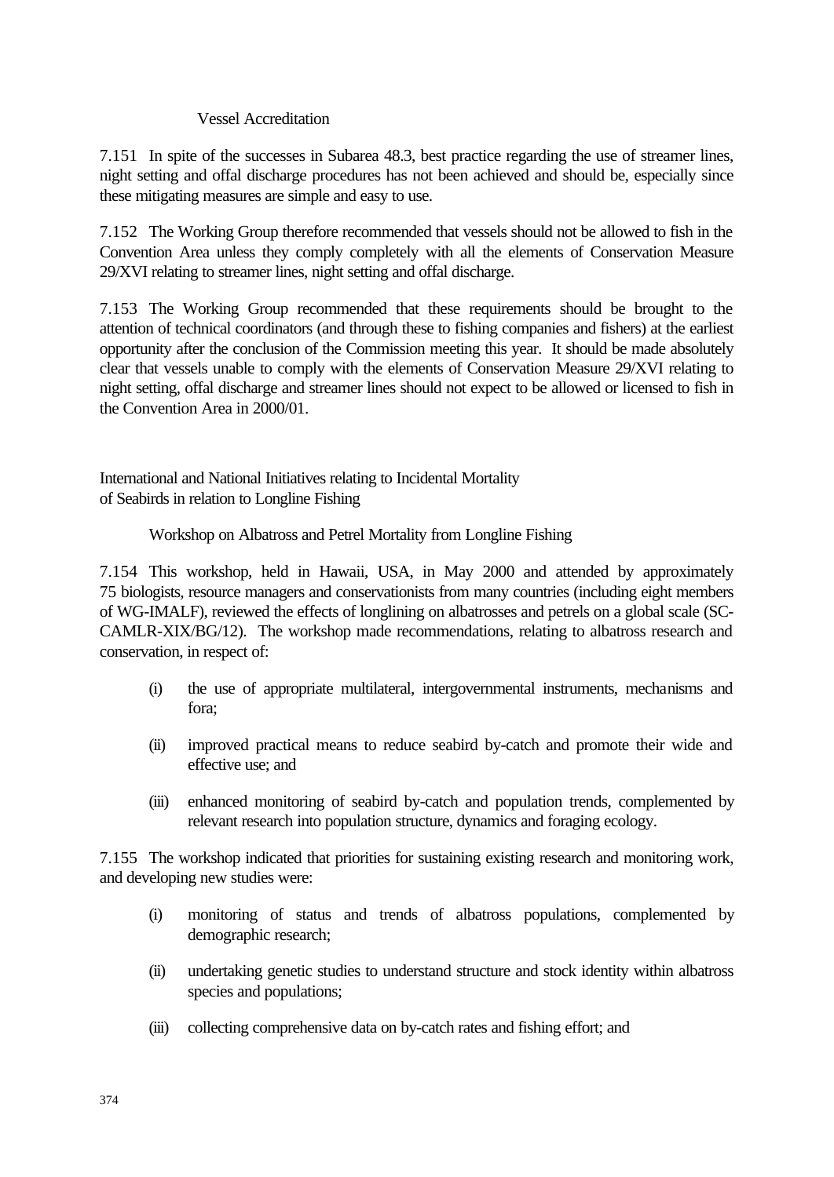#### Vessel Accreditation

7.151 In spite of the successes in Subarea 48.3, best practice regarding the use of streamer lines, night setting and offal discharge procedures has not been achieved and should be, especially since these mitigating measures are simple and easy to use.

7.152 The Working Group therefore recommended that vessels should not be allowed to fish in the Convention Area unless they comply completely with all the elements of Conservation Measure 29/XVI relating to streamer lines, night setting and offal discharge.

7.153 The Working Group recommended that these requirements should be brought to the attention of technical coordinators (and through these to fishing companies and fishers) at the earliest opportunity after the conclusion of the Commission meeting this year. It should be made absolutely clear that vessels unable to comply with the elements of Conservation Measure 29/XVI relating to night setting, offal discharge and streamer lines should not expect to be allowed or licensed to fish in the Convention Area in 2000/01.

## International and National Initiatives relating to Incidental Mortality of Seabirds in relation to Longline Fishing

### Workshop on Albatross and Petrel Mortality from Longline Fishing

7.154 This workshop, held in Hawaii, USA, in May 2000 and attended by approximately 75 biologists, resource managers and conservationists from many countries (including eight members of WG-IMALF), reviewed the effects of longlining on albatrosses and petrels on a global scale (SC-CAMLR-XIX/BG/12). The workshop made recommendations, relating to albatross research and conservation, in respect of:

(i) the use of appropriate multilateral, intergovernmental instruments, mechanisms and fora;

(ii) improved practical means to reduce seabird by-catch and promote their wide and effective use; and

(iii) enhanced monitoring of seabird by-catch and population trends, complemented by relevant research into population structure, dynamics and foraging ecology.

7.155 The workshop indicated that priorities for sustaining existing research and monitoring work, and developing new studies were:

(i) monitoring of status and trends of albatross populations, complemented by demographic research;

(ii) undertaking genetic studies to understand structure and stock identity within albatross species and populations;

(iii) collecting comprehensive data on by-catch rates and fishing effort; and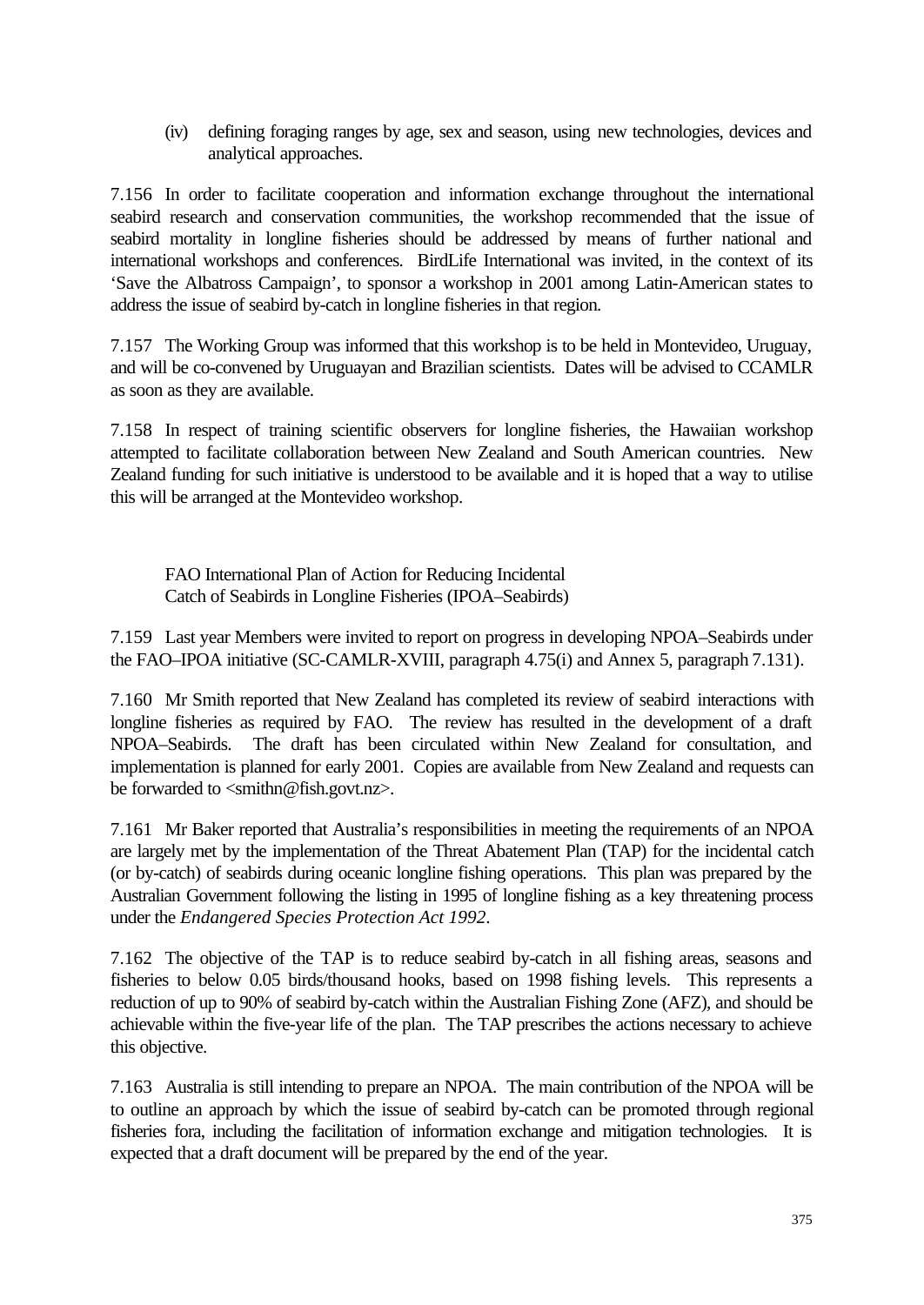(iv) defining foraging ranges by age, sex and season, using new technologies, devices and analytical approaches.

7.156 In order to facilitate cooperation and information exchange throughout the international seabird research and conservation communities, the workshop recommended that the issue of seabird mortality in longline fisheries should be addressed by means of further national and international workshops and conferences. BirdLife International was invited, in the context of its 'Save the Albatross Campaign', to sponsor a workshop in 2001 among Latin-American states to address the issue of seabird by-catch in longline fisheries in that region.

7.157 The Working Group was informed that this workshop is to be held in Montevideo, Uruguay, and will be co-convened by Uruguayan and Brazilian scientists. Dates will be advised to CCAMLR as soon as they are available.

7.158 In respect of training scientific observers for longline fisheries, the Hawaiian workshop attempted to facilitate collaboration between New Zealand and South American countries. New Zealand funding for such initiative is understood to be available and it is hoped that a way to utilise this will be arranged at the Montevideo workshop.

### FAO International Plan of Action for Reducing Incidental Catch of Seabirds in Longline Fisheries (IPOA–Seabirds)

7.159 Last year Members were invited to report on progress in developing NPOA–Seabirds under the FAO–IPOA initiative (SC-CAMLR-XVIII, paragraph 4.75(i) and Annex 5, paragraph 7.131).

7.160 Mr Smith reported that New Zealand has completed its review of seabird interactions with longline fisheries as required by FAO. The review has resulted in the development of a draft NPOA–Seabirds. The draft has been circulated within New Zealand for consultation, and implementation is planned for early 2001. Copies are available from New Zealand and requests can be forwarded to <smithn@fish.govt.nz>.

7.161 Mr Baker reported that Australia's responsibilities in meeting the requirements of an NPOA are largely met by the implementation of the Threat Abatement Plan (TAP) for the incidental catch (or by-catch) of seabirds during oceanic longline fishing operations. This plan was prepared by the Australian Government following the listing in 1995 of longline fishing as a key threatening process under the *Endangered Species Protection Act 1992*.

7.162 The objective of the TAP is to reduce seabird by-catch in all fishing areas, seasons and fisheries to below 0.05 birds/thousand hooks, based on 1998 fishing levels. This represents a reduction of up to 90% of seabird by-catch within the Australian Fishing Zone (AFZ), and should be achievable within the five-year life of the plan. The TAP prescribes the actions necessary to achieve this objective.

7.163 Australia is still intending to prepare an NPOA. The main contribution of the NPOA will be to outline an approach by which the issue of seabird by-catch can be promoted through regional fisheries fora, including the facilitation of information exchange and mitigation technologies. It is expected that a draft document will be prepared by the end of the year.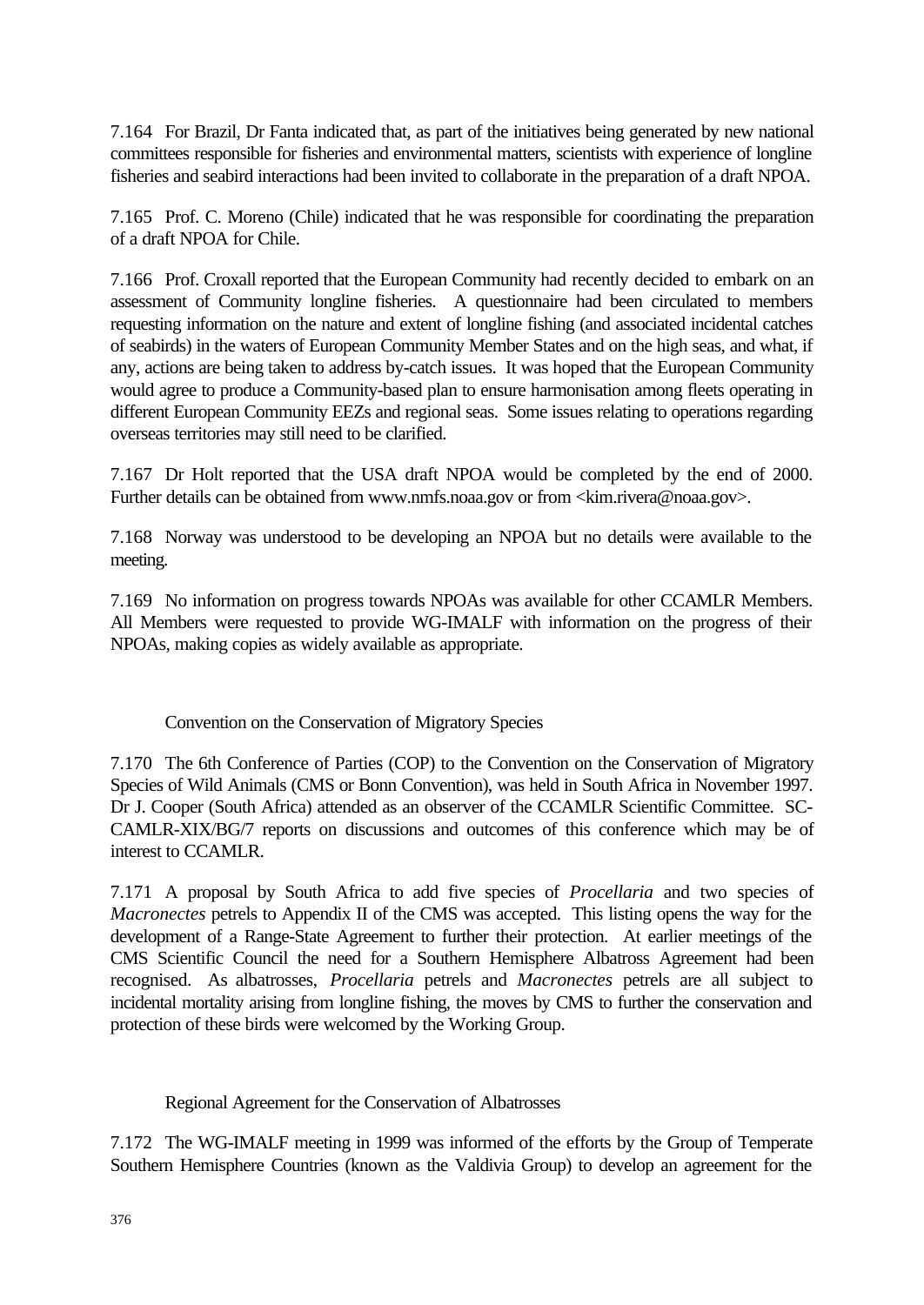7.164 For Brazil, Dr Fanta indicated that, as part of the initiatives being generated by new national committees responsible for fisheries and environmental matters, scientists with experience of longline fisheries and seabird interactions had been invited to collaborate in the preparation of a draft NPOA.

7.165 Prof. C. Moreno (Chile) indicated that he was responsible for coordinating the preparation of a draft NPOA for Chile.

7.166 Prof. Croxall reported that the European Community had recently decided to embark on an assessment of Community longline fisheries. A questionnaire had been circulated to members requesting information on the nature and extent of longline fishing (and associated incidental catches of seabirds) in the waters of European Community Member States and on the high seas, and what, if any, actions are being taken to address by-catch issues. It was hoped that the European Community would agree to produce a Community-based plan to ensure harmonisation among fleets operating in different European Community EEZs and regional seas. Some issues relating to operations regarding overseas territories may still need to be clarified.

7.167 Dr Holt reported that the USA draft NPOA would be completed by the end of 2000. Further details can be obtained from www.nmfs.noaa.gov or from <kim.rivera@noaa.gov>.

7.168 Norway was understood to be developing an NPOA but no details were available to the meeting.

7.169 No information on progress towards NPOAs was available for other CCAMLR Members. All Members were requested to provide WG-IMALF with information on the progress of their NPOAs, making copies as widely available as appropriate.

### Convention on the Conservation of Migratory Species

7.170 The 6th Conference of Parties (COP) to the Convention on the Conservation of Migratory Species of Wild Animals (CMS or Bonn Convention), was held in South Africa in November 1997. Dr J. Cooper (South Africa) attended as an observer of the CCAMLR Scientific Committee. SC-CAMLR-XIX/BG/7 reports on discussions and outcomes of this conference which may be of interest to CCAMLR.

7.171 A proposal by South Africa to add five species of *Procellaria* and two species of *Macronectes* petrels to Appendix II of the CMS was accepted. This listing opens the way for the development of a Range-State Agreement to further their protection. At earlier meetings of the CMS Scientific Council the need for a Southern Hemisphere Albatross Agreement had been recognised. As albatrosses, *Procellaria* petrels and *Macronectes* petrels are all subject to incidental mortality arising from longline fishing, the moves by CMS to further the conservation and protection of these birds were welcomed by the Working Group.

### Regional Agreement for the Conservation of Albatrosses

7.172 The WG-IMALF meeting in 1999 was informed of the efforts by the Group of Temperate Southern Hemisphere Countries (known as the Valdivia Group) to develop an agreement for the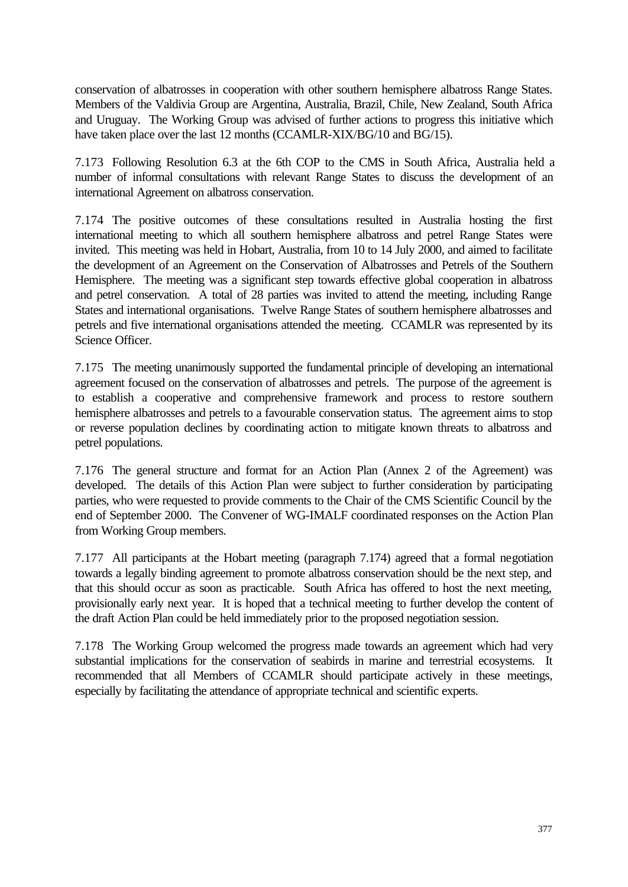conservation of albatrosses in cooperation with other southern hemisphere albatross Range States. Members of the Valdivia Group are Argentina, Australia, Brazil, Chile, New Zealand, South Africa and Uruguay. The Working Group was advised of further actions to progress this initiative which have taken place over the last 12 months (CCAMLR-XIX/BG/10 and BG/15).

7.173 Following Resolution 6.3 at the 6th COP to the CMS in South Africa, Australia held a number of informal consultations with relevant Range States to discuss the development of an international Agreement on albatross conservation.

7.174 The positive outcomes of these consultations resulted in Australia hosting the first international meeting to which all southern hemisphere albatross and petrel Range States were invited. This meeting was held in Hobart, Australia, from 10 to 14 July 2000, and aimed to facilitate the development of an Agreement on the Conservation of Albatrosses and Petrels of the Southern Hemisphere. The meeting was a significant step towards effective global cooperation in albatross and petrel conservation. A total of 28 parties was invited to attend the meeting, including Range States and international organisations. Twelve Range States of southern hemisphere albatrosses and petrels and five international organisations attended the meeting. CCAMLR was represented by its Science Officer.

7.175 The meeting unanimously supported the fundamental principle of developing an international agreement focused on the conservation of albatrosses and petrels. The purpose of the agreement is to establish a cooperative and comprehensive framework and process to restore southern hemisphere albatrosses and petrels to a favourable conservation status. The agreement aims to stop or reverse population declines by coordinating action to mitigate known threats to albatross and petrel populations.

7.176 The general structure and format for an Action Plan (Annex 2 of the Agreement) was developed. The details of this Action Plan were subject to further consideration by participating parties, who were requested to provide comments to the Chair of the CMS Scientific Council by the end of September 2000. The Convener of WG-IMALF coordinated responses on the Action Plan from Working Group members.

7.177 All participants at the Hobart meeting (paragraph 7.174) agreed that a formal negotiation towards a legally binding agreement to promote albatross conservation should be the next step, and that this should occur as soon as practicable. South Africa has offered to host the next meeting, provisionally early next year. It is hoped that a technical meeting to further develop the content of the draft Action Plan could be held immediately prior to the proposed negotiation session.

7.178 The Working Group welcomed the progress made towards an agreement which had very substantial implications for the conservation of seabirds in marine and terrestrial ecosystems. It recommended that all Members of CCAMLR should participate actively in these meetings, especially by facilitating the attendance of appropriate technical and scientific experts.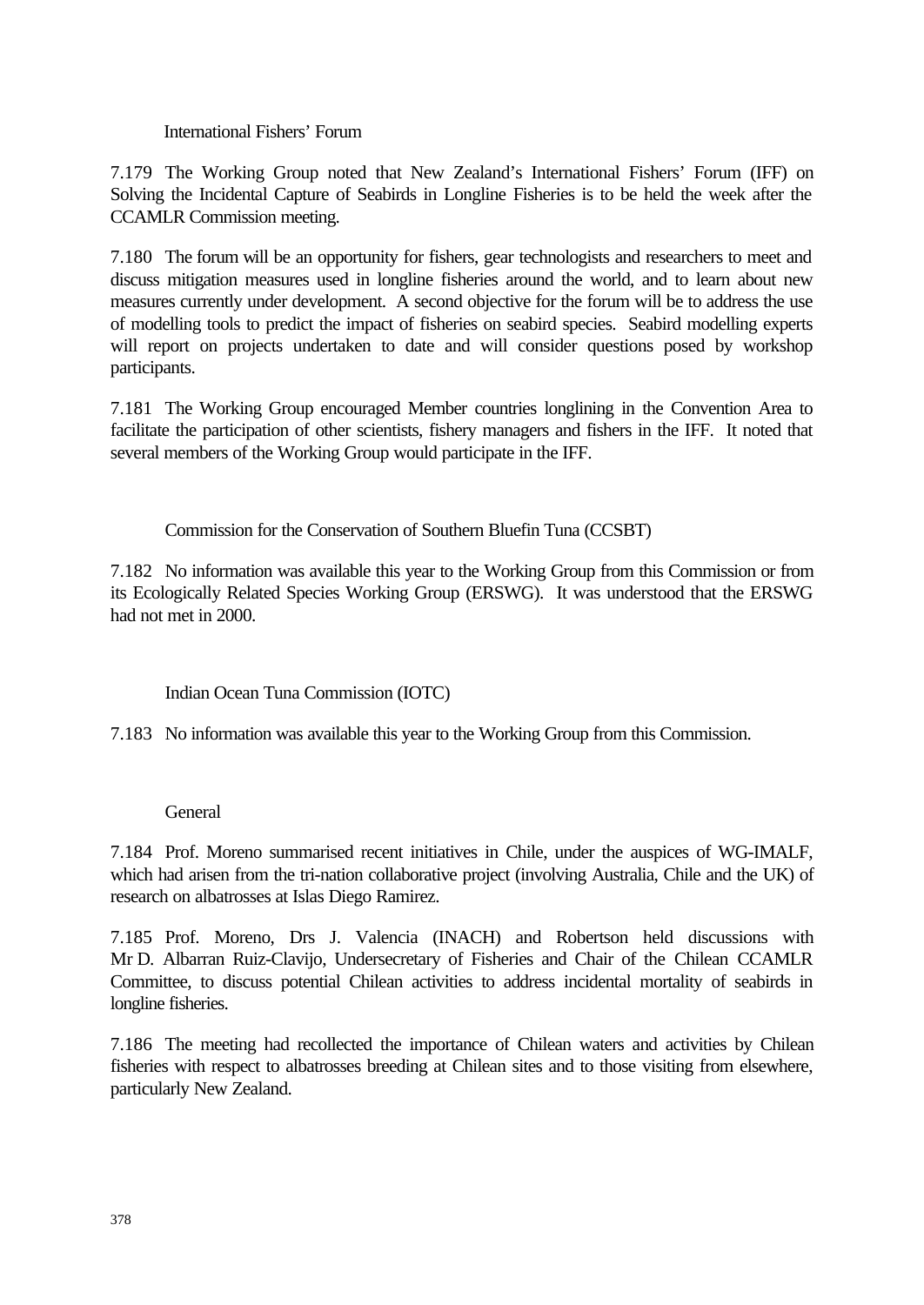### International Fishers' Forum

7.179 The Working Group noted that New Zealand's International Fishers' Forum (IFF) on Solving the Incidental Capture of Seabirds in Longline Fisheries is to be held the week after the CCAMLR Commission meeting.

7.180 The forum will be an opportunity for fishers, gear technologists and researchers to meet and discuss mitigation measures used in longline fisheries around the world, and to learn about new measures currently under development. A second objective for the forum will be to address the use of modelling tools to predict the impact of fisheries on seabird species. Seabird modelling experts will report on projects undertaken to date and will consider questions posed by workshop participants.

7.181 The Working Group encouraged Member countries longlining in the Convention Area to facilitate the participation of other scientists, fishery managers and fishers in the IFF. It noted that several members of the Working Group would participate in the IFF.

### Commission for the Conservation of Southern Bluefin Tuna (CCSBT)

7.182 No information was available this year to the Working Group from this Commission or from its Ecologically Related Species Working Group (ERSWG). It was understood that the ERSWG had not met in 2000.

### Indian Ocean Tuna Commission (IOTC)

7.183 No information was available this year to the Working Group from this Commission.

### General

7.184 Prof. Moreno summarised recent initiatives in Chile, under the auspices of WG-IMALF, which had arisen from the tri-nation collaborative project (involving Australia, Chile and the UK) of research on albatrosses at Islas Diego Ramirez.

7.185 Prof. Moreno, Drs J. Valencia (INACH) and Robertson held discussions with Mr D. Albarran Ruiz-Clavijo, Undersecretary of Fisheries and Chair of the Chilean CCAMLR Committee, to discuss potential Chilean activities to address incidental mortality of seabirds in longline fisheries.

7.186 The meeting had recollected the importance of Chilean waters and activities by Chilean fisheries with respect to albatrosses breeding at Chilean sites and to those visiting from elsewhere, particularly New Zealand.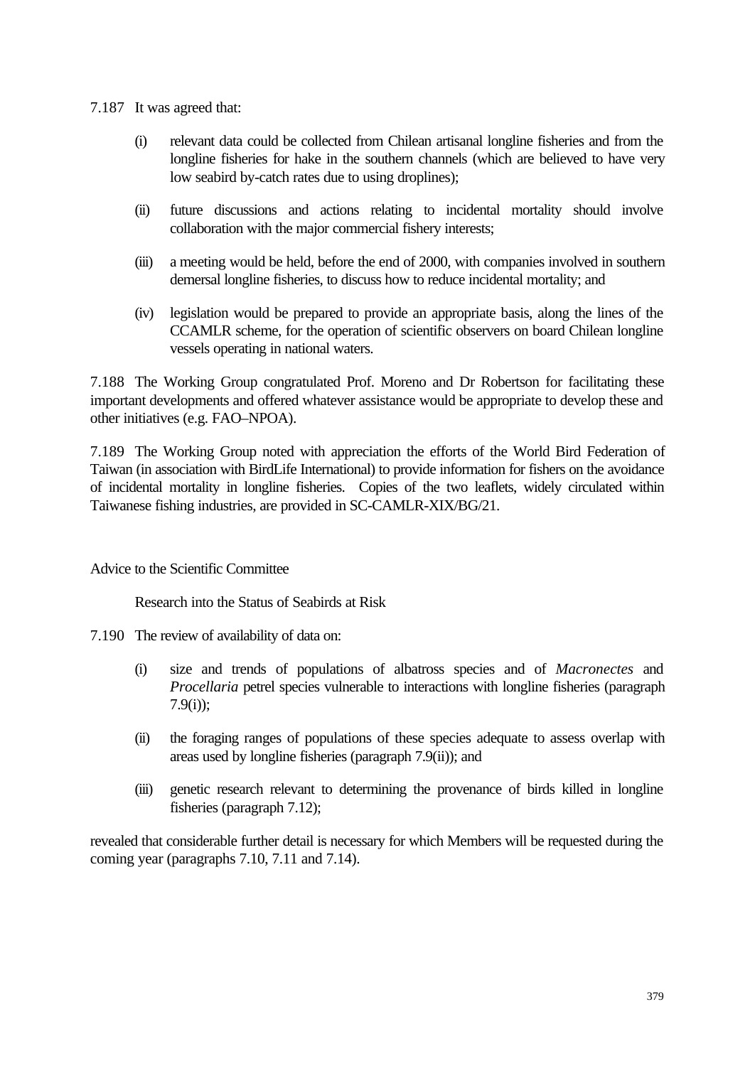7.187 It was agreed that:

(i) relevant data could be collected from Chilean artisanal longline fisheries and from the longline fisheries for hake in the southern channels (which are believed to have very low seabird by-catch rates due to using droplines);

(ii) future discussions and actions relating to incidental mortality should involve collaboration with the major commercial fishery interests;

(iii) a meeting would be held, before the end of 2000, with companies involved in southern demersal longline fisheries, to discuss how to reduce incidental mortality; and

(iv) legislation would be prepared to provide an appropriate basis, along the lines of the CCAMLR scheme, for the operation of scientific observers on board Chilean longline vessels operating in national waters.

7.188 The Working Group congratulated Prof. Moreno and Dr Robertson for facilitating these important developments and offered whatever assistance would be appropriate to develop these and other initiatives (e.g. FAO–NPOA).

7.189 The Working Group noted with appreciation the efforts of the World Bird Federation of Taiwan (in association with BirdLife International) to provide information for fishers on the avoidance of incidental mortality in longline fisheries. Copies of the two leaflets, widely circulated within Taiwanese fishing industries, are provided in SC-CAMLR-XIX/BG/21.

## Advice to the Scientific Committee

### Research into the Status of Seabirds at Risk

7.190 The review of availability of data on:

(i) size and trends of populations of albatross species and of *Macronectes* and *Procellaria* petrel species vulnerable to interactions with longline fisheries (paragraph 7.9(i));

(ii) the foraging ranges of populations of these species adequate to assess overlap with areas used by longline fisheries (paragraph 7.9(ii)); and

(iii) genetic research relevant to determining the provenance of birds killed in longline fisheries (paragraph 7.12);

revealed that considerable further detail is necessary for which Members will be requested during the coming year (paragraphs 7.10, 7.11 and 7.14).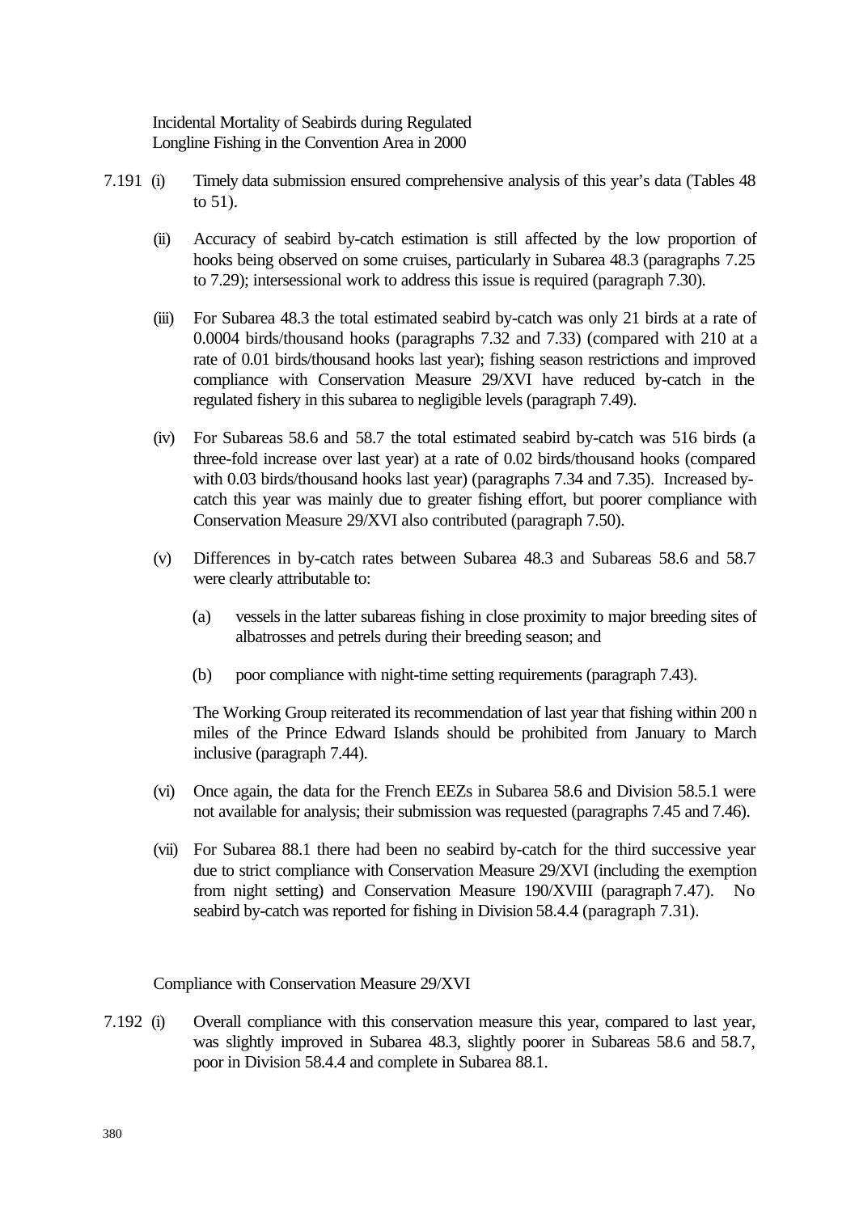Incidental Mortality of Seabirds during Regulated Longline Fishing in the Convention Area in 2000

7.191 (i) Timely data submission ensured comprehensive analysis of this year's data (Tables 48 to 51).

(ii) Accuracy of seabird by-catch estimation is still affected by the low proportion of hooks being observed on some cruises, particularly in Subarea 48.3 (paragraphs 7.25 to 7.29); intersessional work to address this issue is required (paragraph 7.30).

(iii) For Subarea 48.3 the total estimated seabird by-catch was only 21 birds at a rate of 0.0004 birds/thousand hooks (paragraphs 7.32 and 7.33) (compared with 210 at a rate of 0.01 birds/thousand hooks last year); fishing season restrictions and improved compliance with Conservation Measure 29/XVI have reduced by-catch in the regulated fishery in this subarea to negligible levels (paragraph 7.49).

(iv) For Subareas 58.6 and 58.7 the total estimated seabird by-catch was 516 birds (a three-fold increase over last year) at a rate of 0.02 birds/thousand hooks (compared with 0.03 birds/thousand hooks last year) (paragraphs 7.34 and 7.35). Increased by-catch this year was mainly due to greater fishing effort, but poorer compliance with Conservation Measure 29/XVI also contributed (paragraph 7.50).

(v) Differences in by-catch rates between Subarea 48.3 and Subareas 58.6 and 58.7 were clearly attributable to:

(a) vessels in the latter subareas fishing in close proximity to major breeding sites of albatrosses and petrels during their breeding season; and

(b) poor compliance with night-time setting requirements (paragraph 7.43).

The Working Group reiterated its recommendation of last year that fishing within 200 n miles of the Prince Edward Islands should be prohibited from January to March inclusive (paragraph 7.44).

(vi) Once again, the data for the French EEZs in Subarea 58.6 and Division 58.5.1 were not available for analysis; their submission was requested (paragraphs 7.45 and 7.46).

(vii) For Subarea 88.1 there had been no seabird by-catch for the third successive year due to strict compliance with Conservation Measure 29/XVI (including the exemption from night setting) and Conservation Measure 190/XVIII (paragraph 7.47). No seabird by-catch was reported for fishing in Division 58.4.4 (paragraph 7.31).

Compliance with Conservation Measure 29/XVI

7.192 (i) Overall compliance with this conservation measure this year, compared to last year, was slightly improved in Subarea 48.3, slightly poorer in Subareas 58.6 and 58.7, poor in Division 58.4.4 and complete in Subarea 88.1.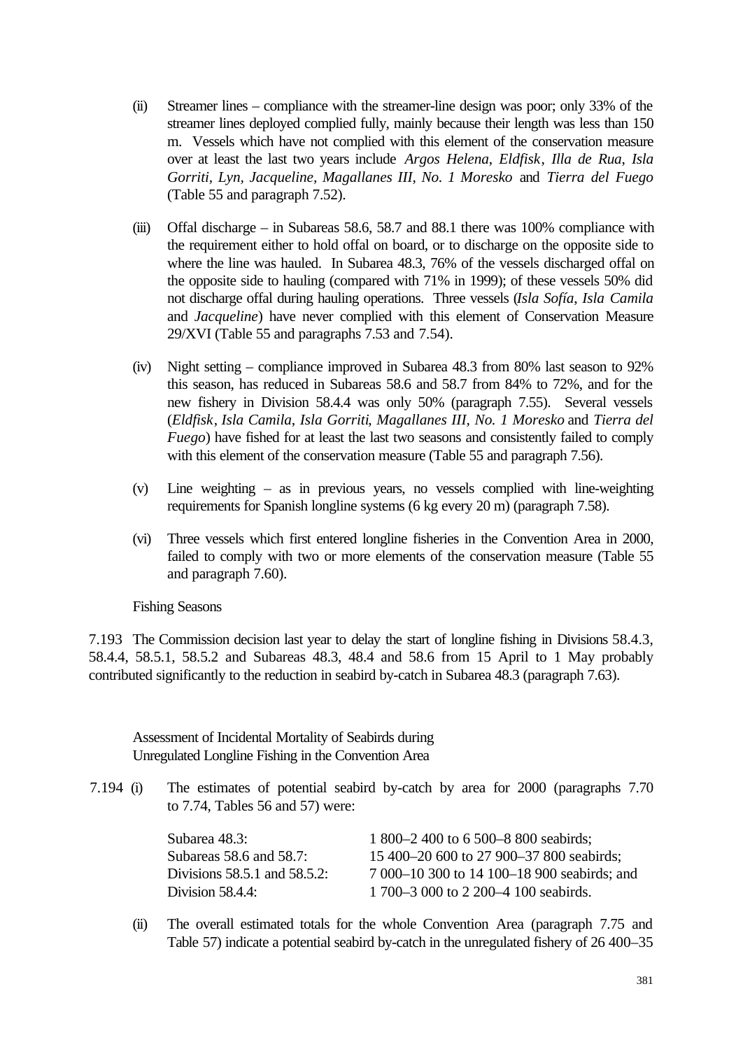(ii) Streamer lines – compliance with the streamer-line design was poor; only 33% of the streamer lines deployed complied fully, mainly because their length was less than 150 m. Vessels which have not complied with this element of the conservation measure over at least the last two years include *Argos Helena*, *Eldfisk*, *Illa de Rua*, *Isla Gorriti*, *Lyn*, *Jacqueline*, *Magallanes III*, *No. 1 Moresko* and *Tierra del Fuego* (Table 55 and paragraph 7.52).

(iii) Offal discharge – in Subareas 58.6, 58.7 and 88.1 there was 100% compliance with the requirement either to hold offal on board, or to discharge on the opposite side to where the line was hauled. In Subarea 48.3, 76% of the vessels discharged offal on the opposite side to hauling (compared with 71% in 1999); of these vessels 50% did not discharge offal during hauling operations. Three vessels (*Isla Sofía*, *Isla Camila* and *Jacqueline*) have never complied with this element of Conservation Measure 29/XVI (Table 55 and paragraphs 7.53 and 7.54).

(iv) Night setting – compliance improved in Subarea 48.3 from 80% last season to 92% this season, has reduced in Subareas 58.6 and 58.7 from 84% to 72%, and for the new fishery in Division 58.4.4 was only 50% (paragraph 7.55). Several vessels (*Eldfisk*, *Isla Camila*, *Isla Gorriti*, *Magallanes III*, *No. 1 Moresko* and *Tierra del Fuego*) have fished for at least the last two seasons and consistently failed to comply with this element of the conservation measure (Table 55 and paragraph 7.56).

(v) Line weighting – as in previous years, no vessels complied with line-weighting requirements for Spanish longline systems (6 kg every 20 m) (paragraph 7.58).

(vi) Three vessels which first entered longline fisheries in the Convention Area in 2000, failed to comply with two or more elements of the conservation measure (Table 55 and paragraph 7.60).

Fishing Seasons

7.193 The Commission decision last year to delay the start of longline fishing in Divisions 58.4.3, 58.4.4, 58.5.1, 58.5.2 and Subareas 48.3, 48.4 and 58.6 from 15 April to 1 May probably contributed significantly to the reduction in seabird by-catch in Subarea 48.3 (paragraph 7.63).

Assessment of Incidental Mortality of Seabirds during Unregulated Longline Fishing in the Convention Area

7.194 (i) The estimates of potential seabird by-catch by area for 2000 (paragraphs 7.70 to 7.74, Tables 56 and 57) were:

| | |
|---|---|
| Subarea 48.3: | 1 800–2 400 to 6 500–8 800 seabirds; |
| Subareas 58.6 and 58.7: | 15 400–20 600 to 27 900–37 800 seabirds; |
| Divisions 58.5.1 and 58.5.2: | 7 000–10 300 to 14 100–18 900 seabirds; and |
| Division 58.4.4: | 1 700–3 000 to 2 200–4 100 seabirds. |

(ii) The overall estimated totals for the whole Convention Area (paragraph 7.75 and Table 57) indicate a potential seabird by-catch in the unregulated fishery of 26 400–35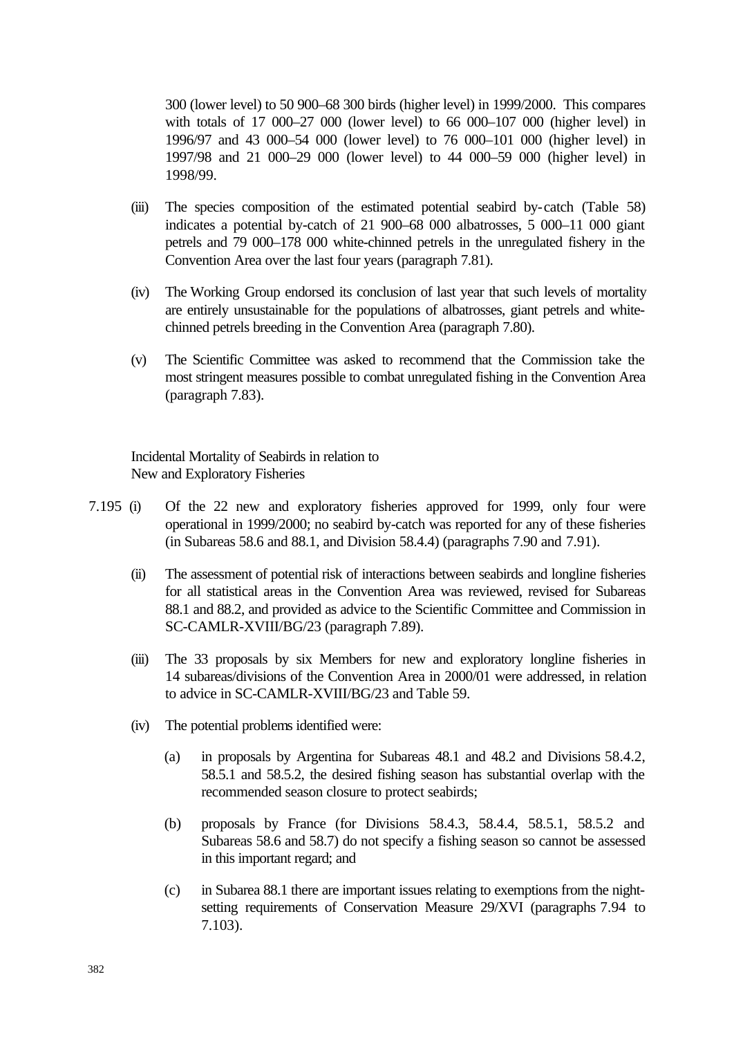300 (lower level) to 50 900–68 300 birds (higher level) in 1999/2000. This compares with totals of 17 000–27 000 (lower level) to 66 000–107 000 (higher level) in 1996/97 and 43 000–54 000 (lower level) to 76 000–101 000 (higher level) in 1997/98 and 21 000–29 000 (lower level) to 44 000–59 000 (higher level) in 1998/99.

(iii) The species composition of the estimated potential seabird by-catch (Table 58) indicates a potential by-catch of 21 900–68 000 albatrosses, 5 000–11 000 giant petrels and 79 000–178 000 white-chinned petrels in the unregulated fishery in the Convention Area over the last four years (paragraph 7.81).

(iv) The Working Group endorsed its conclusion of last year that such levels of mortality are entirely unsustainable for the populations of albatrosses, giant petrels and white-chinned petrels breeding in the Convention Area (paragraph 7.80).

(v) The Scientific Committee was asked to recommend that the Commission take the most stringent measures possible to combat unregulated fishing in the Convention Area (paragraph 7.83).

Incidental Mortality of Seabirds in relation to New and Exploratory Fisheries

7.195 (i) Of the 22 new and exploratory fisheries approved for 1999, only four were operational in 1999/2000; no seabird by-catch was reported for any of these fisheries (in Subareas 58.6 and 88.1, and Division 58.4.4) (paragraphs 7.90 and 7.91).

(ii) The assessment of potential risk of interactions between seabirds and longline fisheries for all statistical areas in the Convention Area was reviewed, revised for Subareas 88.1 and 88.2, and provided as advice to the Scientific Committee and Commission in SC-CAMLR-XVIII/BG/23 (paragraph 7.89).

(iii) The 33 proposals by six Members for new and exploratory longline fisheries in 14 subareas/divisions of the Convention Area in 2000/01 were addressed, in relation to advice in SC-CAMLR-XVIII/BG/23 and Table 59.

(iv) The potential problems identified were:

(a) in proposals by Argentina for Subareas 48.1 and 48.2 and Divisions 58.4.2, 58.5.1 and 58.5.2, the desired fishing season has substantial overlap with the recommended season closure to protect seabirds;

(b) proposals by France (for Divisions 58.4.3, 58.4.4, 58.5.1, 58.5.2 and Subareas 58.6 and 58.7) do not specify a fishing season so cannot be assessed in this important regard; and

(c) in Subarea 88.1 there are important issues relating to exemptions from the night-setting requirements of Conservation Measure 29/XVI (paragraphs 7.94 to 7.103).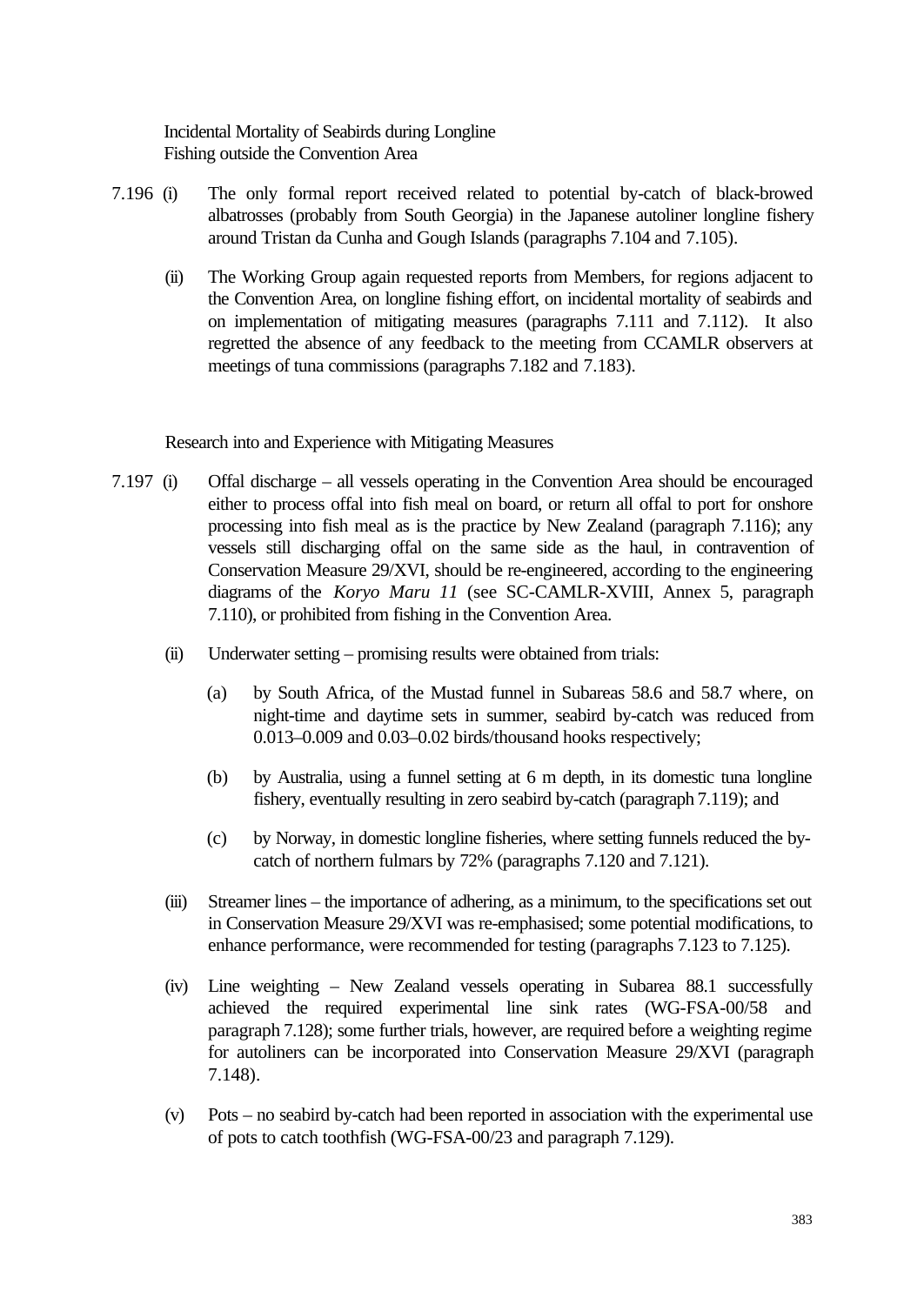Incidental Mortality of Seabirds during Longline Fishing outside the Convention Area

7.196 (i) The only formal report received related to potential by-catch of black-browed albatrosses (probably from South Georgia) in the Japanese autoliner longline fishery around Tristan da Cunha and Gough Islands (paragraphs 7.104 and 7.105).

(ii) The Working Group again requested reports from Members, for regions adjacent to the Convention Area, on longline fishing effort, on incidental mortality of seabirds and on implementation of mitigating measures (paragraphs 7.111 and 7.112). It also regretted the absence of any feedback to the meeting from CCAMLR observers at meetings of tuna commissions (paragraphs 7.182 and 7.183).

Research into and Experience with Mitigating Measures

7.197 (i) Offal discharge – all vessels operating in the Convention Area should be encouraged either to process offal into fish meal on board, or return all offal to port for onshore processing into fish meal as is the practice by New Zealand (paragraph 7.116); any vessels still discharging offal on the same side as the haul, in contravention of Conservation Measure 29/XVI, should be re-engineered, according to the engineering diagrams of the *Koryo Maru 11* (see SC-CAMLR-XVIII, Annex 5, paragraph 7.110), or prohibited from fishing in the Convention Area.

(ii) Underwater setting – promising results were obtained from trials:

(a) by South Africa, of the Mustad funnel in Subareas 58.6 and 58.7 where, on night-time and daytime sets in summer, seabird by-catch was reduced from 0.013–0.009 and 0.03–0.02 birds/thousand hooks respectively;

(b) by Australia, using a funnel setting at 6 m depth, in its domestic tuna longline fishery, eventually resulting in zero seabird by-catch (paragraph 7.119); and

(c) by Norway, in domestic longline fisheries, where setting funnels reduced the by-catch of northern fulmars by 72% (paragraphs 7.120 and 7.121).

(iii) Streamer lines – the importance of adhering, as a minimum, to the specifications set out in Conservation Measure 29/XVI was re-emphasised; some potential modifications, to enhance performance, were recommended for testing (paragraphs 7.123 to 7.125).

(iv) Line weighting – New Zealand vessels operating in Subarea 88.1 successfully achieved the required experimental line sink rates (WG-FSA-00/58 and paragraph 7.128); some further trials, however, are required before a weighting regime for autoliners can be incorporated into Conservation Measure 29/XVI (paragraph 7.148).

(v) Pots – no seabird by-catch had been reported in association with the experimental use of pots to catch toothfish (WG-FSA-00/23 and paragraph 7.129).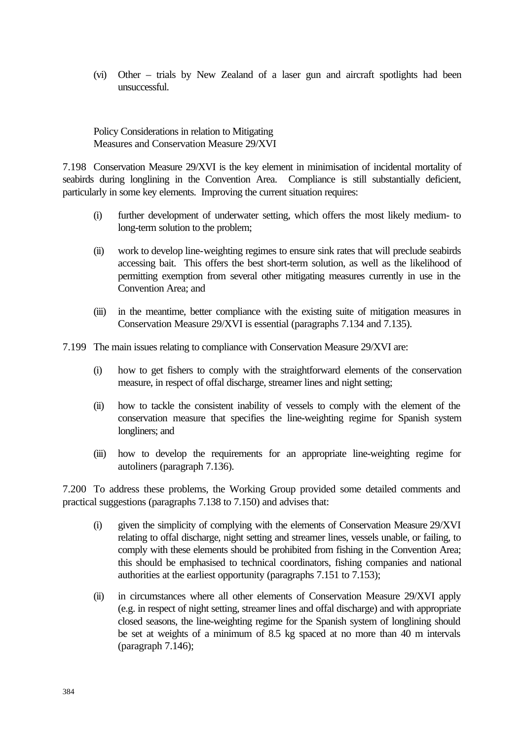(vi) Other – trials by New Zealand of a laser gun and aircraft spotlights had been unsuccessful.

Policy Considerations in relation to Mitigating Measures and Conservation Measure 29/XVI

7.198 Conservation Measure 29/XVI is the key element in minimisation of incidental mortality of seabirds during longlining in the Convention Area. Compliance is still substantially deficient, particularly in some key elements. Improving the current situation requires:

(i) further development of underwater setting, which offers the most likely medium- to long-term solution to the problem;

(ii) work to develop line-weighting regimes to ensure sink rates that will preclude seabirds accessing bait. This offers the best short-term solution, as well as the likelihood of permitting exemption from several other mitigating measures currently in use in the Convention Area; and

(iii) in the meantime, better compliance with the existing suite of mitigation measures in Conservation Measure 29/XVI is essential (paragraphs 7.134 and 7.135).

7.199 The main issues relating to compliance with Conservation Measure 29/XVI are:

(i) how to get fishers to comply with the straightforward elements of the conservation measure, in respect of offal discharge, streamer lines and night setting;

(ii) how to tackle the consistent inability of vessels to comply with the element of the conservation measure that specifies the line-weighting regime for Spanish system longliners; and

(iii) how to develop the requirements for an appropriate line-weighting regime for autoliners (paragraph 7.136).

7.200 To address these problems, the Working Group provided some detailed comments and practical suggestions (paragraphs 7.138 to 7.150) and advises that:

(i) given the simplicity of complying with the elements of Conservation Measure 29/XVI relating to offal discharge, night setting and streamer lines, vessels unable, or failing, to comply with these elements should be prohibited from fishing in the Convention Area; this should be emphasised to technical coordinators, fishing companies and national authorities at the earliest opportunity (paragraphs 7.151 to 7.153);

(ii) in circumstances where all other elements of Conservation Measure 29/XVI apply (e.g. in respect of night setting, streamer lines and offal discharge) and with appropriate closed seasons, the line-weighting regime for the Spanish system of longlining should be set at weights of a minimum of 8.5 kg spaced at no more than 40 m intervals (paragraph 7.146);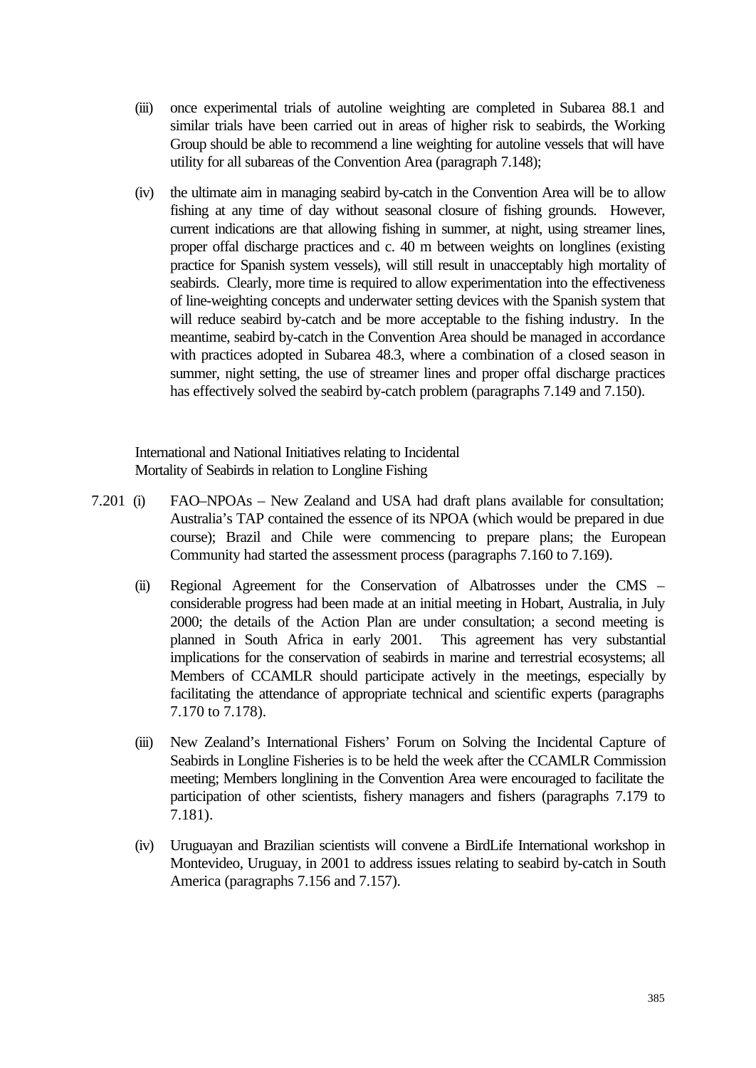(iii) once experimental trials of autoline weighting are completed in Subarea 88.1 and similar trials have been carried out in areas of higher risk to seabirds, the Working Group should be able to recommend a line weighting for autoline vessels that will have utility for all subareas of the Convention Area (paragraph 7.148);

(iv) the ultimate aim in managing seabird by-catch in the Convention Area will be to allow fishing at any time of day without seasonal closure of fishing grounds. However, current indications are that allowing fishing in summer, at night, using streamer lines, proper offal discharge practices and c. 40 m between weights on longlines (existing practice for Spanish system vessels), will still result in unacceptably high mortality of seabirds. Clearly, more time is required to allow experimentation into the effectiveness of line-weighting concepts and underwater setting devices with the Spanish system that will reduce seabird by-catch and be more acceptable to the fishing industry. In the meantime, seabird by-catch in the Convention Area should be managed in accordance with practices adopted in Subarea 48.3, where a combination of a closed season in summer, night setting, the use of streamer lines and proper offal discharge practices has effectively solved the seabird by-catch problem (paragraphs 7.149 and 7.150).

International and National Initiatives relating to Incidental Mortality of Seabirds in relation to Longline Fishing

7.201 (i) FAO–NPOAs – New Zealand and USA had draft plans available for consultation; Australia's TAP contained the essence of its NPOA (which would be prepared in due course); Brazil and Chile were commencing to prepare plans; the European Community had started the assessment process (paragraphs 7.160 to 7.169).

(ii) Regional Agreement for the Conservation of Albatrosses under the CMS – considerable progress had been made at an initial meeting in Hobart, Australia, in July 2000; the details of the Action Plan are under consultation; a second meeting is planned in South Africa in early 2001. This agreement has very substantial implications for the conservation of seabirds in marine and terrestrial ecosystems; all Members of CCAMLR should participate actively in the meetings, especially by facilitating the attendance of appropriate technical and scientific experts (paragraphs 7.170 to 7.178).

(iii) New Zealand's International Fishers' Forum on Solving the Incidental Capture of Seabirds in Longline Fisheries is to be held the week after the CCAMLR Commission meeting; Members longlining in the Convention Area were encouraged to facilitate the participation of other scientists, fishery managers and fishers (paragraphs 7.179 to 7.181).

(iv) Uruguayan and Brazilian scientists will convene a BirdLife International workshop in Montevideo, Uruguay, in 2001 to address issues relating to seabird by-catch in South America (paragraphs 7.156 and 7.157).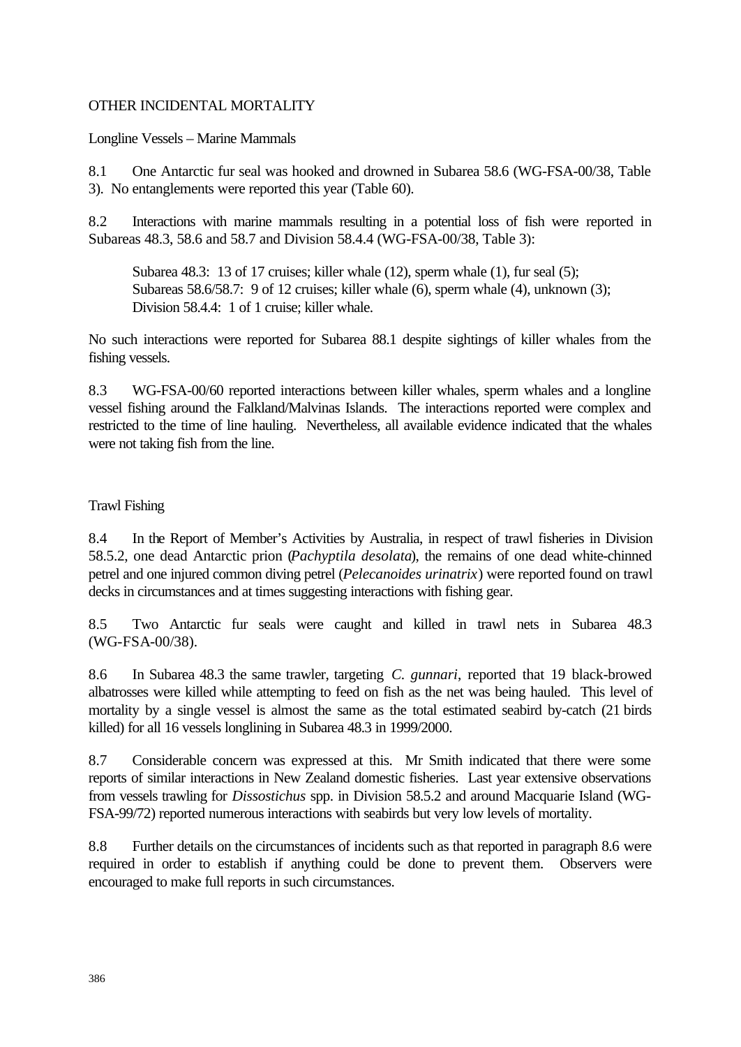## OTHER INCIDENTAL MORTALITY

### Longline Vessels – Marine Mammals

8.1 One Antarctic fur seal was hooked and drowned in Subarea 58.6 (WG-FSA-00/38, Table 3). No entanglements were reported this year (Table 60).

8.2 Interactions with marine mammals resulting in a potential loss of fish were reported in Subareas 48.3, 58.6 and 58.7 and Division 58.4.4 (WG-FSA-00/38, Table 3):

> Subarea 48.3: 13 of 17 cruises; killer whale (12), sperm whale (1), fur seal (5);
> Subareas 58.6/58.7: 9 of 12 cruises; killer whale (6), sperm whale (4), unknown (3);
> Division 58.4.4: 1 of 1 cruise; killer whale.

No such interactions were reported for Subarea 88.1 despite sightings of killer whales from the fishing vessels.

8.3 WG-FSA-00/60 reported interactions between killer whales, sperm whales and a longline vessel fishing around the Falkland/Malvinas Islands. The interactions reported were complex and restricted to the time of line hauling. Nevertheless, all available evidence indicated that the whales were not taking fish from the line.

### Trawl Fishing

8.4 In the Report of Member's Activities by Australia, in respect of trawl fisheries in Division 58.5.2, one dead Antarctic prion (*Pachyptila desolata*), the remains of one dead white-chinned petrel and one injured common diving petrel (*Pelecanoides urinatrix*) were reported found on trawl decks in circumstances and at times suggesting interactions with fishing gear.

8.5 Two Antarctic fur seals were caught and killed in trawl nets in Subarea 48.3 (WG-FSA-00/38).

8.6 In Subarea 48.3 the same trawler, targeting *C. gunnari*, reported that 19 black-browed albatrosses were killed while attempting to feed on fish as the net was being hauled. This level of mortality by a single vessel is almost the same as the total estimated seabird by-catch (21 birds killed) for all 16 vessels longlining in Subarea 48.3 in 1999/2000.

8.7 Considerable concern was expressed at this. Mr Smith indicated that there were some reports of similar interactions in New Zealand domestic fisheries. Last year extensive observations from vessels trawling for *Dissostichus* spp. in Division 58.5.2 and around Macquarie Island (WG-FSA-99/72) reported numerous interactions with seabirds but very low levels of mortality.

8.8 Further details on the circumstances of incidents such as that reported in paragraph 8.6 were required in order to establish if anything could be done to prevent them. Observers were encouraged to make full reports in such circumstances.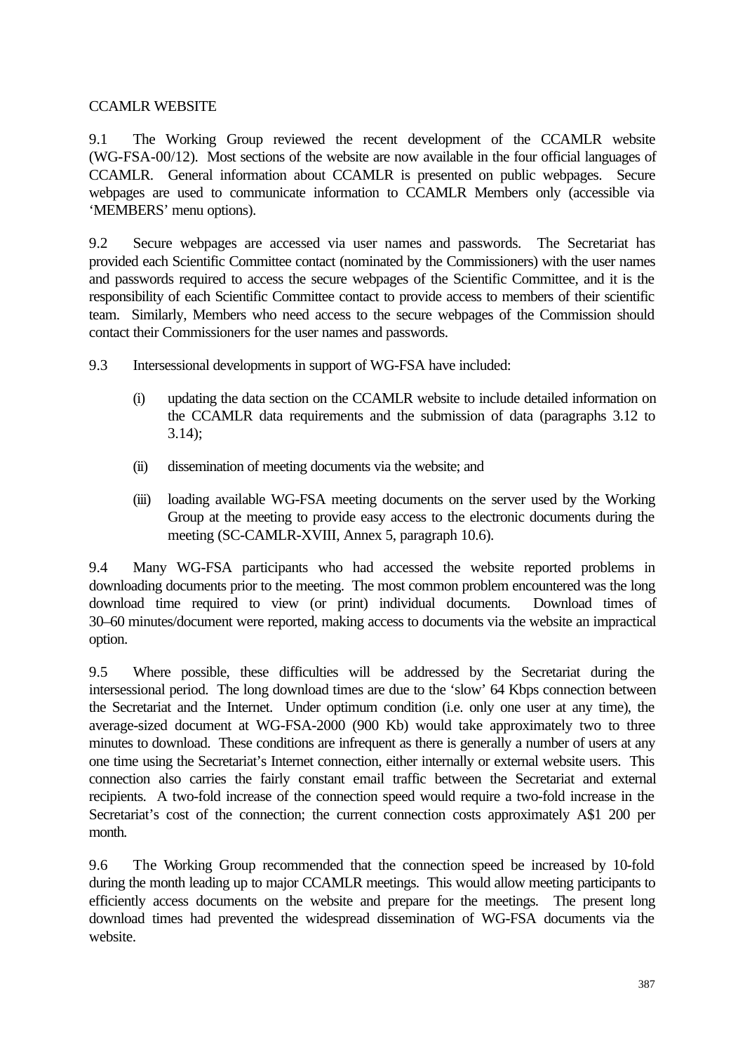## CCAMLR WEBSITE

9.1 The Working Group reviewed the recent development of the CCAMLR website (WG-FSA-00/12). Most sections of the website are now available in the four official languages of CCAMLR. General information about CCAMLR is presented on public webpages. Secure webpages are used to communicate information to CCAMLR Members only (accessible via 'MEMBERS' menu options).

9.2 Secure webpages are accessed via user names and passwords. The Secretariat has provided each Scientific Committee contact (nominated by the Commissioners) with the user names and passwords required to access the secure webpages of the Scientific Committee, and it is the responsibility of each Scientific Committee contact to provide access to members of their scientific team. Similarly, Members who need access to the secure webpages of the Commission should contact their Commissioners for the user names and passwords.

9.3 Intersessional developments in support of WG-FSA have included:

(i) updating the data section on the CCAMLR website to include detailed information on the CCAMLR data requirements and the submission of data (paragraphs 3.12 to 3.14);

(ii) dissemination of meeting documents via the website; and

(iii) loading available WG-FSA meeting documents on the server used by the Working Group at the meeting to provide easy access to the electronic documents during the meeting (SC-CAMLR-XVIII, Annex 5, paragraph 10.6).

9.4 Many WG-FSA participants who had accessed the website reported problems in downloading documents prior to the meeting. The most common problem encountered was the long download time required to view (or print) individual documents. Download times of 30–60 minutes/document were reported, making access to documents via the website an impractical option.

9.5 Where possible, these difficulties will be addressed by the Secretariat during the intersessional period. The long download times are due to the 'slow' 64 Kbps connection between the Secretariat and the Internet. Under optimum condition (i.e. only one user at any time), the average-sized document at WG-FSA-2000 (900 Kb) would take approximately two to three minutes to download. These conditions are infrequent as there is generally a number of users at any one time using the Secretariat's Internet connection, either internally or external website users. This connection also carries the fairly constant email traffic between the Secretariat and external recipients. A two-fold increase of the connection speed would require a two-fold increase in the Secretariat's cost of the connection; the current connection costs approximately A$1 200 per month.

9.6 The Working Group recommended that the connection speed be increased by 10-fold during the month leading up to major CCAMLR meetings. This would allow meeting participants to efficiently access documents on the website and prepare for the meetings. The present long download times had prevented the widespread dissemination of WG-FSA documents via the website.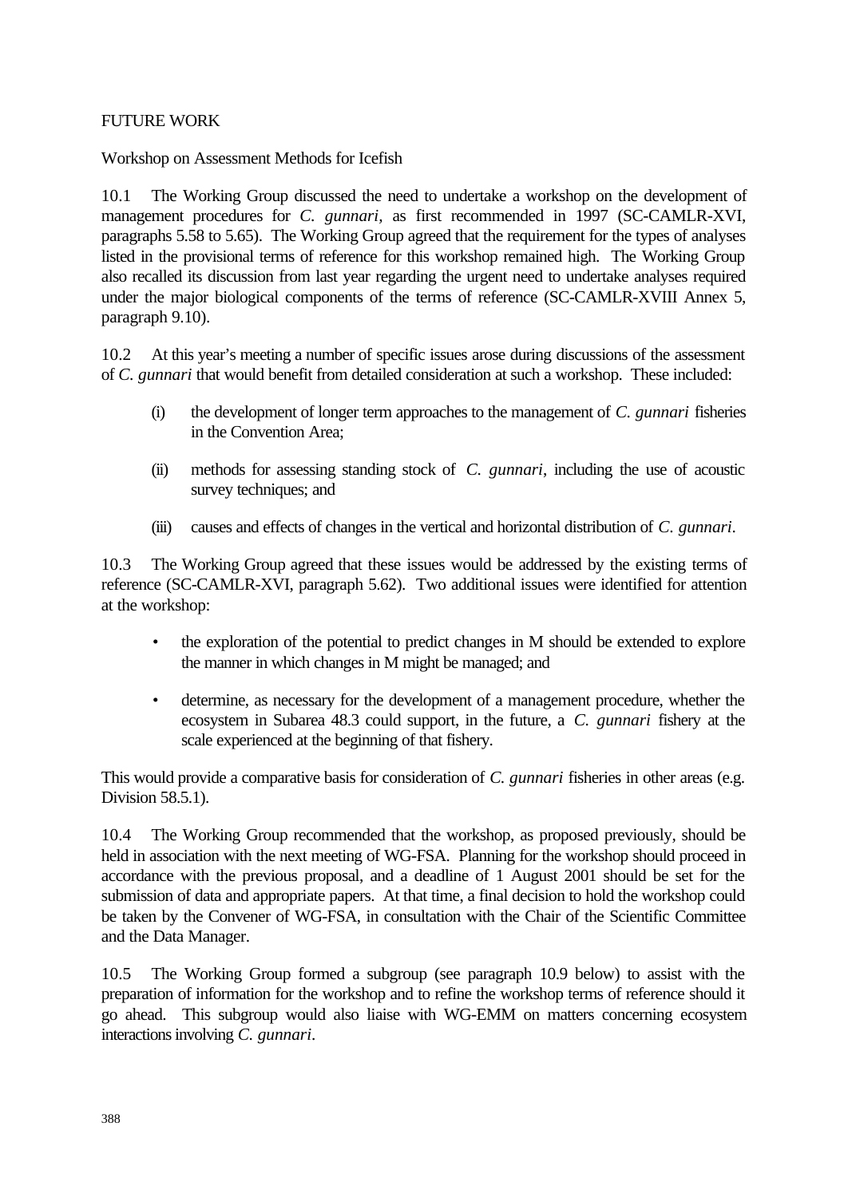## FUTURE WORK

### Workshop on Assessment Methods for Icefish

10.1 The Working Group discussed the need to undertake a workshop on the development of management procedures for *C. gunnari*, as first recommended in 1997 (SC-CAMLR-XVI, paragraphs 5.58 to 5.65). The Working Group agreed that the requirement for the types of analyses listed in the provisional terms of reference for this workshop remained high. The Working Group also recalled its discussion from last year regarding the urgent need to undertake analyses required under the major biological components of the terms of reference (SC-CAMLR-XVIII Annex 5, paragraph 9.10).

10.2 At this year's meeting a number of specific issues arose during discussions of the assessment of *C. gunnari* that would benefit from detailed consideration at such a workshop. These included:

(i) the development of longer term approaches to the management of *C. gunnari* fisheries in the Convention Area;

(ii) methods for assessing standing stock of *C. gunnari*, including the use of acoustic survey techniques; and

(iii) causes and effects of changes in the vertical and horizontal distribution of *C. gunnari*.

10.3 The Working Group agreed that these issues would be addressed by the existing terms of reference (SC-CAMLR-XVI, paragraph 5.62). Two additional issues were identified for attention at the workshop:

- the exploration of the potential to predict changes in M should be extended to explore the manner in which changes in M might be managed; and
- determine, as necessary for the development of a management procedure, whether the ecosystem in Subarea 48.3 could support, in the future, a *C. gunnari* fishery at the scale experienced at the beginning of that fishery.

This would provide a comparative basis for consideration of *C. gunnari* fisheries in other areas (e.g. Division 58.5.1).

10.4 The Working Group recommended that the workshop, as proposed previously, should be held in association with the next meeting of WG-FSA. Planning for the workshop should proceed in accordance with the previous proposal, and a deadline of 1 August 2001 should be set for the submission of data and appropriate papers. At that time, a final decision to hold the workshop could be taken by the Convener of WG-FSA, in consultation with the Chair of the Scientific Committee and the Data Manager.

10.5 The Working Group formed a subgroup (see paragraph 10.9 below) to assist with the preparation of information for the workshop and to refine the workshop terms of reference should it go ahead. This subgroup would also liaise with WG-EMM on matters concerning ecosystem interactions involving *C. gunnari*.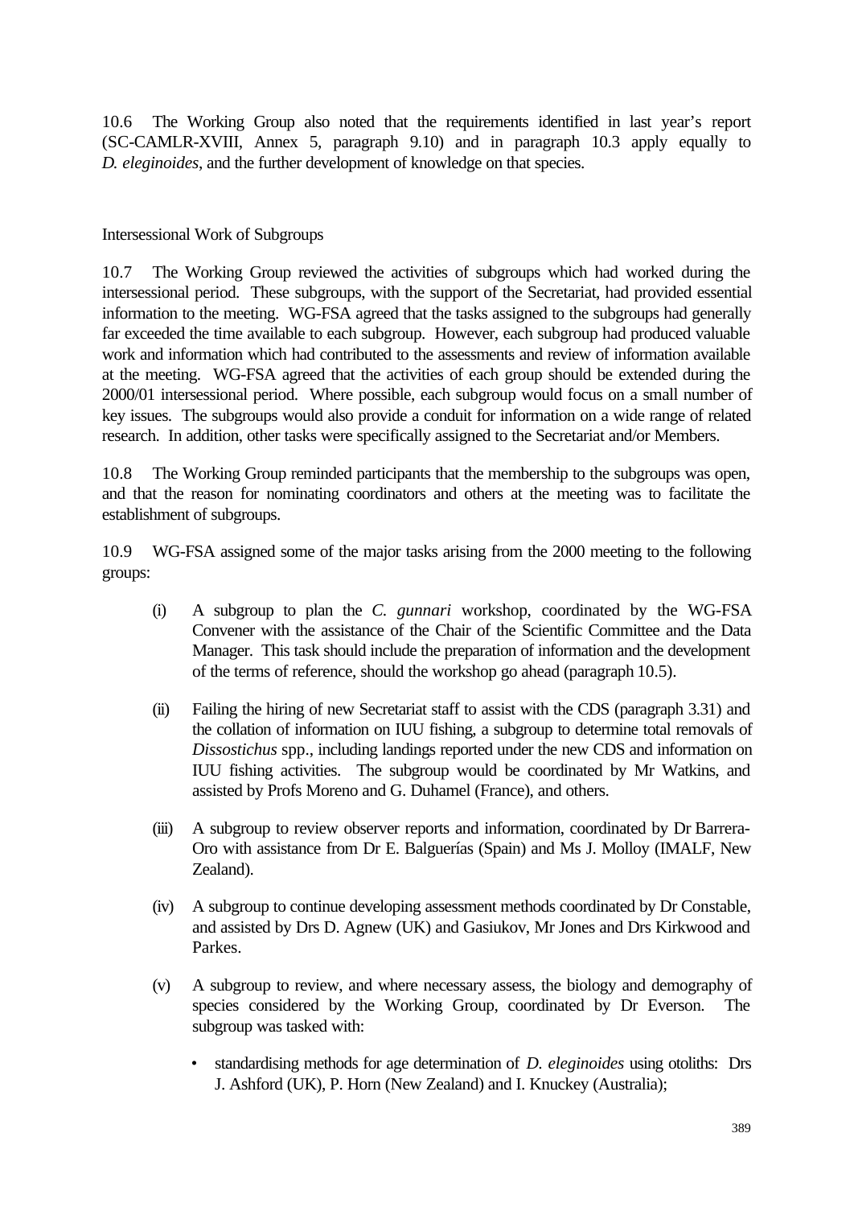10.6 The Working Group also noted that the requirements identified in last year's report (SC-CAMLR-XVIII, Annex 5, paragraph 9.10) and in paragraph 10.3 apply equally to *D. eleginoides*, and the further development of knowledge on that species.

Intersessional Work of Subgroups

10.7 The Working Group reviewed the activities of subgroups which had worked during the intersessional period. These subgroups, with the support of the Secretariat, had provided essential information to the meeting. WG-FSA agreed that the tasks assigned to the subgroups had generally far exceeded the time available to each subgroup. However, each subgroup had produced valuable work and information which had contributed to the assessments and review of information available at the meeting. WG-FSA agreed that the activities of each group should be extended during the 2000/01 intersessional period. Where possible, each subgroup would focus on a small number of key issues. The subgroups would also provide a conduit for information on a wide range of related research. In addition, other tasks were specifically assigned to the Secretariat and/or Members.

10.8 The Working Group reminded participants that the membership to the subgroups was open, and that the reason for nominating coordinators and others at the meeting was to facilitate the establishment of subgroups.

10.9 WG-FSA assigned some of the major tasks arising from the 2000 meeting to the following groups:

(i) A subgroup to plan the *C. gunnari* workshop, coordinated by the WG-FSA Convener with the assistance of the Chair of the Scientific Committee and the Data Manager. This task should include the preparation of information and the development of the terms of reference, should the workshop go ahead (paragraph 10.5).

(ii) Failing the hiring of new Secretariat staff to assist with the CDS (paragraph 3.31) and the collation of information on IUU fishing, a subgroup to determine total removals of *Dissostichus* spp., including landings reported under the new CDS and information on IUU fishing activities. The subgroup would be coordinated by Mr Watkins, and assisted by Profs Moreno and G. Duhamel (France), and others.

(iii) A subgroup to review observer reports and information, coordinated by Dr Barrera-Oro with assistance from Dr E. Balguerías (Spain) and Ms J. Molloy (IMALF, New Zealand).

(iv) A subgroup to continue developing assessment methods coordinated by Dr Constable, and assisted by Drs D. Agnew (UK) and Gasiukov, Mr Jones and Drs Kirkwood and Parkes.

(v) A subgroup to review, and where necessary assess, the biology and demography of species considered by the Working Group, coordinated by Dr Everson. The subgroup was tasked with:

- standardising methods for age determination of *D. eleginoides* using otoliths: Drs J. Ashford (UK), P. Horn (New Zealand) and I. Knuckey (Australia);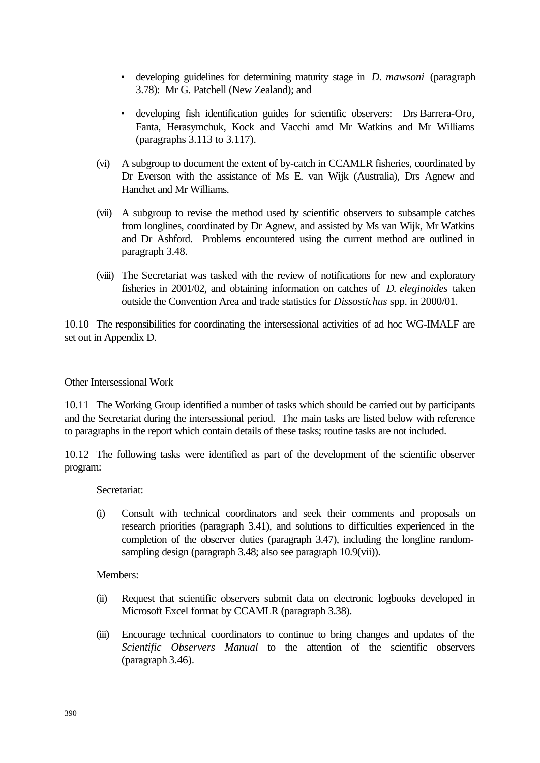- developing guidelines for determining maturity stage in *D. mawsoni* (paragraph 3.78): Mr G. Patchell (New Zealand); and

- developing fish identification guides for scientific observers: Drs Barrera-Oro, Fanta, Herasymchuk, Kock and Vacchi amd Mr Watkins and Mr Williams (paragraphs 3.113 to 3.117).

(vi) A subgroup to document the extent of by-catch in CCAMLR fisheries, coordinated by Dr Everson with the assistance of Ms E. van Wijk (Australia), Drs Agnew and Hanchet and Mr Williams.

(vii) A subgroup to revise the method used by scientific observers to subsample catches from longlines, coordinated by Dr Agnew, and assisted by Ms van Wijk, Mr Watkins and Dr Ashford. Problems encountered using the current method are outlined in paragraph 3.48.

(viii) The Secretariat was tasked with the review of notifications for new and exploratory fisheries in 2001/02, and obtaining information on catches of *D. eleginoides* taken outside the Convention Area and trade statistics for *Dissostichus* spp. in 2000/01.

10.10 The responsibilities for coordinating the intersessional activities of ad hoc WG-IMALF are set out in Appendix D.

Other Intersessional Work

10.11 The Working Group identified a number of tasks which should be carried out by participants and the Secretariat during the intersessional period. The main tasks are listed below with reference to paragraphs in the report which contain details of these tasks; routine tasks are not included.

10.12 The following tasks were identified as part of the development of the scientific observer program:

Secretariat:

(i) Consult with technical coordinators and seek their comments and proposals on research priorities (paragraph 3.41), and solutions to difficulties experienced in the completion of the observer duties (paragraph 3.47), including the longline random-sampling design (paragraph 3.48; also see paragraph 10.9(vii)).

Members:

(ii) Request that scientific observers submit data on electronic logbooks developed in Microsoft Excel format by CCAMLR (paragraph 3.38).

(iii) Encourage technical coordinators to continue to bring changes and updates of the *Scientific Observers Manual* to the attention of the scientific observers (paragraph 3.46).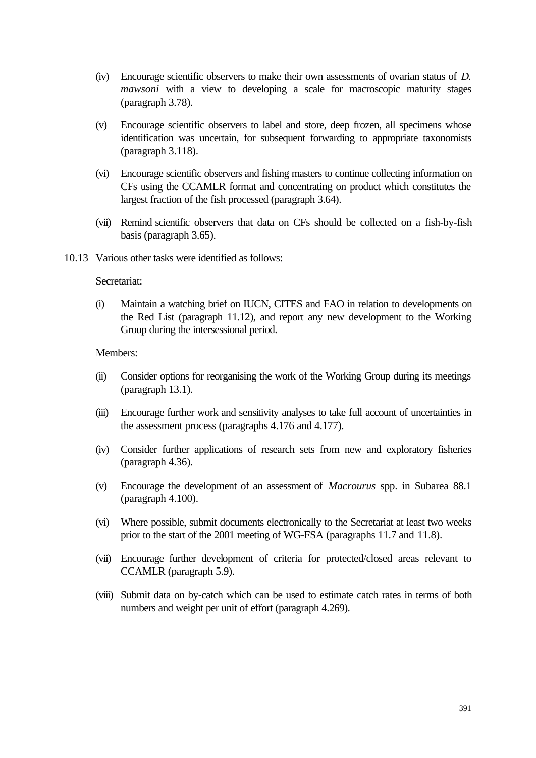(iv) Encourage scientific observers to make their own assessments of ovarian status of *D. mawsoni* with a view to developing a scale for macroscopic maturity stages (paragraph 3.78).

(v) Encourage scientific observers to label and store, deep frozen, all specimens whose identification was uncertain, for subsequent forwarding to appropriate taxonomists (paragraph 3.118).

(vi) Encourage scientific observers and fishing masters to continue collecting information on CFs using the CCAMLR format and concentrating on product which constitutes the largest fraction of the fish processed (paragraph 3.64).

(vii) Remind scientific observers that data on CFs should be collected on a fish-by-fish basis (paragraph 3.65).

10.13 Various other tasks were identified as follows:

Secretariat:

(i) Maintain a watching brief on IUCN, CITES and FAO in relation to developments on the Red List (paragraph 11.12), and report any new development to the Working Group during the intersessional period.

Members:

(ii) Consider options for reorganising the work of the Working Group during its meetings (paragraph 13.1).

(iii) Encourage further work and sensitivity analyses to take full account of uncertainties in the assessment process (paragraphs 4.176 and 4.177).

(iv) Consider further applications of research sets from new and exploratory fisheries (paragraph 4.36).

(v) Encourage the development of an assessment of *Macrourus* spp. in Subarea 88.1 (paragraph 4.100).

(vi) Where possible, submit documents electronically to the Secretariat at least two weeks prior to the start of the 2001 meeting of WG-FSA (paragraphs 11.7 and 11.8).

(vii) Encourage further development of criteria for protected/closed areas relevant to CCAMLR (paragraph 5.9).

(viii) Submit data on by-catch which can be used to estimate catch rates in terms of both numbers and weight per unit of effort (paragraph 4.269).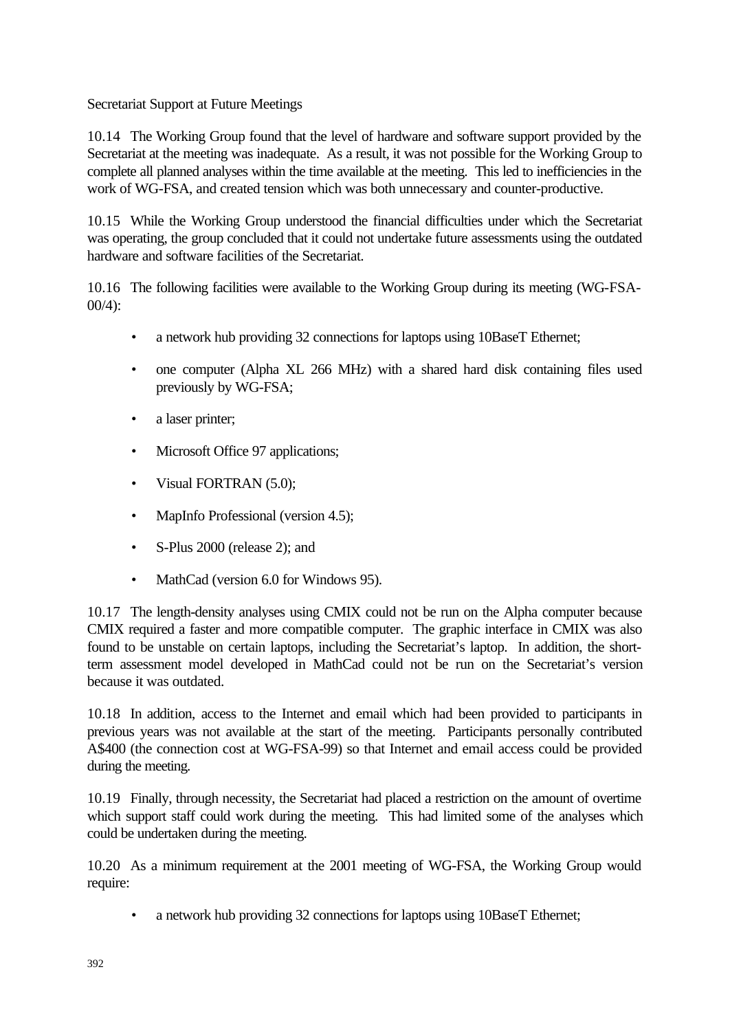Secretariat Support at Future Meetings

10.14 The Working Group found that the level of hardware and software support provided by the Secretariat at the meeting was inadequate. As a result, it was not possible for the Working Group to complete all planned analyses within the time available at the meeting. This led to inefficiencies in the work of WG-FSA, and created tension which was both unnecessary and counter-productive.

10.15 While the Working Group understood the financial difficulties under which the Secretariat was operating, the group concluded that it could not undertake future assessments using the outdated hardware and software facilities of the Secretariat.

10.16 The following facilities were available to the Working Group during its meeting (WG-FSA-00/4):

- a network hub providing 32 connections for laptops using 10BaseT Ethernet;
- one computer (Alpha XL 266 MHz) with a shared hard disk containing files used previously by WG-FSA;
- a laser printer;
- Microsoft Office 97 applications;
- Visual FORTRAN (5.0);
- MapInfo Professional (version 4.5);
- S-Plus 2000 (release 2); and
- MathCad (version 6.0 for Windows 95).

10.17 The length-density analyses using CMIX could not be run on the Alpha computer because CMIX required a faster and more compatible computer. The graphic interface in CMIX was also found to be unstable on certain laptops, including the Secretariat's laptop. In addition, the short-term assessment model developed in MathCad could not be run on the Secretariat's version because it was outdated.

10.18 In addition, access to the Internet and email which had been provided to participants in previous years was not available at the start of the meeting. Participants personally contributed A$400 (the connection cost at WG-FSA-99) so that Internet and email access could be provided during the meeting.

10.19 Finally, through necessity, the Secretariat had placed a restriction on the amount of overtime which support staff could work during the meeting. This had limited some of the analyses which could be undertaken during the meeting.

10.20 As a minimum requirement at the 2001 meeting of WG-FSA, the Working Group would require:

- a network hub providing 32 connections for laptops using 10BaseT Ethernet;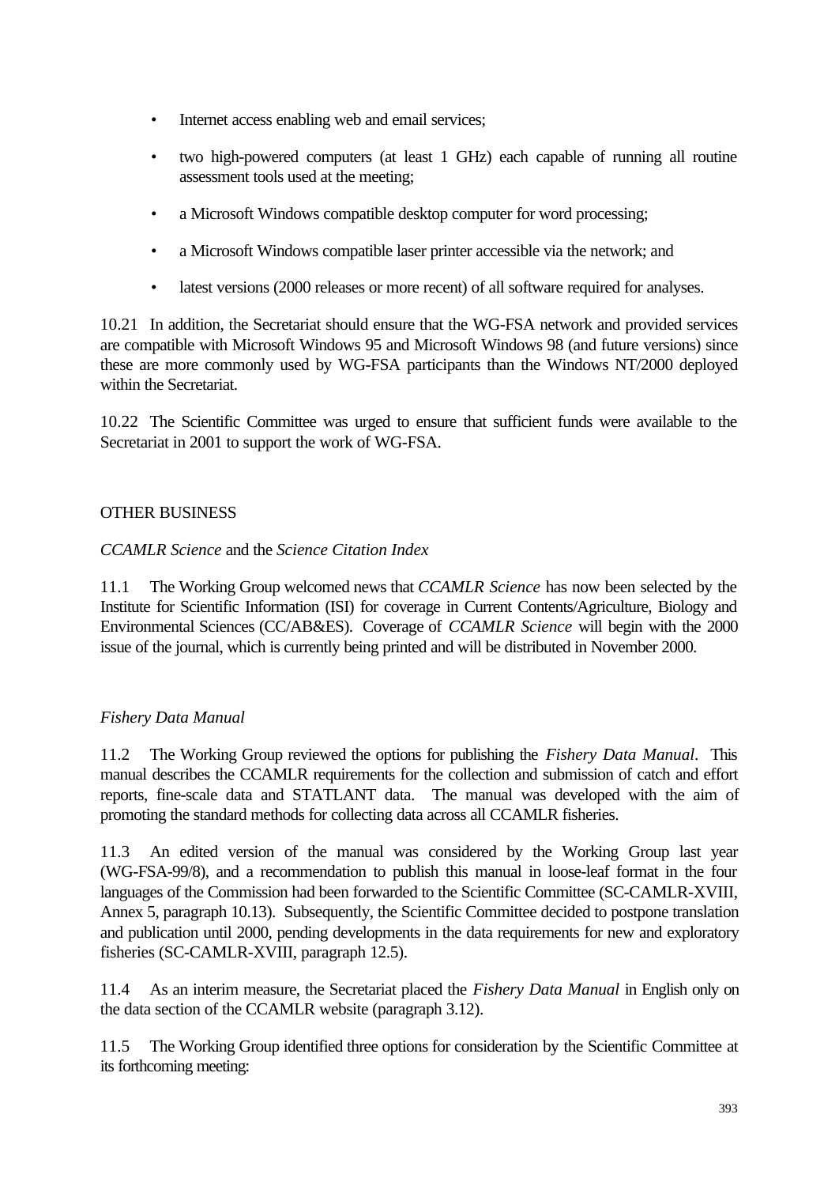- Internet access enabling web and email services;
- two high-powered computers (at least 1 GHz) each capable of running all routine assessment tools used at the meeting;
- a Microsoft Windows compatible desktop computer for word processing;
- a Microsoft Windows compatible laser printer accessible via the network; and
- latest versions (2000 releases or more recent) of all software required for analyses.

10.21 In addition, the Secretariat should ensure that the WG-FSA network and provided services are compatible with Microsoft Windows 95 and Microsoft Windows 98 (and future versions) since these are more commonly used by WG-FSA participants than the Windows NT/2000 deployed within the Secretariat.

10.22 The Scientific Committee was urged to ensure that sufficient funds were available to the Secretariat in 2001 to support the work of WG-FSA.

## OTHER BUSINESS

### *CCAMLR Science* and the *Science Citation Index*

11.1 The Working Group welcomed news that *CCAMLR Science* has now been selected by the Institute for Scientific Information (ISI) for coverage in Current Contents/Agriculture, Biology and Environmental Sciences (CC/AB&ES). Coverage of *CCAMLR Science* will begin with the 2000 issue of the journal, which is currently being printed and will be distributed in November 2000.

### *Fishery Data Manual*

11.2 The Working Group reviewed the options for publishing the *Fishery Data Manual*. This manual describes the CCAMLR requirements for the collection and submission of catch and effort reports, fine-scale data and STATLANT data. The manual was developed with the aim of promoting the standard methods for collecting data across all CCAMLR fisheries.

11.3 An edited version of the manual was considered by the Working Group last year (WG-FSA-99/8), and a recommendation to publish this manual in loose-leaf format in the four languages of the Commission had been forwarded to the Scientific Committee (SC-CAMLR-XVIII, Annex 5, paragraph 10.13). Subsequently, the Scientific Committee decided to postpone translation and publication until 2000, pending developments in the data requirements for new and exploratory fisheries (SC-CAMLR-XVIII, paragraph 12.5).

11.4 As an interim measure, the Secretariat placed the *Fishery Data Manual* in English only on the data section of the CCAMLR website (paragraph 3.12).

11.5 The Working Group identified three options for consideration by the Scientific Committee at its forthcoming meeting: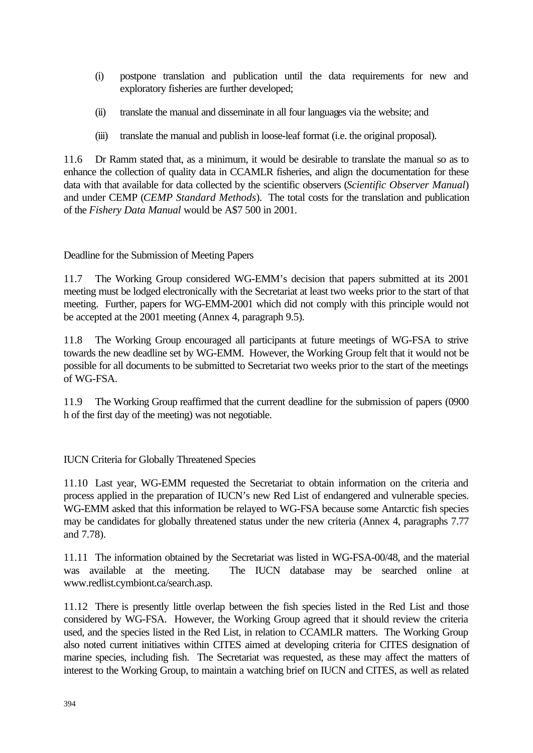(i) postpone translation and publication until the data requirements for new and exploratory fisheries are further developed;

(ii) translate the manual and disseminate in all four languages via the website; and

(iii) translate the manual and publish in loose-leaf format (i.e. the original proposal).

11.6 Dr Ramm stated that, as a minimum, it would be desirable to translate the manual so as to enhance the collection of quality data in CCAMLR fisheries, and align the documentation for these data with that available for data collected by the scientific observers (*Scientific Observer Manual*) and under CEMP (*CEMP Standard Methods*). The total costs for the translation and publication of the *Fishery Data Manual* would be A$7 500 in 2001.

## Deadline for the Submission of Meeting Papers

11.7 The Working Group considered WG-EMM's decision that papers submitted at its 2001 meeting must be lodged electronically with the Secretariat at least two weeks prior to the start of that meeting. Further, papers for WG-EMM-2001 which did not comply with this principle would not be accepted at the 2001 meeting (Annex 4, paragraph 9.5).

11.8 The Working Group encouraged all participants at future meetings of WG-FSA to strive towards the new deadline set by WG-EMM. However, the Working Group felt that it would not be possible for all documents to be submitted to Secretariat two weeks prior to the start of the meetings of WG-FSA.

11.9 The Working Group reaffirmed that the current deadline for the submission of papers (0900 h of the first day of the meeting) was not negotiable.

## IUCN Criteria for Globally Threatened Species

11.10 Last year, WG-EMM requested the Secretariat to obtain information on the criteria and process applied in the preparation of IUCN's new Red List of endangered and vulnerable species. WG-EMM asked that this information be relayed to WG-FSA because some Antarctic fish species may be candidates for globally threatened status under the new criteria (Annex 4, paragraphs 7.77 and 7.78).

11.11 The information obtained by the Secretariat was listed in WG-FSA-00/48, and the material was available at the meeting. The IUCN database may be searched online at www.redlist.cymbiont.ca/search.asp.

11.12 There is presently little overlap between the fish species listed in the Red List and those considered by WG-FSA. However, the Working Group agreed that it should review the criteria used, and the species listed in the Red List, in relation to CCAMLR matters. The Working Group also noted current initiatives within CITES aimed at developing criteria for CITES designation of marine species, including fish. The Secretariat was requested, as these may affect the matters of interest to the Working Group, to maintain a watching brief on IUCN and CITES, as well as related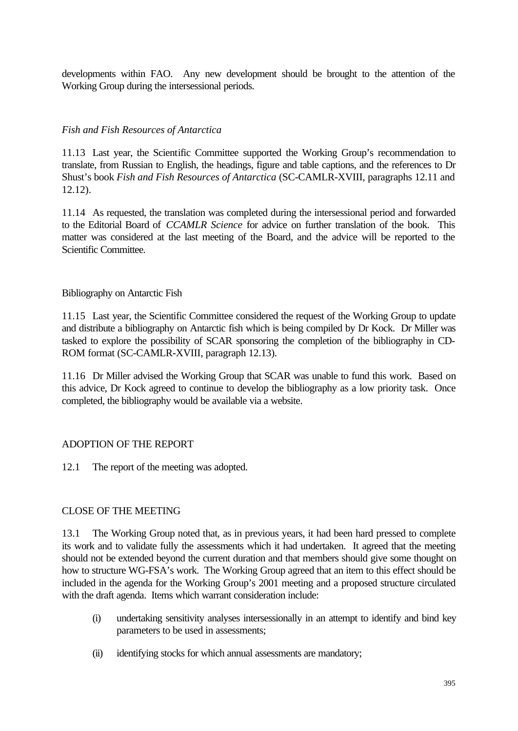developments within FAO. Any new development should be brought to the attention of the Working Group during the intersessional periods.

### *Fish and Fish Resources of Antarctica*

11.13 Last year, the Scientific Committee supported the Working Group's recommendation to translate, from Russian to English, the headings, figure and table captions, and the references to Dr Shust's book *Fish and Fish Resources of Antarctica* (SC-CAMLR-XVIII, paragraphs 12.11 and 12.12).

11.14 As requested, the translation was completed during the intersessional period and forwarded to the Editorial Board of *CCAMLR Science* for advice on further translation of the book. This matter was considered at the last meeting of the Board, and the advice will be reported to the Scientific Committee.

### Bibliography on Antarctic Fish

11.15 Last year, the Scientific Committee considered the request of the Working Group to update and distribute a bibliography on Antarctic fish which is being compiled by Dr Kock. Dr Miller was tasked to explore the possibility of SCAR sponsoring the completion of the bibliography in CD-ROM format (SC-CAMLR-XVIII, paragraph 12.13).

11.16 Dr Miller advised the Working Group that SCAR was unable to fund this work. Based on this advice, Dr Kock agreed to continue to develop the bibliography as a low priority task. Once completed, the bibliography would be available via a website.

## ADOPTION OF THE REPORT

12.1 The report of the meeting was adopted.

## CLOSE OF THE MEETING

13.1 The Working Group noted that, as in previous years, it had been hard pressed to complete its work and to validate fully the assessments which it had undertaken. It agreed that the meeting should not be extended beyond the current duration and that members should give some thought on how to structure WG-FSA's work. The Working Group agreed that an item to this effect should be included in the agenda for the Working Group's 2001 meeting and a proposed structure circulated with the draft agenda. Items which warrant consideration include:

(i) undertaking sensitivity analyses intersessionally in an attempt to identify and bind key parameters to be used in assessments;

(ii) identifying stocks for which annual assessments are mandatory;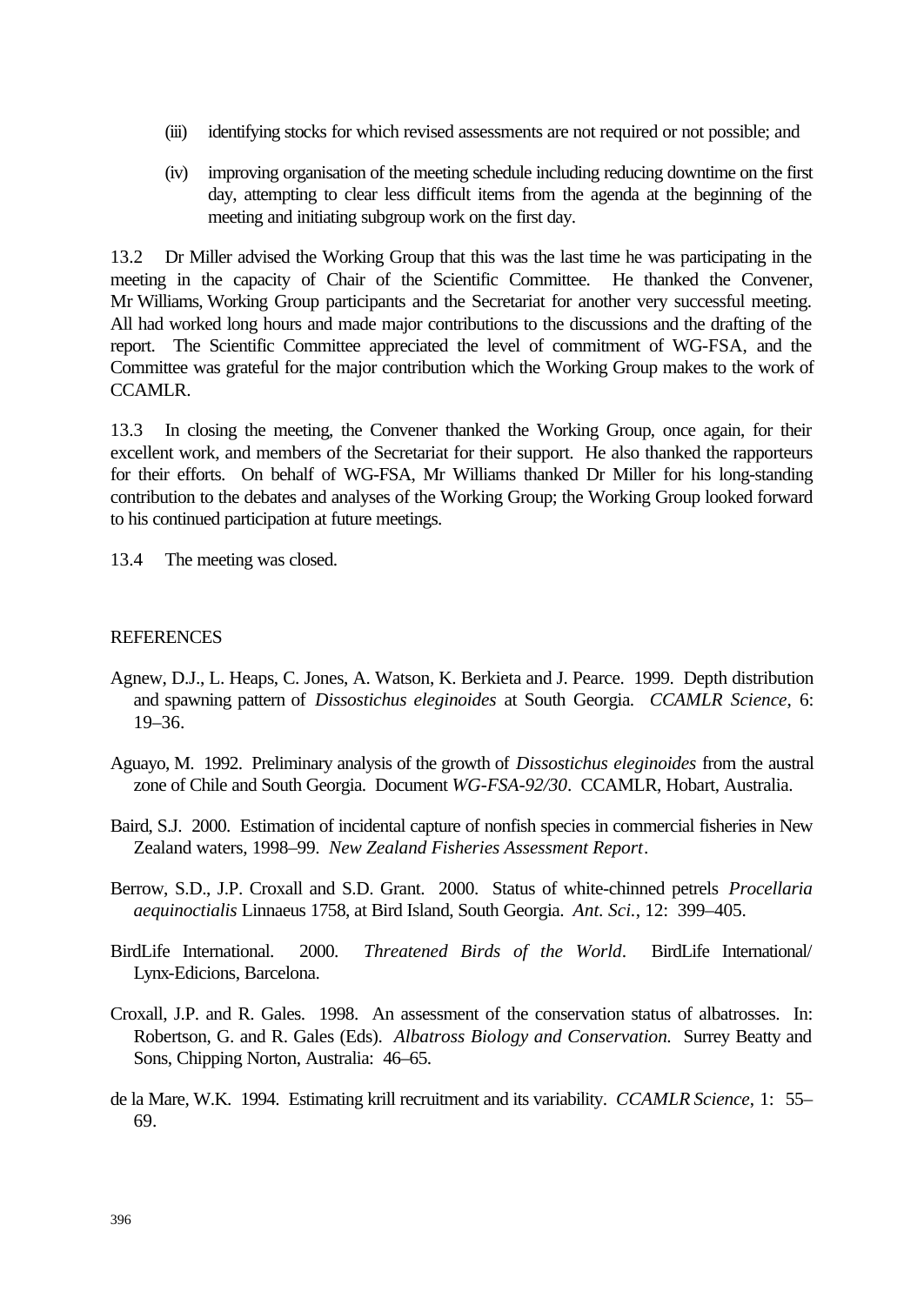(iii) identifying stocks for which revised assessments are not required or not possible; and

(iv) improving organisation of the meeting schedule including reducing downtime on the first day, attempting to clear less difficult items from the agenda at the beginning of the meeting and initiating subgroup work on the first day.

13.2 Dr Miller advised the Working Group that this was the last time he was participating in the meeting in the capacity of Chair of the Scientific Committee. He thanked the Convener, Mr Williams, Working Group participants and the Secretariat for another very successful meeting. All had worked long hours and made major contributions to the discussions and the drafting of the report. The Scientific Committee appreciated the level of commitment of WG-FSA, and the Committee was grateful for the major contribution which the Working Group makes to the work of CCAMLR.

13.3 In closing the meeting, the Convener thanked the Working Group, once again, for their excellent work, and members of the Secretariat for their support. He also thanked the rapporteurs for their efforts. On behalf of WG-FSA, Mr Williams thanked Dr Miller for his long-standing contribution to the debates and analyses of the Working Group; the Working Group looked forward to his continued participation at future meetings.

13.4 The meeting was closed.

## REFERENCES

Agnew, D.J., L. Heaps, C. Jones, A. Watson, K. Berkieta and J. Pearce. 1999. Depth distribution and spawning pattern of *Dissostichus eleginoides* at South Georgia. *CCAMLR Science*, 6: 19–36.

Aguayo, M. 1992. Preliminary analysis of the growth of *Dissostichus eleginoides* from the austral zone of Chile and South Georgia. Document *WG-FSA-92/30*. CCAMLR, Hobart, Australia.

Baird, S.J. 2000. Estimation of incidental capture of nonfish species in commercial fisheries in New Zealand waters, 1998–99. *New Zealand Fisheries Assessment Report*.

Berrow, S.D., J.P. Croxall and S.D. Grant. 2000. Status of white-chinned petrels *Procellaria aequinoctialis* Linnaeus 1758, at Bird Island, South Georgia. *Ant. Sci.*, 12: 399–405.

BirdLife International. 2000. *Threatened Birds of the World*. BirdLife International/ Lynx-Edicions, Barcelona.

Croxall, J.P. and R. Gales. 1998. An assessment of the conservation status of albatrosses. In: Robertson, G. and R. Gales (Eds). *Albatross Biology and Conservation.* Surrey Beatty and Sons, Chipping Norton, Australia: 46–65.

de la Mare, W.K. 1994. Estimating krill recruitment and its variability. *CCAMLR Science*, 1: 55–69.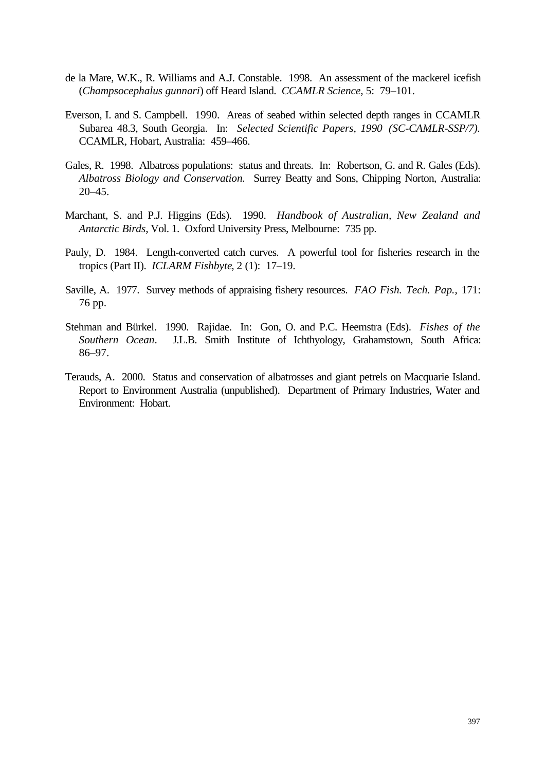de la Mare, W.K., R. Williams and A.J. Constable. 1998. An assessment of the mackerel icefish (*Champsocephalus gunnari*) off Heard Island. *CCAMLR Science*, 5: 79–101.

Everson, I. and S. Campbell. 1990. Areas of seabed within selected depth ranges in CCAMLR Subarea 48.3, South Georgia. In: *Selected Scientific Papers, 1990 (SC-CAMLR-SSP/7).* CCAMLR, Hobart, Australia: 459–466.

Gales, R. 1998. Albatross populations: status and threats. In: Robertson, G. and R. Gales (Eds). *Albatross Biology and Conservation.* Surrey Beatty and Sons, Chipping Norton, Australia: 20–45.

Marchant, S. and P.J. Higgins (Eds). 1990. *Handbook of Australian, New Zealand and Antarctic Birds*, Vol. 1. Oxford University Press, Melbourne: 735 pp.

Pauly, D. 1984. Length-converted catch curves. A powerful tool for fisheries research in the tropics (Part II). *ICLARM Fishbyte*, 2 (1): 17–19.

Saville, A. 1977. Survey methods of appraising fishery resources. *FAO Fish. Tech. Pap.*, 171: 76 pp.

Stehman and Bürkel. 1990. Rajidae. In: Gon, O. and P.C. Heemstra (Eds). *Fishes of the Southern Ocean*. J.L.B. Smith Institute of Ichthyology, Grahamstown, South Africa: 86–97.

Terauds, A. 2000. Status and conservation of albatrosses and giant petrels on Macquarie Island. Report to Environment Australia (unpublished). Department of Primary Industries, Water and Environment: Hobart.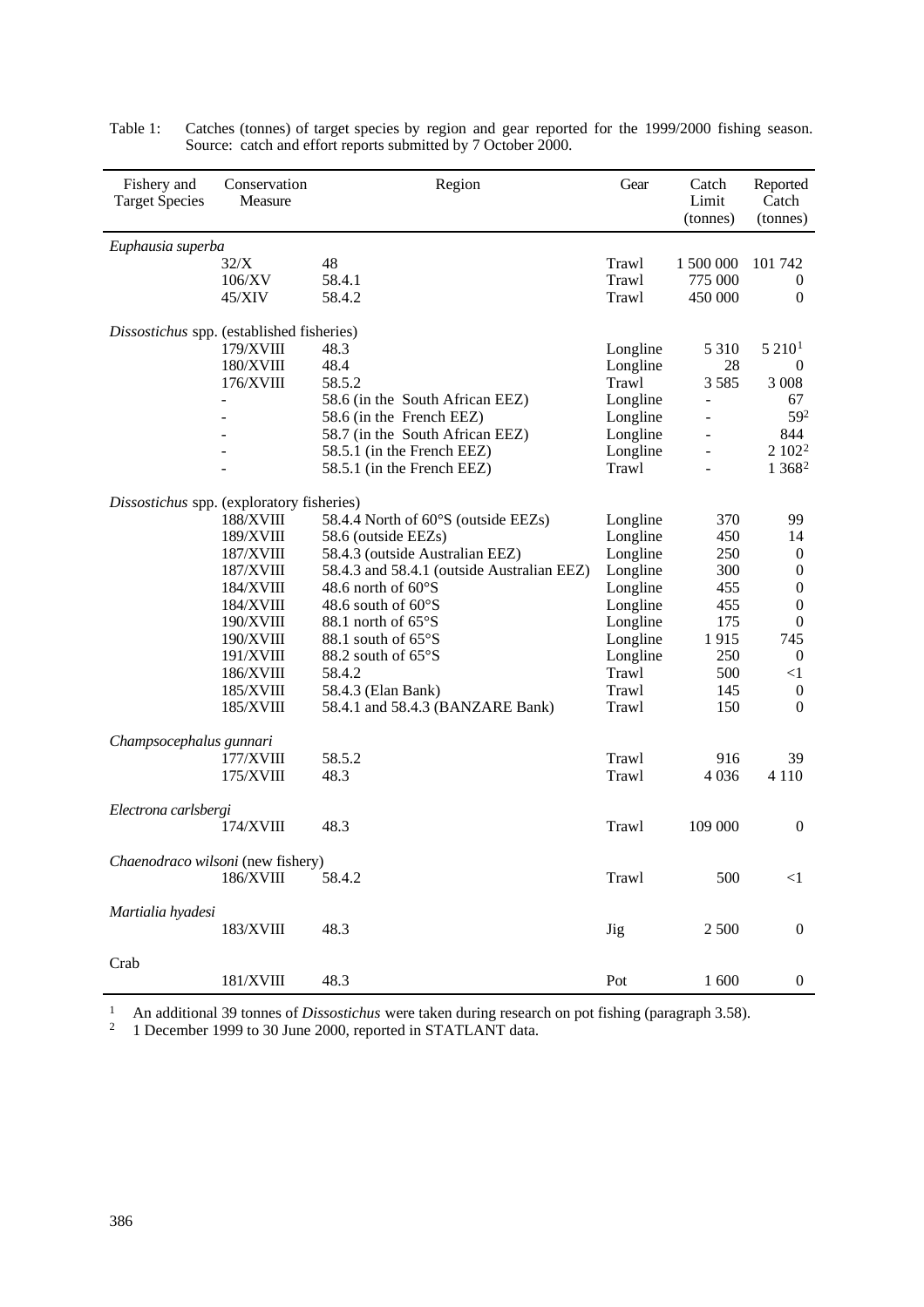Table 1: Catches (tonnes) of target species by region and gear reported for the 1999/2000 fishing season. Source: catch and effort reports submitted by 7 October 2000.

| Fishery and Target Species | Conservation Measure | Region | Gear | Catch Limit (tonnes) | Reported Catch (tonnes) |
|---|---|---|---|---|---|
| *Euphausia superba* | | | | | |
| | 32/X | 48 | Trawl | 1 500 000 | 101 742 |
| | 106/XV | 58.4.1 | Trawl | 775 000 | 0 |
| | 45/XIV | 58.4.2 | Trawl | 450 000 | 0 |
| *Dissostichus* spp. (established fisheries) | | | | | |
| | 179/XVIII | 48.3 | Longline | 5 310 | 5 210[1] |
| | 180/XVIII | 48.4 | Longline | 28 | 0 |
| | 176/XVIII | 58.5.2 | Trawl | 3 585 | 3 008 |
| | - | 58.6 (in the South African EEZ) | Longline | - | 67 |
| | - | 58.6 (in the French EEZ) | Longline | - | 59[2] |
| | - | 58.7 (in the South African EEZ) | Longline | - | 844 |
| | - | 58.5.1 (in the French EEZ) | Longline | - | 2 102[2] |
| | - | 58.5.1 (in the French EEZ) | Trawl | - | 1 368[2] |
| *Dissostichus* spp. (exploratory fisheries) | | | | | |
| | 188/XVIII | 58.4.4 North of 60°S (outside EEZs) | Longline | 370 | 99 |
| | 189/XVIII | 58.6 (outside EEZs) | Longline | 450 | 14 |
| | 187/XVIII | 58.4.3 (outside Australian EEZ) | Longline | 250 | 0 |
| | 187/XVIII | 58.4.3 and 58.4.1 (outside Australian EEZ) | Longline | 300 | 0 |
| | 184/XVIII | 48.6 north of 60°S | Longline | 455 | 0 |
| | 184/XVIII | 48.6 south of 60°S | Longline | 455 | 0 |
| | 190/XVIII | 88.1 north of 65°S | Longline | 175 | 0 |
| | 190/XVIII | 88.1 south of 65°S | Longline | 1 915 | 745 |
| | 191/XVIII | 88.2 south of 65°S | Longline | 250 | 0 |
| | 186/XVIII | 58.4.2 | Trawl | 500 | <1 |
| | 185/XVIII | 58.4.3 (Elan Bank) | Trawl | 145 | 0 |
| | 185/XVIII | 58.4.1 and 58.4.3 (BANZARE Bank) | Trawl | 150 | 0 |
| *Champsocephalus gunnari* | | | | | |
| | 177/XVIII | 58.5.2 | Trawl | 916 | 39 |
| | 175/XVIII | 48.3 | Trawl | 4 036 | 4 110 |
| *Electrona carlsbergi* | | | | | |
| | 174/XVIII | 48.3 | Trawl | 109 000 | 0 |
| *Chaenodraco wilsoni* (new fishery) | | | | | |
| | 186/XVIII | 58.4.2 | Trawl | 500 | <1 |
| *Martialia hyadesi* | | | | | |
| | 183/XVIII | 48.3 | Jig | 2 500 | 0 |
| Crab | | | | | |
| | 181/XVIII | 48.3 | Pot | 1 600 | 0 |

[1] An additional 39 tonnes of *Dissostichus* were taken during research on pot fishing (paragraph 3.58).
[2] 1 December 1999 to 30 June 2000, reported in STATLANT data.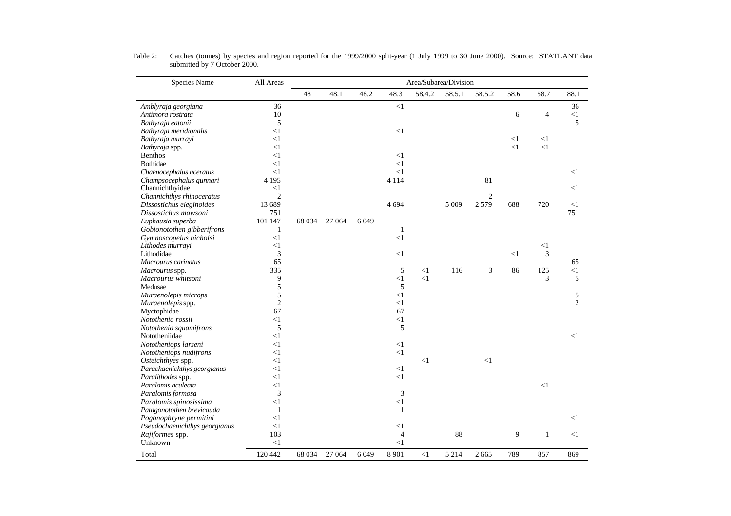Table 2: Catches (tonnes) by species and region reported for the 1999/2000 split-year (1 July 1999 to 30 June 2000). Source: STATLANT data submitted by 7 October 2000.

| Species Name | All Areas | Area/Subarea/Division | | | | | | | | | |
|---|---|---|---|---|---|---|---|---|---|---|---|
| | | 48 | 48.1 | 48.2 | 48.3 | 58.4.2 | 58.5.1 | 58.5.2 | 58.6 | 58.7 | 88.1 |
| *Amblyraja georgiana* | 36 | | | | <1 | | | | | | 36 |
| *Antimora rostrata* | 10 | | | | | | | | 6 | 4 | <1 |
| *Bathyraja eatonii* | 5 | | | | | | | | | | 5 |
| *Bathyraja meridionalis* | <1 | | | | <1 | | | | | | |
| *Bathyraja murrayi* | <1 | | | | | | | | <1 | <1 | |
| *Bathyraja* spp. | <1 | | | | | | | | <1 | <1 | |
| Benthos | <1 | | | | <1 | | | | | | |
| Bothidae | <1 | | | | <1 | | | | | | |
| *Chaenocephalus aceratus* | <1 | | | | <1 | | | | | | <1 |
| *Champsocephalus gunnari* | 4 195 | | | | 4 114 | | | 81 | | | |
| Channichthyidae | <1 | | | | | | | | | | <1 |
| *Channichthys rhinoceratus* | 2 | | | | | | | 2 | | | |
| *Dissostichus eleginoides* | 13 689 | | | | 4 694 | | 5 009 | 2 579 | 688 | 720 | <1 |
| *Dissostichus mawsoni* | 751 | | | | | | | | | | 751 |
| *Euphausia superba* | 101 147 | 68 034 | 27 064 | 6 049 | | | | | | | |
| *Gobionotothen gibberifrons* | 1 | | | | 1 | | | | | | |
| *Gymnoscopelus nicholsi* | <1 | | | | <1 | | | | | | |
| *Lithodes murrayi* | <1 | | | | | | | | | <1 | |
| Lithodidae | 3 | | | | <1 | | | | <1 | 3 | |
| *Macrourus carinatus* | 65 | | | | | | | | | | 65 |
| *Macrourus* spp. | 335 | | | | 5 | <1 | 116 | 3 | 86 | 125 | <1 |
| *Macrourus whitsoni* | 9 | | | | <1 | <1 | | | | 3 | 5 |
| Medusae | 5 | | | | 5 | | | | | | |
| *Muraenolepis microps* | 5 | | | | <1 | | | | | | 5 |
| *Muraenolepis* spp. | 2 | | | | <1 | | | | | | 2 |
| Myctophidae | 67 | | | | 67 | | | | | | |
| *Notothenia rossii* | <1 | | | | <1 | | | | | | |
| *Notothenia squamifrons* | 5 | | | | 5 | | | | | | |
| Nototheniidae | <1 | | | | | | | | | | <1 |
| *Nototheniops larseni* | <1 | | | | <1 | | | | | | |
| *Nototheniops nudifrons* | <1 | | | | <1 | | | | | | |
| *Osteichthyes* spp. | <1 | | | | | <1 | | <1 | | | |
| *Parachaenichthys georgianus* | <1 | | | | <1 | | | | | | |
| *Paralithodes* spp. | <1 | | | | <1 | | | | | | |
| *Paralomis aculeata* | <1 | | | | | | | | | <1 | |
| *Paralomis formosa* | 3 | | | | 3 | | | | | | |
| *Paralomis spinosissima* | <1 | | | | <1 | | | | | | |
| *Patagonotothen brevicauda* | 1 | | | | 1 | | | | | | |
| *Pogonophryne permitini* | <1 | | | | | | | | | | <1 |
| *Pseudochaenichthys georgianus* | <1 | | | | <1 | | | | | | |
| *Rajiformes* spp. | 103 | | | | 4 | | 88 | | 9 | 1 | <1 |
| Unknown | <1 | | | | <1 | | | | | | |
| Total | 120 442 | 68 034 | 27 064 | 6 049 | 8 901 | <1 | 5 214 | 2 665 | 789 | 857 | 869 |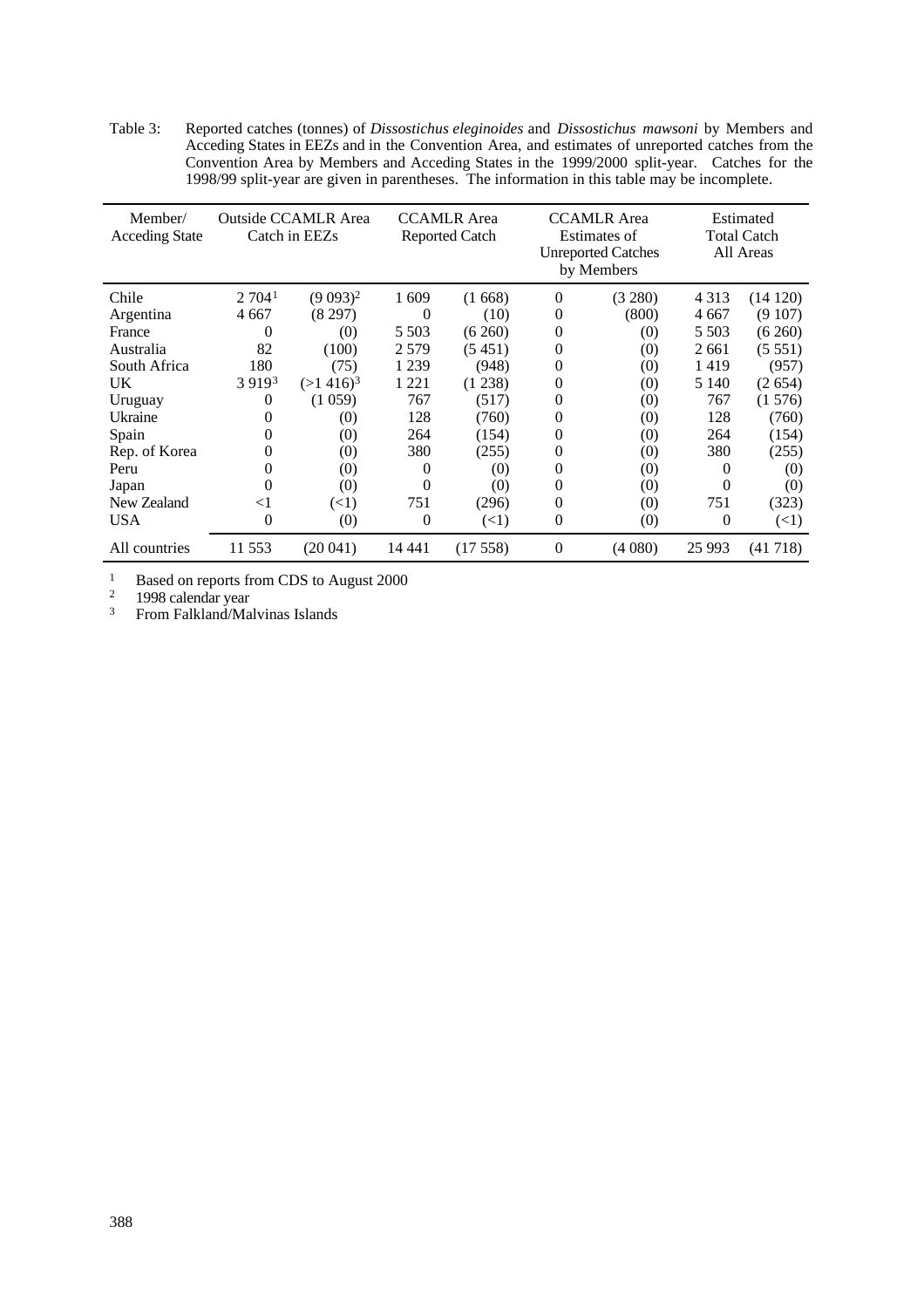Table 3: Reported catches (tonnes) of *Dissostichus eleginoides* and *Dissostichus mawsoni* by Members and Acceding States in EEZs and in the Convention Area, and estimates of unreported catches from the Convention Area by Members and Acceding States in the 1999/2000 split-year. Catches for the 1998/99 split-year are given in parentheses. The information in this table may be incomplete.

| Member/ Acceding State | Outside CCAMLR Area Catch in EEZs | | CCAMLR Area Reported Catch | | CCAMLR Area Estimates of Unreported Catches by Members | | Estimated Total Catch All Areas | |
|---|---|---|---|---|---|---|---|---|
| Chile | 2 704[1] | (9 093)[2] | 1 609 | (1 668) | 0 | (3 280) | 4 313 | (14 120) |
| Argentina | 4 667 | (8 297) | 0 | (10) | 0 | (800) | 4 667 | (9 107) |
| France | 0 | (0) | 5 503 | (6 260) | 0 | (0) | 5 503 | (6 260) |
| Australia | 82 | (100) | 2 579 | (5 451) | 0 | (0) | 2 661 | (5 551) |
| South Africa | 180 | (75) | 1 239 | (948) | 0 | (0) | 1 419 | (957) |
| UK | 3 919[3] | (>1 416)[3] | 1 221 | (1 238) | 0 | (0) | 5 140 | (2 654) |
| Uruguay | 0 | (1 059) | 767 | (517) | 0 | (0) | 767 | (1 576) |
| Ukraine | 0 | (0) | 128 | (760) | 0 | (0) | 128 | (760) |
| Spain | 0 | (0) | 264 | (154) | 0 | (0) | 264 | (154) |
| Rep. of Korea | 0 | (0) | 380 | (255) | 0 | (0) | 380 | (255) |
| Peru | 0 | (0) | 0 | (0) | 0 | (0) | 0 | (0) |
| Japan | 0 | (0) | 0 | (0) | 0 | (0) | 0 | (0) |
| New Zealand | <1 | (<1) | 751 | (296) | 0 | (0) | 751 | (323) |
| USA | 0 | (0) | 0 | (<1) | 0 | (0) | 0 | (<1) |
| All countries | 11 553 | (20 041) | 14 441 | (17 558) | 0 | (4 080) | 25 993 | (41 718) |

[1] Based on reports from CDS to August 2000
[2] 1998 calendar year
[3] From Falkland/Malvinas Islands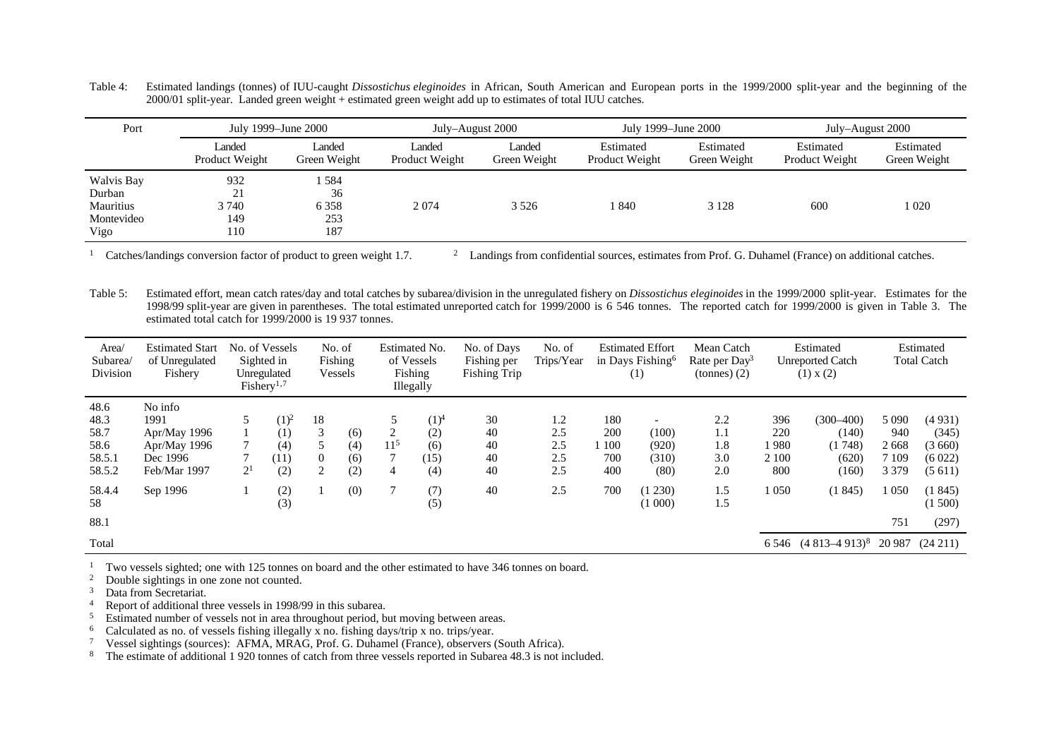Table 4: Estimated landings (tonnes) of IUU-caught *Dissostichus eleginoides* in African, South American and European ports in the 1999/2000 split-year and the beginning of the 2000/01 split-year. Landed green weight + estimated green weight add up to estimates of total IUU catches.

| Port | July 1999–June 2000 | | July–August 2000 | | July 1999–June 2000 | | July–August 2000 | |
|---|---|---|---|---|---|---|---|---|
| | Landed Product Weight | Landed Green Weight | Landed Product Weight | Landed Green Weight | Estimated Product Weight | Estimated Green Weight | Estimated Product Weight | Estimated Green Weight |
| Walvis Bay | 932 | 1 584 | | | | | | |
| Durban | 21 | 36 | | | | | | |
| Mauritius | 3 740 | 6 358 | 2 074 | 3 526 | 1 840 | 3 128 | 600 | 1 020 |
| Montevideo | 149 | 253 | | | | | | |
| Vigo | 110 | 187 | | | | | | |

[1] Catches/landings conversion factor of product to green weight 1.7. [2] Landings from confidential sources, estimates from Prof. G. Duhamel (France) on additional catches.

Table 5: Estimated effort, mean catch rates/day and total catches by subarea/division in the unregulated fishery on *Dissostichus eleginoides* in the 1999/2000 split-year. Estimates for the 1998/99 split-year are given in parentheses. The total estimated unreported catch for 1999/2000 is 6 546 tonnes. The reported catch for 1999/2000 is given in Table 3. The estimated total catch for 1999/2000 is 19 937 tonnes.

| Area/ Subarea/ Division | Estimated Start of Unregulated Fishery | No. of Vessels Sighted in Unregulated Fishery[1,7] | | No. of Fishing Vessels | | Estimated No. of Vessels Fishing Illegally | | No. of Days Fishing per Fishing Trip | No. of Trips/Year | Estimated Effort in Days Fishing[6] (1) | | Mean Catch Rate per Day[3] (tonnes) (2) | Estimated Unreported Catch (1) x (2) | | Estimated Total Catch | |
|---|---|---|---|---|---|---|---|---|---|---|---|---|---|---|---|---|
| 48.6 | No info | | | | | | | | | | | | | | | |
| 48.3 | 1991 | 5 | (1)[2] | 18 | | 5 | (1)[4] | 30 | 1.2 | 180 | - | 2.2 | 396 | (300–400) | 5 090 | (4 931) |
| 58.7 | Apr/May 1996 | 1 | (1) | 3 | (6) | 2 | (2) | 40 | 2.5 | 200 | (100) | 1.1 | 220 | (140) | 940 | (345) |
| 58.6 | Apr/May 1996 | 7 | (4) | 5 | (4) | 11[5] | (6) | 40 | 2.5 | 1 100 | (920) | 1.8 | 1 980 | (1 748) | 2 668 | (3 660) |
| 58.5.1 | Dec 1996 | 7 | (11) | 0 | (6) | 7 | (15) | 40 | 2.5 | 700 | (310) | 3.0 | 2 100 | (620) | 7 109 | (6 022) |
| 58.5.2 | Feb/Mar 1997 | 2[1] | (2) | 2 | (2) | 4 | (4) | 40 | 2.5 | 400 | (80) | 2.0 | 800 | (160) | 3 379 | (5 611) |
| 58.4.4 | Sep 1996 | 1 | (2) | 1 | (0) | 7 | (7) | 40 | 2.5 | 700 | (1 230) | 1.5 | 1 050 | (1 845) | 1 050 | (1 845) |
| 58 | | | (3) | | | | (5) | | | | (1 000) | 1.5 | | | | (1 500) |
| 88.1 | | | | | | | | | | | | | | | 751 | (297) |
| Total | | | | | | | | | | | | | 6 546 | (4 813–4 913)[8] | 20 987 | (24 211) |

[1] Two vessels sighted; one with 125 tonnes on board and the other estimated to have 346 tonnes on board.
[2] Double sightings in one zone not counted.
[3] Data from Secretariat.
[4] Report of additional three vessels in 1998/99 in this subarea.
[5] Estimated number of vessels not in area throughout period, but moving between areas.
[6] Calculated as no. of vessels fishing illegally x no. fishing days/trip x no. trips/year.
[7] Vessel sightings (sources): AFMA, MRAG, Prof. G. Duhamel (France), observers (South Africa).
[8] The estimate of additional 1 920 tonnes of catch from three vessels reported in Subarea 48.3 is not included.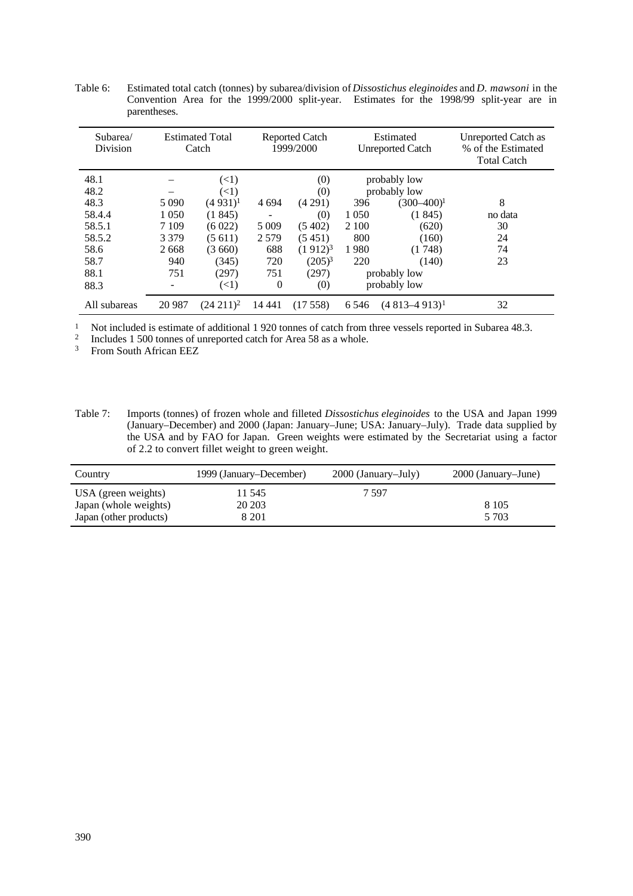Table 6: Estimated total catch (tonnes) by subarea/division of *Dissostichus eleginoides* and *D. mawsoni* in the Convention Area for the 1999/2000 split-year. Estimates for the 1998/99 split-year are in parentheses.

| Subarea/ Division | Estimated Total Catch | | Reported Catch 1999/2000 | | Estimated Unreported Catch | | Unreported Catch as % of the Estimated Total Catch |
|---|---|---|---|---|---|---|---|
| 48.1 | – | (<1) | | (0) | probably low | | |
| 48.2 | – | (<1) | | (0) | probably low | | |
| 48.3 | 5 090 | (4 931)[1] | 4 694 | (4 291) | 396 | (300–400)[1] | 8 |
| 58.4.4 | 1 050 | (1 845) | - | (0) | 1 050 | (1 845) | no data |
| 58.5.1 | 7 109 | (6 022) | 5 009 | (5 402) | 2 100 | (620) | 30 |
| 58.5.2 | 3 379 | (5 611) | 2 579 | (5 451) | 800 | (160) | 24 |
| 58.6 | 2 668 | (3 660) | 688 | (1 912)[3] | 1 980 | (1 748) | 74 |
| 58.7 | 940 | (345) | 720 | (205)[3] | 220 | (140) | 23 |
| 88.1 | 751 | (297) | 751 | (297) | probably low | | |
| 88.3 | - | (<1) | 0 | (0) | probably low | | |
| All subareas | 20 987 | (24 211)[2] | 14 441 | (17 558) | 6 546 | (4 813–4 913)[1] | 32 |

[1] Not included is estimate of additional 1 920 tonnes of catch from three vessels reported in Subarea 48.3.
[2] Includes 1 500 tonnes of unreported catch for Area 58 as a whole.
[3] From South African EEZ

Table 7: Imports (tonnes) of frozen whole and filleted *Dissostichus eleginoides* to the USA and Japan 1999 (January–December) and 2000 (Japan: January–June; USA: January–July). Trade data supplied by the USA and by FAO for Japan. Green weights were estimated by the Secretariat using a factor of 2.2 to convert fillet weight to green weight.

| Country | 1999 (January–December) | 2000 (January–July) | 2000 (January–June) |
|---|---|---|---|
| USA (green weights) | 11 545 | 7 597 | |
| Japan (whole weights) | 20 203 | | 8 105 |
| Japan (other products) | 8 201 | | 5 703 |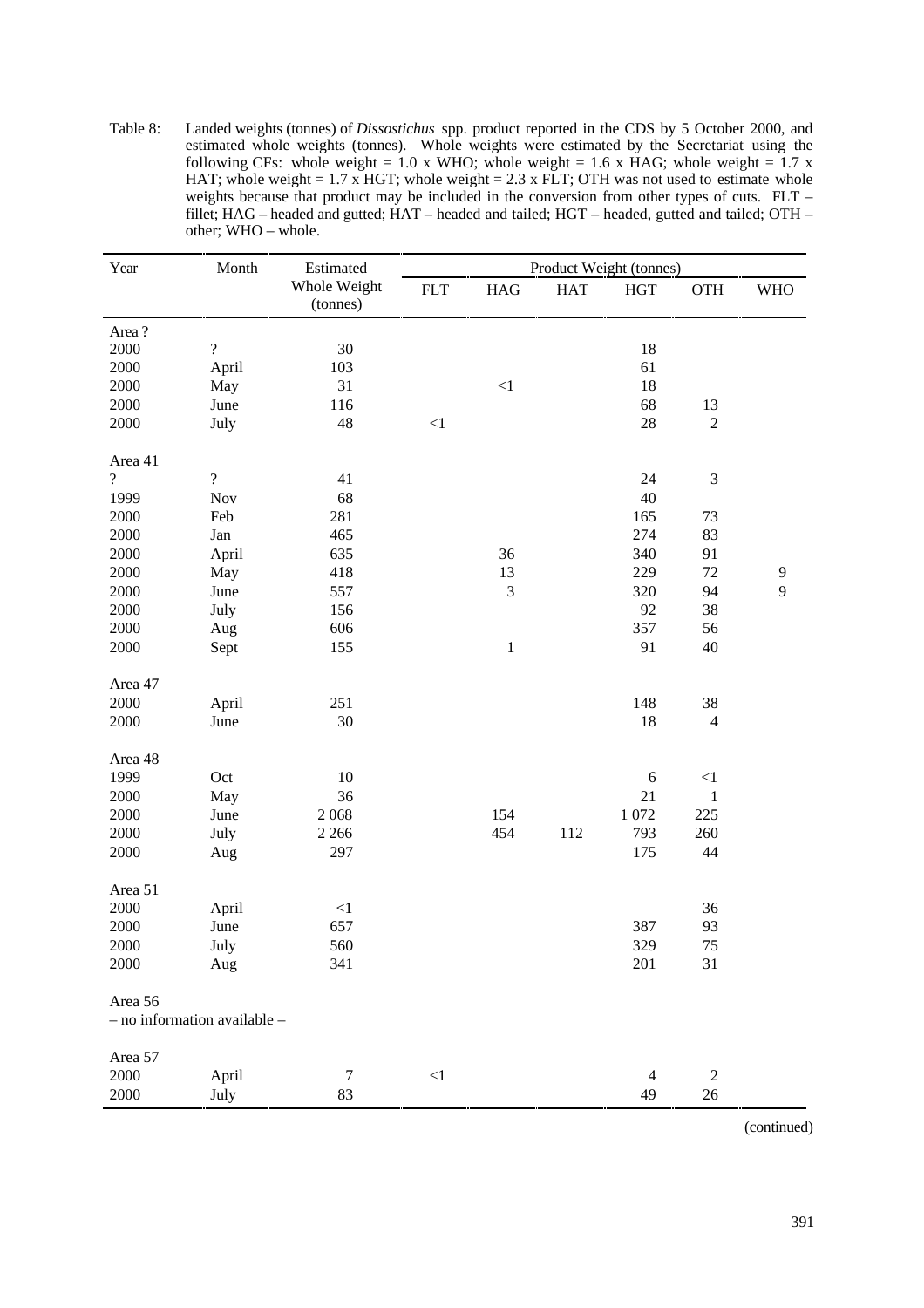Table 8: Landed weights (tonnes) of *Dissostichus* spp. product reported in the CDS by 5 October 2000, and estimated whole weights (tonnes). Whole weights were estimated by the Secretariat using the following CFs: whole weight = 1.0 x WHO; whole weight = 1.6 x HAG; whole weight = 1.7 x HAT; whole weight = 1.7 x HGT; whole weight = 2.3 x FLT; OTH was not used to estimate whole weights because that product may be included in the conversion from other types of cuts. FLT – fillet; HAG – headed and gutted; HAT – headed and tailed; HGT – headed, gutted and tailed; OTH – other; WHO – whole.

| Year | Month | Estimated Whole Weight (tonnes) | Product Weight (tonnes) | | | | | |
|---|---|---|---|---|---|---|---|---|
| | | | FLT | HAG | HAT | HGT | OTH | WHO |
| Area ? | | | | | | | | |
| 2000 | ? | 30 | | | | 18 | | |
| 2000 | April | 103 | | | | 61 | | |
| 2000 | May | 31 | | <1 | | 18 | | |
| 2000 | June | 116 | | | | 68 | 13 | |
| 2000 | July | 48 | <1 | | | 28 | 2 | |
| Area 41 | | | | | | | | |
| ? | ? | 41 | | | | 24 | 3 | |
| 1999 | Nov | 68 | | | | 40 | | |
| 2000 | Feb | 281 | | | | 165 | 73 | |
| 2000 | Jan | 465 | | | | 274 | 83 | |
| 2000 | April | 635 | | 36 | | 340 | 91 | |
| 2000 | May | 418 | | 13 | | 229 | 72 | 9 |
| 2000 | June | 557 | | 3 | | 320 | 94 | 9 |
| 2000 | July | 156 | | | | 92 | 38 | |
| 2000 | Aug | 606 | | | | 357 | 56 | |
| 2000 | Sept | 155 | | 1 | | 91 | 40 | |
| Area 47 | | | | | | | | |
| 2000 | April | 251 | | | | 148 | 38 | |
| 2000 | June | 30 | | | | 18 | 4 | |
| Area 48 | | | | | | | | |
| 1999 | Oct | 10 | | | | 6 | <1 | |
| 2000 | May | 36 | | | | 21 | 1 | |
| 2000 | June | 2 068 | | 154 | | 1 072 | 225 | |
| 2000 | July | 2 266 | | 454 | 112 | 793 | 260 | |
| 2000 | Aug | 297 | | | | 175 | 44 | |
| Area 51 | | | | | | | | |
| 2000 | April | <1 | | | | | 36 | |
| 2000 | June | 657 | | | | 387 | 93 | |
| 2000 | July | 560 | | | | 329 | 75 | |
| 2000 | Aug | 341 | | | | 201 | 31 | |
| Area 56 | | | | | | | | |
| – no information available – | | | | | | | | |
| Area 57 | | | | | | | | |
| 2000 | April | 7 | <1 | | | 4 | 2 | |
| 2000 | July | 83 | | | | 49 | 26 | |

(continued)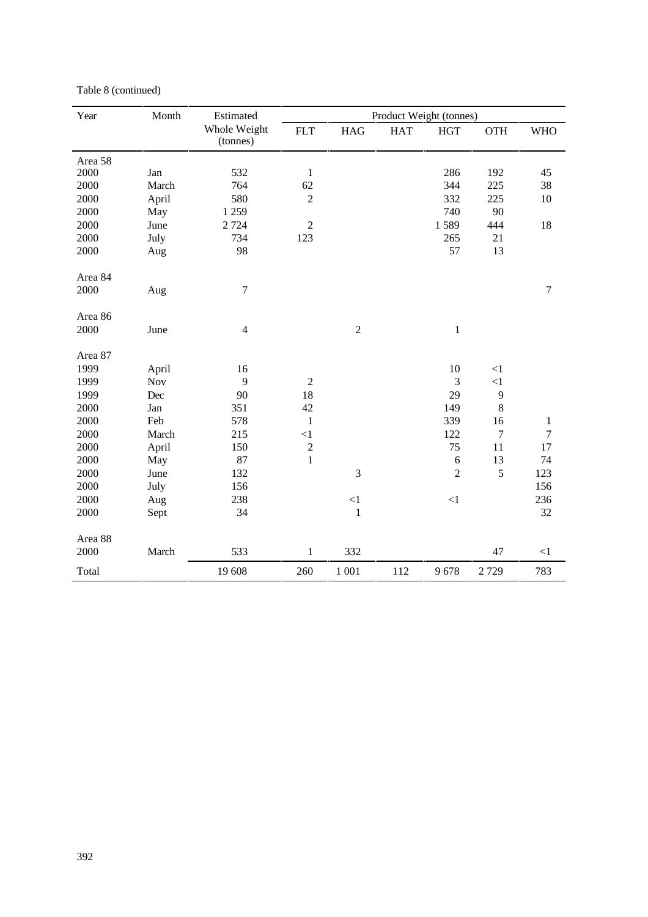Table 8 (continued)

| Year | Month | Estimated Whole Weight (tonnes) | Product Weight (tonnes) | | | | | |
|---|---|---|---|---|---|---|---|---|
| | | | FLT | HAG | HAT | HGT | OTH | WHO |
| Area 58 | | | | | | | | |
| 2000 | Jan | 532 | 1 | | | 286 | 192 | 45 |
| 2000 | March | 764 | 62 | | | 344 | 225 | 38 |
| 2000 | April | 580 | 2 | | | 332 | 225 | 10 |
| 2000 | May | 1 259 | | | | 740 | 90 | |
| 2000 | June | 2 724 | 2 | | | 1 589 | 444 | 18 |
| 2000 | July | 734 | 123 | | | 265 | 21 | |
| 2000 | Aug | 98 | | | | 57 | 13 | |
| Area 84 | | | | | | | | |
| 2000 | Aug | 7 | | | | | | 7 |
| Area 86 | | | | | | | | |
| 2000 | June | 4 | | 2 | | 1 | | |
| Area 87 | | | | | | | | |
| 1999 | April | 16 | | | | 10 | <1 | |
| 1999 | Nov | 9 | 2 | | | 3 | <1 | |
| 1999 | Dec | 90 | 18 | | | 29 | 9 | |
| 2000 | Jan | 351 | 42 | | | 149 | 8 | |
| 2000 | Feb | 578 | 1 | | | 339 | 16 | 1 |
| 2000 | March | 215 | <1 | | | 122 | 7 | 7 |
| 2000 | April | 150 | 2 | | | 75 | 11 | 17 |
| 2000 | May | 87 | 1 | | | 6 | 13 | 74 |
| 2000 | June | 132 | | 3 | | 2 | 5 | 123 |
| 2000 | July | 156 | | | | | | 156 |
| 2000 | Aug | 238 | | <1 | | <1 | | 236 |
| 2000 | Sept | 34 | | 1 | | | | 32 |
| Area 88 | | | | | | | | |
| 2000 | March | 533 | 1 | 332 | | | 47 | <1 |
| Total | | 19 608 | 260 | 1 001 | 112 | 9 678 | 2 729 | 783 |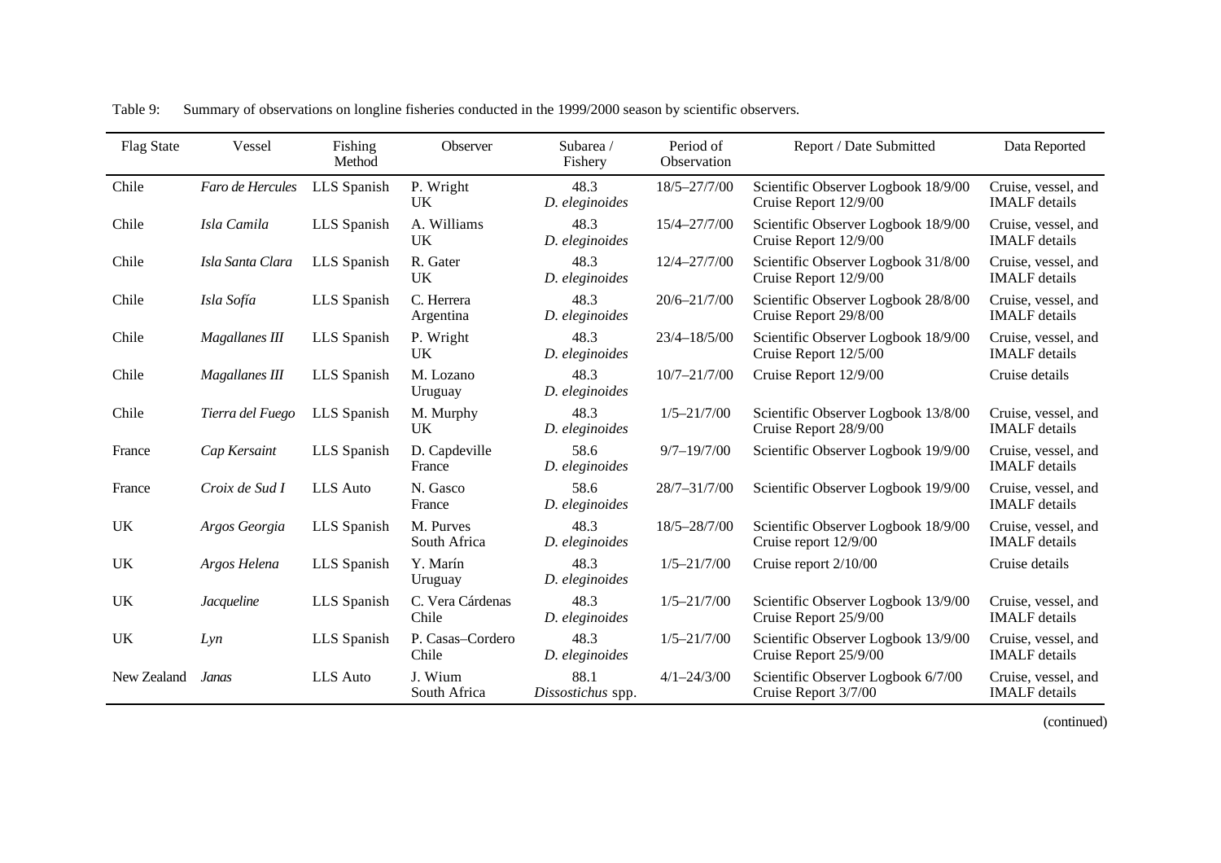Table 9: Summary of observations on longline fisheries conducted in the 1999/2000 season by scientific observers.

| Flag State | Vessel | Fishing Method | Observer | Subarea / Fishery | Period of Observation | Report / Date Submitted | Data Reported |
|---|---|---|---|---|---|---|---|
| Chile | *Faro de Hercules* | LLS Spanish | P. Wright UK | 48.3 *D. eleginoides* | 18/5–27/7/00 | Scientific Observer Logbook 18/9/00 Cruise Report 12/9/00 | Cruise, vessel, and IMALF details |
| Chile | *Isla Camila* | LLS Spanish | A. Williams UK | 48.3 *D. eleginoides* | 15/4–27/7/00 | Scientific Observer Logbook 18/9/00 Cruise Report 12/9/00 | Cruise, vessel, and IMALF details |
| Chile | *Isla Santa Clara* | LLS Spanish | R. Gater UK | 48.3 *D. eleginoides* | 12/4–27/7/00 | Scientific Observer Logbook 31/8/00 Cruise Report 12/9/00 | Cruise, vessel, and IMALF details |
| Chile | *Isla Sofía* | LLS Spanish | C. Herrera Argentina | 48.3 *D. eleginoides* | 20/6–21/7/00 | Scientific Observer Logbook 28/8/00 Cruise Report 29/8/00 | Cruise, vessel, and IMALF details |
| Chile | *Magallanes III* | LLS Spanish | P. Wright UK | 48.3 *D. eleginoides* | 23/4–18/5/00 | Scientific Observer Logbook 18/9/00 Cruise Report 12/5/00 | Cruise, vessel, and IMALF details |
| Chile | *Magallanes III* | LLS Spanish | M. Lozano Uruguay | 48.3 *D. eleginoides* | 10/7–21/7/00 | Cruise Report 12/9/00 | Cruise details |
| Chile | *Tierra del Fuego* | LLS Spanish | M. Murphy UK | 48.3 *D. eleginoides* | 1/5–21/7/00 | Scientific Observer Logbook 13/8/00 Cruise Report 28/9/00 | Cruise, vessel, and IMALF details |
| France | *Cap Kersaint* | LLS Spanish | D. Capdeville France | 58.6 *D. eleginoides* | 9/7–19/7/00 | Scientific Observer Logbook 19/9/00 | Cruise, vessel, and IMALF details |
| France | *Croix de Sud I* | LLS Auto | N. Gasco France | 58.6 *D. eleginoides* | 28/7–31/7/00 | Scientific Observer Logbook 19/9/00 | Cruise, vessel, and IMALF details |
| UK | *Argos Georgia* | LLS Spanish | M. Purves South Africa | 48.3 *D. eleginoides* | 18/5–28/7/00 | Scientific Observer Logbook 18/9/00 Cruise report 12/9/00 | Cruise, vessel, and IMALF details |
| UK | *Argos Helena* | LLS Spanish | Y. Marín Uruguay | 48.3 *D. eleginoides* | 1/5–21/7/00 | Cruise report 2/10/00 | Cruise details |
| UK | *Jacqueline* | LLS Spanish | C. Vera Cárdenas Chile | 48.3 *D. eleginoides* | 1/5–21/7/00 | Scientific Observer Logbook 13/9/00 Cruise Report 25/9/00 | Cruise, vessel, and IMALF details |
| UK | *Lyn* | LLS Spanish | P. Casas–Cordero Chile | 48.3 *D. eleginoides* | 1/5–21/7/00 | Scientific Observer Logbook 13/9/00 Cruise Report 25/9/00 | Cruise, vessel, and IMALF details |
| New Zealand | *Janas* | LLS Auto | J. Wium South Africa | 88.1 *Dissostichus* spp. | 4/1–24/3/00 | Scientific Observer Logbook 6/7/00 Cruise Report 3/7/00 | Cruise, vessel, and IMALF details |

(continued)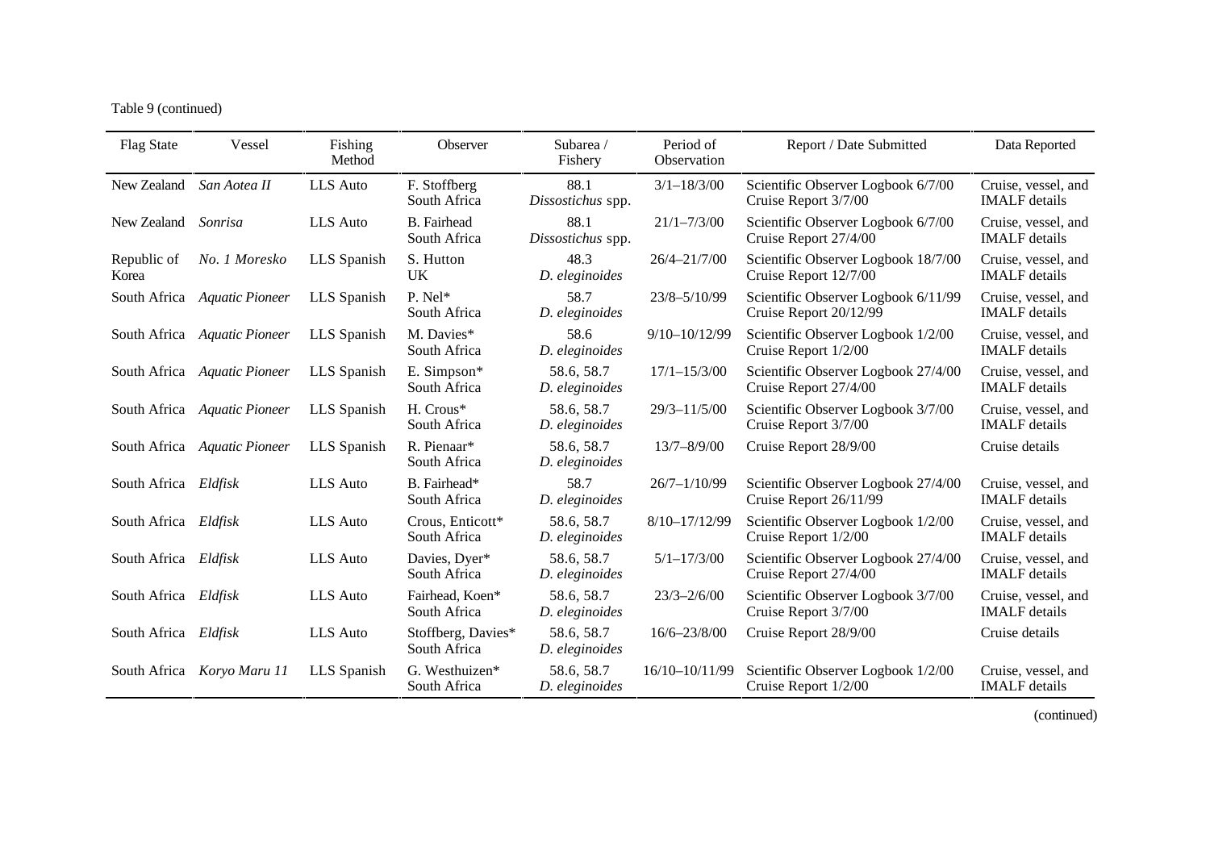Table 9 (continued)

| Flag State | Vessel | Fishing Method | Observer | Subarea / Fishery | Period of Observation | Report / Date Submitted | Data Reported |
|---|---|---|---|---|---|---|---|
| New Zealand | *San Aotea II* | LLS Auto | F. Stoffberg South Africa | 88.1 *Dissostichus* spp. | 3/1–18/3/00 | Scientific Observer Logbook 6/7/00 Cruise Report 3/7/00 | Cruise, vessel, and IMALF details |
| New Zealand | *Sonrisa* | LLS Auto | B. Fairhead South Africa | 88.1 *Dissostichus* spp. | 21/1–7/3/00 | Scientific Observer Logbook 6/7/00 Cruise Report 27/4/00 | Cruise, vessel, and IMALF details |
| Republic of Korea | *No. 1 Moresko* | LLS Spanish | S. Hutton UK | 48.3 *D. eleginoides* | 26/4–21/7/00 | Scientific Observer Logbook 18/7/00 Cruise Report 12/7/00 | Cruise, vessel, and IMALF details |
| South Africa | *Aquatic Pioneer* | LLS Spanish | P. Nel* South Africa | 58.7 *D. eleginoides* | 23/8–5/10/99 | Scientific Observer Logbook 6/11/99 Cruise Report 20/12/99 | Cruise, vessel, and IMALF details |
| South Africa | *Aquatic Pioneer* | LLS Spanish | M. Davies* South Africa | 58.6 *D. eleginoides* | 9/10–10/12/99 | Scientific Observer Logbook 1/2/00 Cruise Report 1/2/00 | Cruise, vessel, and IMALF details |
| South Africa | *Aquatic Pioneer* | LLS Spanish | E. Simpson* South Africa | 58.6, 58.7 *D. eleginoides* | 17/1–15/3/00 | Scientific Observer Logbook 27/4/00 Cruise Report 27/4/00 | Cruise, vessel, and IMALF details |
| South Africa | *Aquatic Pioneer* | LLS Spanish | H. Crous* South Africa | 58.6, 58.7 *D. eleginoides* | 29/3–11/5/00 | Scientific Observer Logbook 3/7/00 Cruise Report 3/7/00 | Cruise, vessel, and IMALF details |
| South Africa | *Aquatic Pioneer* | LLS Spanish | R. Pienaar* South Africa | 58.6, 58.7 *D. eleginoides* | 13/7–8/9/00 | Cruise Report 28/9/00 | Cruise details |
| South Africa | *Eldfisk* | LLS Auto | B. Fairhead* South Africa | 58.7 *D. eleginoides* | 26/7–1/10/99 | Scientific Observer Logbook 27/4/00 Cruise Report 26/11/99 | Cruise, vessel, and IMALF details |
| South Africa | *Eldfisk* | LLS Auto | Crous, Enticott* South Africa | 58.6, 58.7 *D. eleginoides* | 8/10–17/12/99 | Scientific Observer Logbook 1/2/00 Cruise Report 1/2/00 | Cruise, vessel, and IMALF details |
| South Africa | *Eldfisk* | LLS Auto | Davies, Dyer* South Africa | 58.6, 58.7 *D. eleginoides* | 5/1–17/3/00 | Scientific Observer Logbook 27/4/00 Cruise Report 27/4/00 | Cruise, vessel, and IMALF details |
| South Africa | *Eldfisk* | LLS Auto | Fairhead, Koen* South Africa | 58.6, 58.7 *D. eleginoides* | 23/3–2/6/00 | Scientific Observer Logbook 3/7/00 Cruise Report 3/7/00 | Cruise, vessel, and IMALF details |
| South Africa | *Eldfisk* | LLS Auto | Stoffberg, Davies* South Africa | 58.6, 58.7 *D. eleginoides* | 16/6–23/8/00 | Cruise Report 28/9/00 | Cruise details |
| South Africa | *Koryo Maru 11* | LLS Spanish | G. Westhuizen* South Africa | 58.6, 58.7 *D. eleginoides* | 16/10–10/11/99 | Scientific Observer Logbook 1/2/00 Cruise Report 1/2/00 | Cruise, vessel, and IMALF details |

(continued)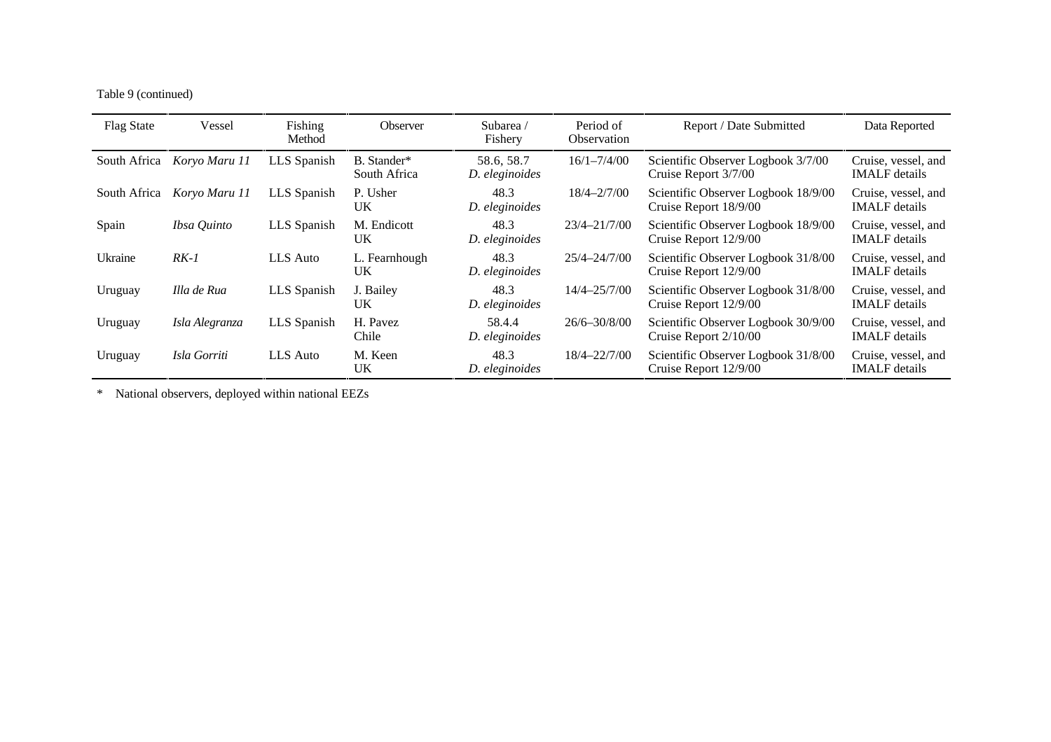Table 9 (continued)

| Flag State | Vessel | Fishing Method | Observer | Subarea / Fishery | Period of Observation | Report / Date Submitted | Data Reported |
|---|---|---|---|---|---|---|---|
| South Africa | *Koryo Maru 11* | LLS Spanish | B. Stander* South Africa | 58.6, 58.7 *D. eleginoides* | 16/1–7/4/00 | Scientific Observer Logbook 3/7/00 Cruise Report 3/7/00 | Cruise, vessel, and IMALF details |
| South Africa | *Koryo Maru 11* | LLS Spanish | P. Usher UK | 48.3 *D. eleginoides* | 18/4–2/7/00 | Scientific Observer Logbook 18/9/00 Cruise Report 18/9/00 | Cruise, vessel, and IMALF details |
| Spain | *Ibsa Quinto* | LLS Spanish | M. Endicott UK | 48.3 *D. eleginoides* | 23/4–21/7/00 | Scientific Observer Logbook 18/9/00 Cruise Report 12/9/00 | Cruise, vessel, and IMALF details |
| Ukraine | *RK-1* | LLS Auto | L. Fearnhough UK | 48.3 *D. eleginoides* | 25/4–24/7/00 | Scientific Observer Logbook 31/8/00 Cruise Report 12/9/00 | Cruise, vessel, and IMALF details |
| Uruguay | *Illa de Rua* | LLS Spanish | J. Bailey UK | 48.3 *D. eleginoides* | 14/4–25/7/00 | Scientific Observer Logbook 31/8/00 Cruise Report 12/9/00 | Cruise, vessel, and IMALF details |
| Uruguay | *Isla Alegranza* | LLS Spanish | H. Pavez Chile | 58.4.4 *D. eleginoides* | 26/6–30/8/00 | Scientific Observer Logbook 30/9/00 Cruise Report 2/10/00 | Cruise, vessel, and IMALF details |
| Uruguay | *Isla Gorriti* | LLS Auto | M. Keen UK | 48.3 *D. eleginoides* | 18/4–22/7/00 | Scientific Observer Logbook 31/8/00 Cruise Report 12/9/00 | Cruise, vessel, and IMALF details |

* National observers, deployed within national EEZs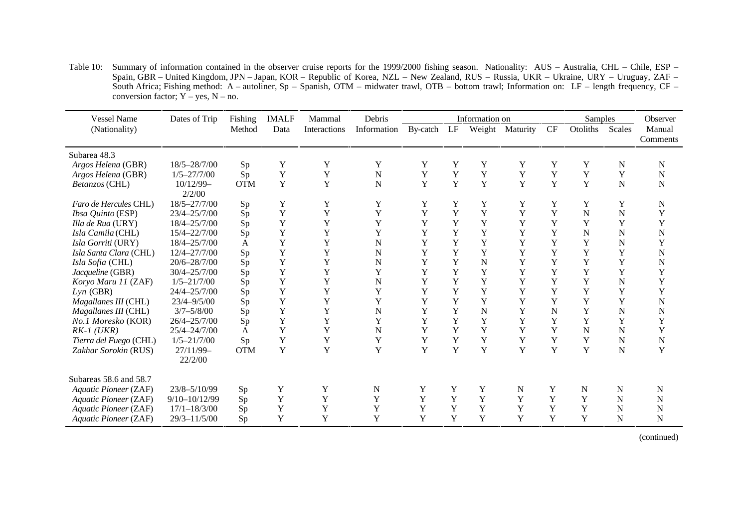Table 10: Summary of information contained in the observer cruise reports for the 1999/2000 fishing season. Nationality: AUS – Australia, CHL – Chile, ESP – Spain, GBR – United Kingdom, JPN – Japan, KOR – Republic of Korea, NZL – New Zealand, RUS – Russia, UKR – Ukraine, URY – Uruguay, ZAF – South Africa; Fishing method: A – autoliner, Sp – Spanish, OTM – midwater trawl, OTB – bottom trawl; Information on: LF – length frequency, CF – conversion factor; Y – yes, N – no.

| Vessel Name (Nationality) | Dates of Trip | Fishing Method | IMALF Data | Mammal Interactions | Debris Information | Information on | | | | | Samples | | Observer Manual Comments |
|---|---|---|---|---|---|---|---|---|---|---|---|---|---|
| | | | | | | By-catch | LF | Weight | Maturity | CF | Otoliths | Scales | |
| Subarea 48.3 | | | | | | | | | | | | | |
| *Argos Helena* (GBR) | 18/5–28/7/00 | Sp | Y | Y | Y | Y | Y | Y | Y | Y | Y | N | N |
| *Argos Helena* (GBR) | 1/5–27/7/00 | Sp | Y | Y | N | Y | Y | Y | Y | Y | Y | Y | N |
| *Betanzos* (CHL) | 10/12/99–2/2/00 | OTM | Y | Y | N | Y | Y | Y | Y | Y | Y | N | N |
| *Faro de Hercules* CHL) | 18/5–27/7/00 | Sp | Y | Y | Y | Y | Y | Y | Y | Y | Y | Y | N |
| *Ibsa Quinto* (ESP) | 23/4–25/7/00 | Sp | Y | Y | Y | Y | Y | Y | Y | Y | N | N | Y |
| *Illa de Rua* (URY) | 18/4–25/7/00 | Sp | Y | Y | Y | Y | Y | Y | Y | Y | Y | Y | Y |
| *Isla Camila* (CHL) | 15/4–22/7/00 | Sp | Y | Y | Y | Y | Y | Y | Y | Y | N | N | N |
| *Isla Gorriti* (URY) | 18/4–25/7/00 | A | Y | Y | N | Y | Y | Y | Y | Y | Y | N | Y |
| *Isla Santa Clara* (CHL) | 12/4–27/7/00 | Sp | Y | Y | N | Y | Y | Y | Y | Y | Y | Y | N |
| *Isla Sofia* (CHL) | 20/6–28/7/00 | Sp | Y | Y | N | Y | Y | N | Y | Y | Y | Y | N |
| *Jacqueline* (GBR) | 30/4–25/7/00 | Sp | Y | Y | Y | Y | Y | Y | Y | Y | Y | Y | Y |
| *Koryo Maru 11* (ZAF) | 1/5–21/7/00 | Sp | Y | Y | N | Y | Y | Y | Y | Y | Y | N | Y |
| *Lyn* (GBR) | 24/4–25/7/00 | Sp | Y | Y | Y | Y | Y | Y | Y | Y | Y | Y | Y |
| *Magallanes III* (CHL) | 23/4–9/5/00 | Sp | Y | Y | Y | Y | Y | Y | Y | Y | Y | Y | N |
| *Magallanes III* (CHL) | 3/7–5/8/00 | Sp | Y | Y | N | Y | Y | N | Y | N | Y | N | N |
| *No.1 Moresko* (KOR) | 26/4–25/7/00 | Sp | Y | Y | Y | Y | Y | Y | Y | Y | Y | Y | Y |
| *RK-1 (UKR)* | 25/4–24/7/00 | A | Y | Y | N | Y | Y | Y | Y | Y | N | N | Y |
| *Tierra del Fuego* (CHL) | 1/5–21/7/00 | Sp | Y | Y | Y | Y | Y | Y | Y | Y | Y | N | N |
| *Zakhar Sorokin* (RUS) | 27/11/99–22/2/00 | OTM | Y | Y | Y | Y | Y | Y | Y | Y | Y | N | Y |
| Subareas 58.6 and 58.7 | | | | | | | | | | | | | |
| *Aquatic Pioneer* (ZAF) | 23/8–5/10/99 | Sp | Y | Y | N | Y | Y | Y | N | Y | N | N | N |
| *Aquatic Pioneer* (ZAF) | 9/10–10/12/99 | Sp | Y | Y | Y | Y | Y | Y | Y | Y | Y | N | N |
| *Aquatic Pioneer* (ZAF) | 17/1–18/3/00 | Sp | Y | Y | Y | Y | Y | Y | Y | Y | Y | N | N |
| *Aquatic Pioneer* (ZAF) | 29/3–11/5/00 | Sp | Y | Y | Y | Y | Y | Y | Y | Y | Y | N | N |

(continued)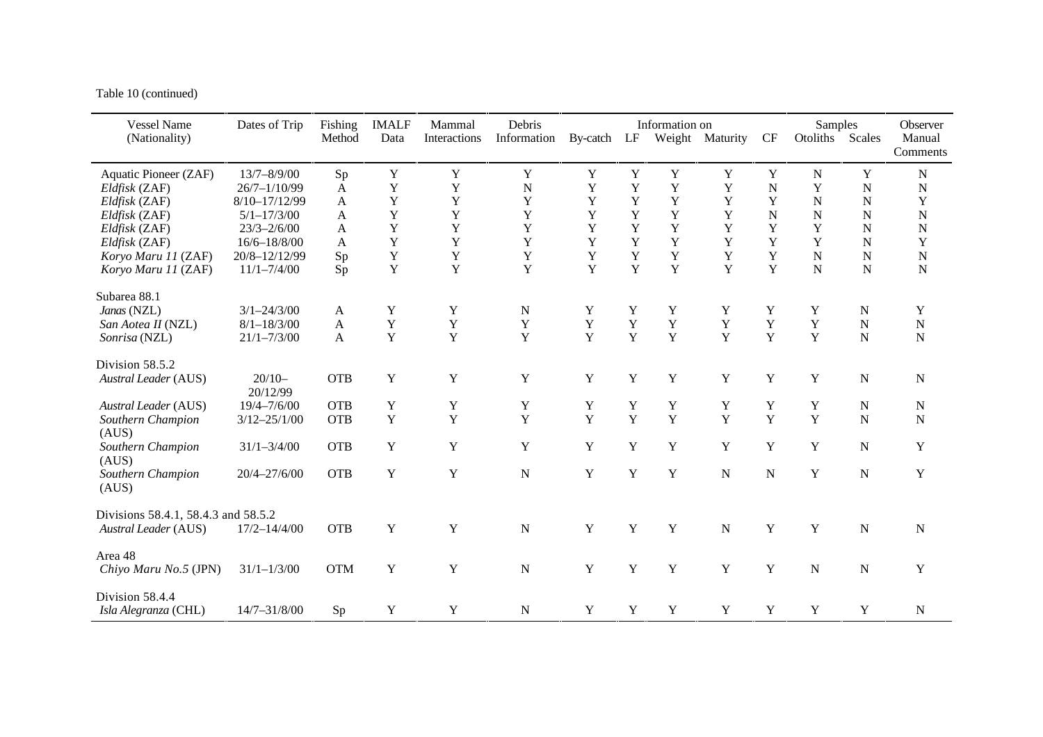Table 10 (continued)

| Vessel Name (Nationality) | Dates of Trip | Fishing Method | IMALF Data | Mammal Interactions | Debris Information | Information on | | | | | Samples | | Observer Manual Comments |
|---|---|---|---|---|---|---|---|---|---|---|---|---|---|
| | | | | | | By-catch | LF | Weight | Maturity | CF | Otoliths | Scales | |
| Aquatic Pioneer (ZAF) | 13/7–8/9/00 | Sp | Y | Y | Y | Y | Y | Y | Y | Y | N | Y | N |
| *Eldfisk* (ZAF) | 26/7–1/10/99 | A | Y | Y | N | Y | Y | Y | Y | N | Y | N | N |
| *Eldfisk* (ZAF) | 8/10–17/12/99 | A | Y | Y | Y | Y | Y | Y | Y | Y | N | N | Y |
| *Eldfisk* (ZAF) | 5/1–17/3/00 | A | Y | Y | Y | Y | Y | Y | Y | N | N | N | N |
| *Eldfisk* (ZAF) | 23/3–2/6/00 | A | Y | Y | Y | Y | Y | Y | Y | Y | Y | N | N |
| *Eldfisk* (ZAF) | 16/6–18/8/00 | A | Y | Y | Y | Y | Y | Y | Y | Y | Y | N | Y |
| *Koryo Maru 11* (ZAF) | 20/8–12/12/99 | Sp | Y | Y | Y | Y | Y | Y | Y | Y | N | N | N |
| *Koryo Maru 11* (ZAF) | 11/1–7/4/00 | Sp | Y | Y | Y | Y | Y | Y | Y | Y | N | N | N |
| Subarea 88.1 | | | | | | | | | | | | | |
| *Janas* (NZL) | 3/1–24/3/00 | A | Y | Y | N | Y | Y | Y | Y | Y | Y | N | Y |
| *San Aotea II* (NZL) | 8/1–18/3/00 | A | Y | Y | Y | Y | Y | Y | Y | Y | Y | N | N |
| *Sonrisa* (NZL) | 21/1–7/3/00 | A | Y | Y | Y | Y | Y | Y | Y | Y | Y | N | N |
| Division 58.5.2 | | | | | | | | | | | | | |
| *Austral Leader* (AUS) | 20/10–20/12/99 | OTB | Y | Y | Y | Y | Y | Y | Y | Y | Y | N | N |
| *Austral Leader* (AUS) | 19/4–7/6/00 | OTB | Y | Y | Y | Y | Y | Y | Y | Y | Y | N | N |
| *Southern Champion* (AUS) | 3/12–25/1/00 | OTB | Y | Y | Y | Y | Y | Y | Y | Y | Y | N | N |
| *Southern Champion* (AUS) | 31/1–3/4/00 | OTB | Y | Y | Y | Y | Y | Y | Y | Y | Y | N | Y |
| *Southern Champion* (AUS) | 20/4–27/6/00 | OTB | Y | Y | N | Y | Y | Y | N | N | Y | N | Y |
| Divisions 58.4.1, 58.4.3 and 58.5.2 | | | | | | | | | | | | | |
| *Austral Leader* (AUS) | 17/2–14/4/00 | OTB | Y | Y | N | Y | Y | Y | N | Y | Y | N | N |
| Area 48 | | | | | | | | | | | | | |
| *Chiyo Maru No.5* (JPN) | 31/1–1/3/00 | OTM | Y | Y | N | Y | Y | Y | Y | Y | N | N | Y |
| Division 58.4.4 | | | | | | | | | | | | | |
| *Isla Alegranza* (CHL) | 14/7–31/8/00 | Sp | Y | Y | N | Y | Y | Y | Y | Y | Y | Y | N |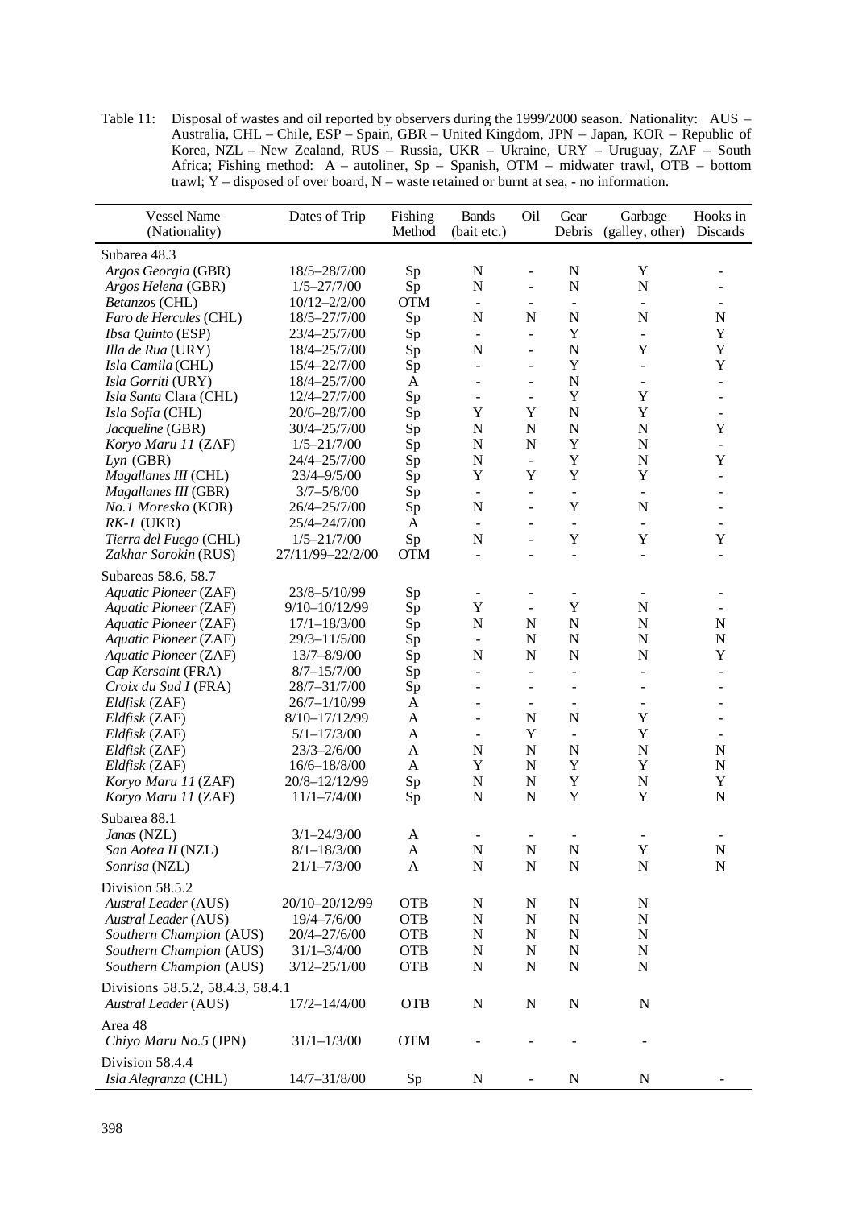Table 11: Disposal of wastes and oil reported by observers during the 1999/2000 season. Nationality: AUS – Australia, CHL – Chile, ESP – Spain, GBR – United Kingdom, JPN – Japan, KOR – Republic of Korea, NZL – New Zealand, RUS – Russia, UKR – Ukraine, URY – Uruguay, ZAF – South Africa; Fishing method: A – autoliner, Sp – Spanish, OTM – midwater trawl, OTB – bottom trawl; Y – disposed of over board, N – waste retained or burnt at sea, - no information.

| Vessel Name (Nationality) | Dates of Trip | Fishing Method | Bands (bait etc.) | Oil | Gear Debris | Garbage (galley, other) | Hooks in Discards |
|---|---|---|---|---|---|---|---|
| Subarea 48.3 | | | | | | | |
| *Argos Georgia* (GBR) | 18/5–28/7/00 | Sp | N | - | N | Y | - |
| *Argos Helena* (GBR) | 1/5–27/7/00 | Sp | N | - | N | N | - |
| *Betanzos* (CHL) | 10/12–2/2/00 | OTM | - | - | - | - | - |
| *Faro de Hercules* (CHL) | 18/5–27/7/00 | Sp | N | N | N | N | N |
| *Ibsa Quinto* (ESP) | 23/4–25/7/00 | Sp | - | - | Y | - | Y |
| *Illa de Rua* (URY) | 18/4–25/7/00 | Sp | N | - | N | Y | Y |
| *Isla Camila* (CHL) | 15/4–22/7/00 | Sp | - | - | Y | - | Y |
| *Isla Gorriti* (URY) | 18/4–25/7/00 | A | - | - | N | - | - |
| *Isla Santa* Clara (CHL) | 12/4–27/7/00 | Sp | - | - | Y | Y | - |
| *Isla Sofía* (CHL) | 20/6–28/7/00 | Sp | Y | Y | N | Y | - |
| *Jacqueline* (GBR) | 30/4–25/7/00 | Sp | N | N | N | N | Y |
| *Koryo Maru 11* (ZAF) | 1/5–21/7/00 | Sp | N | N | Y | N | - |
| *Lyn* (GBR) | 24/4–25/7/00 | Sp | N | - | Y | N | Y |
| *Magallanes III* (CHL) | 23/4–9/5/00 | Sp | Y | Y | Y | Y | - |
| *Magallanes III* (GBR) | 3/7–5/8/00 | Sp | - | - | - | - | - |
| *No.1 Moresko* (KOR) | 26/4–25/7/00 | Sp | N | - | Y | N | - |
| *RK-1* (UKR) | 25/4–24/7/00 | A | - | - | - | - | - |
| *Tierra del Fuego* (CHL) | 1/5–21/7/00 | Sp | N | - | Y | Y | Y |
| *Zakhar Sorokin* (RUS) | 27/11/99–22/2/00 | OTM | - | - | - | - | - |
| Subareas 58.6, 58.7 | | | | | | | |
| *Aquatic Pioneer* (ZAF) | 23/8–5/10/99 | Sp | - | - | - | - | - |
| *Aquatic Pioneer* (ZAF) | 9/10–10/12/99 | Sp | Y | - | Y | N | - |
| *Aquatic Pioneer* (ZAF) | 17/1–18/3/00 | Sp | N | N | N | N | N |
| *Aquatic Pioneer* (ZAF) | 29/3–11/5/00 | Sp | - | N | N | N | N |
| *Aquatic Pioneer* (ZAF) | 13/7–8/9/00 | Sp | N | N | N | N | Y |
| *Cap Kersaint* (FRA) | 8/7–15/7/00 | Sp | - | - | - | - | - |
| *Croix du Sud I* (FRA) | 28/7–31/7/00 | Sp | - | - | - | - | - |
| *Eldfisk* (ZAF) | 26/7–1/10/99 | A | - | - | - | - | - |
| *Eldfisk* (ZAF) | 8/10–17/12/99 | A | - | N | N | Y | - |
| *Eldfisk* (ZAF) | 5/1–17/3/00 | A | - | Y | - | Y | - |
| *Eldfisk* (ZAF) | 23/3–2/6/00 | A | N | N | N | N | N |
| *Eldfisk* (ZAF) | 16/6–18/8/00 | A | Y | N | Y | Y | N |
| *Koryo Maru 11* (ZAF) | 20/8–12/12/99 | Sp | N | N | Y | N | Y |
| *Koryo Maru 11* (ZAF) | 11/1–7/4/00 | Sp | N | N | Y | Y | N |
| Subarea 88.1 | | | | | | | |
| *Janas* (NZL) | 3/1–24/3/00 | A | - | - | - | - | - |
| *San Aotea II* (NZL) | 8/1–18/3/00 | A | N | N | N | Y | N |
| *Sonrisa* (NZL) | 21/1–7/3/00 | A | N | N | N | N | N |
| Division 58.5.2 | | | | | | | |
| *Austral Leader* (AUS) | 20/10–20/12/99 | OTB | N | N | N | N | |
| *Austral Leader* (AUS) | 19/4–7/6/00 | OTB | N | N | N | N | |
| *Southern Champion* (AUS) | 20/4–27/6/00 | OTB | N | N | N | N | |
| *Southern Champion* (AUS) | 31/1–3/4/00 | OTB | N | N | N | N | |
| *Southern Champion* (AUS) | 3/12–25/1/00 | OTB | N | N | N | N | |
| Divisions 58.5.2, 58.4.3, 58.4.1 | | | | | | | |
| *Austral Leader* (AUS) | 17/2–14/4/00 | OTB | N | N | N | N | |
| Area 48 | | | | | | | |
| *Chiyo Maru No.5* (JPN) | 31/1–1/3/00 | OTM | - | - | - | - | |
| Division 58.4.4 | | | | | | | |
| *Isla Alegranza* (CHL) | 14/7–31/8/00 | Sp | N | - | N | N | - |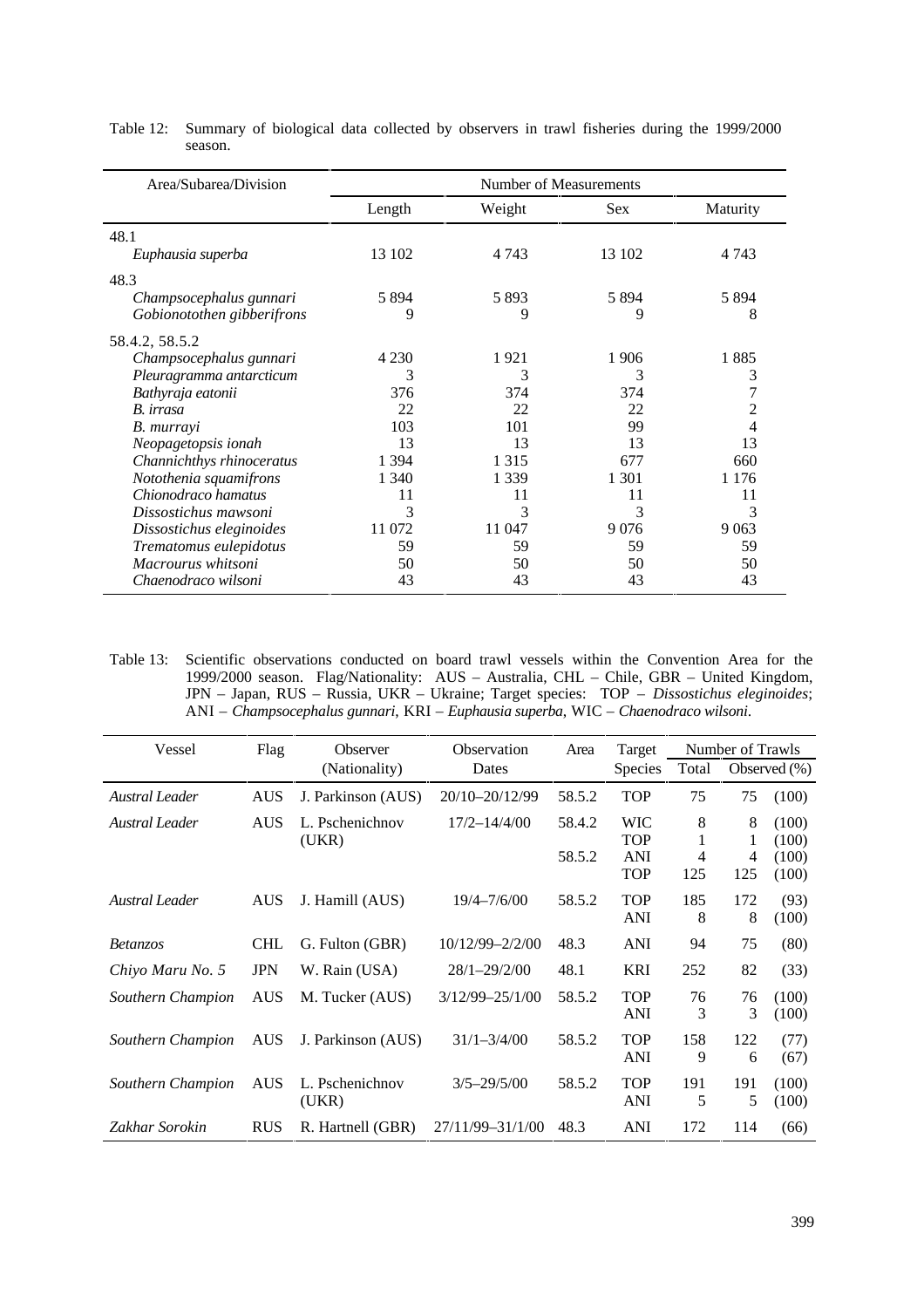Table 12: Summary of biological data collected by observers in trawl fisheries during the 1999/2000 season.

| Area/Subarea/Division | Number of Measurements | | | |
|---|---|---|---|---|
| | Length | Weight | Sex | Maturity |
| 48.1 | | | | |
| *Euphausia superba* | 13 102 | 4 743 | 13 102 | 4 743 |
| 48.3 | | | | |
| *Champsocephalus gunnari* | 5 894 | 5 893 | 5 894 | 5 894 |
| *Gobionotothen gibberifrons* | 9 | 9 | 9 | 8 |
| 58.4.2, 58.5.2 | | | | |
| *Champsocephalus gunnari* | 4 230 | 1 921 | 1 906 | 1 885 |
| *Pleuragramma antarcticum* | 3 | 3 | 3 | 3 |
| *Bathyraja eatonii* | 376 | 374 | 374 | 7 |
| *B. irrasa* | 22 | 22 | 22 | 2 |
| *B. murrayi* | 103 | 101 | 99 | 4 |
| *Neopagetopsis ionah* | 13 | 13 | 13 | 13 |
| *Channichthys rhinoceratus* | 1 394 | 1 315 | 677 | 660 |
| *Notothenia squamifrons* | 1 340 | 1 339 | 1 301 | 1 176 |
| *Chionodraco hamatus* | 11 | 11 | 11 | 11 |
| *Dissostichus mawsoni* | 3 | 3 | 3 | 3 |
| *Dissostichus eleginoides* | 11 072 | 11 047 | 9 076 | 9 063 |
| *Trematomus eulepidotus* | 59 | 59 | 59 | 59 |
| *Macrourus whitsoni* | 50 | 50 | 50 | 50 |
| *Chaenodraco wilsoni* | 43 | 43 | 43 | 43 |

Table 13: Scientific observations conducted on board trawl vessels within the Convention Area for the 1999/2000 season. Flag/Nationality: AUS – Australia, CHL – Chile, GBR – United Kingdom, JPN – Japan, RUS – Russia, UKR – Ukraine; Target species: TOP – *Dissostichus eleginoides*; ANI – *Champsocephalus gunnari*, KRI – *Euphausia superba*, WIC – *Chaenodraco wilsoni*.

| Vessel | Flag | Observer (Nationality) | Observation Dates | Area | Target Species | Number of Trawls | | |
|---|---|---|---|---|---|---|---|---|
| | | | | | | Total | Observed (%) | |
| *Austral Leader* | AUS | J. Parkinson (AUS) | 20/10–20/12/99 | 58.5.2 | TOP | 75 | 75 | (100) |
| *Austral Leader* | AUS | L. Pschenichnov (UKR) | 17/2–14/4/00 | 58.4.2 | WIC | 8 | 8 | (100) |
| | | | | | TOP | 1 | 1 | (100) |
| | | | | 58.5.2 | ANI | 4 | 4 | (100) |
| | | | | | TOP | 125 | 125 | (100) |
| *Austral Leader* | AUS | J. Hamill (AUS) | 19/4–7/6/00 | 58.5.2 | TOP | 185 | 172 | (93) |
| | | | | | ANI | 8 | 8 | (100) |
| *Betanzos* | CHL | G. Fulton (GBR) | 10/12/99–2/2/00 | 48.3 | ANI | 94 | 75 | (80) |
| *Chiyo Maru No. 5* | JPN | W. Rain (USA) | 28/1–29/2/00 | 48.1 | KRI | 252 | 82 | (33) |
| *Southern Champion* | AUS | M. Tucker (AUS) | 3/12/99–25/1/00 | 58.5.2 | TOP | 76 | 76 | (100) |
| | | | | | ANI | 3 | 3 | (100) |
| *Southern Champion* | AUS | J. Parkinson (AUS) | 31/1–3/4/00 | 58.5.2 | TOP | 158 | 122 | (77) |
| | | | | | ANI | 9 | 6 | (67) |
| *Southern Champion* | AUS | L. Pschenichnov (UKR) | 3/5–29/5/00 | 58.5.2 | TOP | 191 | 191 | (100) |
| | | | | | ANI | 5 | 5 | (100) |
| *Zakhar Sorokin* | RUS | R. Hartnell (GBR) | 27/11/99–31/1/00 | 48.3 | ANI | 172 | 114 | (66) |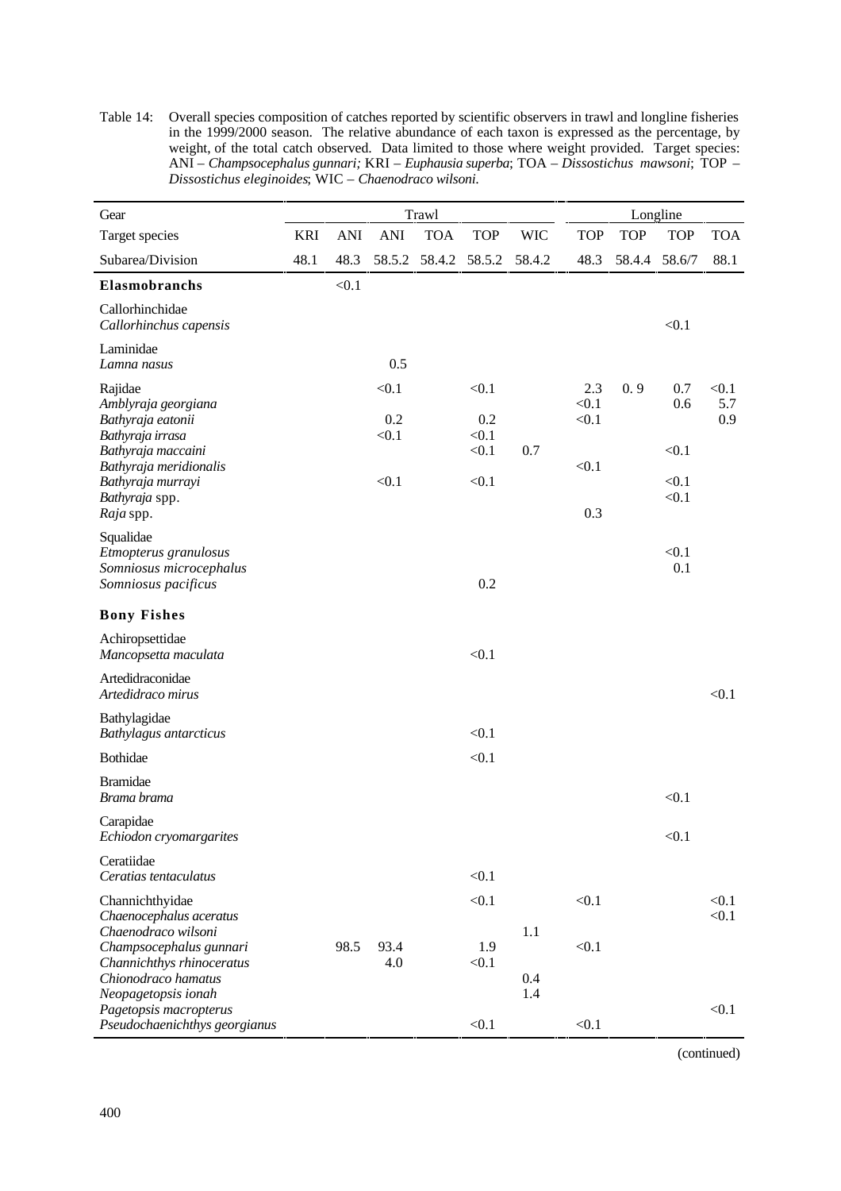Table 14: Overall species composition of catches reported by scientific observers in trawl and longline fisheries in the 1999/2000 season. The relative abundance of each taxon is expressed as the percentage, by weight, of the total catch observed. Data limited to those where weight provided. Target species: ANI – *Champsocephalus gunnari;* KRI – *Euphausia superba*; TOA – *Dissostichus mawsoni*; TOP – *Dissostichus eleginoides*; WIC – *Chaenodraco wilsoni.*

| Gear | Trawl | | | | | | Longline | | | |
|---|---|---|---|---|---|---|---|---|---|---|
| Target species | KRI | ANI | ANI | TOA | TOP | WIC | TOP | TOP | TOP | TOA |
| Subarea/Division | 48.1 | 48.3 | 58.5.2 | 58.4.2 | 58.5.2 | 58.4.2 | 48.3 | 58.4.4 | 58.6/7 | 88.1 |
| **Elasmobranchs** | | <0.1 | | | | | | | | |
| Callorhinchidae | | | | | | | | | | |
| *Callorhinchus capensis* | | | | | | | | | <0.1 | |
| Laminidae | | | | | | | | | | |
| *Lamna nasus* | | | 0.5 | | | | | | | |
| Rajidae | | | <0.1 | | <0.1 | | 2.3 | 0. 9 | 0.7 | <0.1 |
| *Amblyraja georgiana* | | | | | | | <0.1 | | 0.6 | 5.7 |
| *Bathyraja eatonii* | | | 0.2 | | 0.2 | | <0.1 | | | 0.9 |
| *Bathyraja irrasa* | | | <0.1 | | <0.1 | | | | | |
| *Bathyraja maccaini* | | | | | <0.1 | 0.7 | | | <0.1 | |
| *Bathyraja meridionalis* | | | | | | | <0.1 | | | |
| *Bathyraja murrayi* | | | <0.1 | | <0.1 | | | | <0.1 | |
| *Bathyraja* spp. | | | | | | | | | <0.1 | |
| *Raja* spp. | | | | | | | 0.3 | | | |
| Squalidae | | | | | | | | | | |
| *Etmopterus granulosus* | | | | | | | | | <0.1 | |
| *Somniosus microcephalus* | | | | | | | | | 0.1 | |
| *Somniosus pacificus* | | | | | 0.2 | | | | | |
| **Bony Fishes** | | | | | | | | | | |
| Achiropsettidae | | | | | | | | | | |
| *Mancopsetta maculata* | | | | | <0.1 | | | | | |
| Artedidraconidae | | | | | | | | | | |
| *Artedidraco mirus* | | | | | | | | | | <0.1 |
| Bathylagidae | | | | | | | | | | |
| *Bathylagus antarcticus* | | | | | <0.1 | | | | | |
| Bothidae | | | | | <0.1 | | | | | |
| Bramidae | | | | | | | | | | |
| *Brama brama* | | | | | | | | | <0.1 | |
| Carapidae | | | | | | | | | | |
| *Echiodon cryomargarites* | | | | | | | | | <0.1 | |
| Ceratiidae | | | | | | | | | | |
| *Ceratias tentaculatus* | | | | | <0.1 | | | | | |
| Channichthyidae | | | | | <0.1 | | <0.1 | | | <0.1 |
| *Chaenocephalus aceratus* | | | | | | | | | | <0.1 |
| *Chaenodraco wilsoni* | | | | | | 1.1 | | | | |
| *Champsocephalus gunnari* | | 98.5 | 93.4 | | 1.9 | | <0.1 | | | |
| *Channichthys rhinoceratus* | | | 4.0 | | <0.1 | | | | | |
| *Chionodraco hamatus* | | | | | | 0.4 | | | | |
| *Neopagetopsis ionah* | | | | | | 1.4 | | | | |
| *Pagetopsis macropterus* | | | | | | | | | | <0.1 |
| *Pseudochaenichthys georgianus* | | | | | <0.1 | | <0.1 | | | |

(continued)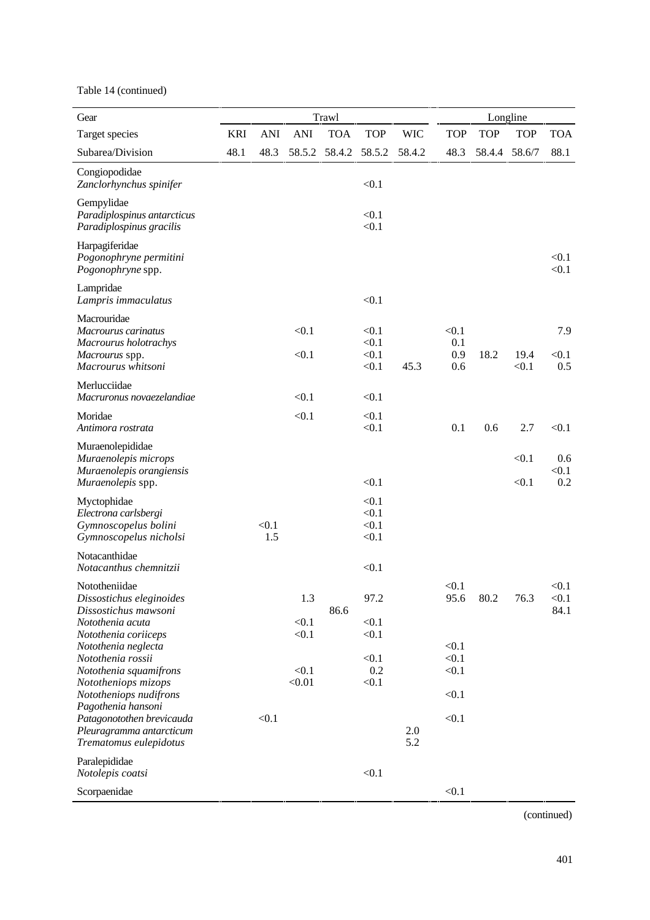Table 14 (continued)

| Gear | Trawl | | | | | | Longline | | | |
|---|---|---|---|---|---|---|---|---|---|---|
| Target species | KRI | ANI | ANI | TOA | TOP | WIC | TOP | TOP | TOP | TOA |
| Subarea/Division | 48.1 | 48.3 | 58.5.2 | 58.4.2 | 58.5.2 | 58.4.2 | 48.3 | 58.4.4 | 58.6/7 | 88.1 |
| Congiopodidae | | | | | | | | | | |
| *Zanclorhynchus spinifer* | | | | | <0.1 | | | | | |
| Gempylidae | | | | | | | | | | |
| *Paradiplospinus antarcticus* | | | | | <0.1 | | | | | |
| *Paradiplospinus gracilis* | | | | | <0.1 | | | | | |
| Harpagiferidae | | | | | | | | | | |
| *Pogonophryne permitini* | | | | | | | | | | <0.1 |
| *Pogonophryne* spp. | | | | | | | | | | <0.1 |
| Lampridae | | | | | | | | | | |
| *Lampris immaculatus* | | | | | <0.1 | | | | | |
| Macrouridae | | | | | | | | | | |
| *Macrourus carinatus* | | | <0.1 | | <0.1 | | <0.1 | | | 7.9 |
| *Macrourus holotrachys* | | | | | <0.1 | | 0.1 | | | |
| *Macrourus* spp. | | | <0.1 | | <0.1 | | 0.9 | 18.2 | 19.4 | <0.1 |
| *Macrourus whitsoni* | | | | | <0.1 | 45.3 | 0.6 | | <0.1 | 0.5 |
| Merlucciidae | | | | | | | | | | |
| *Macruronus novaezelandiae* | | | <0.1 | | <0.1 | | | | | |
| Moridae | | | <0.1 | | <0.1 | | | | | |
| *Antimora rostrata* | | | | | <0.1 | | 0.1 | 0.6 | 2.7 | <0.1 |
| Muraenolepididae | | | | | | | | | | |
| *Muraenolepis microps* | | | | | | | | | <0.1 | 0.6 |
| *Muraenolepis orangiensis* | | | | | | | | | | <0.1 |
| *Muraenolepis* spp. | | | | | <0.1 | | | | <0.1 | 0.2 |
| Myctophidae | | | | | <0.1 | | | | | |
| *Electrona carlsbergi* | | | | | <0.1 | | | | | |
| *Gymnoscopelus bolini* | | <0.1 | | | <0.1 | | | | | |
| *Gymnoscopelus nicholsi* | | 1.5 | | | <0.1 | | | | | |
| Notacanthidae | | | | | | | | | | |
| *Notacanthus chemnitzii* | | | | | <0.1 | | | | | |
| Nototheniidae | | | | | | | <0.1 | | | <0.1 |
| *Dissostichus eleginoides* | | | 1.3 | | 97.2 | | 95.6 | 80.2 | 76.3 | <0.1 |
| *Dissostichus mawsoni* | | | | 86.6 | | | | | | 84.1 |
| *Nothotenia acuta* | | | <0.1 | | <0.1 | | | | | |
| *Notothenia coriiceps* | | | <0.1 | | <0.1 | | | | | |
| *Notothenia neglecta* | | | | | | | <0.1 | | | |
| *Notothenia rossii* | | | | | <0.1 | | <0.1 | | | |
| *Notothenia squamifrons* | | | <0.1 | | 0.2 | | <0.1 | | | |
| *Nototheniops mizops* | | | <0.01 | | <0.1 | | | | | |
| *Nototheniops nudifrons* | | | | | | | <0.1 | | | |
| *Pagothenia hansoni* | | | | | | | | | | |
| *Patagonotothen brevicauda* | | <0.1 | | | | | <0.1 | | | |
| *Pleuragramma antarcticum* | | | | | | 2.0 | | | | |
| *Trematomus eulepidotus* | | | | | | 5.2 | | | | |
| Paralepididae | | | | | | | | | | |
| *Notolepis coatsi* | | | | | <0.1 | | | | | |
| Scorpaenidae | | | | | | | <0.1 | | | |

(continued)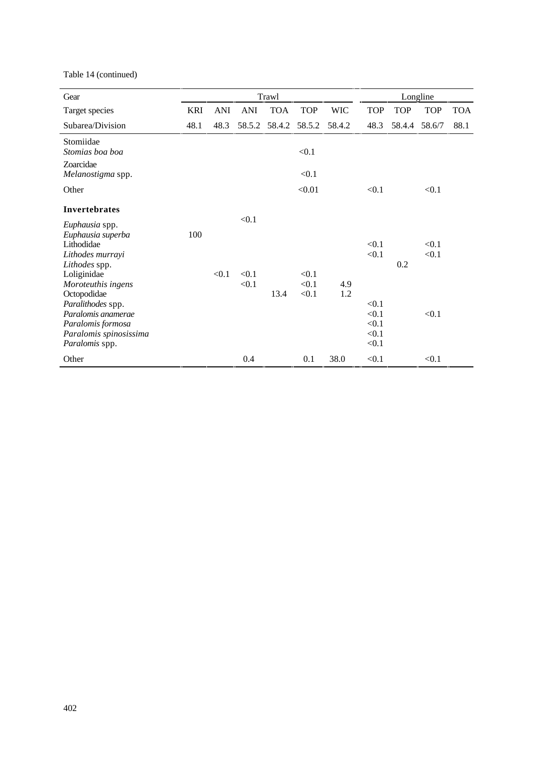Table 14 (continued)

| Gear | Trawl | | | | | | Longline | | | |
|---|---|---|---|---|---|---|---|---|---|---|
| Target species | KRI | ANI | ANI | TOA | TOP | WIC | TOP | TOP | TOP | TOA |
| Subarea/Division | 48.1 | 48.3 | 58.5.2 | 58.4.2 | 58.5.2 | 58.4.2 | 48.3 | 58.4.4 | 58.6/7 | 88.1 |
| Stomiidae | | | | | | | | | | |
| *Stomias boa boa* | | | | | <0.1 | | | | | |
| Zoarcidae | | | | | | | | | | |
| *Melanostigma* spp. | | | | | <0.1 | | | | | |
| Other | | | | | <0.01 | | <0.1 | | <0.1 | |
| **Invertebrates** | | | | | | | | | | |
| *Euphausia* spp. | | | <0.1 | | | | | | | |
| *Euphausia superba* | 100 | | | | | | | | | |
| Lithodidae | | | | | | | <0.1 | | <0.1 | |
| *Lithodes murrayi* | | | | | | | <0.1 | | <0.1 | |
| *Lithodes* spp. | | | | | | | | 0.2 | | |
| Loliginidae | | <0.1 | <0.1 | | <0.1 | | | | | |
| *Moroteuthis ingens* | | | <0.1 | | <0.1 | 4.9 | | | | |
| Octopodidae | | | | 13.4 | <0.1 | 1.2 | | | | |
| *Paralithodes* spp. | | | | | | | <0.1 | | | |
| *Paralomis anamerae* | | | | | | | <0.1 | | <0.1 | |
| *Paralomis formosa* | | | | | | | <0.1 | | | |
| *Paralomis spinosissima* | | | | | | | <0.1 | | | |
| *Paralomis* spp. | | | | | | | <0.1 | | | |
| Other | | | 0.4 | | 0.1 | 38.0 | <0.1 | | <0.1 | |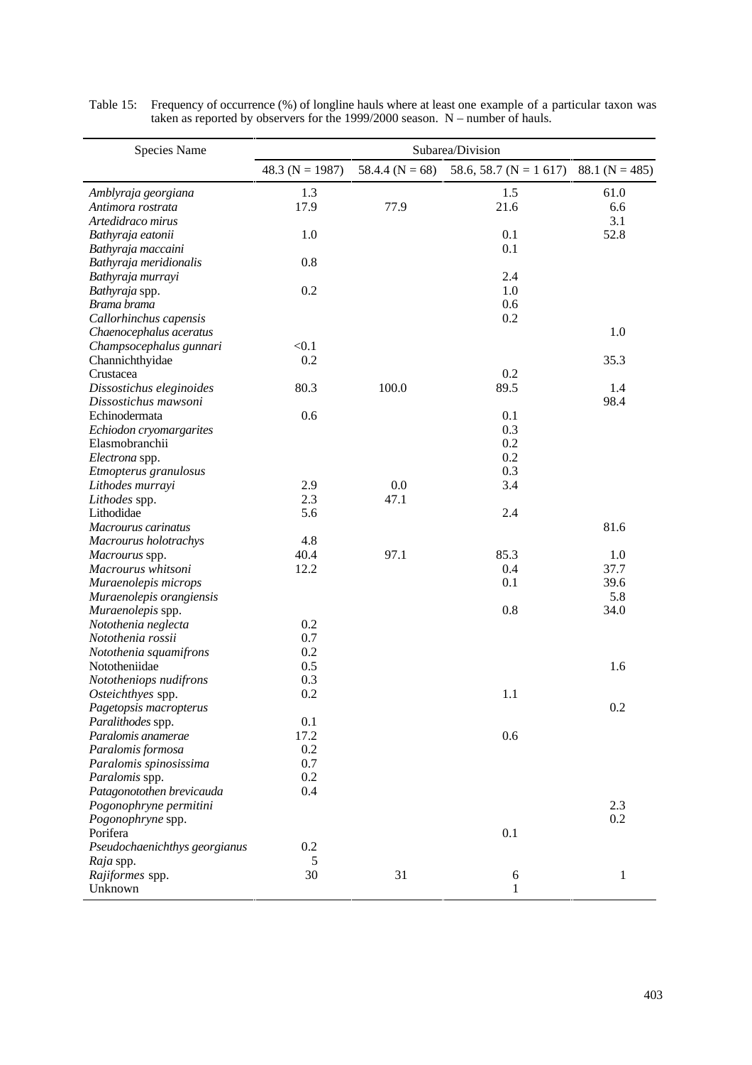Table 15: Frequency of occurrence (%) of longline hauls where at least one example of a particular taxon was taken as reported by observers for the 1999/2000 season. N – number of hauls.

| Species Name | Subarea/Division | | | |
|---|---|---|---|---|
| | 48.3 (N = 1987) | 58.4.4 (N = 68) | 58.6, 58.7 (N = 1 617) | 88.1 (N = 485) |
| *Amblyraja georgiana* | 1.3 | | 1.5 | 61.0 |
| *Antimora rostrata* | 17.9 | 77.9 | 21.6 | 6.6 |
| *Artedidraco mirus* | | | | 3.1 |
| *Bathyraja eatonii* | 1.0 | | 0.1 | 52.8 |
| *Bathyraja maccaini* | | | 0.1 | |
| *Bathyraja meridionalis* | 0.8 | | | |
| *Bathyraja murrayi* | | | 2.4 | |
| *Bathyraja* spp. | 0.2 | | 1.0 | |
| *Brama brama* | | | 0.6 | |
| *Callorhinchus capensis* | | | 0.2 | |
| *Chaenocephalus aceratus* | | | | 1.0 |
| *Champsocephalus gunnari* | <0.1 | | | |
| Channichthyidae | 0.2 | | | 35.3 |
| Crustacea | | | 0.2 | |
| *Dissostichus eleginoides* | 80.3 | 100.0 | 89.5 | 1.4 |
| *Dissostichus mawsoni* | | | | 98.4 |
| Echinodermata | 0.6 | | 0.1 | |
| *Echiodon cryomargarites* | | | 0.3 | |
| Elasmobranchii | | | 0.2 | |
| *Electrona* spp. | | | 0.2 | |
| *Etmopterus granulosus* | | | 0.3 | |
| *Lithodes murrayi* | 2.9 | 0.0 | 3.4 | |
| *Lithodes* spp. | 2.3 | 47.1 | | |
| Lithodidae | 5.6 | | 2.4 | |
| *Macrourus carinatus* | | | | 81.6 |
| *Macrourus holotrachys* | 4.8 | | | |
| *Macrourus* spp. | 40.4 | 97.1 | 85.3 | 1.0 |
| *Macrourus whitsoni* | 12.2 | | 0.4 | 37.7 |
| *Muraenolepis microps* | | | 0.1 | 39.6 |
| *Muraenolepis orangiensis* | | | | 5.8 |
| *Muraenolepis* spp. | | | 0.8 | 34.0 |
| *Notothenia neglecta* | 0.2 | | | |
| *Notothenia rossii* | 0.7 | | | |
| *Nototheniа squamifrons* | 0.2 | | | |
| Nototheniidae | 0.5 | | | 1.6 |
| *Notothenioрs nudifrons* | 0.3 | | | |
| *Osteichthyes* spp. | 0.2 | | 1.1 | |
| *Pagetopsis macropterus* | | | | 0.2 |
| *Paralithodes* spp. | 0.1 | | | |
| *Paralomis anamerae* | 17.2 | | 0.6 | |
| *Paralomis formosa* | 0.2 | | | |
| *Paralomis spinosissima* | 0.7 | | | |
| *Paralomis* spp. | 0.2 | | | |
| *Patagonotothen brevicauda* | 0.4 | | | |
| *Pogonophryne permitini* | | | | 2.3 |
| *Pogonophryne* spp. | | | | 0.2 |
| Porifera | | | 0.1 | |
| *Pseudochaenichthys georgianus* | 0.2 | | | |
| *Raja* spp. | 5 | | | |
| *Rajiformes* spp. | 30 | 31 | 6 | 1 |
| Unknown | | | 1 | |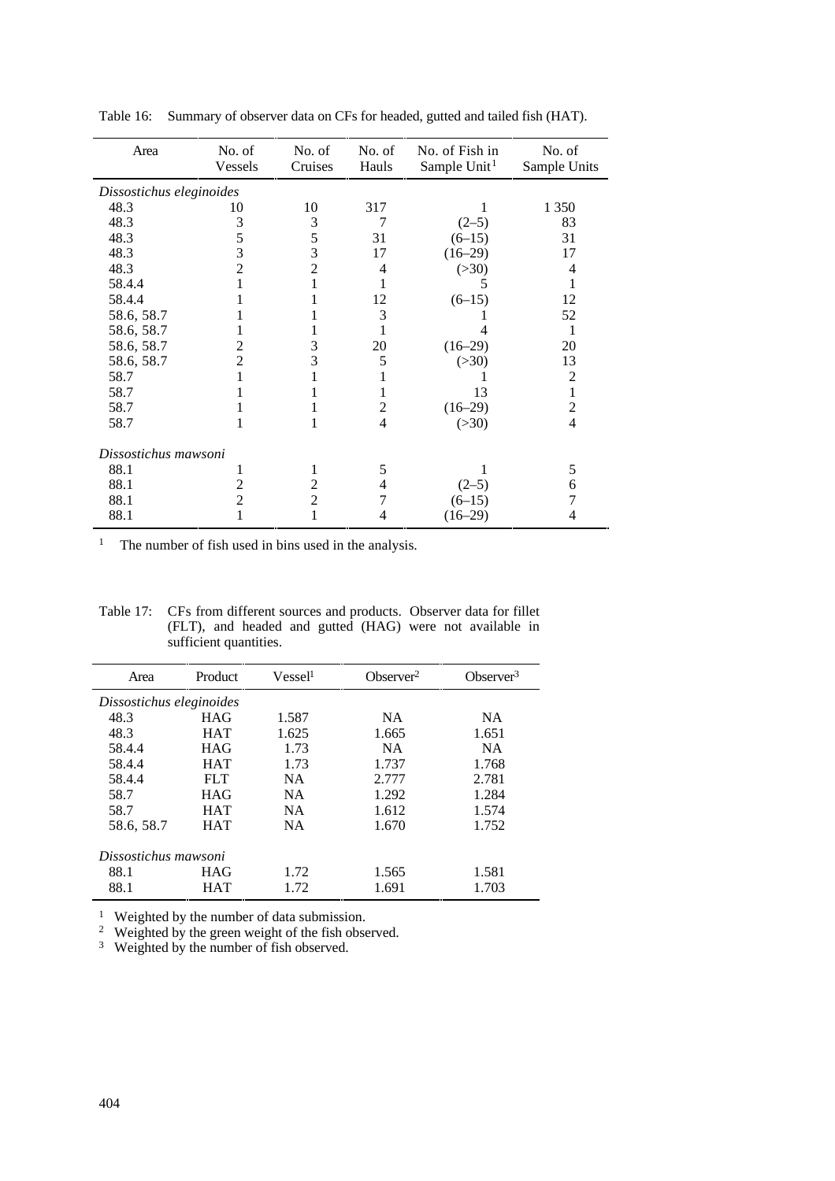Table 16: Summary of observer data on CFs for headed, gutted and tailed fish (HAT).

| Area | No. of Vessels | No. of Cruises | No. of Hauls | No. of Fish in Sample Unit[1] | No. of Sample Units |
|---|---|---|---|---|---|
| *Dissostichus eleginoides* | | | | | |
| 48.3 | 10 | 10 | 317 | 1 | 1 350 |
| 48.3 | 3 | 3 | 7 | (2–5) | 83 |
| 48.3 | 5 | 5 | 31 | (6–15) | 31 |
| 48.3 | 3 | 3 | 17 | (16–29) | 17 |
| 48.3 | 2 | 2 | 4 | (>30) | 4 |
| 58.4.4 | 1 | 1 | 1 | 5 | 1 |
| 58.4.4 | 1 | 1 | 12 | (6–15) | 12 |
| 58.6, 58.7 | 1 | 1 | 3 | 1 | 52 |
| 58.6, 58.7 | 1 | 1 | 1 | 4 | 1 |
| 58.6, 58.7 | 2 | 3 | 20 | (16–29) | 20 |
| 58.6, 58.7 | 2 | 3 | 5 | (>30) | 13 |
| 58.7 | 1 | 1 | 1 | 1 | 2 |
| 58.7 | 1 | 1 | 1 | 13 | 1 |
| 58.7 | 1 | 1 | 2 | (16–29) | 2 |
| 58.7 | 1 | 1 | 4 | (>30) | 4 |
| *Dissostichus mawsoni* | | | | | |
| 88.1 | 1 | 1 | 5 | 1 | 5 |
| 88.1 | 2 | 2 | 4 | (2–5) | 6 |
| 88.1 | 2 | 2 | 7 | (6–15) | 7 |
| 88.1 | 1 | 1 | 4 | (16–29) | 4 |

[1] The number of fish used in bins used in the analysis.

Table 17: CFs from different sources and products. Observer data for fillet (FLT), and headed and gutted (HAG) were not available in sufficient quantities.

| Area | Product | Vessel[1] | Observer[2] | Observer[3] |
|---|---|---|---|---|
| *Dissostichus eleginoides* | | | | |
| 48.3 | HAG | 1.587 | NA | NA |
| 48.3 | HAT | 1.625 | 1.665 | 1.651 |
| 58.4.4 | HAG | 1.73 | NA | NA |
| 58.4.4 | HAT | 1.73 | 1.737 | 1.768 |
| 58.4.4 | FLT | NA | 2.777 | 2.781 |
| 58.7 | HAG | NA | 1.292 | 1.284 |
| 58.7 | HAT | NA | 1.612 | 1.574 |
| 58.6, 58.7 | HAT | NA | 1.670 | 1.752 |
| *Dissostichus mawsoni* | | | | |
| 88.1 | HAG | 1.72 | 1.565 | 1.581 |
| 88.1 | HAT | 1.72 | 1.691 | 1.703 |

[1] Weighted by the number of data submission.
[2] Weighted by the green weight of the fish observed.
[3] Weighted by the number of fish observed.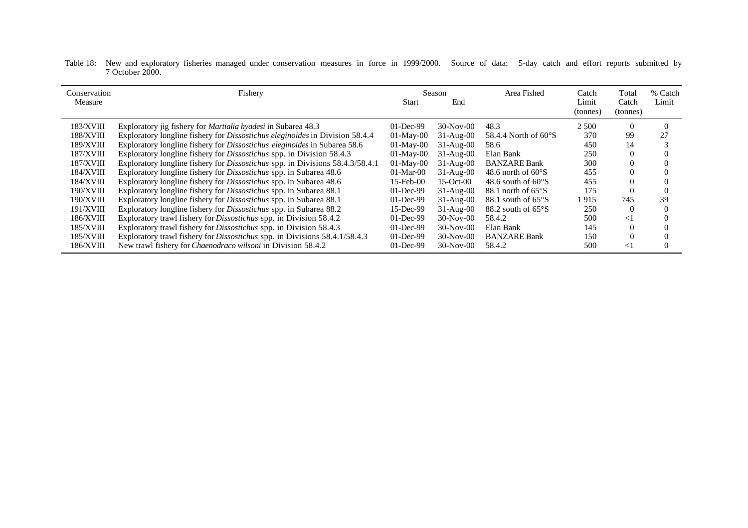Table 18: New and exploratory fisheries managed under conservation measures in force in 1999/2000. Source of data: 5-day catch and effort reports submitted by 7 October 2000.

| Conservation Measure | Fishery | Season | | Area Fished | Catch Limit (tonnes) | Total Catch (tonnes) | % Catch Limit |
|---|---|---|---|---|---|---|---|
| | | Start | End | | | | |
| 183/XVIII | Exploratory jig fishery for *Martialia hyadesi* in Subarea 48.3 | 01-Dec-99 | 30-Nov-00 | 48.3 | 2 500 | 0 | 0 |
| 188/XVIII | Exploratory longline fishery for *Dissostichus eleginoides* in Division 58.4.4 | 01-May-00 | 31-Aug-00 | 58.4.4 North of 60°S | 370 | 99 | 27 |
| 189/XVIII | Exploratory longline fishery for *Dissostichus eleginoides* in Subarea 58.6 | 01-May-00 | 31-Aug-00 | 58.6 | 450 | 14 | 3 |
| 187/XVIII | Exploratory longline fishery for *Dissostichus* spp. in Division 58.4.3 | 01-May-00 | 31-Aug-00 | Elan Bank | 250 | 0 | 0 |
| 187/XVIII | Exploratory longline fishery for *Dissostichus* spp. in Divisions 58.4.3/58.4.1 | 01-May-00 | 31-Aug-00 | BANZARE Bank | 300 | 0 | 0 |
| 184/XVIII | Exploratory longline fishery for *Dissostichus* spp. in Subarea 48.6 | 01-Mar-00 | 31-Aug-00 | 48.6 north of 60°S | 455 | 0 | 0 |
| 184/XVIII | Exploratory longline fishery for *Dissostichus* spp. in Subarea 48.6 | 15-Feb-00 | 15-Oct-00 | 48.6 south of 60°S | 455 | 0 | 0 |
| 190/XVIII | Exploratory longline fishery for *Dissostichus* spp. in Subarea 88.1 | 01-Dec-99 | 31-Aug-00 | 88.1 north of 65°S | 175 | 0 | 0 |
| 190/XVIII | Exploratory longline fishery for *Dissostichus* spp. in Subarea 88.1 | 01-Dec-99 | 31-Aug-00 | 88.1 south of 65°S | 1 915 | 745 | 39 |
| 191/XVIII | Exploratory longline fishery for *Dissostichus* spp. in Subarea 88.2 | 15-Dec-99 | 31-Aug-00 | 88.2 south of 65°S | 250 | 0 | 0 |
| 186/XVIII | Exploratory trawl fishery for *Dissostichus* spp. in Division 58.4.2 | 01-Dec-99 | 30-Nov-00 | 58.4.2 | 500 | <1 | 0 |
| 185/XVIII | Exploratory trawl fishery for *Dissostichus* spp. in Division 58.4.3 | 01-Dec-99 | 30-Nov-00 | Elan Bank | 145 | 0 | 0 |
| 185/XVIII | Exploratory trawl fishery for *Dissostichus* spp. in Divisions 58.4.1/58.4.3 | 01-Dec-99 | 30-Nov-00 | BANZARE Bank | 150 | 0 | 0 |
| 186/XVIII | New trawl fishery for *Chaenodraco wilsoni* in Division 58.4.2 | 01-Dec-99 | 30-Nov-00 | 58.4.2 | 500 | <1 | 0 |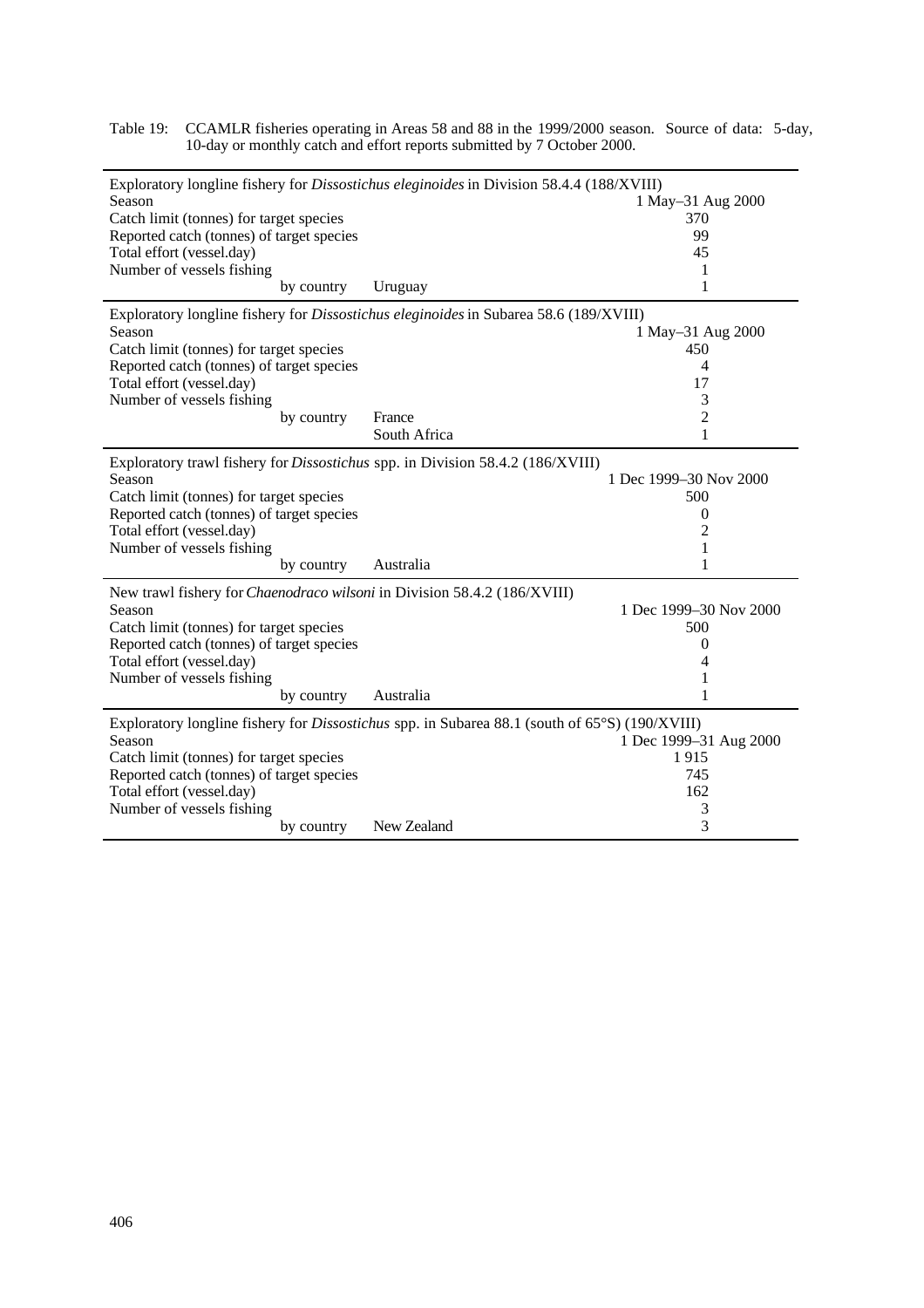Table 19: CCAMLR fisheries operating in Areas 58 and 88 in the 1999/2000 season. Source of data: 5-day, 10-day or monthly catch and effort reports submitted by 7 October 2000.

| Exploratory longline fishery for *Dissostichus eleginoides* in Division 58.4.4 (188/XVIII) | | | |
|---|---|---|---|
| Season | | | 1 May–31 Aug 2000 |
| Catch limit (tonnes) for target species | | | 370 |
| Reported catch (tonnes) of target species | | | 99 |
| Total effort (vessel.day) | | | 45 |
| Number of vessels fishing | | | 1 |
| | by country | Uruguay | 1 |
| **Exploratory longline fishery for *Dissostichus eleginoides* in Subarea 58.6 (189/XVIII)** | | | |
| Season | | | 1 May–31 Aug 2000 |
| Catch limit (tonnes) for target species | | | 450 |
| Reported catch (tonnes) of target species | | | 4 |
| Total effort (vessel.day) | | | 17 |
| Number of vessels fishing | | | 3 |
| | by country | France | 2 |
| | | South Africa | 1 |
| **Exploratory trawl fishery for *Dissostichus* spp. in Division 58.4.2 (186/XVIII)** | | | |
| Season | | | 1 Dec 1999–30 Nov 2000 |
| Catch limit (tonnes) for target species | | | 500 |
| Reported catch (tonnes) of target species | | | 0 |
| Total effort (vessel.day) | | | 2 |
| Number of vessels fishing | | | 1 |
| | by country | Australia | 1 |
| **New trawl fishery for *Chaenodraco wilsoni* in Division 58.4.2 (186/XVIII)** | | | |
| Season | | | 1 Dec 1999–30 Nov 2000 |
| Catch limit (tonnes) for target species | | | 500 |
| Reported catch (tonnes) of target species | | | 0 |
| Total effort (vessel.day) | | | 4 |
| Number of vessels fishing | | | 1 |
| | by country | Australia | 1 |
| **Exploratory longline fishery for *Dissostichus* spp. in Subarea 88.1 (south of 65°S) (190/XVIII)** | | | |
| Season | | | 1 Dec 1999–31 Aug 2000 |
| Catch limit (tonnes) for target species | | | 1 915 |
| Reported catch (tonnes) of target species | | | 745 |
| Total effort (vessel.day) | | | 162 |
| Number of vessels fishing | | | 3 |
| | by country | New Zealand | 3 |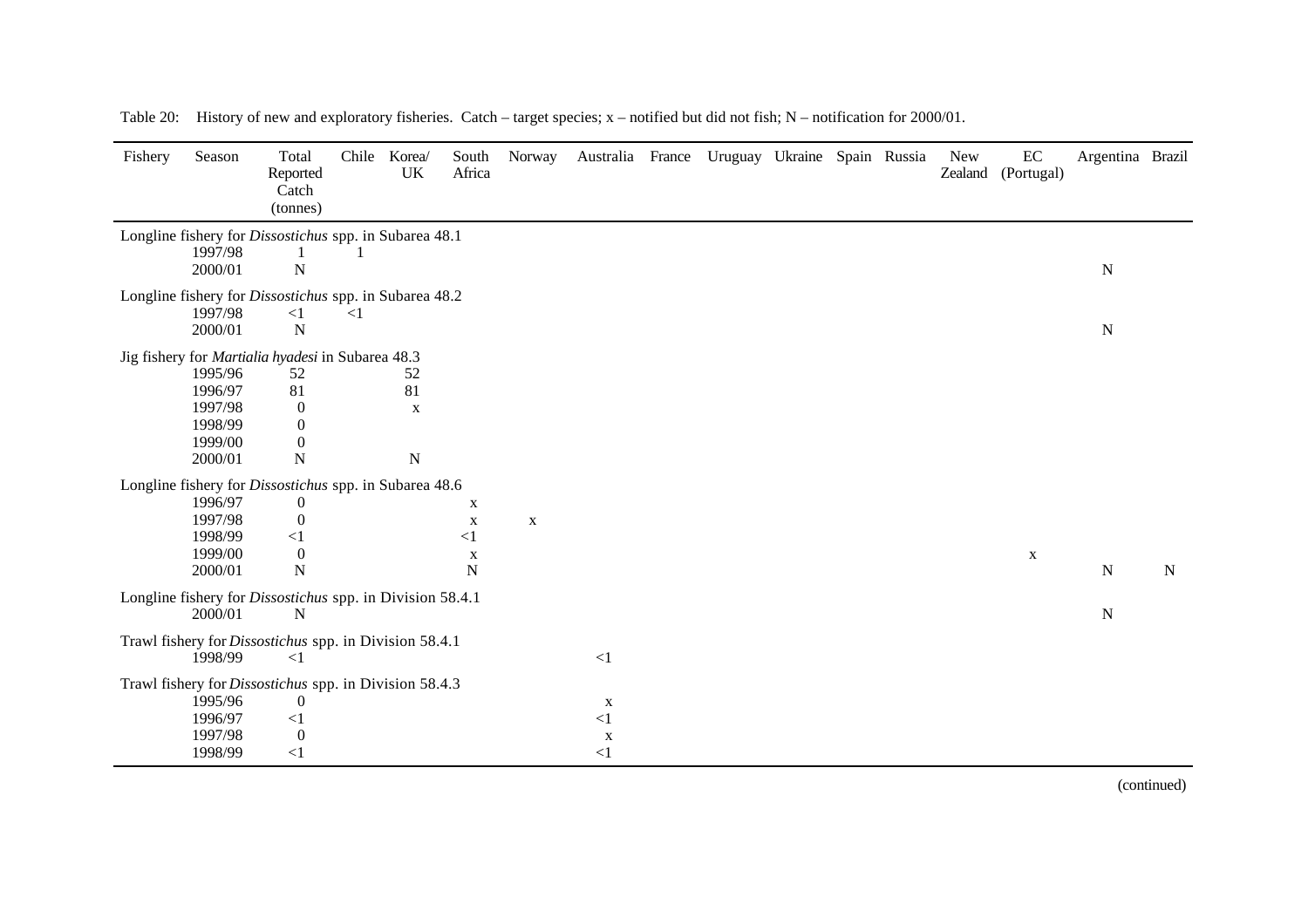Table 20: History of new and exploratory fisheries. Catch – target species; x – notified but did not fish; N – notification for 2000/01.

| Fishery | Season | Total Reported Catch (tonnes) | Chile | Korea/ UK | South Africa | Norway | Australia | France | Uruguay | Ukraine | Spain | Russia | New Zealand | EC (Portugal) | Argentina | Brazil |
|---|---|---|---|---|---|---|---|---|---|---|---|---|---|---|---|---|
| Longline fishery for *Dissostichus* spp. in Subarea 48.1 | | | | | | | | | | | | | | | | |
| | 1997/98 | 1 | 1 | | | | | | | | | | | | | |
| | 2000/01 | N | | | | | | | | | | | | | N | |
| Longline fishery for *Dissostichus* spp. in Subarea 48.2 | | | | | | | | | | | | | | | | |
| | 1997/98 | <1 | <1 | | | | | | | | | | | | | |
| | 2000/01 | N | | | | | | | | | | | | | N | |
| Jig fishery for *Martialia hyadesi* in Subarea 48.3 | | | | | | | | | | | | | | | | |
| | 1995/96 | 52 | | 52 | | | | | | | | | | | | |
| | 1996/97 | 81 | | 81 | | | | | | | | | | | | |
| | 1997/98 | 0 | | x | | | | | | | | | | | | |
| | 1998/99 | 0 | | | | | | | | | | | | | | |
| | 1999/00 | 0 | | | | | | | | | | | | | | |
| | 2000/01 | N | | N | | | | | | | | | | | | |
| Longline fishery for *Dissostichus* spp. in Subarea 48.6 | | | | | | | | | | | | | | | | |
| | 1996/97 | 0 | | | x | | | | | | | | | | | |
| | 1997/98 | 0 | | | x | x | | | | | | | | | | |
| | 1998/99 | <1 | | | <1 | | | | | | | | | | | |
| | 1999/00 | 0 | | | x | | | | | | | | | x | | |
| | 2000/01 | N | | | N | | | | | | | | | | N | N |
| Longline fishery for *Dissostichus* spp. in Division 58.4.1 | | | | | | | | | | | | | | | | |
| | 2000/01 | N | | | | | | | | | | | | | N | |
| Trawl fishery for *Dissostichus* spp. in Division 58.4.1 | | | | | | | | | | | | | | | | |
| | 1998/99 | <1 | | | | | <1 | | | | | | | | | |
| Trawl fishery for *Dissostichus* spp. in Division 58.4.3 | | | | | | | | | | | | | | | | |
| | 1995/96 | 0 | | | | | x | | | | | | | | | |
| | 1996/97 | <1 | | | | | <1 | | | | | | | | | |
| | 1997/98 | 0 | | | | | x | | | | | | | | | |
| | 1998/99 | <1 | | | | | <1 | | | | | | | | | |

(continued)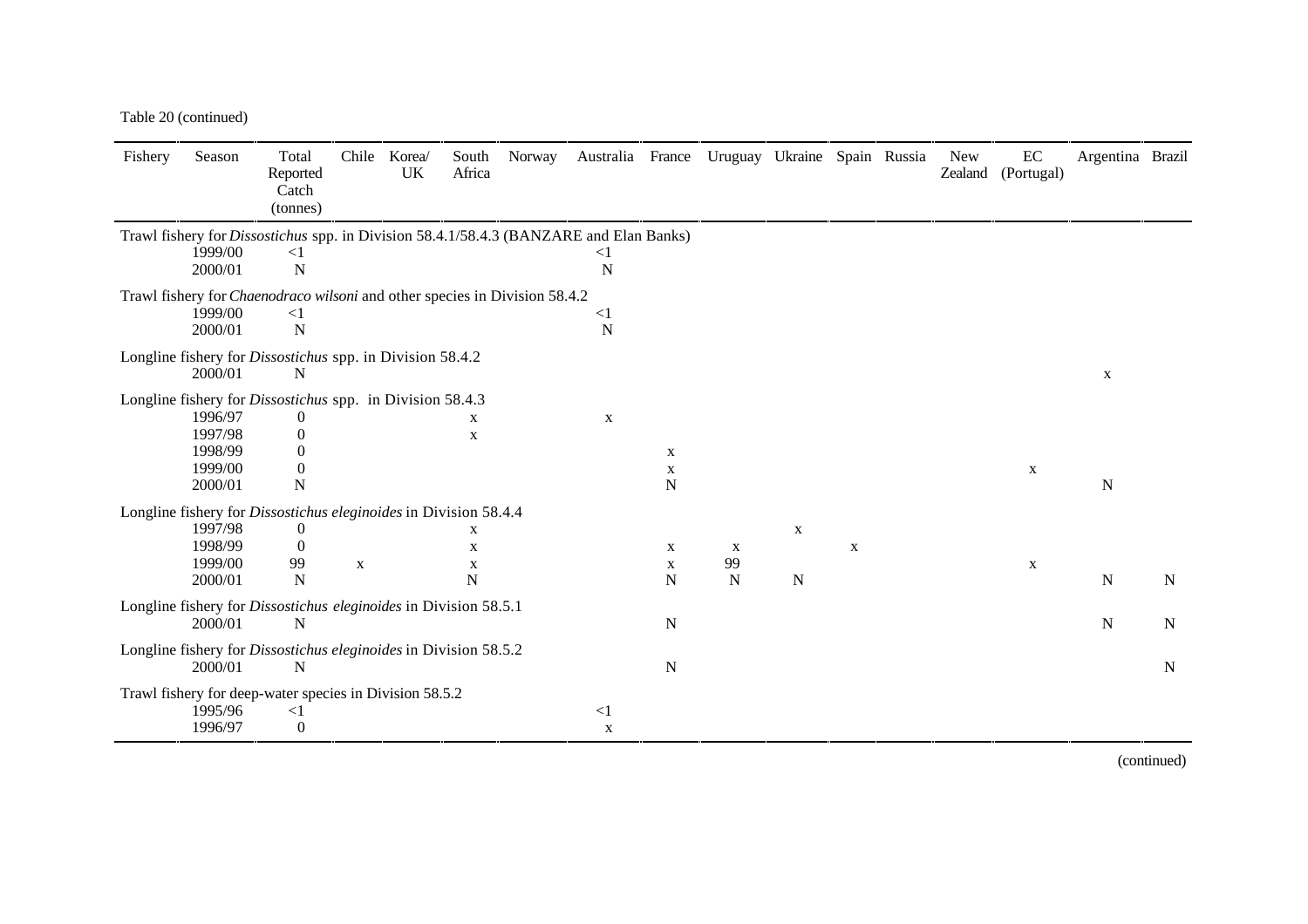Table 20 (continued)

| Fishery | Season | Total Reported Catch (tonnes) | Chile | Korea/ UK | South Africa | Norway | Australia | France | Uruguay | Ukraine | Spain | Russia | New Zealand | EC (Portugal) | Argentina | Brazil |
|---|---|---|---|---|---|---|---|---|---|---|---|---|---|---|---|---|
| Trawl fishery for *Dissostichus* spp. in Division 58.4.1/58.4.3 (BANZARE and Elan Banks) | | | | | | | | | | | | | | | | |
| | 1999/00 | <1 | | | | | <1 | | | | | | | | | |
| | 2000/01 | N | | | | | N | | | | | | | | | |
| Trawl fishery for *Chaenodraco wilsoni* and other species in Division 58.4.2 | | | | | | | | | | | | | | | | |
| | 1999/00 | <1 | | | | | <1 | | | | | | | | | |
| | 2000/01 | N | | | | | N | | | | | | | | | |
| Longline fishery for *Dissostichus* spp. in Division 58.4.2 | | | | | | | | | | | | | | | | |
| | 2000/01 | N | | | | | | | | | | | | | x | |
| Longline fishery for *Dissostichus* spp. in Division 58.4.3 | | | | | | | | | | | | | | | | |
| | 1996/97 | 0 | | | x | | x | | | | | | | | | |
| | 1997/98 | 0 | | | x | | | | | | | | | | | |
| | 1998/99 | 0 | | | | | | x | | | | | | | | |
| | 1999/00 | 0 | | | | | | x | | | | | | x | | |
| | 2000/01 | N | | | | | | N | | | | | | | N | |
| Longline fishery for *Dissostichus eleginoides* in Division 58.4.4 | | | | | | | | | | | | | | | | |
| | 1997/98 | 0 | | | x | | | | | x | | | | | | |
| | 1998/99 | 0 | | | x | | | x | x | | x | | | | | |
| | 1999/00 | 99 | x | | x | | | x | 99 | | | | | x | | |
| | 2000/01 | N | | | N | | | N | N | N | | | | | N | N |
| Longline fishery for *Dissostichus eleginoides* in Division 58.5.1 | | | | | | | | | | | | | | | | |
| | 2000/01 | N | | | | | | N | | | | | | | N | N |
| Longline fishery for *Dissostichus eleginoides* in Division 58.5.2 | | | | | | | | | | | | | | | | |
| | 2000/01 | N | | | | | | N | | | | | | | | N |
| Trawl fishery for deep-water species in Division 58.5.2 | | | | | | | | | | | | | | | | |
| | 1995/96 | <1 | | | | | <1 | | | | | | | | | |
| | 1996/97 | 0 | | | | | x | | | | | | | | | |

(continued)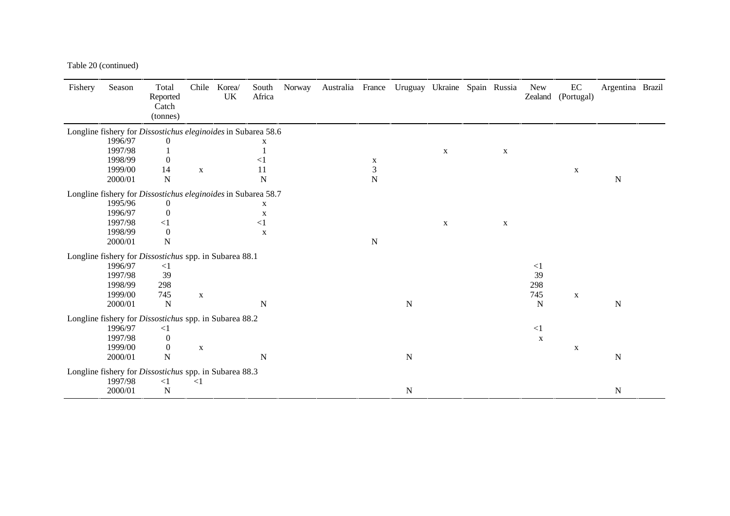Table 20 (continued)

| Fishery | Season | Total Reported Catch (tonnes) | Chile | Korea/ UK | South Africa | Norway | Australia | France | Uruguay | Ukraine | Spain | Russia | New Zealand | EC (Portugal) | Argentina | Brazil |
|---|---|---|---|---|---|---|---|---|---|---|---|---|---|---|---|---|
| Longline fishery for *Dissostichus eleginoides* in Subarea 58.6 | | | | | | | | | | | | | | | | |
| | 1996/97 | 0 | | | x | | | | | | | | | | | |
| | 1997/98 | 1 | | | 1 | | | | | x | | x | | | | |
| | 1998/99 | 0 | | | <1 | | | x | | | | | | | | |
| | 1999/00 | 14 | x | | 11 | | | 3 | | | | | | x | | |
| | 2000/01 | N | | | N | | | N | | | | | | | N | |
| Longline fishery for *Dissostichus eleginoides* in Subarea 58.7 | | | | | | | | | | | | | | | | |
| | 1995/96 | 0 | | | x | | | | | | | | | | | |
| | 1996/97 | 0 | | | x | | | | | | | | | | | |
| | 1997/98 | <1 | | | <1 | | | | | x | | x | | | | |
| | 1998/99 | 0 | | | x | | | | | | | | | | | |
| | 2000/01 | N | | | | | | N | | | | | | | | |
| Longline fishery for *Dissostichus* spp. in Subarea 88.1 | | | | | | | | | | | | | | | | |
| | 1996/97 | <1 | | | | | | | | | | | <1 | | | |
| | 1997/98 | 39 | | | | | | | | | | | 39 | | | |
| | 1998/99 | 298 | | | | | | | | | | | 298 | | | |
| | 1999/00 | 745 | x | | | | | | | | | | 745 | x | | |
| | 2000/01 | N | | | N | | | | N | | | | N | | N | |
| Longline fishery for *Dissostichus* spp. in Subarea 88.2 | | | | | | | | | | | | | | | | |
| | 1996/97 | <1 | | | | | | | | | | | <1 | | | |
| | 1997/98 | 0 | | | | | | | | | | | x | | | |
| | 1999/00 | 0 | x | | | | | | | | | | | x | | |
| | 2000/01 | N | | | N | | | | N | | | | | | N | |
| Longline fishery for *Dissostichus* spp. in Subarea 88.3 | | | | | | | | | | | | | | | | |
| | 1997/98 | <1 | <1 | | | | | | | | | | | | | |
| | 2000/01 | N | | | | | | | N | | | | | | N | |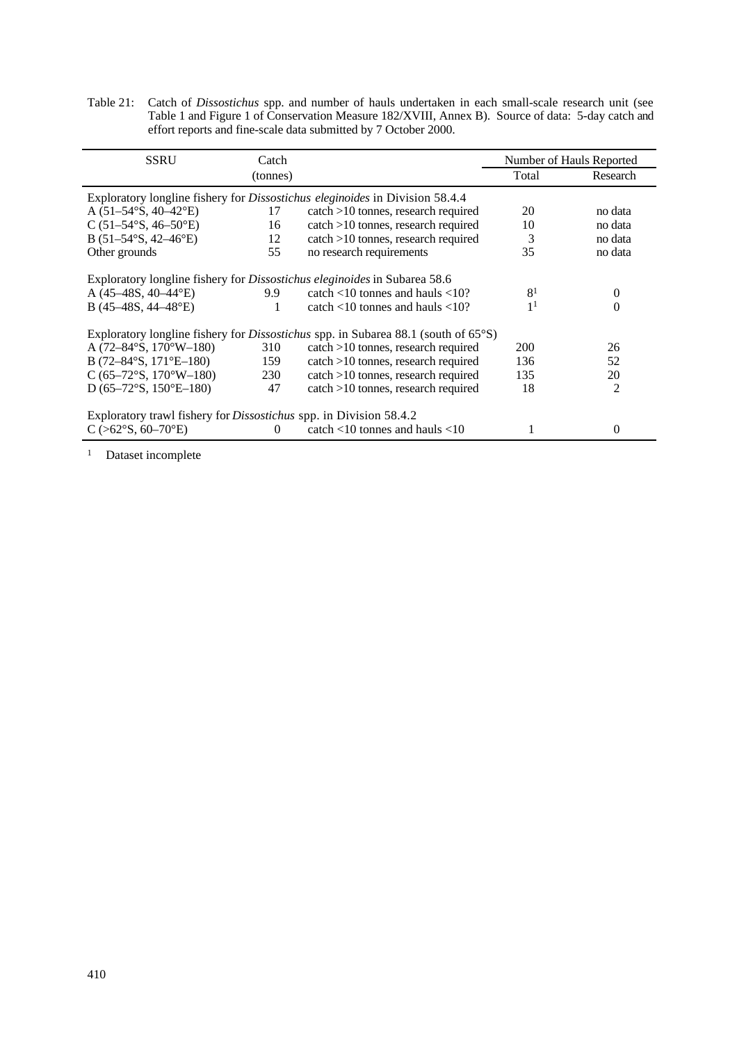Table 21: Catch of *Dissostichus* spp. and number of hauls undertaken in each small-scale research unit (see Table 1 and Figure 1 of Conservation Measure 182/XVIII, Annex B). Source of data: 5-day catch and effort reports and fine-scale data submitted by 7 October 2000.

| SSRU | Catch (tonnes) | | Number of Hauls Reported | |
|---|---|---|---|---|
| | | | Total | Research |
| Exploratory longline fishery for *Dissostichus eleginoides* in Division 58.4.4 | | | | |
| A (51–54°S, 40–42°E) | 17 | catch >10 tonnes, research required | 20 | no data |
| C (51–54°S, 46–50°E) | 16 | catch >10 tonnes, research required | 10 | no data |
| B (51–54°S, 42–46°E) | 12 | catch >10 tonnes, research required | 3 | no data |
| Other grounds | 55 | no research requirements | 35 | no data |
| Exploratory longline fishery for *Dissostichus eleginoides* in Subarea 58.6 | | | | |
| A (45–48S, 40–44°E) | 9.9 | catch <10 tonnes and hauls <10? | 8[1] | 0 |
| B (45–48S, 44–48°E) | 1 | catch <10 tonnes and hauls <10? | 1[1] | 0 |
| Exploratory longline fishery for *Dissostichus* spp. in Subarea 88.1 (south of 65°S) | | | | |
| A (72–84°S, 170°W–180) | 310 | catch >10 tonnes, research required | 200 | 26 |
| B (72–84°S, 171°E–180) | 159 | catch >10 tonnes, research required | 136 | 52 |
| C (65–72°S, 170°W–180) | 230 | catch >10 tonnes, research required | 135 | 20 |
| D (65–72°S, 150°E–180) | 47 | catch >10 tonnes, research required | 18 | 2 |
| Exploratory trawl fishery for *Dissostichus* spp. in Division 58.4.2 | | | | |
| C (>62°S, 60–70°E) | 0 | catch <10 tonnes and hauls <10 | 1 | 0 |

[1] Dataset incomplete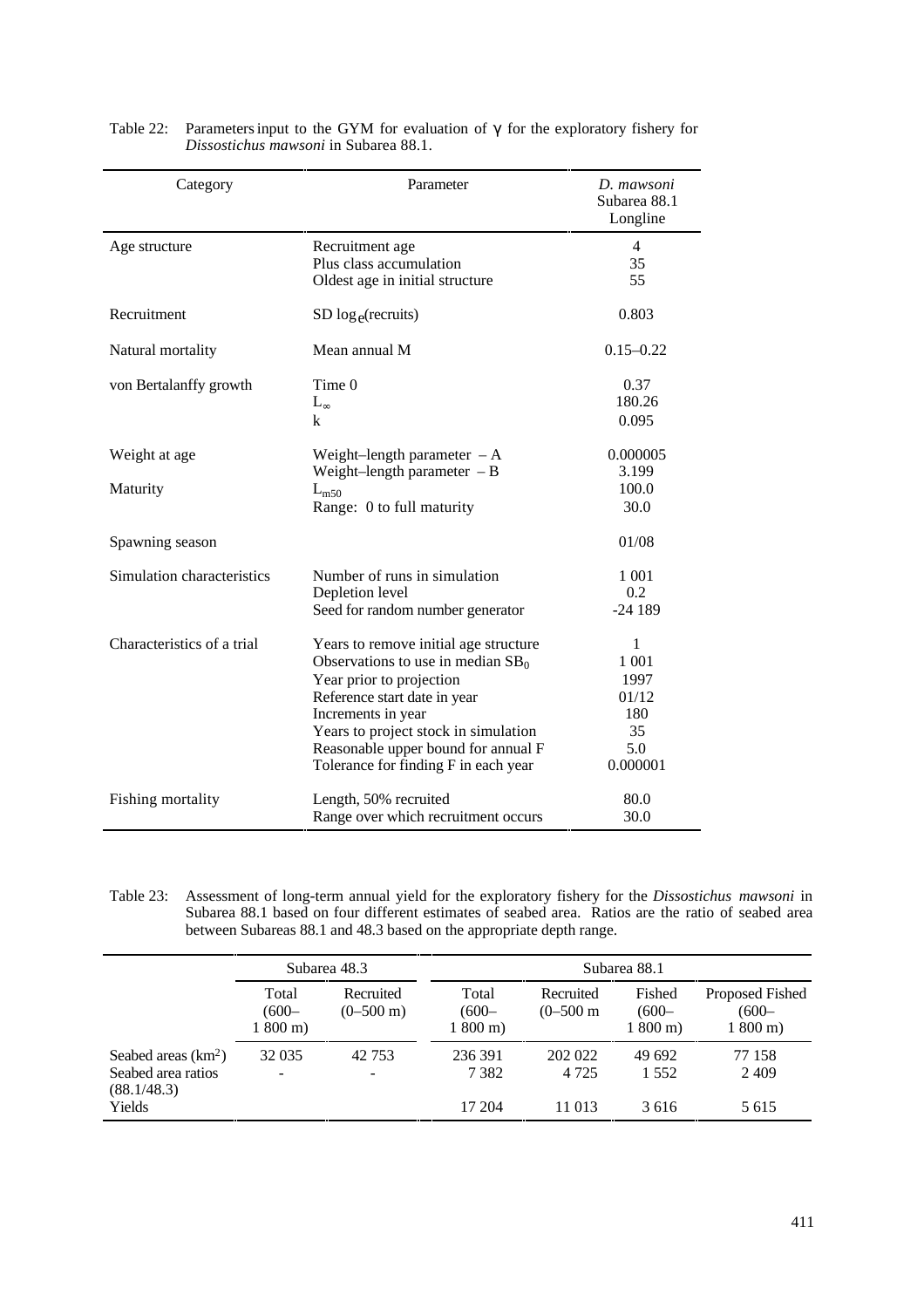Table 22: Parameters input to the GYM for evaluation of $\gamma$ for the exploratory fishery for *Dissostichus mawsoni* in Subarea 88.1.

| Category | Parameter | *D. mawsoni* Subarea 88.1 Longline |
|---|---|---|
| Age structure | Recruitment age | 4 |
| | Plus class accumulation | 35 |
| | Oldest age in initial structure | 55 |
| Recruitment | SD $\log_e$(recruits) | 0.803 |
| Natural mortality | Mean annual M | 0.15–0.22 |
| von Bertalanffy growth | Time 0 | 0.37 |
| | $L_\infty$ | 180.26 |
| | k | 0.095 |
| Weight at age | Weight–length parameter – A | 0.000005 |
| | Weight–length parameter – B | 3.199 |
| Maturity | $L_{m50}$ | 100.0 |
| | Range: 0 to full maturity | 30.0 |
| Spawning season | | 01/08 |
| Simulation characteristics | Number of runs in simulation | 1 001 |
| | Depletion level | 0.2 |
| | Seed for random number generator | -24 189 |
| Characteristics of a trial | Years to remove initial age structure | 1 |
| | Observations to use in median $SB_0$ | 1 001 |
| | Year prior to projection | 1997 |
| | Reference start date in year | 01/12 |
| | Increments in year | 180 |
| | Years to project stock in simulation | 35 |
| | Reasonable upper bound for annual F | 5.0 |
| | Tolerance for finding F in each year | 0.000001 |
| Fishing mortality | Length, 50% recruited | 80.0 |
| | Range over which recruitment occurs | 30.0 |

Table 23: Assessment of long-term annual yield for the exploratory fishery for the *Dissostichus mawsoni* in Subarea 88.1 based on four different estimates of seabed area. Ratios are the ratio of seabed area between Subareas 88.1 and 48.3 based on the appropriate depth range.

| | Subarea 48.3 | | Subarea 88.1 | | | |
|---|---|---|---|---|---|---|
| | Total (600–1 800 m) | Recruited (0–500 m) | Total (600–1 800 m) | Recruited (0–500 m | Fished (600–1 800 m) | Proposed Fished (600–1 800 m) |
| Seabed areas (km$^2$) | 32 035 | 42 753 | 236 391 | 202 022 | 49 692 | 77 158 |
| Seabed area ratios (88.1/48.3) | - | - | 7 382 | 4 725 | 1 552 | 2 409 |
| Yields | | | 17 204 | 11 013 | 3 616 | 5 615 |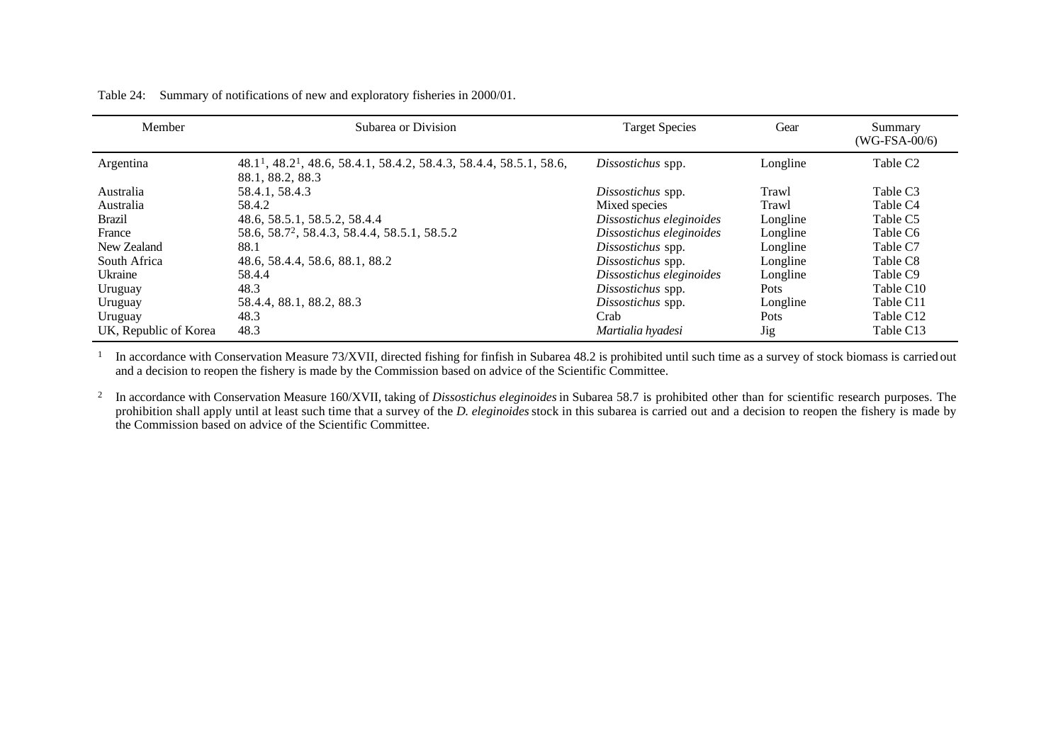Table 24: Summary of notifications of new and exploratory fisheries in 2000/01.

| Member | Subarea or Division | Target Species | Gear | Summary (WG-FSA-00/6) |
|---|---|---|---|---|
| Argentina | 48.1[1], 48.2[1], 48.6, 58.4.1, 58.4.2, 58.4.3, 58.4.4, 58.5.1, 58.6, 88.1, 88.2, 88.3 | *Dissostichus* spp. | Longline | Table C2 |
| Australia | 58.4.1, 58.4.3 | *Dissostichus* spp. | Trawl | Table C3 |
| Australia | 58.4.2 | Mixed species | Trawl | Table C4 |
| Brazil | 48.6, 58.5.1, 58.5.2, 58.4.4 | *Dissostichus eleginoides* | Longline | Table C5 |
| France | 58.6, 58.7[2], 58.4.3, 58.4.4, 58.5.1, 58.5.2 | *Dissostichus eleginoides* | Longline | Table C6 |
| New Zealand | 88.1 | *Dissostichus* spp. | Longline | Table C7 |
| South Africa | 48.6, 58.4.4, 58.6, 88.1, 88.2 | *Dissostichus* spp. | Longline | Table C8 |
| Ukraine | 58.4.4 | *Dissostichus eleginoides* | Longline | Table C9 |
| Uruguay | 48.3 | *Dissostichus* spp. | Pots | Table C10 |
| Uruguay | 58.4.4, 88.1, 88.2, 88.3 | *Dissostichus* spp. | Longline | Table C11 |
| Uruguay | 48.3 | Crab | Pots | Table C12 |
| UK, Republic of Korea | 48.3 | *Martialia hyadesi* | Jig | Table C13 |

[1] In accordance with Conservation Measure 73/XVII, directed fishing for finfish in Subarea 48.2 is prohibited until such time as a survey of stock biomass is carried out and a decision to reopen the fishery is made by the Commission based on advice of the Scientific Committee.

[2] In accordance with Conservation Measure 160/XVII, taking of *Dissostichus eleginoides* in Subarea 58.7 is prohibited other than for scientific research purposes. The prohibition shall apply until at least such time that a survey of the *D. eleginoides* stock in this subarea is carried out and a decision to reopen the fishery is made by the Commission based on advice of the Scientific Committee.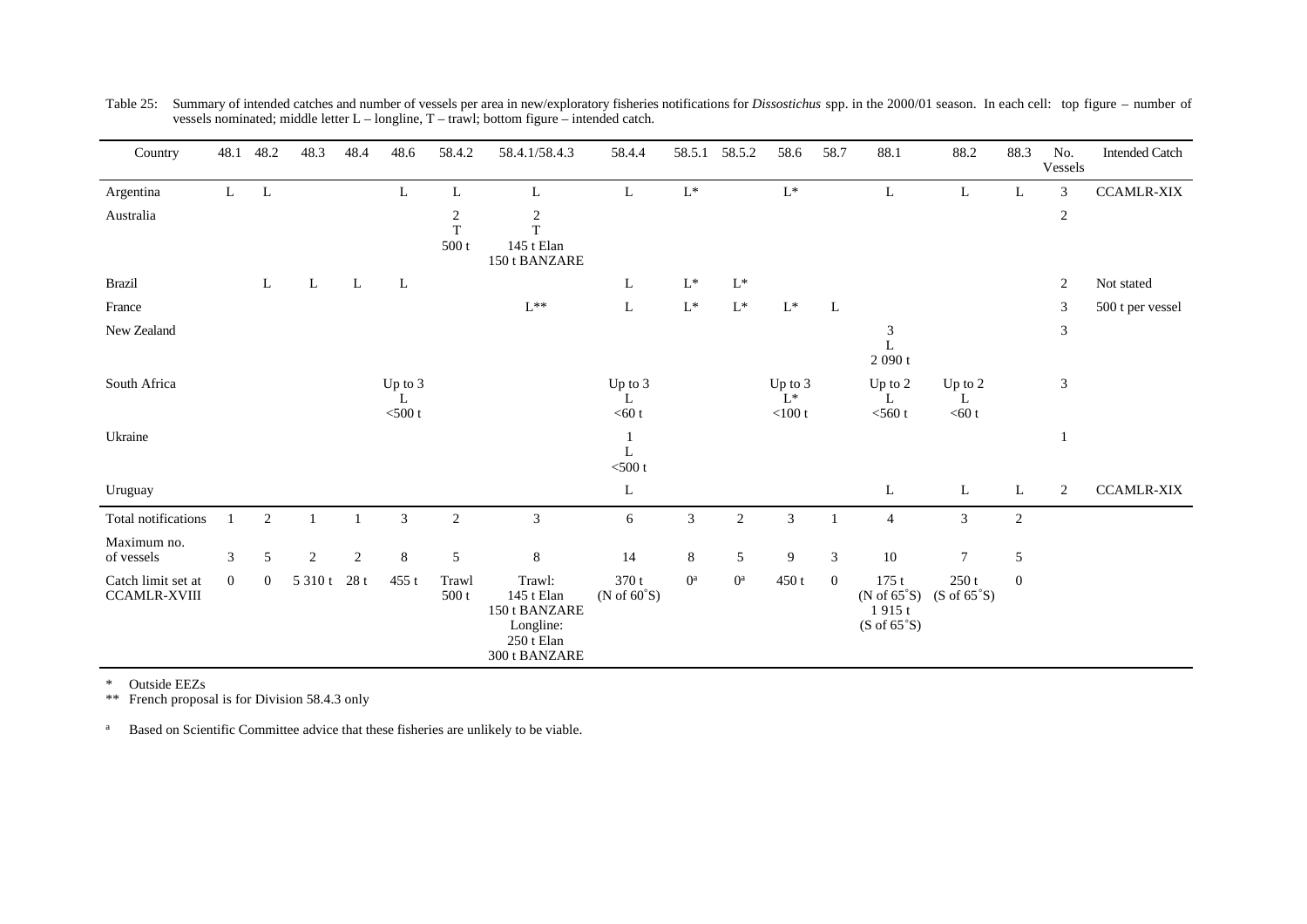Table 25: Summary of intended catches and number of vessels per area in new/exploratory fisheries notifications for *Dissostichus* spp. in the 2000/01 season. In each cell: top figure – number of vessels nominated; middle letter L – longline, T – trawl; bottom figure – intended catch.

| Country | 48.1 | 48.2 | 48.3 | 48.4 | 48.6 | 58.4.2 | 58.4.1/58.4.3 | 58.4.4 | 58.5.1 | 58.5.2 | 58.6 | 58.7 | 88.1 | 88.2 | 88.3 | No. Vessels | Intended Catch |
|---|---|---|---|---|---|---|---|---|---|---|---|---|---|---|---|---|---|
| Argentina | L | L | | | L | L | L | L | L* | | L* | | L | L | L | 3 | CCAMLR-XIX |
| Australia | | | | | | 2<br>T<br>500 t | 2<br>T<br>145 t Elan<br>150 t BANZARE | | | | | | | | | 2 | |
| Brazil | | L | L | L | L | | | L | L* | L* | | | | | | 2 | Not stated |
| France | | | | | | | L** | L | L* | L* | L* | L | | | | 3 | 500 t per vessel |
| New Zealand | | | | | | | | | | | | | 3<br>L<br>2 090 t | | | 3 | |
| South Africa | | | | | Up to 3<br>L<br><500 t | | | Up to 3<br>L<br><60 t | | | Up to 3<br>L*<br><100 t | | Up to 2<br>L<br><560 t | Up to 2<br>L<br><60 t | | 3 | |
| Ukraine | | | | | | | | 1<br>L<br><500 t | | | | | | | | 1 | |
| Uruguay | | | | | | | | L | | | | | L | L | L | 2 | CCAMLR-XIX |
| Total notifications | 1 | 2 | 1 | 1 | 3 | 2 | 3 | 6 | 3 | 2 | 3 | 1 | 4 | 3 | 2 | | |
| Maximum no. of vessels | 3 | 5 | 2 | 2 | 8 | 5 | 8 | 14 | 8 | 5 | 9 | 3 | 10 | 7 | 5 | | |
| Catch limit set at CCAMLR-XVIII | 0 | 0 | 5 310 t | 28 t | 455 t | Trawl<br>500 t | Trawl:<br>145 t Elan<br>150 t BANZARE<br>Longline:<br>250 t Elan<br>300 t BANZARE | 370 t<br>(N of 60°S) | 0[a] | 0[a] | 450 t | 0 | 175 t<br>(N of 65°S)<br>1 915 t<br>(S of 65°S) | 250 t<br>(S of 65°S) | 0 | | |

\* Outside EEZs
** French proposal is for Division 58.4.3 only

[a] Based on Scientific Committee advice that these fisheries are unlikely to be viable.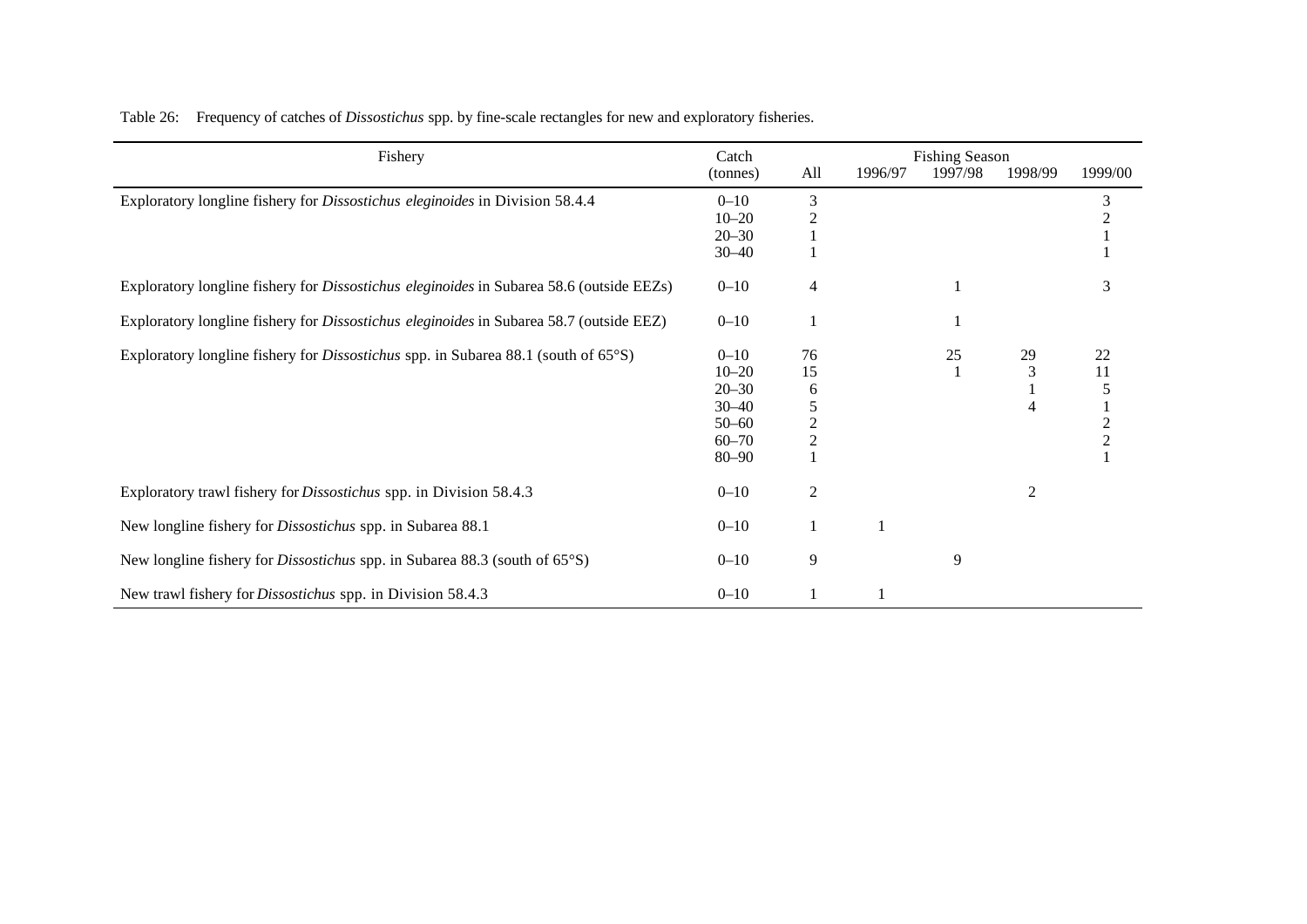Table 26: Frequency of catches of *Dissostichus* spp. by fine-scale rectangles for new and exploratory fisheries.

| Fishery | Catch (tonnes) | All | Fishing Season 1996/97 | 1997/98 | 1998/99 | 1999/00 |
|---|---|---|---|---|---|---|
| Exploratory longline fishery for *Dissostichus eleginoides* in Division 58.4.4 | 0–10 | 3 | | | | 3 |
| | 10–20 | 2 | | | | 2 |
| | 20–30 | 1 | | | | 1 |
| | 30–40 | 1 | | | | 1 |
| Exploratory longline fishery for *Dissostichus eleginoides* in Subarea 58.6 (outside EEZs) | 0–10 | 4 | | 1 | | 3 |
| Exploratory longline fishery for *Dissostichus eleginoides* in Subarea 58.7 (outside EEZ) | 0–10 | 1 | | 1 | | |
| Exploratory longline fishery for *Dissostichus* spp. in Subarea 88.1 (south of 65°S) | 0–10 | 76 | | 25 | 29 | 22 |
| | 10–20 | 15 | | 1 | 3 | 11 |
| | 20–30 | 6 | | | 1 | 5 |
| | 30–40 | 5 | | | 4 | 1 |
| | 50–60 | 2 | | | | 2 |
| | 60–70 | 2 | | | | 2 |
| | 80–90 | 1 | | | | 1 |
| Exploratory trawl fishery for *Dissostichus* spp. in Division 58.4.3 | 0–10 | 2 | | | 2 | |
| New longline fishery for *Dissostichus* spp. in Subarea 88.1 | 0–10 | 1 | 1 | | | |
| New longline fishery for *Dissostichus* spp. in Subarea 88.3 (south of 65°S) | 0–10 | 9 | | 9 | | |
| New trawl fishery for *Dissostichus* spp. in Division 58.4.3 | 0–10 | 1 | 1 | | | |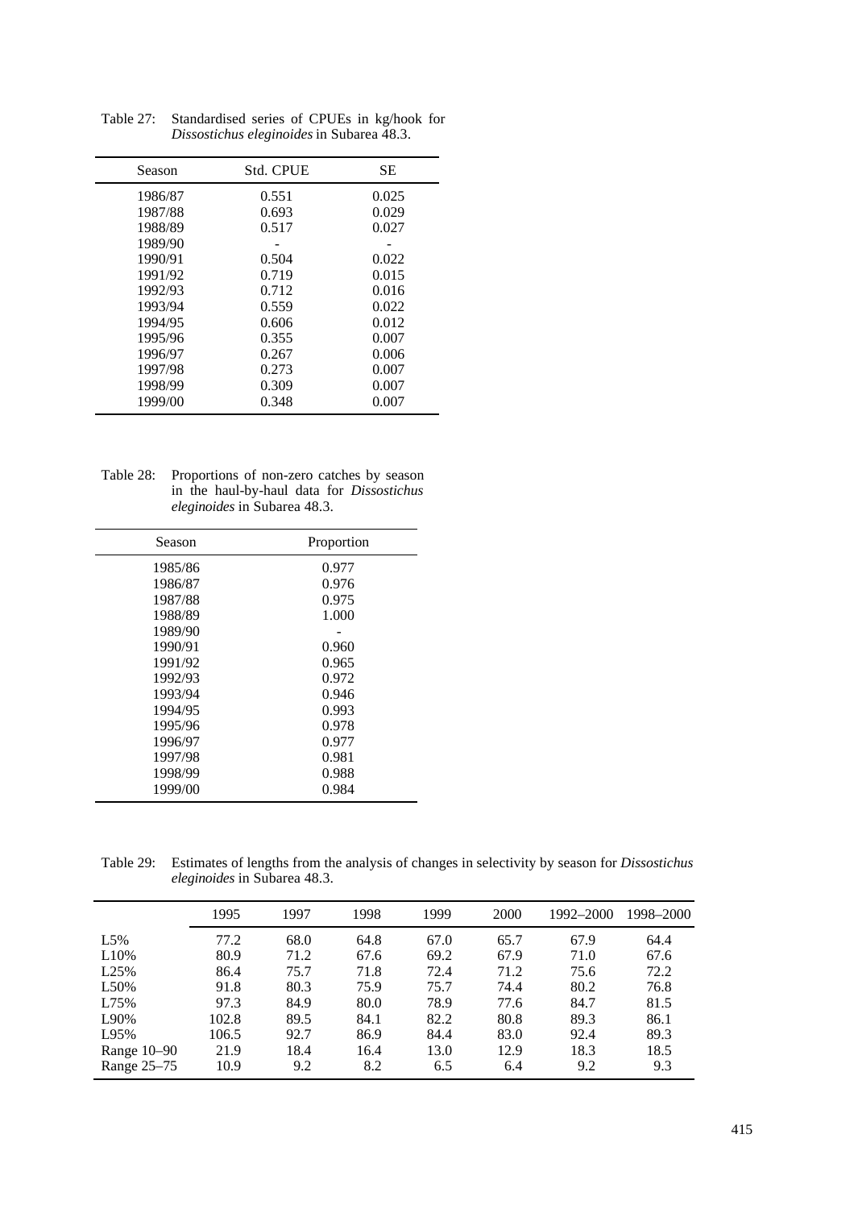Table 27: Standardised series of CPUEs in kg/hook for *Dissostichus eleginoides* in Subarea 48.3.

| Season | Std. CPUE | SE |
|---|---|---|
| 1986/87 | 0.551 | 0.025 |
| 1987/88 | 0.693 | 0.029 |
| 1988/89 | 0.517 | 0.027 |
| 1989/90 | - | - |
| 1990/91 | 0.504 | 0.022 |
| 1991/92 | 0.719 | 0.015 |
| 1992/93 | 0.712 | 0.016 |
| 1993/94 | 0.559 | 0.022 |
| 1994/95 | 0.606 | 0.012 |
| 1995/96 | 0.355 | 0.007 |
| 1996/97 | 0.267 | 0.006 |
| 1997/98 | 0.273 | 0.007 |
| 1998/99 | 0.309 | 0.007 |
| 1999/00 | 0.348 | 0.007 |

Table 28: Proportions of non-zero catches by season in the haul-by-haul data for *Dissostichus eleginoides* in Subarea 48.3.

| Season | Proportion |
|---|---|
| 1985/86 | 0.977 |
| 1986/87 | 0.976 |
| 1987/88 | 0.975 |
| 1988/89 | 1.000 |
| 1989/90 | - |
| 1990/91 | 0.960 |
| 1991/92 | 0.965 |
| 1992/93 | 0.972 |
| 1993/94 | 0.946 |
| 1994/95 | 0.993 |
| 1995/96 | 0.978 |
| 1996/97 | 0.977 |
| 1997/98 | 0.981 |
| 1998/99 | 0.988 |
| 1999/00 | 0.984 |

Table 29: Estimates of lengths from the analysis of changes in selectivity by season for *Dissostichus eleginoides* in Subarea 48.3.

| | 1995 | 1997 | 1998 | 1999 | 2000 | 1992–2000 | 1998–2000 |
|---|---|---|---|---|---|---|---|
| L5% | 77.2 | 68.0 | 64.8 | 67.0 | 65.7 | 67.9 | 64.4 |
| L10% | 80.9 | 71.2 | 67.6 | 69.2 | 67.9 | 71.0 | 67.6 |
| L25% | 86.4 | 75.7 | 71.8 | 72.4 | 71.2 | 75.6 | 72.2 |
| L50% | 91.8 | 80.3 | 75.9 | 75.7 | 74.4 | 80.2 | 76.8 |
| L75% | 97.3 | 84.9 | 80.0 | 78.9 | 77.6 | 84.7 | 81.5 |
| L90% | 102.8 | 89.5 | 84.1 | 82.2 | 80.8 | 89.3 | 86.1 |
| L95% | 106.5 | 92.7 | 86.9 | 84.4 | 83.0 | 92.4 | 89.3 |
| Range 10–90 | 21.9 | 18.4 | 16.4 | 13.0 | 12.9 | 18.3 | 18.5 |
| Range 25–75 | 10.9 | 9.2 | 8.2 | 6.5 | 6.4 | 9.2 | 9.3 |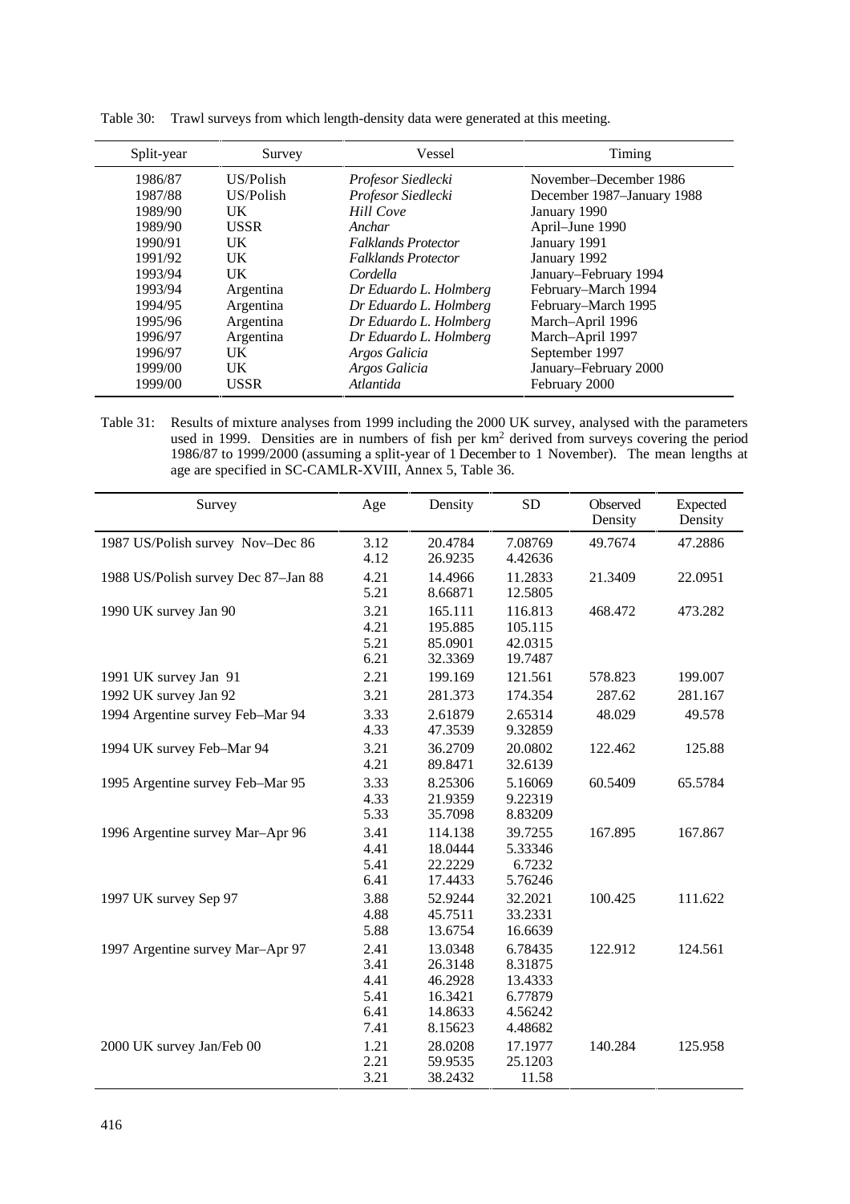Table 30: Trawl surveys from which length-density data were generated at this meeting.

| Split-year | Survey | Vessel | Timing |
|---|---|---|---|
| 1986/87 | US/Polish | *Profesor Siedlecki* | November–December 1986 |
| 1987/88 | US/Polish | *Profesor Siedlecki* | December 1987–January 1988 |
| 1989/90 | UK | *Hill Cove* | January 1990 |
| 1989/90 | USSR | *Anchar* | April–June 1990 |
| 1990/91 | UK | *Falklands Protector* | January 1991 |
| 1991/92 | UK | *Falklands Protector* | January 1992 |
| 1993/94 | UK | *Cordella* | January–February 1994 |
| 1993/94 | Argentina | *Dr Eduardo L. Holmberg* | February–March 1994 |
| 1994/95 | Argentina | *Dr Eduardo L. Holmberg* | February–March 1995 |
| 1995/96 | Argentina | *Dr Eduardo L. Holmberg* | March–April 1996 |
| 1996/97 | Argentina | *Dr Eduardo L. Holmberg* | March–April 1997 |
| 1996/97 | UK | *Argos Galicia* | September 1997 |
| 1999/00 | UK | *Argos Galicia* | January–February 2000 |
| 1999/00 | USSR | *Atlantida* | February 2000 |

Table 31: Results of mixture analyses from 1999 including the 2000 UK survey, analysed with the parameters used in 1999. Densities are in numbers of fish per km$^2$ derived from surveys covering the period 1986/87 to 1999/2000 (assuming a split-year of 1 December to 1 November). The mean lengths at age are specified in SC-CAMLR-XVIII, Annex 5, Table 36.

| Survey | Age | Density | SD | Observed Density | Expected Density |
|---|---|---|---|---|---|
| 1987 US/Polish survey Nov–Dec 86 | 3.12 | 20.4784 | 7.08769 | 49.7674 | 47.2886 |
| | 4.12 | 26.9235 | 4.42636 | | |
| 1988 US/Polish survey Dec 87–Jan 88 | 4.21 | 14.4966 | 11.2833 | 21.3409 | 22.0951 |
| | 5.21 | 8.66871 | 12.5805 | | |
| 1990 UK survey Jan 90 | 3.21 | 165.111 | 116.813 | 468.472 | 473.282 |
| | 4.21 | 195.885 | 105.115 | | |
| | 5.21 | 85.0901 | 42.0315 | | |
| | 6.21 | 32.3369 | 19.7487 | | |
| 1991 UK survey Jan 91 | 2.21 | 199.169 | 121.561 | 578.823 | 199.007 |
| 1992 UK survey Jan 92 | 3.21 | 281.373 | 174.354 | 287.62 | 281.167 |
| 1994 Argentine survey Feb–Mar 94 | 3.33 | 2.61879 | 2.65314 | 48.029 | 49.578 |
| | 4.33 | 47.3539 | 9.32859 | | |
| 1994 UK survey Feb–Mar 94 | 3.21 | 36.2709 | 20.0802 | 122.462 | 125.88 |
| | 4.21 | 89.8471 | 32.6139 | | |
| 1995 Argentine survey Feb–Mar 95 | 3.33 | 8.25306 | 5.16069 | 60.5409 | 65.5784 |
| | 4.33 | 21.9359 | 9.22319 | | |
| | 5.33 | 35.7098 | 8.83209 | | |
| 1996 Argentine survey Mar–Apr 96 | 3.41 | 114.138 | 39.7255 | 167.895 | 167.867 |
| | 4.41 | 18.0444 | 5.33346 | | |
| | 5.41 | 22.2229 | 6.7232 | | |
| | 6.41 | 17.4433 | 5.76246 | | |
| 1997 UK survey Sep 97 | 3.88 | 52.9244 | 32.2021 | 100.425 | 111.622 |
| | 4.88 | 45.7511 | 33.2331 | | |
| | 5.88 | 13.6754 | 16.6639 | | |
| 1997 Argentine survey Mar–Apr 97 | 2.41 | 13.0348 | 6.78435 | 122.912 | 124.561 |
| | 3.41 | 26.3148 | 8.31875 | | |
| | 4.41 | 46.2928 | 13.4333 | | |
| | 5.41 | 16.3421 | 6.77879 | | |
| | 6.41 | 14.8633 | 4.56242 | | |
| | 7.41 | 8.15623 | 4.48682 | | |
| 2000 UK survey Jan/Feb 00 | 1.21 | 28.0208 | 17.1977 | 140.284 | 125.958 |
| | 2.21 | 59.9535 | 25.1203 | | |
| | 3.21 | 38.2432 | 11.58 | | |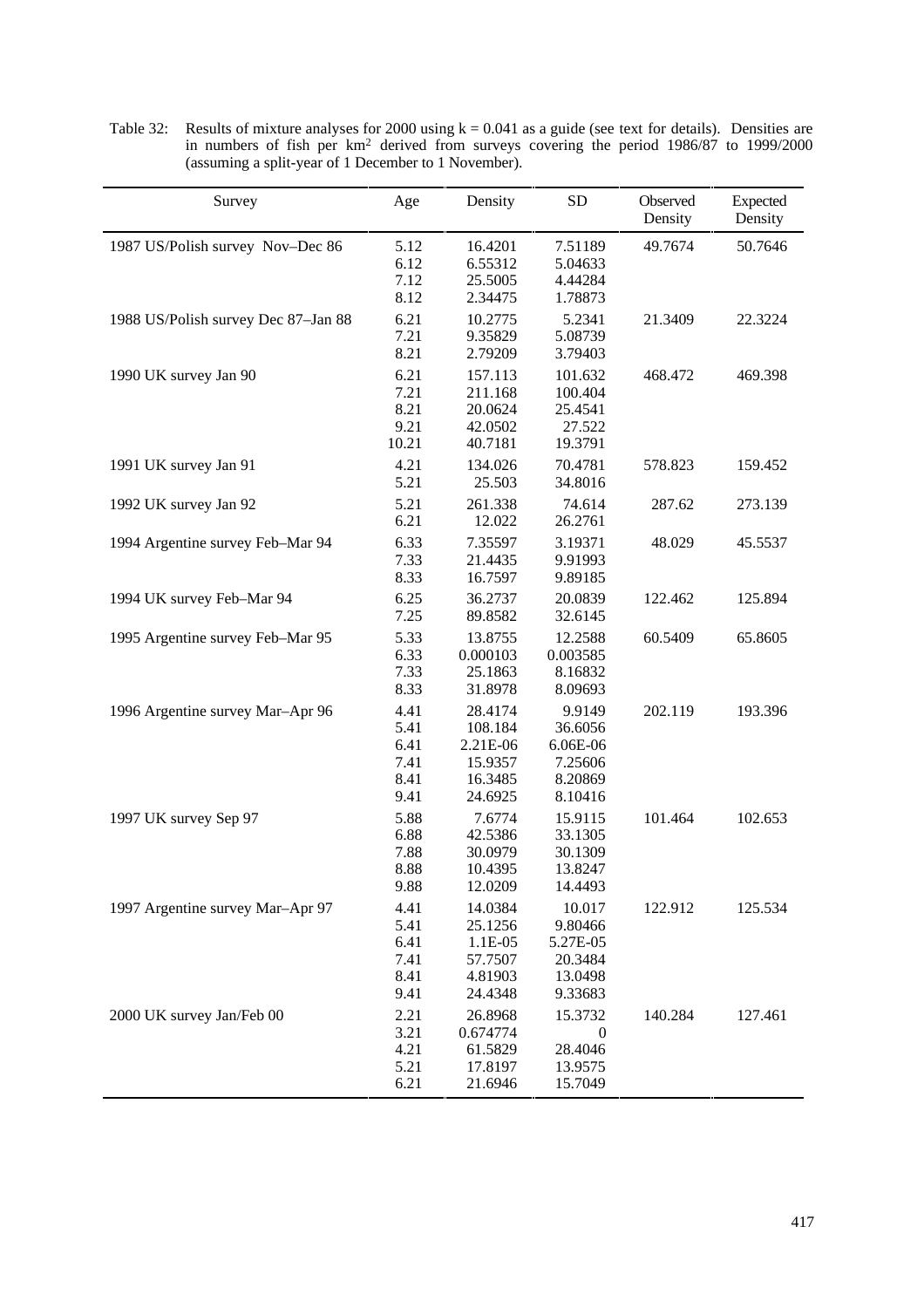Table 32: Results of mixture analyses for 2000 using k = 0.041 as a guide (see text for details). Densities are in numbers of fish per km$^2$ derived from surveys covering the period 1986/87 to 1999/2000 (assuming a split-year of 1 December to 1 November).

| Survey | Age | Density | SD | Observed Density | Expected Density |
|---|---|---|---|---|---|
| 1987 US/Polish survey Nov–Dec 86 | 5.12 | 16.4201 | 7.51189 | 49.7674 | 50.7646 |
| | 6.12 | 6.55312 | 5.04633 | | |
| | 7.12 | 25.5005 | 4.44284 | | |
| | 8.12 | 2.34475 | 1.78873 | | |
| 1988 US/Polish survey Dec 87–Jan 88 | 6.21 | 10.2775 | 5.2341 | 21.3409 | 22.3224 |
| | 7.21 | 9.35829 | 5.08739 | | |
| | 8.21 | 2.79209 | 3.79403 | | |
| 1990 UK survey Jan 90 | 6.21 | 157.113 | 101.632 | 468.472 | 469.398 |
| | 7.21 | 211.168 | 100.404 | | |
| | 8.21 | 20.0624 | 25.4541 | | |
| | 9.21 | 42.0502 | 27.522 | | |
| | 10.21 | 40.7181 | 19.3791 | | |
| 1991 UK survey Jan 91 | 4.21 | 134.026 | 70.4781 | 578.823 | 159.452 |
| | 5.21 | 25.503 | 34.8016 | | |
| 1992 UK survey Jan 92 | 5.21 | 261.338 | 74.614 | 287.62 | 273.139 |
| | 6.21 | 12.022 | 26.2761 | | |
| 1994 Argentine survey Feb–Mar 94 | 6.33 | 7.35597 | 3.19371 | 48.029 | 45.5537 |
| | 7.33 | 21.4435 | 9.91993 | | |
| | 8.33 | 16.7597 | 9.89185 | | |
| 1994 UK survey Feb–Mar 94 | 6.25 | 36.2737 | 20.0839 | 122.462 | 125.894 |
| | 7.25 | 89.8582 | 32.6145 | | |
| 1995 Argentine survey Feb–Mar 95 | 5.33 | 13.8755 | 12.2588 | 60.5409 | 65.8605 |
| | 6.33 | 0.000103 | 0.003585 | | |
| | 7.33 | 25.1863 | 8.16832 | | |
| | 8.33 | 31.8978 | 8.09693 | | |
| 1996 Argentine survey Mar–Apr 96 | 4.41 | 28.4174 | 9.9149 | 202.119 | 193.396 |
| | 5.41 | 108.184 | 36.6056 | | |
| | 6.41 | 2.21E-06 | 6.06E-06 | | |
| | 7.41 | 15.9357 | 7.25606 | | |
| | 8.41 | 16.3485 | 8.20869 | | |
| | 9.41 | 24.6925 | 8.10416 | | |
| 1997 UK survey Sep 97 | 5.88 | 7.6774 | 15.9115 | 101.464 | 102.653 |
| | 6.88 | 42.5386 | 33.1305 | | |
| | 7.88 | 30.0979 | 30.1309 | | |
| | 8.88 | 10.4395 | 13.8247 | | |
| | 9.88 | 12.0209 | 14.4493 | | |
| 1997 Argentine survey Mar–Apr 97 | 4.41 | 14.0384 | 10.017 | 122.912 | 125.534 |
| | 5.41 | 25.1256 | 9.80466 | | |
| | 6.41 | 1.1E-05 | 5.27E-05 | | |
| | 7.41 | 57.7507 | 20.3484 | | |
| | 8.41 | 4.81903 | 13.0498 | | |
| | 9.41 | 24.4348 | 9.33683 | | |
| 2000 UK survey Jan/Feb 00 | 2.21 | 26.8968 | 15.3732 | 140.284 | 127.461 |
| | 3.21 | 0.674774 | 0 | | |
| | 4.21 | 61.5829 | 28.4046 | | |
| | 5.21 | 17.8197 | 13.9575 | | |
| | 6.21 | 21.6946 | 15.7049 | | |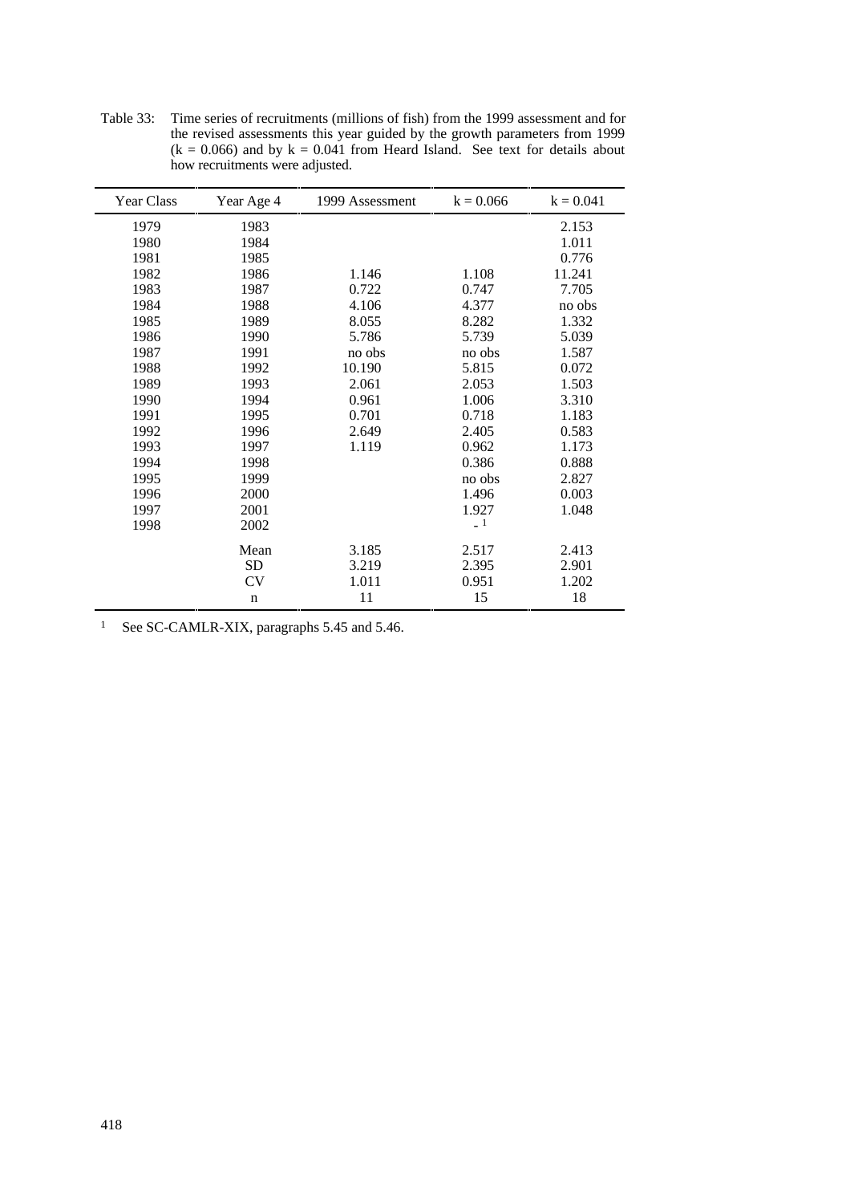Table 33: Time series of recruitments (millions of fish) from the 1999 assessment and for the revised assessments this year guided by the growth parameters from 1999 (k = 0.066) and by k = 0.041 from Heard Island. See text for details about how recruitments were adjusted.

| Year Class | Year Age 4 | 1999 Assessment | k = 0.066 | k = 0.041 |
|---|---|---|---|---|
| 1979 | 1983 | | | 2.153 |
| 1980 | 1984 | | | 1.011 |
| 1981 | 1985 | | | 0.776 |
| 1982 | 1986 | 1.146 | 1.108 | 11.241 |
| 1983 | 1987 | 0.722 | 0.747 | 7.705 |
| 1984 | 1988 | 4.106 | 4.377 | no obs |
| 1985 | 1989 | 8.055 | 8.282 | 1.332 |
| 1986 | 1990 | 5.786 | 5.739 | 5.039 |
| 1987 | 1991 | no obs | no obs | 1.587 |
| 1988 | 1992 | 10.190 | 5.815 | 0.072 |
| 1989 | 1993 | 2.061 | 2.053 | 1.503 |
| 1990 | 1994 | 0.961 | 1.006 | 3.310 |
| 1991 | 1995 | 0.701 | 0.718 | 1.183 |
| 1992 | 1996 | 2.649 | 2.405 | 0.583 |
| 1993 | 1997 | 1.119 | 0.962 | 1.173 |
| 1994 | 1998 | | 0.386 | 0.888 |
| 1995 | 1999 | | no obs | 2.827 |
| 1996 | 2000 | | 1.496 | 0.003 |
| 1997 | 2001 | | 1.927 | 1.048 |
| 1998 | 2002 | | - [1] | |
| | Mean | 3.185 | 2.517 | 2.413 |
| | SD | 3.219 | 2.395 | 2.901 |
| | CV | 1.011 | 0.951 | 1.202 |
| | n | 11 | 15 | 18 |

[1] See SC-CAMLR-XIX, paragraphs 5.45 and 5.46.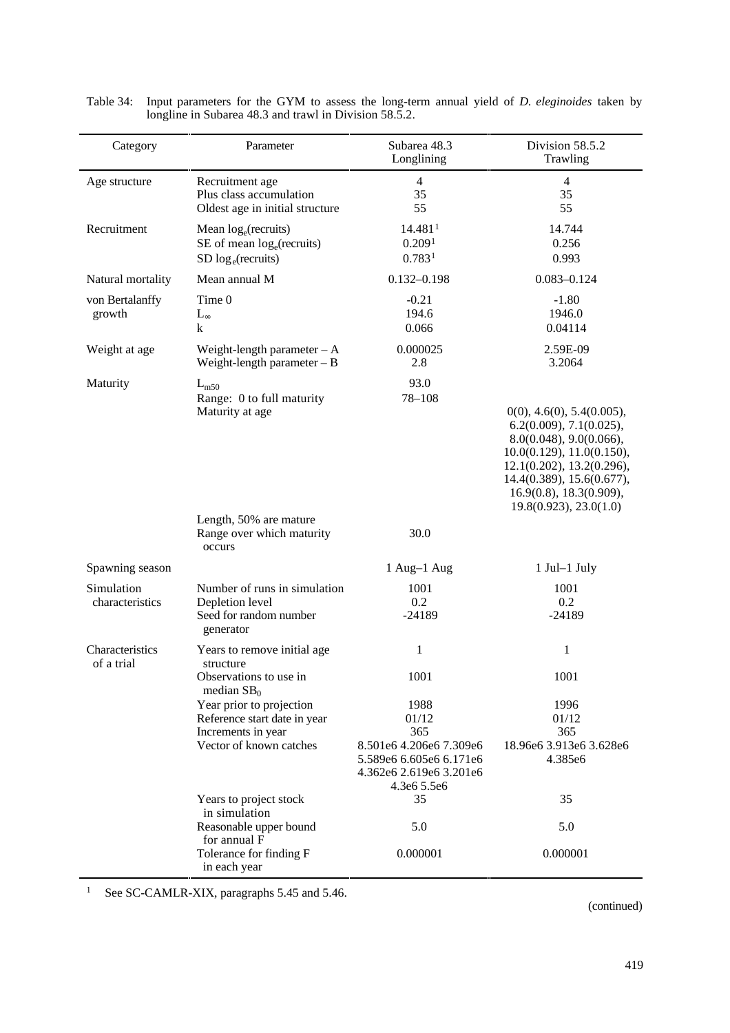Table 34: Input parameters for the GYM to assess the long-term annual yield of *D. eleginoides* taken by longline in Subarea 48.3 and trawl in Division 58.5.2.

| Category | Parameter | Subarea 48.3 Longlining | Division 58.5.2 Trawling |
|---|---|---|---|
| Age structure | Recruitment age | 4 | 4 |
| | Plus class accumulation | 35 | 35 |
| | Oldest age in initial structure | 55 | 55 |
| Recruitment | Mean $\log_e$(recruits) | 14.481[1] | 14.744 |
| | SE of mean $\log_e$(recruits) | 0.209[1] | 0.256 |
| | SD $\log_e$(recruits) | 0.783[1] | 0.993 |
| Natural mortality | Mean annual M | 0.132–0.198 | 0.083–0.124 |
| von Bertalanffy growth | Time 0 | -0.21 | -1.80 |
| | $L_\infty$ | 194.6 | 1946.0 |
| | k | 0.066 | 0.04114 |
| Weight at age | Weight-length parameter – A | 0.000025 | 2.59E-09 |
| | Weight-length parameter – B | 2.8 | 3.2064 |
| Maturity | $L_{m50}$ | 93.0 | |
| | Range: 0 to full maturity | 78–108 | |
| | Maturity at age | | 0(0), 4.6(0), 5.4(0.005), 6.2(0.009), 7.1(0.025), 8.0(0.048), 9.0(0.066), 10.0(0.129), 11.0(0.150), 12.1(0.202), 13.2(0.296), 14.4(0.389), 15.6(0.677), 16.9(0.8), 18.3(0.909), 19.8(0.923), 23.0(1.0) |
| | Length, 50% are mature | | |
| | Range over which maturity occurs | 30.0 | |
| Spawning season | | 1 Aug–1 Aug | 1 Jul–1 July |
| Simulation characteristics | Number of runs in simulation | 1001 | 1001 |
| | Depletion level | 0.2 | 0.2 |
| | Seed for random number generator | -24189 | -24189 |
| Characteristics of a trial | Years to remove initial age structure | 1 | 1 |
| | Observations to use in median $SB_0$ | 1001 | 1001 |
| | Year prior to projection | 1988 | 1996 |
| | Reference start date in year | 01/12 | 01/12 |
| | Increments in year | 365 | 365 |
| | Vector of known catches | 8.501e6 4.206e6 7.309e6 5.589e6 6.605e6 6.171e6 4.362e6 2.619e6 3.201e6 4.3e6 5.5e6 | 18.96e6 3.913e6 3.628e6 4.385e6 |
| | Years to project stock in simulation | 35 | 35 |
| | Reasonable upper bound for annual F | 5.0 | 5.0 |
| | Tolerance for finding F in each year | 0.000001 | 0.000001 |

[1] See SC-CAMLR-XIX, paragraphs 5.45 and 5.46.

(continued)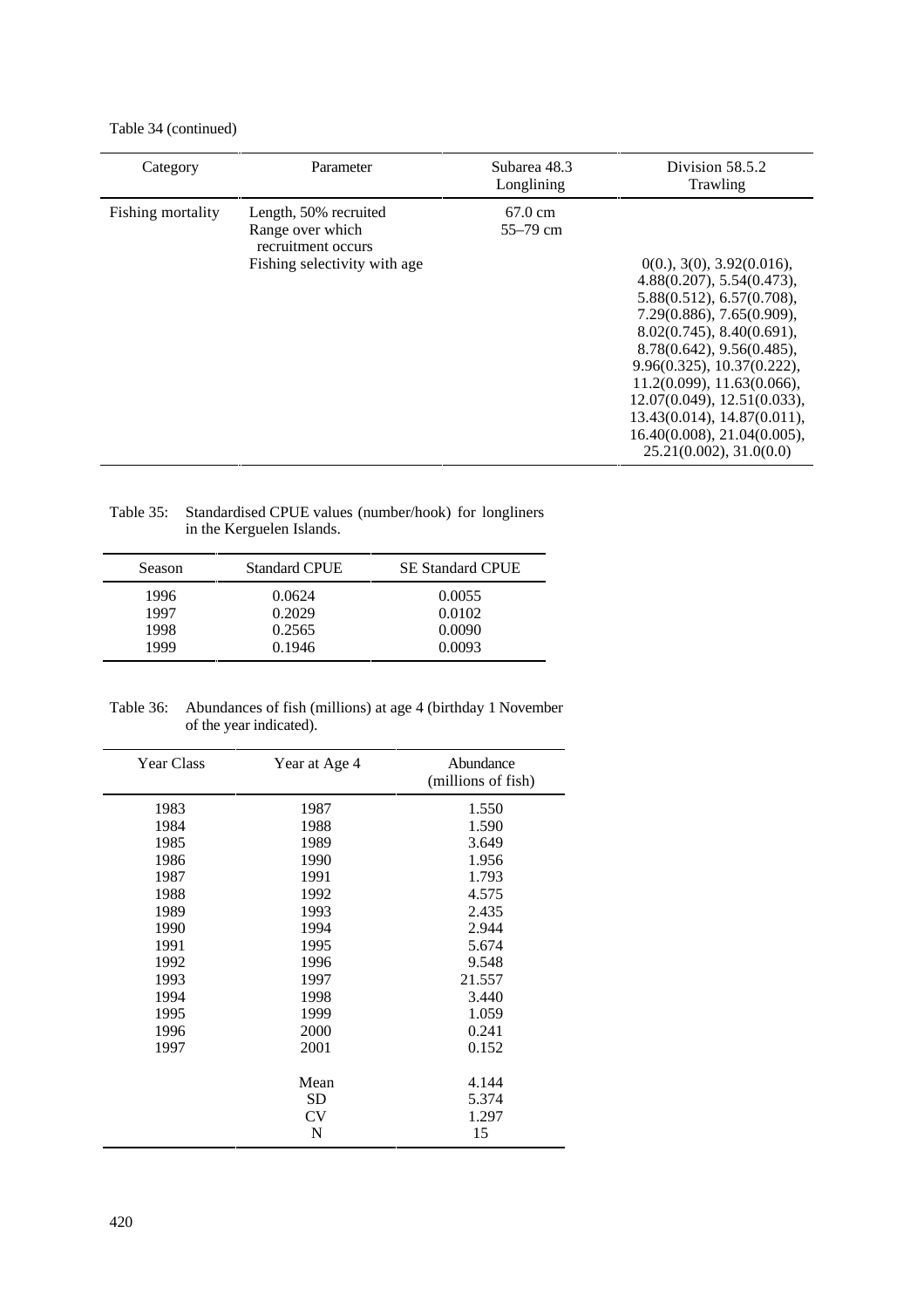Table 34 (continued)

| Category | Parameter | Subarea 48.3 Longlining | Division 58.5.2 Trawling |
|---|---|---|---|
| Fishing mortality | Length, 50% recruited | 67.0 cm | |
| | Range over which recruitment occurs | 55–79 cm | |
| | Fishing selectivity with age | | 0(0.), 3(0), 3.92(0.016), 4.88(0.207), 5.54(0.473), 5.88(0.512), 6.57(0.708), 7.29(0.886), 7.65(0.909), 8.02(0.745), 8.40(0.691), 8.78(0.642), 9.56(0.485), 9.96(0.325), 10.37(0.222), 11.2(0.099), 11.63(0.066), 12.07(0.049), 12.51(0.033), 13.43(0.014), 14.87(0.011), 16.40(0.008), 21.04(0.005), 25.21(0.002), 31.0(0.0) |

Table 35: Standardised CPUE values (number/hook) for longliners in the Kerguelen Islands.

| Season | Standard CPUE | SE Standard CPUE |
|---|---|---|
| 1996 | 0.0624 | 0.0055 |
| 1997 | 0.2029 | 0.0102 |
| 1998 | 0.2565 | 0.0090 |
| 1999 | 0.1946 | 0.0093 |

Table 36: Abundances of fish (millions) at age 4 (birthday 1 November of the year indicated).

| Year Class | Year at Age 4 | Abundance (millions of fish) |
|---|---|---|
| 1983 | 1987 | 1.550 |
| 1984 | 1988 | 1.590 |
| 1985 | 1989 | 3.649 |
| 1986 | 1990 | 1.956 |
| 1987 | 1991 | 1.793 |
| 1988 | 1992 | 4.575 |
| 1989 | 1993 | 2.435 |
| 1990 | 1994 | 2.944 |
| 1991 | 1995 | 5.674 |
| 1992 | 1996 | 9.548 |
| 1993 | 1997 | 21.557 |
| 1994 | 1998 | 3.440 |
| 1995 | 1999 | 1.059 |
| 1996 | 2000 | 0.241 |
| 1997 | 2001 | 0.152 |
| | Mean | 4.144 |
| | SD | 5.374 |
| | CV | 1.297 |
| | N | 15 |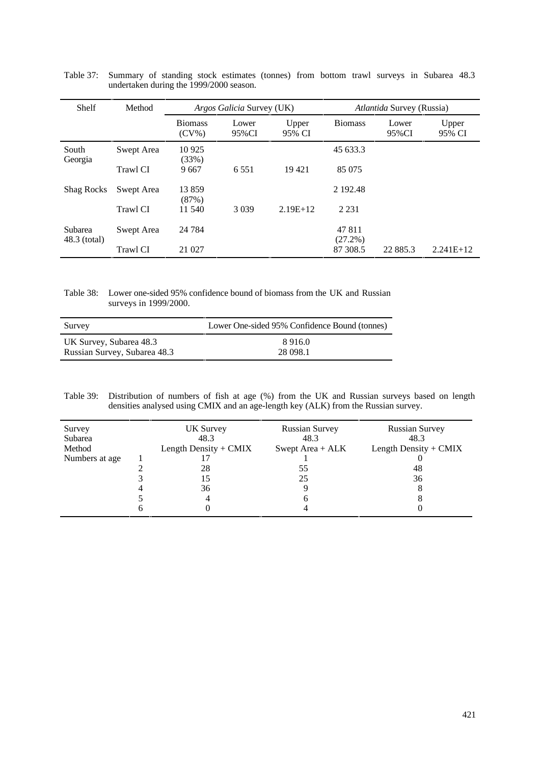Table 37: Summary of standing stock estimates (tonnes) from bottom trawl surveys in Subarea 48.3 undertaken during the 1999/2000 season.

| Shelf | Method | *Argos Galicia* Survey (UK) | | | *Atlantida* Survey (Russia) | | |
|---|---|---|---|---|---|---|---|
| | | Biomass (CV%) | Lower 95%CI | Upper 95% CI | Biomass | Lower 95%CI | Upper 95% CI |
| South Georgia | Swept Area | 10 925 (33%) | | | 45 633.3 | | |
| | Trawl CI | 9 667 | 6 551 | 19 421 | 85 075 | | |
| Shag Rocks | Swept Area | 13 859 (87%) | | | 2 192.48 | | |
| | Trawl CI | 11 540 | 3 039 | 2.19E+12 | 2 231 | | |
| Subarea 48.3 (total) | Swept Area | 24 784 | | | 47 811 (27.2%) | | |
| | Trawl CI | 21 027 | | | 87 308.5 | 22 885.3 | 2.241E+12 |

Table 38: Lower one-sided 95% confidence bound of biomass from the UK and Russian surveys in 1999/2000.

| Survey | Lower One-sided 95% Confidence Bound (tonnes) |
|---|---|
| UK Survey, Subarea 48.3 | 8 916.0 |
| Russian Survey, Subarea 48.3 | 28 098.1 |

Table 39: Distribution of numbers of fish at age (%) from the UK and Russian surveys based on length densities analysed using CMIX and an age-length key (ALK) from the Russian survey.

| Survey | | UK Survey | Russian Survey | Russian Survey |
|---|---|---|---|---|
| Subarea | | 48.3 | 48.3 | 48.3 |
| Method | | Length Density + CMIX | Swept Area + ALK | Length Density + CMIX |
| Numbers at age | 1 | 17 | 1 | 0 |
| | 2 | 28 | 55 | 48 |
| | 3 | 15 | 25 | 36 |
| | 4 | 36 | 9 | 8 |
| | 5 | 4 | 6 | 8 |
| | 6 | 0 | 4 | 0 |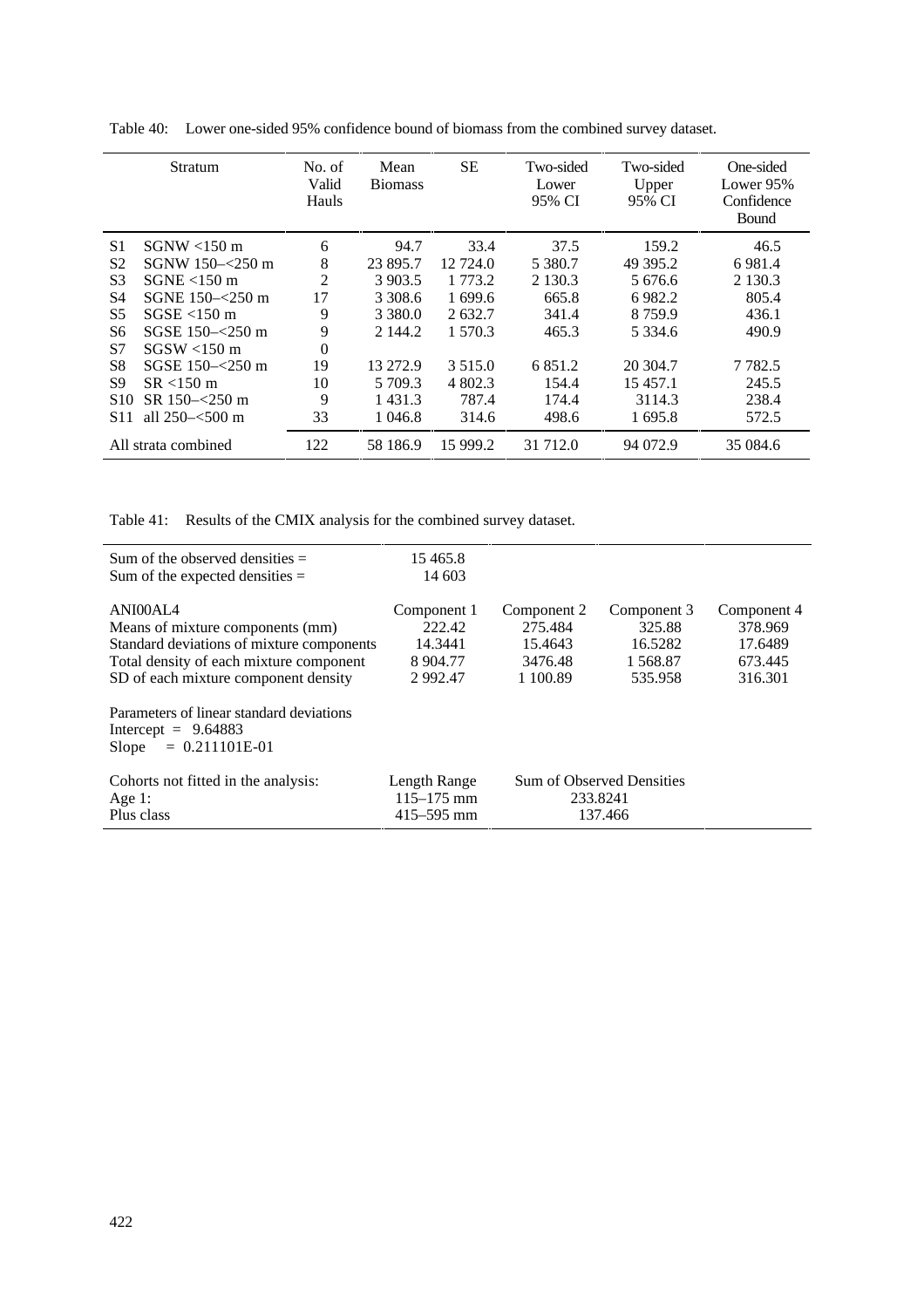Table 40: Lower one-sided 95% confidence bound of biomass from the combined survey dataset.

| | Stratum | No. of Valid Hauls | Mean Biomass | SE | Two-sided Lower 95% CI | Two-sided Upper 95% CI | One-sided Lower 95% Confidence Bound |
|---|---|---|---|---|---|---|---|
| S1 | SGNW <150 m | 6 | 94.7 | 33.4 | 37.5 | 159.2 | 46.5 |
| S2 | SGNW 150–<250 m | 8 | 23 895.7 | 12 724.0 | 5 380.7 | 49 395.2 | 6 981.4 |
| S3 | SGNE <150 m | 2 | 3 903.5 | 1 773.2 | 2 130.3 | 5 676.6 | 2 130.3 |
| S4 | SGNE 150–<250 m | 17 | 3 308.6 | 1 699.6 | 665.8 | 6 982.2 | 805.4 |
| S5 | SGSE <150 m | 9 | 3 380.0 | 2 632.7 | 341.4 | 8 759.9 | 436.1 |
| S6 | SGSE 150–<250 m | 9 | 2 144.2 | 1 570.3 | 465.3 | 5 334.6 | 490.9 |
| S7 | SGSW <150 m | 0 | | | | | |
| S8 | SGSE 150–<250 m | 19 | 13 272.9 | 3 515.0 | 6 851.2 | 20 304.7 | 7 782.5 |
| S9 | SR <150 m | 10 | 5 709.3 | 4 802.3 | 154.4 | 15 457.1 | 245.5 |
| S10 | SR 150–<250 m | 9 | 1 431.3 | 787.4 | 174.4 | 3114.3 | 238.4 |
| S11 | all 250–<500 m | 33 | 1 046.8 | 314.6 | 498.6 | 1 695.8 | 572.5 |
| All strata combined | | 122 | 58 186.9 | 15 999.2 | 31 712.0 | 94 072.9 | 35 084.6 |

Table 41: Results of the CMIX analysis for the combined survey dataset.

| | | | | |
|---|---|---|---|---|
| Sum of the observed densities = | 15 465.8 | | | |
| Sum of the expected densities = | 14 603 | | | |
| ANI00AL4 | Component 1 | Component 2 | Component 3 | Component 4 |
| Means of mixture components (mm) | 222.42 | 275.484 | 325.88 | 378.969 |
| Standard deviations of mixture components | 14.3441 | 15.4643 | 16.5282 | 17.6489 |
| Total density of each mixture component | 8 904.77 | 3476.48 | 1 568.87 | 673.445 |
| SD of each mixture component density | 2 992.47 | 1 100.89 | 535.958 | 316.301 |
| Parameters of linear standard deviations | | | | |
| Intercept = 9.64883 | | | | |
| Slope = 0.211101E-01 | | | | |
| Cohorts not fitted in the analysis: | Length Range | Sum of Observed Densities | | |
| Age 1: | 115–175 mm | 233.8241 | | |
| Plus class | 415–595 mm | 137.466 | | |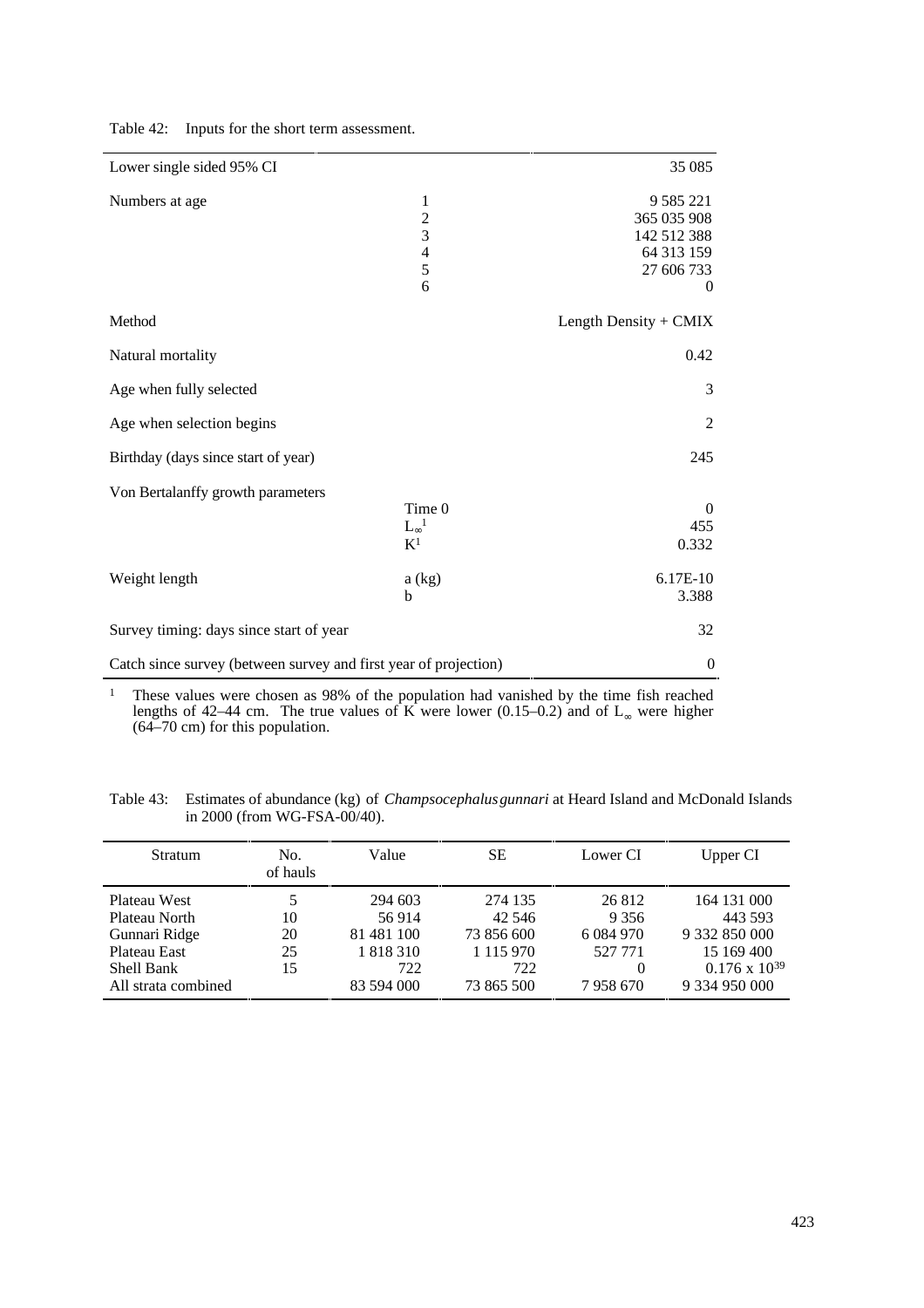Table 42: Inputs for the short term assessment.

| | | |
|---|---|---|
| Lower single sided 95% CI | | 35 085 |
| Numbers at age | 1 | 9 585 221 |
| | 2 | 365 035 908 |
| | 3 | 142 512 388 |
| | 4 | 64 313 159 |
| | 5 | 27 606 733 |
| | 6 | 0 |
| Method | | Length Density + CMIX |
| Natural mortality | | 0.42 |
| Age when fully selected | | 3 |
| Age when selection begins | | 2 |
| Birthday (days since start of year) | | 245 |
| Von Bertalanffy growth parameters | Time 0 | 0 |
| | $L_\infty$ [1] | 455 |
| | K[1] | 0.332 |
| Weight length | a (kg) | 6.17E-10 |
| | b | 3.388 |
| Survey timing: days since start of year | | 32 |
| Catch since survey (between survey and first year of projection) | | 0 |

[1] These values were chosen as 98% of the population had vanished by the time fish reached lengths of 42–44 cm. The true values of K were lower (0.15–0.2) and of $L_\infty$ were higher (64–70 cm) for this population.

Table 43: Estimates of abundance (kg) of *Champsocephalus gunnari* at Heard Island and McDonald Islands in 2000 (from WG-FSA-00/40).

| Stratum | No. of hauls | Value | SE | Lower CI | Upper CI |
|---|---|---|---|---|---|
| Plateau West | 5 | 294 603 | 274 135 | 26 812 | 164 131 000 |
| Plateau North | 10 | 56 914 | 42 546 | 9 356 | 443 593 |
| Gunnari Ridge | 20 | 81 481 100 | 73 856 600 | 6 084 970 | 9 332 850 000 |
| Plateau East | 25 | 1 818 310 | 1 115 970 | 527 771 | 15 169 400 |
| Shell Bank | 15 | 722 | 722 | 0 | $0.176 \times 10^{39}$ |
| All strata combined | | 83 594 000 | 73 865 500 | 7 958 670 | 9 334 950 000 |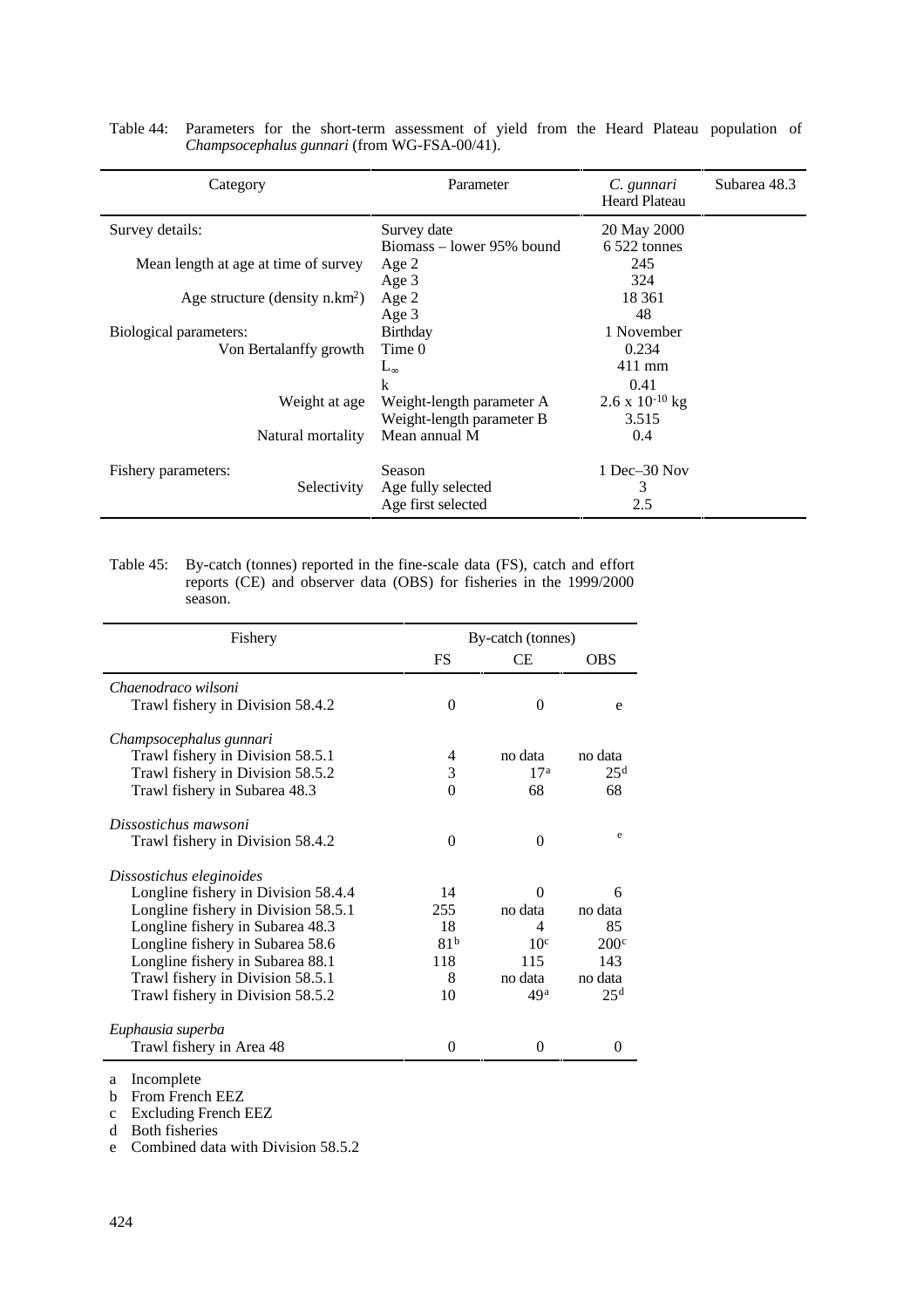Table 44: Parameters for the short-term assessment of yield from the Heard Plateau population of *Champsocephalus gunnari* (from WG-FSA-00/41).

| Category | Parameter | *C. gunnari* Heard Plateau | Subarea 48.3 |
|---|---|---|---|
| Survey details: | Survey date | 20 May 2000 | |
| | Biomass – lower 95% bound | 6 522 tonnes | |
| Mean length at age at time of survey | Age 2 | 245 | |
| | Age 3 | 324 | |
| Age structure (density n.km$^2$) | Age 2 | 18 361 | |
| | Age 3 | 48 | |
| Biological parameters: | Birthday | 1 November | |
| Von Bertalanffy growth | Time 0 | 0.234 | |
| | $L_\infty$ | 411 mm | |
| | k | 0.41 | |
| Weight at age | Weight-length parameter A | $2.6 \times 10^{-10}$ kg | |
| | Weight-length parameter B | 3.515 | |
| Natural mortality | Mean annual M | 0.4 | |
| Fishery parameters: | Season | 1 Dec–30 Nov | |
| Selectivity | Age fully selected | 3 | |
| | Age first selected | 2.5 | |

Table 45: By-catch (tonnes) reported in the fine-scale data (FS), catch and effort reports (CE) and observer data (OBS) for fisheries in the 1999/2000 season.

| Fishery | By-catch (tonnes) | | |
|---|---|---|---|
| | FS | CE | OBS |
| *Chaenodraco wilsoni* | | | |
| Trawl fishery in Division 58.4.2 | 0 | 0 | e |
| *Champsocephalus gunnari* | | | |
| Trawl fishery in Division 58.5.1 | 4 | no data | no data |
| Trawl fishery in Division 58.5.2 | 3 | 17[a] | 25[d] |
| Trawl fishery in Subarea 48.3 | 0 | 68 | 68 |
| *Dissostichus mawsoni* | | | |
| Trawl fishery in Division 58.4.2 | 0 | 0 | e |
| *Dissostichus eleginoides* | | | |
| Longline fishery in Division 58.4.4 | 14 | 0 | 6 |
| Longline fishery in Division 58.5.1 | 255 | no data | no data |
| Longline fishery in Subarea 48.3 | 18 | 4 | 85 |
| Longline fishery in Subarea 58.6 | 81[b] | 10[c] | 200[c] |
| Longline fishery in Subarea 88.1 | 118 | 115 | 143 |
| Trawl fishery in Division 58.5.1 | 8 | no data | no data |
| Trawl fishery in Division 58.5.2 | 10 | 49[a] | 25[d] |
| *Euphausia superba* | | | |
| Trawl fishery in Area 48 | 0 | 0 | 0 |

a Incomplete
b From French EEZ
c Excluding French EEZ
d Both fisheries
e Combined data with Division 58.5.2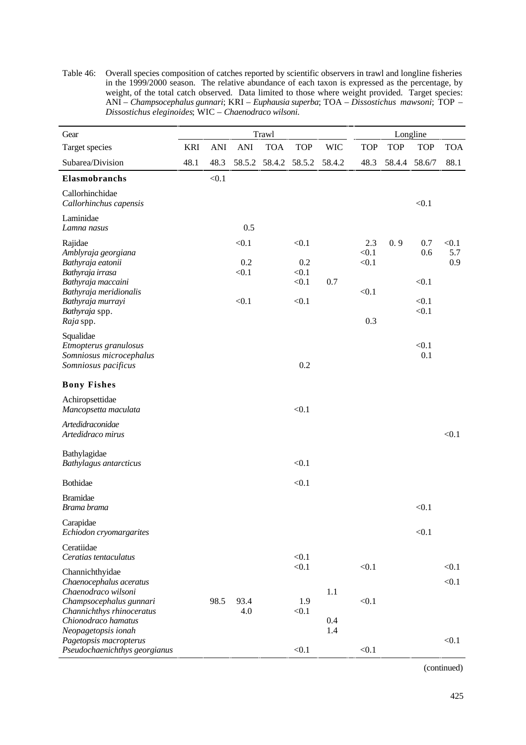Table 46: Overall species composition of catches reported by scientific observers in trawl and longline fisheries in the 1999/2000 season. The relative abundance of each taxon is expressed as the percentage, by weight, of the total catch observed. Data limited to those where weight provided. Target species: ANI – *Champsocephalus gunnari*; KRI – *Euphausia superba*; TOA – *Dissostichus mawsoni*; TOP – *Dissostichus eleginoides*; WIC – *Chaenodraco wilsoni*.

| Gear | Trawl | | | | | | Longline | | | |
|---|---|---|---|---|---|---|---|---|---|---|
| Target species | KRI | ANI | ANI | TOA | TOP | WIC | TOP | TOP | TOP | TOA |
| Subarea/Division | 48.1 | 48.3 | 58.5.2 | 58.4.2 | 58.5.2 | 58.4.2 | 48.3 | 58.4.4 | 58.6/7 | 88.1 |
| **Elasmobranchs** | | <0.1 | | | | | | | | |
| Callorhinchidae | | | | | | | | | | |
| *Callorhinchus capensis* | | | | | | | | | <0.1 | |
| Laminidae | | | | | | | | | | |
| *Lamna nasus* | | | 0.5 | | | | | | | |
| Rajidae | | | <0.1 | | <0.1 | | 2.3 | 0.9 | 0.7 | <0.1 |
| *Amblyraja georgiana* | | | | | | | <0.1 | | 0.6 | 5.7 |
| *Bathyraja eatonii* | | | 0.2 | | 0.2 | | <0.1 | | | 0.9 |
| *Bathyraja irrasa* | | | <0.1 | | <0.1 | | | | | |
| *Bathyraja maccaini* | | | | | <0.1 | 0.7 | | | <0.1 | |
| *Bathyraja meridionalis* | | | | | | | <0.1 | | | |
| *Bathyraja murrayi* | | | <0.1 | | <0.1 | | | | <0.1 | |
| *Bathyraja* spp. | | | | | | | | | <0.1 | |
| *Raja* spp. | | | | | | | 0.3 | | | |
| Squalidae | | | | | | | | | | |
| *Etmopterus granulosus* | | | | | | | | | <0.1 | |
| *Somniosus microcephalus* | | | | | | | | | 0.1 | |
| *Somniosus pacificus* | | | | | 0.2 | | | | | |
| **Bony Fishes** | | | | | | | | | | |
| Achiropsettidae | | | | | | | | | | |
| *Mancopsetta maculata* | | | | | <0.1 | | | | | |
| *Artedidraconidae* | | | | | | | | | | |
| *Artedidraco mirus* | | | | | | | | | | <0.1 |
| Bathylagidae | | | | | | | | | | |
| *Bathylagus antarcticus* | | | | | <0.1 | | | | | |
| Bothidae | | | | | <0.1 | | | | | |
| Bramidae | | | | | | | | | | |
| *Brama brama* | | | | | | | | | <0.1 | |
| Carapidae | | | | | | | | | | |
| *Echiodon cryomargarites* | | | | | | | | | <0.1 | |
| Ceratiidae | | | | | | | | | | |
| *Ceratias tentaculatus* | | | | | <0.1 | | | | | |
| Channichthyidae | | | | | <0.1 | | <0.1 | | | <0.1 |
| *Chaenocephalus aceratus* | | | | | | | | | | <0.1 |
| *Chaenodraco wilsoni* | | | | | | 1.1 | | | | |
| *Champsocephalus gunnari* | | 98.5 | 93.4 | | 1.9 | | <0.1 | | | |
| *Channichthys rhinoceratus* | | | 4.0 | | <0.1 | | | | | |
| *Chionodraco hamatus* | | | | | | 0.4 | | | | |
| *Neopagetopsis ionah* | | | | | | 1.4 | | | | |
| *Pagetopsis macropterus* | | | | | | | | | | <0.1 |
| *Pseudochaenichthys georgianus* | | | | | <0.1 | | <0.1 | | | |

(continued)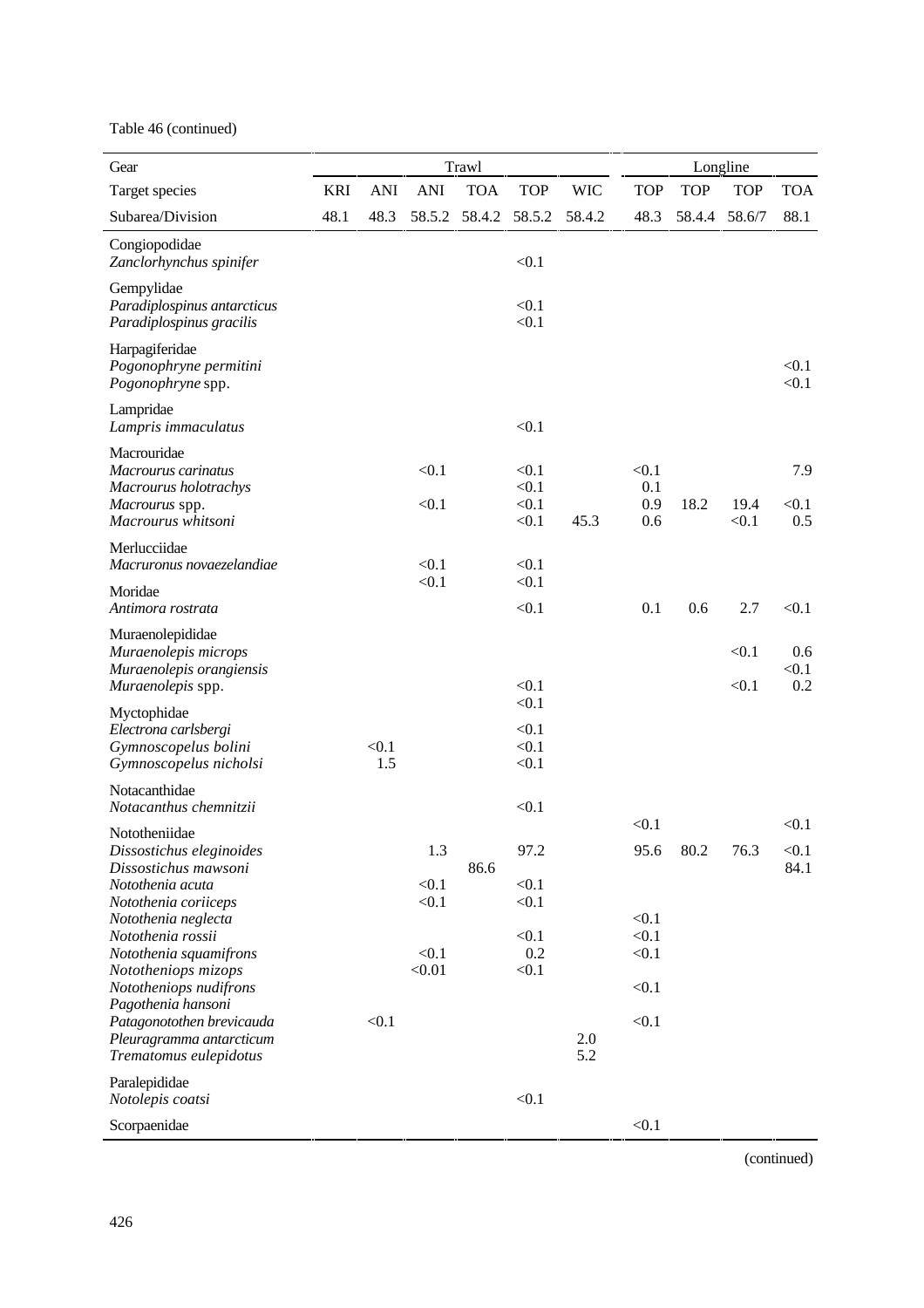Table 46 (continued)

| Gear | Trawl | | | | | | Longline | | | |
|---|---|---|---|---|---|---|---|---|---|---|
| Target species | KRI | ANI | ANI | TOA | TOP | WIC | TOP | TOP | TOP | TOA |
| Subarea/Division | 48.1 | 48.3 | 58.5.2 | 58.4.2 | 58.5.2 | 58.4.2 | 48.3 | 58.4.4 | 58.6/7 | 88.1 |
| Congiopodidae | | | | | | | | | | |
| *Zanclorhynchus spinifer* | | | | | <0.1 | | | | | |
| Gempylidae | | | | | | | | | | |
| *Paradiplospinus antarcticus* | | | | | <0.1 | | | | | |
| *Paradiplospinus gracilis* | | | | | <0.1 | | | | | |
| Harpagiferidae | | | | | | | | | | |
| *Pogonophryne permitini* | | | | | | | | | | <0.1 |
| *Pogonophryne* spp. | | | | | | | | | | <0.1 |
| Lampridae | | | | | | | | | | |
| *Lampris immaculatus* | | | | | <0.1 | | | | | |
| Macrouridae | | | | | | | | | | |
| *Macrourus carinatus* | | | <0.1 | | <0.1 | | <0.1 | | | 7.9 |
| *Macrourus holotrachys* | | | | | <0.1 | | 0.1 | | | |
| *Macrourus* spp. | | | <0.1 | | <0.1 | | 0.9 | 18.2 | 19.4 | <0.1 |
| *Macrourus whitsoni* | | | | | <0.1 | 45.3 | 0.6 | | <0.1 | 0.5 |
| Merlucciidae | | | | | | | | | | |
| *Macruronus novaezelandiae* | | | <0.1 | | <0.1 | | | | | |
| Moridae | | | <0.1 | | <0.1 | | | | | |
| *Antimora rostrata* | | | | | <0.1 | | 0.1 | 0.6 | 2.7 | <0.1 |
| Muraenolepididae | | | | | | | | | | |
| *Muraenolepis microps* | | | | | | | | | <0.1 | 0.6 |
| *Muraenolepis orangiensis* | | | | | | | | | | <0.1 |
| *Muraenolepis* spp. | | | | | <0.1 | | | | <0.1 | 0.2 |
| Myctophidae | | | | | <0.1 | | | | | |
| *Electrona carlsbergi* | | | | | <0.1 | | | | | |
| *Gymnoscopelus bolini* | | <0.1 | | | <0.1 | | | | | |
| *Gymnoscopelus nicholsi* | | 1.5 | | | <0.1 | | | | | |
| Notacanthidae | | | | | | | | | | |
| *Notacanthus chemnitzii* | | | | | <0.1 | | | | | |
| Nototheniidae | | | | | | | <0.1 | | | <0.1 |
| *Dissostichus eleginoides* | | | 1.3 | | 97.2 | | 95.6 | 80.2 | 76.3 | <0.1 |
| *Dissostichus mawsoni* | | | | 86.6 | | | | | | 84.1 |
| *Notothenia acuta* | | | <0.1 | | <0.1 | | | | | |
| *Notothenia coriiceps* | | | <0.1 | | <0.1 | | | | | |
| *Notothenia neglecta* | | | | | | | <0.1 | | | |
| *Notothenia rossii* | | | | | <0.1 | | <0.1 | | | |
| *Notothenia squamifrons* | | | <0.1 | | 0.2 | | <0.1 | | | |
| *Nototheniops mizops* | | | <0.01 | | <0.1 | | | | | |
| *Nototheniops nudifrons* | | | | | | | <0.1 | | | |
| *Pagothenia hansoni* | | | | | | | | | | |
| *Patagonotothen brevicauda* | | <0.1 | | | | | <0.1 | | | |
| *Pleuragramma antarcticum* | | | | | | 2.0 | | | | |
| *Trematomus eulepidotus* | | | | | | 5.2 | | | | |
| Paralepididae | | | | | | | | | | |
| *Notolepis coatsi* | | | | | <0.1 | | | | | |
| Scorpaenidae | | | | | | | <0.1 | | | |

(continued)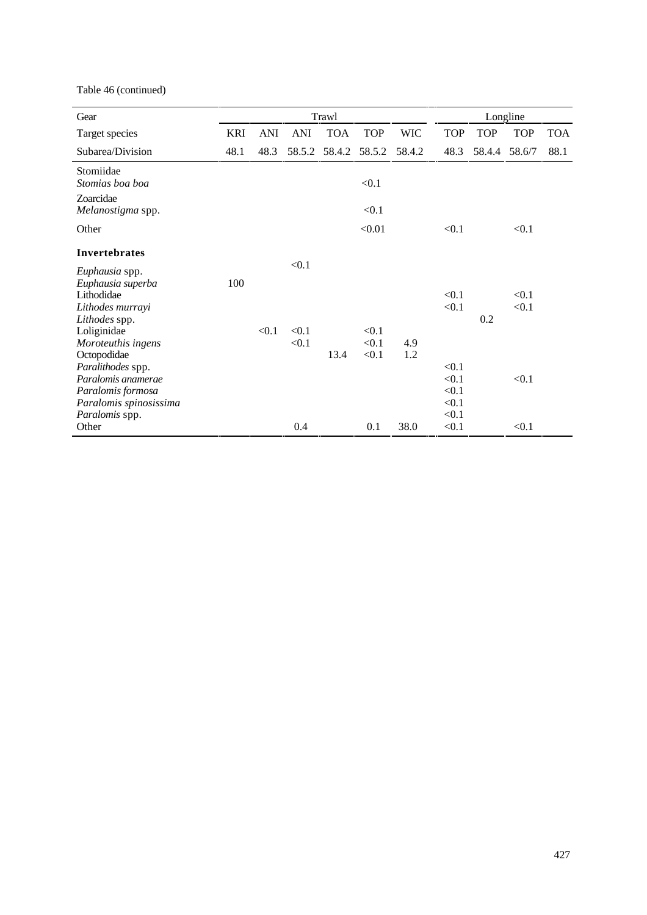Table 46 (continued)

| Gear | Trawl | | | | | | Longline | | | |
|---|---|---|---|---|---|---|---|---|---|---|
| Target species | KRI | ANI | ANI | TOA | TOP | WIC | TOP | TOP | TOP | TOA |
| Subarea/Division | 48.1 | 48.3 | 58.5.2 | 58.4.2 | 58.5.2 | 58.4.2 | 48.3 | 58.4.4 | 58.6/7 | 88.1 |
| Stomiidae | | | | | | | | | | |
| *Stomias boa boa* | | | | | <0.1 | | | | | |
| Zoarcidae | | | | | | | | | | |
| *Melanostigma* spp. | | | | | <0.1 | | | | | |
| Other | | | | | <0.01 | | <0.1 | | <0.1 | |
| **Invertebrates** | | | | | | | | | | |
| *Euphausia* spp. | | | <0.1 | | | | | | | |
| *Euphausia superba* | 100 | | | | | | | | | |
| Lithodidae | | | | | | | <0.1 | | <0.1 | |
| *Lithodes murrayi* | | | | | | | <0.1 | | <0.1 | |
| *Lithodes* spp. | | | | | | | | 0.2 | | |
| Loliginidae | | <0.1 | <0.1 | | <0.1 | | | | | |
| *Moroteuthis ingens* | | | <0.1 | | <0.1 | 4.9 | | | | |
| Octopodidae | | | | 13.4 | <0.1 | 1.2 | | | | |
| *Paralithodes* spp. | | | | | | | <0.1 | | | |
| *Paralomis anamerae* | | | | | | | <0.1 | | <0.1 | |
| *Paralomis formosa* | | | | | | | <0.1 | | | |
| *Paralomis spinosissima* | | | | | | | <0.1 | | | |
| *Paralomis* spp. | | | | | | | <0.1 | | | |
| Other | | | 0.4 | | 0.1 | 38.0 | <0.1 | | <0.1 | |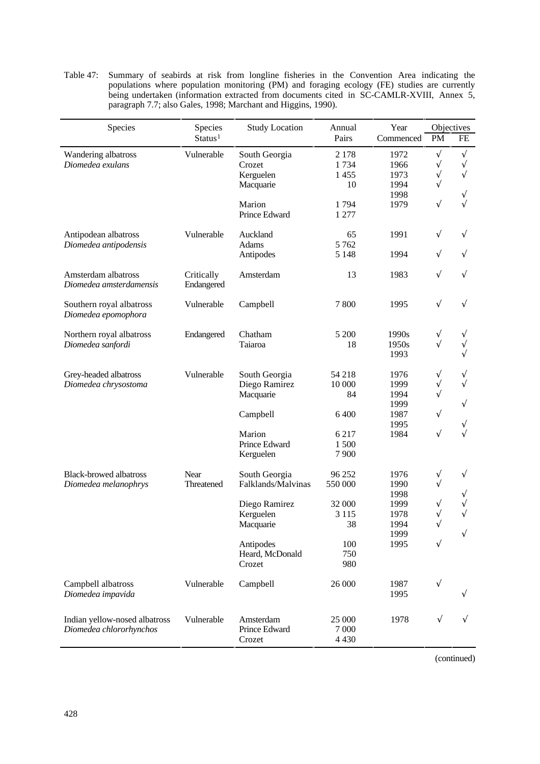Table 47: Summary of seabirds at risk from longline fisheries in the Convention Area indicating the populations where population monitoring (PM) and foraging ecology (FE) studies are currently being undertaken (information extracted from documents cited in SC-CAMLR-XVIII, Annex 5, paragraph 7.7; also Gales, 1998; Marchant and Higgins, 1990).

| Species | Species Status[1] | Study Location | Annual Pairs | Year Commenced | Objectives | |
|---|---|---|---|---|---|---|
| | | | | | PM | FE |
| Wandering albatross *Diomedea exulans* | Vulnerable | South Georgia | 2 178 | 1972 | √ | √ |
| | | Crozet | 1 734 | 1966 | √ | √ |
| | | Kerguelen | 1 455 | 1973 | √ | √ |
| | | Macquarie | 10 | 1994 | √ | |
| | | | | 1998 | | √ |
| | | Marion | 1 794 | 1979 | √ | √ |
| | | Prince Edward | 1 277 | | | |
| Antipodean albatross *Diomedea antipodensis* | Vulnerable | Auckland | 65 | 1991 | √ | √ |
| | | Adams | 5 762 | | | |
| | | Antipodes | 5 148 | 1994 | √ | √ |
| Amsterdam albatross *Diomedea amsterdamensis* | Critically Endangered | Amsterdam | 13 | 1983 | √ | √ |
| Southern royal albatross *Diomedea epomophora* | Vulnerable | Campbell | 7 800 | 1995 | √ | √ |
| Northern royal albatross *Diomedea sanfordi* | Endangered | Chatham | 5 200 | 1990s | √ | √ |
| | | Taiaroa | 18 | 1950s | √ | √ |
| | | | | 1993 | | √ |
| Grey-headed albatross *Diomedea chrysostoma* | Vulnerable | South Georgia | 54 218 | 1976 | √ | √ |
| | | Diego Ramirez | 10 000 | 1999 | √ | √ |
| | | Macquarie | 84 | 1994 | √ | |
| | | | | 1999 | | √ |
| | | Campbell | 6 400 | 1987 | √ | |
| | | | | 1995 | | √ |
| | | Marion | 6 217 | 1984 | √ | √ |
| | | Prince Edward | 1 500 | | | |
| | | Kerguelen | 7 900 | | | |
| Black-browed albatross *Diomedea melanophrys* | Near Threatened | South Georgia | 96 252 | 1976 | √ | √ |
| | | Falklands/Malvinas | 550 000 | 1990 | √ | |
| | | | | 1998 | | √ |
| | | Diego Ramirez | 32 000 | 1999 | √ | √ |
| | | Kerguelen | 3 115 | 1978 | √ | √ |
| | | Macquarie | 38 | 1994 | √ | |
| | | | | 1999 | | √ |
| | | Antipodes | 100 | 1995 | √ | |
| | | Heard, McDonald | 750 | | | |
| | | Crozet | 980 | | | |
| Campbell albatross *Diomedea impavida* | Vulnerable | Campbell | 26 000 | 1987 | √ | |
| | | | | 1995 | | √ |
| Indian yellow-nosed albatross *Diomedea chlororhynchos* | Vulnerable | Amsterdam | 25 000 | 1978 | √ | √ |
| | | Prince Edward | 7 000 | | | |
| | | Crozet | 4 430 | | | |

(continued)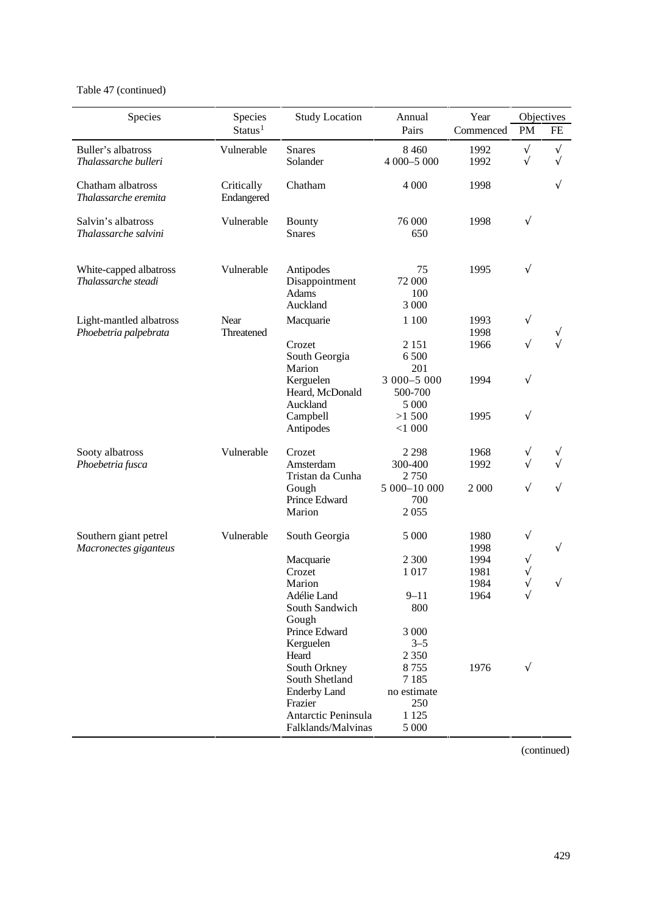Table 47 (continued)

| Species | Species Status[1] | Study Location | Annual Pairs | Year Commenced | Objectives PM | FE |
|---|---|---|---|---|---|---|
| Buller's albatross *Thalassarche bulleri* | Vulnerable | Snares | 8 460 | 1992 | √ | √ |
| | | Solander | 4 000–5 000 | 1992 | √ | √ |
| Chatham albatross *Thalassarche eremita* | Critically Endangered | Chatham | 4 000 | 1998 | | √ |
| Salvin's albatross *Thalassarche salvini* | Vulnerable | Bounty | 76 000 | 1998 | √ | |
| | | Snares | 650 | | | |
| White-capped albatross *Thalassarche steadi* | Vulnerable | Antipodes | 75 | 1995 | √ | |
| | | Disappointment | 72 000 | | | |
| | | Adams | 100 | | | |
| | | Auckland | 3 000 | | | |
| Light-mantled albatross *Phoebetria palpebrata* | Near Threatened | Macquarie | 1 100 | 1993 | √ | |
| | | | | 1998 | | √ |
| | | Crozet | 2 151 | 1966 | √ | √ |
| | | South Georgia | 6 500 | | | |
| | | Marion | 201 | | | |
| | | Kerguelen | 3 000–5 000 | 1994 | √ | |
| | | Heard, McDonald | 500-700 | | | |
| | | Auckland | 5 000 | | | |
| | | Campbell | >1 500 | 1995 | √ | |
| | | Antipodes | <1 000 | | | |
| Sooty albatross *Phoebetria fusca* | Vulnerable | Crozet | 2 298 | 1968 | √ | √ |
| | | Amsterdam | 300-400 | 1992 | √ | √ |
| | | Tristan da Cunha | 2 750 | | | |
| | | Gough | 5 000–10 000 | 2 000 | √ | √ |
| | | Prince Edward | 700 | | | |
| | | Marion | 2 055 | | | |
| Southern giant petrel *Macronectes giganteus* | Vulnerable | South Georgia | 5 000 | 1980 | √ | |
| | | | | 1998 | | √ |
| | | Macquarie | 2 300 | 1994 | √ | |
| | | Crozet | 1 017 | 1981 | √ | |
| | | Marion | | 1984 | √ | √ |
| | | Adélie Land | 9–11 | 1964 | √ | |
| | | South Sandwich | 800 | | | |
| | | Gough | | | | |
| | | Prince Edward | 3 000 | | | |
| | | Kerguelen | 3–5 | | | |
| | | Heard | 2 350 | | | |
| | | South Orkney | 8 755 | 1976 | √ | |
| | | South Shetland | 7 185 | | | |
| | | Enderby Land | no estimate | | | |
| | | Frazier | 250 | | | |
| | | Antarctic Peninsula | 1 125 | | | |
| | | Falklands/Malvinas | 5 000 | | | |

(continued)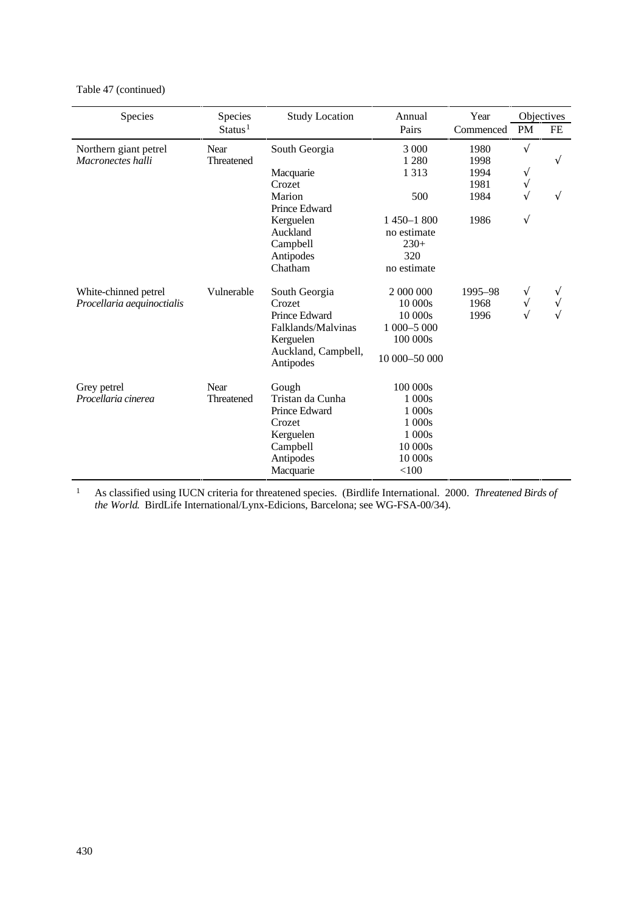Table 47 (continued)

| Species | Species Status[1] | Study Location | Annual Pairs | Year Commenced | Objectives PM | FE |
|---|---|---|---|---|---|---|
| Northern giant petrel *Macronectes halli* | Near Threatened | South Georgia | 3 000 | 1980 | √ | |
| | | | 1 280 | 1998 | | √ |
| | | Macquarie | 1 313 | 1994 | √ | |
| | | Crozet | | 1981 | √ | |
| | | Marion | 500 | 1984 | √ | √ |
| | | Prince Edward | | | | |
| | | Kerguelen | 1 450–1 800 | 1986 | √ | |
| | | Auckland | no estimate | | | |
| | | Campbell | 230+ | | | |
| | | Antipodes | 320 | | | |
| | | Chatham | no estimate | | | |
| White-chinned petrel *Procellaria aequinoctialis* | Vulnerable | South Georgia | 2 000 000 | 1995–98 | √ | √ |
| | | Crozet | 10 000s | 1968 | √ | √ |
| | | Prince Edward | 10 000s | 1996 | √ | √ |
| | | Falklands/Malvinas | 1 000–5 000 | | | |
| | | Kerguelen | 100 000s | | | |
| | | Auckland, Campbell, Antipodes | 10 000–50 000 | | | |
| Grey petrel *Procellaria cinerea* | Near Threatened | Gough | 100 000s | | | |
| | | Tristan da Cunha | 1 000s | | | |
| | | Prince Edward | 1 000s | | | |
| | | Crozet | 1 000s | | | |
| | | Kerguelen | 1 000s | | | |
| | | Campbell | 10 000s | | | |
| | | Antipodes | 10 000s | | | |
| | | Macquarie | <100 | | | |

[1] As classified using IUCN criteria for threatened species. (Birdlife International. 2000. *Threatened Birds of the World.* BirdLife International/Lynx-Edicions, Barcelona; see WG-FSA-00/34).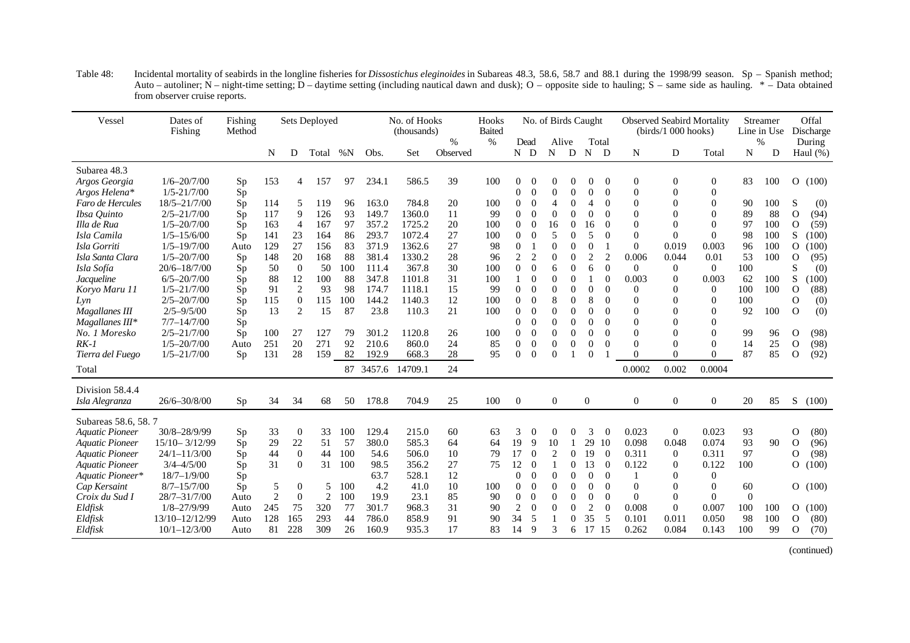Table 48: Incidental mortality of seabirds in the longline fisheries for *Dissostichus eleginoides* in Subareas 48.3, 58.6, 58.7 and 88.1 during the 1998/99 season. Sp – Spanish method; Auto – autoliner; N – night-time setting; D – daytime setting (including nautical dawn and dusk); O – opposite side to hauling; S – same side as hauling. * – Data obtained from observer cruise reports.

| Vessel | Dates of Fishing | Fishing Method | Sets Deployed | | | | No. of Hooks (thousands) | | | Hooks Baited | No. of Birds Caught | | | | | | Observed Seabird Mortality (birds/1 000 hooks) | | | Streamer Line in Use | | Offal Discharge |
|---|---|---|---|---|---|---|---|---|---|---|---|---|---|---|---|---|---|---|---|---|---|---|
| | | | | | | | | | % | % | Dead | | Alive | | Total | | | | | % | | During |
| | | | N | D | Total | %N | Obs. | Set | Observed | | N | D | N | D | N | D | N | D | Total | N | D | Haul (%) |
| Subarea 48.3 | | | | | | | | | | | | | | | | | | | | | | |
| *Argos Georgia* | 1/6–20/7/00 | Sp | 153 | 4 | 157 | 97 | 234.1 | 586.5 | 39 | 100 | 0 | 0 | 0 | 0 | 0 | 0 | 0 | 0 | 0 | 83 | 100 | O (100) |
| *Argos Helena** | 1/5-21/7/00 | Sp | | | | | | | | | 0 | 0 | 0 | 0 | 0 | 0 | 0 | 0 | 0 | | | |
| *Faro de Hercules* | 18/5–21/7/00 | Sp | 114 | 5 | 119 | 96 | 163.0 | 784.8 | 20 | 100 | 0 | 0 | 4 | 0 | 4 | 0 | 0 | 0 | 0 | 90 | 100 | S (0) |
| *Ibsa Quinto* | 2/5–21/7/00 | Sp | 117 | 9 | 126 | 93 | 149.7 | 1360.0 | 11 | 99 | 0 | 0 | 0 | 0 | 0 | 0 | 0 | 0 | 0 | 89 | 88 | O (94) |
| *Illa de Rua* | 1/5–20/7/00 | Sp | 163 | 4 | 167 | 97 | 357.2 | 1725.2 | 20 | 100 | 0 | 0 | 16 | 0 | 16 | 0 | 0 | 0 | 0 | 97 | 100 | O (59) |
| *Isla Camila* | 1/5–15/6/00 | Sp | 141 | 23 | 164 | 86 | 293.7 | 1072.4 | 27 | 100 | 0 | 0 | 5 | 0 | 5 | 0 | 0 | 0 | 0 | 98 | 100 | S (100) |
| *Isla Gorriti* | 1/5–19/7/00 | Auto | 129 | 27 | 156 | 83 | 371.9 | 1362.6 | 27 | 98 | 0 | 1 | 0 | 0 | 0 | 1 | 0 | 0.019 | 0.003 | 96 | 100 | O (100) |
| *Isla Santa Clara* | 1/5–20/7/00 | Sp | 148 | 20 | 168 | 88 | 381.4 | 1330.2 | 28 | 96 | 2 | 2 | 0 | 0 | 2 | 2 | 0.006 | 0.044 | 0.01 | 53 | 100 | O (95) |
| *Isla Sofía* | 20/6–18/7/00 | Sp | 50 | 0 | 50 | 100 | 111.4 | 367.8 | 30 | 100 | 0 | 0 | 6 | 0 | 6 | 0 | 0 | 0 | 0 | 100 | | S (0) |
| *Jacqueline* | 6/5–20/7/00 | Sp | 88 | 12 | 100 | 88 | 347.8 | 1101.8 | 31 | 100 | 1 | 0 | 0 | 0 | 1 | 0 | 0.003 | 0 | 0.003 | 62 | 100 | S (100) |
| *Koryo Maru 11* | 1/5–21/7/00 | Sp | 91 | 2 | 93 | 98 | 174.7 | 1118.1 | 15 | 99 | 0 | 0 | 0 | 0 | 0 | 0 | 0 | 0 | 0 | 100 | 100 | O (88) |
| *Lyn* | 2/5–20/7/00 | Sp | 115 | 0 | 115 | 100 | 144.2 | 1140.3 | 12 | 100 | 0 | 0 | 8 | 0 | 8 | 0 | 0 | 0 | 0 | 100 | | O (0) |
| *Magallanes III* | 2/5–9/5/00 | Sp | 13 | 2 | 15 | 87 | 23.8 | 110.3 | 21 | 100 | 0 | 0 | 0 | 0 | 0 | 0 | 0 | 0 | 0 | 92 | 100 | O (0) |
| *Magallanes III** | 7/7–14/7/00 | Sp | | | | | | | | | 0 | 0 | 0 | 0 | 0 | 0 | 0 | 0 | 0 | | | |
| *No. 1 Moresko* | 2/5–21/7/00 | Sp | 100 | 27 | 127 | 79 | 301.2 | 1120.8 | 26 | 100 | 0 | 0 | 0 | 0 | 0 | 0 | 0 | 0 | 0 | 99 | 96 | O (98) |
| *RK-1* | 1/5–20/7/00 | Auto | 251 | 20 | 271 | 92 | 210.6 | 860.0 | 24 | 85 | 0 | 0 | 0 | 0 | 0 | 0 | 0 | 0 | 0 | 14 | 25 | O (98) |
| *Tierra del Fuego* | 1/5–21/7/00 | Sp | 131 | 28 | 159 | 82 | 192.9 | 668.3 | 28 | 95 | 0 | 0 | 0 | 1 | 0 | 1 | 0 | 0 | 0 | 87 | 85 | O (92) |
| Total | | | | | | 87 | 3457.6 | 14709.1 | 24 | | | | | | | | 0.0002 | 0.002 | 0.0004 | | | |
| Division 58.4.4 | | | | | | | | | | | | | | | | | | | | | | |
| *Isla Alegranza* | 26/6–30/8/00 | Sp | 34 | 34 | 68 | 50 | 178.8 | 704.9 | 25 | 100 | 0 | | 0 | | 0 | | 0 | 0 | 0 | 20 | 85 | S (100) |
| Subareas 58.6, 58. 7 | | | | | | | | | | | | | | | | | | | | | | |
| *Aquatic Pioneer* | 30/8–28/9/99 | Sp | 33 | 0 | 33 | 100 | 129.4 | 215.0 | 60 | 63 | 3 | 0 | 0 | 0 | 3 | 0 | 0.023 | 0 | 0.023 | 93 | | O (80) |
| *Aquatic Pioneer* | 15/10– 3/12/99 | Sp | 29 | 22 | 51 | 57 | 380.0 | 585.3 | 64 | 64 | 19 | 9 | 10 | 1 | 29 | 10 | 0.098 | 0.048 | 0.074 | 93 | 90 | O (96) |
| *Aquatic Pioneer* | 24/1–11/3/00 | Sp | 44 | 0 | 44 | 100 | 54.6 | 506.0 | 10 | 79 | 17 | 0 | 2 | 0 | 19 | 0 | 0.311 | 0 | 0.311 | 97 | | O (98) |
| *Aquatic Pioneer* | 3/4–4/5/00 | Sp | 31 | 0 | 31 | 100 | 98.5 | 356.2 | 27 | 75 | 12 | 0 | 1 | 0 | 13 | 0 | 0.122 | 0 | 0.122 | 100 | | O (100) |
| *Aquatic Pioneer** | 18/7–1/9/00 | Sp | | | | | 63.7 | 528.1 | 12 | | 0 | 0 | 0 | 0 | 0 | 0 | 1 | 0 | 0 | | | |
| *Cap Kersaint* | 8/7–15/7/00 | Sp | 5 | 0 | 5 | 100 | 4.2 | 41.0 | 10 | 100 | 0 | 0 | 0 | 0 | 0 | 0 | 0 | 0 | 0 | 60 | | O (100) |
| *Croix du Sud I* | 28/7–31/7/00 | Auto | 2 | 0 | 2 | 100 | 19.9 | 23.1 | 85 | 90 | 0 | 0 | 0 | 0 | 0 | 0 | 0 | 0 | 0 | 0 | | |
| *Eldfisk* | 1/8–27/9/99 | Auto | 245 | 75 | 320 | 77 | 301.7 | 968.3 | 31 | 90 | 2 | 0 | 0 | 0 | 2 | 0 | 0.008 | 0 | 0.007 | 100 | 100 | O (100) |
| *Eldfisk* | 13/10–12/12/99 | Auto | 128 | 165 | 293 | 44 | 786.0 | 858.9 | 91 | 90 | 34 | 5 | 1 | 0 | 35 | 5 | 0.101 | 0.011 | 0.050 | 98 | 100 | O (80) |
| *Eldfisk* | 10/1–12/3/00 | Auto | 81 | 228 | 309 | 26 | 160.9 | 935.3 | 17 | 83 | 14 | 9 | 3 | 6 | 17 | 15 | 0.262 | 0.084 | 0.143 | 100 | 99 | O (70) |

(continued)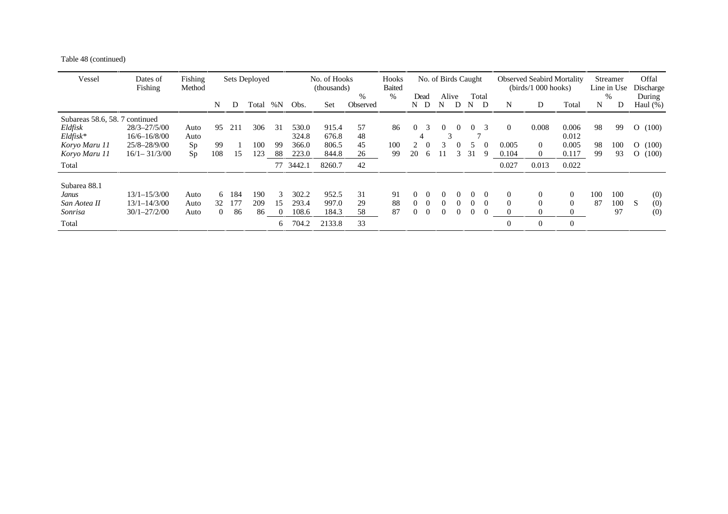Table 48 (continued)

| Vessel | Dates of Fishing | Fishing Method | Sets Deployed | | | | No. of Hooks (thousands) | | | Hooks Baited | No. of Birds Caught | | | | | | Observed Seabird Mortality (birds/1 000 hooks) | | | Streamer Line in Use | | Offal Discharge |
|---|---|---|---|---|---|---|---|---|---|---|---|---|---|---|---|---|---|---|---|---|---|---|
| | | | | | | | | | % | % | Dead | | Alive | | Total | | | | | % | | During |
| | | | N | D | Total | %N | Obs. | Set | Observed | | N | D | N | D | N | D | N | D | Total | N | D | Haul (%) |
| Subareas 58.6, 58. 7 continued | | | | | | | | | | | | | | | | | | | | | | |
| *Eldfisk* | 28/3–27/5/00 | Auto | 95 | 211 | 306 | 31 | 530.0 | 915.4 | 57 | 86 | 0 | 3 | 0 | 0 | 0 | 3 | 0 | 0.008 | 0.006 | 98 | 99 | O (100) |
| *Eldfisk** | 16/6–16/8/00 | Auto | | | | | 324.8 | 676.8 | 48 | | 4 | | 3 | | 7 | | | | 0.012 | | | |
| *Koryo Maru 11* | 25/8–28/9/00 | Sp | 99 | 1 | 100 | 99 | 366.0 | 806.5 | 45 | 100 | 2 | 0 | 3 | 0 | 5 | 0 | 0.005 | 0 | 0.005 | 98 | 100 | O (100) |
| *Koryo Maru 11* | 16/1– 31/3/00 | Sp | 108 | 15 | 123 | 88 | 223.0 | 844.8 | 26 | 99 | 20 | 6 | 11 | 3 | 31 | 9 | 0.104 | 0 | 0.117 | 99 | 93 | O (100) |
| Total | | | | | | 77 | 3442.1 | 8260.7 | 42 | | | | | | | | 0.027 | 0.013 | 0.022 | | | |
| Subarea 88.1 | | | | | | | | | | | | | | | | | | | | | | |
| *Janus* | 13/1–15/3/00 | Auto | 6 | 184 | 190 | 3 | 302.2 | 952.5 | 31 | 91 | 0 | 0 | 0 | 0 | 0 | 0 | 0 | 0 | 0 | 100 | 100 | (0) |
| *San Aotea II* | 13/1–14/3/00 | Auto | 32 | 177 | 209 | 15 | 293.4 | 997.0 | 29 | 88 | 0 | 0 | 0 | 0 | 0 | 0 | 0 | 0 | 0 | 87 | 100 | S (0) |
| *Sonrisa* | 30/1–27/2/00 | Auto | 0 | 86 | 86 | 0 | 108.6 | 184.3 | 58 | 87 | 0 | 0 | 0 | 0 | 0 | 0 | 0 | 0 | 0 | | 97 | (0) |
| Total | | | | | | 6 | 704.2 | 2133.8 | 33 | | | | | | | | 0 | 0 | 0 | | | |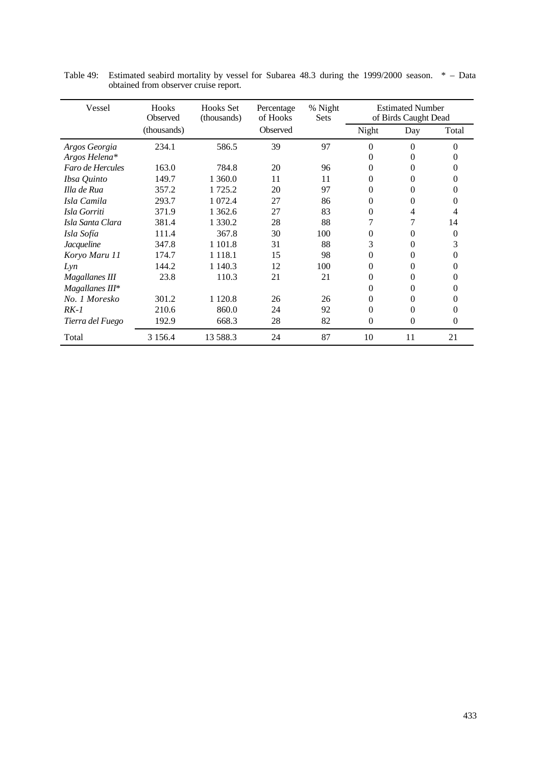Table 49: Estimated seabird mortality by vessel for Subarea 48.3 during the 1999/2000 season. * – Data obtained from observer cruise report.

| Vessel | Hooks Observed (thousands) | Hooks Set (thousands) | Percentage of Hooks Observed | % Night Sets | Estimated Number of Birds Caught Dead | | |
|---|---|---|---|---|---|---|---|
| | | | | | Night | Day | Total |
| *Argos Georgia* | 234.1 | 586.5 | 39 | 97 | 0 | 0 | 0 |
| *Argos Helena** | | | | | 0 | 0 | 0 |
| *Faro de Hercules* | 163.0 | 784.8 | 20 | 96 | 0 | 0 | 0 |
| *Ibsa Quinto* | 149.7 | 1 360.0 | 11 | 11 | 0 | 0 | 0 |
| *Illa de Rua* | 357.2 | 1 725.2 | 20 | 97 | 0 | 0 | 0 |
| *Isla Camila* | 293.7 | 1 072.4 | 27 | 86 | 0 | 0 | 0 |
| *Isla Gorriti* | 371.9 | 1 362.6 | 27 | 83 | 0 | 4 | 4 |
| *Isla Santa Clara* | 381.4 | 1 330.2 | 28 | 88 | 7 | 7 | 14 |
| *Isla Sofía* | 111.4 | 367.8 | 30 | 100 | 0 | 0 | 0 |
| *Jacqueline* | 347.8 | 1 101.8 | 31 | 88 | 3 | 0 | 3 |
| *Koryo Maru 11* | 174.7 | 1 118.1 | 15 | 98 | 0 | 0 | 0 |
| *Lyn* | 144.2 | 1 140.3 | 12 | 100 | 0 | 0 | 0 |
| *Magallanes III* | 23.8 | 110.3 | 21 | 21 | 0 | 0 | 0 |
| *Magallanes III** | | | | | 0 | 0 | 0 |
| *No. 1 Moresko* | 301.2 | 1 120.8 | 26 | 26 | 0 | 0 | 0 |
| *RK-1* | 210.6 | 860.0 | 24 | 92 | 0 | 0 | 0 |
| *Tierra del Fuego* | 192.9 | 668.3 | 28 | 82 | 0 | 0 | 0 |
| Total | 3 156.4 | 13 588.3 | 24 | 87 | 10 | 11 | 21 |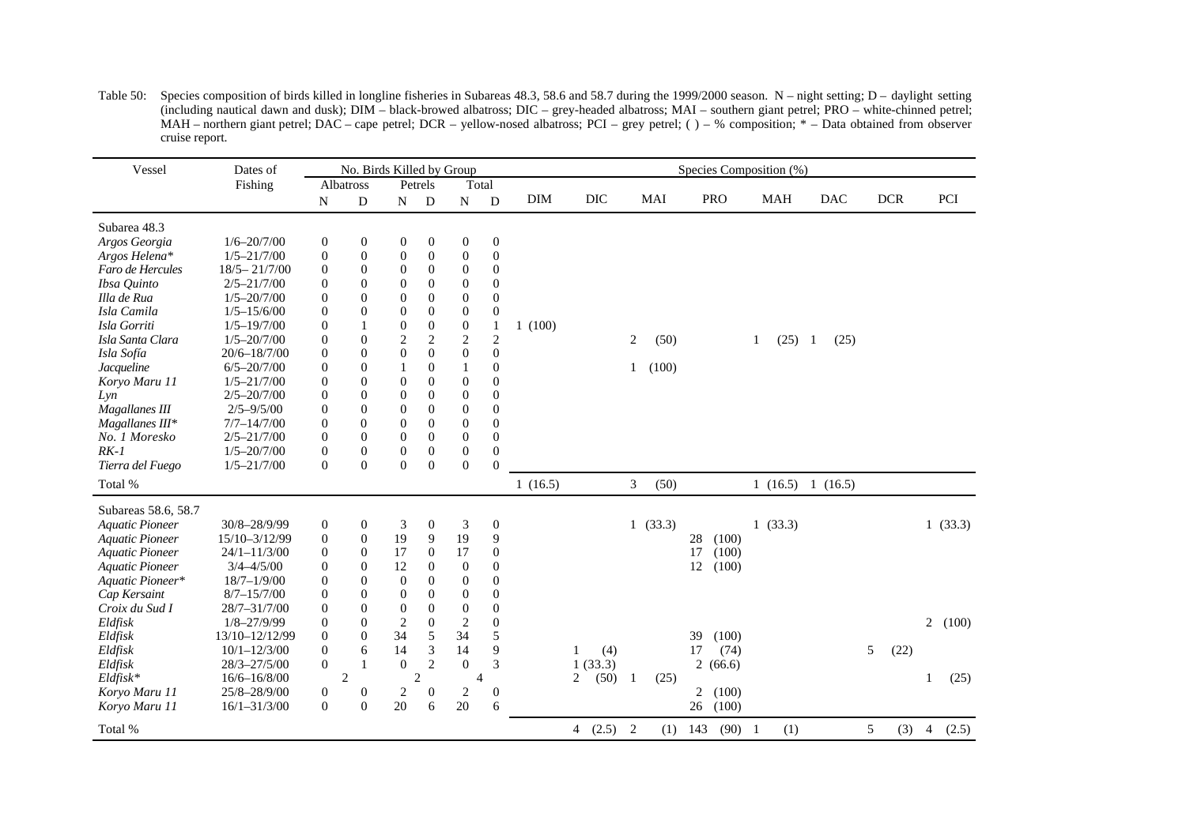Table 50: Species composition of birds killed in longline fisheries in Subareas 48.3, 58.6 and 58.7 during the 1999/2000 season. N – night setting; D – daylight setting (including nautical dawn and dusk); DIM – black-browed albatross; DIC – grey-headed albatross; MAI – southern giant petrel; PRO – white-chinned petrel; MAH – northern giant petrel; DAC – cape petrel; DCR – yellow-nosed albatross; PCI – grey petrel; ( ) – % composition; * – Data obtained from observer cruise report.

| Vessel | Dates of Fishing | No. Birds Killed by Group | | | | | | Species Composition (%) | | | | | | | |
|---|---|---|---|---|---|---|---|---|---|---|---|---|---|---|---|
| | | Albatross | | Petrels | | Total | | DIM | DIC | MAI | PRO | MAH | DAC | DCR | PCI |
| | | N | D | N | D | N | D | | | | | | | | |
| **Subarea 48.3** | | | | | | | | | | | | | | | |
| *Argos Georgia* | 1/6–20/7/00 | 0 | 0 | 0 | 0 | 0 | 0 | | | | | | | | |
| *Argos Helena** | 1/5–21/7/00 | 0 | 0 | 0 | 0 | 0 | 0 | | | | | | | | |
| *Faro de Hercules* | 18/5– 21/7/00 | 0 | 0 | 0 | 0 | 0 | 0 | | | | | | | | |
| *Ibsa Quinto* | 2/5–21/7/00 | 0 | 0 | 0 | 0 | 0 | 0 | | | | | | | | |
| *Illa de Rua* | 1/5–20/7/00 | 0 | 0 | 0 | 0 | 0 | 0 | | | | | | | | |
| *Isla Camila* | 1/5–15/6/00 | 0 | 0 | 0 | 0 | 0 | 0 | | | | | | | | |
| *Isla Gorriti* | 1/5–19/7/00 | 0 | 1 | 0 | 0 | 0 | 1 | 1 (100) | | | | | | | |
| *Isla Santa Clara* | 1/5–20/7/00 | 0 | 0 | 2 | 2 | 2 | 2 | | | 2 (50) | | 1 (25) | 1 (25) | | |
| *Isla Sofía* | 20/6–18/7/00 | 0 | 0 | 0 | 0 | 0 | 0 | | | | | | | | |
| *Jacqueline* | 6/5–20/7/00 | 0 | 0 | 1 | 0 | 1 | 0 | | | 1 (100) | | | | | |
| *Koryo Maru 11* | 1/5–21/7/00 | 0 | 0 | 0 | 0 | 0 | 0 | | | | | | | | |
| *Lyn* | 2/5–20/7/00 | 0 | 0 | 0 | 0 | 0 | 0 | | | | | | | | |
| *Magallanes III* | 2/5–9/5/00 | 0 | 0 | 0 | 0 | 0 | 0 | | | | | | | | |
| *Magallanes III** | 7/7–14/7/00 | 0 | 0 | 0 | 0 | 0 | 0 | | | | | | | | |
| *No. 1 Moresko* | 2/5–21/7/00 | 0 | 0 | 0 | 0 | 0 | 0 | | | | | | | | |
| *RK-1* | 1/5–20/7/00 | 0 | 0 | 0 | 0 | 0 | 0 | | | | | | | | |
| *Tierra del Fuego* | 1/5–21/7/00 | 0 | 0 | 0 | 0 | 0 | 0 | | | | | | | | |
| Total % | | | | | | | | 1 (16.5) | | 3 (50) | | 1 (16.5) | 1 (16.5) | | |
| **Subareas 58.6, 58.7** | | | | | | | | | | | | | | | |
| *Aquatic Pioneer* | 30/8–28/9/99 | 0 | 0 | 3 | 0 | 3 | 0 | | | 1 (33.3) | | 1 (33.3) | | | 1 (33.3) |
| *Aquatic Pioneer* | 15/10–3/12/99 | 0 | 0 | 19 | 9 | 19 | 9 | | | | 28 (100) | | | | |
| *Aquatic Pioneer* | 24/1–11/3/00 | 0 | 0 | 17 | 0 | 17 | 0 | | | | 17 (100) | | | | |
| *Aquatic Pioneer* | 3/4–4/5/00 | 0 | 0 | 12 | 0 | 0 | 0 | | | | 12 (100) | | | | |
| *Aquatic Pioneer** | 18/7–1/9/00 | 0 | 0 | 0 | 0 | 0 | 0 | | | | | | | | |
| *Cap Kersaint* | 8/7–15/7/00 | 0 | 0 | 0 | 0 | 0 | 0 | | | | | | | | |
| *Croix du Sud I* | 28/7–31/7/00 | 0 | 0 | 0 | 0 | 0 | 0 | | | | | | | | |
| *Eldfisk* | 1/8–27/9/99 | 0 | 0 | 2 | 0 | 2 | 0 | | | | | | | | 2 (100) |
| *Eldfisk* | 13/10–12/12/99 | 0 | 0 | 34 | 5 | 34 | 5 | | | | 39 (100) | | | | |
| *Eldfisk* | 10/1–12/3/00 | 0 | 6 | 14 | 3 | 14 | 9 | | 1 (4) | | 17 (74) | | | 5 (22) | |
| *Eldfisk* | 28/3–27/5/00 | 0 | 1 | 0 | 2 | 0 | 3 | | 1 (33.3) | | 2 (66.6) | | | | |
| *Eldfisk** | 16/6–16/8/00 | 2 | | 2 | | 4 | | | 2 (50) | 1 (25) | | | | | 1 (25) |
| *Koryo Maru 11* | 25/8–28/9/00 | 0 | 0 | 2 | 0 | 2 | 0 | | | | 2 (100) | | | | |
| *Koryo Maru 11* | 16/1–31/3/00 | 0 | 0 | 20 | 6 | 20 | 6 | | | | 26 (100) | | | | |
| Total % | | | | | | | | | 4 (2.5) | 2 (1) | 143 (90) | 1 (1) | | 5 (3) | 4 (2.5) |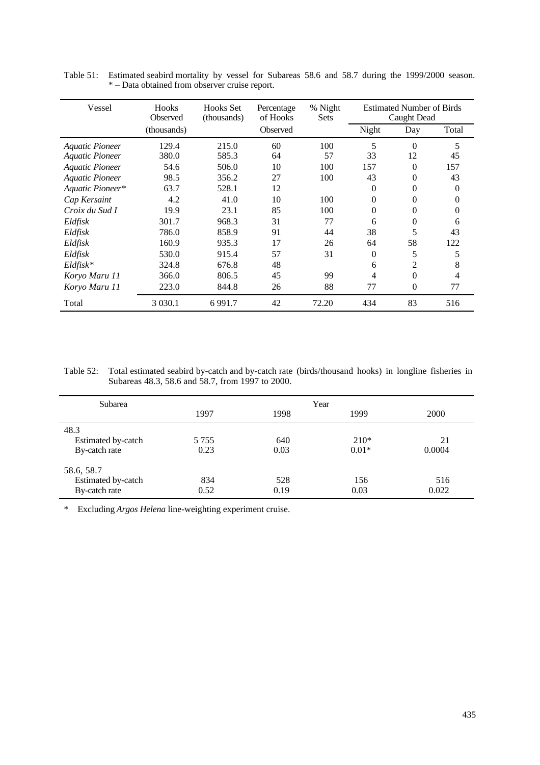Table 51: Estimated seabird mortality by vessel for Subareas 58.6 and 58.7 during the 1999/2000 season. * – Data obtained from observer cruise report.

| Vessel | Hooks Observed (thousands) | Hooks Set (thousands) | Percentage of Hooks Observed | % Night Sets | Estimated Number of Birds Caught Dead | | |
|---|---|---|---|---|---|---|---|
| | | | | | Night | Day | Total |
| *Aquatic Pioneer* | 129.4 | 215.0 | 60 | 100 | 5 | 0 | 5 |
| *Aquatic Pioneer* | 380.0 | 585.3 | 64 | 57 | 33 | 12 | 45 |
| *Aquatic Pioneer* | 54.6 | 506.0 | 10 | 100 | 157 | 0 | 157 |
| *Aquatic Pioneer* | 98.5 | 356.2 | 27 | 100 | 43 | 0 | 43 |
| *Aquatic Pioneer** | 63.7 | 528.1 | 12 | | 0 | 0 | 0 |
| *Cap Kersaint* | 4.2 | 41.0 | 10 | 100 | 0 | 0 | 0 |
| *Croix du Sud I* | 19.9 | 23.1 | 85 | 100 | 0 | 0 | 0 |
| *Eldfisk* | 301.7 | 968.3 | 31 | 77 | 6 | 0 | 6 |
| *Eldfisk* | 786.0 | 858.9 | 91 | 44 | 38 | 5 | 43 |
| *Eldfisk* | 160.9 | 935.3 | 17 | 26 | 64 | 58 | 122 |
| *Eldfisk* | 530.0 | 915.4 | 57 | 31 | 0 | 5 | 5 |
| *Eldfisk** | 324.8 | 676.8 | 48 | | 6 | 2 | 8 |
| *Koryo Maru 11* | 366.0 | 806.5 | 45 | 99 | 4 | 0 | 4 |
| *Koryo Maru 11* | 223.0 | 844.8 | 26 | 88 | 77 | 0 | 77 |
| Total | 3 030.1 | 6 991.7 | 42 | 72.20 | 434 | 83 | 516 |

Table 52: Total estimated seabird by-catch and by-catch rate (birds/thousand hooks) in longline fisheries in Subareas 48.3, 58.6 and 58.7, from 1997 to 2000.

| Subarea | Year | | | |
|---|---|---|---|---|
| | 1997 | 1998 | 1999 | 2000 |
| 48.3 | | | | |
| Estimated by-catch | 5 755 | 640 | 210* | 21 |
| By-catch rate | 0.23 | 0.03 | 0.01* | 0.0004 |
| 58.6, 58.7 | | | | |
| Estimated by-catch | 834 | 528 | 156 | 516 |
| By-catch rate | 0.52 | 0.19 | 0.03 | 0.022 |

\* Excluding *Argos Helena* line-weighting experiment cruise.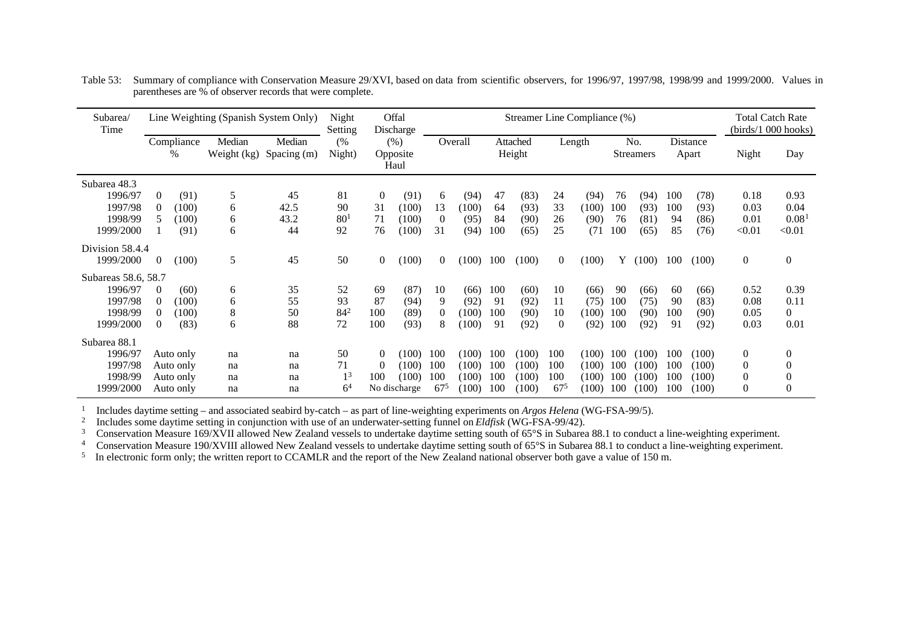Table 53: Summary of compliance with Conservation Measure 29/XVI, based on data from scientific observers, for 1996/97, 1997/98, 1998/99 and 1999/2000. Values in parentheses are % of observer records that were complete.

| Subarea/ Time | Line Weighting (Spanish System Only) | | | | Night Setting | Offal Discharge | | Streamer Line Compliance (%) | | | | | | | | | | | | Total Catch Rate (birds/1 000 hooks) | |
|---|---|---|---|---|---|---|---|---|---|---|---|---|---|---|---|---|---|---|---|---|---|
| | Compliance % | | Median Weight (kg) | Median Spacing (m) | (% Night) | (%) Opposite Haul | | Overall | | Attached Height | | Length | | No. Streamers | | Distance Apart | | | | Night | Day |
| **Subarea 48.3** | | | | | | | | | | | | | | | | | | | | | |
| 1996/97 | 0 | (91) | 5 | 45 | 81 | 0 | (91) | 6 | (94) | 47 | (83) | 24 | (94) | 76 | (94) | 100 | (78) | | | 0.18 | 0.93 |
| 1997/98 | 0 | (100) | 6 | 42.5 | 90 | 31 | (100) | 13 | (100) | 64 | (93) | 33 | (100) | 100 | (93) | 100 | (93) | | | 0.03 | 0.04 |
| 1998/99 | 5 | (100) | 6 | 43.2 | 80[1] | 71 | (100) | 0 | (95) | 84 | (90) | 26 | (90) | 76 | (81) | 94 | (86) | | | 0.01 | 0.08[1] |
| 1999/2000 | 1 | (91) | 6 | 44 | 92 | 76 | (100) | 31 | (94) | 100 | (65) | 25 | (71 | 100 | (65) | 85 | (76) | | | <0.01 | <0.01 |
| **Division 58.4.4** | | | | | | | | | | | | | | | | | | | | | |
| 1999/2000 | 0 | (100) | 5 | 45 | 50 | 0 | (100) | 0 | (100) | 100 | (100) | 0 | (100) | Y | (100) | 100 | (100) | | | 0 | 0 |
| **Subareas 58.6, 58.7** | | | | | | | | | | | | | | | | | | | | | |
| 1996/97 | 0 | (60) | 6 | 35 | 52 | 69 | (87) | 10 | (66) | 100 | (60) | 10 | (66) | 90 | (66) | 60 | (66) | | | 0.52 | 0.39 |
| 1997/98 | 0 | (100) | 6 | 55 | 93 | 87 | (94) | 9 | (92) | 91 | (92) | 11 | (75) | 100 | (75) | 90 | (83) | | | 0.08 | 0.11 |
| 1998/99 | 0 | (100) | 8 | 50 | 84[2] | 100 | (89) | 0 | (100) | 100 | (90) | 10 | (100) | 100 | (90) | 100 | (90) | | | 0.05 | 0 |
| 1999/2000 | 0 | (83) | 6 | 88 | 72 | 100 | (93) | 8 | (100) | 91 | (92) | 0 | (92) | 100 | (92) | 91 | (92) | | | 0.03 | 0.01 |
| **Subarea 88.1** | | | | | | | | | | | | | | | | | | | | | |
| 1996/97 | Auto only | | na | na | 50 | 0 | (100) | 100 | (100) | 100 | (100) | 100 | (100) | 100 | (100) | 100 | (100) | | | 0 | 0 |
| 1997/98 | Auto only | | na | na | 71 | 0 | (100) | 100 | (100) | 100 | (100) | 100 | (100) | 100 | (100) | 100 | (100) | | | 0 | 0 |
| 1998/99 | Auto only | | na | na | 1[3] | 100 | (100) | 100 | (100) | 100 | (100) | 100 | (100) | 100 | (100) | 100 | (100) | | | 0 | 0 |
| 1999/2000 | Auto only | | na | na | 6[4] | No discharge | | 67[5] | (100) | 100 | (100) | 67[5] | (100) | 100 | (100) | 100 | (100) | | | 0 | 0 |

[1] Includes daytime setting – and associated seabird by-catch – as part of line-weighting experiments on *Argos Helena* (WG-FSA-99/5).
[2] Includes some daytime setting in conjunction with use of an underwater-setting funnel on *Eldfisk* (WG-FSA-99/42).
[3] Conservation Measure 169/XVII allowed New Zealand vessels to undertake daytime setting south of 65°S in Subarea 88.1 to conduct a line-weighting experiment.
[4] Conservation Measure 190/XVIII allowed New Zealand vessels to undertake daytime setting south of 65°S in Subarea 88.1 to conduct a line-weighting experiment.
[5] In electronic form only; the written report to CCAMLR and the report of the New Zealand national observer both gave a value of 150 m.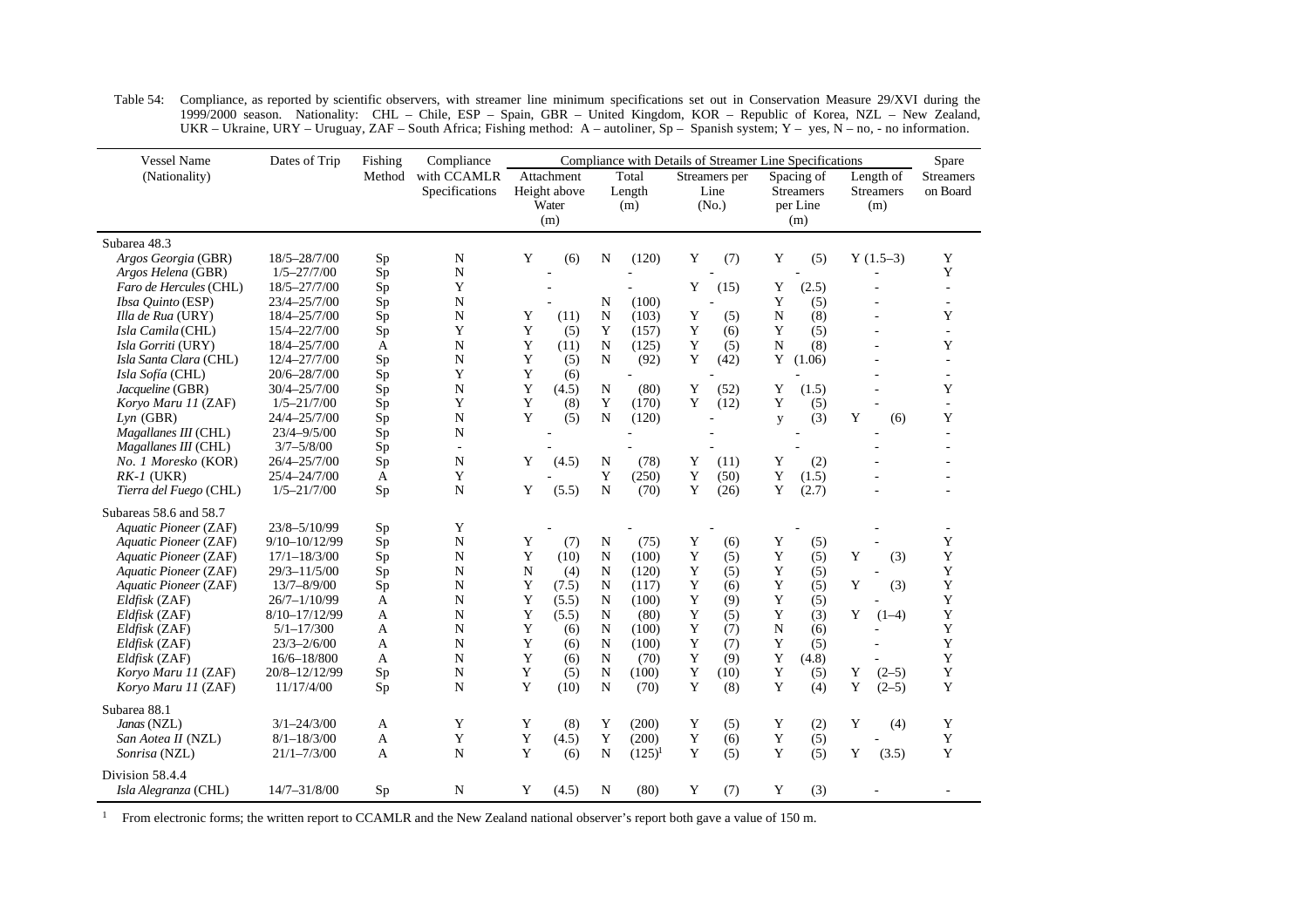Table 54: Compliance, as reported by scientific observers, with streamer line minimum specifications set out in Conservation Measure 29/XVI during the 1999/2000 season. Nationality: CHL – Chile, ESP – Spain, GBR – United Kingdom, KOR – Republic of Korea, NZL – New Zealand, UKR – Ukraine, URY – Uruguay, ZAF – South Africa; Fishing method: A – autoliner, Sp – Spanish system; Y – yes, N – no, - no information.

| Vessel Name (Nationality) | Dates of Trip | Fishing Method | Compliance with CCAMLR Specifications | Compliance with Details of Streamer Line Specifications | | | | | | | | | | Spare Streamers on Board |
|---|---|---|---|---|---|---|---|---|---|---|---|---|---|---|
| | | | | Attachment Height above Water (m) | | Total Length (m) | | Streamers per Line (No.) | | Spacing of Streamers per Line (m) | | Length of Streamers (m) | | |
| **Subarea 48.3** | | | | | | | | | | | | | | |
| *Argos Georgia* (GBR) | 18/5–28/7/00 | Sp | N | Y | (6) | N | (120) | Y | (7) | Y | (5) | Y | (1.5–3) | Y |
| *Argos Helena* (GBR) | 1/5–27/7/00 | Sp | N | | - | | - | | - | | - | | - | Y |
| *Faro de Hercules* (CHL) | 18/5–27/7/00 | Sp | Y | | - | | - | Y | (15) | Y | (2.5) | | - | - |
| *Ibsa Quinto* (ESP) | 23/4–25/7/00 | Sp | N | | - | N | (100) | | - | Y | (5) | | - | - |
| *Illa de Rua* (URY) | 18/4–25/7/00 | Sp | N | Y | (11) | N | (103) | Y | (5) | N | (8) | | - | Y |
| *Isla Camila* (CHL) | 15/4–22/7/00 | Sp | Y | Y | (5) | Y | (157) | Y | (6) | Y | (5) | | - | - |
| *Isla Gorriti* (URY) | 18/4–25/7/00 | A | N | Y | (11) | N | (125) | Y | (5) | N | (8) | | - | Y |
| *Isla Santa Clara* (CHL) | 12/4–27/7/00 | Sp | N | Y | (5) | N | (92) | Y | (42) | Y | (1.06) | | - | - |
| *Isla Sofía* (CHL) | 20/6–28/7/00 | Sp | Y | Y | (6) | | - | | - | | - | | - | - |
| *Jacqueline* (GBR) | 30/4–25/7/00 | Sp | N | Y | (4.5) | N | (80) | Y | (52) | Y | (1.5) | | - | Y |
| *Koryo Maru 11* (ZAF) | 1/5–21/7/00 | Sp | Y | Y | (8) | Y | (170) | Y | (12) | Y | (5) | | - | - |
| *Lyn* (GBR) | 24/4–25/7/00 | Sp | N | Y | (5) | N | (120) | | - | y | (3) | Y | (6) | Y |
| *Magallanes III* (CHL) | 23/4–9/5/00 | Sp | N | | - | | - | | - | | - | | - | - |
| *Magallanes III* (CHL) | 3/7–5/8/00 | Sp | - | | - | | - | | - | | - | | - | - |
| *No. 1 Moresko* (KOR) | 26/4–25/7/00 | Sp | N | Y | (4.5) | N | (78) | Y | (11) | Y | (2) | | - | - |
| *RK-1* (UKR) | 25/4–24/7/00 | A | Y | | - | Y | (250) | Y | (50) | Y | (1.5) | | - | - |
| *Tierra del Fuego* (CHL) | 1/5–21/7/00 | Sp | N | Y | (5.5) | N | (70) | Y | (26) | Y | (2.7) | | - | - |
| **Subareas 58.6 and 58.7** | | | | | | | | | | | | | | |
| *Aquatic Pioneer* (ZAF) | 23/8–5/10/99 | Sp | Y | | - | | - | | - | | - | | - | - |
| *Aquatic Pioneer* (ZAF) | 9/10–10/12/99 | Sp | N | Y | (7) | N | (75) | Y | (6) | Y | (5) | | - | Y |
| *Aquatic Pioneer* (ZAF) | 17/1–18/3/00 | Sp | N | Y | (10) | N | (100) | Y | (5) | Y | (5) | Y | (3) | Y |
| *Aquatic Pioneer* (ZAF) | 29/3–11/5/00 | Sp | N | N | (4) | N | (120) | Y | (5) | Y | (5) | | - | Y |
| *Aquatic Pioneer* (ZAF) | 13/7–8/9/00 | Sp | N | Y | (7.5) | N | (117) | Y | (6) | Y | (5) | Y | (3) | Y |
| *Eldfisk* (ZAF) | 26/7–1/10/99 | A | N | Y | (5.5) | N | (100) | Y | (9) | Y | (5) | | - | Y |
| *Eldfisk* (ZAF) | 8/10–17/12/99 | A | N | Y | (5.5) | N | (80) | Y | (5) | Y | (3) | Y | (1–4) | Y |
| *Eldfisk* (ZAF) | 5/1–17/300 | A | N | Y | (6) | N | (100) | Y | (7) | N | (6) | | - | Y |
| *Eldfisk* (ZAF) | 23/3–2/6/00 | A | N | Y | (6) | N | (100) | Y | (7) | Y | (5) | | - | Y |
| *Eldfisk* (ZAF) | 16/6–18/800 | A | N | Y | (6) | N | (70) | Y | (9) | Y | (4.8) | | - | Y |
| *Koryo Maru 11* (ZAF) | 20/8–12/12/99 | Sp | N | Y | (5) | N | (100) | Y | (10) | Y | (5) | Y | (2–5) | Y |
| *Koryo Maru 11* (ZAF) | 11/17/4/00 | Sp | N | Y | (10) | N | (70) | Y | (8) | Y | (4) | Y | (2–5) | Y |
| **Subarea 88.1** | | | | | | | | | | | | | | |
| *Janas* (NZL) | 3/1–24/3/00 | A | Y | Y | (8) | Y | (200) | Y | (5) | Y | (2) | Y | (4) | Y |
| *San Aotea II* (NZL) | 8/1–18/3/00 | A | Y | Y | (4.5) | Y | (200) | Y | (6) | Y | (5) | | - | Y |
| *Sonrisa* (NZL) | 21/1–7/3/00 | A | N | Y | (6) | N | (125)[1] | Y | (5) | Y | (5) | Y | (3.5) | Y |
| **Division 58.4.4** | | | | | | | | | | | | | | |
| *Isla Alegranza* (CHL) | 14/7–31/8/00 | Sp | N | Y | (4.5) | N | (80) | Y | (7) | Y | (3) | | - | - |

[1] From electronic forms; the written report to CCAMLR and the New Zealand national observer's report both gave a value of 150 m.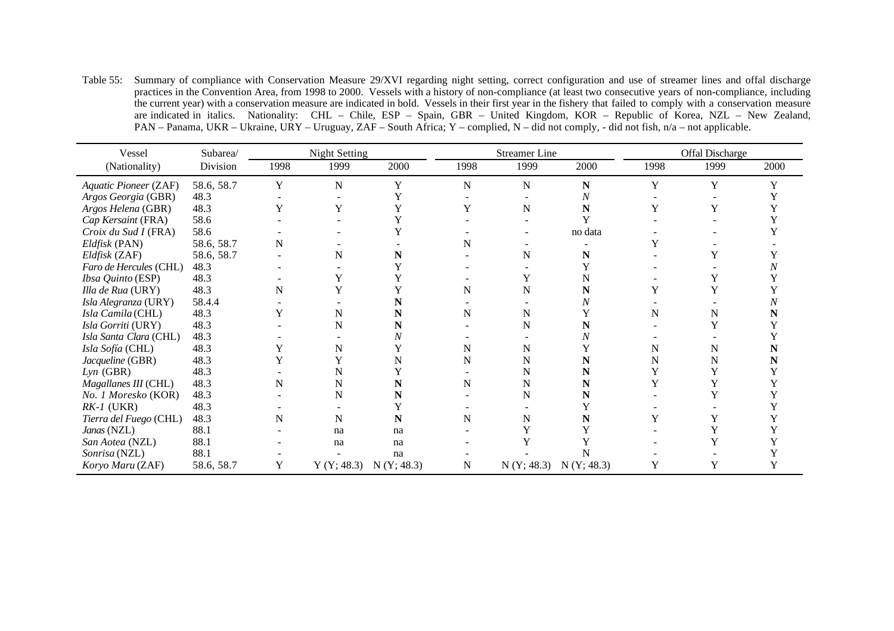Table 55: Summary of compliance with Conservation Measure 29/XVI regarding night setting, correct configuration and use of streamer lines and offal discharge practices in the Convention Area, from 1998 to 2000. Vessels with a history of non-compliance (at least two consecutive years of non-compliance, including the current year) with a conservation measure are indicated in bold. Vessels in their first year in the fishery that failed to comply with a conservation measure are indicated in italics. Nationality: CHL – Chile, ESP – Spain, GBR – United Kingdom, KOR – Republic of Korea, NZL – New Zealand, PAN – Panama, UKR – Ukraine, URY – Uruguay, ZAF – South Africa; Y – complied, N – did not comply, - did not fish, n/a – not applicable.

| Vessel (Nationality) | Subarea/ Division | Night Setting | | | Streamer Line | | | Offal Discharge | | |
|---|---|---|---|---|---|---|---|---|---|---|
| | | 1998 | 1999 | 2000 | 1998 | 1999 | 2000 | 1998 | 1999 | 2000 |
| *Aquatic Pioneer* (ZAF) | 58.6, 58.7 | Y | N | Y | N | N | **N** | Y | Y | Y |
| *Argos Georgia* (GBR) | 48.3 | - | - | Y | - | - | *N* | - | - | Y |
| *Argos Helena* (GBR) | 48.3 | Y | Y | Y | Y | N | **N** | Y | Y | Y |
| *Cap Kersaint* (FRA) | 58.6 | - | - | Y | - | - | Y | - | - | Y |
| *Croix du Sud I* (FRA) | 58.6 | - | - | Y | - | - | no data | - | - | Y |
| *Eldfisk* (PAN) | 58.6, 58.7 | N | - | - | N | - | - | Y | - | - |
| *Eldfisk* (ZAF) | 58.6, 58.7 | - | N | **N** | - | N | **N** | - | Y | Y |
| *Faro de Hercules* (CHL) | 48.3 | - | - | Y | - | - | Y | - | - | *N* |
| *Ibsa Quinto* (ESP) | 48.3 | - | Y | Y | - | Y | N | - | Y | Y |
| *Illa de Rua* (URY) | 48.3 | N | Y | Y | N | N | **N** | Y | Y | Y |
| *Isla Alegranza* (URY) | 58.4.4 | - | - | **N** | - | - | *N* | - | - | *N* |
| *Isla Camila* (CHL) | 48.3 | Y | N | **N** | N | N | Y | N | N | **N** |
| *Isla Gorriti* (URY) | 48.3 | - | N | **N** | - | N | **N** | - | Y | Y |
| *Isla Santa Clara* (CHL) | 48.3 | - | - | *N* | - | - | *N* | - | - | Y |
| *Isla Sofía* (CHL) | 48.3 | Y | N | Y | N | N | Y | N | N | **N** |
| *Jacqueline* (GBR) | 48.3 | Y | Y | N | N | N | **N** | N | N | **N** |
| *Lyn* (GBR) | 48.3 | - | N | Y | - | N | **N** | Y | Y | Y |
| *Magallanes III* (CHL) | 48.3 | N | N | **N** | N | N | **N** | Y | Y | Y |
| *No. 1 Moresko* (KOR) | 48.3 | - | N | **N** | - | N | **N** | - | Y | Y |
| *RK-1* (UKR) | 48.3 | - | - | Y | - | - | Y | - | - | Y |
| *Tierra del Fuego* (CHL) | 48.3 | N | N | **N** | N | N | **N** | Y | Y | Y |
| *Janas* (NZL) | 88.1 | - | na | na | - | Y | Y | - | Y | Y |
| *San Aotea* (NZL) | 88.1 | - | na | na | - | Y | Y | - | Y | Y |
| *Sonrisa* (NZL) | 88.1 | - | - | na | - | - | N | - | - | Y |
| *Koryo Maru* (ZAF) | 58.6, 58.7 | Y | Y (Y; 48.3) | N (Y; 48.3) | N | N (Y; 48.3) | N (Y; 48.3) | Y | Y | Y |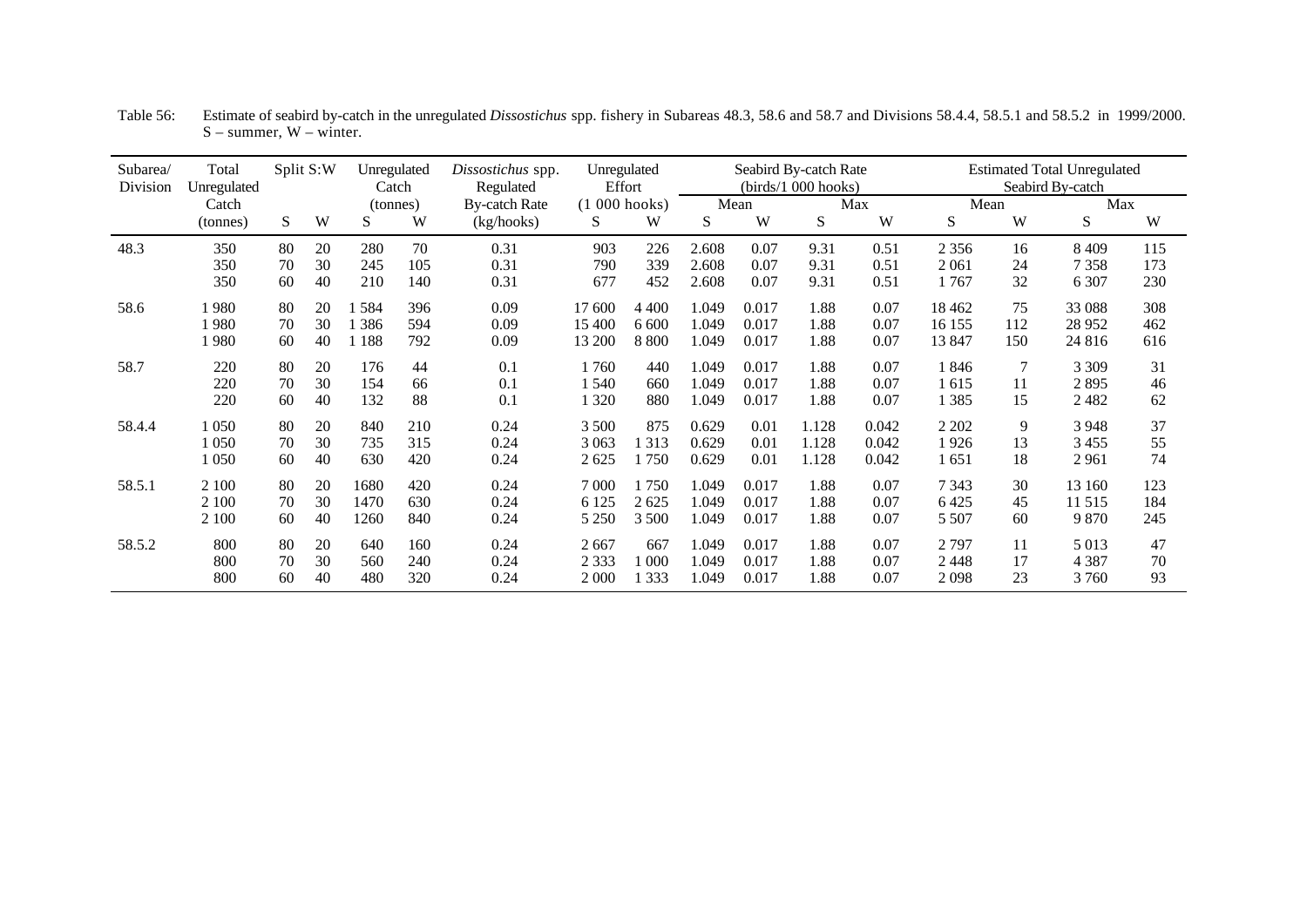Table 56: Estimate of seabird by-catch in the unregulated *Dissostichus* spp. fishery in Subareas 48.3, 58.6 and 58.7 and Divisions 58.4.4, 58.5.1 and 58.5.2 in 1999/2000. S – summer, W – winter.

| Subarea/ Division | Total Unregulated Catch (tonnes) | Split S:W | | Unregulated Catch (tonnes) | | *Dissostichus* spp. Regulated By-catch Rate (kg/hooks) | Unregulated Effort (1 000 hooks) | | Seabird By-catch Rate (birds/1 000 hooks) | | | | Estimated Total Unregulated Seabird By-catch | | | |
|---|---|---|---|---|---|---|---|---|---|---|---|---|---|---|---|---|
| | | | | | | | | | Mean | | Max | | Mean | | Max | |
| | | S | W | S | W | | S | W | S | W | S | W | S | W | S | W |
| 48.3 | 350 | 80 | 20 | 280 | 70 | 0.31 | 903 | 226 | 2.608 | 0.07 | 9.31 | 0.51 | 2 356 | 16 | 8 409 | 115 |
| | 350 | 70 | 30 | 245 | 105 | 0.31 | 790 | 339 | 2.608 | 0.07 | 9.31 | 0.51 | 2 061 | 24 | 7 358 | 173 |
| | 350 | 60 | 40 | 210 | 140 | 0.31 | 677 | 452 | 2.608 | 0.07 | 9.31 | 0.51 | 1 767 | 32 | 6 307 | 230 |
| 58.6 | 1 980 | 80 | 20 | 1 584 | 396 | 0.09 | 17 600 | 4 400 | 1.049 | 0.017 | 1.88 | 0.07 | 18 462 | 75 | 33 088 | 308 |
| | 1 980 | 70 | 30 | 1 386 | 594 | 0.09 | 15 400 | 6 600 | 1.049 | 0.017 | 1.88 | 0.07 | 16 155 | 112 | 28 952 | 462 |
| | 1 980 | 60 | 40 | 1 188 | 792 | 0.09 | 13 200 | 8 800 | 1.049 | 0.017 | 1.88 | 0.07 | 13 847 | 150 | 24 816 | 616 |
| 58.7 | 220 | 80 | 20 | 176 | 44 | 0.1 | 1 760 | 440 | 1.049 | 0.017 | 1.88 | 0.07 | 1 846 | 7 | 3 309 | 31 |
| | 220 | 70 | 30 | 154 | 66 | 0.1 | 1 540 | 660 | 1.049 | 0.017 | 1.88 | 0.07 | 1 615 | 11 | 2 895 | 46 |
| | 220 | 60 | 40 | 132 | 88 | 0.1 | 1 320 | 880 | 1.049 | 0.017 | 1.88 | 0.07 | 1 385 | 15 | 2 482 | 62 |
| 58.4.4 | 1 050 | 80 | 20 | 840 | 210 | 0.24 | 3 500 | 875 | 0.629 | 0.01 | 1.128 | 0.042 | 2 202 | 9 | 3 948 | 37 |
| | 1 050 | 70 | 30 | 735 | 315 | 0.24 | 3 063 | 1 313 | 0.629 | 0.01 | 1.128 | 0.042 | 1 926 | 13 | 3 455 | 55 |
| | 1 050 | 60 | 40 | 630 | 420 | 0.24 | 2 625 | 1 750 | 0.629 | 0.01 | 1.128 | 0.042 | 1 651 | 18 | 2 961 | 74 |
| 58.5.1 | 2 100 | 80 | 20 | 1680 | 420 | 0.24 | 7 000 | 1 750 | 1.049 | 0.017 | 1.88 | 0.07 | 7 343 | 30 | 13 160 | 123 |
| | 2 100 | 70 | 30 | 1470 | 630 | 0.24 | 6 125 | 2 625 | 1.049 | 0.017 | 1.88 | 0.07 | 6 425 | 45 | 11 515 | 184 |
| | 2 100 | 60 | 40 | 1260 | 840 | 0.24 | 5 250 | 3 500 | 1.049 | 0.017 | 1.88 | 0.07 | 5 507 | 60 | 9 870 | 245 |
| 58.5.2 | 800 | 80 | 20 | 640 | 160 | 0.24 | 2 667 | 667 | 1.049 | 0.017 | 1.88 | 0.07 | 2 797 | 11 | 5 013 | 47 |
| | 800 | 70 | 30 | 560 | 240 | 0.24 | 2 333 | 1 000 | 1.049 | 0.017 | 1.88 | 0.07 | 2 448 | 17 | 4 387 | 70 |
| | 800 | 60 | 40 | 480 | 320 | 0.24 | 2 000 | 1 333 | 1.049 | 0.017 | 1.88 | 0.07 | 2 098 | 23 | 3 760 | 93 |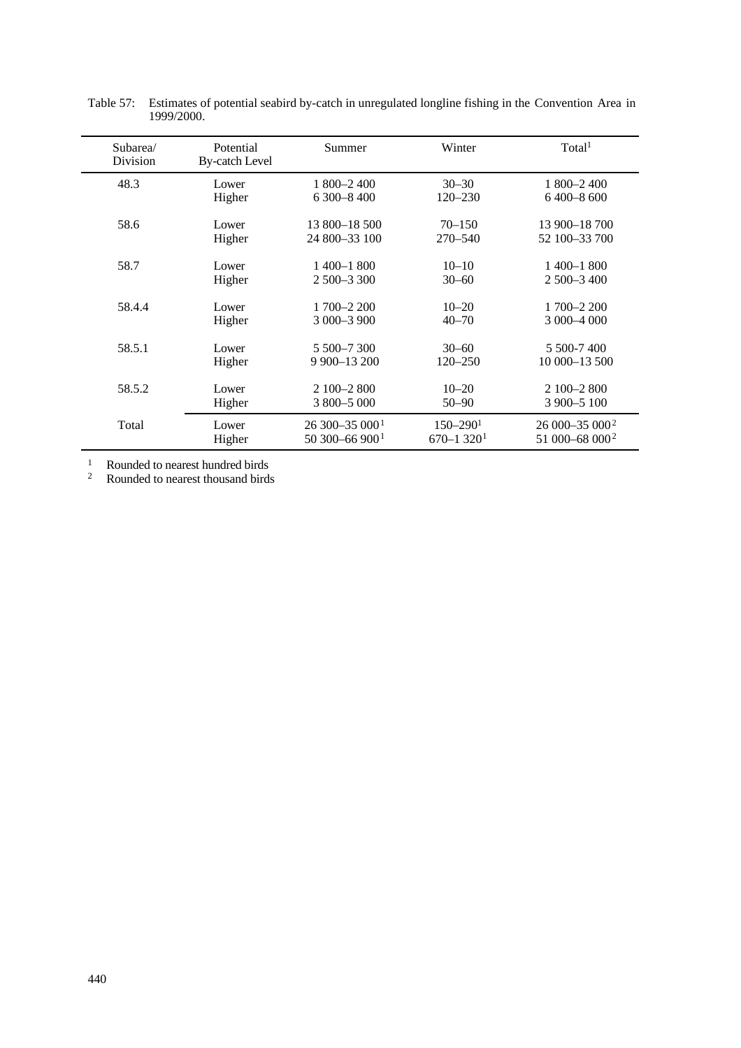Table 57: Estimates of potential seabird by-catch in unregulated longline fishing in the Convention Area in 1999/2000.

| Subarea/ Division | Potential By-catch Level | Summer | Winter | Total[1] |
|---|---|---|---|---|
| 48.3 | Lower | 1 800–2 400 | 30–30 | 1 800–2 400 |
| | Higher | 6 300–8 400 | 120–230 | 6 400–8 600 |
| 58.6 | Lower | 13 800–18 500 | 70–150 | 13 900–18 700 |
| | Higher | 24 800–33 100 | 270–540 | 52 100–33 700 |
| 58.7 | Lower | 1 400–1 800 | 10–10 | 1 400–1 800 |
| | Higher | 2 500–3 300 | 30–60 | 2 500–3 400 |
| 58.4.4 | Lower | 1 700–2 200 | 10–20 | 1 700–2 200 |
| | Higher | 3 000–3 900 | 40–70 | 3 000–4 000 |
| 58.5.1 | Lower | 5 500–7 300 | 30–60 | 5 500-7 400 |
| | Higher | 9 900–13 200 | 120–250 | 10 000–13 500 |
| 58.5.2 | Lower | 2 100–2 800 | 10–20 | 2 100–2 800 |
| | Higher | 3 800–5 000 | 50–90 | 3 900–5 100 |
| Total | Lower | 26 300–35 000[1] | 150–290[1] | 26 000–35 000[2] |
| | Higher | 50 300–66 900[1] | 670–1 320[1] | 51 000–68 000[2] |

[1] Rounded to nearest hundred birds
[2] Rounded to nearest thousand birds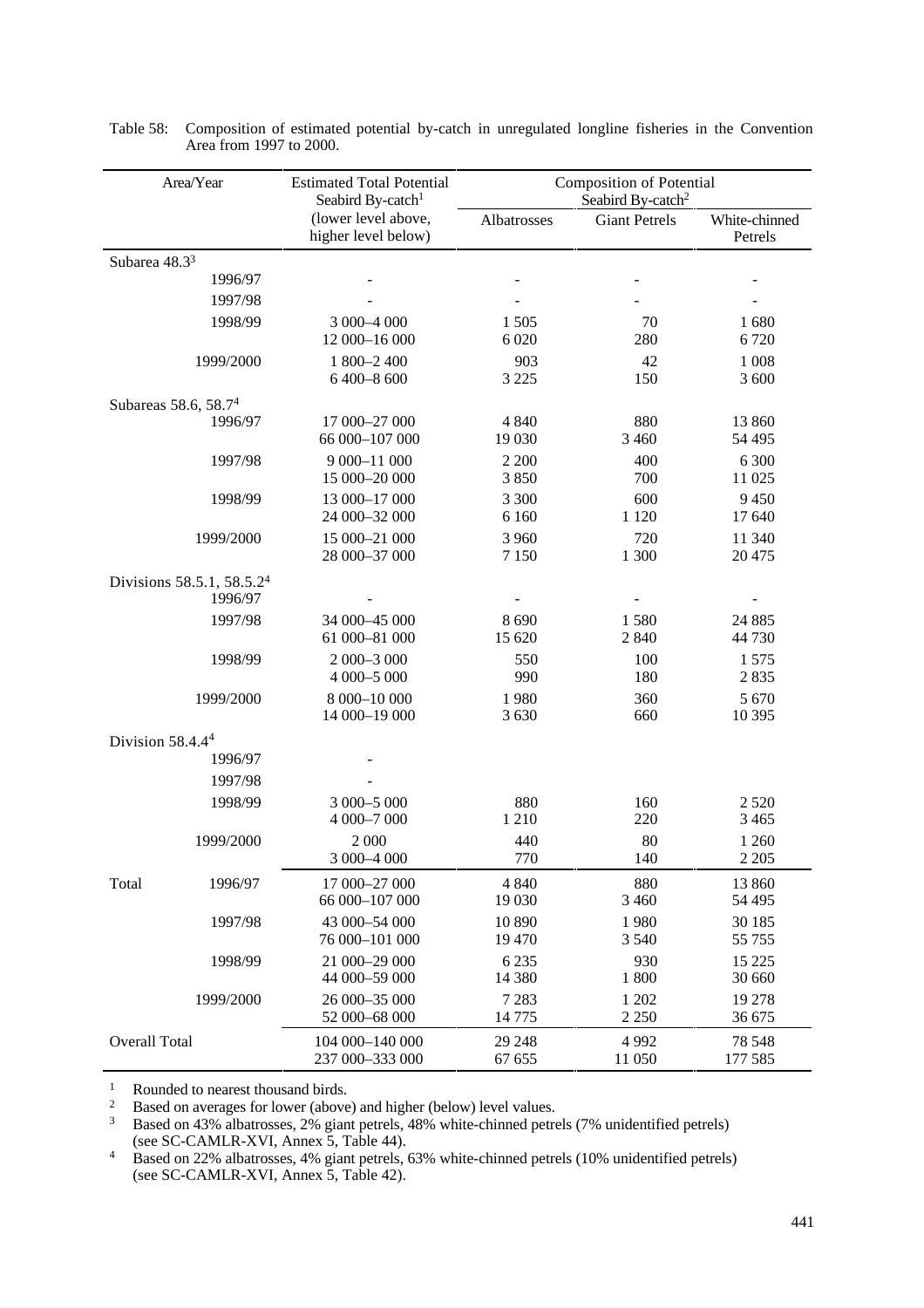Table 58: Composition of estimated potential by-catch in unregulated longline fisheries in the Convention Area from 1997 to 2000.

| Area/Year | | Estimated Total Potential Seabird By-catch[1] (lower level above, higher level below) | Composition of Potential Seabird By-catch[2] | | |
|---|---|---|---|---|---|
| | | | Albatrosses | Giant Petrels | White-chinned Petrels |
| Subarea 48.3[3] | | | | | |
| | 1996/97 | - | - | - | - |
| | 1997/98 | - | - | - | - |
| | 1998/99 | 3 000–4 000<br>12 000–16 000 | 1 505<br>6 020 | 70<br>280 | 1 680<br>6 720 |
| | 1999/2000 | 1 800–2 400<br>6 400–8 600 | 903<br>3 225 | 42<br>150 | 1 008<br>3 600 |
| Subareas 58.6, 58.7[4] | | | | | |
| | 1996/97 | 17 000–27 000<br>66 000–107 000 | 4 840<br>19 030 | 880<br>3 460 | 13 860<br>54 495 |
| | 1997/98 | 9 000–11 000<br>15 000–20 000 | 2 200<br>3 850 | 400<br>700 | 6 300<br>11 025 |
| | 1998/99 | 13 000–17 000<br>24 000–32 000 | 3 300<br>6 160 | 600<br>1 120 | 9 450<br>17 640 |
| | 1999/2000 | 15 000–21 000<br>28 000–37 000 | 3 960<br>7 150 | 720<br>1 300 | 11 340<br>20 475 |
| Divisions 58.5.1, 58.5.2[4] | | | | | |
| | 1996/97 | - | - | - | - |
| | 1997/98 | 34 000–45 000<br>61 000–81 000 | 8 690<br>15 620 | 1 580<br>2 840 | 24 885<br>44 730 |
| | 1998/99 | 2 000–3 000<br>4 000–5 000 | 550<br>990 | 100<br>180 | 1 575<br>2 835 |
| | 1999/2000 | 8 000–10 000<br>14 000–19 000 | 1 980<br>3 630 | 360<br>660 | 5 670<br>10 395 |
| Division 58.4.4[4] | | | | | |
| | 1996/97 | - | | | |
| | 1997/98 | - | | | |
| | 1998/99 | 3 000–5 000<br>4 000–7 000 | 880<br>1 210 | 160<br>220 | 2 520<br>3 465 |
| | 1999/2000 | 2 000<br>3 000–4 000 | 440<br>770 | 80<br>140 | 1 260<br>2 205 |
| Total | 1996/97 | 17 000–27 000<br>66 000–107 000 | 4 840<br>19 030 | 880<br>3 460 | 13 860<br>54 495 |
| | 1997/98 | 43 000–54 000<br>76 000–101 000 | 10 890<br>19 470 | 1 980<br>3 540 | 30 185<br>55 755 |
| | 1998/99 | 21 000–29 000<br>44 000–59 000 | 6 235<br>14 380 | 930<br>1 800 | 15 225<br>30 660 |
| | 1999/2000 | 26 000–35 000<br>52 000–68 000 | 7 283<br>14 775 | 1 202<br>2 250 | 19 278<br>36 675 |
| Overall Total | | 104 000–140 000<br>237 000–333 000 | 29 248<br>67 655 | 4 992<br>11 050 | 78 548<br>177 585 |

[1] Rounded to nearest thousand birds.
[2] Based on averages for lower (above) and higher (below) level values.
[3] Based on 43% albatrosses, 2% giant petrels, 48% white-chinned petrels (7% unidentified petrels) (see SC-CAMLR-XVI, Annex 5, Table 44).
[4] Based on 22% albatrosses, 4% giant petrels, 63% white-chinned petrels (10% unidentified petrels) (see SC-CAMLR-XVI, Annex 5, Table 42).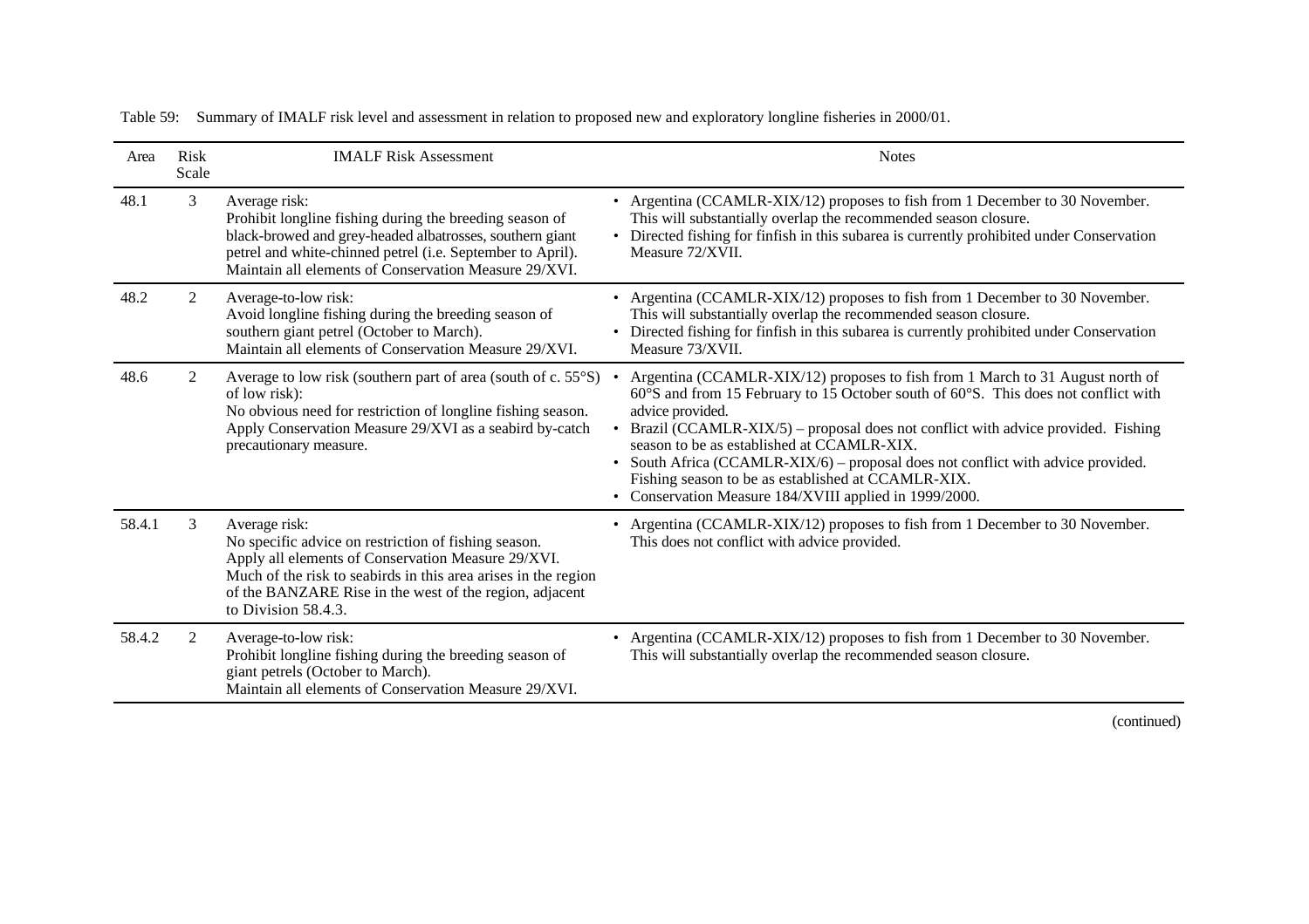Table 59: Summary of IMALF risk level and assessment in relation to proposed new and exploratory longline fisheries in 2000/01.

| Area | Risk Scale | IMALF Risk Assessment | Notes |
|---|---|---|---|
| 48.1 | 3 | Average risk:<br>Prohibit longline fishing during the breeding season of black-browed and grey-headed albatrosses, southern giant petrel and white-chinned petrel (i.e. September to April).<br>Maintain all elements of Conservation Measure 29/XVI. | • Argentina (CCAMLR-XIX/12) proposes to fish from 1 December to 30 November. This will substantially overlap the recommended season closure.<br>• Directed fishing for finfish in this subarea is currently prohibited under Conservation Measure 72/XVII. |
| 48.2 | 2 | Average-to-low risk:<br>Avoid longline fishing during the breeding season of southern giant petrel (October to March).<br>Maintain all elements of Conservation Measure 29/XVI. | • Argentina (CCAMLR-XIX/12) proposes to fish from 1 December to 30 November. This will substantially overlap the recommended season closure.<br>• Directed fishing for finfish in this subarea is currently prohibited under Conservation Measure 73/XVII. |
| 48.6 | 2 | Average to low risk (southern part of area (south of c. 55°S) of low risk):<br>No obvious need for restriction of longline fishing season.<br>Apply Conservation Measure 29/XVI as a seabird by-catch precautionary measure. | • Argentina (CCAMLR-XIX/12) proposes to fish from 1 March to 31 August north of 60°S and from 15 February to 15 October south of 60°S. This does not conflict with advice provided.<br>• Brazil (CCAMLR-XIX/5) – proposal does not conflict with advice provided. Fishing season to be as established at CCAMLR-XIX.<br>• South Africa (CCAMLR-XIX/6) – proposal does not conflict with advice provided. Fishing season to be as established at CCAMLR-XIX.<br>• Conservation Measure 184/XVIII applied in 1999/2000. |
| 58.4.1 | 3 | Average risk:<br>No specific advice on restriction of fishing season.<br>Apply all elements of Conservation Measure 29/XVI.<br>Much of the risk to seabirds in this area arises in the region of the BANZARE Rise in the west of the region, adjacent to Division 58.4.3. | • Argentina (CCAMLR-XIX/12) proposes to fish from 1 December to 30 November. This does not conflict with advice provided. |
| 58.4.2 | 2 | Average-to-low risk:<br>Prohibit longline fishing during the breeding season of giant petrels (October to March).<br>Maintain all elements of Conservation Measure 29/XVI. | • Argentina (CCAMLR-XIX/12) proposes to fish from 1 December to 30 November. This will substantially overlap the recommended season closure. |

(continued)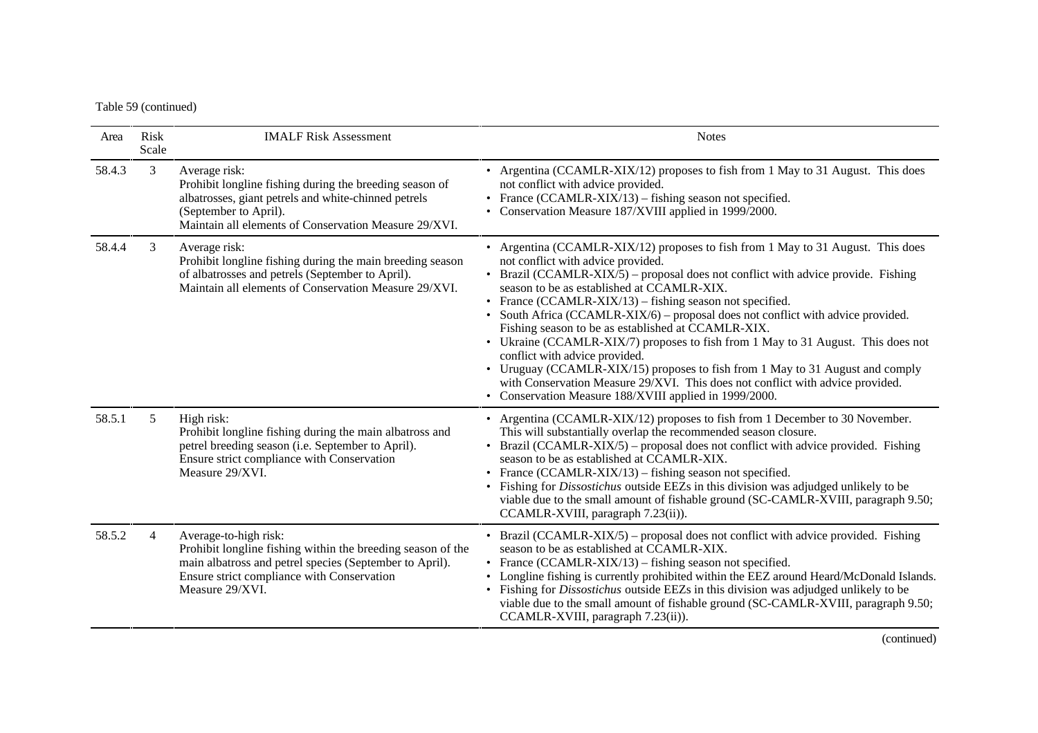Table 59 (continued)

| Area | Risk Scale | IMALF Risk Assessment | Notes |
|---|---|---|---|
| 58.4.3 | 3 | Average risk:<br>Prohibit longline fishing during the breeding season of albatrosses, giant petrels and white-chinned petrels (September to April).<br>Maintain all elements of Conservation Measure 29/XVI. | • Argentina (CCAMLR-XIX/12) proposes to fish from 1 May to 31 August. This does not conflict with advice provided.<br>• France (CCAMLR-XIX/13) – fishing season not specified.<br>• Conservation Measure 187/XVIII applied in 1999/2000. |
| 58.4.4 | 3 | Average risk:<br>Prohibit longline fishing during the main breeding season of albatrosses and petrels (September to April).<br>Maintain all elements of Conservation Measure 29/XVI. | • Argentina (CCAMLR-XIX/12) proposes to fish from 1 May to 31 August. This does not conflict with advice provided.<br>• Brazil (CCAMLR-XIX/5) – proposal does not conflict with advice provide. Fishing season to be as established at CCAMLR-XIX.<br>• France (CCAMLR-XIX/13) – fishing season not specified.<br>• South Africa (CCAMLR-XIX/6) – proposal does not conflict with advice provided. Fishing season to be as established at CCAMLR-XIX.<br>• Ukraine (CCAMLR-XIX/7) proposes to fish from 1 May to 31 August. This does not conflict with advice provided.<br>• Uruguay (CCAMLR-XIX/15) proposes to fish from 1 May to 31 August and comply with Conservation Measure 29/XVI. This does not conflict with advice provided.<br>• Conservation Measure 188/XVIII applied in 1999/2000. |
| 58.5.1 | 5 | High risk:<br>Prohibit longline fishing during the main albatross and petrel breeding season (i.e. September to April).<br>Ensure strict compliance with Conservation Measure 29/XVI. | • Argentina (CCAMLR-XIX/12) proposes to fish from 1 December to 30 November. This will substantially overlap the recommended season closure.<br>• Brazil (CCAMLR-XIX/5) – proposal does not conflict with advice provided. Fishing season to be as established at CCAMLR-XIX.<br>• France (CCAMLR-XIX/13) – fishing season not specified.<br>• Fishing for *Dissostichus* outside EEZs in this division was adjudged unlikely to be viable due to the small amount of fishable ground (SC-CAMLR-XVIII, paragraph 9.50; CCAMLR-XVIII, paragraph 7.23(ii)). |
| 58.5.2 | 4 | Average-to-high risk:<br>Prohibit longline fishing within the breeding season of the main albatross and petrel species (September to April).<br>Ensure strict compliance with Conservation Measure 29/XVI. | • Brazil (CCAMLR-XIX/5) – proposal does not conflict with advice provided. Fishing season to be as established at CCAMLR-XIX.<br>• France (CCAMLR-XIX/13) – fishing season not specified.<br>• Longline fishing is currently prohibited within the EEZ around Heard/McDonald Islands.<br>• Fishing for *Dissostichus* outside EEZs in this division was adjudged unlikely to be viable due to the small amount of fishable ground (SC-CAMLR-XVIII, paragraph 9.50; CCAMLR-XVIII, paragraph 7.23(ii)). |

(continued)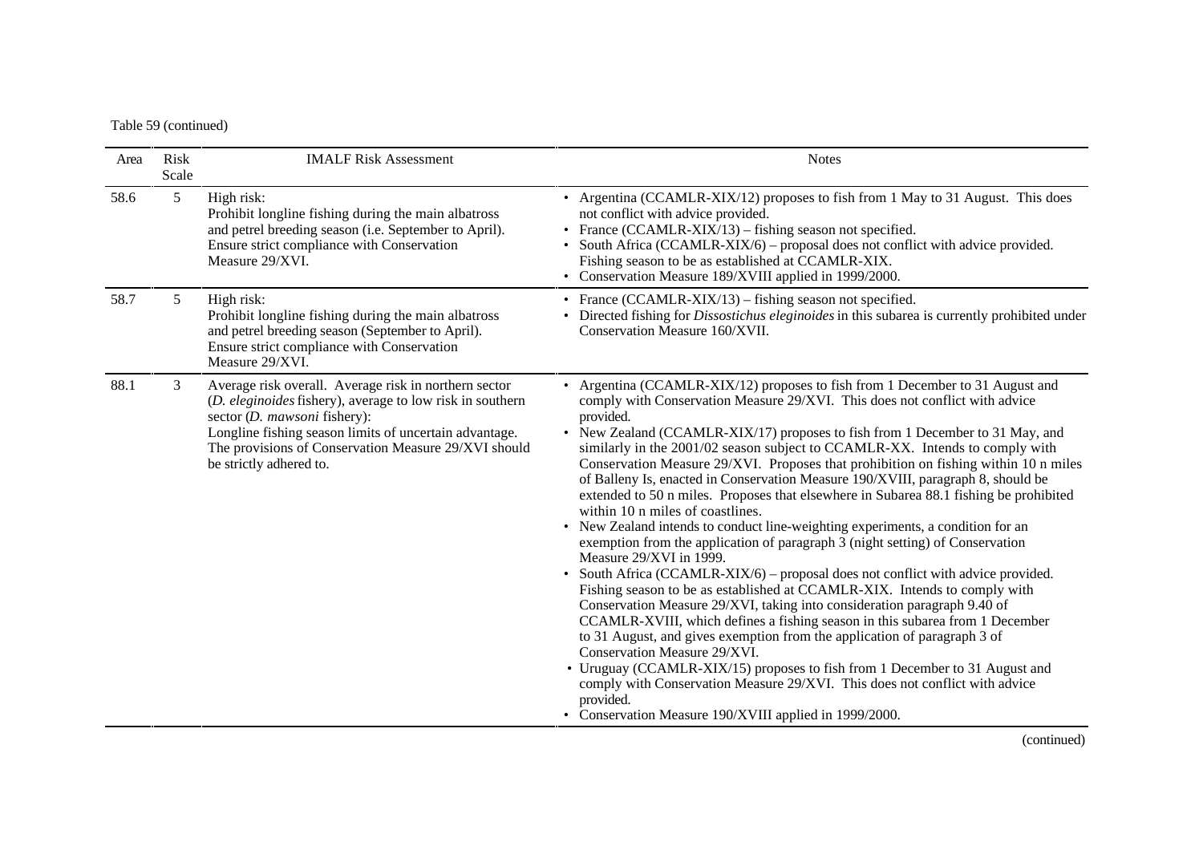Table 59 (continued)

| Area | Risk Scale | IMALF Risk Assessment | Notes |
|---|---|---|---|
| 58.6 | 5 | High risk:<br>Prohibit longline fishing during the main albatross and petrel breeding season (i.e. September to April). Ensure strict compliance with Conservation Measure 29/XVI. | • Argentina (CCAMLR-XIX/12) proposes to fish from 1 May to 31 August. This does not conflict with advice provided.<br>• France (CCAMLR-XIX/13) – fishing season not specified.<br>• South Africa (CCAMLR-XIX/6) – proposal does not conflict with advice provided. Fishing season to be as established at CCAMLR-XIX.<br>• Conservation Measure 189/XVIII applied in 1999/2000. |
| 58.7 | 5 | High risk:<br>Prohibit longline fishing during the main albatross and petrel breeding season (September to April). Ensure strict compliance with Conservation Measure 29/XVI. | • France (CCAMLR-XIX/13) – fishing season not specified.<br>• Directed fishing for *Dissostichus eleginoides* in this subarea is currently prohibited under Conservation Measure 160/XVII. |
| 88.1 | 3 | Average risk overall. Average risk in northern sector (*D. eleginoides* fishery), average to low risk in southern sector (*D. mawsoni* fishery):<br>Longline fishing season limits of uncertain advantage. The provisions of Conservation Measure 29/XVI should be strictly adhered to. | • Argentina (CCAMLR-XIX/12) proposes to fish from 1 December to 31 August and comply with Conservation Measure 29/XVI. This does not conflict with advice provided.<br>• New Zealand (CCAMLR-XIX/17) proposes to fish from 1 December to 31 May, and similarly in the 2001/02 season subject to CCAMLR-XX. Intends to comply with Conservation Measure 29/XVI. Proposes that prohibition on fishing within 10 n miles of Balleny Is, enacted in Conservation Measure 190/XVIII, paragraph 8, should be extended to 50 n miles. Proposes that elsewhere in Subarea 88.1 fishing be prohibited within 10 n miles of coastlines.<br>• New Zealand intends to conduct line-weighting experiments, a condition for an exemption from the application of paragraph 3 (night setting) of Conservation Measure 29/XVI in 1999.<br>• South Africa (CCAMLR-XIX/6) – proposal does not conflict with advice provided. Fishing season to be as established at CCAMLR-XIX. Intends to comply with Conservation Measure 29/XVI, taking into consideration paragraph 9.40 of CCAMLR-XVIII, which defines a fishing season in this subarea from 1 December to 31 August, and gives exemption from the application of paragraph 3 of Conservation Measure 29/XVI.<br>• Uruguay (CCAMLR-XIX/15) proposes to fish from 1 December to 31 August and comply with Conservation Measure 29/XVI. This does not conflict with advice provided.<br>• Conservation Measure 190/XVIII applied in 1999/2000. |

(continued)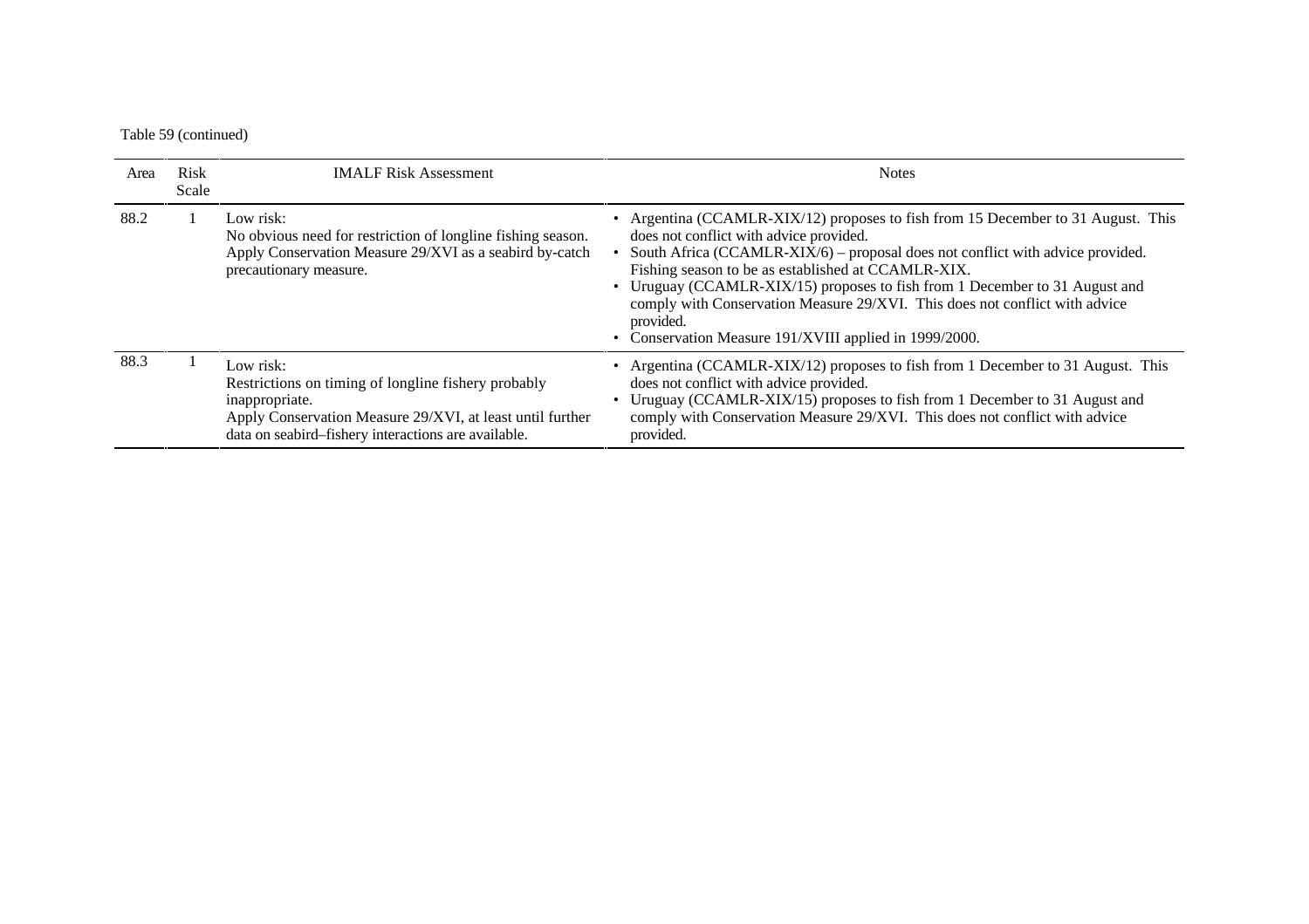Table 59 (continued)

| Area | Risk Scale | IMALF Risk Assessment | Notes |
|---|---|---|---|
| 88.2 | 1 | Low risk:<br>No obvious need for restriction of longline fishing season. Apply Conservation Measure 29/XVI as a seabird by-catch precautionary measure. | • Argentina (CCAMLR-XIX/12) proposes to fish from 15 December to 31 August. This does not conflict with advice provided.<br>• South Africa (CCAMLR-XIX/6) – proposal does not conflict with advice provided. Fishing season to be as established at CCAMLR-XIX.<br>• Uruguay (CCAMLR-XIX/15) proposes to fish from 1 December to 31 August and comply with Conservation Measure 29/XVI. This does not conflict with advice provided.<br>• Conservation Measure 191/XVIII applied in 1999/2000. |
| 88.3 | 1 | Low risk:<br>Restrictions on timing of longline fishery probably inappropriate.<br>Apply Conservation Measure 29/XVI, at least until further data on seabird–fishery interactions are available. | • Argentina (CCAMLR-XIX/12) proposes to fish from 1 December to 31 August. This does not conflict with advice provided.<br>• Uruguay (CCAMLR-XIX/15) proposes to fish from 1 December to 31 August and comply with Conservation Measure 29/XVI. This does not conflict with advice provided. |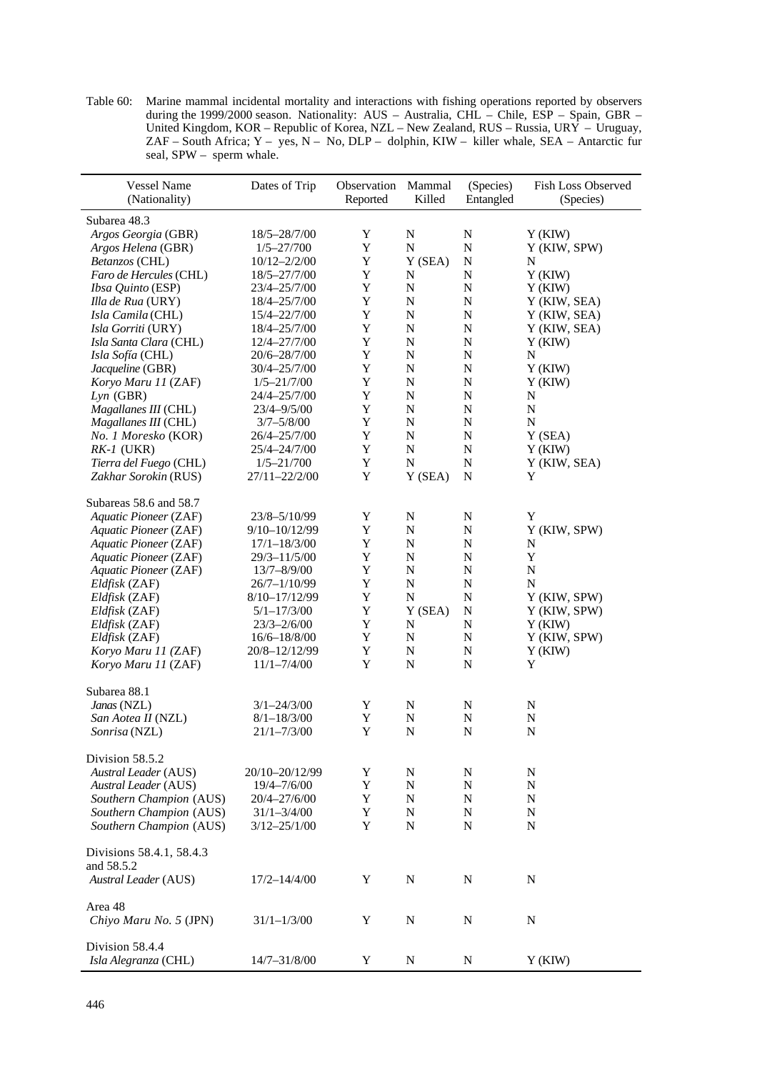Table 60: Marine mammal incidental mortality and interactions with fishing operations reported by observers during the 1999/2000 season. Nationality: AUS – Australia, CHL – Chile, ESP – Spain, GBR – United Kingdom, KOR – Republic of Korea, NZL – New Zealand, RUS – Russia, URY – Uruguay, ZAF – South Africa; Y – yes, N – No, DLP – dolphin, KIW – killer whale, SEA – Antarctic fur seal, SPW – sperm whale.

| Vessel Name (Nationality) | Dates of Trip | Observation Reported | Mammal Killed | (Species) Entangled | Fish Loss Observed (Species) |
|---|---|---|---|---|---|
| Subarea 48.3 | | | | | |
| *Argos Georgia* (GBR) | 18/5–28/7/00 | Y | N | N | Y (KIW) |
| *Argos Helena* (GBR) | 1/5–27/700 | Y | N | N | Y (KIW, SPW) |
| *Betanzos* (CHL) | 10/12–2/2/00 | Y | Y (SEA) | N | N |
| *Faro de Hercules* (CHL) | 18/5–27/7/00 | Y | N | N | Y (KIW) |
| *Ibsa Quinto* (ESP) | 23/4–25/7/00 | Y | N | N | Y (KIW) |
| *Illa de Rua* (URY) | 18/4–25/7/00 | Y | N | N | Y (KIW, SEA) |
| *Isla Camila* (CHL) | 15/4–22/7/00 | Y | N | N | Y (KIW, SEA) |
| *Isla Gorriti* (URY) | 18/4–25/7/00 | Y | N | N | Y (KIW, SEA) |
| *Isla Santa Clara* (CHL) | 12/4–27/7/00 | Y | N | N | Y (KIW) |
| *Isla Sofía* (CHL) | 20/6–28/7/00 | Y | N | N | N |
| *Jacqueline* (GBR) | 30/4–25/7/00 | Y | N | N | Y (KIW) |
| *Koryo Maru 11* (ZAF) | 1/5–21/7/00 | Y | N | N | Y (KIW) |
| *Lyn* (GBR) | 24/4–25/7/00 | Y | N | N | N |
| *Magallanes III* (CHL) | 23/4–9/5/00 | Y | N | N | N |
| *Magallanes III* (CHL) | 3/7–5/8/00 | Y | N | N | N |
| *No. 1 Moresko* (KOR) | 26/4–25/7/00 | Y | N | N | Y (SEA) |
| *RK-1* (UKR) | 25/4–24/7/00 | Y | N | N | Y (KIW) |
| *Tierra del Fuego* (CHL) | 1/5–21/700 | Y | N | N | Y (KIW, SEA) |
| *Zakhar Sorokin* (RUS) | 27/11–22/2/00 | Y | Y (SEA) | N | Y |
| Subareas 58.6 and 58.7 | | | | | |
| *Aquatic Pioneer* (ZAF) | 23/8–5/10/99 | Y | N | N | Y |
| *Aquatic Pioneer* (ZAF) | 9/10–10/12/99 | Y | N | N | Y (KIW, SPW) |
| *Aquatic Pioneer* (ZAF) | 17/1–18/3/00 | Y | N | N | N |
| *Aquatic Pioneer* (ZAF) | 29/3–11/5/00 | Y | N | N | Y |
| *Aquatic Pioneer* (ZAF) | 13/7–8/9/00 | Y | N | N | N |
| *Eldfisk* (ZAF) | 26/7–1/10/99 | Y | N | N | N |
| *Eldfisk* (ZAF) | 8/10–17/12/99 | Y | N | N | Y (KIW, SPW) |
| *Eldfisk* (ZAF) | 5/1–17/3/00 | Y | Y (SEA) | N | Y (KIW, SPW) |
| *Eldfisk* (ZAF) | 23/3–2/6/00 | Y | N | N | Y (KIW) |
| *Eldfisk* (ZAF) | 16/6–18/8/00 | Y | N | N | Y (KIW, SPW) |
| *Koryo Maru 11* (ZAF) | 20/8–12/12/99 | Y | N | N | Y (KIW) |
| *Koryo Maru 11* (ZAF) | 11/1–7/4/00 | Y | N | N | Y |
| Subarea 88.1 | | | | | |
| *Janas* (NZL) | 3/1–24/3/00 | Y | N | N | N |
| *San Aotea II* (NZL) | 8/1–18/3/00 | Y | N | N | N |
| *Sonrisa* (NZL) | 21/1–7/3/00 | Y | N | N | N |
| Division 58.5.2 | | | | | |
| *Austral Leader* (AUS) | 20/10–20/12/99 | Y | N | N | N |
| *Austral Leader* (AUS) | 19/4–7/6/00 | Y | N | N | N |
| *Southern Champion* (AUS) | 20/4–27/6/00 | Y | N | N | N |
| *Southern Champion* (AUS) | 31/1–3/4/00 | Y | N | N | N |
| *Southern Champion* (AUS) | 3/12–25/1/00 | Y | N | N | N |
| Divisions 58.4.1, 58.4.3 and 58.5.2 | | | | | |
| *Austral Leader* (AUS) | 17/2–14/4/00 | Y | N | N | N |
| Area 48 | | | | | |
| *Chiyo Maru No. 5* (JPN) | 31/1–1/3/00 | Y | N | N | N |
| Division 58.4.4 | | | | | |
| *Isla Alegranza* (CHL) | 14/7–31/8/00 | Y | N | N | Y (KIW) |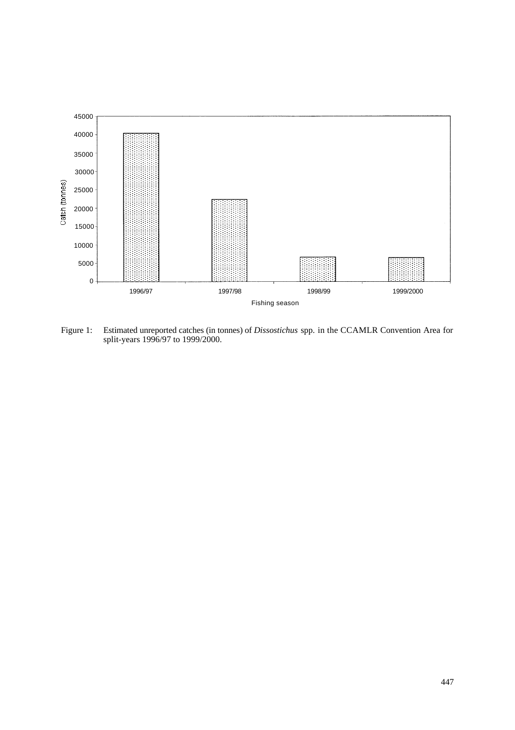Figure 1: Estimated unreported catches (in tonnes) of *Dissostichus* spp. in the CCAMLR Convention Area for split-years 1996/97 to 1999/2000.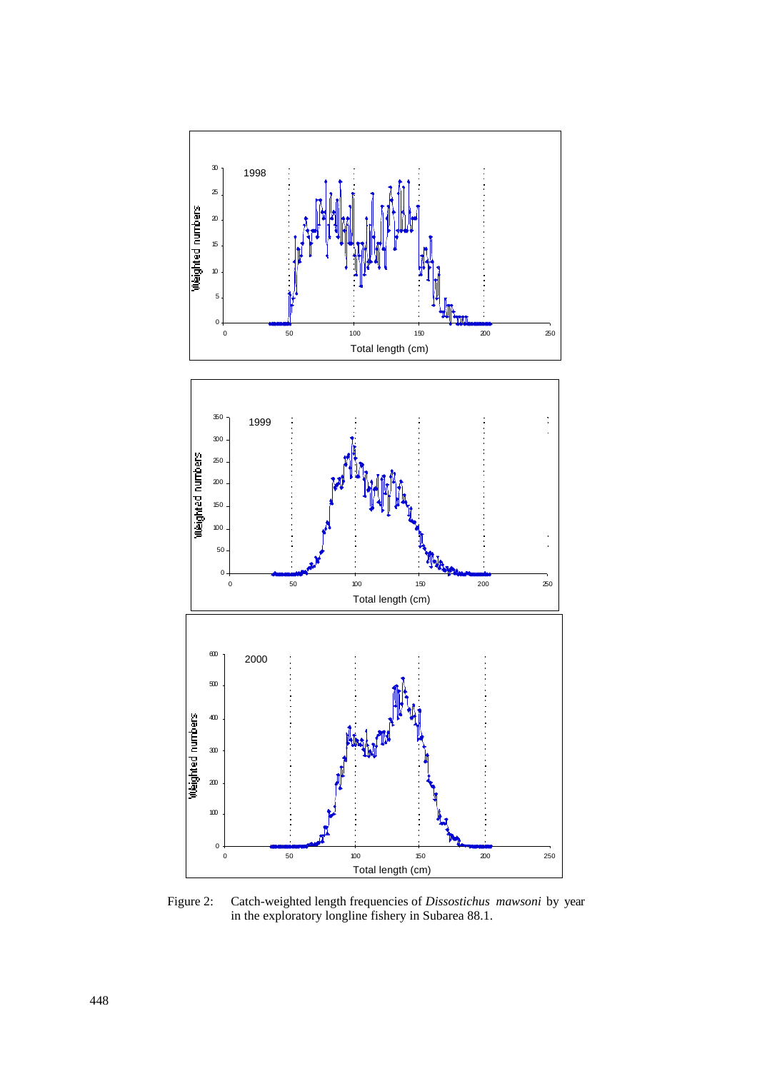Figure 2: Catch-weighted length frequencies of *Dissostichus mawsoni* by year in the exploratory longline fishery in Subarea 88.1.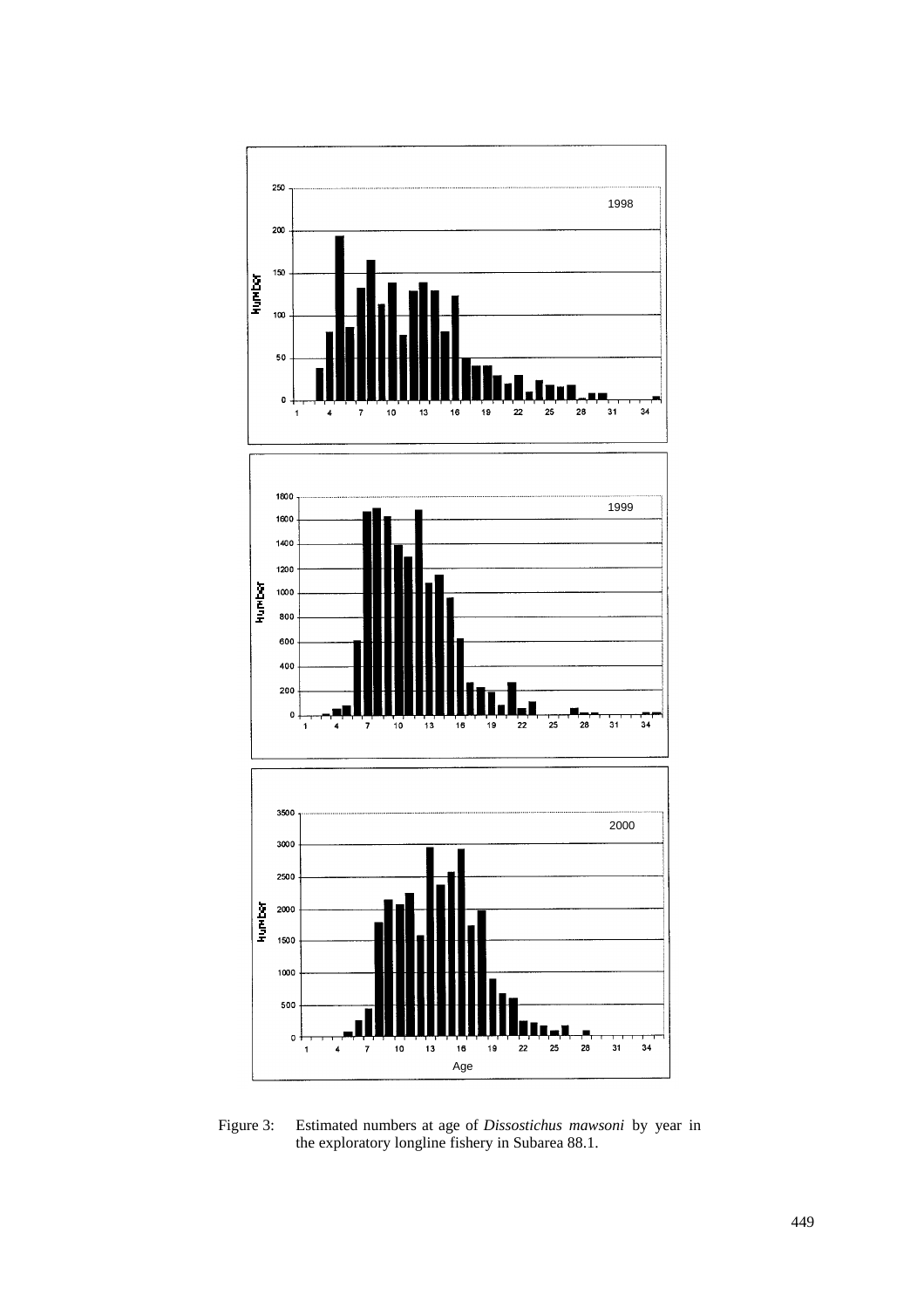Figure 3: Estimated numbers at age of *Dissostichus mawsoni* by year in the exploratory longline fishery in Subarea 88.1.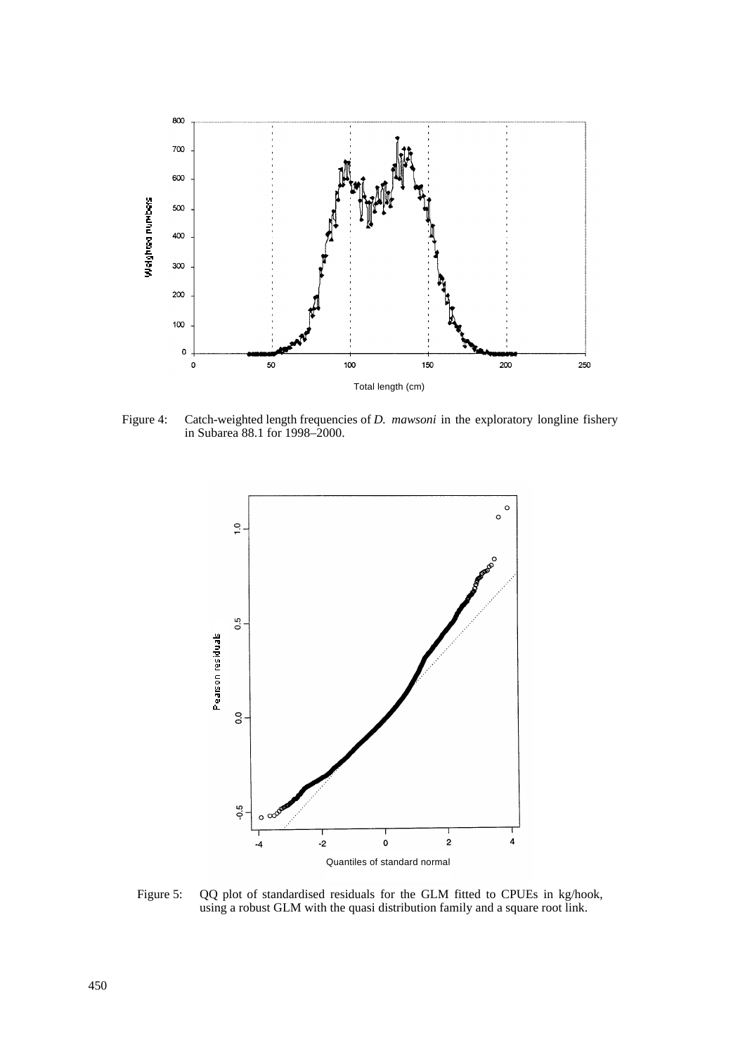Figure 4: Catch-weighted length frequencies of *D. mawsoni* in the exploratory longline fishery in Subarea 88.1 for 1998–2000.

Figure 5: QQ plot of standardised residuals for the GLM fitted to CPUEs in kg/hook, using a robust GLM with the quasi distribution family and a square root link.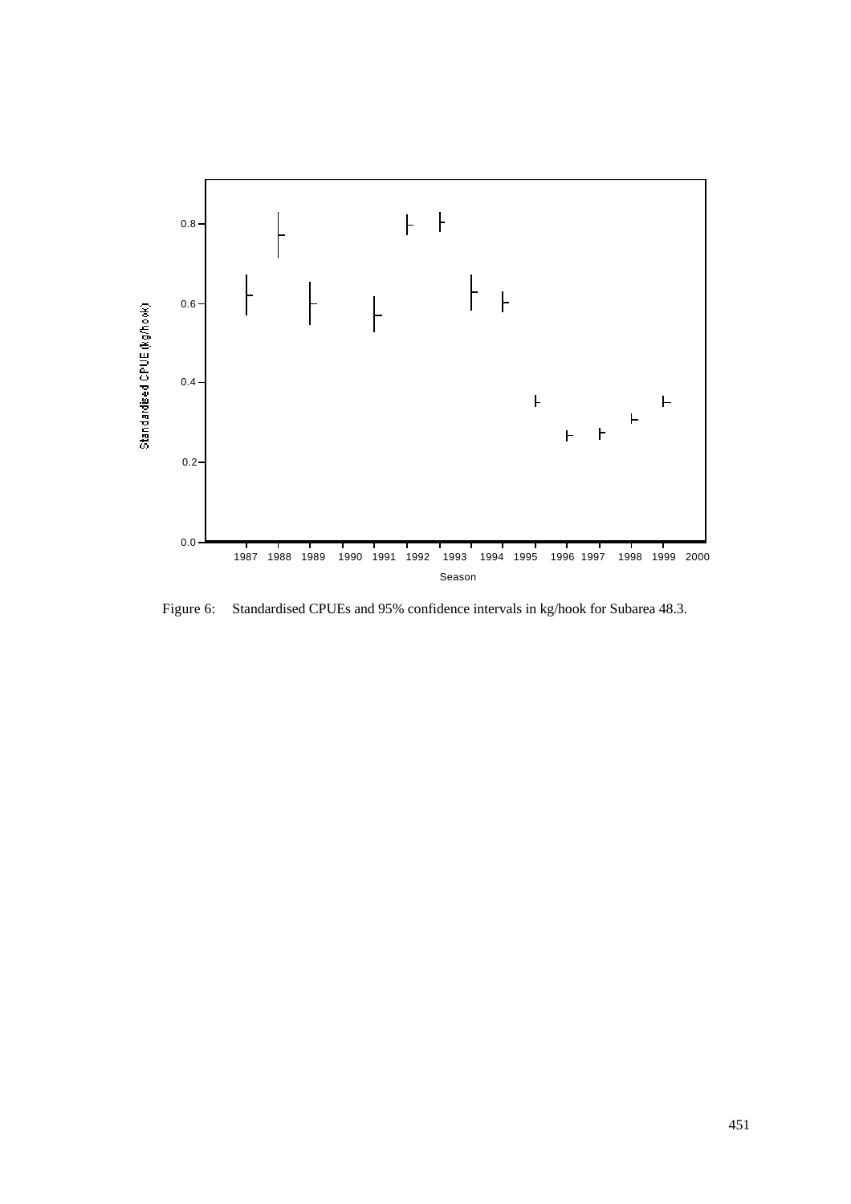Figure 6: Standardised CPUEs and 95% confidence intervals in kg/hook for Subarea 48.3.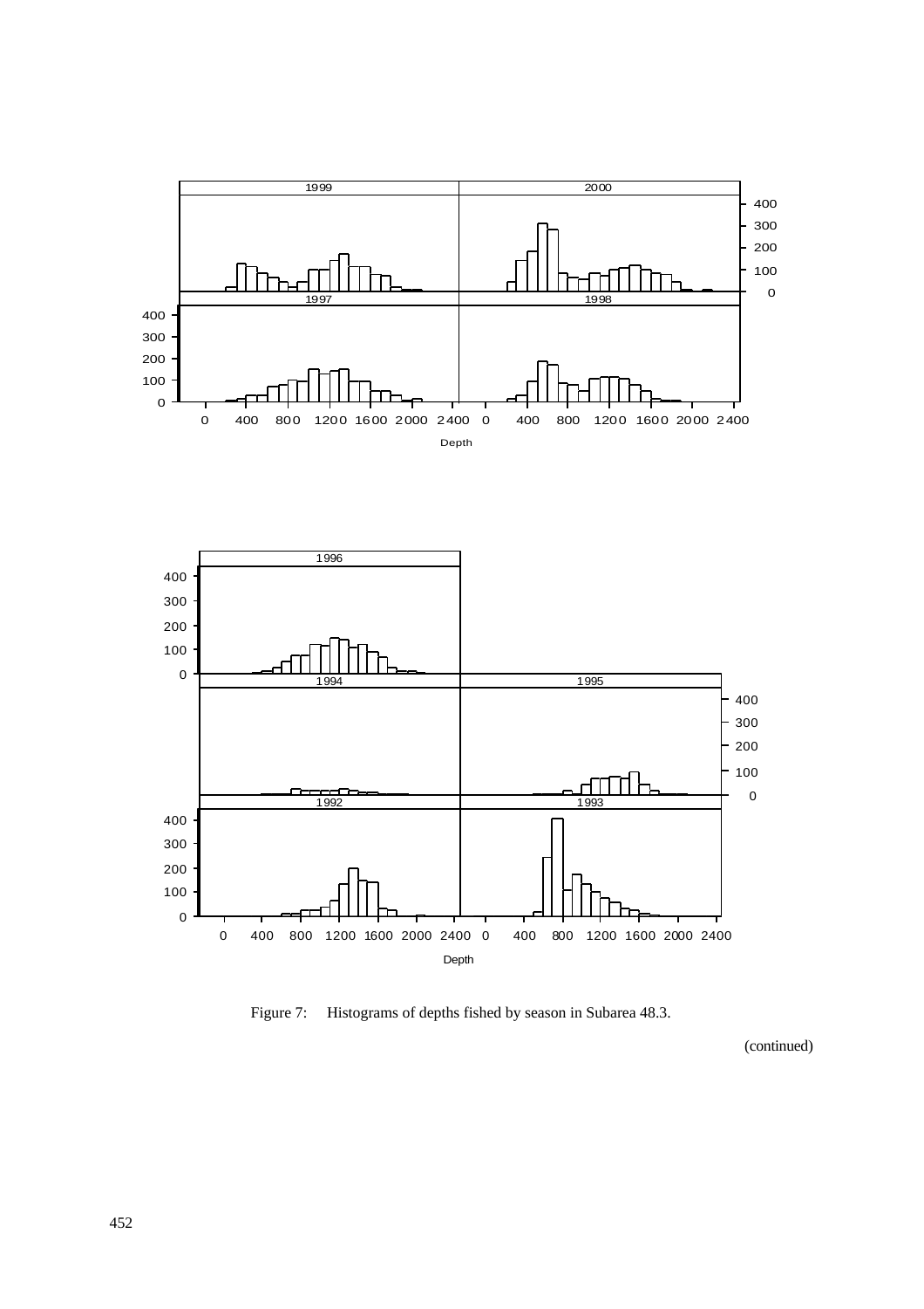Figure 7: Histograms of depths fished by season in Subarea 48.3.

(continued)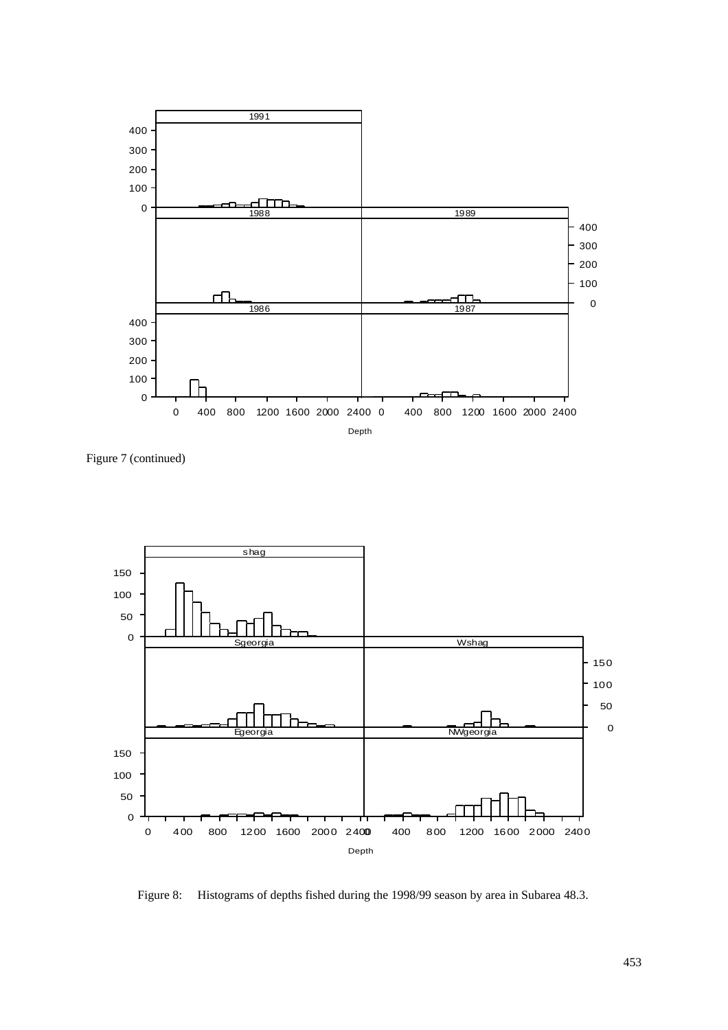Figure 7 (continued)

Figure 8: Histograms of depths fished during the 1998/99 season by area in Subarea 48.3.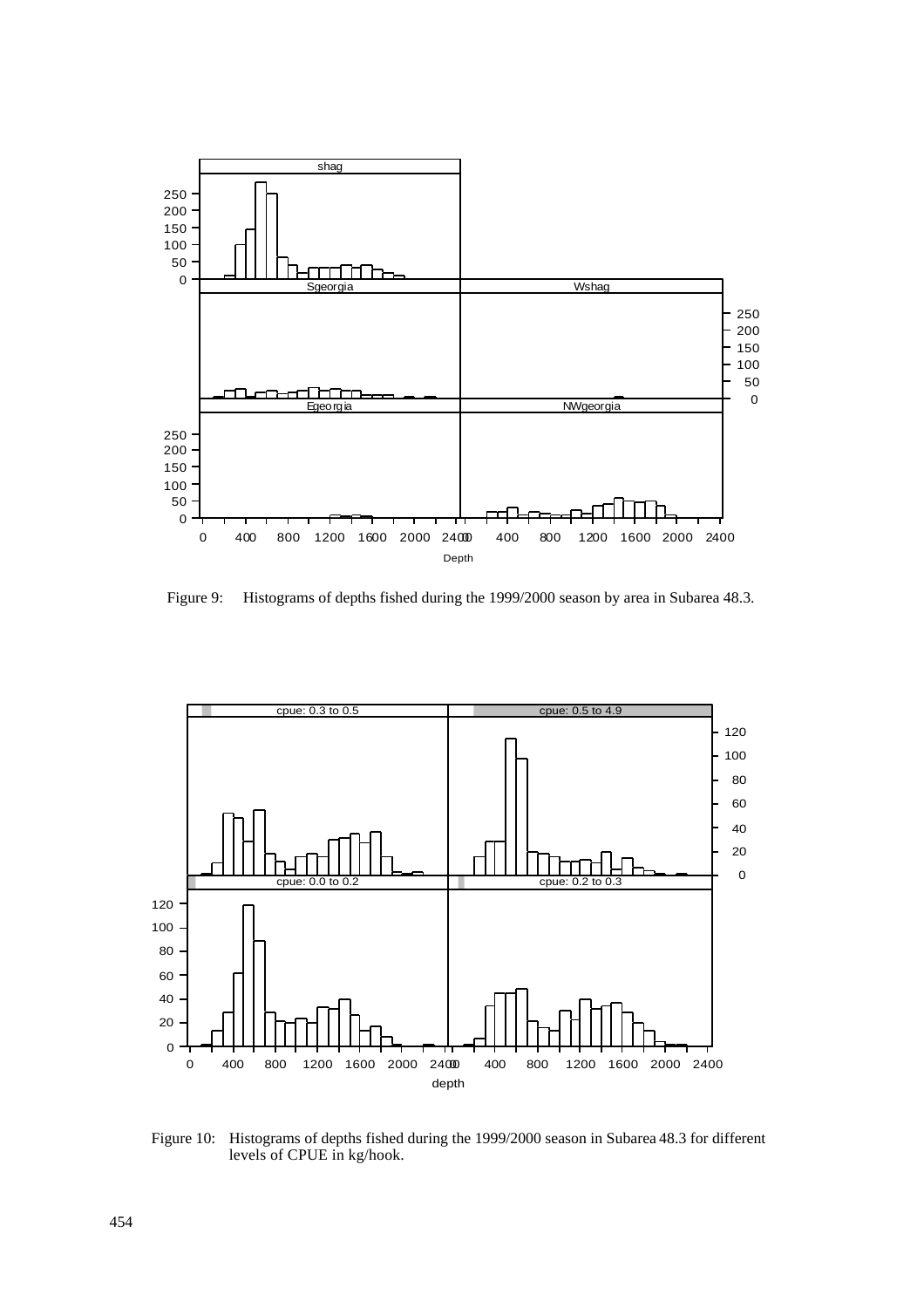Figure 9: Histograms of depths fished during the 1999/2000 season by area in Subarea 48.3.

Figure 10: Histograms of depths fished during the 1999/2000 season in Subarea 48.3 for different levels of CPUE in kg/hook.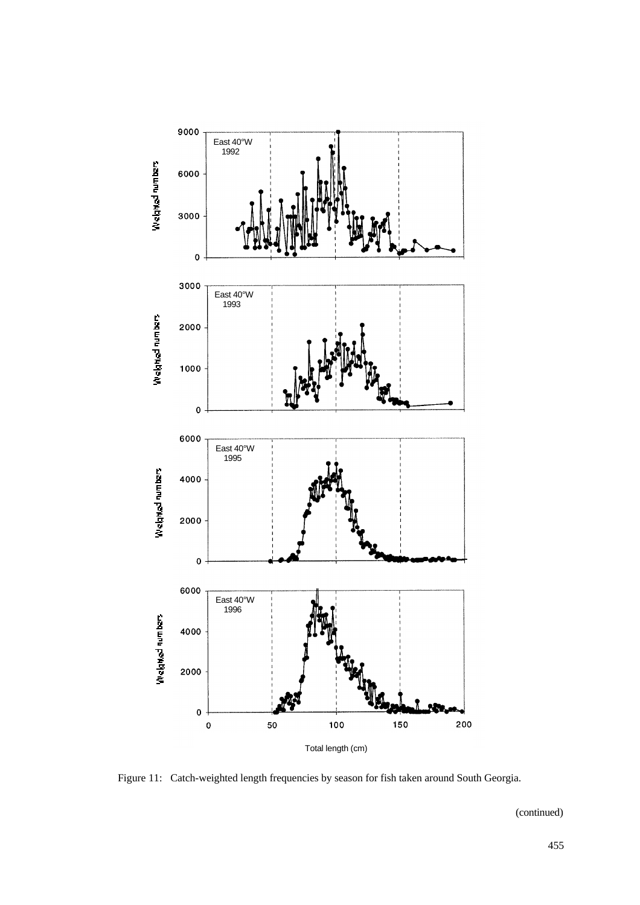Figure 11: Catch-weighted length frequencies by season for fish taken around South Georgia.

(continued)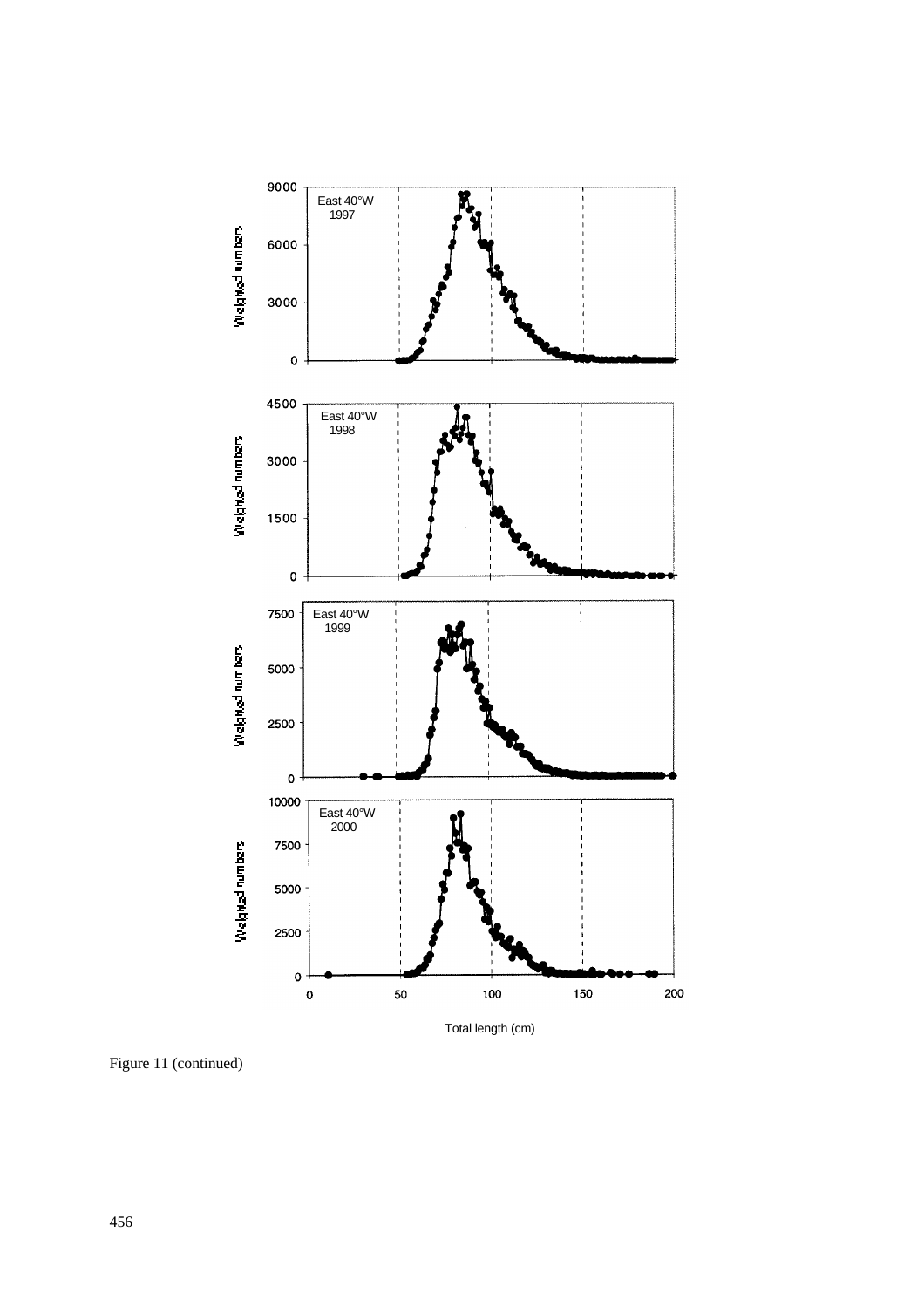Figure 11 (continued)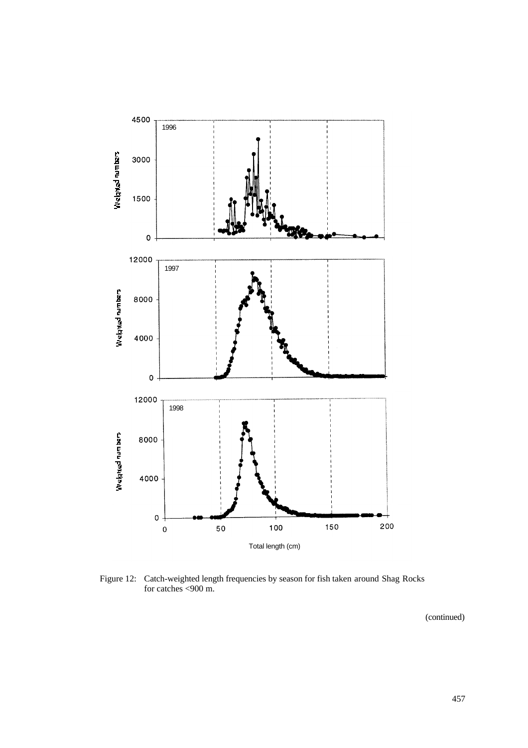Figure 12: Catch-weighted length frequencies by season for fish taken around Shag Rocks for catches <900 m.

(continued)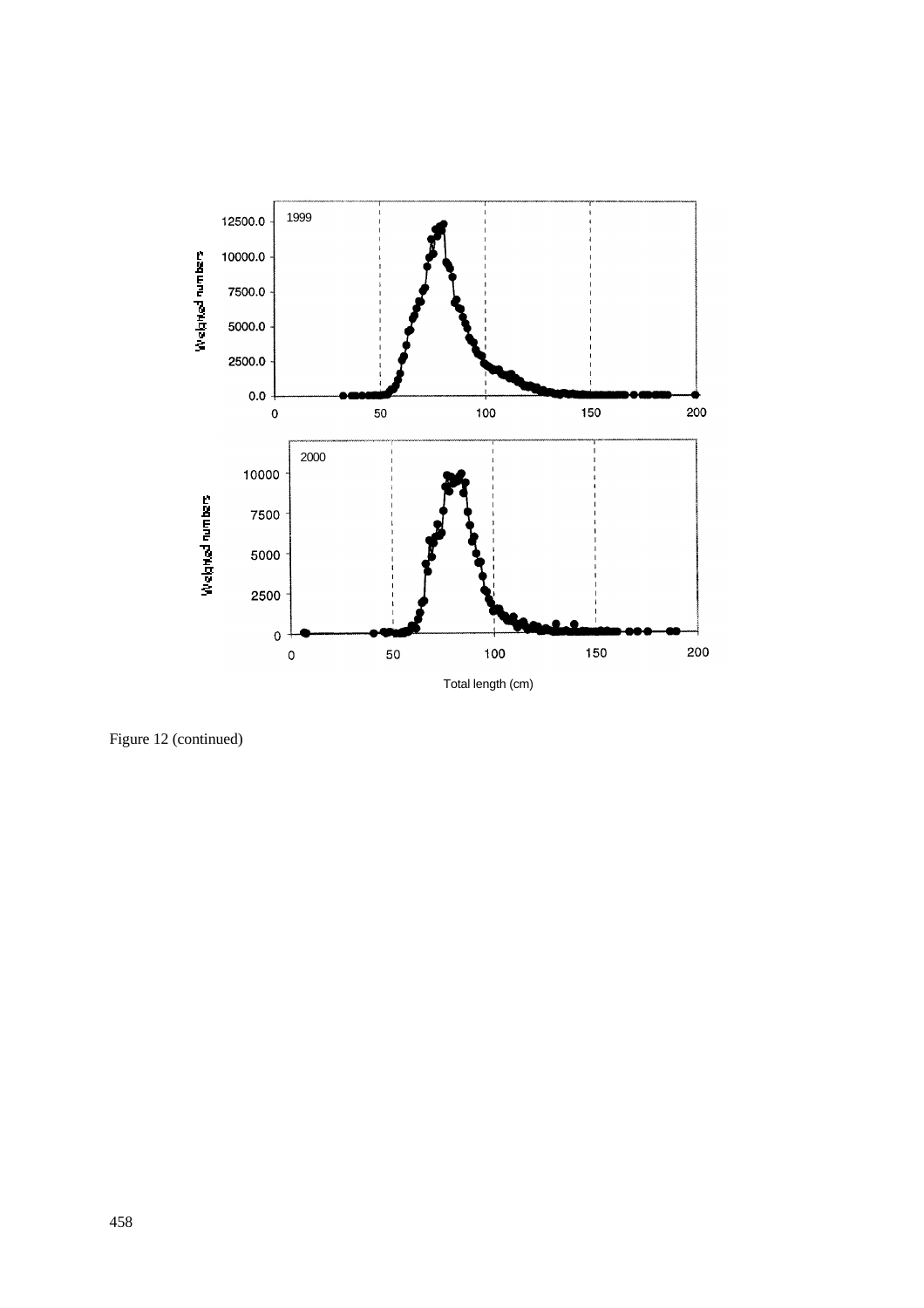Figure 12 (continued)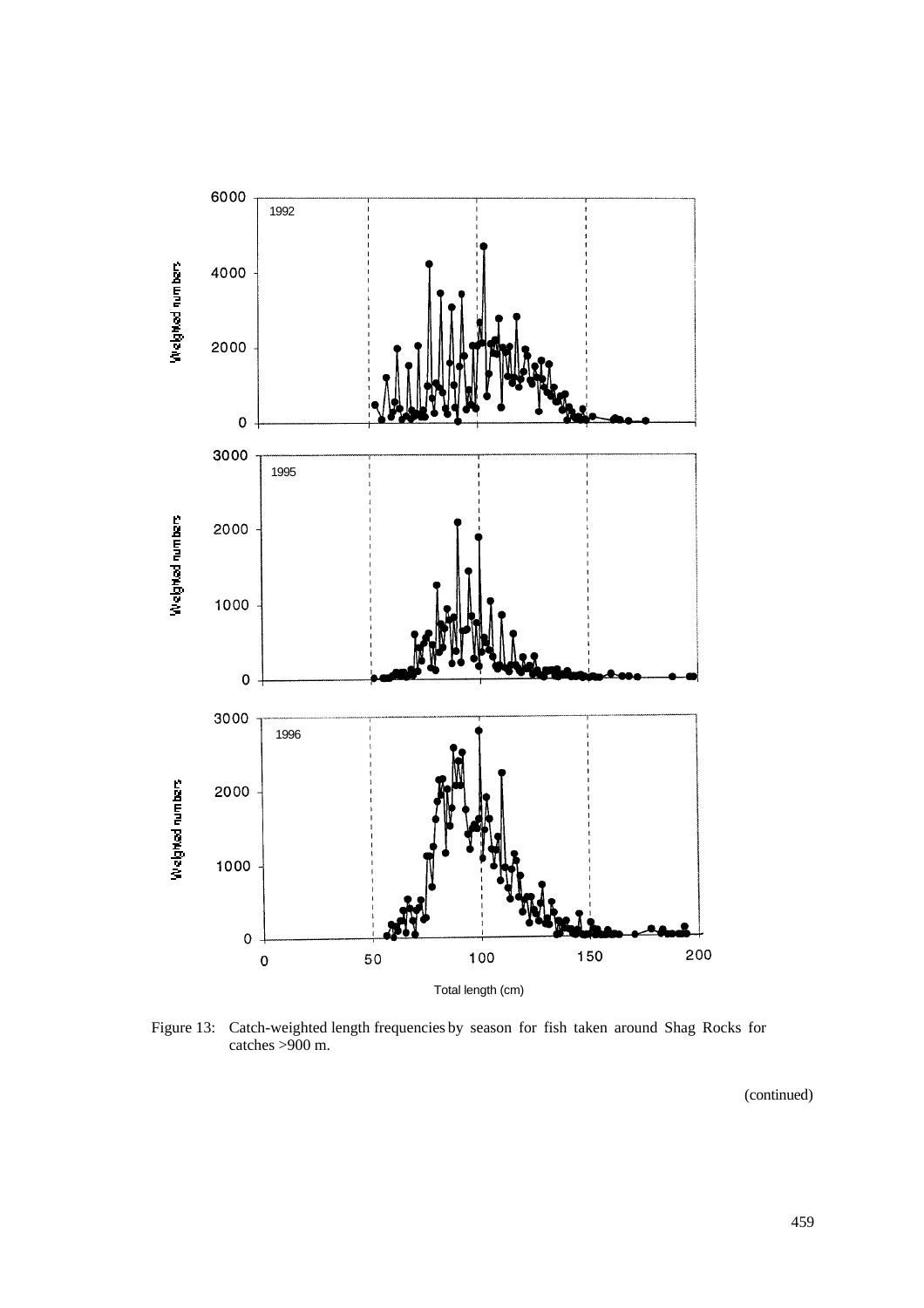Figure 13: Catch-weighted length frequencies by season for fish taken around Shag Rocks for catches >900 m.

(continued)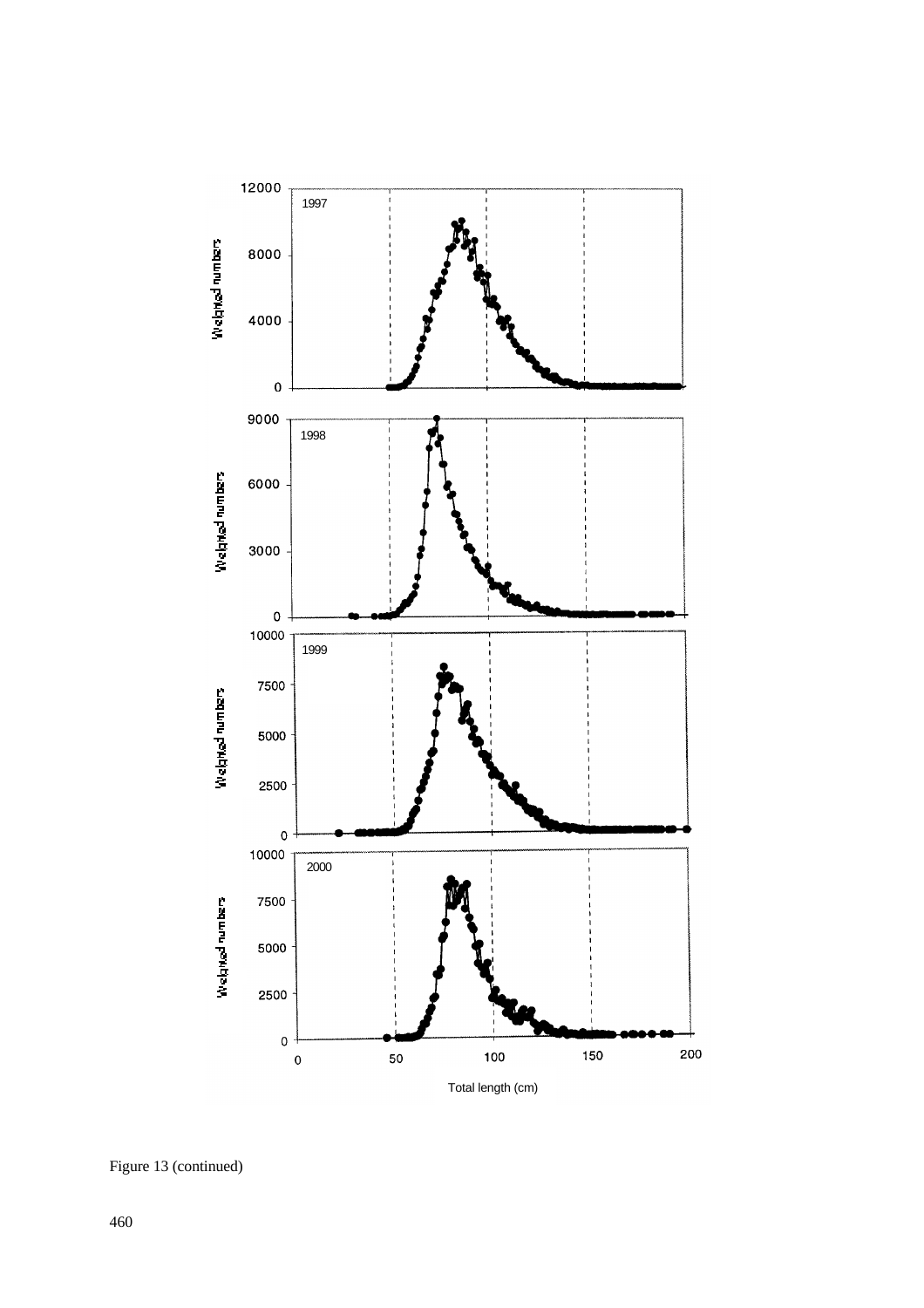Figure 13 (continued)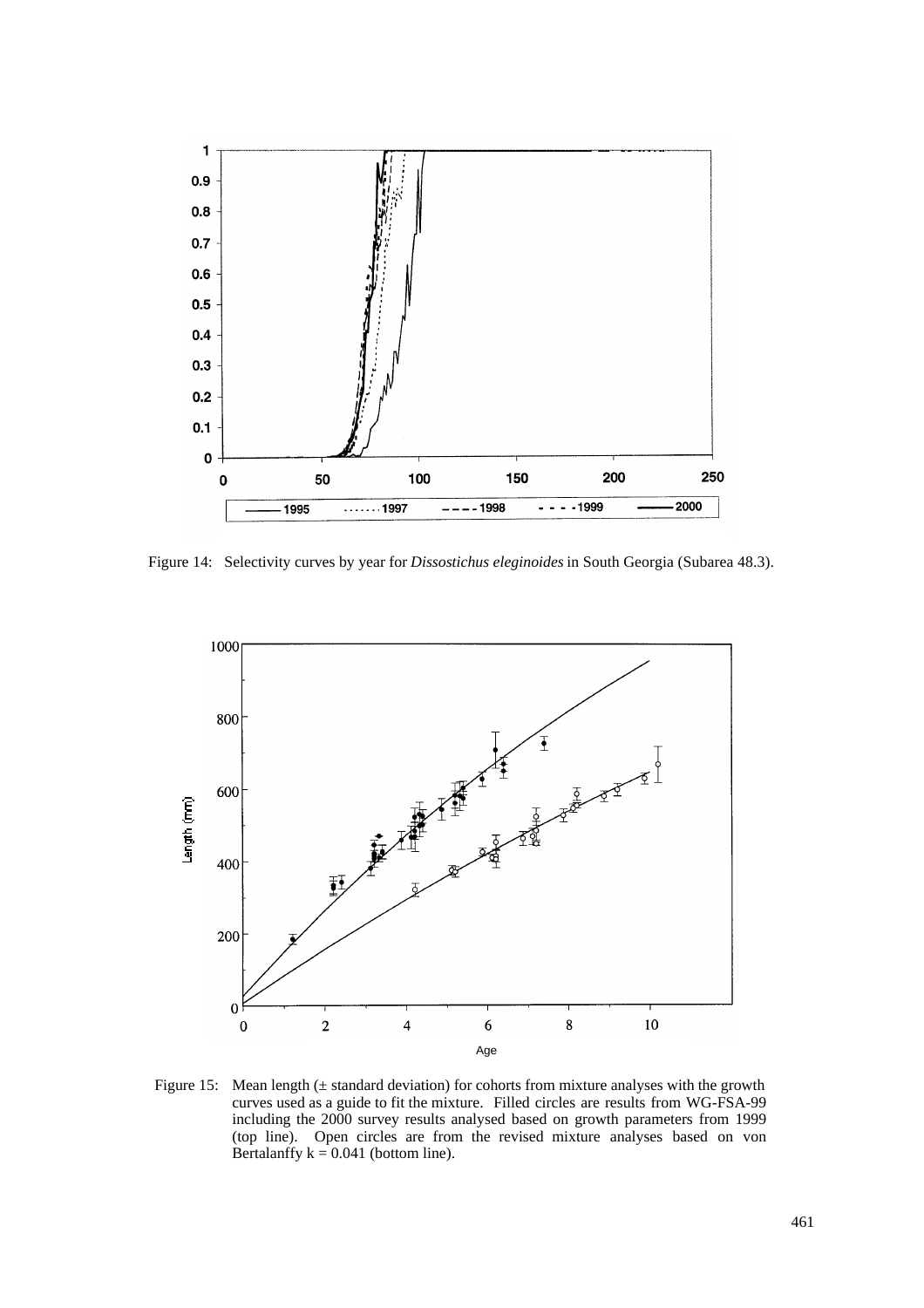Figure 14: Selectivity curves by year for *Dissostichus eleginoides* in South Georgia (Subarea 48.3).

Figure 15: Mean length (± standard deviation) for cohorts from mixture analyses with the growth curves used as a guide to fit the mixture. Filled circles are results from WG-FSA-99 including the 2000 survey results analysed based on growth parameters from 1999 (top line). Open circles are from the revised mixture analyses based on von Bertalanffy $k = 0.041$ (bottom line).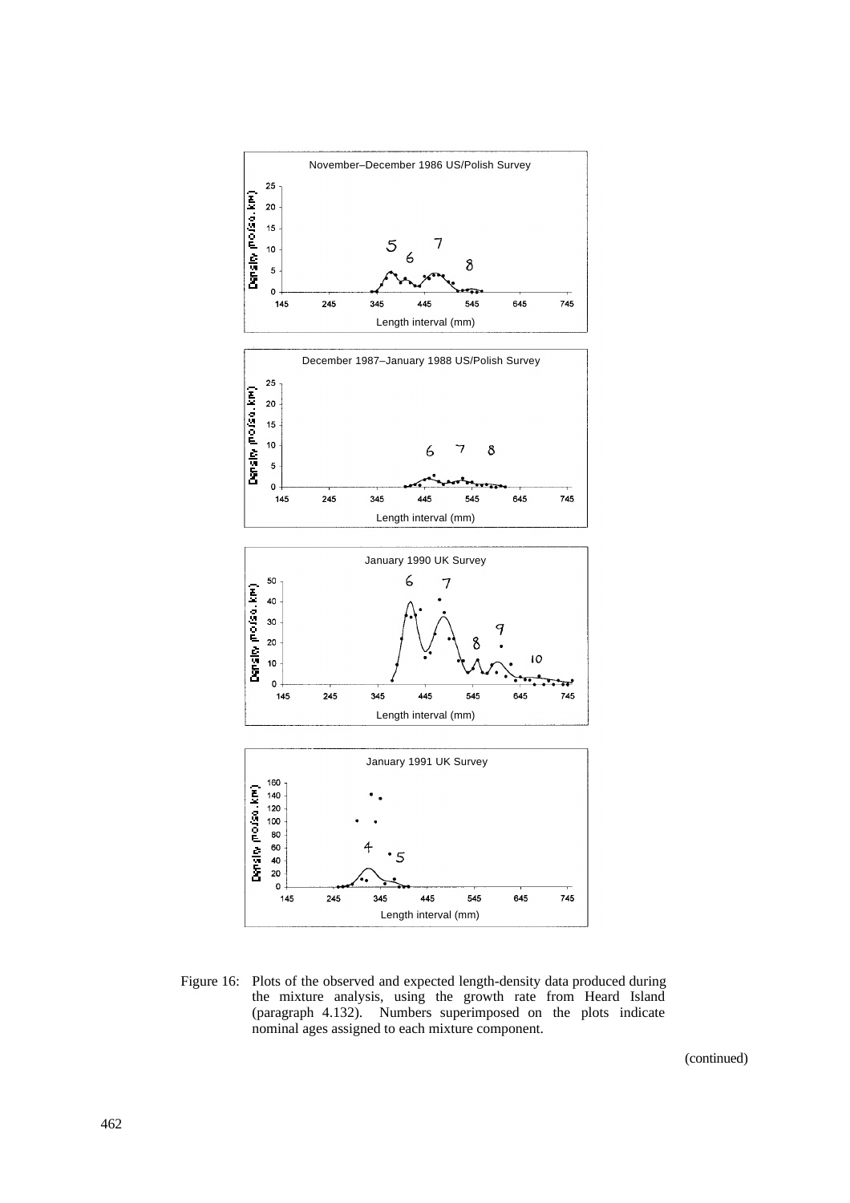Figure 16: Plots of the observed and expected length-density data produced during the mixture analysis, using the growth rate from Heard Island (paragraph 4.132). Numbers superimposed on the plots indicate nominal ages assigned to each mixture component.

(continued)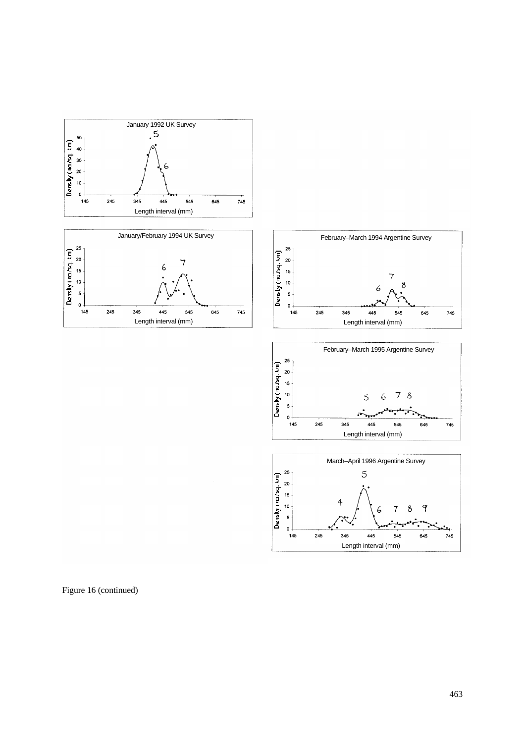Figure 16 (continued)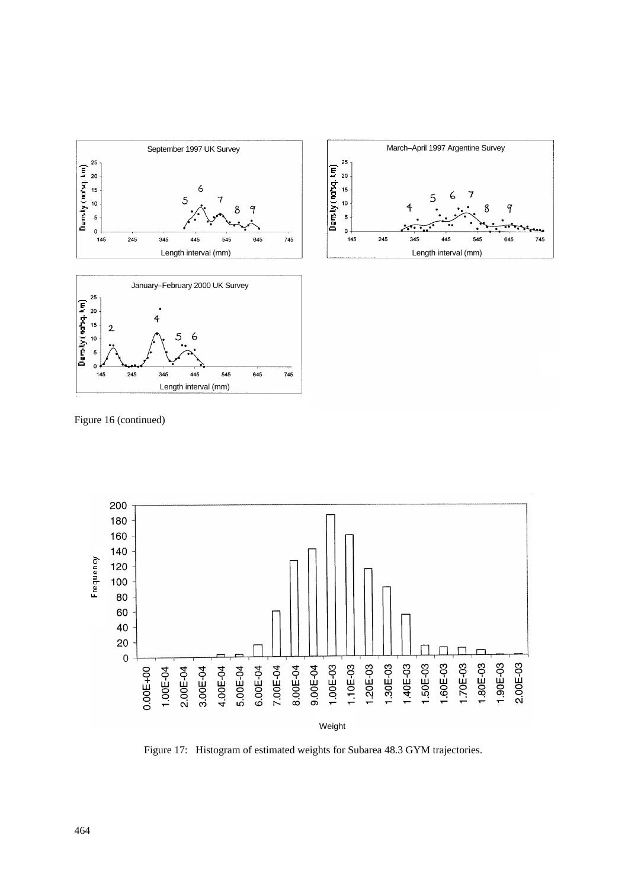Figure 16 (continued)

Figure 17: Histogram of estimated weights for Subarea 48.3 GYM trajectories.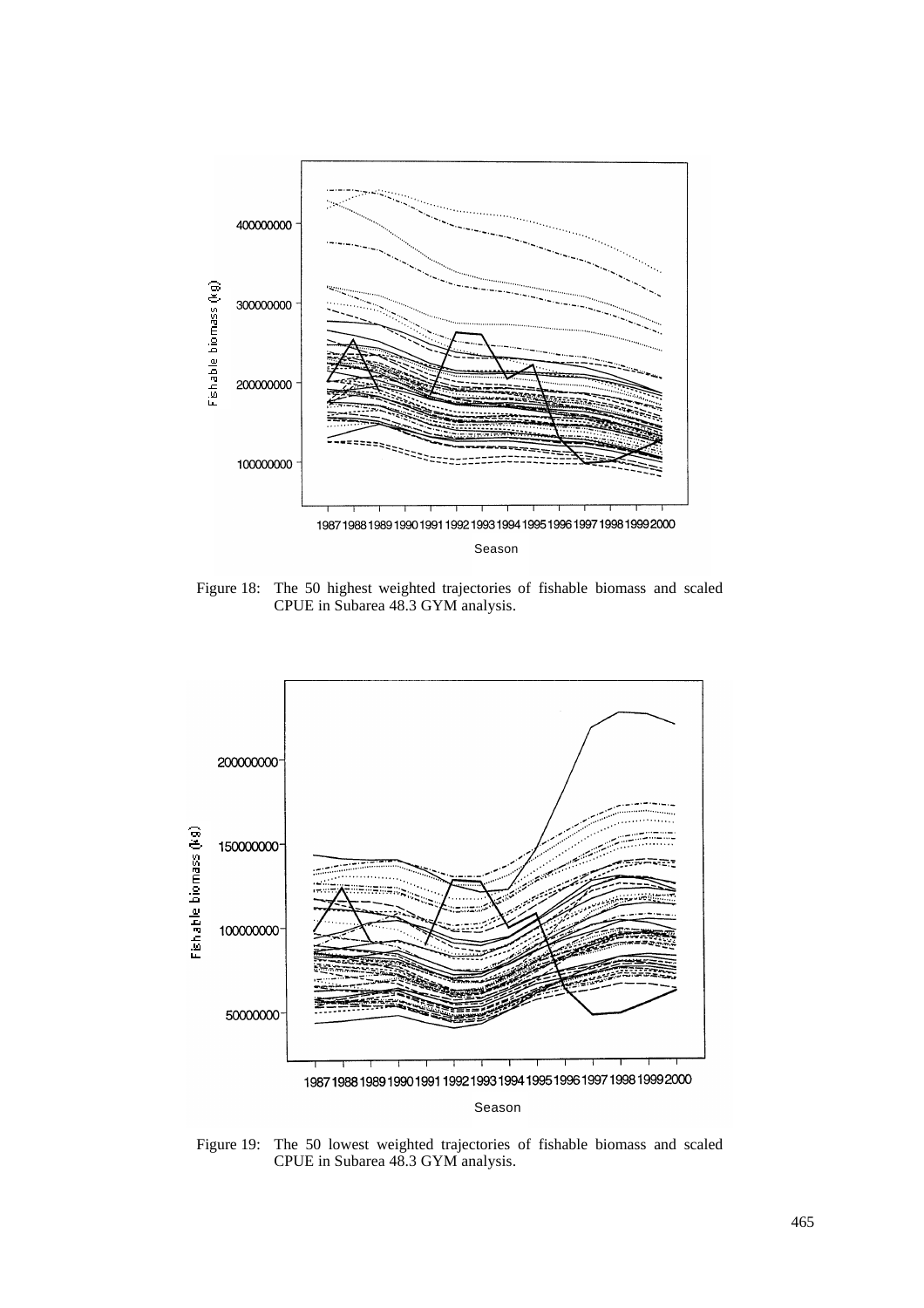Figure 18: The 50 highest weighted trajectories of fishable biomass and scaled CPUE in Subarea 48.3 GYM analysis.

Figure 19: The 50 lowest weighted trajectories of fishable biomass and scaled CPUE in Subarea 48.3 GYM analysis.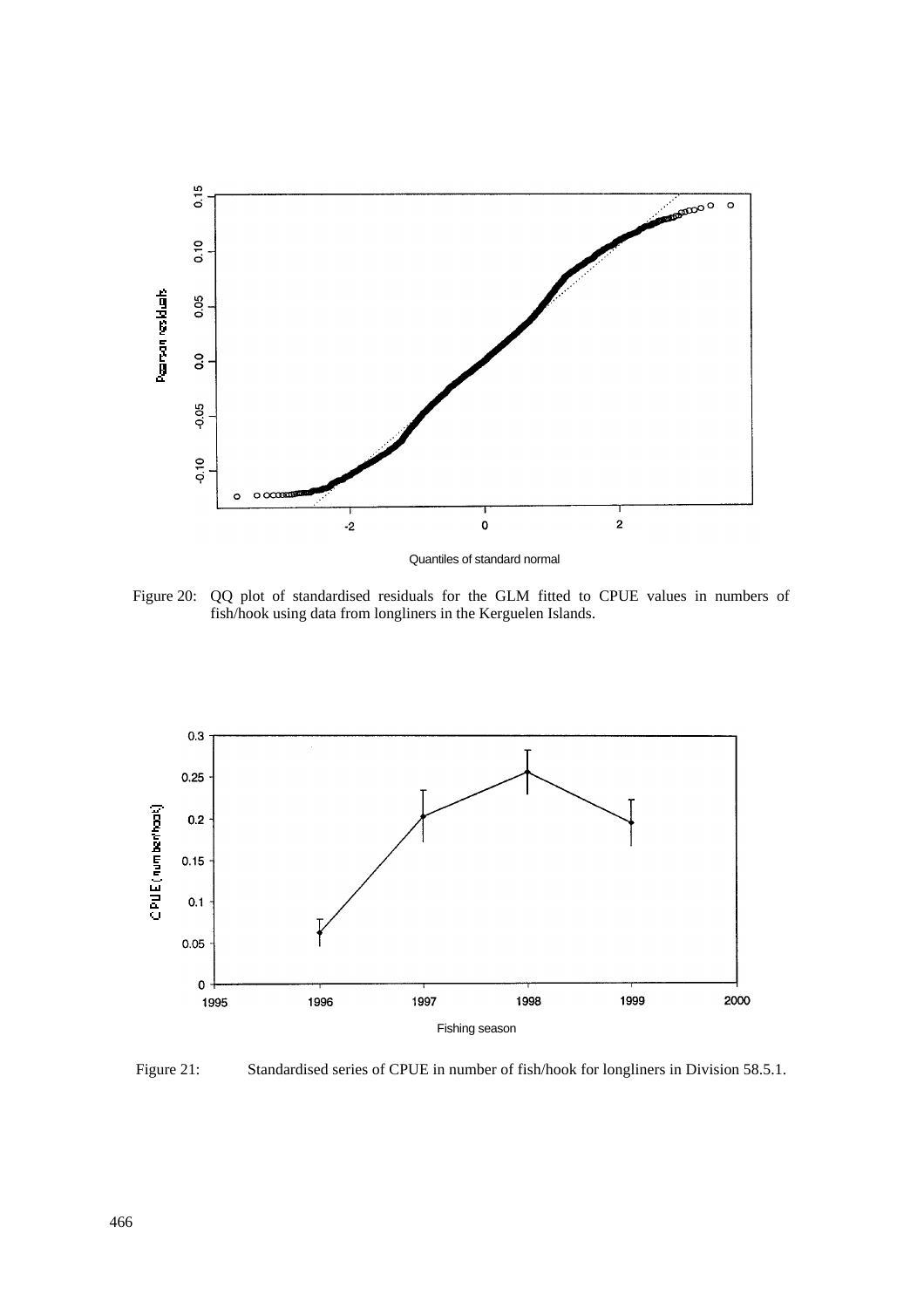Figure 20: QQ plot of standardised residuals for the GLM fitted to CPUE values in numbers of fish/hook using data from longliners in the Kerguelen Islands.

Figure 21: Standardised series of CPUE in number of fish/hook for longliners in Division 58.5.1.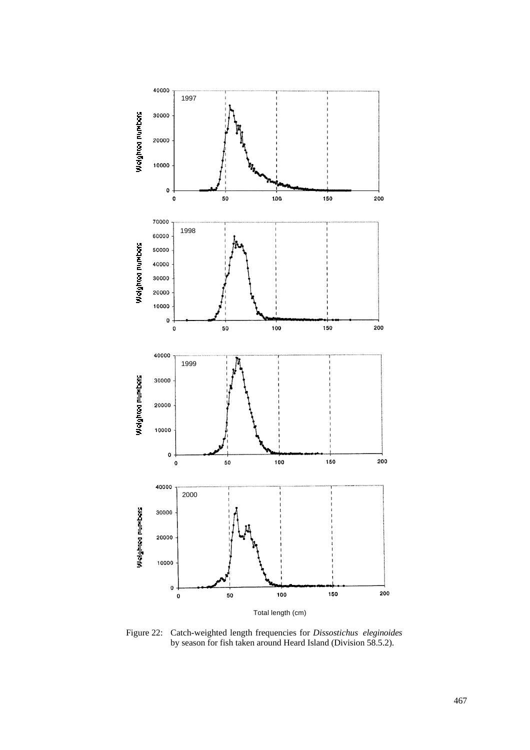Figure 22: Catch-weighted length frequencies for *Dissostichus eleginoides* by season for fish taken around Heard Island (Division 58.5.2).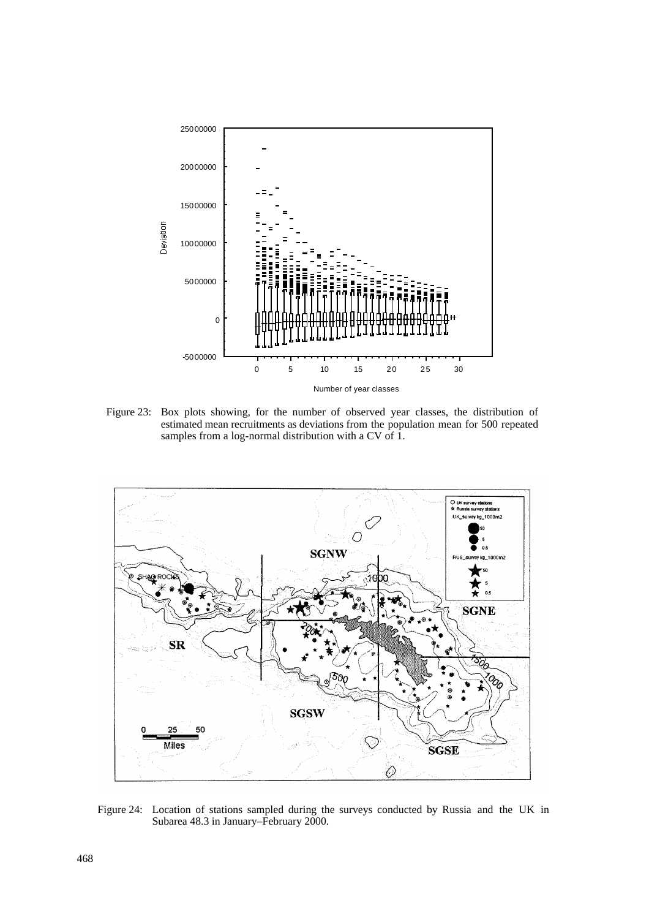Figure 23: Box plots showing, for the number of observed year classes, the distribution of estimated mean recruitments as deviations from the population mean for 500 repeated samples from a log-normal distribution with a CV of 1.

Figure 24: Location of stations sampled during the surveys conducted by Russia and the UK in Subarea 48.3 in January–February 2000.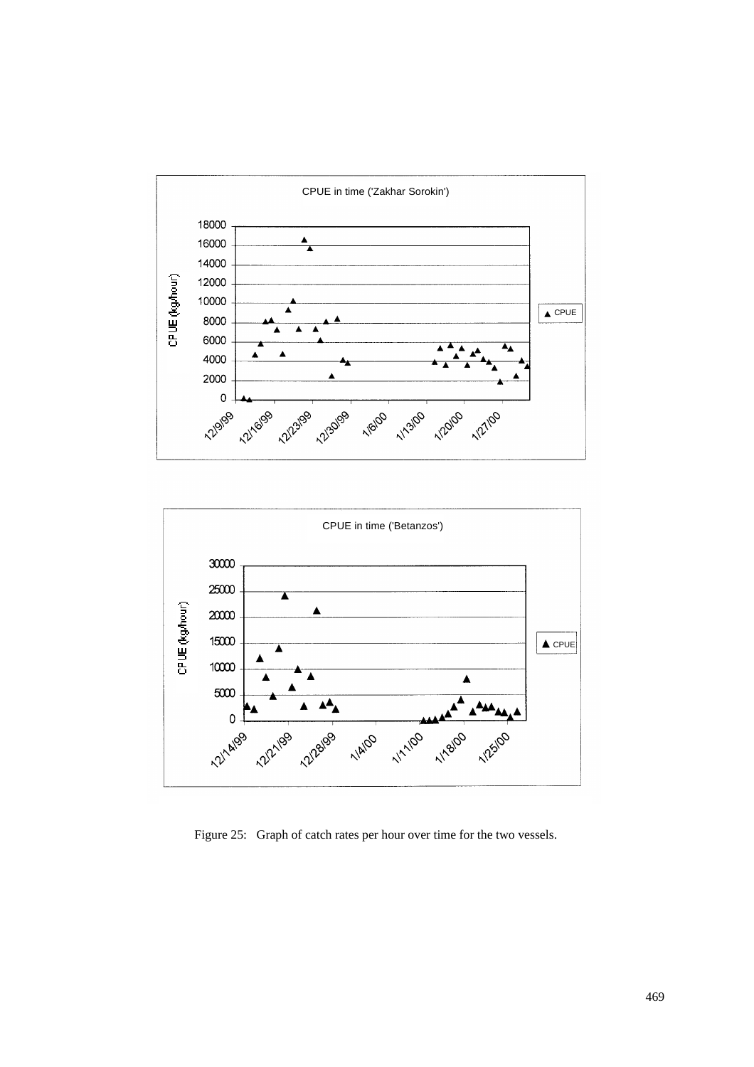Figure 25: Graph of catch rates per hour over time for the two vessels.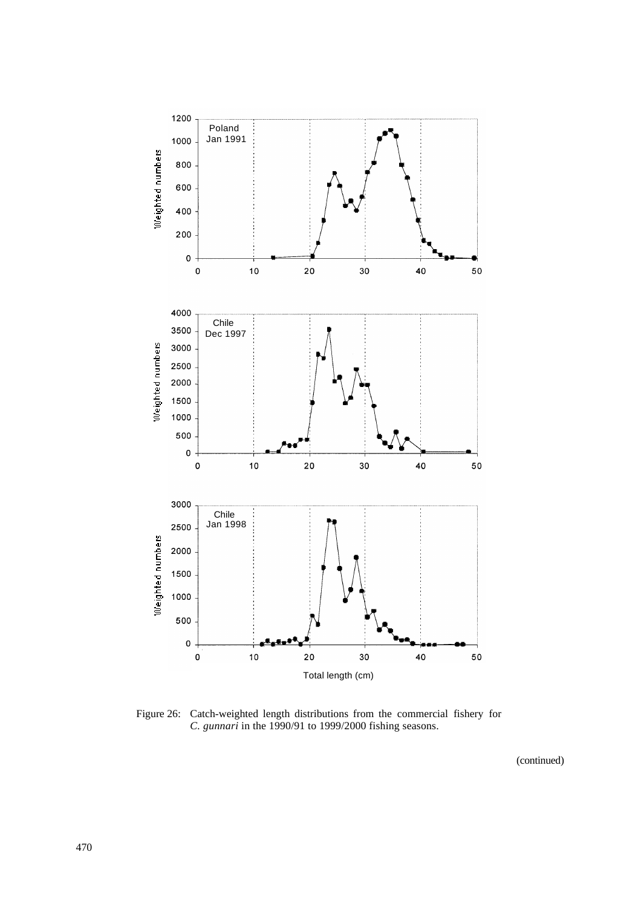Figure 26: Catch-weighted length distributions from the commercial fishery for *C. gunnari* in the 1990/91 to 1999/2000 fishing seasons.

(continued)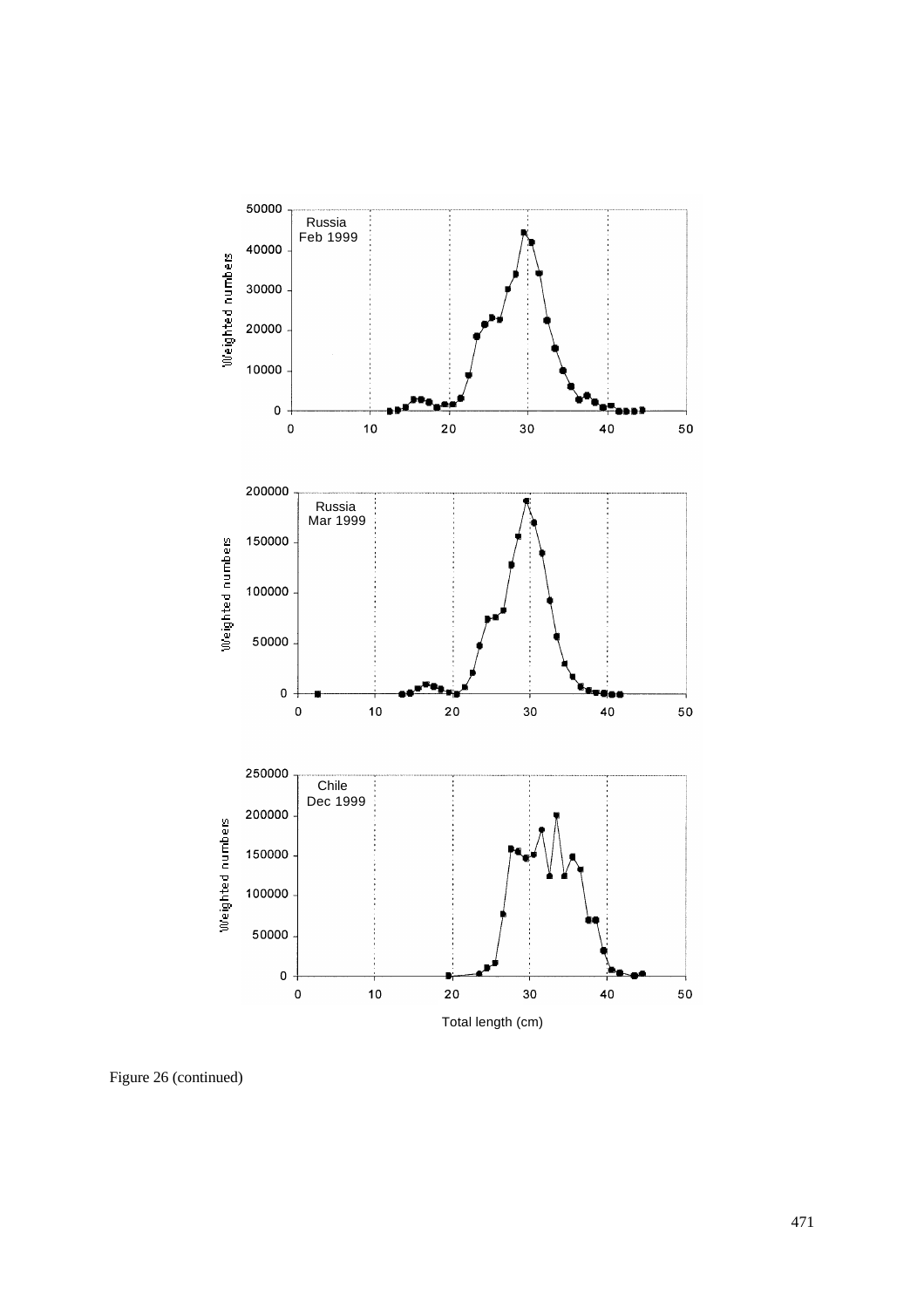Figure 26 (continued)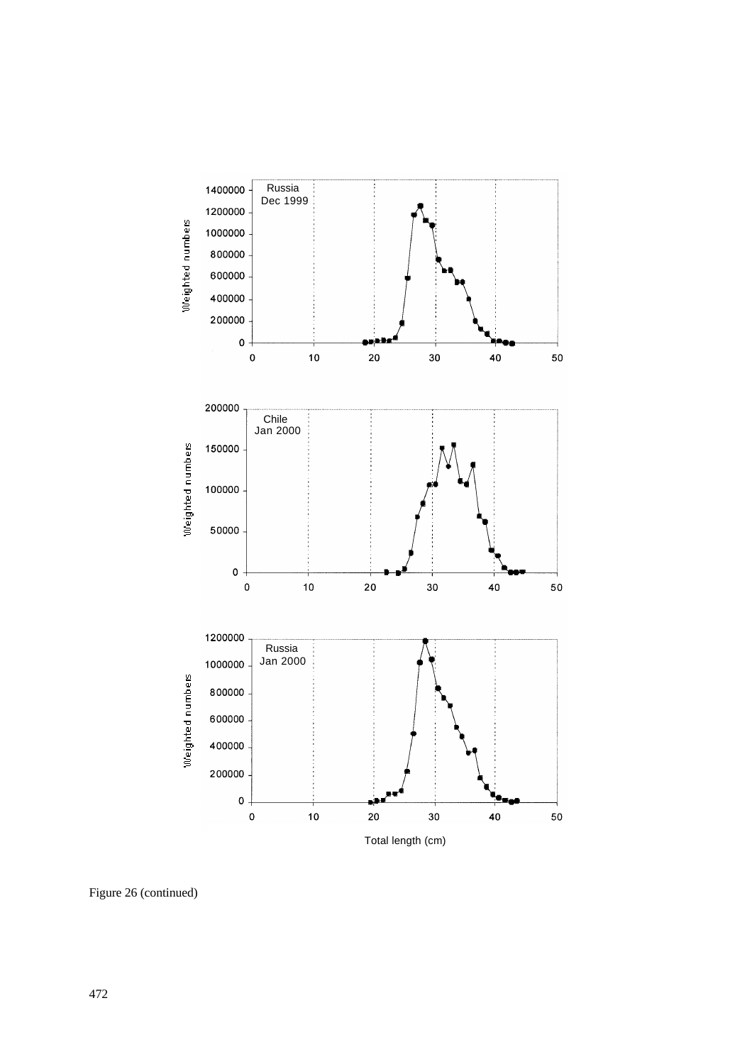Figure 26 (continued)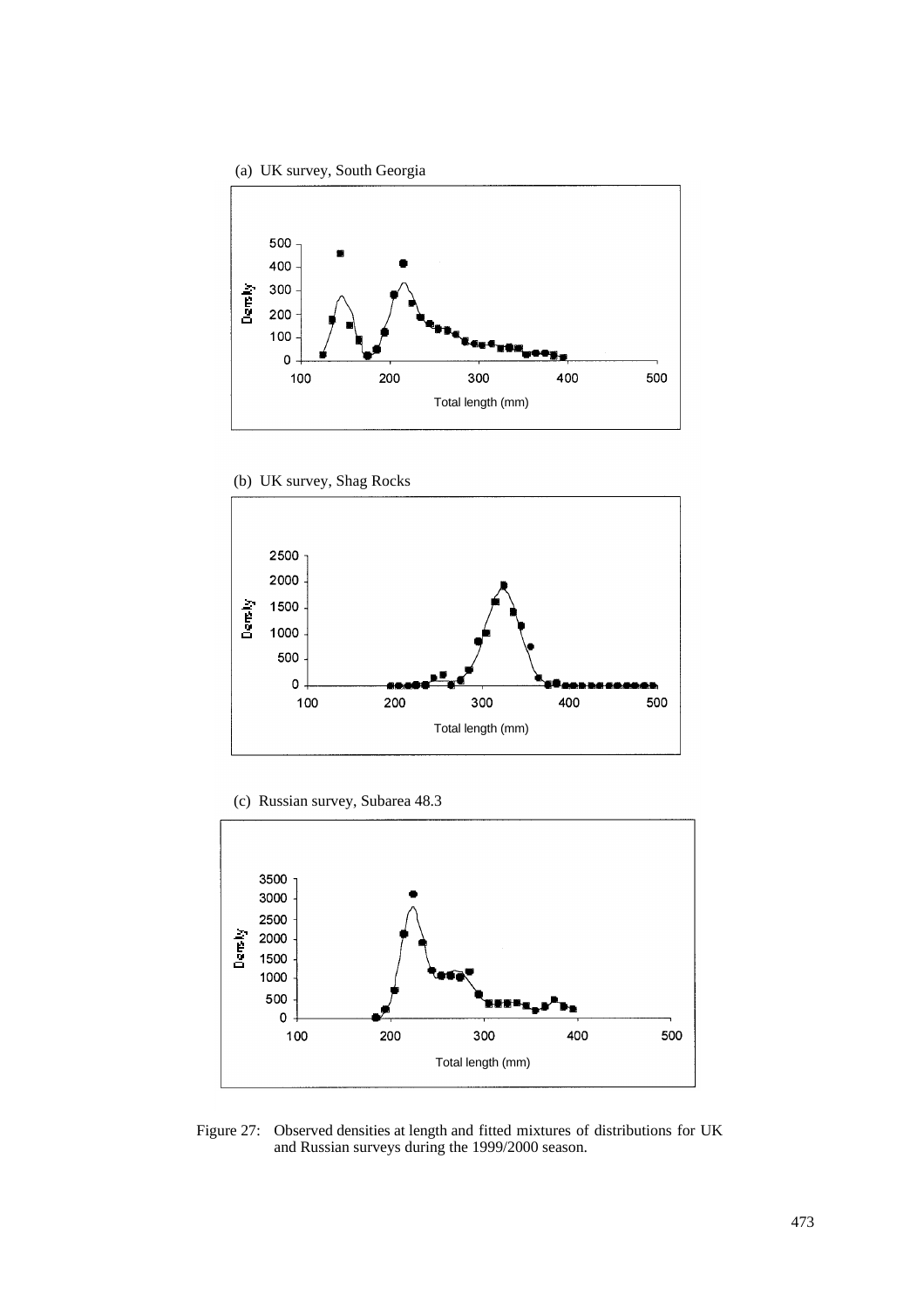(a) UK survey, South Georgia

(b) UK survey, Shag Rocks

(c) Russian survey, Subarea 48.3

Figure 27: Observed densities at length and fitted mixtures of distributions for UK and Russian surveys during the 1999/2000 season.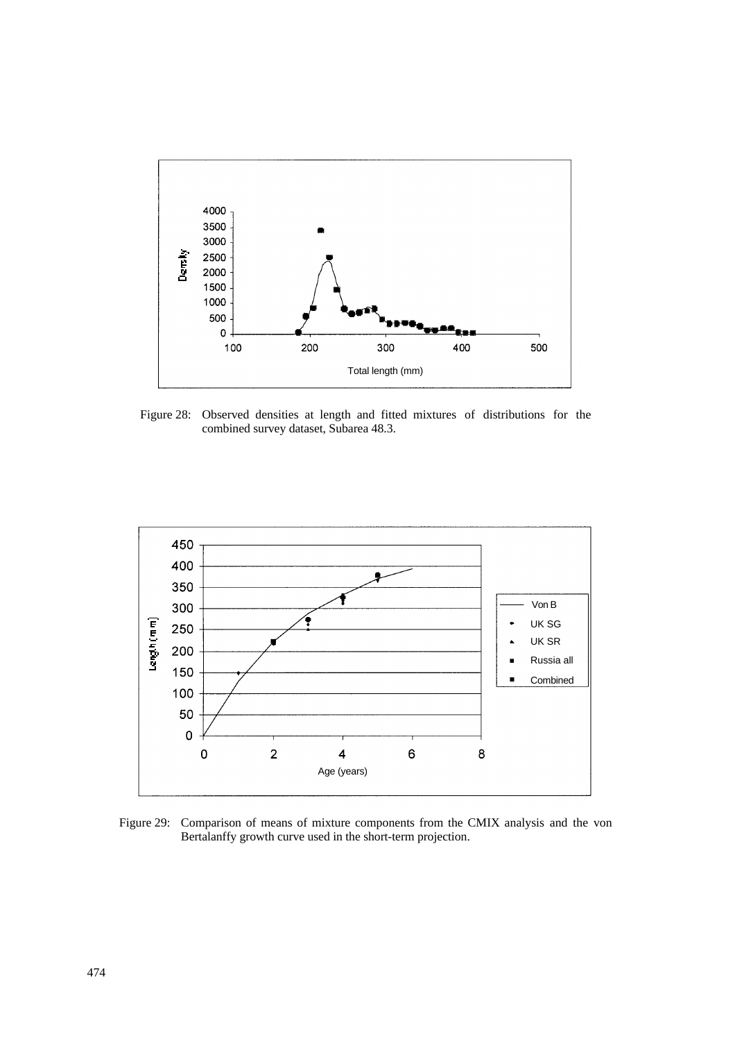Figure 28: Observed densities at length and fitted mixtures of distributions for the combined survey dataset, Subarea 48.3.

Figure 29: Comparison of means of mixture components from the CMIX analysis and the von Bertalanffy growth curve used in the short-term projection.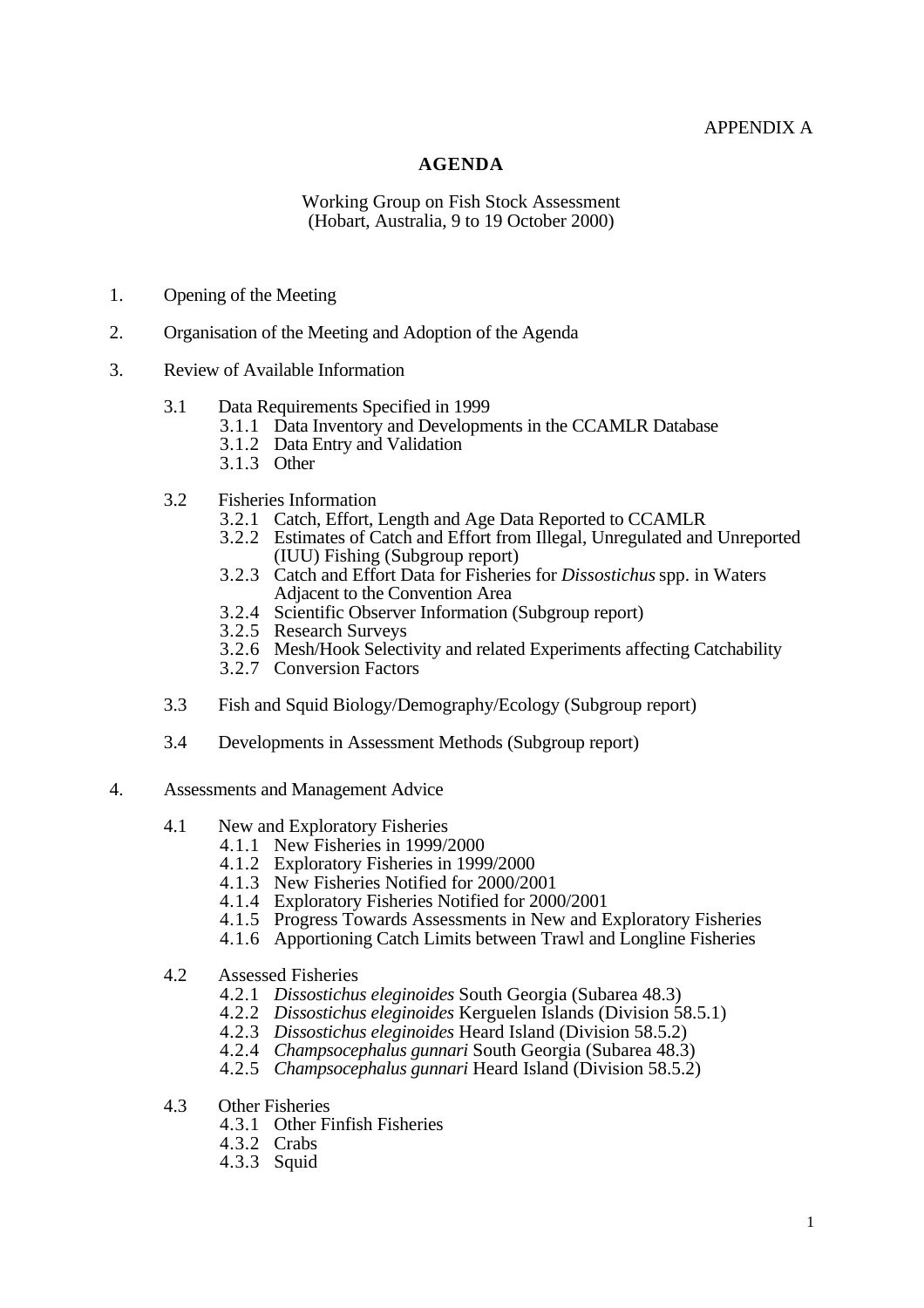APPENDIX A

# AGENDA

Working Group on Fish Stock Assessment
(Hobart, Australia, 9 to 19 October 2000)

1. Opening of the Meeting

2. Organisation of the Meeting and Adoption of the Agenda

3. Review of Available Information

   3.1 Data Requirements Specified in 1999
      3.1.1 Data Inventory and Developments in the CCAMLR Database
      3.1.2 Data Entry and Validation
      3.1.3 Other

   3.2 Fisheries Information
      3.2.1 Catch, Effort, Length and Age Data Reported to CCAMLR
      3.2.2 Estimates of Catch and Effort from Illegal, Unregulated and Unreported (IUU) Fishing (Subgroup report)
      3.2.3 Catch and Effort Data for Fisheries for *Dissostichus* spp. in Waters Adjacent to the Convention Area
      3.2.4 Scientific Observer Information (Subgroup report)
      3.2.5 Research Surveys
      3.2.6 Mesh/Hook Selectivity and related Experiments affecting Catchability
      3.2.7 Conversion Factors

   3.3 Fish and Squid Biology/Demography/Ecology (Subgroup report)

   3.4 Developments in Assessment Methods (Subgroup report)

4. Assessments and Management Advice

   4.1 New and Exploratory Fisheries
      4.1.1 New Fisheries in 1999/2000
      4.1.2 Exploratory Fisheries in 1999/2000
      4.1.3 New Fisheries Notified for 2000/2001
      4.1.4 Exploratory Fisheries Notified for 2000/2001
      4.1.5 Progress Towards Assessments in New and Exploratory Fisheries
      4.1.6 Apportioning Catch Limits between Trawl and Longline Fisheries

   4.2 Assessed Fisheries
      4.2.1 *Dissostichus eleginoides* South Georgia (Subarea 48.3)
      4.2.2 *Dissostichus eleginoides* Kerguelen Islands (Division 58.5.1)
      4.2.3 *Dissostichus eleginoides* Heard Island (Division 58.5.2)
      4.2.4 *Champsocephalus gunnari* South Georgia (Subarea 48.3)
      4.2.5 *Champsocephalus gunnari* Heard Island (Division 58.5.2)

   4.3 Other Fisheries
      4.3.1 Other Finfish Fisheries
      4.3.2 Crabs
      4.3.3 Squid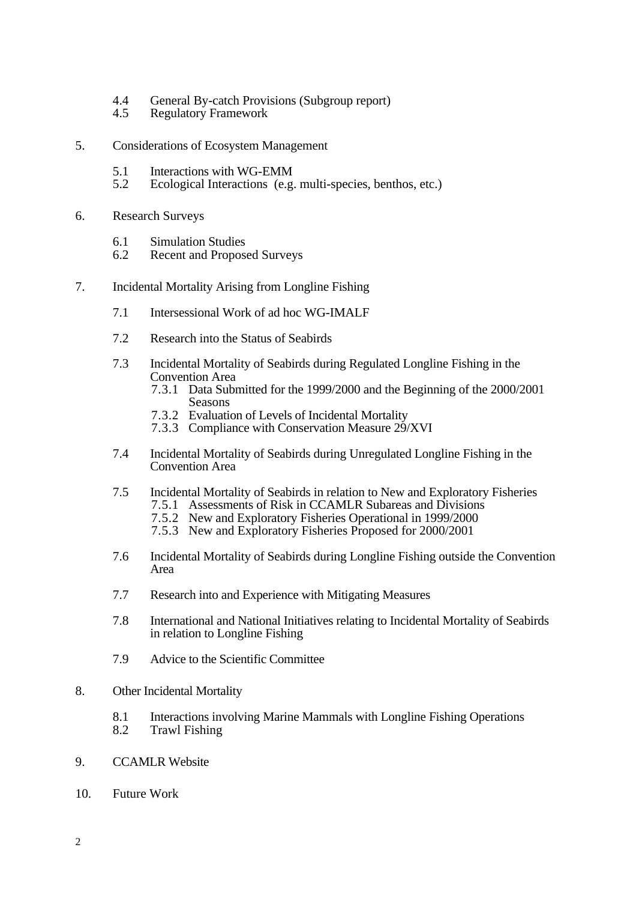4.4 General By-catch Provisions (Subgroup report)
4.5 Regulatory Framework

5. Considerations of Ecosystem Management

 5.1 Interactions with WG-EMM
 5.2 Ecological Interactions (e.g. multi-species, benthos, etc.)

6. Research Surveys

 6.1 Simulation Studies
 6.2 Recent and Proposed Surveys

7. Incidental Mortality Arising from Longline Fishing

 7.1 Intersessional Work of ad hoc WG-IMALF

 7.2 Research into the Status of Seabirds

 7.3 Incidental Mortality of Seabirds during Regulated Longline Fishing in the Convention Area
  7.3.1 Data Submitted for the 1999/2000 and the Beginning of the 2000/2001 Seasons
  7.3.2 Evaluation of Levels of Incidental Mortality
  7.3.3 Compliance with Conservation Measure 29/XVI

 7.4 Incidental Mortality of Seabirds during Unregulated Longline Fishing in the Convention Area

 7.5 Incidental Mortality of Seabirds in relation to New and Exploratory Fisheries
  7.5.1 Assessments of Risk in CCAMLR Subareas and Divisions
  7.5.2 New and Exploratory Fisheries Operational in 1999/2000
  7.5.3 New and Exploratory Fisheries Proposed for 2000/2001

 7.6 Incidental Mortality of Seabirds during Longline Fishing outside the Convention Area

 7.7 Research into and Experience with Mitigating Measures

 7.8 International and National Initiatives relating to Incidental Mortality of Seabirds in relation to Longline Fishing

 7.9 Advice to the Scientific Committee

8. Other Incidental Mortality

 8.1 Interactions involving Marine Mammals with Longline Fishing Operations
 8.2 Trawl Fishing

9. CCAMLR Website

10. Future Work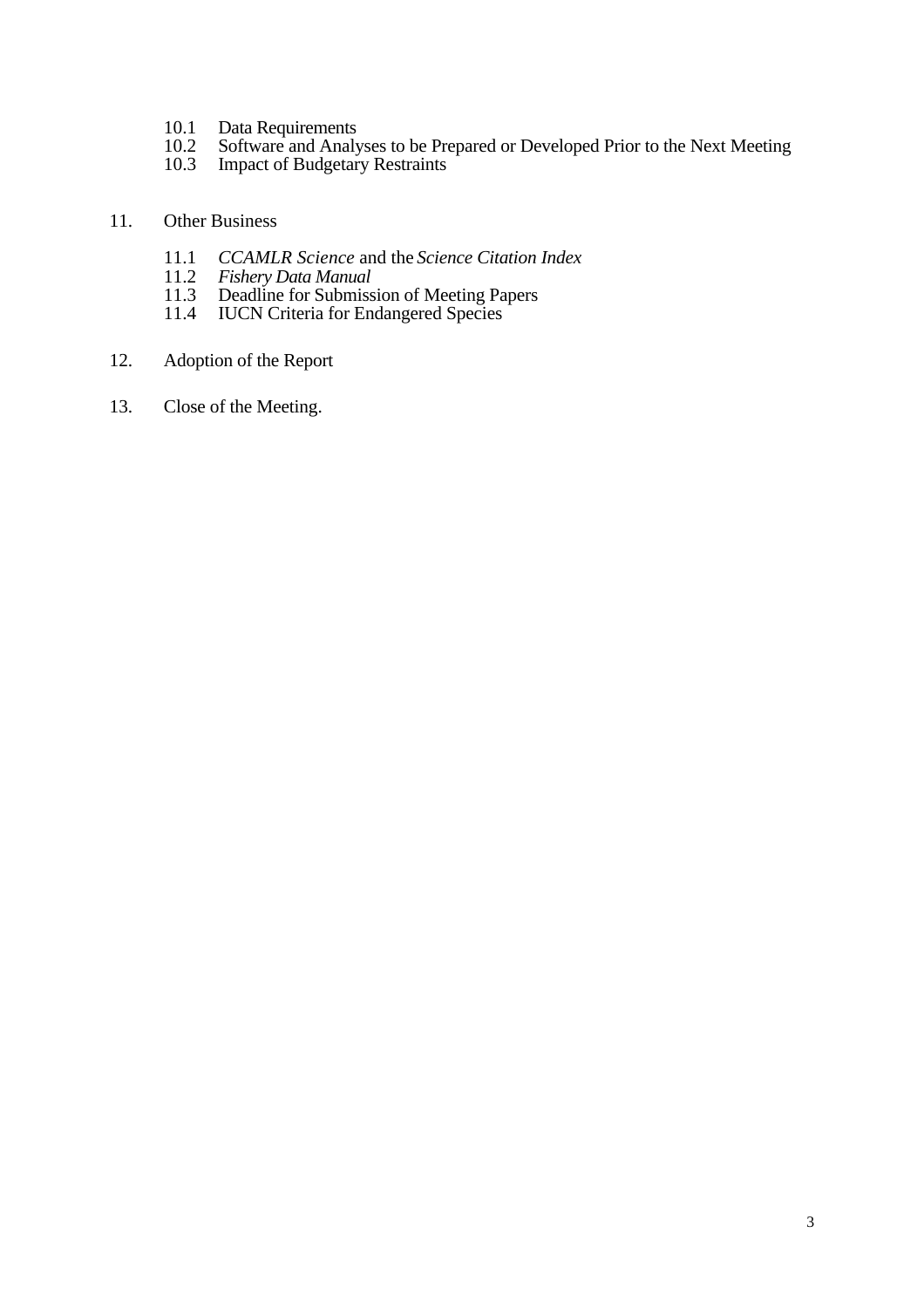- 10.1 Data Requirements
   - 10.2 Software and Analyses to be Prepared or Developed Prior to the Next Meeting
   - 10.3 Impact of Budgetary Restraints

11. Other Business

   - 11.1 *CCAMLR Science* and the *Science Citation Index*
   - 11.2 *Fishery Data Manual*
   - 11.3 Deadline for Submission of Meeting Papers
   - 11.4 IUCN Criteria for Endangered Species

12. Adoption of the Report

13. Close of the Meeting.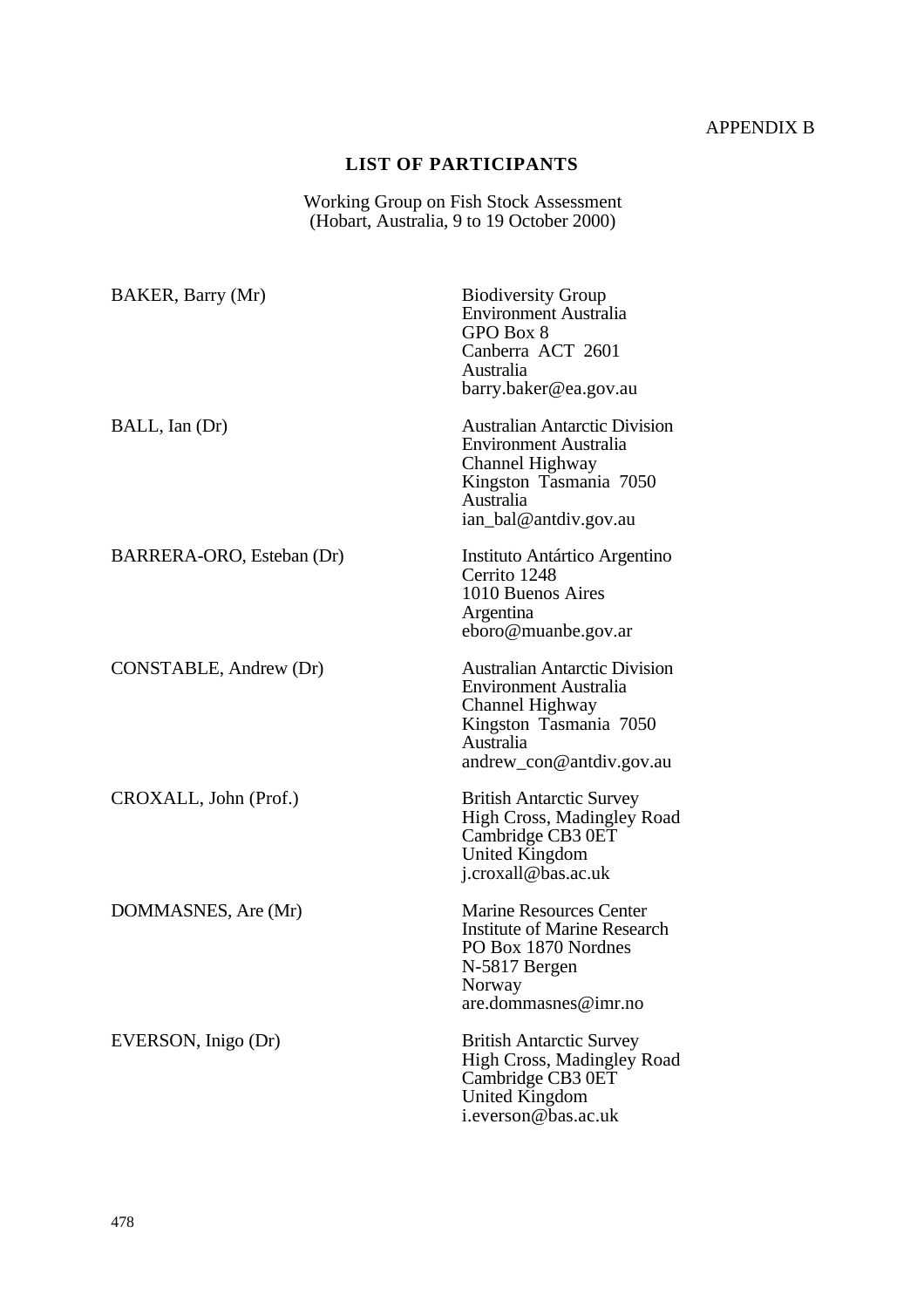APPENDIX B

## LIST OF PARTICIPANTS

Working Group on Fish Stock Assessment
(Hobart, Australia, 9 to 19 October 2000)

| | |
|---|---|
| BAKER, Barry (Mr) | Biodiversity Group<br>Environment Australia<br>GPO Box 8<br>Canberra ACT 2601<br>Australia<br>barry.baker@ea.gov.au |
| BALL, Ian (Dr) | Australian Antarctic Division<br>Environment Australia<br>Channel Highway<br>Kingston Tasmania 7050<br>Australia<br>ian_bal@antdiv.gov.au |
| BARRERA-ORO, Esteban (Dr) | Instituto Antártico Argentino<br>Cerrito 1248<br>1010 Buenos Aires<br>Argentina<br>eboro@muanbe.gov.ar |
| CONSTABLE, Andrew (Dr) | Australian Antarctic Division<br>Environment Australia<br>Channel Highway<br>Kingston Tasmania 7050<br>Australia<br>andrew_con@antdiv.gov.au |
| CROXALL, John (Prof.) | British Antarctic Survey<br>High Cross, Madingley Road<br>Cambridge CB3 0ET<br>United Kingdom<br>j.croxall@bas.ac.uk |
| DOMMASNES, Are (Mr) | Marine Resources Center<br>Institute of Marine Research<br>PO Box 1870 Nordnes<br>N-5817 Bergen<br>Norway<br>are.dommasnes@imr.no |
| EVERSON, Inigo (Dr) | British Antarctic Survey<br>High Cross, Madingley Road<br>Cambridge CB3 0ET<br>United Kingdom<br>i.everson@bas.ac.uk |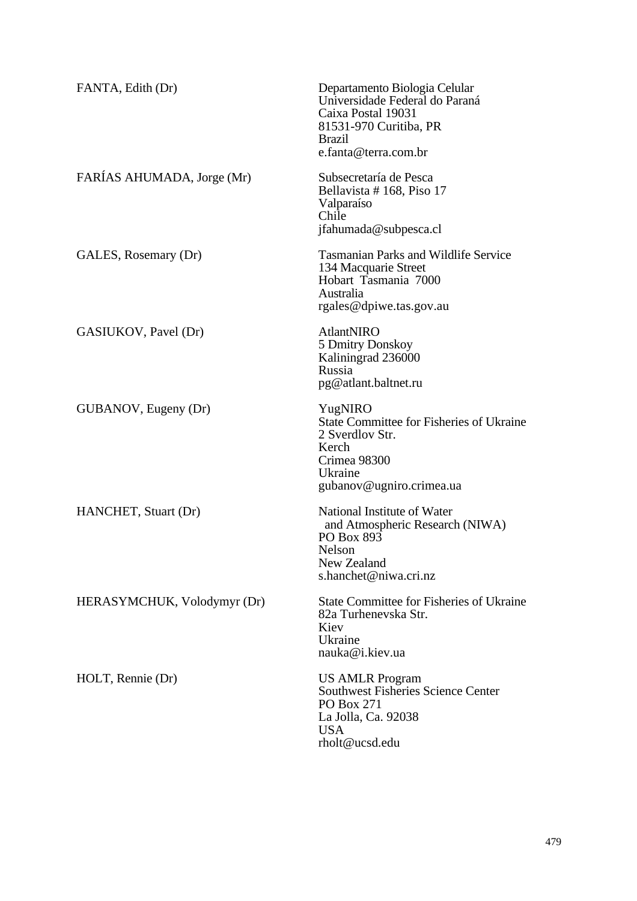| | |
|---|---|
| FANTA, Edith (Dr) | Departamento Biologia Celular<br>Universidade Federal do Paraná<br>Caixa Postal 19031<br>81531-970 Curitiba, PR<br>Brazil<br>e.fanta@terra.com.br |
| FARÍAS AHUMADA, Jorge (Mr) | Subsecretaría de Pesca<br>Bellavista # 168, Piso 17<br>Valparaíso<br>Chile<br>jfahumada@subpesca.cl |
| GALES, Rosemary (Dr) | Tasmanian Parks and Wildlife Service<br>134 Macquarie Street<br>Hobart Tasmania 7000<br>Australia<br>rgales@dpiwe.tas.gov.au |
| GASIUKOV, Pavel (Dr) | AtlantNIRO<br>5 Dmitry Donskoy<br>Kaliningrad 236000<br>Russia<br>pg@atlant.baltnet.ru |
| GUBANOV, Eugeny (Dr) | YugNIRO<br>State Committee for Fisheries of Ukraine<br>2 Sverdlov Str.<br>Kerch<br>Crimea 98300<br>Ukraine<br>gubanov@ugniro.crimea.ua |
| HANCHET, Stuart (Dr) | National Institute of Water<br>and Atmospheric Research (NIWA)<br>PO Box 893<br>Nelson<br>New Zealand<br>s.hanchet@niwa.cri.nz |
| HERASYMCHUK, Volodymyr (Dr) | State Committee for Fisheries of Ukraine<br>82a Turhenevska Str.<br>Kiev<br>Ukraine<br>nauka@i.kiev.ua |
| HOLT, Rennie (Dr) | US AMLR Program<br>Southwest Fisheries Science Center<br>PO Box 271<br>La Jolla, Ca. 92038<br>USA<br>rholt@ucsd.edu |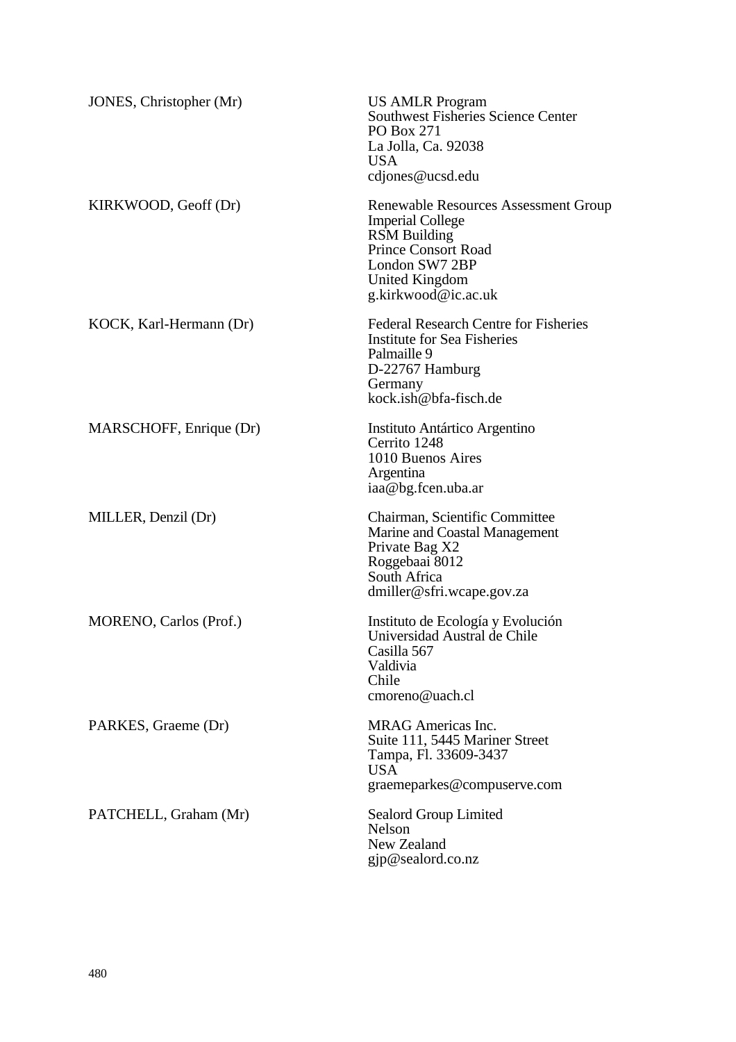| | |
|---|---|
| JONES, Christopher (Mr) | US AMLR Program<br>Southwest Fisheries Science Center<br>PO Box 271<br>La Jolla, Ca. 92038<br>USA<br>cdjones@ucsd.edu |
| KIRKWOOD, Geoff (Dr) | Renewable Resources Assessment Group<br>Imperial College<br>RSM Building<br>Prince Consort Road<br>London SW7 2BP<br>United Kingdom<br>g.kirkwood@ic.ac.uk |
| KOCK, Karl-Hermann (Dr) | Federal Research Centre for Fisheries<br>Institute for Sea Fisheries<br>Palmaille 9<br>D-22767 Hamburg<br>Germany<br>kock.ish@bfa-fisch.de |
| MARSCHOFF, Enrique (Dr) | Instituto Antártico Argentino<br>Cerrito 1248<br>1010 Buenos Aires<br>Argentina<br>iaa@bg.fcen.uba.ar |
| MILLER, Denzil (Dr) | Chairman, Scientific Committee<br>Marine and Coastal Management<br>Private Bag X2<br>Roggebaai 8012<br>South Africa<br>dmiller@sfri.wcape.gov.za |
| MORENO, Carlos (Prof.) | Instituto de Ecología y Evolución<br>Universidad Austral de Chile<br>Casilla 567<br>Valdivia<br>Chile<br>cmoreno@uach.cl |
| PARKES, Graeme (Dr) | MRAG Americas Inc.<br>Suite 111, 5445 Mariner Street<br>Tampa, Fl. 33609-3437<br>USA<br>graemeparkes@compuserve.com |
| PATCHELL, Graham (Mr) | Sealord Group Limited<br>Nelson<br>New Zealand<br>gjp@sealord.co.nz |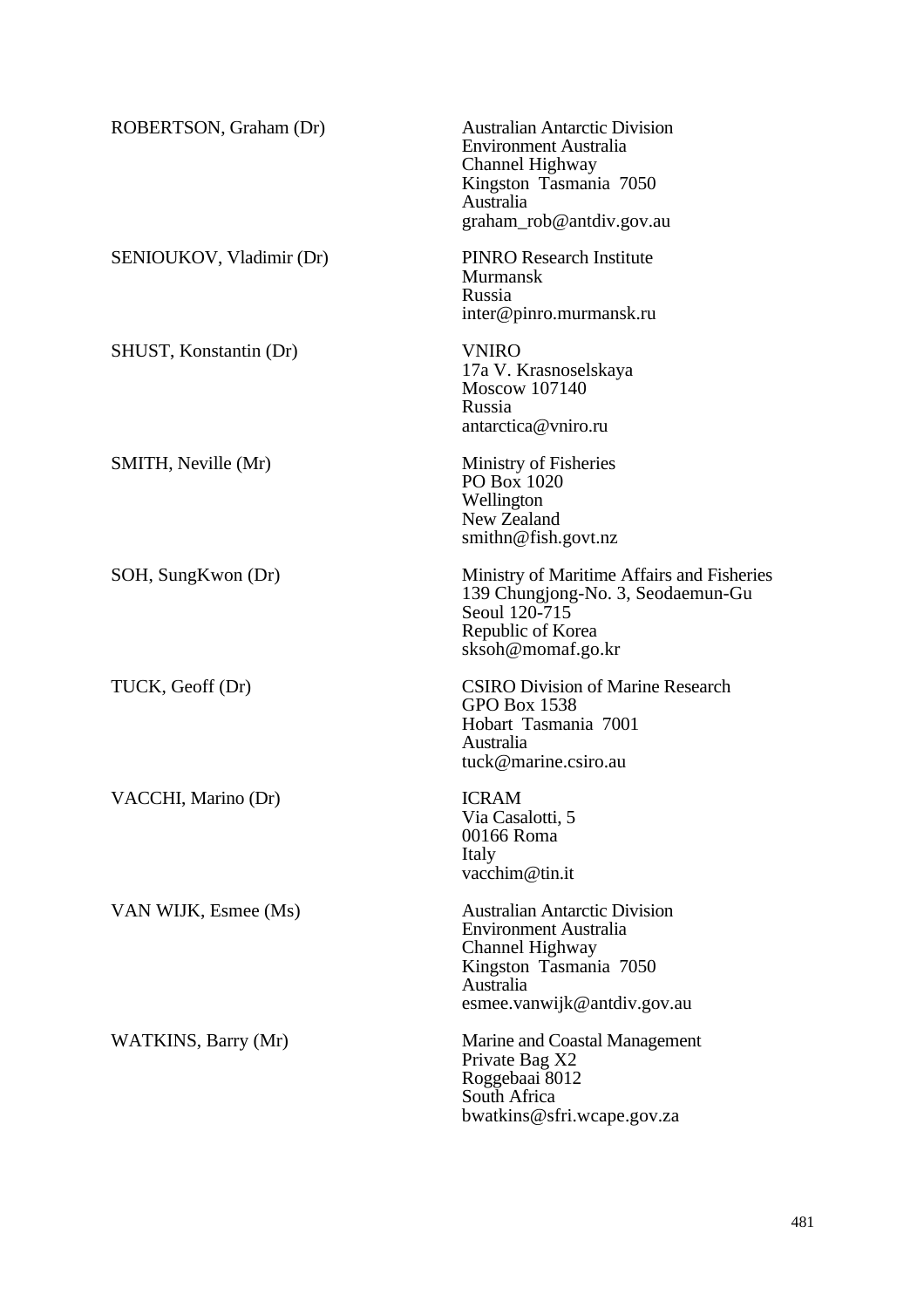| | |
|---|---|
| ROBERTSON, Graham (Dr) | Australian Antarctic Division<br>Environment Australia<br>Channel Highway<br>Kingston Tasmania 7050<br>Australia<br>graham_rob@antdiv.gov.au |
| SENIOUKOV, Vladimir (Dr) | PINRO Research Institute<br>Murmansk<br>Russia<br>inter@pinro.murmansk.ru |
| SHUST, Konstantin (Dr) | VNIRO<br>17a V. Krasnoselskaya<br>Moscow 107140<br>Russia<br>antarctica@vniro.ru |
| SMITH, Neville (Mr) | Ministry of Fisheries<br>PO Box 1020<br>Wellington<br>New Zealand<br>smithn@fish.govt.nz |
| SOH, SungKwon (Dr) | Ministry of Maritime Affairs and Fisheries<br>139 Chungjong-No. 3, Seodaemun-Gu<br>Seoul 120-715<br>Republic of Korea<br>sksoh@momaf.go.kr |
| TUCK, Geoff (Dr) | CSIRO Division of Marine Research<br>GPO Box 1538<br>Hobart Tasmania 7001<br>Australia<br>tuck@marine.csiro.au |
| VACCHI, Marino (Dr) | ICRAM<br>Via Casalotti, 5<br>00166 Roma<br>Italy<br>vacchim@tin.it |
| VAN WIJK, Esmee (Ms) | Australian Antarctic Division<br>Environment Australia<br>Channel Highway<br>Kingston Tasmania 7050<br>Australia<br>esmee.vanwijk@antdiv.gov.au |
| WATKINS, Barry (Mr) | Marine and Coastal Management<br>Private Bag X2<br>Roggebaai 8012<br>South Africa<br>bwatkins@sfri.wcape.gov.za |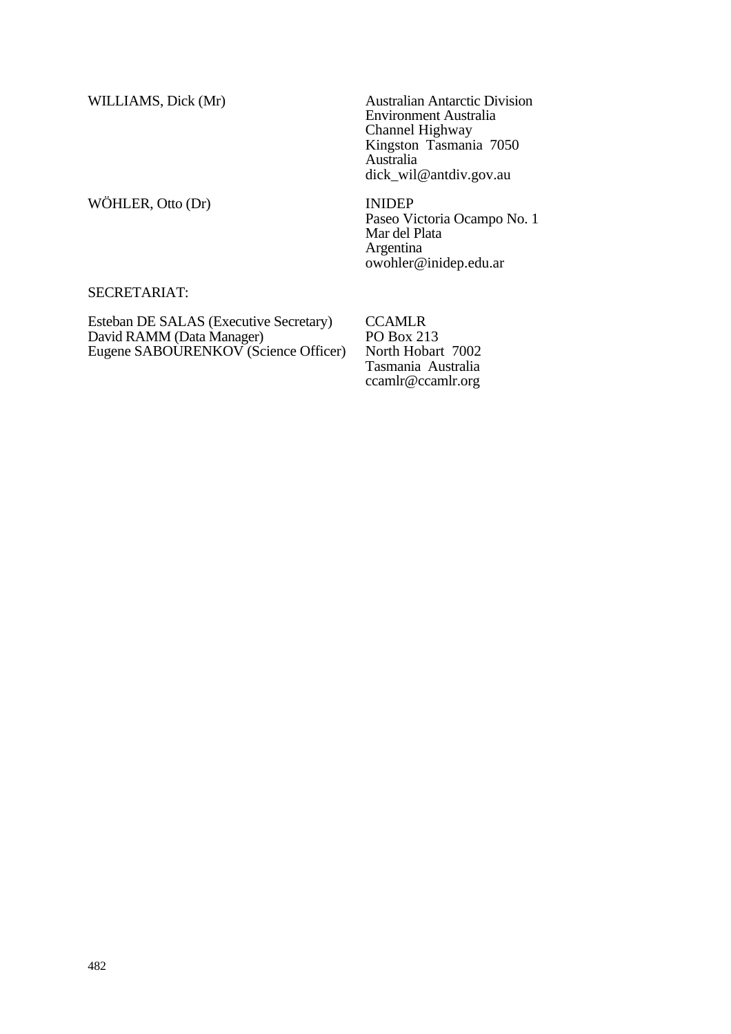WILLIAMS, Dick (Mr)

Australian Antarctic Division
Environment Australia
Channel Highway
Kingston Tasmania 7050
Australia
dick_wil@antdiv.gov.au

WÖHLER, Otto (Dr)

INIDEP
Paseo Victoria Ocampo No. 1
Mar del Plata
Argentina
owohler@inidep.edu.ar

SECRETARIAT:

Esteban DE SALAS (Executive Secretary)
David RAMM (Data Manager)
Eugene SABOURENKOV (Science Officer)

CCAMLR
PO Box 213
North Hobart 7002
Tasmania Australia
ccamlr@ccamlr.org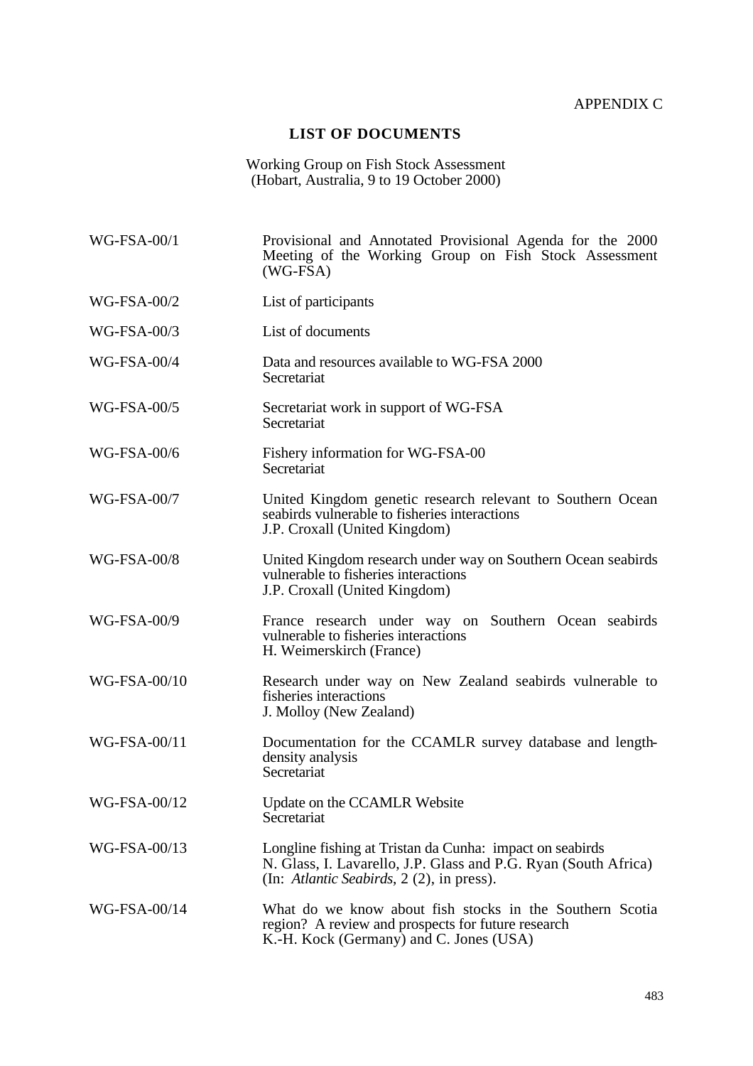APPENDIX C

## LIST OF DOCUMENTS

Working Group on Fish Stock Assessment
(Hobart, Australia, 9 to 19 October 2000)

| | |
|---|---|
| WG-FSA-00/1 | Provisional and Annotated Provisional Agenda for the 2000 Meeting of the Working Group on Fish Stock Assessment (WG-FSA) |
| WG-FSA-00/2 | List of participants |
| WG-FSA-00/3 | List of documents |
| WG-FSA-00/4 | Data and resources available to WG-FSA 2000<br>Secretariat |
| WG-FSA-00/5 | Secretariat work in support of WG-FSA<br>Secretariat |
| WG-FSA-00/6 | Fishery information for WG-FSA-00<br>Secretariat |
| WG-FSA-00/7 | United Kingdom genetic research relevant to Southern Ocean seabirds vulnerable to fisheries interactions<br>J.P. Croxall (United Kingdom) |
| WG-FSA-00/8 | United Kingdom research under way on Southern Ocean seabirds vulnerable to fisheries interactions<br>J.P. Croxall (United Kingdom) |
| WG-FSA-00/9 | France research under way on Southern Ocean seabirds vulnerable to fisheries interactions<br>H. Weimerskirch (France) |
| WG-FSA-00/10 | Research under way on New Zealand seabirds vulnerable to fisheries interactions<br>J. Molloy (New Zealand) |
| WG-FSA-00/11 | Documentation for the CCAMLR survey database and length-density analysis<br>Secretariat |
| WG-FSA-00/12 | Update on the CCAMLR Website<br>Secretariat |
| WG-FSA-00/13 | Longline fishing at Tristan da Cunha: impact on seabirds<br>N. Glass, I. Lavarello, J.P. Glass and P.G. Ryan (South Africa)<br>(In: *Atlantic Seabirds*, 2 (2), in press). |
| WG-FSA-00/14 | What do we know about fish stocks in the Southern Scotia region? A review and prospects for future research<br>K.-H. Kock (Germany) and C. Jones (USA) |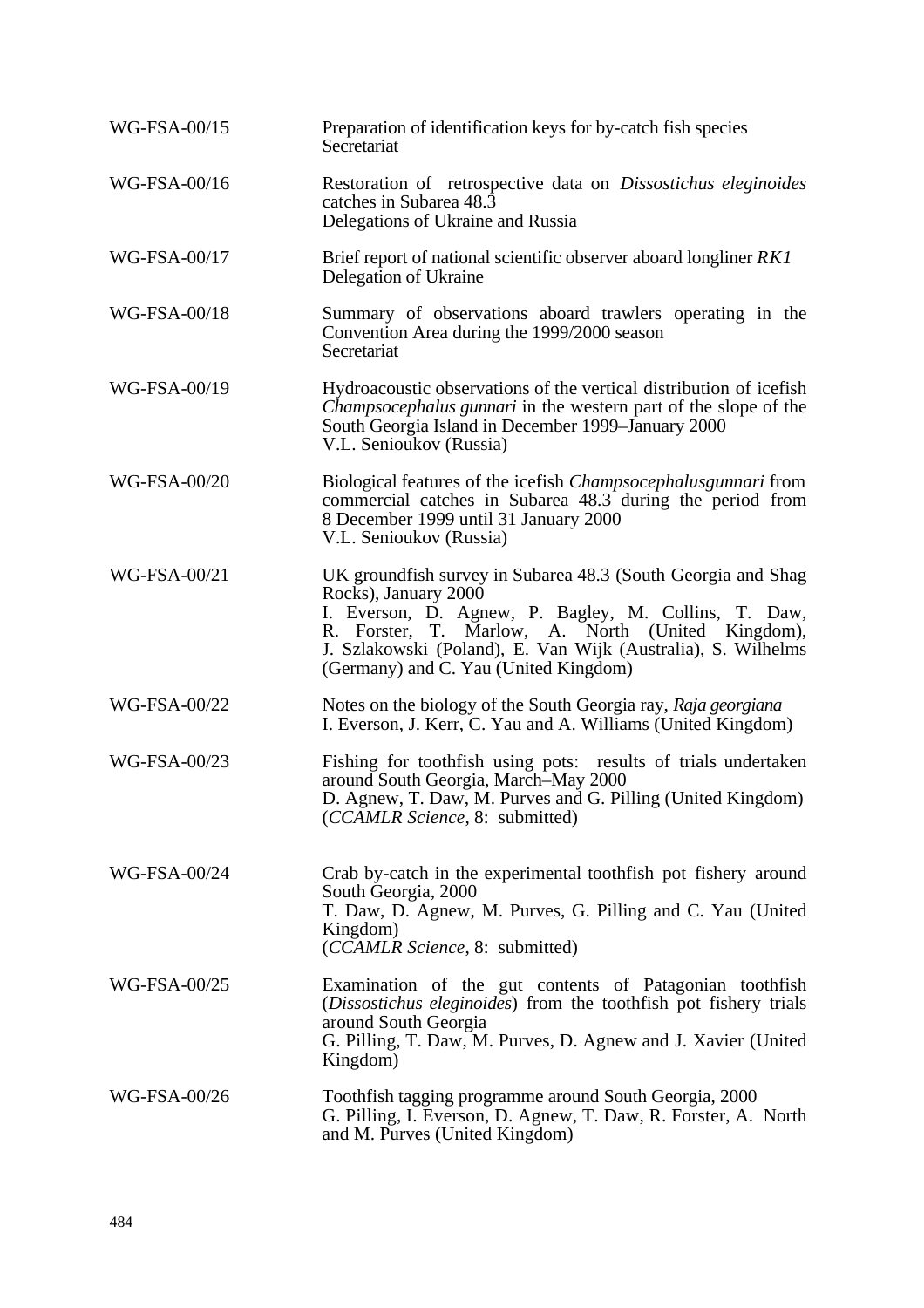| | |
|---|---|
| WG-FSA-00/15 | Preparation of identification keys for by-catch fish species<br>Secretariat |
| WG-FSA-00/16 | Restoration of retrospective data on *Dissostichus eleginoides* catches in Subarea 48.3<br>Delegations of Ukraine and Russia |
| WG-FSA-00/17 | Brief report of national scientific observer aboard longliner *RK1*<br>Delegation of Ukraine |
| WG-FSA-00/18 | Summary of observations aboard trawlers operating in the Convention Area during the 1999/2000 season<br>Secretariat |
| WG-FSA-00/19 | Hydroacoustic observations of the vertical distribution of icefish *Champsocephalus gunnari* in the western part of the slope of the South Georgia Island in December 1999–January 2000<br>V.L. Senioukov (Russia) |
| WG-FSA-00/20 | Biological features of the icefish *Champsocephalusgunnari* from commercial catches in Subarea 48.3 during the period from 8 December 1999 until 31 January 2000<br>V.L. Senioukov (Russia) |
| WG-FSA-00/21 | UK groundfish survey in Subarea 48.3 (South Georgia and Shag Rocks), January 2000<br>I. Everson, D. Agnew, P. Bagley, M. Collins, T. Daw, R. Forster, T. Marlow, A. North (United Kingdom), J. Szlakowski (Poland), E. Van Wijk (Australia), S. Wilhelms (Germany) and C. Yau (United Kingdom) |
| WG-FSA-00/22 | Notes on the biology of the South Georgia ray, *Raja georgiana*<br>I. Everson, J. Kerr, C. Yau and A. Williams (United Kingdom) |
| WG-FSA-00/23 | Fishing for toothfish using pots: results of trials undertaken around South Georgia, March–May 2000<br>D. Agnew, T. Daw, M. Purves and G. Pilling (United Kingdom)<br>(*CCAMLR Science*, 8: submitted) |
| WG-FSA-00/24 | Crab by-catch in the experimental toothfish pot fishery around South Georgia, 2000<br>T. Daw, D. Agnew, M. Purves, G. Pilling and C. Yau (United Kingdom)<br>(*CCAMLR Science*, 8: submitted) |
| WG-FSA-00/25 | Examination of the gut contents of Patagonian toothfish (*Dissostichus eleginoides*) from the toothfish pot fishery trials around South Georgia<br>G. Pilling, T. Daw, M. Purves, D. Agnew and J. Xavier (United Kingdom) |
| WG-FSA-00/26 | Toothfish tagging programme around South Georgia, 2000<br>G. Pilling, I. Everson, D. Agnew, T. Daw, R. Forster, A. North and M. Purves (United Kingdom) |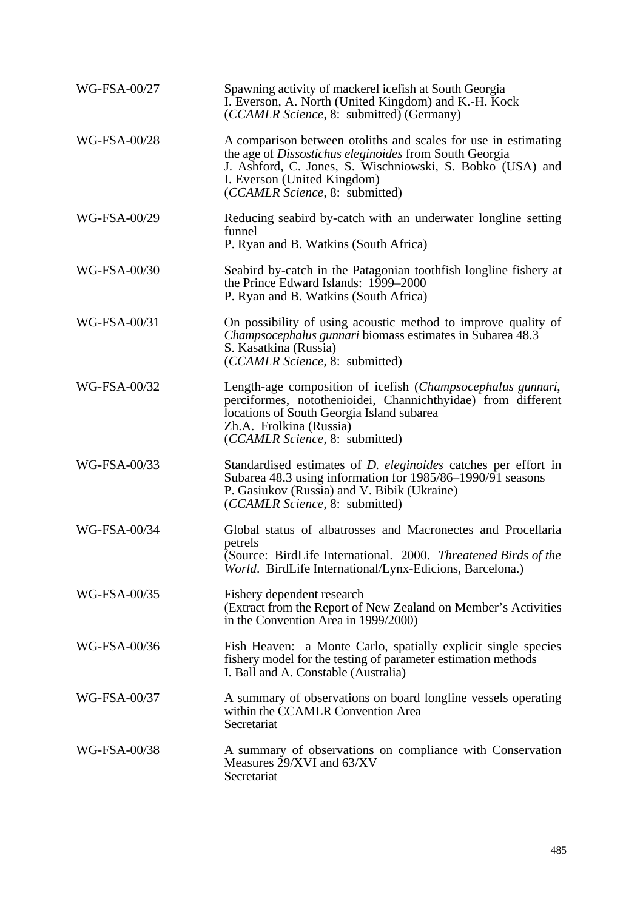| | |
|---|---|
| WG-FSA-00/27 | Spawning activity of mackerel icefish at South Georgia<br>I. Everson, A. North (United Kingdom) and K.-H. Kock (*CCAMLR Science*, 8: submitted) (Germany) |
| WG-FSA-00/28 | A comparison between otoliths and scales for use in estimating the age of *Dissostichus eleginoides* from South Georgia<br>J. Ashford, C. Jones, S. Wischniowski, S. Bobko (USA) and I. Everson (United Kingdom)<br>(*CCAMLR Science*, 8: submitted) |
| WG-FSA-00/29 | Reducing seabird by-catch with an underwater longline setting funnel<br>P. Ryan and B. Watkins (South Africa) |
| WG-FSA-00/30 | Seabird by-catch in the Patagonian toothfish longline fishery at the Prince Edward Islands: 1999–2000<br>P. Ryan and B. Watkins (South Africa) |
| WG-FSA-00/31 | On possibility of using acoustic method to improve quality of *Champsocephalus gunnari* biomass estimates in Subarea 48.3<br>S. Kasatkina (Russia)<br>(*CCAMLR Science*, 8: submitted) |
| WG-FSA-00/32 | Length-age composition of icefish (*Champsocephalus gunnari*, perciformes, notothenioidei, Channichthyidae) from different locations of South Georgia Island subarea<br>Zh.A. Frolkina (Russia)<br>(*CCAMLR Science*, 8: submitted) |
| WG-FSA-00/33 | Standardised estimates of *D. eleginoides* catches per effort in Subarea 48.3 using information for 1985/86–1990/91 seasons<br>P. Gasiukov (Russia) and V. Bibik (Ukraine)<br>(*CCAMLR Science*, 8: submitted) |
| WG-FSA-00/34 | Global status of albatrosses and Macronectes and Procellaria petrels<br>(Source: BirdLife International. 2000. *Threatened Birds of the World*. BirdLife International/Lynx-Edicions, Barcelona.) |
| WG-FSA-00/35 | Fishery dependent research<br>(Extract from the Report of New Zealand on Member's Activities in the Convention Area in 1999/2000) |
| WG-FSA-00/36 | Fish Heaven: a Monte Carlo, spatially explicit single species fishery model for the testing of parameter estimation methods<br>I. Ball and A. Constable (Australia) |
| WG-FSA-00/37 | A summary of observations on board longline vessels operating within the CCAMLR Convention Area<br>Secretariat |
| WG-FSA-00/38 | A summary of observations on compliance with Conservation Measures 29/XVI and 63/XV<br>Secretariat |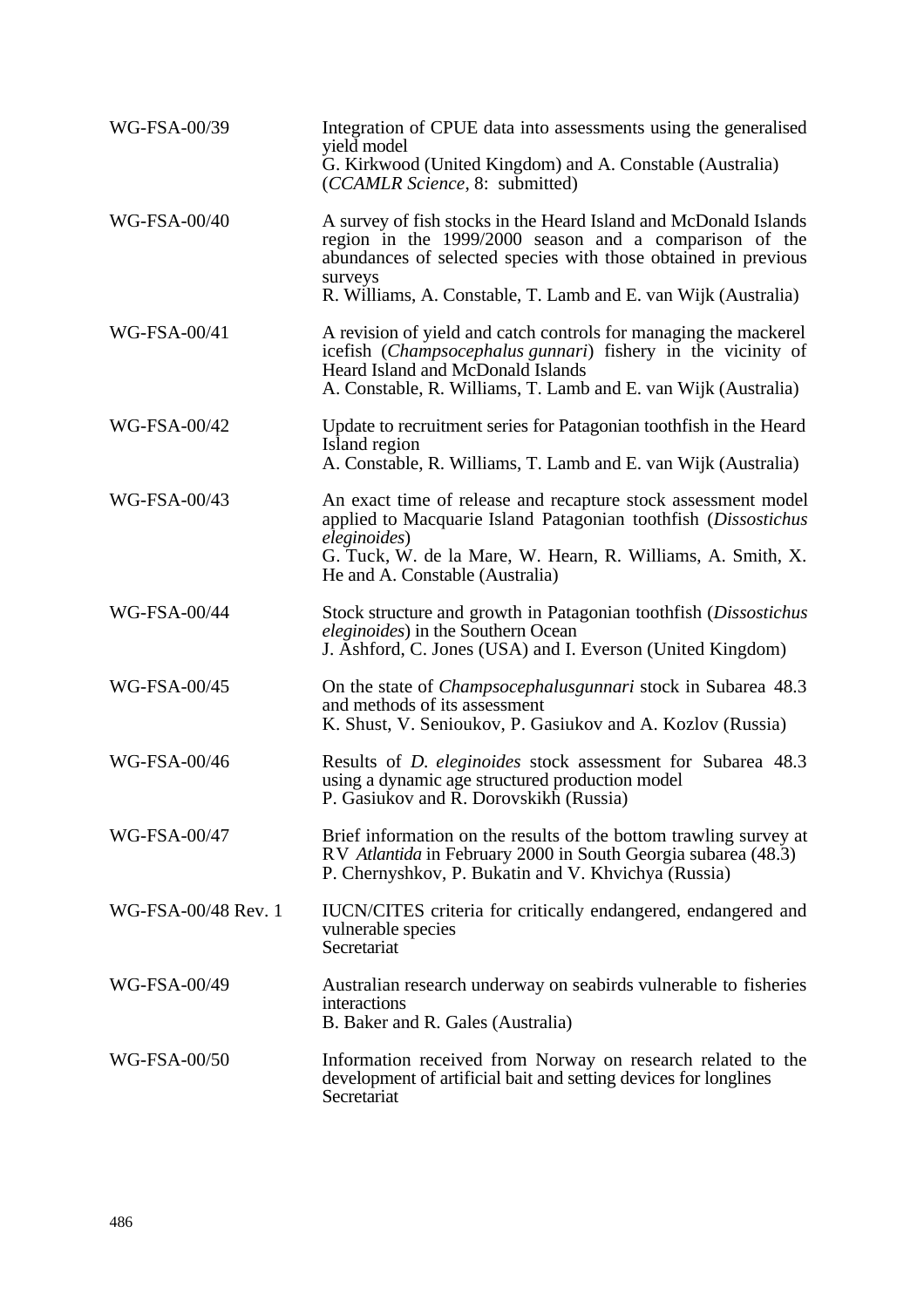| | |
|---|---|
| WG-FSA-00/39 | Integration of CPUE data into assessments using the generalised yield model<br>G. Kirkwood (United Kingdom) and A. Constable (Australia)<br>(*CCAMLR Science*, 8: submitted) |
| WG-FSA-00/40 | A survey of fish stocks in the Heard Island and McDonald Islands region in the 1999/2000 season and a comparison of the abundances of selected species with those obtained in previous surveys<br>R. Williams, A. Constable, T. Lamb and E. van Wijk (Australia) |
| WG-FSA-00/41 | A revision of yield and catch controls for managing the mackerel icefish (*Champsocephalus gunnari*) fishery in the vicinity of Heard Island and McDonald Islands<br>A. Constable, R. Williams, T. Lamb and E. van Wijk (Australia) |
| WG-FSA-00/42 | Update to recruitment series for Patagonian toothfish in the Heard Island region<br>A. Constable, R. Williams, T. Lamb and E. van Wijk (Australia) |
| WG-FSA-00/43 | An exact time of release and recapture stock assessment model applied to Macquarie Island Patagonian toothfish (*Dissostichus eleginoides*)<br>G. Tuck, W. de la Mare, W. Hearn, R. Williams, A. Smith, X. He and A. Constable (Australia) |
| WG-FSA-00/44 | Stock structure and growth in Patagonian toothfish (*Dissostichus eleginoides*) in the Southern Ocean<br>J. Ashford, C. Jones (USA) and I. Everson (United Kingdom) |
| WG-FSA-00/45 | On the state of *Champsocephalusgunnari* stock in Subarea 48.3 and methods of its assessment<br>K. Shust, V. Senioukov, P. Gasiukov and A. Kozlov (Russia) |
| WG-FSA-00/46 | Results of *D. eleginoides* stock assessment for Subarea 48.3 using a dynamic age structured production model<br>P. Gasiukov and R. Dorovskikh (Russia) |
| WG-FSA-00/47 | Brief information on the results of the bottom trawling survey at RV *Atlantida* in February 2000 in South Georgia subarea (48.3)<br>P. Chernyshkov, P. Bukatin and V. Khvichya (Russia) |
| WG-FSA-00/48 Rev. 1 | IUCN/CITES criteria for critically endangered, endangered and vulnerable species<br>Secretariat |
| WG-FSA-00/49 | Australian research underway on seabirds vulnerable to fisheries interactions<br>B. Baker and R. Gales (Australia) |
| WG-FSA-00/50 | Information received from Norway on research related to the development of artificial bait and setting devices for longlines<br>Secretariat |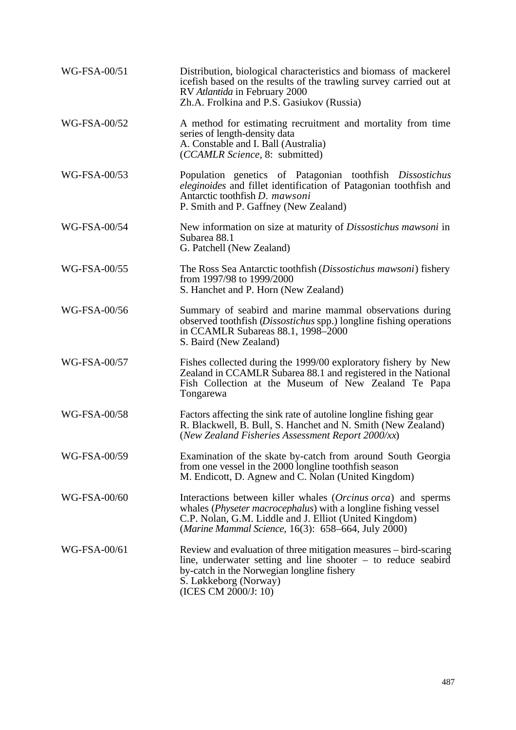| | |
|---|---|
| WG-FSA-00/51 | Distribution, biological characteristics and biomass of mackerel icefish based on the results of the trawling survey carried out at RV *Atlantida* in February 2000<br>Zh.A. Frolkina and P.S. Gasiukov (Russia) |
| WG-FSA-00/52 | A method for estimating recruitment and mortality from time series of length-density data<br>A. Constable and I. Ball (Australia)<br>(*CCAMLR Science*, 8: submitted) |
| WG-FSA-00/53 | Population genetics of Patagonian toothfish *Dissostichus eleginoides* and fillet identification of Patagonian toothfish and Antarctic toothfish *D. mawsoni*<br>P. Smith and P. Gaffney (New Zealand) |
| WG-FSA-00/54 | New information on size at maturity of *Dissostichus mawsoni* in Subarea 88.1<br>G. Patchell (New Zealand) |
| WG-FSA-00/55 | The Ross Sea Antarctic toothfish (*Dissostichus mawsoni*) fishery from 1997/98 to 1999/2000<br>S. Hanchet and P. Horn (New Zealand) |
| WG-FSA-00/56 | Summary of seabird and marine mammal observations during observed toothfish (*Dissostichus* spp.) longline fishing operations in CCAMLR Subareas 88.1, 1998–2000<br>S. Baird (New Zealand) |
| WG-FSA-00/57 | Fishes collected during the 1999/00 exploratory fishery by New Zealand in CCAMLR Subarea 88.1 and registered in the National Fish Collection at the Museum of New Zealand Te Papa Tongarewa |
| WG-FSA-00/58 | Factors affecting the sink rate of autoline longline fishing gear<br>R. Blackwell, B. Bull, S. Hanchet and N. Smith (New Zealand)<br>(*New Zealand Fisheries Assessment Report 2000/xx*) |
| WG-FSA-00/59 | Examination of the skate by-catch from around South Georgia from one vessel in the 2000 longline toothfish season<br>M. Endicott, D. Agnew and C. Nolan (United Kingdom) |
| WG-FSA-00/60 | Interactions between killer whales (*Orcinus orca*) and sperms whales (*Physeter macrocephalus*) with a longline fishing vessel<br>C.P. Nolan, G.M. Liddle and J. Elliot (United Kingdom)<br>(*Marine Mammal Science*, 16(3): 658–664, July 2000) |
| WG-FSA-00/61 | Review and evaluation of three mitigation measures – bird-scaring line, underwater setting and line shooter – to reduce seabird by-catch in the Norwegian longline fishery<br>S. Løkkeborg (Norway)<br>(ICES CM 2000/J: 10) |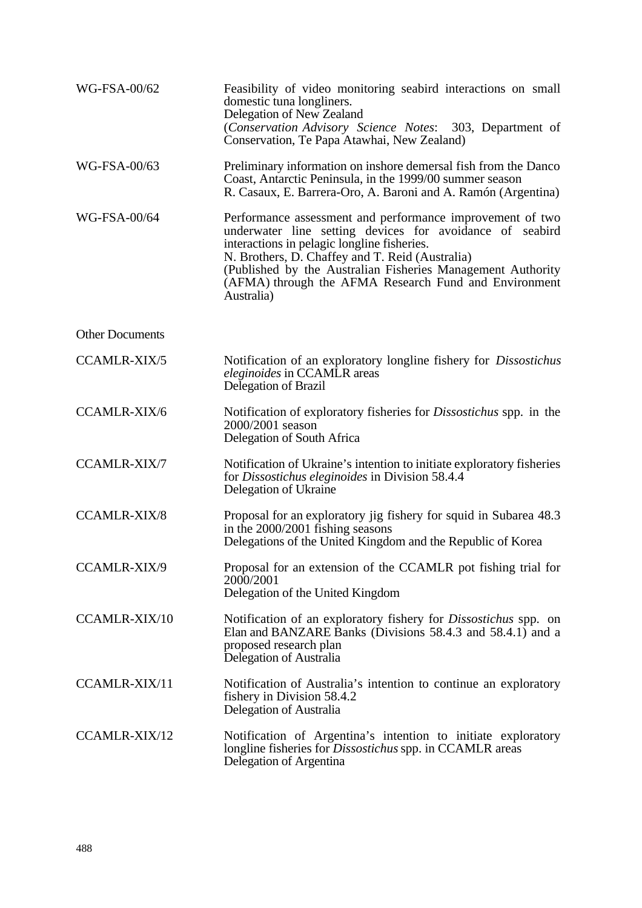| | |
|---|---|
| WG-FSA-00/62 | Feasibility of video monitoring seabird interactions on small domestic tuna longliners.<br>Delegation of New Zealand<br>(*Conservation Advisory Science Notes*: 303, Department of Conservation, Te Papa Atawhai, New Zealand) |
| WG-FSA-00/63 | Preliminary information on inshore demersal fish from the Danco Coast, Antarctic Peninsula, in the 1999/00 summer season<br>R. Casaux, E. Barrera-Oro, A. Baroni and A. Ramón (Argentina) |
| WG-FSA-00/64 | Performance assessment and performance improvement of two underwater line setting devices for avoidance of seabird interactions in pelagic longline fisheries.<br>N. Brothers, D. Chaffey and T. Reid (Australia)<br>(Published by the Australian Fisheries Management Authority (AFMA) through the AFMA Research Fund and Environment Australia) |

Other Documents

| | |
|---|---|
| CCAMLR-XIX/5 | Notification of an exploratory longline fishery for *Dissostichus eleginoides* in CCAMLR areas<br>Delegation of Brazil |
| CCAMLR-XIX/6 | Notification of exploratory fisheries for *Dissostichus* spp. in the 2000/2001 season<br>Delegation of South Africa |
| CCAMLR-XIX/7 | Notification of Ukraine's intention to initiate exploratory fisheries for *Dissostichus eleginoides* in Division 58.4.4<br>Delegation of Ukraine |
| CCAMLR-XIX/8 | Proposal for an exploratory jig fishery for squid in Subarea 48.3 in the 2000/2001 fishing seasons<br>Delegations of the United Kingdom and the Republic of Korea |
| CCAMLR-XIX/9 | Proposal for an extension of the CCAMLR pot fishing trial for 2000/2001<br>Delegation of the United Kingdom |
| CCAMLR-XIX/10 | Notification of an exploratory fishery for *Dissostichus* spp. on Elan and BANZARE Banks (Divisions 58.4.3 and 58.4.1) and a proposed research plan<br>Delegation of Australia |
| CCAMLR-XIX/11 | Notification of Australia's intention to continue an exploratory fishery in Division 58.4.2<br>Delegation of Australia |
| CCAMLR-XIX/12 | Notification of Argentina's intention to initiate exploratory longline fisheries for *Dissostichus* spp. in CCAMLR areas<br>Delegation of Argentina |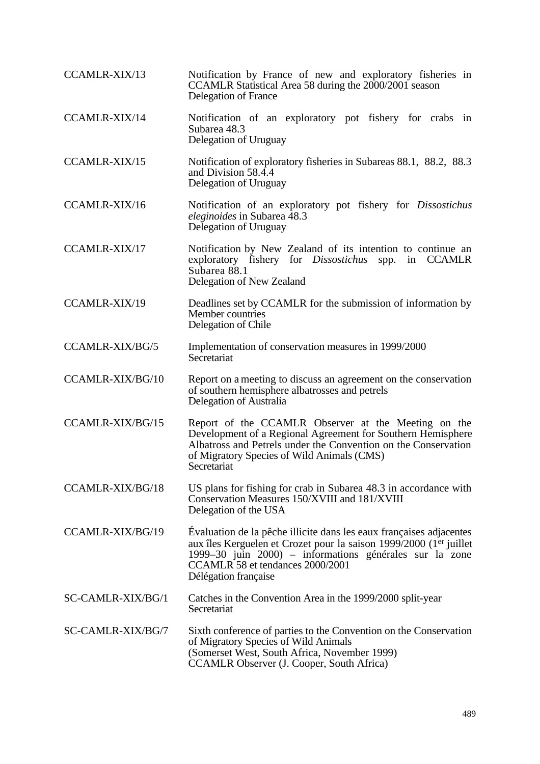| | |
|---|---|
| CCAMLR-XIX/13 | Notification by France of new and exploratory fisheries in CCAMLR Statistical Area 58 during the 2000/2001 season<br>Delegation of France |
| CCAMLR-XIX/14 | Notification of an exploratory pot fishery for crabs in Subarea 48.3<br>Delegation of Uruguay |
| CCAMLR-XIX/15 | Notification of exploratory fisheries in Subareas 88.1, 88.2, 88.3 and Division 58.4.4<br>Delegation of Uruguay |
| CCAMLR-XIX/16 | Notification of an exploratory pot fishery for *Dissostichus eleginoides* in Subarea 48.3<br>Delegation of Uruguay |
| CCAMLR-XIX/17 | Notification by New Zealand of its intention to continue an exploratory fishery for *Dissostichus* spp. in CCAMLR Subarea 88.1<br>Delegation of New Zealand |
| CCAMLR-XIX/19 | Deadlines set by CCAMLR for the submission of information by Member countries<br>Delegation of Chile |
| CCAMLR-XIX/BG/5 | Implementation of conservation measures in 1999/2000<br>Secretariat |
| CCAMLR-XIX/BG/10 | Report on a meeting to discuss an agreement on the conservation of southern hemisphere albatrosses and petrels<br>Delegation of Australia |
| CCAMLR-XIX/BG/15 | Report of the CCAMLR Observer at the Meeting on the Development of a Regional Agreement for Southern Hemisphere Albatross and Petrels under the Convention on the Conservation of Migratory Species of Wild Animals (CMS)<br>Secretariat |
| CCAMLR-XIX/BG/18 | US plans for fishing for crab in Subarea 48.3 in accordance with Conservation Measures 150/XVIII and 181/XVIII<br>Delegation of the USA |
| CCAMLR-XIX/BG/19 | Évaluation de la pêche illicite dans les eaux françaises adjacentes aux îles Kerguelen et Crozet pour la saison 1999/2000 (1er juillet 1999–30 juin 2000) – informations générales sur la zone CCAMLR 58 et tendances 2000/2001<br>Délégation française |
| SC-CAMLR-XIX/BG/1 | Catches in the Convention Area in the 1999/2000 split-year<br>Secretariat |
| SC-CAMLR-XIX/BG/7 | Sixth conference of parties to the Convention on the Conservation of Migratory Species of Wild Animals<br>(Somerset West, South Africa, November 1999)<br>CCAMLR Observer (J. Cooper, South Africa) |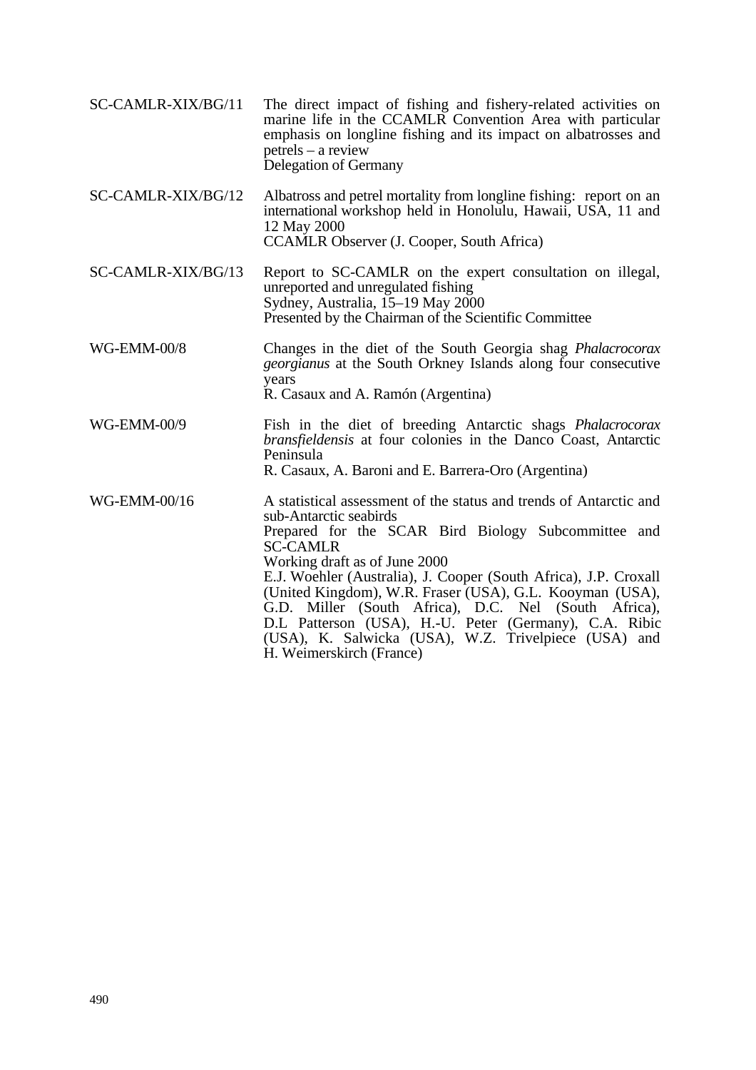| | |
|---|---|
| SC-CAMLR-XIX/BG/11 | The direct impact of fishing and fishery-related activities on marine life in the CCAMLR Convention Area with particular emphasis on longline fishing and its impact on albatrosses and petrels – a review<br>Delegation of Germany |
| SC-CAMLR-XIX/BG/12 | Albatross and petrel mortality from longline fishing: report on an international workshop held in Honolulu, Hawaii, USA, 11 and 12 May 2000<br>CCAMLR Observer (J. Cooper, South Africa) |
| SC-CAMLR-XIX/BG/13 | Report to SC-CAMLR on the expert consultation on illegal, unreported and unregulated fishing<br>Sydney, Australia, 15–19 May 2000<br>Presented by the Chairman of the Scientific Committee |
| WG-EMM-00/8 | Changes in the diet of the South Georgia shag *Phalacrocorax georgianus* at the South Orkney Islands along four consecutive years<br>R. Casaux and A. Ramón (Argentina) |
| WG-EMM-00/9 | Fish in the diet of breeding Antarctic shags *Phalacrocorax bransfieldensis* at four colonies in the Danco Coast, Antarctic Peninsula<br>R. Casaux, A. Baroni and E. Barrera-Oro (Argentina) |
| WG-EMM-00/16 | A statistical assessment of the status and trends of Antarctic and sub-Antarctic seabirds<br>Prepared for the SCAR Bird Biology Subcommittee and SC-CAMLR<br>Working draft as of June 2000<br>E.J. Woehler (Australia), J. Cooper (South Africa), J.P. Croxall (United Kingdom), W.R. Fraser (USA), G.L. Kooyman (USA), G.D. Miller (South Africa), D.C. Nel (South Africa), D.L Patterson (USA), H.-U. Peter (Germany), C.A. Ribic (USA), K. Salwicka (USA), W.Z. Trivelpiece (USA) and H. Weimerskirch (France) |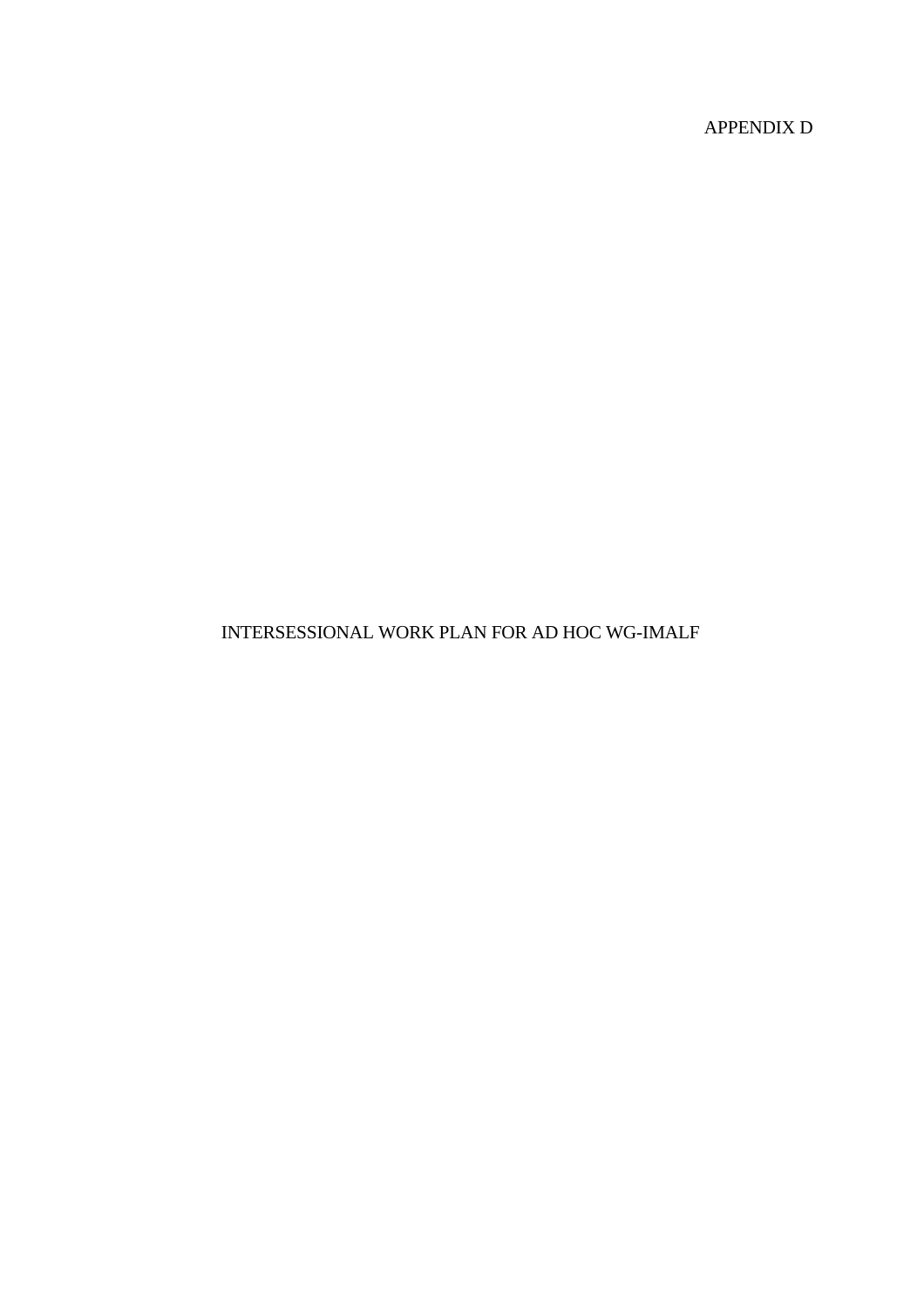APPENDIX D

# INTERSESSIONAL WORK PLAN FOR AD HOC WG-IMALF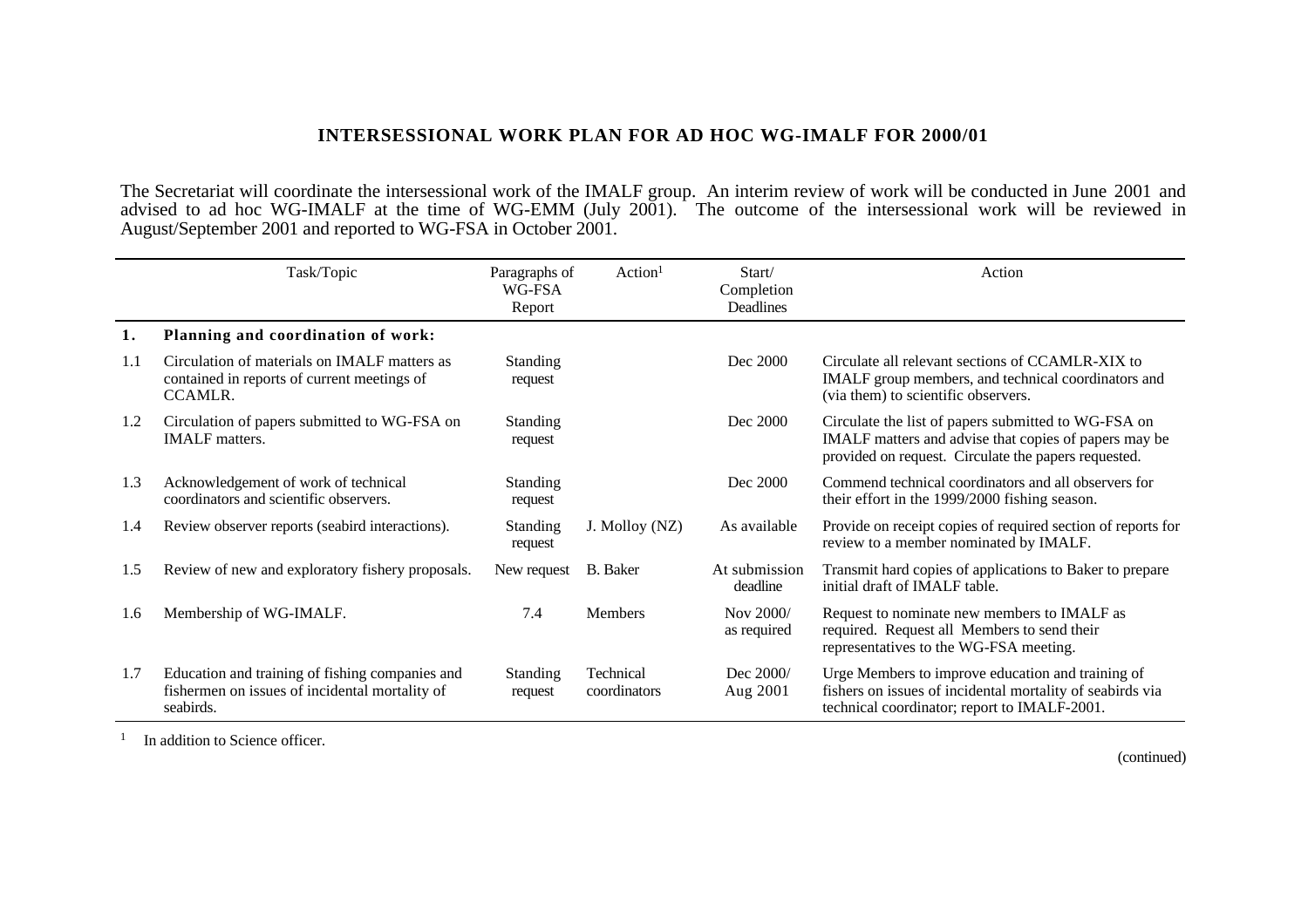## INTERSESSIONAL WORK PLAN FOR AD HOC WG-IMALF FOR 2000/01

The Secretariat will coordinate the intersessional work of the IMALF group. An interim review of work will be conducted in June 2001 and advised to ad hoc WG-IMALF at the time of WG-EMM (July 2001). The outcome of the intersessional work will be reviewed in August/September 2001 and reported to WG-FSA in October 2001.

| | Task/Topic | Paragraphs of WG-FSA Report | Action[1] | Start/ Completion Deadlines | Action |
|---|---|---|---|---|---|
| **1.** | **Planning and coordination of work:** | | | | |
| 1.1 | Circulation of materials on IMALF matters as contained in reports of current meetings of CCAMLR. | Standing request | | Dec 2000 | Circulate all relevant sections of CCAMLR-XIX to IMALF group members, and technical coordinators and (via them) to scientific observers. |
| 1.2 | Circulation of papers submitted to WG-FSA on IMALF matters. | Standing request | | Dec 2000 | Circulate the list of papers submitted to WG-FSA on IMALF matters and advise that copies of papers may be provided on request. Circulate the papers requested. |
| 1.3 | Acknowledgement of work of technical coordinators and scientific observers. | Standing request | | Dec 2000 | Commend technical coordinators and all observers for their effort in the 1999/2000 fishing season. |
| 1.4 | Review observer reports (seabird interactions). | Standing request | J. Molloy (NZ) | As available | Provide on receipt copies of required section of reports for review to a member nominated by IMALF. |
| 1.5 | Review of new and exploratory fishery proposals. | New request | B. Baker | At submission deadline | Transmit hard copies of applications to Baker to prepare initial draft of IMALF table. |
| 1.6 | Membership of WG-IMALF. | 7.4 | Members | Nov 2000/ as required | Request to nominate new members to IMALF as required. Request all Members to send their representatives to the WG-FSA meeting. |
| 1.7 | Education and training of fishing companies and fishermen on issues of incidental mortality of seabirds. | Standing request | Technical coordinators | Dec 2000/ Aug 2001 | Urge Members to improve education and training of fishers on issues of incidental mortality of seabirds via technical coordinator; report to IMALF-2001. |

[1] In addition to Science officer.

(continued)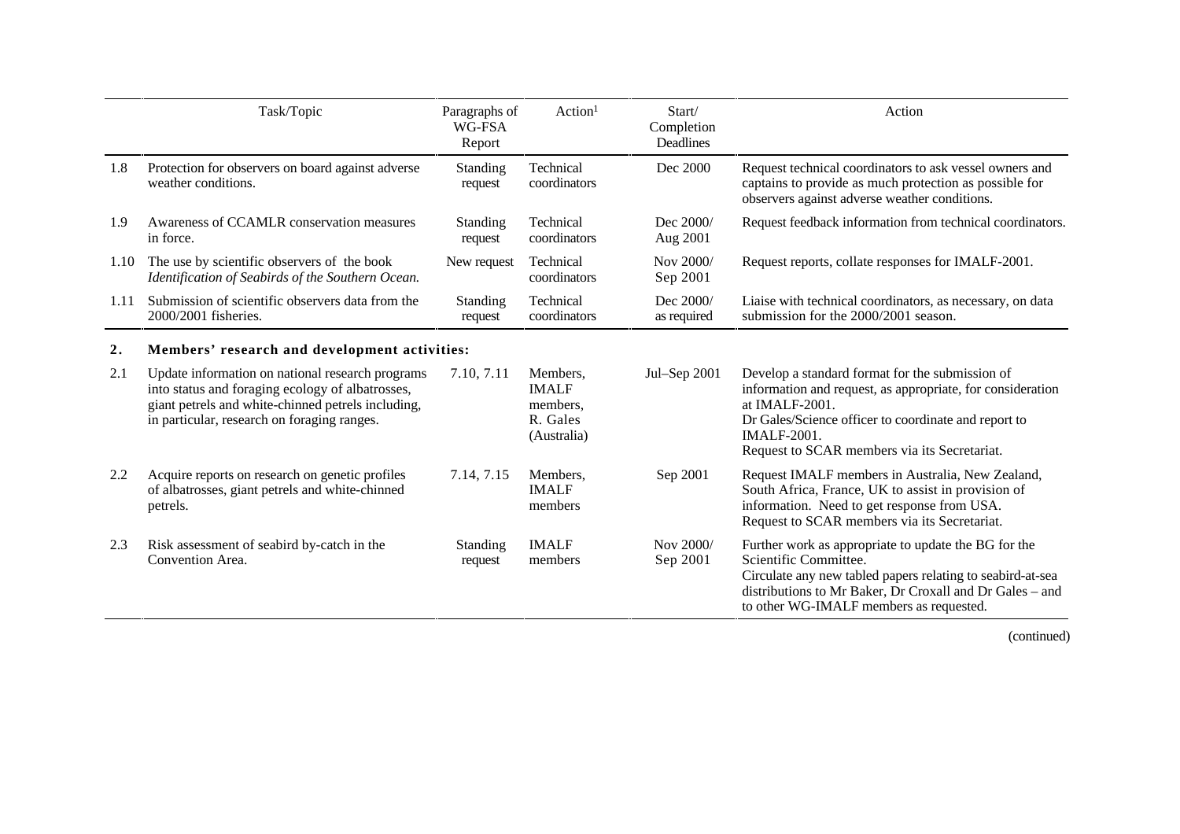| | Task/Topic | Paragraphs of WG-FSA Report | Action[1] | Start/ Completion Deadlines | Action |
|---|---|---|---|---|---|
| 1.8 | Protection for observers on board against adverse weather conditions. | Standing request | Technical coordinators | Dec 2000 | Request technical coordinators to ask vessel owners and captains to provide as much protection as possible for observers against adverse weather conditions. |
| 1.9 | Awareness of CCAMLR conservation measures in force. | Standing request | Technical coordinators | Dec 2000/ Aug 2001 | Request feedback information from technical coordinators. |
| 1.10 | The use by scientific observers of the book *Identification of Seabirds of the Southern Ocean.* | New request | Technical coordinators | Nov 2000/ Sep 2001 | Request reports, collate responses for IMALF-2001. |
| 1.11 | Submission of scientific observers data from the 2000/2001 fisheries. | Standing request | Technical coordinators | Dec 2000/ as required | Liaise with technical coordinators, as necessary, on data submission for the 2000/2001 season. |
| **2.** | **Members' research and development activities:** | | | | |
| 2.1 | Update information on national research programs into status and foraging ecology of albatrosses, giant petrels and white-chinned petrels including, in particular, research on foraging ranges. | 7.10, 7.11 | Members, IMALF members, R. Gales (Australia) | Jul–Sep 2001 | Develop a standard format for the submission of information and request, as appropriate, for consideration at IMALF-2001. Dr Gales/Science officer to coordinate and report to IMALF-2001. Request to SCAR members via its Secretariat. |
| 2.2 | Acquire reports on research on genetic profiles of albatrosses, giant petrels and white-chinned petrels. | 7.14, 7.15 | Members, IMALF members | Sep 2001 | Request IMALF members in Australia, New Zealand, South Africa, France, UK to assist in provision of information. Need to get response from USA. Request to SCAR members via its Secretariat. |
| 2.3 | Risk assessment of seabird by-catch in the Convention Area. | Standing request | IMALF members | Nov 2000/ Sep 2001 | Further work as appropriate to update the BG for the Scientific Committee. Circulate any new tabled papers relating to seabird-at-sea distributions to Mr Baker, Dr Croxall and Dr Gales – and to other WG-IMALF members as requested. |

(continued)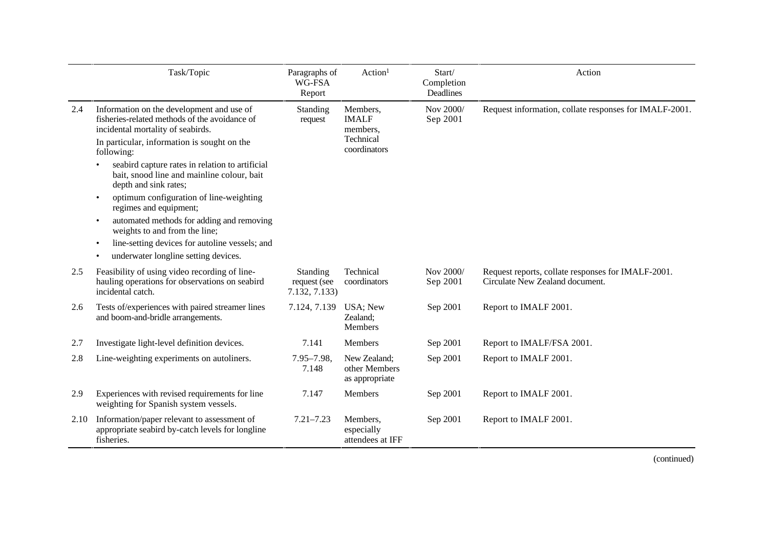| | Task/Topic | Paragraphs of WG-FSA Report | Action[1] | Start/ Completion Deadlines | Action |
|---|---|---|---|---|---|
| 2.4 | Information on the development and use of fisheries-related methods of the avoidance of incidental mortality of seabirds.<br>In particular, information is sought on the following:<br>• seabird capture rates in relation to artificial bait, snood line and mainline colour, bait depth and sink rates;<br>• optimum configuration of line-weighting regimes and equipment;<br>• automated methods for adding and removing weights to and from the line;<br>• line-setting devices for autoline vessels; and<br>• underwater longline setting devices. | Standing request | Members, IMALF members, Technical coordinators | Nov 2000/ Sep 2001 | Request information, collate responses for IMALF-2001. |
| 2.5 | Feasibility of using video recording of line-hauling operations for observations on seabird incidental catch. | Standing request (see 7.132, 7.133) | Technical coordinators | Nov 2000/ Sep 2001 | Request reports, collate responses for IMALF-2001. Circulate New Zealand document. |
| 2.6 | Tests of/experiences with paired streamer lines and boom-and-bridle arrangements. | 7.124, 7.139 | USA; New Zealand; Members | Sep 2001 | Report to IMALF 2001. |
| 2.7 | Investigate light-level definition devices. | 7.141 | Members | Sep 2001 | Report to IMALF/FSA 2001. |
| 2.8 | Line-weighting experiments on autoliners. | 7.95–7.98, 7.148 | New Zealand; other Members as appropriate | Sep 2001 | Report to IMALF 2001. |
| 2.9 | Experiences with revised requirements for line weighting for Spanish system vessels. | 7.147 | Members | Sep 2001 | Report to IMALF 2001. |
| 2.10 | Information/paper relevant to assessment of appropriate seabird by-catch levels for longline fisheries. | 7.21–7.23 | Members, especially attendees at IFF | Sep 2001 | Report to IMALF 2001. |

(continued)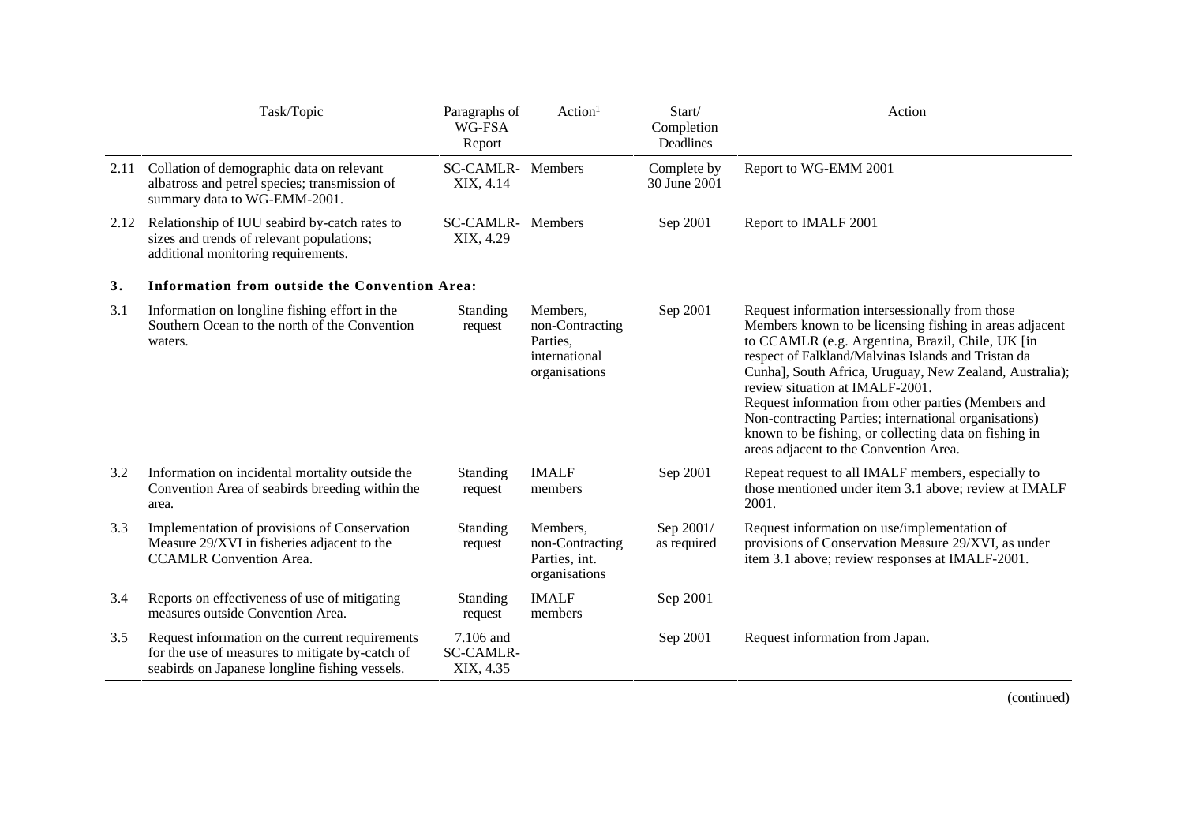| | Task/Topic | Paragraphs of WG-FSA Report | Action[1] | Start/ Completion Deadlines | Action |
|---|---|---|---|---|---|
| 2.11 | Collation of demographic data on relevant albatross and petrel species; transmission of summary data to WG-EMM-2001. | SC-CAMLR-XIX, 4.14 | Members | Complete by 30 June 2001 | Report to WG-EMM 2001 |
| 2.12 | Relationship of IUU seabird by-catch rates to sizes and trends of relevant populations; additional monitoring requirements. | SC-CAMLR-XIX, 4.29 | Members | Sep 2001 | Report to IMALF 2001 |
| **3.** | **Information from outside the Convention Area:** | | | | |
| 3.1 | Information on longline fishing effort in the Southern Ocean to the north of the Convention waters. | Standing request | Members, non-Contracting Parties, international organisations | Sep 2001 | Request information intersessionally from those Members known to be licensing fishing in areas adjacent to CCAMLR (e.g. Argentina, Brazil, Chile, UK [in respect of Falkland/Malvinas Islands and Tristan da Cunha], South Africa, Uruguay, New Zealand, Australia); review situation at IMALF-2001. Request information from other parties (Members and Non-contracting Parties; international organisations) known to be fishing, or collecting data on fishing in areas adjacent to the Convention Area. |
| 3.2 | Information on incidental mortality outside the Convention Area of seabirds breeding within the area. | Standing request | IMALF members | Sep 2001 | Repeat request to all IMALF members, especially to those mentioned under item 3.1 above; review at IMALF 2001. |
| 3.3 | Implementation of provisions of Conservation Measure 29/XVI in fisheries adjacent to the CCAMLR Convention Area. | Standing request | Members, non-Contracting Parties, int. organisations | Sep 2001/ as required | Request information on use/implementation of provisions of Conservation Measure 29/XVI, as under item 3.1 above; review responses at IMALF-2001. |
| 3.4 | Reports on effectiveness of use of mitigating measures outside Convention Area. | Standing request | IMALF members | Sep 2001 | |
| 3.5 | Request information on the current requirements for the use of measures to mitigate by-catch of seabirds on Japanese longline fishing vessels. | 7.106 and SC-CAMLR-XIX, 4.35 | | Sep 2001 | Request information from Japan. |

(continued)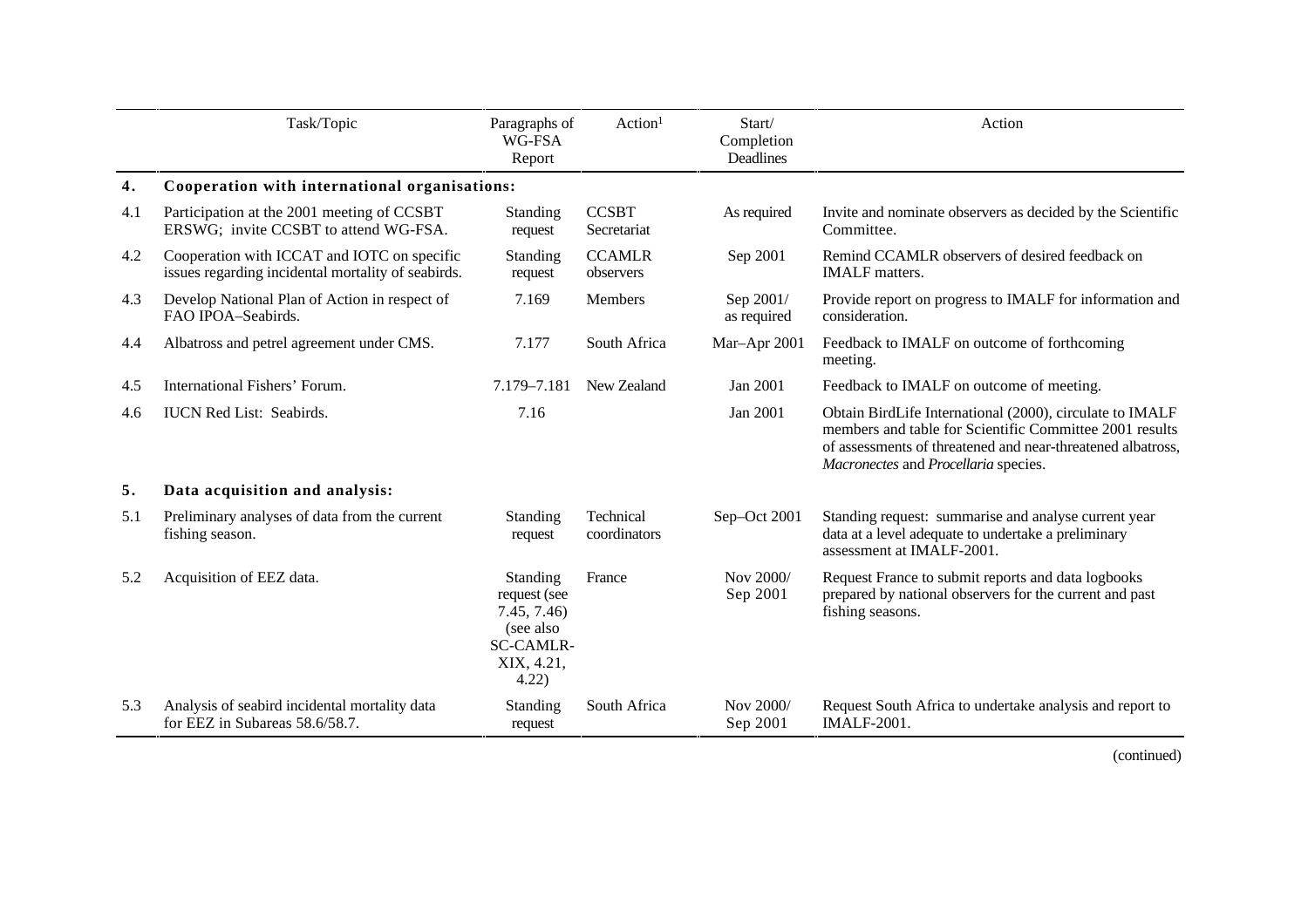| | Task/Topic | Paragraphs of WG-FSA Report | Action[1] | Start/ Completion Deadlines | Action |
|---|---|---|---|---|---|
| **4.** | **Cooperation with international organisations:** | | | | |
| 4.1 | Participation at the 2001 meeting of CCSBT ERSWG; invite CCSBT to attend WG-FSA. | Standing request | CCSBT Secretariat | As required | Invite and nominate observers as decided by the Scientific Committee. |
| 4.2 | Cooperation with ICCAT and IOTC on specific issues regarding incidental mortality of seabirds. | Standing request | CCAMLR observers | Sep 2001 | Remind CCAMLR observers of desired feedback on IMALF matters. |
| 4.3 | Develop National Plan of Action in respect of FAO IPOA–Seabirds. | 7.169 | Members | Sep 2001/ as required | Provide report on progress to IMALF for information and consideration. |
| 4.4 | Albatross and petrel agreement under CMS. | 7.177 | South Africa | Mar–Apr 2001 | Feedback to IMALF on outcome of forthcoming meeting. |
| 4.5 | International Fishers' Forum. | 7.179–7.181 | New Zealand | Jan 2001 | Feedback to IMALF on outcome of meeting. |
| 4.6 | IUCN Red List: Seabirds. | 7.16 | | Jan 2001 | Obtain BirdLife International (2000), circulate to IMALF members and table for Scientific Committee 2001 results of assessments of threatened and near-threatened albatross, *Macronectes* and *Procellaria* species. |
| **5.** | **Data acquisition and analysis:** | | | | |
| 5.1 | Preliminary analyses of data from the current fishing season. | Standing request | Technical coordinators | Sep–Oct 2001 | Standing request: summarise and analyse current year data at a level adequate to undertake a preliminary assessment at IMALF-2001. |
| 5.2 | Acquisition of EEZ data. | Standing request (see 7.45, 7.46) (see also SC-CAMLR-XIX, 4.21, 4.22) | France | Nov 2000/ Sep 2001 | Request France to submit reports and data logbooks prepared by national observers for the current and past fishing seasons. |
| 5.3 | Analysis of seabird incidental mortality data for EEZ in Subareas 58.6/58.7. | Standing request | South Africa | Nov 2000/ Sep 2001 | Request South Africa to undertake analysis and report to IMALF-2001. |

(continued)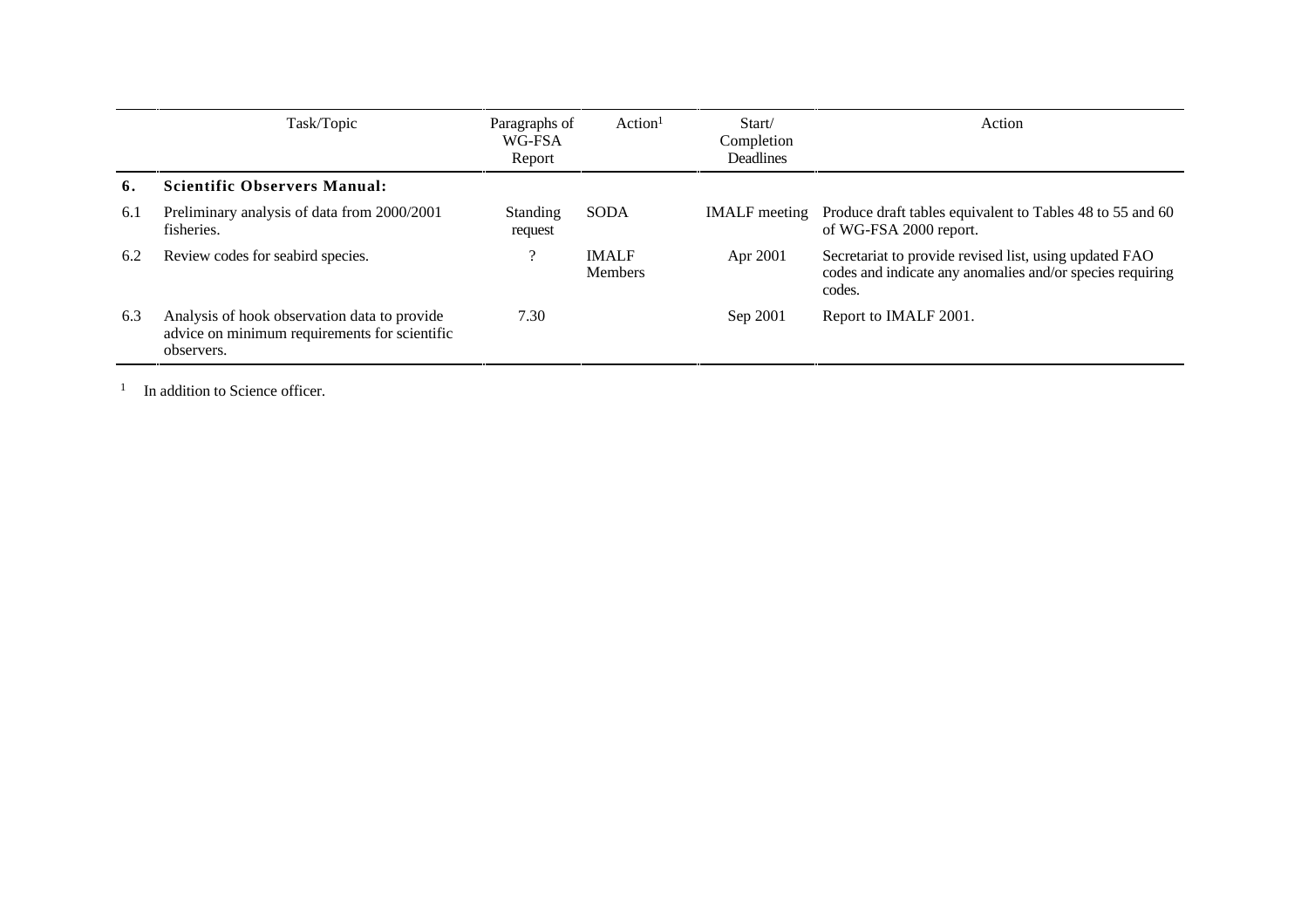| | Task/Topic | Paragraphs of WG-FSA Report | Action[1] | Start/ Completion Deadlines | Action |
|---|---|---|---|---|---|
| **6.** | **Scientific Observers Manual:** | | | | |
| 6.1 | Preliminary analysis of data from 2000/2001 fisheries. | Standing request | SODA | IMALF meeting | Produce draft tables equivalent to Tables 48 to 55 and 60 of WG-FSA 2000 report. |
| 6.2 | Review codes for seabird species. | ? | IMALF Members | Apr 2001 | Secretariat to provide revised list, using updated FAO codes and indicate any anomalies and/or species requiring codes. |
| 6.3 | Analysis of hook observation data to provide advice on minimum requirements for scientific observers. | 7.30 | | Sep 2001 | Report to IMALF 2001. |

[1] In addition to Science officer.